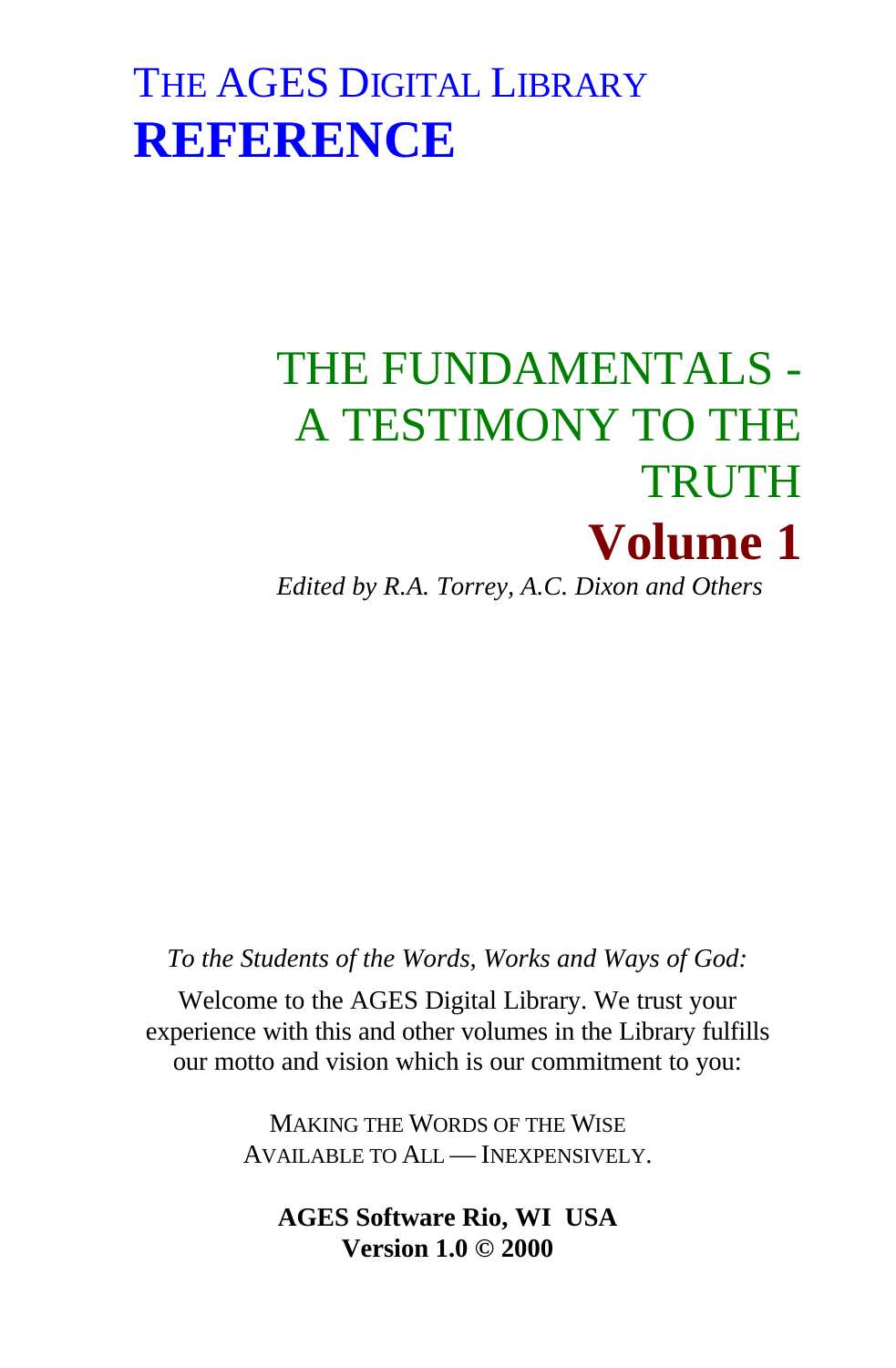THE AGES DIGITAL LIBRARY

# REFERENCE

# THE FUNDAMENTALS - A TESTIMONY TO THE TRUTH

# Volume 1

*Edited by R.A. Torrey, A.C. Dixon and Others*

*To the Students of the Words, Works and Ways of God:*

Welcome to the AGES Digital Library. We trust your experience with this and other volumes in the Library fulfills our motto and vision which is our commitment to you:

MAKING THE WORDS OF THE WISE
AVAILABLE TO ALL — INEXPENSIVELY.

**AGES Software Rio, WI USA**
**Version 1.0 © 2000**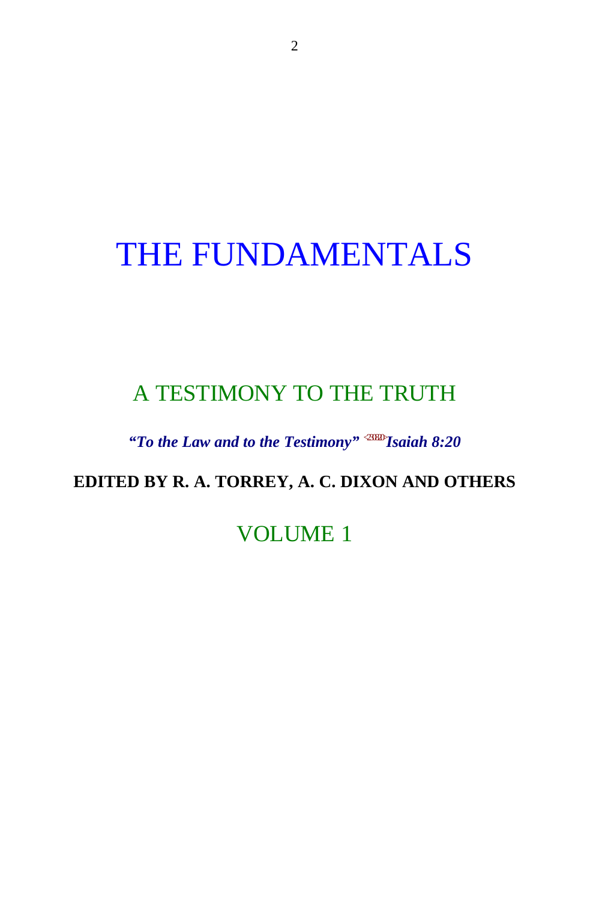# THE FUNDAMENTALS

## A TESTIMONY TO THE TRUTH

***"To the Law and to the Testimony"*** <2308> ***Isaiah 8:20***

**EDITED BY R. A. TORREY, A. C. DIXON AND OTHERS**

## VOLUME 1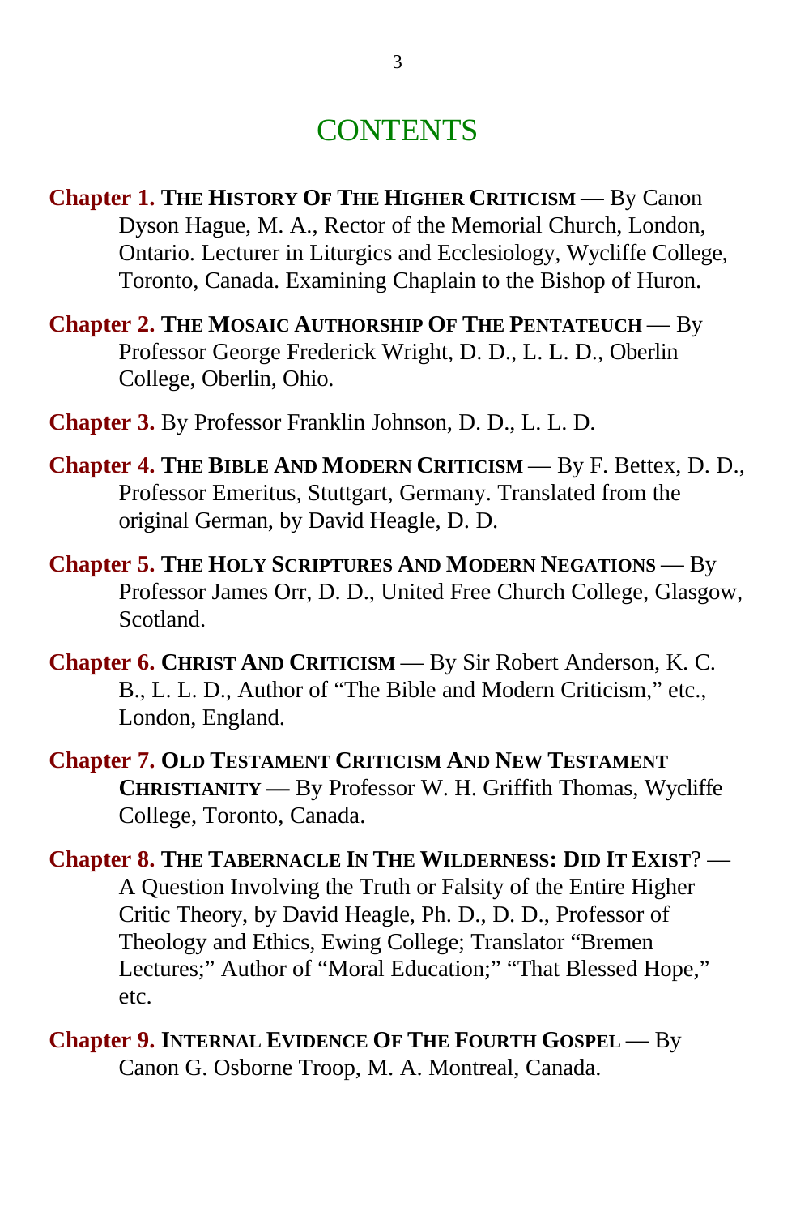# CONTENTS

**Chapter 1. THE HISTORY OF THE HIGHER CRITICISM** — By Canon Dyson Hague, M. A., Rector of the Memorial Church, London, Ontario. Lecturer in Liturgics and Ecclesiology, Wycliffe College, Toronto, Canada. Examining Chaplain to the Bishop of Huron.

**Chapter 2. THE MOSAIC AUTHORSHIP OF THE PENTATEUCH** — By Professor George Frederick Wright, D. D., L. L. D., Oberlin College, Oberlin, Ohio.

**Chapter 3.** By Professor Franklin Johnson, D. D., L. L. D.

**Chapter 4. THE BIBLE AND MODERN CRITICISM** — By F. Bettex, D. D., Professor Emeritus, Stuttgart, Germany. Translated from the original German, by David Heagle, D. D.

**Chapter 5. THE HOLY SCRIPTURES AND MODERN NEGATIONS** — By Professor James Orr, D. D., United Free Church College, Glasgow, Scotland.

**Chapter 6. CHRIST AND CRITICISM** — By Sir Robert Anderson, K. C. B., L. L. D., Author of "The Bible and Modern Criticism," etc., London, England.

**Chapter 7. OLD TESTAMENT CRITICISM AND NEW TESTAMENT CHRISTIANITY —** By Professor W. H. Griffith Thomas, Wycliffe College, Toronto, Canada.

**Chapter 8. THE TABERNACLE IN THE WILDERNESS: DID IT EXIST**? — A Question Involving the Truth or Falsity of the Entire Higher Critic Theory, by David Heagle, Ph. D., D. D., Professor of Theology and Ethics, Ewing College; Translator "Bremen Lectures;" Author of "Moral Education;" "That Blessed Hope," etc.

**Chapter 9. INTERNAL EVIDENCE OF THE FOURTH GOSPEL** — By Canon G. Osborne Troop, M. A. Montreal, Canada.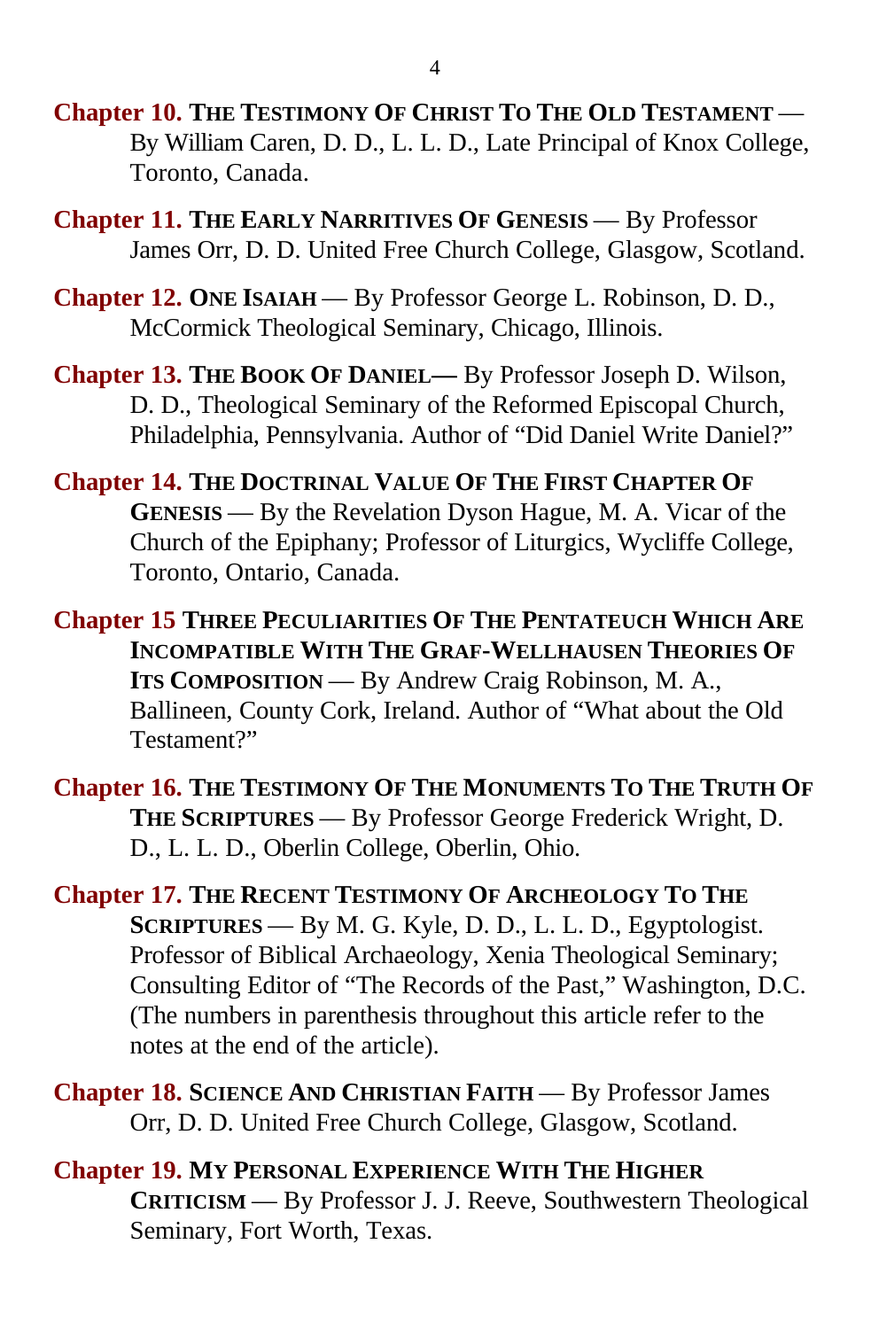**Chapter 10. THE TESTIMONY OF CHRIST TO THE OLD TESTAMENT** — By William Caren, D. D., L. L. D., Late Principal of Knox College, Toronto, Canada.

**Chapter 11. THE EARLY NARRITIVES OF GENESIS** — By Professor James Orr, D. D. United Free Church College, Glasgow, Scotland.

**Chapter 12. ONE ISAIAH** — By Professor George L. Robinson, D. D., McCormick Theological Seminary, Chicago, Illinois.

**Chapter 13. THE BOOK OF DANIEL—** By Professor Joseph D. Wilson, D. D., Theological Seminary of the Reformed Episcopal Church, Philadelphia, Pennsylvania. Author of "Did Daniel Write Daniel?"

**Chapter 14. THE DOCTRINAL VALUE OF THE FIRST CHAPTER OF GENESIS** — By the Revelation Dyson Hague, M. A. Vicar of the Church of the Epiphany; Professor of Liturgics, Wycliffe College, Toronto, Ontario, Canada.

**Chapter 15 THREE PECULIARITIES OF THE PENTATEUCH WHICH ARE INCOMPATIBLE WITH THE GRAF-WELLHAUSEN THEORIES OF ITS COMPOSITION** — By Andrew Craig Robinson, M. A., Ballineen, County Cork, Ireland. Author of "What about the Old Testament?"

**Chapter 16. THE TESTIMONY OF THE MONUMENTS TO THE TRUTH OF THE SCRIPTURES** — By Professor George Frederick Wright, D. D., L. L. D., Oberlin College, Oberlin, Ohio.

**Chapter 17. THE RECENT TESTIMONY OF ARCHEOLOGY TO THE SCRIPTURES** — By M. G. Kyle, D. D., L. L. D., Egyptologist. Professor of Biblical Archaeology, Xenia Theological Seminary; Consulting Editor of "The Records of the Past," Washington, D.C. (The numbers in parenthesis throughout this article refer to the notes at the end of the article).

**Chapter 18. SCIENCE AND CHRISTIAN FAITH** — By Professor James Orr, D. D. United Free Church College, Glasgow, Scotland.

**Chapter 19. MY PERSONAL EXPERIENCE WITH THE HIGHER CRITICISM** — By Professor J. J. Reeve, Southwestern Theological Seminary, Fort Worth, Texas.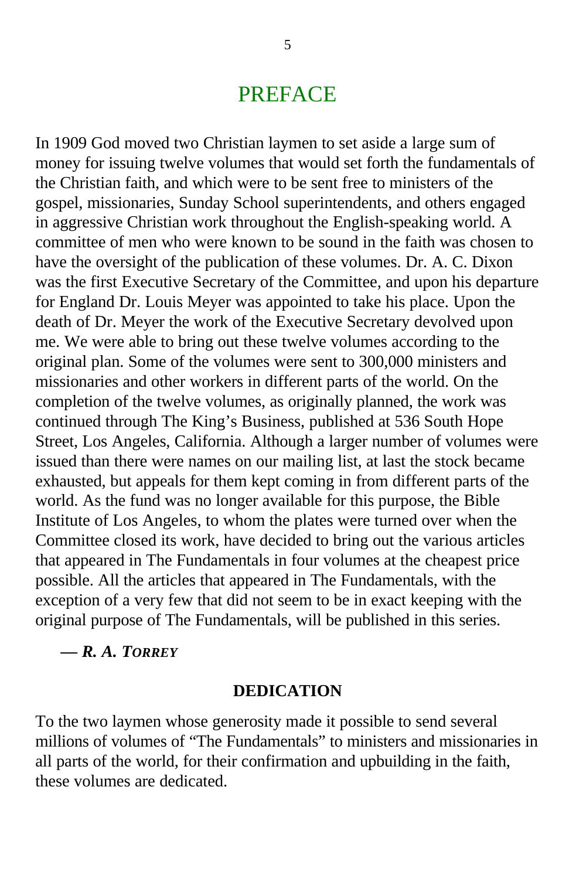# PREFACE

In 1909 God moved two Christian laymen to set aside a large sum of money for issuing twelve volumes that would set forth the fundamentals of the Christian faith, and which were to be sent free to ministers of the gospel, missionaries, Sunday School superintendents, and others engaged in aggressive Christian work throughout the English-speaking world. A committee of men who were known to be sound in the faith was chosen to have the oversight of the publication of these volumes. Dr. A. C. Dixon was the first Executive Secretary of the Committee, and upon his departure for England Dr. Louis Meyer was appointed to take his place. Upon the death of Dr. Meyer the work of the Executive Secretary devolved upon me. We were able to bring out these twelve volumes according to the original plan. Some of the volumes were sent to 300,000 ministers and missionaries and other workers in different parts of the world. On the completion of the twelve volumes, as originally planned, the work was continued through The King's Business, published at 536 South Hope Street, Los Angeles, California. Although a larger number of volumes were issued than there were names on our mailing list, at last the stock became exhausted, but appeals for them kept coming in from different parts of the world. As the fund was no longer available for this purpose, the Bible Institute of Los Angeles, to whom the plates were turned over when the Committee closed its work, have decided to bring out the various articles that appeared in The Fundamentals in four volumes at the cheapest price possible. All the articles that appeared in The Fundamentals, with the exception of a very few that did not seem to be in exact keeping with the original purpose of The Fundamentals, will be published in this series.

**— *R. A. Torrey***

### DEDICATION

To the two laymen whose generosity made it possible to send several millions of volumes of "The Fundamentals" to ministers and missionaries in all parts of the world, for their confirmation and upbuilding in the faith, these volumes are dedicated.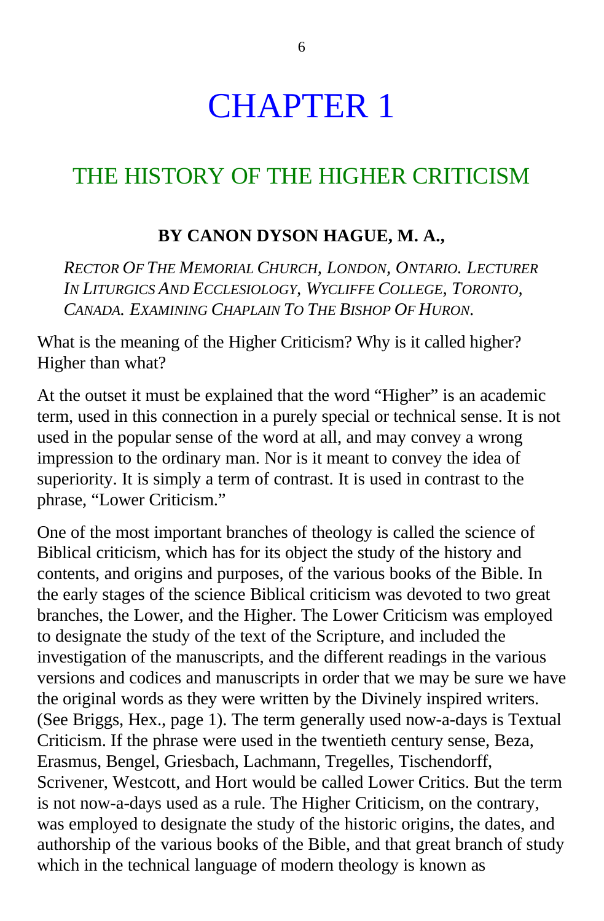# CHAPTER 1

## THE HISTORY OF THE HIGHER CRITICISM

**BY CANON DYSON HAGUE, M. A.,**

*RECTOR OF THE MEMORIAL CHURCH, LONDON, ONTARIO. LECTURER IN LITURGICS AND ECCLESIOLOGY, WYCLIFFE COLLEGE, TORONTO, CANADA. EXAMINING CHAPLAIN TO THE BISHOP OF HURON.*

What is the meaning of the Higher Criticism? Why is it called higher? Higher than what?

At the outset it must be explained that the word "Higher" is an academic term, used in this connection in a purely special or technical sense. It is not used in the popular sense of the word at all, and may convey a wrong impression to the ordinary man. Nor is it meant to convey the idea of superiority. It is simply a term of contrast. It is used in contrast to the phrase, "Lower Criticism."

One of the most important branches of theology is called the science of Biblical criticism, which has for its object the study of the history and contents, and origins and purposes, of the various books of the Bible. In the early stages of the science Biblical criticism was devoted to two great branches, the Lower, and the Higher. The Lower Criticism was employed to designate the study of the text of the Scripture, and included the investigation of the manuscripts, and the different readings in the various versions and codices and manuscripts in order that we may be sure we have the original words as they were written by the Divinely inspired writers. (See Briggs, Hex., page 1). The term generally used now-a-days is Textual Criticism. If the phrase were used in the twentieth century sense, Beza, Erasmus, Bengel, Griesbach, Lachmann, Tregelles, Tischendorff, Scrivener, Westcott, and Hort would be called Lower Critics. But the term is not now-a-days used as a rule. The Higher Criticism, on the contrary, was employed to designate the study of the historic origins, the dates, and authorship of the various books of the Bible, and that great branch of study which in the technical language of modern theology is known as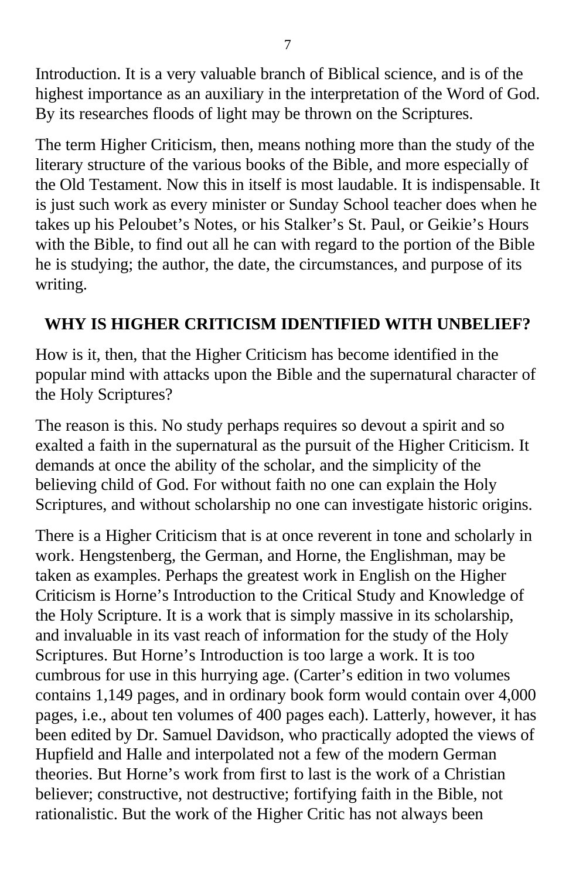Introduction. It is a very valuable branch of Biblical science, and is of the highest importance as an auxiliary in the interpretation of the Word of God. By its researches floods of light may be thrown on the Scriptures.

The term Higher Criticism, then, means nothing more than the study of the literary structure of the various books of the Bible, and more especially of the Old Testament. Now this in itself is most laudable. It is indispensable. It is just such work as every minister or Sunday School teacher does when he takes up his Peloubet's Notes, or his Stalker's St. Paul, or Geikie's Hours with the Bible, to find out all he can with regard to the portion of the Bible he is studying; the author, the date, the circumstances, and purpose of its writing.

## WHY IS HIGHER CRITICISM IDENTIFIED WITH UNBELIEF?

How is it, then, that the Higher Criticism has become identified in the popular mind with attacks upon the Bible and the supernatural character of the Holy Scriptures?

The reason is this. No study perhaps requires so devout a spirit and so exalted a faith in the supernatural as the pursuit of the Higher Criticism. It demands at once the ability of the scholar, and the simplicity of the believing child of God. For without faith no one can explain the Holy Scriptures, and without scholarship no one can investigate historic origins.

There is a Higher Criticism that is at once reverent in tone and scholarly in work. Hengstenberg, the German, and Horne, the Englishman, may be taken as examples. Perhaps the greatest work in English on the Higher Criticism is Horne's Introduction to the Critical Study and Knowledge of the Holy Scripture. It is a work that is simply massive in its scholarship, and invaluable in its vast reach of information for the study of the Holy Scriptures. But Horne's Introduction is too large a work. It is too cumbrous for use in this hurrying age. (Carter's edition in two volumes contains 1,149 pages, and in ordinary book form would contain over 4,000 pages, i.e., about ten volumes of 400 pages each). Latterly, however, it has been edited by Dr. Samuel Davidson, who practically adopted the views of Hupfield and Halle and interpolated not a few of the modern German theories. But Horne's work from first to last is the work of a Christian believer; constructive, not destructive; fortifying faith in the Bible, not rationalistic. But the work of the Higher Critic has not always been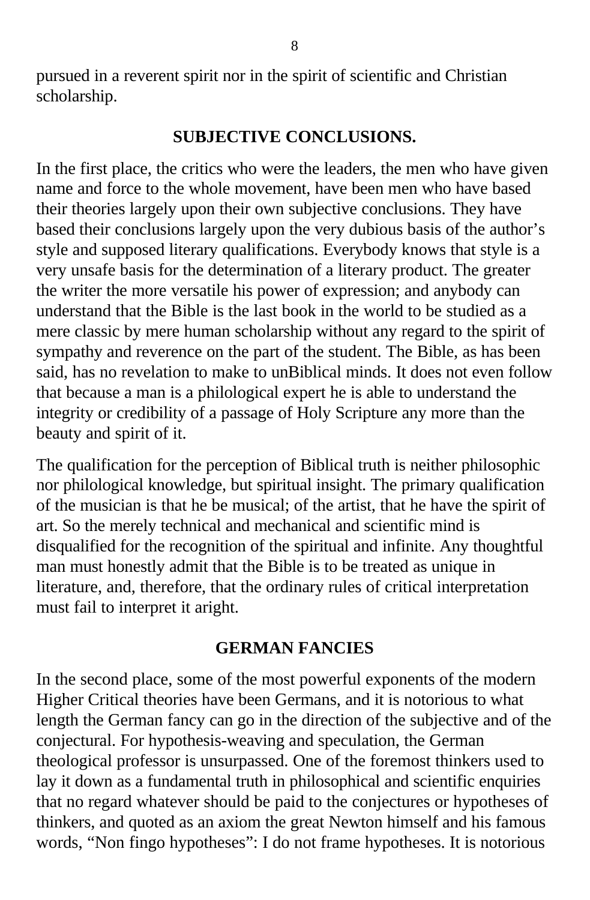pursued in a reverent spirit nor in the spirit of scientific and Christian scholarship.

## SUBJECTIVE CONCLUSIONS.

In the first place, the critics who were the leaders, the men who have given name and force to the whole movement, have been men who have based their theories largely upon their own subjective conclusions. They have based their conclusions largely upon the very dubious basis of the author's style and supposed literary qualifications. Everybody knows that style is a very unsafe basis for the determination of a literary product. The greater the writer the more versatile his power of expression; and anybody can understand that the Bible is the last book in the world to be studied as a mere classic by mere human scholarship without any regard to the spirit of sympathy and reverence on the part of the student. The Bible, as has been said, has no revelation to make to unBiblical minds. It does not even follow that because a man is a philological expert he is able to understand the integrity or credibility of a passage of Holy Scripture any more than the beauty and spirit of it.

The qualification for the perception of Biblical truth is neither philosophic nor philological knowledge, but spiritual insight. The primary qualification of the musician is that he be musical; of the artist, that he have the spirit of art. So the merely technical and mechanical and scientific mind is disqualified for the recognition of the spiritual and infinite. Any thoughtful man must honestly admit that the Bible is to be treated as unique in literature, and, therefore, that the ordinary rules of critical interpretation must fail to interpret it aright.

## GERMAN FANCIES

In the second place, some of the most powerful exponents of the modern Higher Critical theories have been Germans, and it is notorious to what length the German fancy can go in the direction of the subjective and of the conjectural. For hypothesis-weaving and speculation, the German theological professor is unsurpassed. One of the foremost thinkers used to lay it down as a fundamental truth in philosophical and scientific enquiries that no regard whatever should be paid to the conjectures or hypotheses of thinkers, and quoted as an axiom the great Newton himself and his famous words, "Non fingo hypotheses": I do not frame hypotheses. It is notorious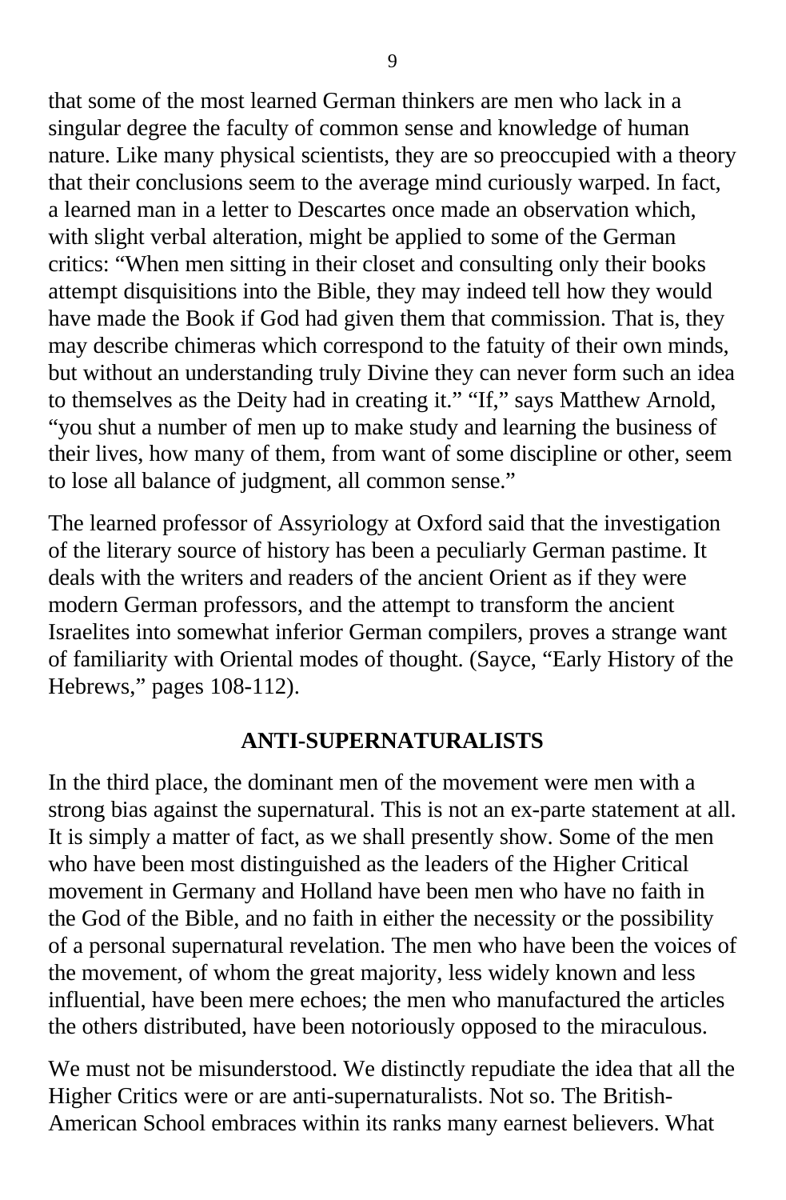that some of the most learned German thinkers are men who lack in a singular degree the faculty of common sense and knowledge of human nature. Like many physical scientists, they are so preoccupied with a theory that their conclusions seem to the average mind curiously warped. In fact, a learned man in a letter to Descartes once made an observation which, with slight verbal alteration, might be applied to some of the German critics: "When men sitting in their closet and consulting only their books attempt disquisitions into the Bible, they may indeed tell how they would have made the Book if God had given them that commission. That is, they may describe chimeras which correspond to the fatuity of their own minds, but without an understanding truly Divine they can never form such an idea to themselves as the Deity had in creating it." "If," says Matthew Arnold, "you shut a number of men up to make study and learning the business of their lives, how many of them, from want of some discipline or other, seem to lose all balance of judgment, all common sense."

The learned professor of Assyriology at Oxford said that the investigation of the literary source of history has been a peculiarly German pastime. It deals with the writers and readers of the ancient Orient as if they were modern German professors, and the attempt to transform the ancient Israelites into somewhat inferior German compilers, proves a strange want of familiarity with Oriental modes of thought. (Sayce, "Early History of the Hebrews," pages 108-112).

## ANTI-SUPERNATURALISTS

In the third place, the dominant men of the movement were men with a strong bias against the supernatural. This is not an ex-parte statement at all. It is simply a matter of fact, as we shall presently show. Some of the men who have been most distinguished as the leaders of the Higher Critical movement in Germany and Holland have been men who have no faith in the God of the Bible, and no faith in either the necessity or the possibility of a personal supernatural revelation. The men who have been the voices of the movement, of whom the great majority, less widely known and less influential, have been mere echoes; the men who manufactured the articles the others distributed, have been notoriously opposed to the miraculous.

We must not be misunderstood. We distinctly repudiate the idea that all the Higher Critics were or are anti-supernaturalists. Not so. The British-American School embraces within its ranks many earnest believers. What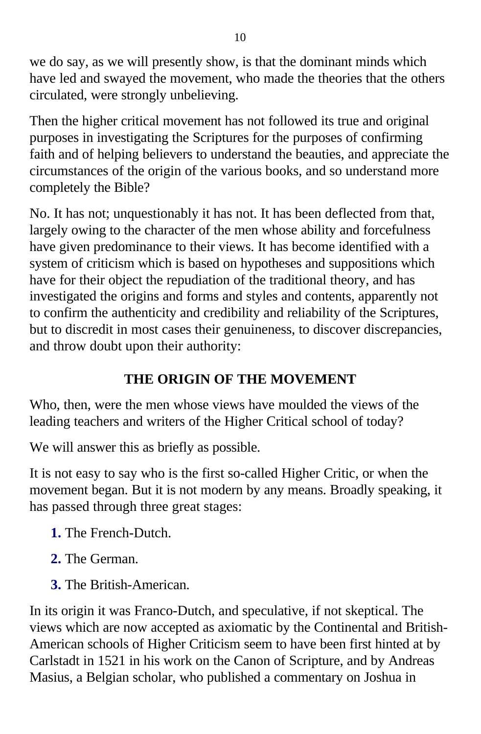we do say, as we will presently show, is that the dominant minds which have led and swayed the movement, who made the theories that the others circulated, were strongly unbelieving.

Then the higher critical movement has not followed its true and original purposes in investigating the Scriptures for the purposes of confirming faith and of helping believers to understand the beauties, and appreciate the circumstances of the origin of the various books, and so understand more completely the Bible?

No. It has not; unquestionably it has not. It has been deflected from that, largely owing to the character of the men whose ability and forcefulness have given predominance to their views. It has become identified with a system of criticism which is based on hypotheses and suppositions which have for their object the repudiation of the traditional theory, and has investigated the origins and forms and styles and contents, apparently not to confirm the authenticity and credibility and reliability of the Scriptures, but to discredit in most cases their genuineness, to discover discrepancies, and throw doubt upon their authority:

## THE ORIGIN OF THE MOVEMENT

Who, then, were the men whose views have moulded the views of the leading teachers and writers of the Higher Critical school of today?

We will answer this as briefly as possible.

It is not easy to say who is the first so-called Higher Critic, or when the movement began. But it is not modern by any means. Broadly speaking, it has passed through three great stages:

1. The French-Dutch.
2. The German.
3. The British-American.

In its origin it was Franco-Dutch, and speculative, if not skeptical. The views which are now accepted as axiomatic by the Continental and British-American schools of Higher Criticism seem to have been first hinted at by Carlstadt in 1521 in his work on the Canon of Scripture, and by Andreas Masius, a Belgian scholar, who published a commentary on Joshua in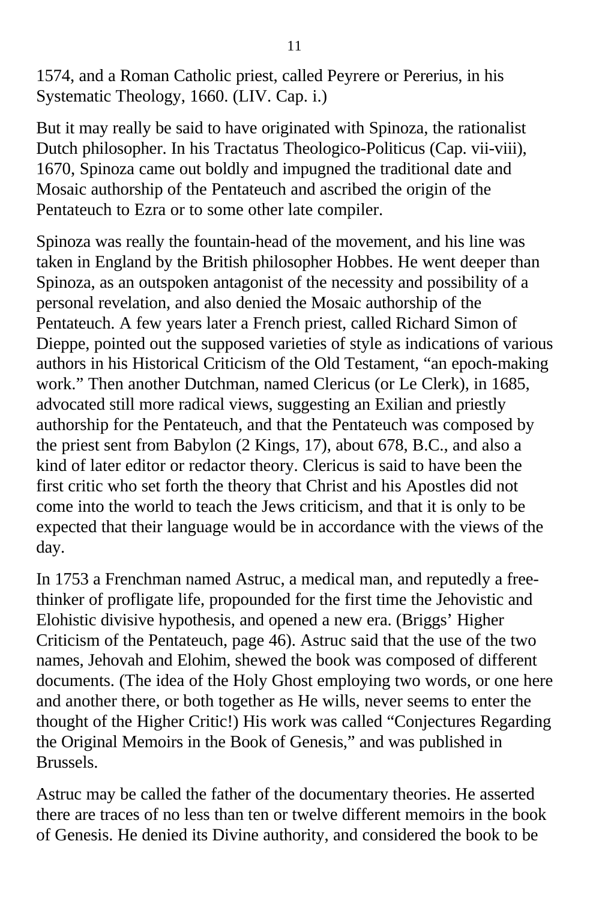1574, and a Roman Catholic priest, called Peyrere or Pererius, in his Systematic Theology, 1660. (LIV. Cap. i.)

But it may really be said to have originated with Spinoza, the rationalist Dutch philosopher. In his Tractatus Theologico-Politicus (Cap. vii-viii), 1670, Spinoza came out boldly and impugned the traditional date and Mosaic authorship of the Pentateuch and ascribed the origin of the Pentateuch to Ezra or to some other late compiler.

Spinoza was really the fountain-head of the movement, and his line was taken in England by the British philosopher Hobbes. He went deeper than Spinoza, as an outspoken antagonist of the necessity and possibility of a personal revelation, and also denied the Mosaic authorship of the Pentateuch. A few years later a French priest, called Richard Simon of Dieppe, pointed out the supposed varieties of style as indications of various authors in his Historical Criticism of the Old Testament, "an epoch-making work." Then another Dutchman, named Clericus (or Le Clerk), in 1685, advocated still more radical views, suggesting an Exilian and priestly authorship for the Pentateuch, and that the Pentateuch was composed by the priest sent from Babylon (2 Kings, 17), about 678, B.C., and also a kind of later editor or redactor theory. Clericus is said to have been the first critic who set forth the theory that Christ and his Apostles did not come into the world to teach the Jews criticism, and that it is only to be expected that their language would be in accordance with the views of the day.

In 1753 a Frenchman named Astruc, a medical man, and reputedly a free-thinker of profligate life, propounded for the first time the Jehovistic and Elohistic divisive hypothesis, and opened a new era. (Briggs' Higher Criticism of the Pentateuch, page 46). Astruc said that the use of the two names, Jehovah and Elohim, shewed the book was composed of different documents. (The idea of the Holy Ghost employing two words, or one here and another there, or both together as He wills, never seems to enter the thought of the Higher Critic!) His work was called "Conjectures Regarding the Original Memoirs in the Book of Genesis," and was published in Brussels.

Astruc may be called the father of the documentary theories. He asserted there are traces of no less than ten or twelve different memoirs in the book of Genesis. He denied its Divine authority, and considered the book to be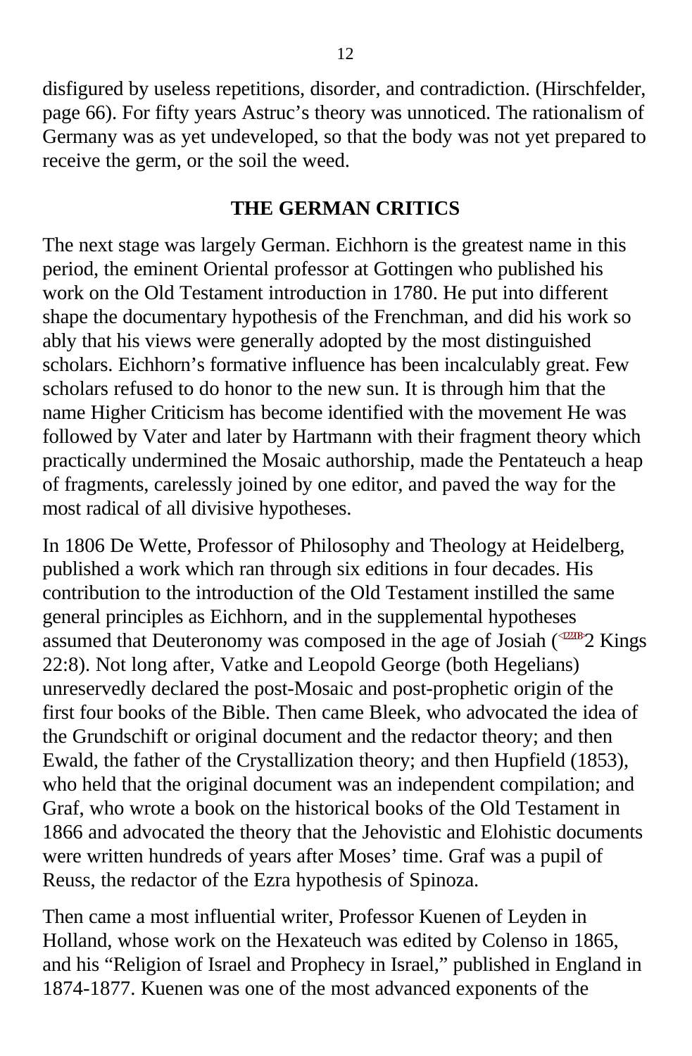disfigured by useless repetitions, disorder, and contradiction. (Hirschfelder, page 66). For fifty years Astruc's theory was unnoticed. The rationalism of Germany was as yet undeveloped, so that the body was not yet prepared to receive the germ, or the soil the weed.

## THE GERMAN CRITICS

The next stage was largely German. Eichhorn is the greatest name in this period, the eminent Oriental professor at Gottingen who published his work on the Old Testament introduction in 1780. He put into different shape the documentary hypothesis of the Frenchman, and did his work so ably that his views were generally adopted by the most distinguished scholars. Eichhorn's formative influence has been incalculably great. Few scholars refused to do honor to the new sun. It is through him that the name Higher Criticism has become identified with the movement He was followed by Vater and later by Hartmann with their fragment theory which practically undermined the Mosaic authorship, made the Pentateuch a heap of fragments, carelessly joined by one editor, and paved the way for the most radical of all divisive hypotheses.

In 1806 De Wette, Professor of Philosophy and Theology at Heidelberg, published a work which ran through six editions in four decades. His contribution to the introduction of the Old Testament instilled the same general principles as Eichhorn, and in the supplemental hypotheses assumed that Deuteronomy was composed in the age of Josiah (<122208>2 Kings 22:8). Not long after, Vatke and Leopold George (both Hegelians) unreservedly declared the post-Mosaic and post-prophetic origin of the first four books of the Bible. Then came Bleek, who advocated the idea of the Grundschift or original document and the redactor theory; and then Ewald, the father of the Crystallization theory; and then Hupfield (1853), who held that the original document was an independent compilation; and Graf, who wrote a book on the historical books of the Old Testament in 1866 and advocated the theory that the Jehovistic and Elohistic documents were written hundreds of years after Moses' time. Graf was a pupil of Reuss, the redactor of the Ezra hypothesis of Spinoza.

Then came a most influential writer, Professor Kuenen of Leyden in Holland, whose work on the Hexateuch was edited by Colenso in 1865, and his "Religion of Israel and Prophecy in Israel," published in England in 1874-1877. Kuenen was one of the most advanced exponents of the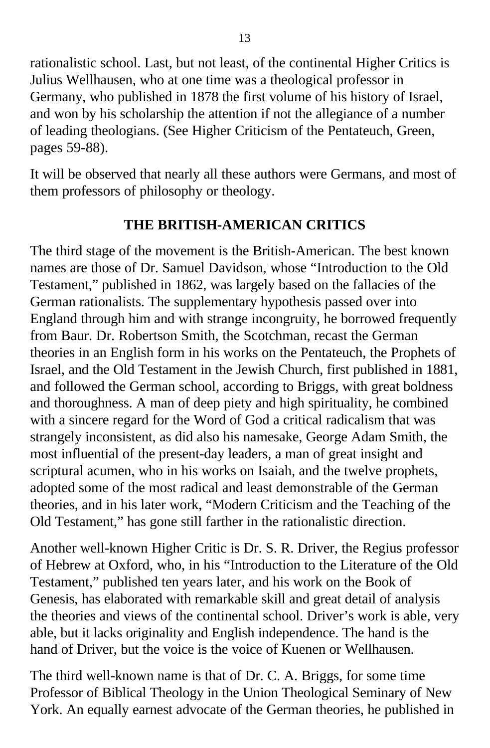rationalistic school. Last, but not least, of the continental Higher Critics is Julius Wellhausen, who at one time was a theological professor in Germany, who published in 1878 the first volume of his history of Israel, and won by his scholarship the attention if not the allegiance of a number of leading theologians. (See Higher Criticism of the Pentateuch, Green, pages 59-88).

It will be observed that nearly all these authors were Germans, and most of them professors of philosophy or theology.

## THE BRITISH-AMERICAN CRITICS

The third stage of the movement is the British-American. The best known names are those of Dr. Samuel Davidson, whose "Introduction to the Old Testament," published in 1862, was largely based on the fallacies of the German rationalists. The supplementary hypothesis passed over into England through him and with strange incongruity, he borrowed frequently from Baur. Dr. Robertson Smith, the Scotchman, recast the German theories in an English form in his works on the Pentateuch, the Prophets of Israel, and the Old Testament in the Jewish Church, first published in 1881, and followed the German school, according to Briggs, with great boldness and thoroughness. A man of deep piety and high spirituality, he combined with a sincere regard for the Word of God a critical radicalism that was strangely inconsistent, as did also his namesake, George Adam Smith, the most influential of the present-day leaders, a man of great insight and scriptural acumen, who in his works on Isaiah, and the twelve prophets, adopted some of the most radical and least demonstrable of the German theories, and in his later work, "Modern Criticism and the Teaching of the Old Testament," has gone still farther in the rationalistic direction.

Another well-known Higher Critic is Dr. S. R. Driver, the Regius professor of Hebrew at Oxford, who, in his "Introduction to the Literature of the Old Testament," published ten years later, and his work on the Book of Genesis, has elaborated with remarkable skill and great detail of analysis the theories and views of the continental school. Driver's work is able, very able, but it lacks originality and English independence. The hand is the hand of Driver, but the voice is the voice of Kuenen or Wellhausen.

The third well-known name is that of Dr. C. A. Briggs, for some time Professor of Biblical Theology in the Union Theological Seminary of New York. An equally earnest advocate of the German theories, he published in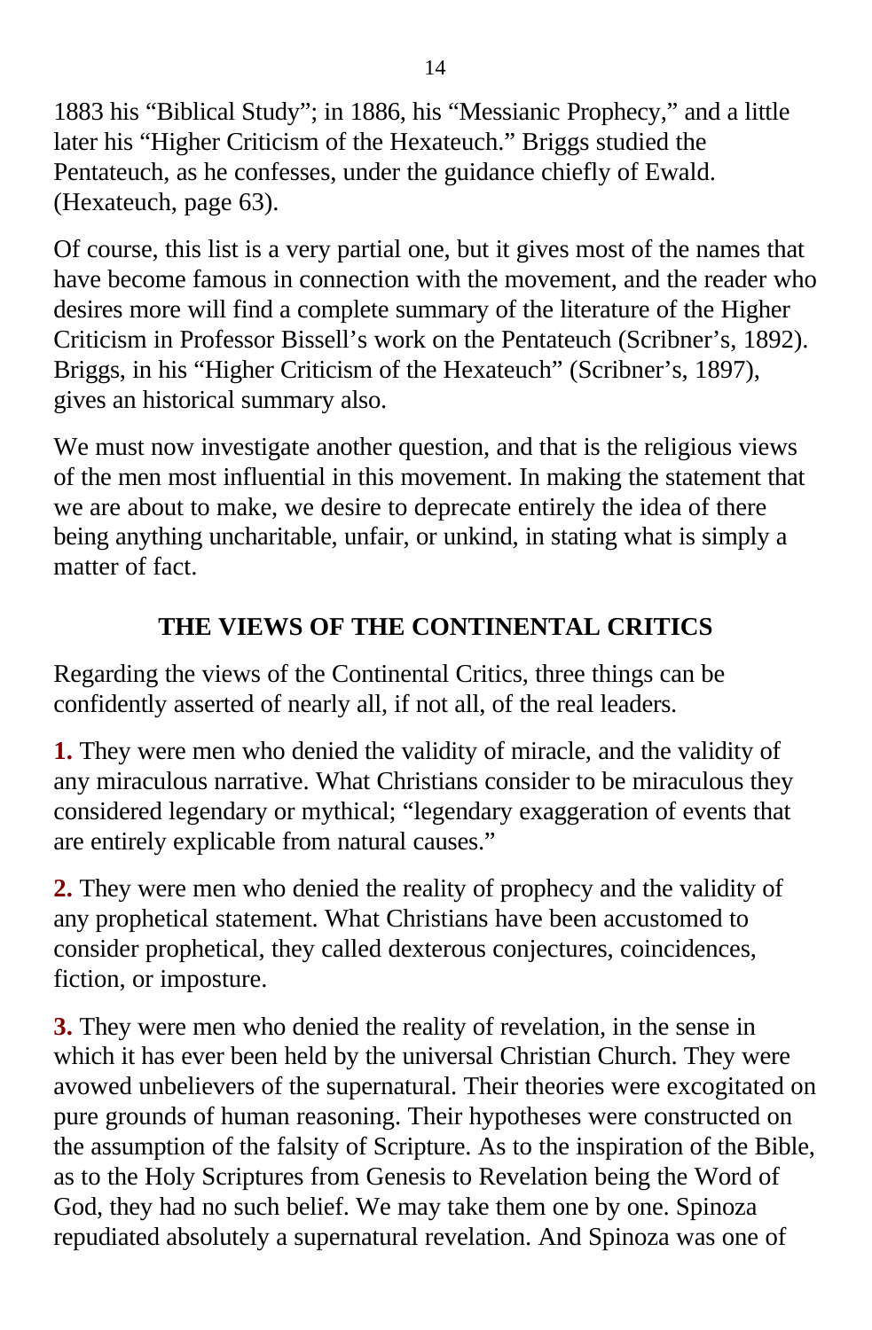1883 his "Biblical Study"; in 1886, his "Messianic Prophecy," and a little later his "Higher Criticism of the Hexateuch." Briggs studied the Pentateuch, as he confesses, under the guidance chiefly of Ewald. (Hexateuch, page 63).

Of course, this list is a very partial one, but it gives most of the names that have become famous in connection with the movement, and the reader who desires more will find a complete summary of the literature of the Higher Criticism in Professor Bissell's work on the Pentateuch (Scribner's, 1892). Briggs, in his "Higher Criticism of the Hexateuch" (Scribner's, 1897), gives an historical summary also.

We must now investigate another question, and that is the religious views of the men most influential in this movement. In making the statement that we are about to make, we desire to deprecate entirely the idea of there being anything uncharitable, unfair, or unkind, in stating what is simply a matter of fact.

## THE VIEWS OF THE CONTINENTAL CRITICS

Regarding the views of the Continental Critics, three things can be confidently asserted of nearly all, if not all, of the real leaders.

**1.** They were men who denied the validity of miracle, and the validity of any miraculous narrative. What Christians consider to be miraculous they considered legendary or mythical; "legendary exaggeration of events that are entirely explicable from natural causes."

**2.** They were men who denied the reality of prophecy and the validity of any prophetical statement. What Christians have been accustomed to consider prophetical, they called dexterous conjectures, coincidences, fiction, or imposture.

**3.** They were men who denied the reality of revelation, in the sense in which it has ever been held by the universal Christian Church. They were avowed unbelievers of the supernatural. Their theories were excogitated on pure grounds of human reasoning. Their hypotheses were constructed on the assumption of the falsity of Scripture. As to the inspiration of the Bible, as to the Holy Scriptures from Genesis to Revelation being the Word of God, they had no such belief. We may take them one by one. Spinoza repudiated absolutely a supernatural revelation. And Spinoza was one of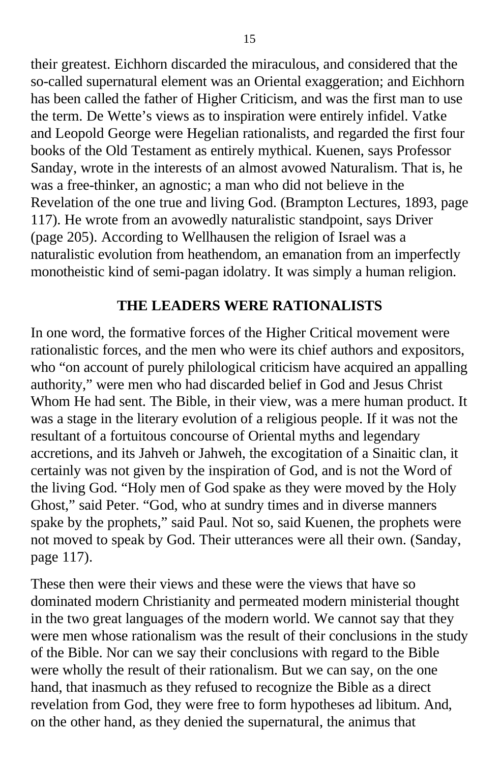their greatest. Eichhorn discarded the miraculous, and considered that the so-called supernatural element was an Oriental exaggeration; and Eichhorn has been called the father of Higher Criticism, and was the first man to use the term. De Wette's views as to inspiration were entirely infidel. Vatke and Leopold George were Hegelian rationalists, and regarded the first four books of the Old Testament as entirely mythical. Kuenen, says Professor Sanday, wrote in the interests of an almost avowed Naturalism. That is, he was a free-thinker, an agnostic; a man who did not believe in the Revelation of the one true and living God. (Brampton Lectures, 1893, page 117). He wrote from an avowedly naturalistic standpoint, says Driver (page 205). According to Wellhausen the religion of Israel was a naturalistic evolution from heathendom, an emanation from an imperfectly monotheistic kind of semi-pagan idolatry. It was simply a human religion.

## THE LEADERS WERE RATIONALISTS

In one word, the formative forces of the Higher Critical movement were rationalistic forces, and the men who were its chief authors and expositors, who "on account of purely philological criticism have acquired an appalling authority," were men who had discarded belief in God and Jesus Christ Whom He had sent. The Bible, in their view, was a mere human product. It was a stage in the literary evolution of a religious people. If it was not the resultant of a fortuitous concourse of Oriental myths and legendary accretions, and its Jahveh or Jahweh, the excogitation of a Sinaitic clan, it certainly was not given by the inspiration of God, and is not the Word of the living God. "Holy men of God spake as they were moved by the Holy Ghost," said Peter. "God, who at sundry times and in diverse manners spake by the prophets," said Paul. Not so, said Kuenen, the prophets were not moved to speak by God. Their utterances were all their own. (Sanday, page 117).

These then were their views and these were the views that have so dominated modern Christianity and permeated modern ministerial thought in the two great languages of the modern world. We cannot say that they were men whose rationalism was the result of their conclusions in the study of the Bible. Nor can we say their conclusions with regard to the Bible were wholly the result of their rationalism. But we can say, on the one hand, that inasmuch as they refused to recognize the Bible as a direct revelation from God, they were free to form hypotheses ad libitum. And, on the other hand, as they denied the supernatural, the animus that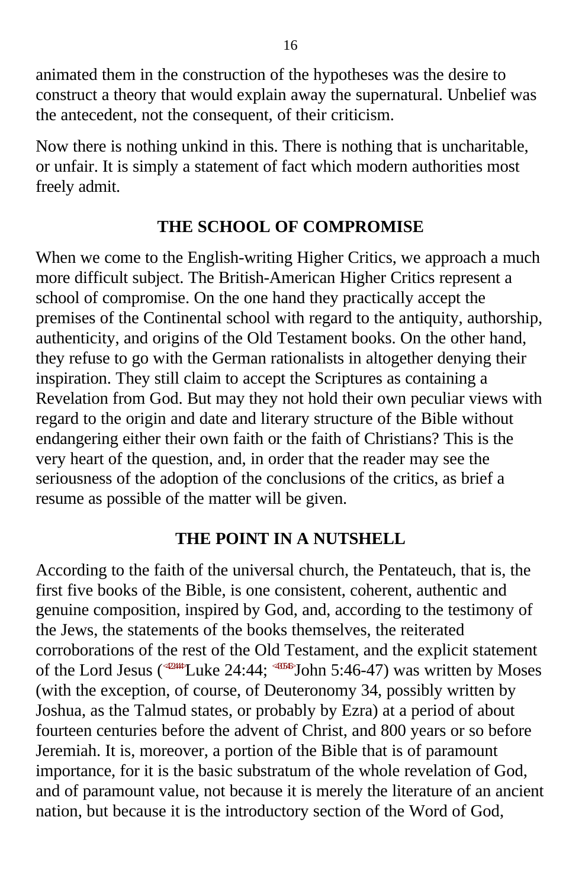animated them in the construction of the hypotheses was the desire to construct a theory that would explain away the supernatural. Unbelief was the antecedent, not the consequent, of their criticism.

Now there is nothing unkind in this. There is nothing that is uncharitable, or unfair. It is simply a statement of fact which modern authorities most freely admit.

## THE SCHOOL OF COMPROMISE

When we come to the English-writing Higher Critics, we approach a much more difficult subject. The British-American Higher Critics represent a school of compromise. On the one hand they practically accept the premises of the Continental school with regard to the antiquity, authorship, authenticity, and origins of the Old Testament books. On the other hand, they refuse to go with the German rationalists in altogether denying their inspiration. They still claim to accept the Scriptures as containing a Revelation from God. But may they not hold their own peculiar views with regard to the origin and date and literary structure of the Bible without endangering either their own faith or the faith of Christians? This is the very heart of the question, and, in order that the reader may see the seriousness of the adoption of the conclusions of the critics, as brief a resume as possible of the matter will be given.

## THE POINT IN A NUTSHELL

According to the faith of the universal church, the Pentateuch, that is, the first five books of the Bible, is one consistent, coherent, authentic and genuine composition, inspired by God, and, according to the testimony of the Jews, the statements of the books themselves, the reiterated corroborations of the rest of the Old Testament, and the explicit statement of the Lord Jesus (<422444>Luke 24:44; <430546>John 5:46-47) was written by Moses (with the exception, of course, of Deuteronomy 34, possibly written by Joshua, as the Talmud states, or probably by Ezra) at a period of about fourteen centuries before the advent of Christ, and 800 years or so before Jeremiah. It is, moreover, a portion of the Bible that is of paramount importance, for it is the basic substratum of the whole revelation of God, and of paramount value, not because it is merely the literature of an ancient nation, but because it is the introductory section of the Word of God,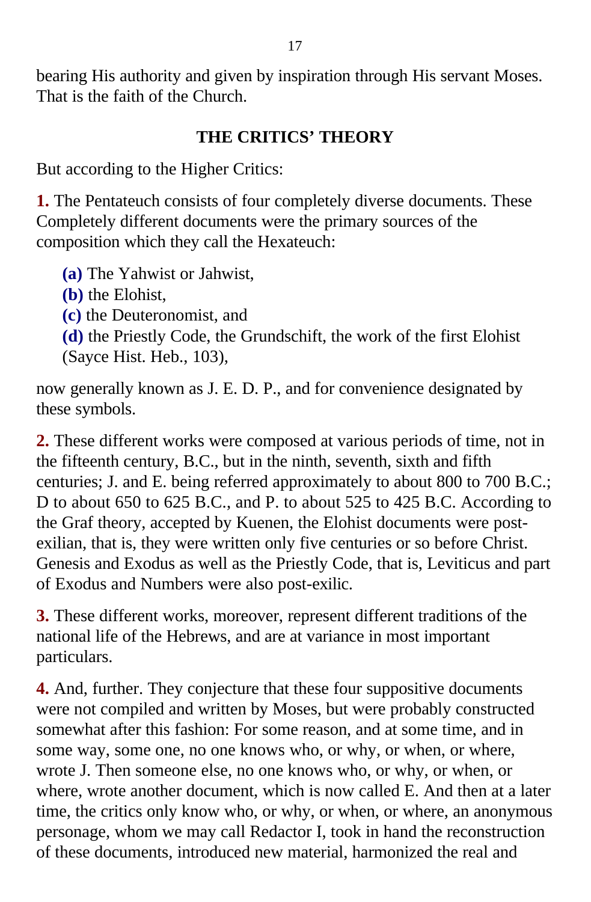bearing His authority and given by inspiration through His servant Moses. That is the faith of the Church.

## THE CRITICS' THEORY

But according to the Higher Critics:

**1.** The Pentateuch consists of four completely diverse documents. These Completely different documents were the primary sources of the composition which they call the Hexateuch:

**(a)** The Yahwist or Jahwist,
**(b)** the Elohist,
**(c)** the Deuteronomist, and
**(d)** the Priestly Code, the Grundschift, the work of the first Elohist (Sayce Hist. Heb., 103),

now generally known as J. E. D. P., and for convenience designated by these symbols.

**2.** These different works were composed at various periods of time, not in the fifteenth century, B.C., but in the ninth, seventh, sixth and fifth centuries; J. and E. being referred approximately to about 800 to 700 B.C.; D to about 650 to 625 B.C., and P. to about 525 to 425 B.C. According to the Graf theory, accepted by Kuenen, the Elohist documents were post-exilian, that is, they were written only five centuries or so before Christ. Genesis and Exodus as well as the Priestly Code, that is, Leviticus and part of Exodus and Numbers were also post-exilic.

**3.** These different works, moreover, represent different traditions of the national life of the Hebrews, and are at variance in most important particulars.

**4.** And, further. They conjecture that these four suppositive documents were not compiled and written by Moses, but were probably constructed somewhat after this fashion: For some reason, and at some time, and in some way, some one, no one knows who, or why, or when, or where, wrote J. Then someone else, no one knows who, or why, or when, or where, wrote another document, which is now called E. And then at a later time, the critics only know who, or why, or when, or where, an anonymous personage, whom we may call Redactor I, took in hand the reconstruction of these documents, introduced new material, harmonized the real and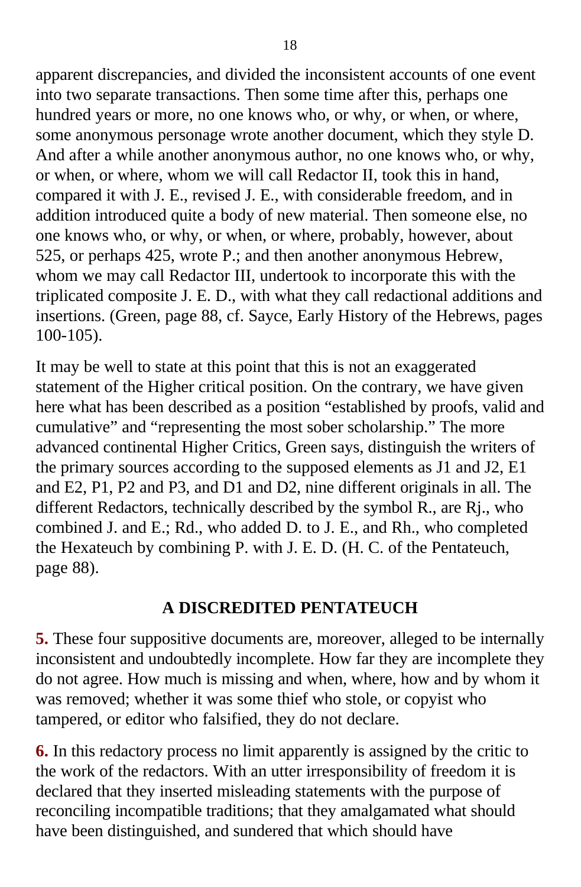apparent discrepancies, and divided the inconsistent accounts of one event into two separate transactions. Then some time after this, perhaps one hundred years or more, no one knows who, or why, or when, or where, some anonymous personage wrote another document, which they style D. And after a while another anonymous author, no one knows who, or why, or when, or where, whom we will call Redactor II, took this in hand, compared it with J. E., revised J. E., with considerable freedom, and in addition introduced quite a body of new material. Then someone else, no one knows who, or why, or when, or where, probably, however, about 525, or perhaps 425, wrote P.; and then another anonymous Hebrew, whom we may call Redactor III, undertook to incorporate this with the triplicated composite J. E. D., with what they call redactional additions and insertions. (Green, page 88, cf. Sayce, Early History of the Hebrews, pages 100-105).

It may be well to state at this point that this is not an exaggerated statement of the Higher critical position. On the contrary, we have given here what has been described as a position "established by proofs, valid and cumulative" and "representing the most sober scholarship." The more advanced continental Higher Critics, Green says, distinguish the writers of the primary sources according to the supposed elements as J1 and J2, E1 and E2, P1, P2 and P3, and D1 and D2, nine different originals in all. The different Redactors, technically described by the symbol R., are Rj., who combined J. and E.; Rd., who added D. to J. E., and Rh., who completed the Hexateuch by combining P. with J. E. D. (H. C. of the Pentateuch, page 88).

## A DISCREDITED PENTATEUCH

**5.** These four suppositive documents are, moreover, alleged to be internally inconsistent and undoubtedly incomplete. How far they are incomplete they do not agree. How much is missing and when, where, how and by whom it was removed; whether it was some thief who stole, or copyist who tampered, or editor who falsified, they do not declare.

**6.** In this redactory process no limit apparently is assigned by the critic to the work of the redactors. With an utter irresponsibility of freedom it is declared that they inserted misleading statements with the purpose of reconciling incompatible traditions; that they amalgamated what should have been distinguished, and sundered that which should have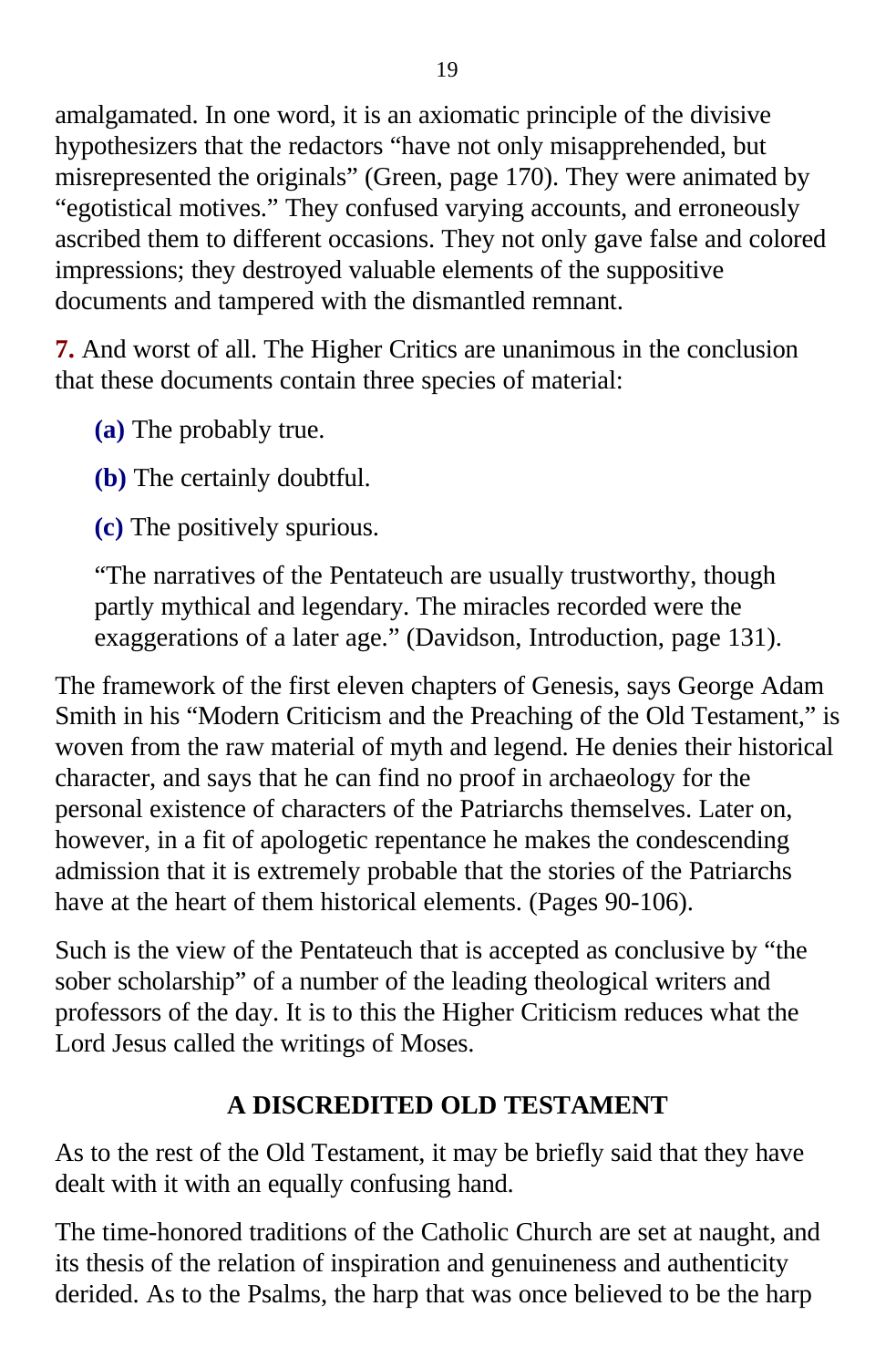amalgamated. In one word, it is an axiomatic principle of the divisive hypothesizers that the redactors "have not only misapprehended, but misrepresented the originals" (Green, page 170). They were animated by "egotistical motives." They confused varying accounts, and erroneously ascribed them to different occasions. They not only gave false and colored impressions; they destroyed valuable elements of the suppositive documents and tampered with the dismantled remnant.

**7.** And worst of all. The Higher Critics are unanimous in the conclusion that these documents contain three species of material:

**(a)** The probably true.

**(b)** The certainly doubtful.

**(c)** The positively spurious.

> "The narratives of the Pentateuch are usually trustworthy, though partly mythical and legendary. The miracles recorded were the exaggerations of a later age." (Davidson, Introduction, page 131).

The framework of the first eleven chapters of Genesis, says George Adam Smith in his "Modern Criticism and the Preaching of the Old Testament," is woven from the raw material of myth and legend. He denies their historical character, and says that he can find no proof in archaeology for the personal existence of characters of the Patriarchs themselves. Later on, however, in a fit of apologetic repentance he makes the condescending admission that it is extremely probable that the stories of the Patriarchs have at the heart of them historical elements. (Pages 90-106).

Such is the view of the Pentateuch that is accepted as conclusive by "the sober scholarship" of a number of the leading theological writers and professors of the day. It is to this the Higher Criticism reduces what the Lord Jesus called the writings of Moses.

## A DISCREDITED OLD TESTAMENT

As to the rest of the Old Testament, it may be briefly said that they have dealt with it with an equally confusing hand.

The time-honored traditions of the Catholic Church are set at naught, and its thesis of the relation of inspiration and genuineness and authenticity derided. As to the Psalms, the harp that was once believed to be the harp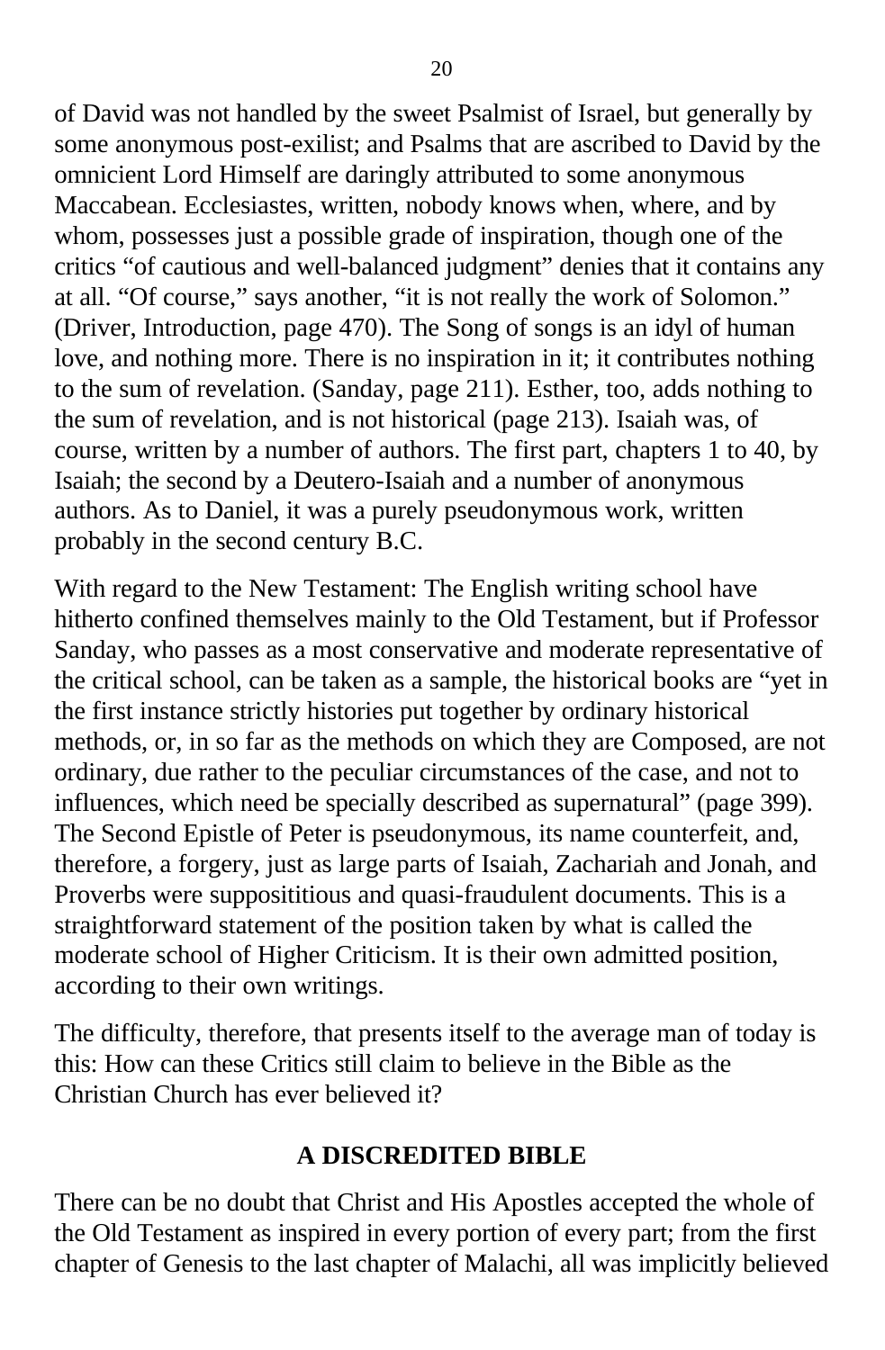of David was not handled by the sweet Psalmist of Israel, but generally by some anonymous post-exilist; and Psalms that are ascribed to David by the omnicient Lord Himself are daringly attributed to some anonymous Maccabean. Ecclesiastes, written, nobody knows when, where, and by whom, possesses just a possible grade of inspiration, though one of the critics "of cautious and well-balanced judgment" denies that it contains any at all. "Of course," says another, "it is not really the work of Solomon." (Driver, Introduction, page 470). The Song of songs is an idyl of human love, and nothing more. There is no inspiration in it; it contributes nothing to the sum of revelation. (Sanday, page 211). Esther, too, adds nothing to the sum of revelation, and is not historical (page 213). Isaiah was, of course, written by a number of authors. The first part, chapters 1 to 40, by Isaiah; the second by a Deutero-Isaiah and a number of anonymous authors. As to Daniel, it was a purely pseudonymous work, written probably in the second century B.C.

With regard to the New Testament: The English writing school have hitherto confined themselves mainly to the Old Testament, but if Professor Sanday, who passes as a most conservative and moderate representative of the critical school, can be taken as a sample, the historical books are "yet in the first instance strictly histories put together by ordinary historical methods, or, in so far as the methods on which they are Composed, are not ordinary, due rather to the peculiar circumstances of the case, and not to influences, which need be specially described as supernatural" (page 399). The Second Epistle of Peter is pseudonymous, its name counterfeit, and, therefore, a forgery, just as large parts of Isaiah, Zachariah and Jonah, and Proverbs were supposititious and quasi-fraudulent documents. This is a straightforward statement of the position taken by what is called the moderate school of Higher Criticism. It is their own admitted position, according to their own writings.

The difficulty, therefore, that presents itself to the average man of today is this: How can these Critics still claim to believe in the Bible as the Christian Church has ever believed it?

## A DISCREDITED BIBLE

There can be no doubt that Christ and His Apostles accepted the whole of the Old Testament as inspired in every portion of every part; from the first chapter of Genesis to the last chapter of Malachi, all was implicitly believed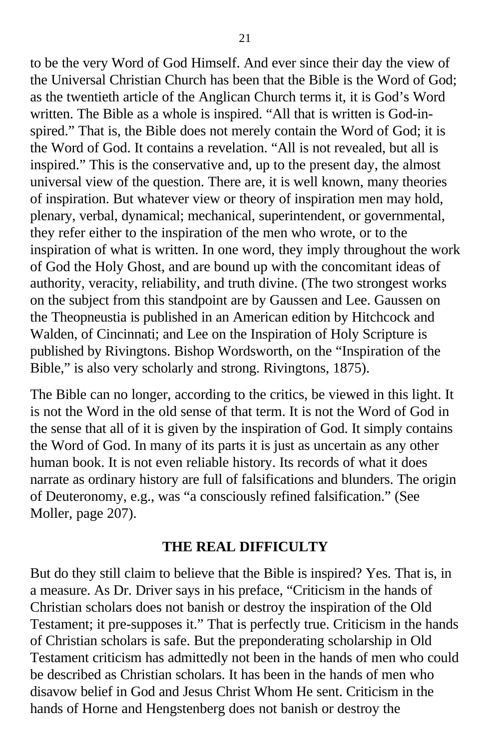to be the very Word of God Himself. And ever since their day the view of the Universal Christian Church has been that the Bible is the Word of God; as the twentieth article of the Anglican Church terms it, it is God's Word written. The Bible as a whole is inspired. "All that is written is God-inspired." That is, the Bible does not merely contain the Word of God; it is the Word of God. It contains a revelation. "All is not revealed, but all is inspired." This is the conservative and, up to the present day, the almost universal view of the question. There are, it is well known, many theories of inspiration. But whatever view or theory of inspiration men may hold, plenary, verbal, dynamical; mechanical, superintendent, or governmental, they refer either to the inspiration of the men who wrote, or to the inspiration of what is written. In one word, they imply throughout the work of God the Holy Ghost, and are bound up with the concomitant ideas of authority, veracity, reliability, and truth divine. (The two strongest works on the subject from this standpoint are by Gaussen and Lee. Gaussen on the Theopneustia is published in an American edition by Hitchcock and Walden, of Cincinnati; and Lee on the Inspiration of Holy Scripture is published by Rivingtons. Bishop Wordsworth, on the "Inspiration of the Bible," is also very scholarly and strong. Rivingtons, 1875).

The Bible can no longer, according to the critics, be viewed in this light. It is not the Word in the old sense of that term. It is not the Word of God in the sense that all of it is given by the inspiration of God. It simply contains the Word of God. In many of its parts it is just as uncertain as any other human book. It is not even reliable history. Its records of what it does narrate as ordinary history are full of falsifications and blunders. The origin of Deuteronomy, e.g., was "a consciously refined falsification." (See Moller, page 207).

## THE REAL DIFFICULTY

But do they still claim to believe that the Bible is inspired? Yes. That is, in a measure. As Dr. Driver says in his preface, "Criticism in the hands of Christian scholars does not banish or destroy the inspiration of the Old Testament; it pre-supposes it." That is perfectly true. Criticism in the hands of Christian scholars is safe. But the preponderating scholarship in Old Testament criticism has admittedly not been in the hands of men who could be described as Christian scholars. It has been in the hands of men who disavow belief in God and Jesus Christ Whom He sent. Criticism in the hands of Horne and Hengstenberg does not banish or destroy the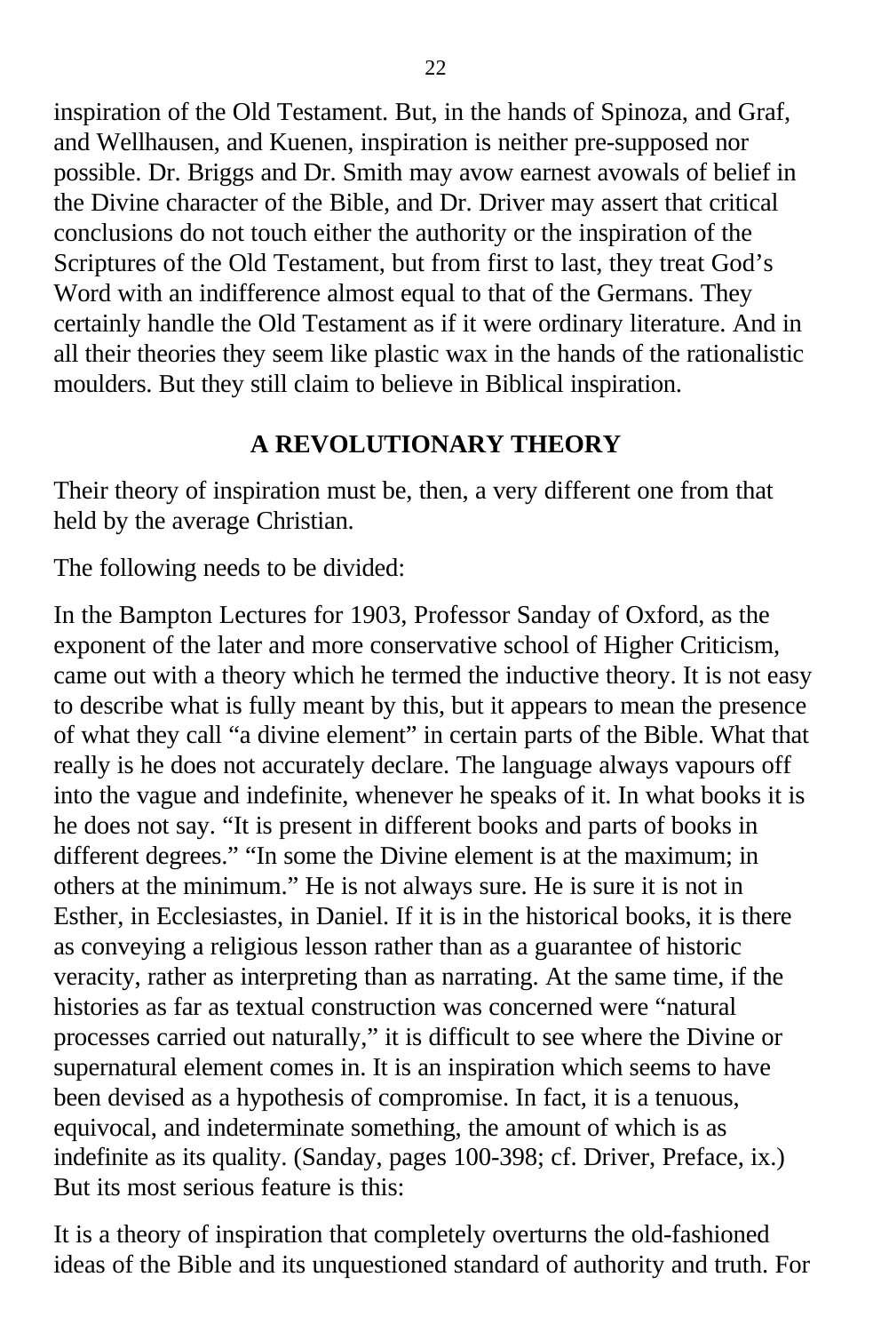inspiration of the Old Testament. But, in the hands of Spinoza, and Graf, and Wellhausen, and Kuenen, inspiration is neither pre-supposed nor possible. Dr. Briggs and Dr. Smith may avow earnest avowals of belief in the Divine character of the Bible, and Dr. Driver may assert that critical conclusions do not touch either the authority or the inspiration of the Scriptures of the Old Testament, but from first to last, they treat God's Word with an indifference almost equal to that of the Germans. They certainly handle the Old Testament as if it were ordinary literature. And in all their theories they seem like plastic wax in the hands of the rationalistic moulders. But they still claim to believe in Biblical inspiration.

## A REVOLUTIONARY THEORY

Their theory of inspiration must be, then, a very different one from that held by the average Christian.

The following needs to be divided:

In the Bampton Lectures for 1903, Professor Sanday of Oxford, as the exponent of the later and more conservative school of Higher Criticism, came out with a theory which he termed the inductive theory. It is not easy to describe what is fully meant by this, but it appears to mean the presence of what they call "a divine element" in certain parts of the Bible. What that really is he does not accurately declare. The language always vapours off into the vague and indefinite, whenever he speaks of it. In what books it is he does not say. "It is present in different books and parts of books in different degrees." "In some the Divine element is at the maximum; in others at the minimum." He is not always sure. He is sure it is not in Esther, in Ecclesiastes, in Daniel. If it is in the historical books, it is there as conveying a religious lesson rather than as a guarantee of historic veracity, rather as interpreting than as narrating. At the same time, if the histories as far as textual construction was concerned were "natural processes carried out naturally," it is difficult to see where the Divine or supernatural element comes in. It is an inspiration which seems to have been devised as a hypothesis of compromise. In fact, it is a tenuous, equivocal, and indeterminate something, the amount of which is as indefinite as its quality. (Sanday, pages 100-398; cf. Driver, Preface, ix.) But its most serious feature is this:

It is a theory of inspiration that completely overturns the old-fashioned ideas of the Bible and its unquestioned standard of authority and truth. For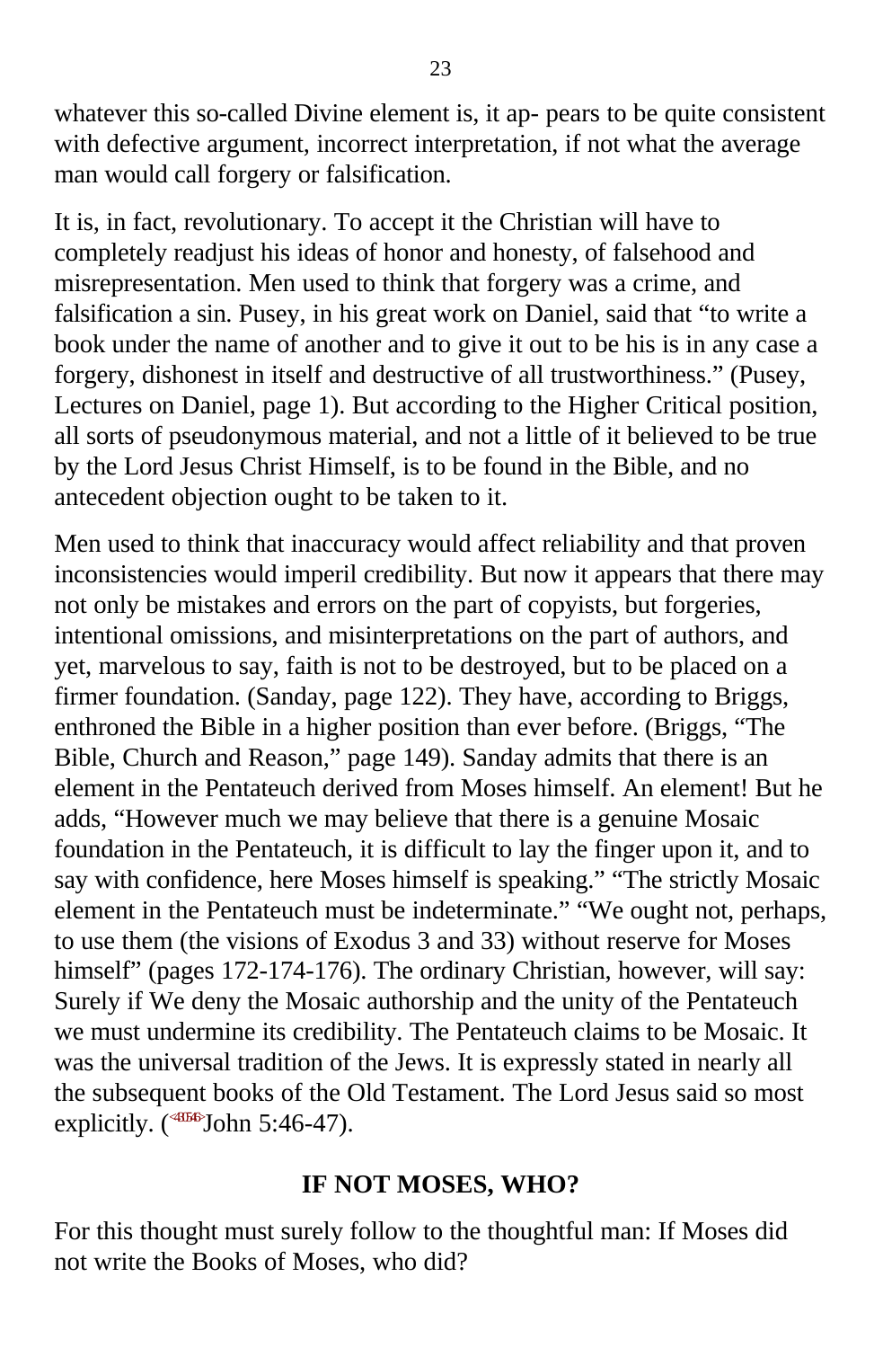whatever this so-called Divine element is, it ap- pears to be quite consistent with defective argument, incorrect interpretation, if not what the average man would call forgery or falsification.

It is, in fact, revolutionary. To accept it the Christian will have to completely readjust his ideas of honor and honesty, of falsehood and misrepresentation. Men used to think that forgery was a crime, and falsification a sin. Pusey, in his great work on Daniel, said that "to write a book under the name of another and to give it out to be his is in any case a forgery, dishonest in itself and destructive of all trustworthiness." (Pusey, Lectures on Daniel, page 1). But according to the Higher Critical position, all sorts of pseudonymous material, and not a little of it believed to be true by the Lord Jesus Christ Himself, is to be found in the Bible, and no antecedent objection ought to be taken to it.

Men used to think that inaccuracy would affect reliability and that proven inconsistencies would imperil credibility. But now it appears that there may not only be mistakes and errors on the part of copyists, but forgeries, intentional omissions, and misinterpretations on the part of authors, and yet, marvelous to say, faith is not to be destroyed, but to be placed on a firmer foundation. (Sanday, page 122). They have, according to Briggs, enthroned the Bible in a higher position than ever before. (Briggs, "The Bible, Church and Reason," page 149). Sanday admits that there is an element in the Pentateuch derived from Moses himself. An element! But he adds, "However much we may believe that there is a genuine Mosaic foundation in the Pentateuch, it is difficult to lay the finger upon it, and to say with confidence, here Moses himself is speaking." "The strictly Mosaic element in the Pentateuch must be indeterminate." "We ought not, perhaps, to use them (the visions of Exodus 3 and 33) without reserve for Moses himself" (pages 172-174-176). The ordinary Christian, however, will say: Surely if We deny the Mosaic authorship and the unity of the Pentateuch we must undermine its credibility. The Pentateuch claims to be Mosaic. It was the universal tradition of the Jews. It is expressly stated in nearly all the subsequent books of the Old Testament. The Lord Jesus said so most explicitly. (John 5:46-47).

## IF NOT MOSES, WHO?

For this thought must surely follow to the thoughtful man: If Moses did not write the Books of Moses, who did?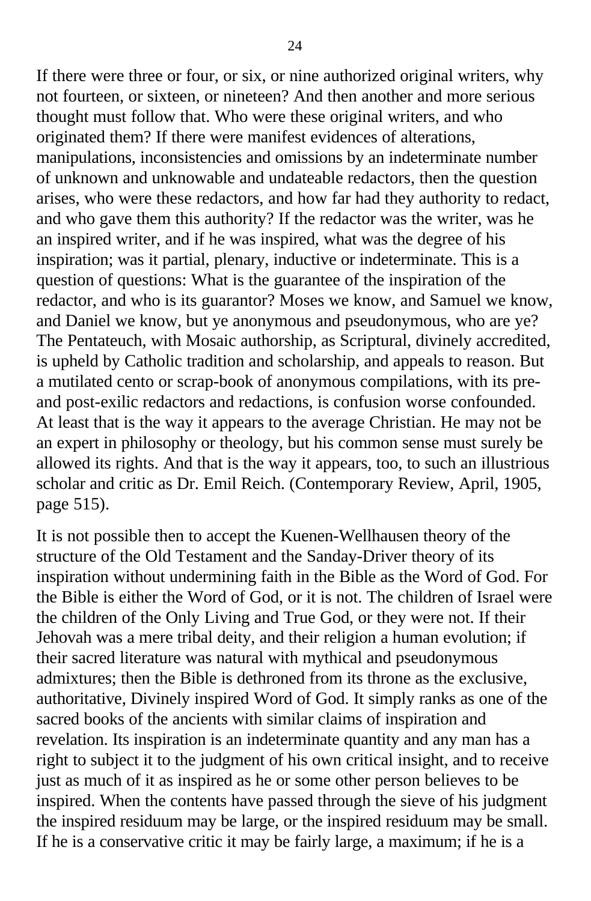If there were three or four, or six, or nine authorized original writers, why not fourteen, or sixteen, or nineteen? And then another and more serious thought must follow that. Who were these original writers, and who originated them? If there were manifest evidences of alterations, manipulations, inconsistencies and omissions by an indeterminate number of unknown and unknowable and undateable redactors, then the question arises, who were these redactors, and how far had they authority to redact, and who gave them this authority? If the redactor was the writer, was he an inspired writer, and if he was inspired, what was the degree of his inspiration; was it partial, plenary, inductive or indeterminate. This is a question of questions: What is the guarantee of the inspiration of the redactor, and who is its guarantor? Moses we know, and Samuel we know, and Daniel we know, but ye anonymous and pseudonymous, who are ye? The Pentateuch, with Mosaic authorship, as Scriptural, divinely accredited, is upheld by Catholic tradition and scholarship, and appeals to reason. But a mutilated cento or scrap-book of anonymous compilations, with its pre- and post-exilic redactors and redactions, is confusion worse confounded. At least that is the way it appears to the average Christian. He may not be an expert in philosophy or theology, but his common sense must surely be allowed its rights. And that is the way it appears, too, to such an illustrious scholar and critic as Dr. Emil Reich. (Contemporary Review, April, 1905, page 515).

It is not possible then to accept the Kuenen-Wellhausen theory of the structure of the Old Testament and the Sanday-Driver theory of its inspiration without undermining faith in the Bible as the Word of God. For the Bible is either the Word of God, or it is not. The children of Israel were the children of the Only Living and True God, or they were not. If their Jehovah was a mere tribal deity, and their religion a human evolution; if their sacred literature was natural with mythical and pseudonymous admixtures; then the Bible is dethroned from its throne as the exclusive, authoritative, Divinely inspired Word of God. It simply ranks as one of the sacred books of the ancients with similar claims of inspiration and revelation. Its inspiration is an indeterminate quantity and any man has a right to subject it to the judgment of his own critical insight, and to receive just as much of it as inspired as he or some other person believes to be inspired. When the contents have passed through the sieve of his judgment the inspired residuum may be large, or the inspired residuum may be small. If he is a conservative critic it may be fairly large, a maximum; if he is a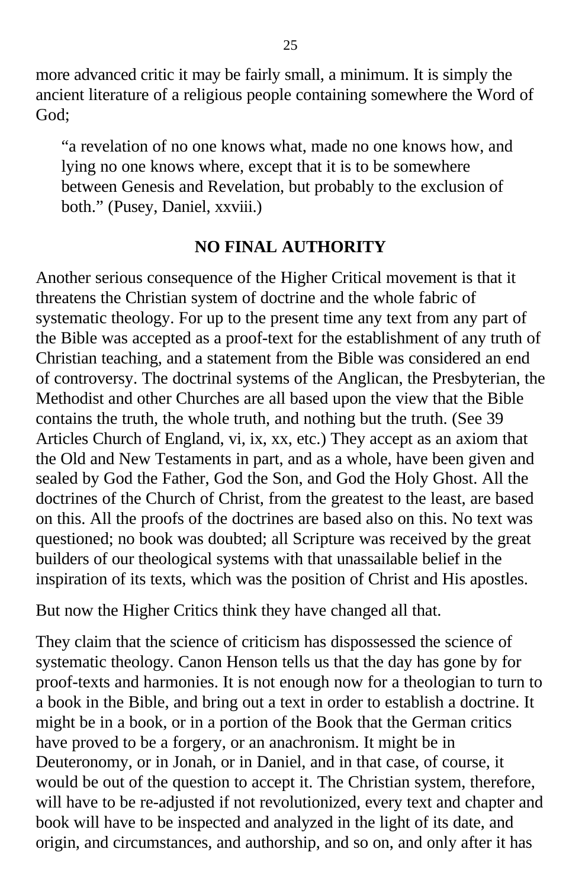more advanced critic it may be fairly small, a minimum. It is simply the ancient literature of a religious people containing somewhere the Word of God;

> "a revelation of no one knows what, made no one knows how, and lying no one knows where, except that it is to be somewhere between Genesis and Revelation, but probably to the exclusion of both." (Pusey, Daniel, xxviii.)

## NO FINAL AUTHORITY

Another serious consequence of the Higher Critical movement is that it threatens the Christian system of doctrine and the whole fabric of systematic theology. For up to the present time any text from any part of the Bible was accepted as a proof-text for the establishment of any truth of Christian teaching, and a statement from the Bible was considered an end of controversy. The doctrinal systems of the Anglican, the Presbyterian, the Methodist and other Churches are all based upon the view that the Bible contains the truth, the whole truth, and nothing but the truth. (See 39 Articles Church of England, vi, ix, xx, etc.) They accept as an axiom that the Old and New Testaments in part, and as a whole, have been given and sealed by God the Father, God the Son, and God the Holy Ghost. All the doctrines of the Church of Christ, from the greatest to the least, are based on this. All the proofs of the doctrines are based also on this. No text was questioned; no book was doubted; all Scripture was received by the great builders of our theological systems with that unassailable belief in the inspiration of its texts, which was the position of Christ and His apostles.

But now the Higher Critics think they have changed all that.

They claim that the science of criticism has dispossessed the science of systematic theology. Canon Henson tells us that the day has gone by for proof-texts and harmonies. It is not enough now for a theologian to turn to a book in the Bible, and bring out a text in order to establish a doctrine. It might be in a book, or in a portion of the Book that the German critics have proved to be a forgery, or an anachronism. It might be in Deuteronomy, or in Jonah, or in Daniel, and in that case, of course, it would be out of the question to accept it. The Christian system, therefore, will have to be re-adjusted if not revolutionized, every text and chapter and book will have to be inspected and analyzed in the light of its date, and origin, and circumstances, and authorship, and so on, and only after it has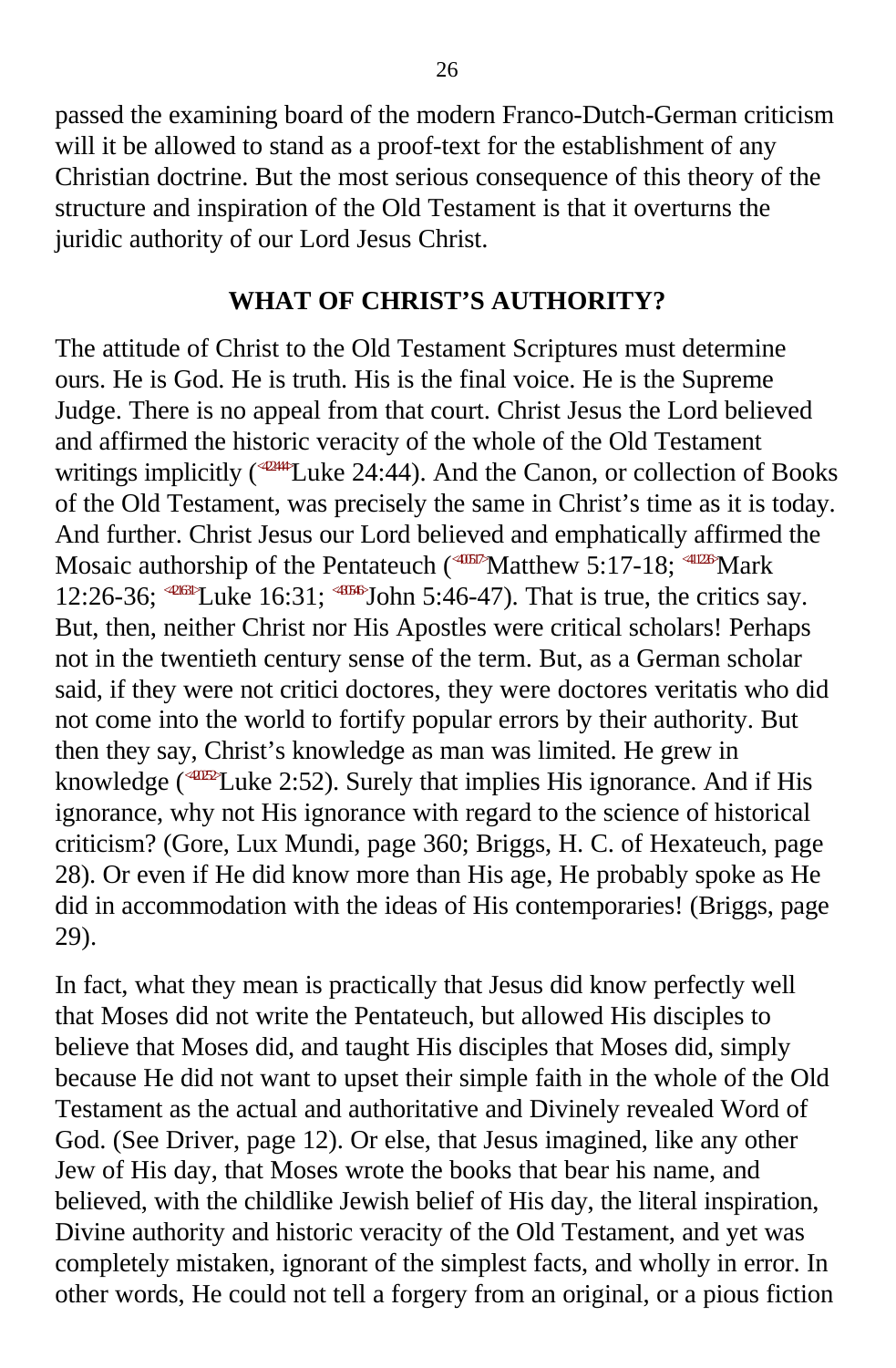passed the examining board of the modern Franco-Dutch-German criticism will it be allowed to stand as a proof-text for the establishment of any Christian doctrine. But the most serious consequence of this theory of the structure and inspiration of the Old Testament is that it overturns the juridic authority of our Lord Jesus Christ.

## WHAT OF CHRIST'S AUTHORITY?

The attitude of Christ to the Old Testament Scriptures must determine ours. He is God. He is truth. His is the final voice. He is the Supreme Judge. There is no appeal from that court. Christ Jesus the Lord believed and affirmed the historic veracity of the whole of the Old Testament writings implicitly (<422444>Luke 24:44). And the Canon, or collection of Books of the Old Testament, was precisely the same in Christ's time as it is today. And further. Christ Jesus our Lord believed and emphatically affirmed the Mosaic authorship of the Pentateuch (<400517>Matthew 5:17-18; <411226>Mark 12:26-36; <421631>Luke 16:31; <430546>John 5:46-47). That is true, the critics say. But, then, neither Christ nor His Apostles were critical scholars! Perhaps not in the twentieth century sense of the term. But, as a German scholar said, if they were not critici doctores, they were doctores veritatis who did not come into the world to fortify popular errors by their authority. But then they say, Christ's knowledge as man was limited. He grew in knowledge (<420252>Luke 2:52). Surely that implies His ignorance. And if His ignorance, why not His ignorance with regard to the science of historical criticism? (Gore, Lux Mundi, page 360; Briggs, H. C. of Hexateuch, page 28). Or even if He did know more than His age, He probably spoke as He did in accommodation with the ideas of His contemporaries! (Briggs, page 29).

In fact, what they mean is practically that Jesus did know perfectly well that Moses did not write the Pentateuch, but allowed His disciples to believe that Moses did, and taught His disciples that Moses did, simply because He did not want to upset their simple faith in the whole of the Old Testament as the actual and authoritative and Divinely revealed Word of God. (See Driver, page 12). Or else, that Jesus imagined, like any other Jew of His day, that Moses wrote the books that bear his name, and believed, with the childlike Jewish belief of His day, the literal inspiration, Divine authority and historic veracity of the Old Testament, and yet was completely mistaken, ignorant of the simplest facts, and wholly in error. In other words, He could not tell a forgery from an original, or a pious fiction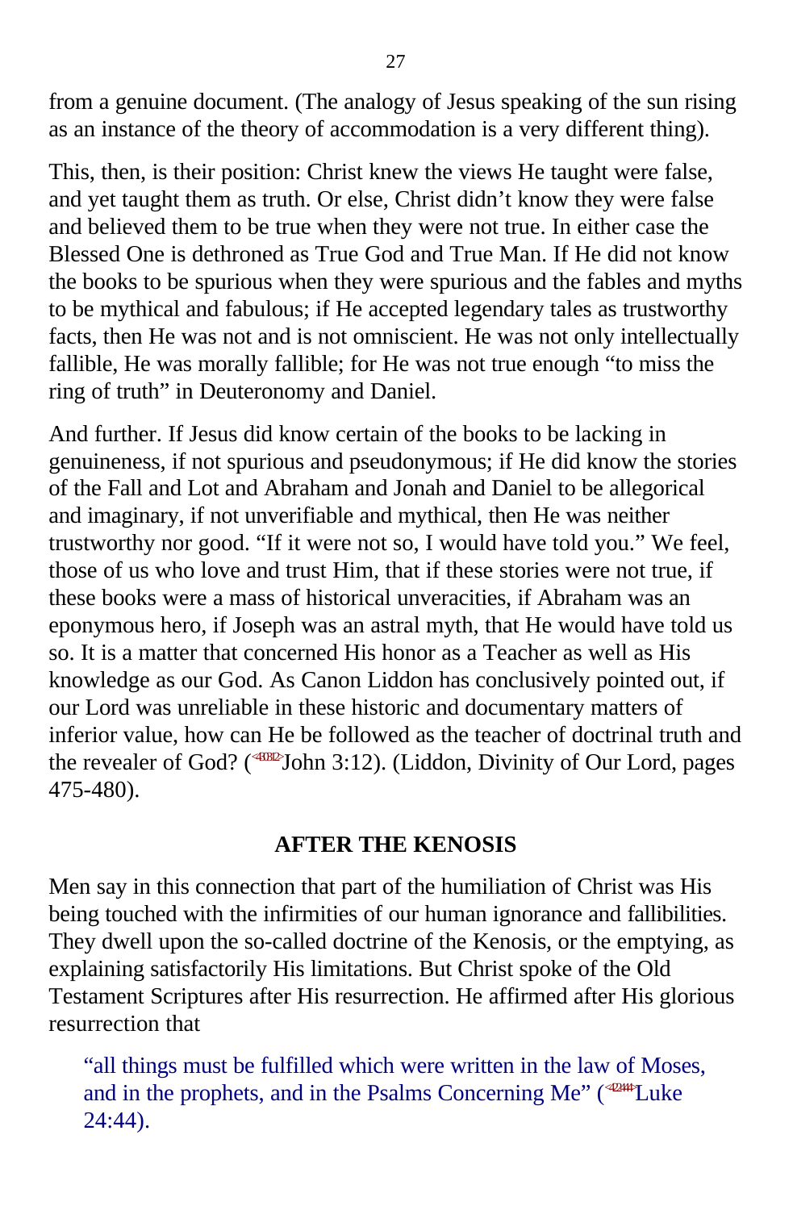from a genuine document. (The analogy of Jesus speaking of the sun rising as an instance of the theory of accommodation is a very different thing).

This, then, is their position: Christ knew the views He taught were false, and yet taught them as truth. Or else, Christ didn't know they were false and believed them to be true when they were not true. In either case the Blessed One is dethroned as True God and True Man. If He did not know the books to be spurious when they were spurious and the fables and myths to be mythical and fabulous; if He accepted legendary tales as trustworthy facts, then He was not and is not omniscient. He was not only intellectually fallible, He was morally fallible; for He was not true enough "to miss the ring of truth" in Deuteronomy and Daniel.

And further. If Jesus did know certain of the books to be lacking in genuineness, if not spurious and pseudonymous; if He did know the stories of the Fall and Lot and Abraham and Jonah and Daniel to be allegorical and imaginary, if not unverifiable and mythical, then He was neither trustworthy nor good. "If it were not so, I would have told you." We feel, those of us who love and trust Him, that if these stories were not true, if these books were a mass of historical unveracities, if Abraham was an eponymous hero, if Joseph was an astral myth, that He would have told us so. It is a matter that concerned His honor as a Teacher as well as His knowledge as our God. As Canon Liddon has conclusively pointed out, if our Lord was unreliable in these historic and documentary matters of inferior value, how can He be followed as the teacher of doctrinal truth and the revealer of God? (<430312>John 3:12). (Liddon, Divinity of Our Lord, pages 475-480).

## AFTER THE KENOSIS

Men say in this connection that part of the humiliation of Christ was His being touched with the infirmities of our human ignorance and fallibilities. They dwell upon the so-called doctrine of the Kenosis, or the emptying, as explaining satisfactorily His limitations. But Christ spoke of the Old Testament Scriptures after His resurrection. He affirmed after His glorious resurrection that

> "all things must be fulfilled which were written in the law of Moses, and in the prophets, and in the Psalms Concerning Me" (<422444>Luke 24:44).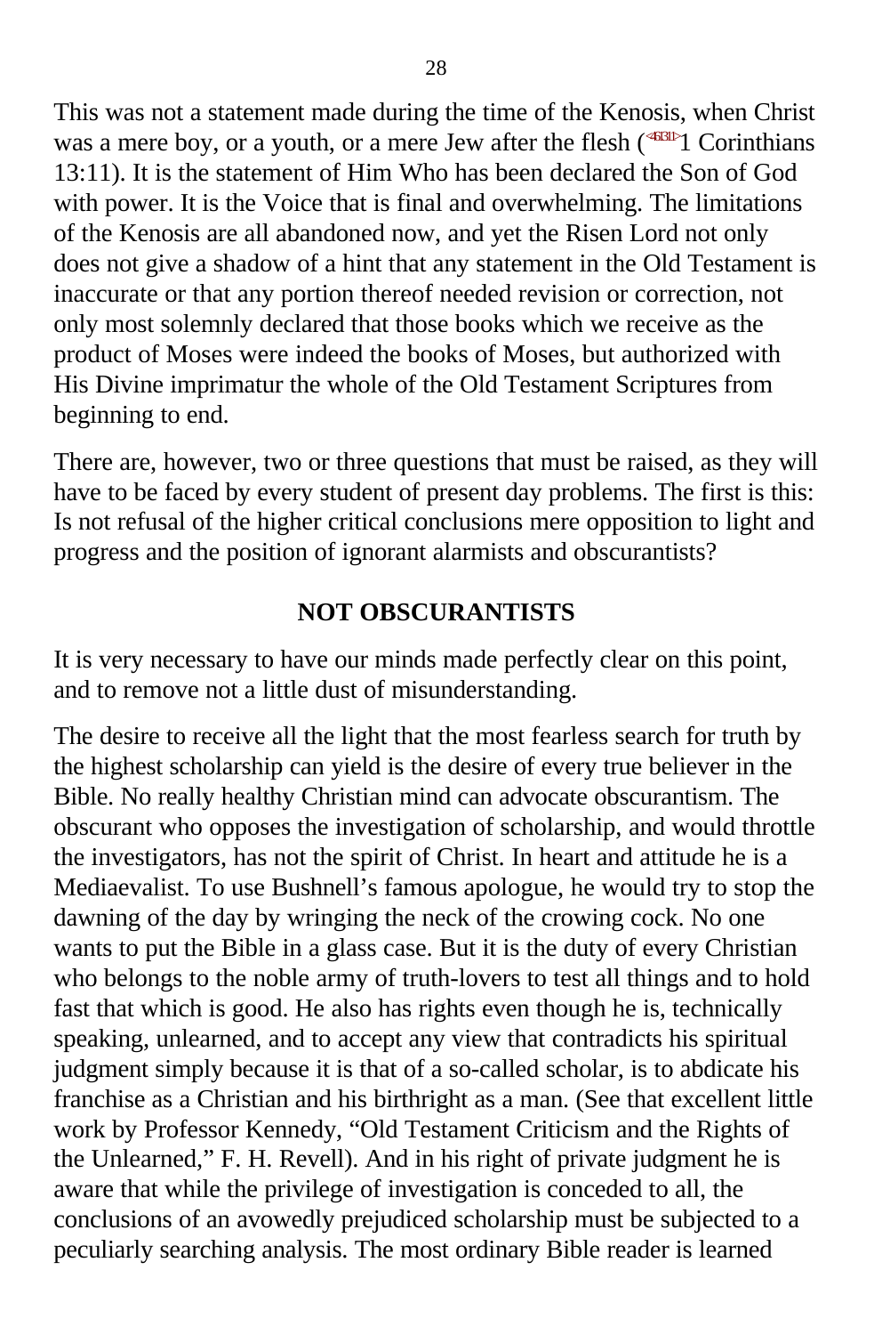This was not a statement made during the time of the Kenosis, when Christ was a mere boy, or a youth, or a mere Jew after the flesh (1 Corinthians 13:11). It is the statement of Him Who has been declared the Son of God with power. It is the Voice that is final and overwhelming. The limitations of the Kenosis are all abandoned now, and yet the Risen Lord not only does not give a shadow of a hint that any statement in the Old Testament is inaccurate or that any portion thereof needed revision or correction, not only most solemnly declared that those books which we receive as the product of Moses were indeed the books of Moses, but authorized with His Divine imprimatur the whole of the Old Testament Scriptures from beginning to end.

There are, however, two or three questions that must be raised, as they will have to be faced by every student of present day problems. The first is this: Is not refusal of the higher critical conclusions mere opposition to light and progress and the position of ignorant alarmists and obscurantists?

## NOT OBSCURANTISTS

It is very necessary to have our minds made perfectly clear on this point, and to remove not a little dust of misunderstanding.

The desire to receive all the light that the most fearless search for truth by the highest scholarship can yield is the desire of every true believer in the Bible. No really healthy Christian mind can advocate obscurantism. The obscurant who opposes the investigation of scholarship, and would throttle the investigators, has not the spirit of Christ. In heart and attitude he is a Mediaevalist. To use Bushnell's famous apologue, he would try to stop the dawning of the day by wringing the neck of the crowing cock. No one wants to put the Bible in a glass case. But it is the duty of every Christian who belongs to the noble army of truth-lovers to test all things and to hold fast that which is good. He also has rights even though he is, technically speaking, unlearned, and to accept any view that contradicts his spiritual judgment simply because it is that of a so-called scholar, is to abdicate his franchise as a Christian and his birthright as a man. (See that excellent little work by Professor Kennedy, "Old Testament Criticism and the Rights of the Unlearned," F. H. Revell). And in his right of private judgment he is aware that while the privilege of investigation is conceded to all, the conclusions of an avowedly prejudiced scholarship must be subjected to a peculiarly searching analysis. The most ordinary Bible reader is learned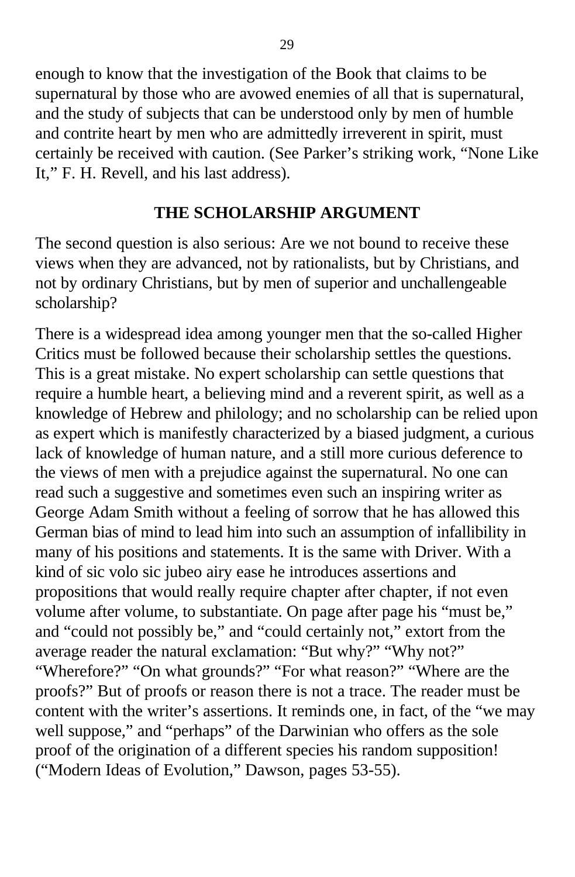enough to know that the investigation of the Book that claims to be supernatural by those who are avowed enemies of all that is supernatural, and the study of subjects that can be understood only by men of humble and contrite heart by men who are admittedly irreverent in spirit, must certainly be received with caution. (See Parker's striking work, "None Like It," F. H. Revell, and his last address).

## THE SCHOLARSHIP ARGUMENT

The second question is also serious: Are we not bound to receive these views when they are advanced, not by rationalists, but by Christians, and not by ordinary Christians, but by men of superior and unchallengeable scholarship?

There is a widespread idea among younger men that the so-called Higher Critics must be followed because their scholarship settles the questions. This is a great mistake. No expert scholarship can settle questions that require a humble heart, a believing mind and a reverent spirit, as well as a knowledge of Hebrew and philology; and no scholarship can be relied upon as expert which is manifestly characterized by a biased judgment, a curious lack of knowledge of human nature, and a still more curious deference to the views of men with a prejudice against the supernatural. No one can read such a suggestive and sometimes even such an inspiring writer as George Adam Smith without a feeling of sorrow that he has allowed this German bias of mind to lead him into such an assumption of infallibility in many of his positions and statements. It is the same with Driver. With a kind of sic volo sic jubeo airy ease he introduces assertions and propositions that would really require chapter after chapter, if not even volume after volume, to substantiate. On page after page his "must be," and "could not possibly be," and "could certainly not," extort from the average reader the natural exclamation: "But why?" "Why not?" "Wherefore?" "On what grounds?" "For what reason?" "Where are the proofs?" But of proofs or reason there is not a trace. The reader must be content with the writer's assertions. It reminds one, in fact, of the "we may well suppose," and "perhaps" of the Darwinian who offers as the sole proof of the origination of a different species his random supposition! ("Modern Ideas of Evolution," Dawson, pages 53-55).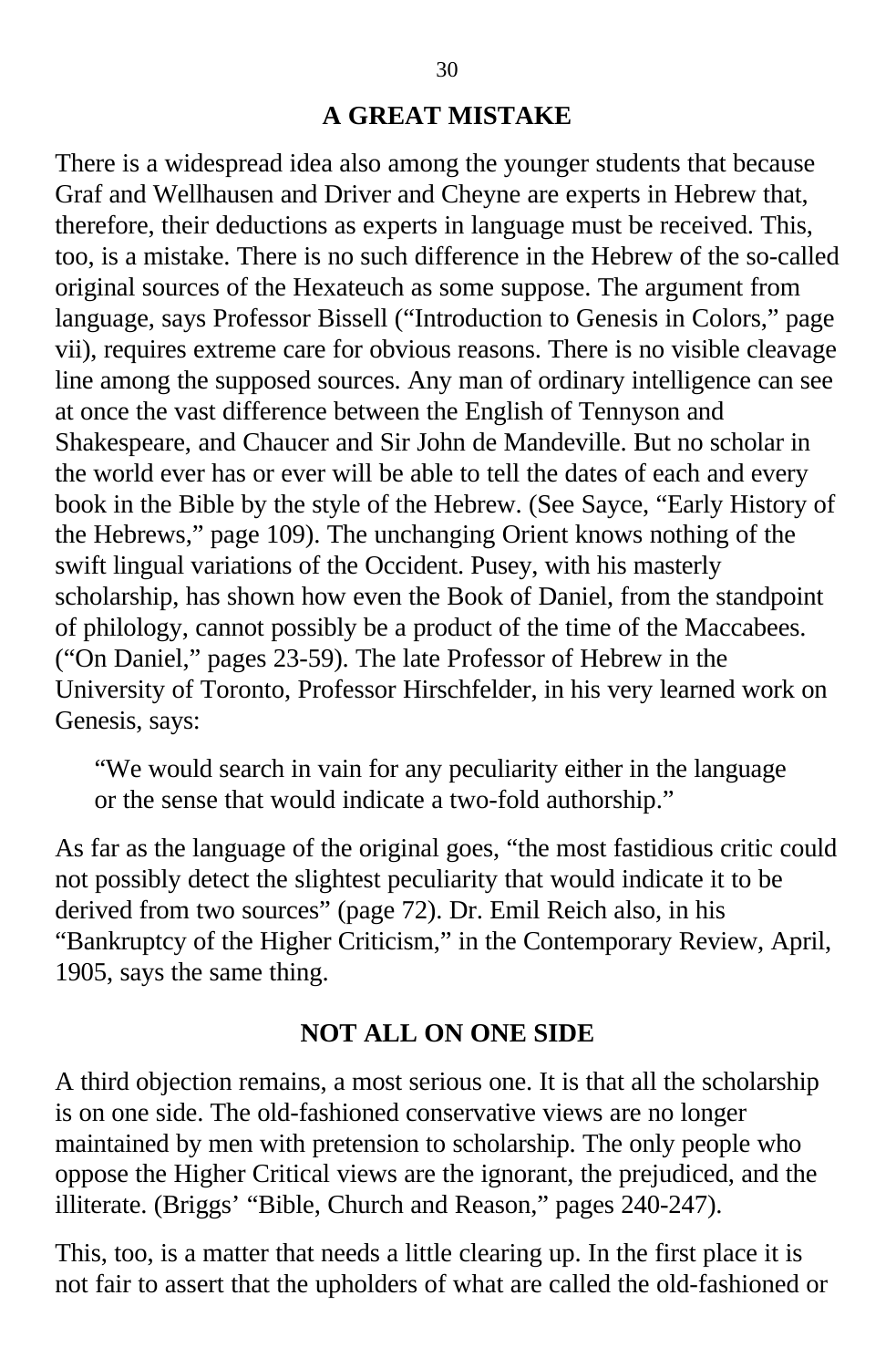## A GREAT MISTAKE

There is a widespread idea also among the younger students that because Graf and Wellhausen and Driver and Cheyne are experts in Hebrew that, therefore, their deductions as experts in language must be received. This, too, is a mistake. There is no such difference in the Hebrew of the so-called original sources of the Hexateuch as some suppose. The argument from language, says Professor Bissell ("Introduction to Genesis in Colors," page vii), requires extreme care for obvious reasons. There is no visible cleavage line among the supposed sources. Any man of ordinary intelligence can see at once the vast difference between the English of Tennyson and Shakespeare, and Chaucer and Sir John de Mandeville. But no scholar in the world ever has or ever will be able to tell the dates of each and every book in the Bible by the style of the Hebrew. (See Sayce, "Early History of the Hebrews," page 109). The unchanging Orient knows nothing of the swift lingual variations of the Occident. Pusey, with his masterly scholarship, has shown how even the Book of Daniel, from the standpoint of philology, cannot possibly be a product of the time of the Maccabees. ("On Daniel," pages 23-59). The late Professor of Hebrew in the University of Toronto, Professor Hirschfelder, in his very learned work on Genesis, says:

> "We would search in vain for any peculiarity either in the language or the sense that would indicate a two-fold authorship."

As far as the language of the original goes, "the most fastidious critic could not possibly detect the slightest peculiarity that would indicate it to be derived from two sources" (page 72). Dr. Emil Reich also, in his "Bankruptcy of the Higher Criticism," in the Contemporary Review, April, 1905, says the same thing.

## NOT ALL ON ONE SIDE

A third objection remains, a most serious one. It is that all the scholarship is on one side. The old-fashioned conservative views are no longer maintained by men with pretension to scholarship. The only people who oppose the Higher Critical views are the ignorant, the prejudiced, and the illiterate. (Briggs' "Bible, Church and Reason," pages 240-247).

This, too, is a matter that needs a little clearing up. In the first place it is not fair to assert that the upholders of what are called the old-fashioned or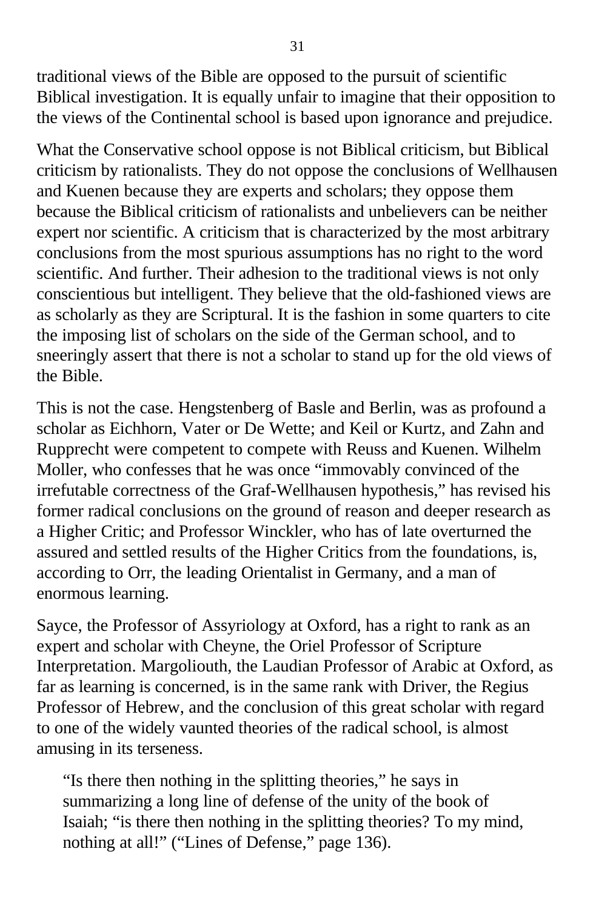traditional views of the Bible are opposed to the pursuit of scientific Biblical investigation. It is equally unfair to imagine that their opposition to the views of the Continental school is based upon ignorance and prejudice.

What the Conservative school oppose is not Biblical criticism, but Biblical criticism by rationalists. They do not oppose the conclusions of Wellhausen and Kuenen because they are experts and scholars; they oppose them because the Biblical criticism of rationalists and unbelievers can be neither expert nor scientific. A criticism that is characterized by the most arbitrary conclusions from the most spurious assumptions has no right to the word scientific. And further. Their adhesion to the traditional views is not only conscientious but intelligent. They believe that the old-fashioned views are as scholarly as they are Scriptural. It is the fashion in some quarters to cite the imposing list of scholars on the side of the German school, and to sneeringly assert that there is not a scholar to stand up for the old views of the Bible.

This is not the case. Hengstenberg of Basle and Berlin, was as profound a scholar as Eichhorn, Vater or De Wette; and Keil or Kurtz, and Zahn and Rupprecht were competent to compete with Reuss and Kuenen. Wilhelm Moller, who confesses that he was once "immovably convinced of the irrefutable correctness of the Graf-Wellhausen hypothesis," has revised his former radical conclusions on the ground of reason and deeper research as a Higher Critic; and Professor Winckler, who has of late overturned the assured and settled results of the Higher Critics from the foundations, is, according to Orr, the leading Orientalist in Germany, and a man of enormous learning.

Sayce, the Professor of Assyriology at Oxford, has a right to rank as an expert and scholar with Cheyne, the Oriel Professor of Scripture Interpretation. Margoliouth, the Laudian Professor of Arabic at Oxford, as far as learning is concerned, is in the same rank with Driver, the Regius Professor of Hebrew, and the conclusion of this great scholar with regard to one of the widely vaunted theories of the radical school, is almost amusing in its terseness.

> "Is there then nothing in the splitting theories," he says in summarizing a long line of defense of the unity of the book of Isaiah; "is there then nothing in the splitting theories? To my mind, nothing at all!" ("Lines of Defense," page 136).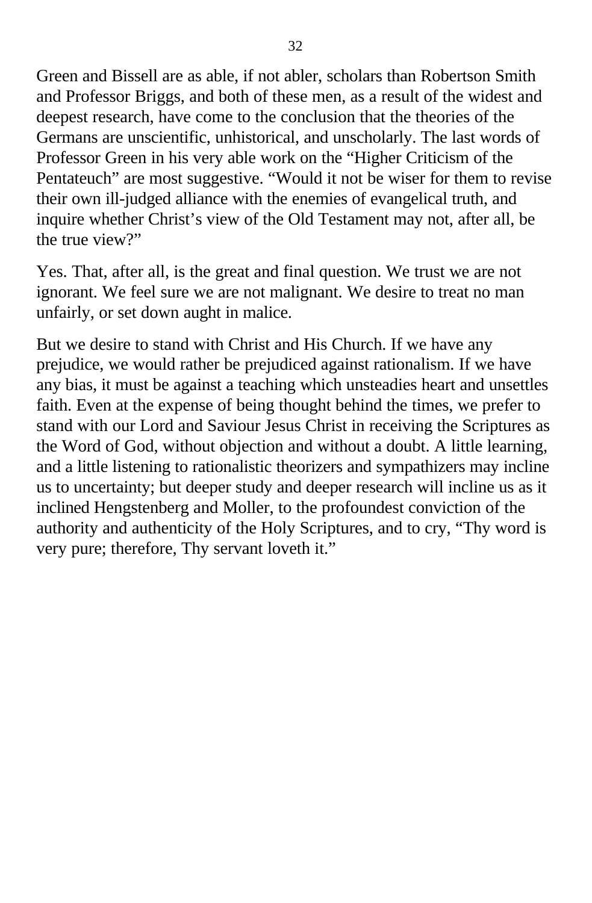Green and Bissell are as able, if not abler, scholars than Robertson Smith and Professor Briggs, and both of these men, as a result of the widest and deepest research, have come to the conclusion that the theories of the Germans are unscientific, unhistorical, and unscholarly. The last words of Professor Green in his very able work on the "Higher Criticism of the Pentateuch" are most suggestive. "Would it not be wiser for them to revise their own ill-judged alliance with the enemies of evangelical truth, and inquire whether Christ's view of the Old Testament may not, after all, be the true view?"

Yes. That, after all, is the great and final question. We trust we are not ignorant. We feel sure we are not malignant. We desire to treat no man unfairly, or set down aught in malice.

But we desire to stand with Christ and His Church. If we have any prejudice, we would rather be prejudiced against rationalism. If we have any bias, it must be against a teaching which unsteadies heart and unsettles faith. Even at the expense of being thought behind the times, we prefer to stand with our Lord and Saviour Jesus Christ in receiving the Scriptures as the Word of God, without objection and without a doubt. A little learning, and a little listening to rationalistic theorizers and sympathizers may incline us to uncertainty; but deeper study and deeper research will incline us as it inclined Hengstenberg and Moller, to the profoundest conviction of the authority and authenticity of the Holy Scriptures, and to cry, "Thy word is very pure; therefore, Thy servant loveth it."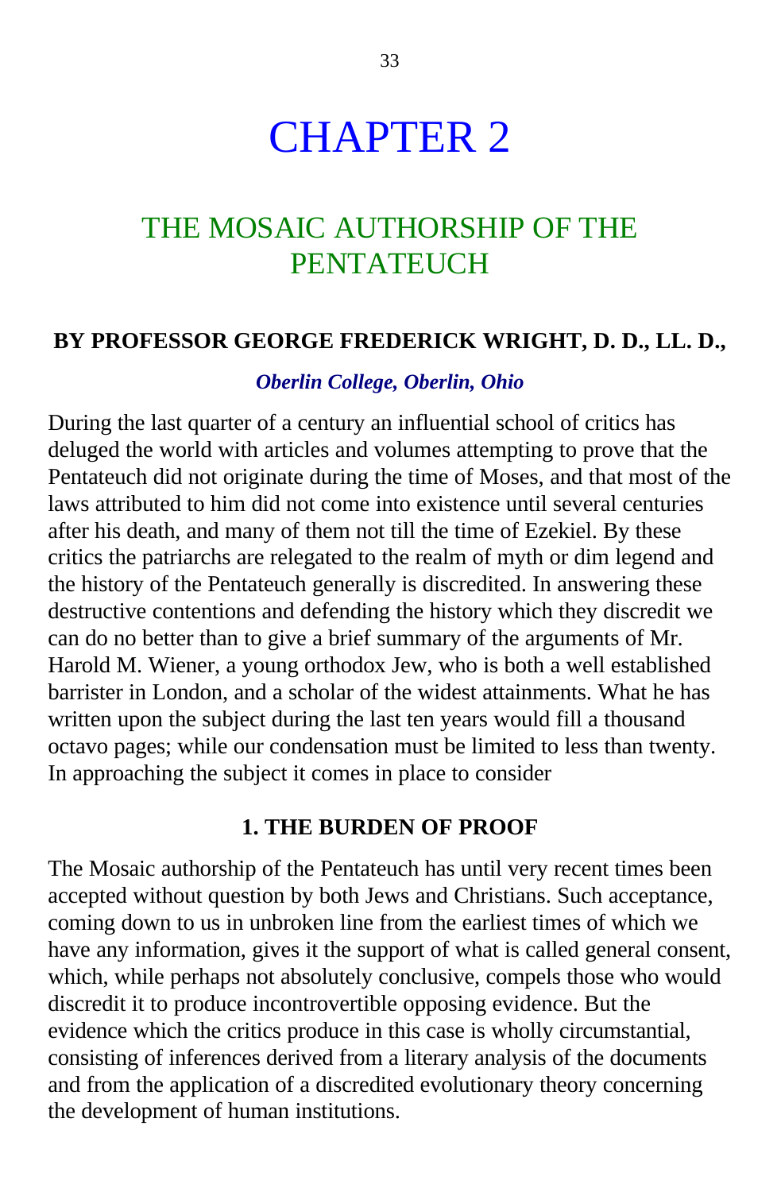# CHAPTER 2

## THE MOSAIC AUTHORSHIP OF THE PENTATEUCH

**BY PROFESSOR GEORGE FREDERICK WRIGHT, D. D., LL. D.,**

***Oberlin College, Oberlin, Ohio***

During the last quarter of a century an influential school of critics has deluged the world with articles and volumes attempting to prove that the Pentateuch did not originate during the time of Moses, and that most of the laws attributed to him did not come into existence until several centuries after his death, and many of them not till the time of Ezekiel. By these critics the patriarchs are relegated to the realm of myth or dim legend and the history of the Pentateuch generally is discredited. In answering these destructive contentions and defending the history which they discredit we can do no better than to give a brief summary of the arguments of Mr. Harold M. Wiener, a young orthodox Jew, who is both a well established barrister in London, and a scholar of the widest attainments. What he has written upon the subject during the last ten years would fill a thousand octavo pages; while our condensation must be limited to less than twenty. In approaching the subject it comes in place to consider

### 1. THE BURDEN OF PROOF

The Mosaic authorship of the Pentateuch has until very recent times been accepted without question by both Jews and Christians. Such acceptance, coming down to us in unbroken line from the earliest times of which we have any information, gives it the support of what is called general consent, which, while perhaps not absolutely conclusive, compels those who would discredit it to produce incontrovertible opposing evidence. But the evidence which the critics produce in this case is wholly circumstantial, consisting of inferences derived from a literary analysis of the documents and from the application of a discredited evolutionary theory concerning the development of human institutions.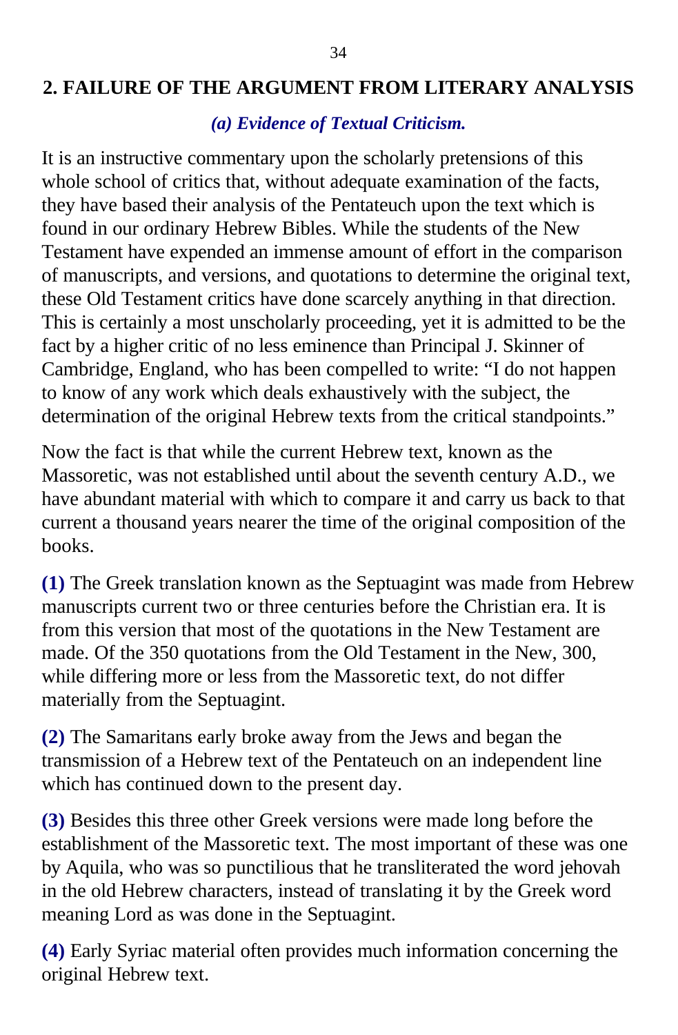## 2. FAILURE OF THE ARGUMENT FROM LITERARY ANALYSIS

### *(a) Evidence of Textual Criticism.*

It is an instructive commentary upon the scholarly pretensions of this whole school of critics that, without adequate examination of the facts, they have based their analysis of the Pentateuch upon the text which is found in our ordinary Hebrew Bibles. While the students of the New Testament have expended an immense amount of effort in the comparison of manuscripts, and versions, and quotations to determine the original text, these Old Testament critics have done scarcely anything in that direction. This is certainly a most unscholarly proceeding, yet it is admitted to be the fact by a higher critic of no less eminence than Principal J. Skinner of Cambridge, England, who has been compelled to write: "I do not happen to know of any work which deals exhaustively with the subject, the determination of the original Hebrew texts from the critical standpoints."

Now the fact is that while the current Hebrew text, known as the Massoretic, was not established until about the seventh century A.D., we have abundant material with which to compare it and carry us back to that current a thousand years nearer the time of the original composition of the books.

**(1)** The Greek translation known as the Septuagint was made from Hebrew manuscripts current two or three centuries before the Christian era. It is from this version that most of the quotations in the New Testament are made. Of the 350 quotations from the Old Testament in the New, 300, while differing more or less from the Massoretic text, do not differ materially from the Septuagint.

**(2)** The Samaritans early broke away from the Jews and began the transmission of a Hebrew text of the Pentateuch on an independent line which has continued down to the present day.

**(3)** Besides this three other Greek versions were made long before the establishment of the Massoretic text. The most important of these was one by Aquila, who was so punctilious that he transliterated the word jehovah in the old Hebrew characters, instead of translating it by the Greek word meaning Lord as was done in the Septuagint.

**(4)** Early Syriac material often provides much information concerning the original Hebrew text.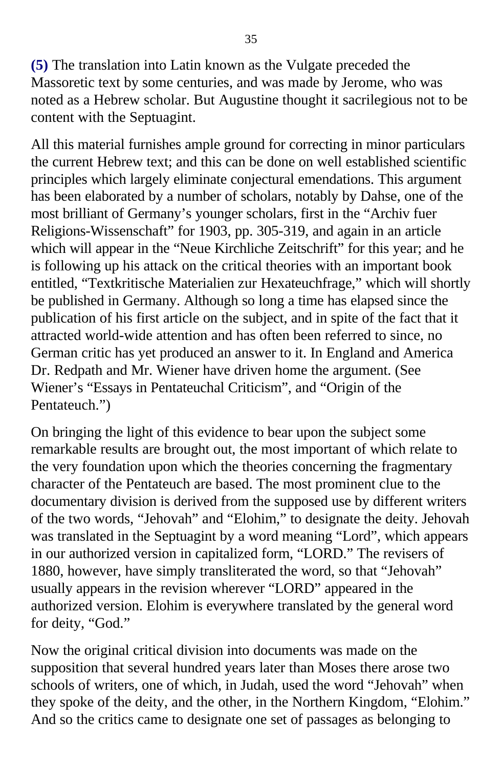**(5)** The translation into Latin known as the Vulgate preceded the Massoretic text by some centuries, and was made by Jerome, who was noted as a Hebrew scholar. But Augustine thought it sacrilegious not to be content with the Septuagint.

All this material furnishes ample ground for correcting in minor particulars the current Hebrew text; and this can be done on well established scientific principles which largely eliminate conjectural emendations. This argument has been elaborated by a number of scholars, notably by Dahse, one of the most brilliant of Germany's younger scholars, first in the "Archiv fuer Religions-Wissenschaft" for 1903, pp. 305-319, and again in an article which will appear in the "Neue Kirchliche Zeitschrift" for this year; and he is following up his attack on the critical theories with an important book entitled, "Textkritische Materialien zur Hexateuchfrage," which will shortly be published in Germany. Although so long a time has elapsed since the publication of his first article on the subject, and in spite of the fact that it attracted world-wide attention and has often been referred to since, no German critic has yet produced an answer to it. In England and America Dr. Redpath and Mr. Wiener have driven home the argument. (See Wiener's "Essays in Pentateuchal Criticism", and "Origin of the Pentateuch.")

On bringing the light of this evidence to bear upon the subject some remarkable results are brought out, the most important of which relate to the very foundation upon which the theories concerning the fragmentary character of the Pentateuch are based. The most prominent clue to the documentary division is derived from the supposed use by different writers of the two words, "Jehovah" and "Elohim," to designate the deity. Jehovah was translated in the Septuagint by a word meaning "Lord", which appears in our authorized version in capitalized form, "LORD." The revisers of 1880, however, have simply transliterated the word, so that "Jehovah" usually appears in the revision wherever "LORD" appeared in the authorized version. Elohim is everywhere translated by the general word for deity, "God."

Now the original critical division into documents was made on the supposition that several hundred years later than Moses there arose two schools of writers, one of which, in Judah, used the word "Jehovah" when they spoke of the deity, and the other, in the Northern Kingdom, "Elohim." And so the critics came to designate one set of passages as belonging to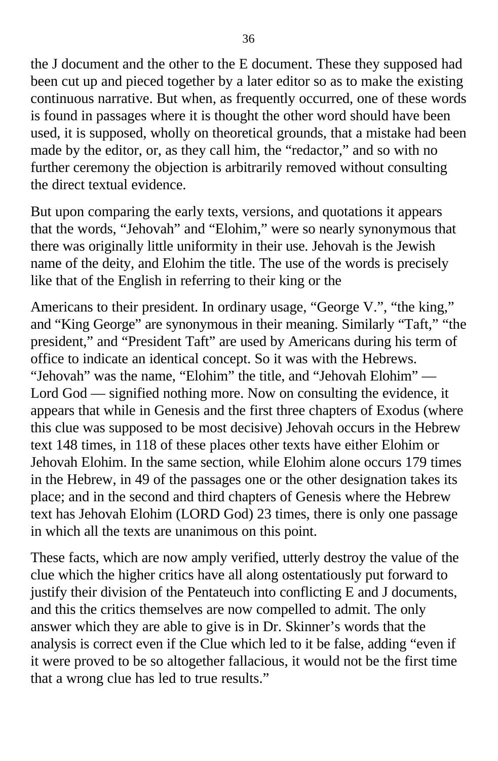the J document and the other to the E document. These they supposed had been cut up and pieced together by a later editor so as to make the existing continuous narrative. But when, as frequently occurred, one of these words is found in passages where it is thought the other word should have been used, it is supposed, wholly on theoretical grounds, that a mistake had been made by the editor, or, as they call him, the "redactor," and so with no further ceremony the objection is arbitrarily removed without consulting the direct textual evidence.

But upon comparing the early texts, versions, and quotations it appears that the words, "Jehovah" and "Elohim," were so nearly synonymous that there was originally little uniformity in their use. Jehovah is the Jewish name of the deity, and Elohim the title. The use of the words is precisely like that of the English in referring to their king or the

Americans to their president. In ordinary usage, "George V.", "the king," and "King George" are synonymous in their meaning. Similarly "Taft," "the president," and "President Taft" are used by Americans during his term of office to indicate an identical concept. So it was with the Hebrews. "Jehovah" was the name, "Elohim" the title, and "Jehovah Elohim" — Lord God — signified nothing more. Now on consulting the evidence, it appears that while in Genesis and the first three chapters of Exodus (where this clue was supposed to be most decisive) Jehovah occurs in the Hebrew text 148 times, in 118 of these places other texts have either Elohim or Jehovah Elohim. In the same section, while Elohim alone occurs 179 times in the Hebrew, in 49 of the passages one or the other designation takes its place; and in the second and third chapters of Genesis where the Hebrew text has Jehovah Elohim (LORD God) 23 times, there is only one passage in which all the texts are unanimous on this point.

These facts, which are now amply verified, utterly destroy the value of the clue which the higher critics have all along ostentatiously put forward to justify their division of the Pentateuch into conflicting E and J documents, and this the critics themselves are now compelled to admit. The only answer which they are able to give is in Dr. Skinner's words that the analysis is correct even if the Clue which led to it be false, adding "even if it were proved to be so altogether fallacious, it would not be the first time that a wrong clue has led to true results."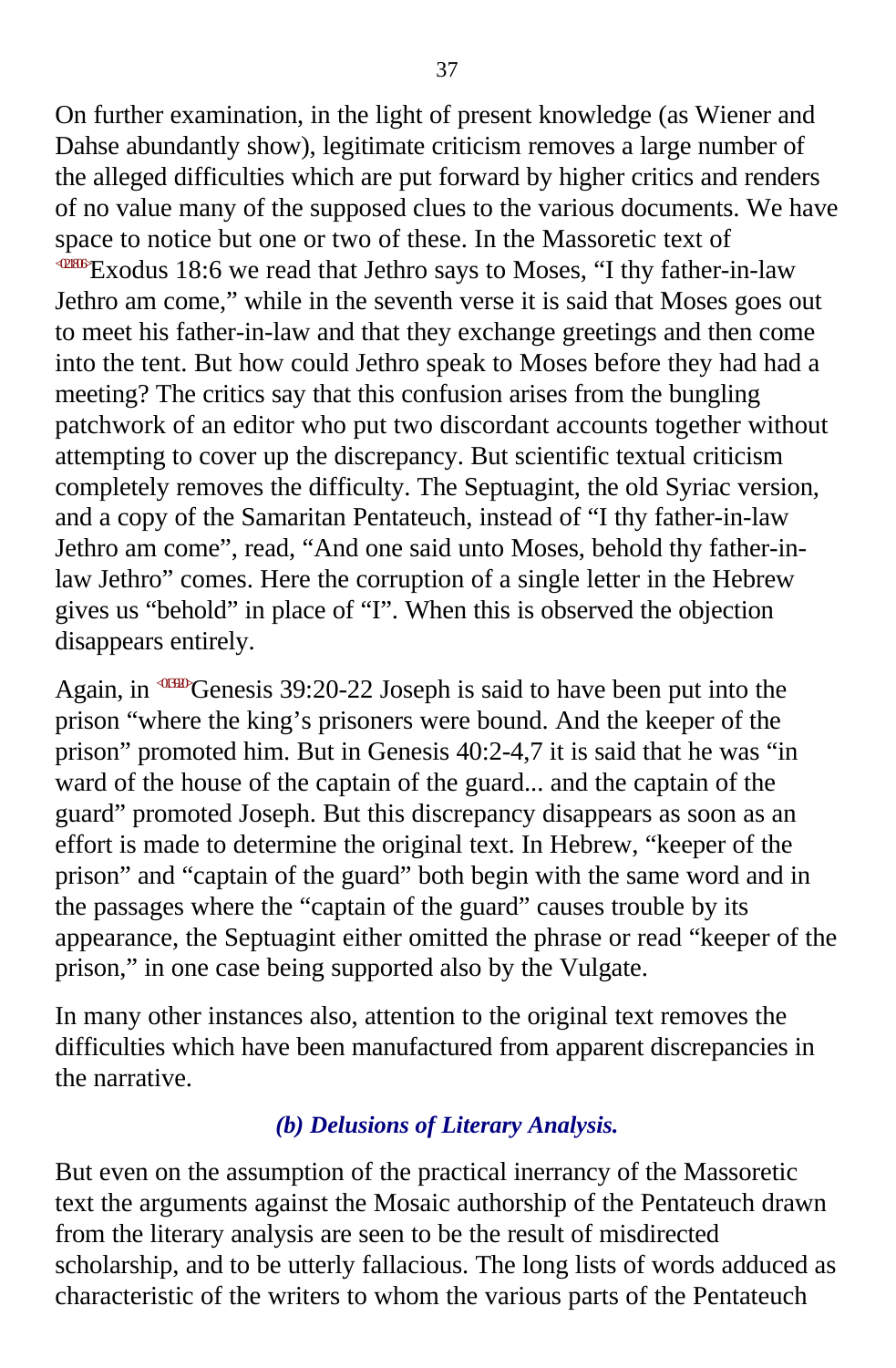On further examination, in the light of present knowledge (as Wiener and Dahse abundantly show), legitimate criticism removes a large number of the alleged difficulties which are put forward by higher critics and renders of no value many of the supposed clues to the various documents. We have space to notice but one or two of these. In the Massoretic text of <021806>Exodus 18:6 we read that Jethro says to Moses, "I thy father-in-law Jethro am come," while in the seventh verse it is said that Moses goes out to meet his father-in-law and that they exchange greetings and then come into the tent. But how could Jethro speak to Moses before they had had a meeting? The critics say that this confusion arises from the bungling patchwork of an editor who put two discordant accounts together without attempting to cover up the discrepancy. But scientific textual criticism completely removes the difficulty. The Septuagint, the old Syriac version, and a copy of the Samaritan Pentateuch, instead of "I thy father-in-law Jethro am come", read, "And one said unto Moses, behold thy father-in-law Jethro" comes. Here the corruption of a single letter in the Hebrew gives us "behold" in place of "I". When this is observed the objection disappears entirely.

Again, in <013920>Genesis 39:20-22 Joseph is said to have been put into the prison "where the king's prisoners were bound. And the keeper of the prison" promoted him. But in Genesis 40:2-4,7 it is said that he was "in ward of the house of the captain of the guard... and the captain of the guard" promoted Joseph. But this discrepancy disappears as soon as an effort is made to determine the original text. In Hebrew, "keeper of the prison" and "captain of the guard" both begin with the same word and in the passages where the "captain of the guard" causes trouble by its appearance, the Septuagint either omitted the phrase or read "keeper of the prison," in one case being supported also by the Vulgate.

In many other instances also, attention to the original text removes the difficulties which have been manufactured from apparent discrepancies in the narrative.

### *(b) Delusions of Literary Analysis.*

But even on the assumption of the practical inerrancy of the Massoretic text the arguments against the Mosaic authorship of the Pentateuch drawn from the literary analysis are seen to be the result of misdirected scholarship, and to be utterly fallacious. The long lists of words adduced as characteristic of the writers to whom the various parts of the Pentateuch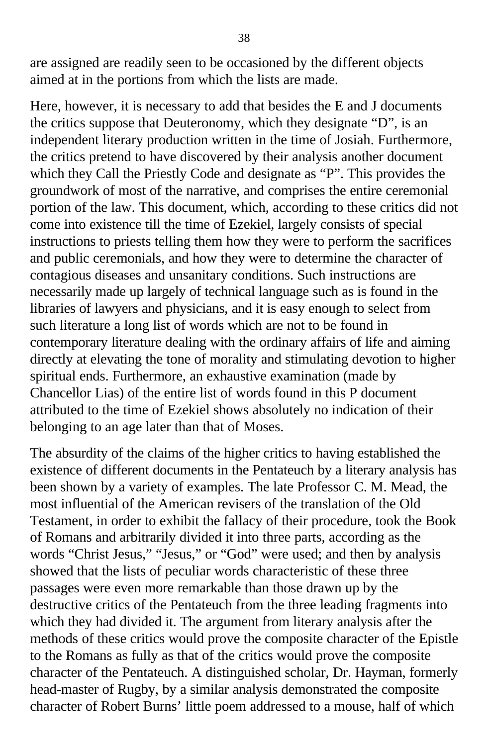are assigned are readily seen to be occasioned by the different objects aimed at in the portions from which the lists are made.

Here, however, it is necessary to add that besides the E and J documents the critics suppose that Deuteronomy, which they designate “D”, is an independent literary production written in the time of Josiah. Furthermore, the critics pretend to have discovered by their analysis another document which they Call the Priestly Code and designate as “P”. This provides the groundwork of most of the narrative, and comprises the entire ceremonial portion of the law. This document, which, according to these critics did not come into existence till the time of Ezekiel, largely consists of special instructions to priests telling them how they were to perform the sacrifices and public ceremonials, and how they were to determine the character of contagious diseases and unsanitary conditions. Such instructions are necessarily made up largely of technical language such as is found in the libraries of lawyers and physicians, and it is easy enough to select from such literature a long list of words which are not to be found in contemporary literature dealing with the ordinary affairs of life and aiming directly at elevating the tone of morality and stimulating devotion to higher spiritual ends. Furthermore, an exhaustive examination (made by Chancellor Lias) of the entire list of words found in this P document attributed to the time of Ezekiel shows absolutely no indication of their belonging to an age later than that of Moses.

The absurdity of the claims of the higher critics to having established the existence of different documents in the Pentateuch by a literary analysis has been shown by a variety of examples. The late Professor C. M. Mead, the most influential of the American revisers of the translation of the Old Testament, in order to exhibit the fallacy of their procedure, took the Book of Romans and arbitrarily divided it into three parts, according as the words “Christ Jesus,” “Jesus,” or “God” were used; and then by analysis showed that the lists of peculiar words characteristic of these three passages were even more remarkable than those drawn up by the destructive critics of the Pentateuch from the three leading fragments into which they had divided it. The argument from literary analysis after the methods of these critics would prove the composite character of the Epistle to the Romans as fully as that of the critics would prove the composite character of the Pentateuch. A distinguished scholar, Dr. Hayman, formerly head-master of Rugby, by a similar analysis demonstrated the composite character of Robert Burns’ little poem addressed to a mouse, half of which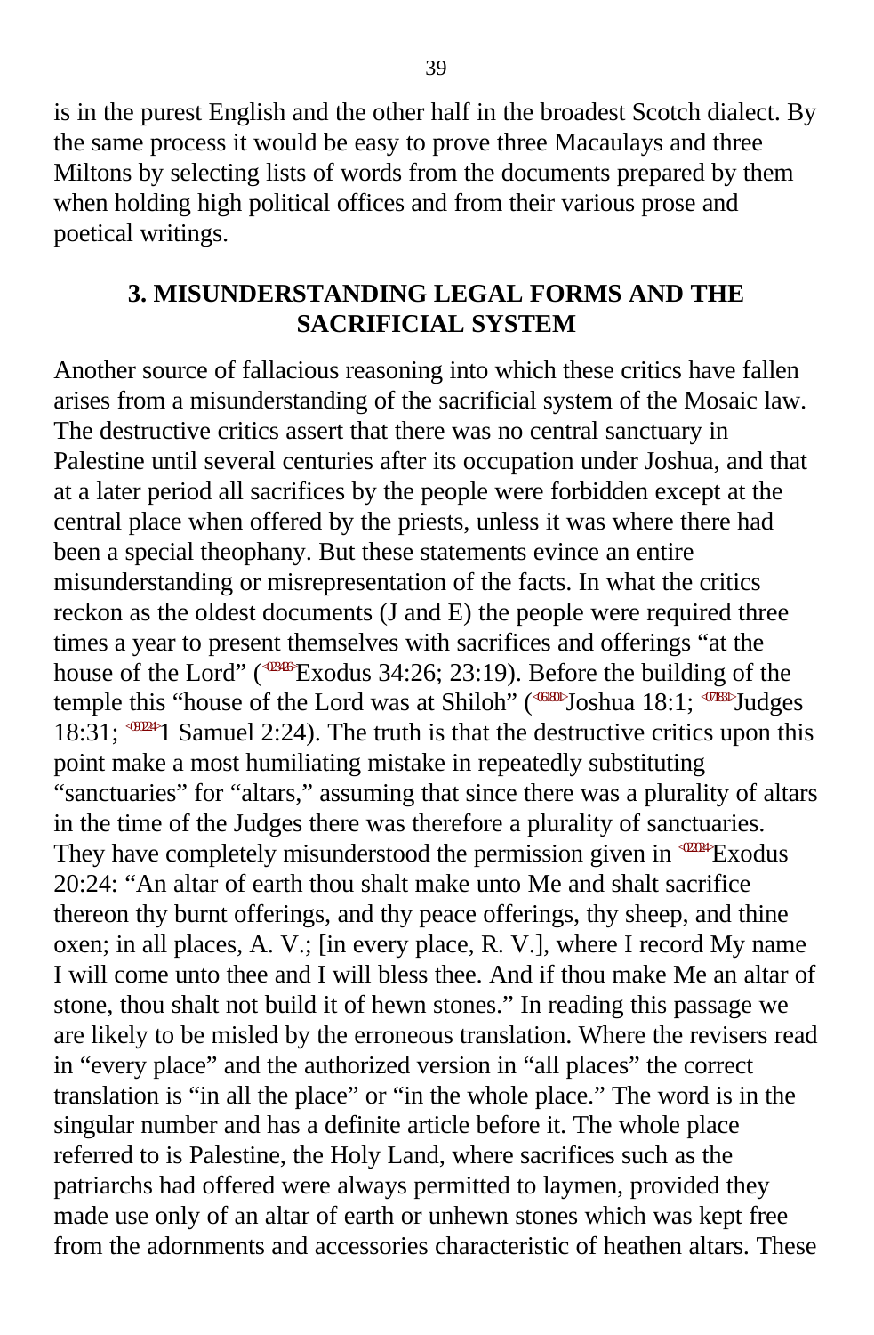is in the purest English and the other half in the broadest Scotch dialect. By the same process it would be easy to prove three Macaulays and three Miltons by selecting lists of words from the documents prepared by them when holding high political offices and from their various prose and poetical writings.

## 3. MISUNDERSTANDING LEGAL FORMS AND THE SACRIFICIAL SYSTEM

Another source of fallacious reasoning into which these critics have fallen arises from a misunderstanding of the sacrificial system of the Mosaic law. The destructive critics assert that there was no central sanctuary in Palestine until several centuries after its occupation under Joshua, and that at a later period all sacrifices by the people were forbidden except at the central place when offered by the priests, unless it was where there had been a special theophany. But these statements evince an entire misunderstanding or misrepresentation of the facts. In what the critics reckon as the oldest documents (J and E) the people were required three times a year to present themselves with sacrifices and offerings "at the house of the Lord" (<023426>Exodus 34:26; 23:19). Before the building of the temple this "house of the Lord was at Shiloh" (<061801>Joshua 18:1; <071831>Judges 18:31; <090224>1 Samuel 2:24). The truth is that the destructive critics upon this point make a most humiliating mistake in repeatedly substituting "sanctuaries" for "altars," assuming that since there was a plurality of altars in the time of the Judges there was therefore a plurality of sanctuaries. They have completely misunderstood the permission given in <022024>Exodus 20:24: "An altar of earth thou shalt make unto Me and shalt sacrifice thereon thy burnt offerings, and thy peace offerings, thy sheep, and thine oxen; in all places, A. V.; [in every place, R. V.], where I record My name I will come unto thee and I will bless thee. And if thou make Me an altar of stone, thou shalt not build it of hewn stones." In reading this passage we are likely to be misled by the erroneous translation. Where the revisers read in "every place" and the authorized version in "all places" the correct translation is "in all the place" or "in the whole place." The word is in the singular number and has a definite article before it. The whole place referred to is Palestine, the Holy Land, where sacrifices such as the patriarchs had offered were always permitted to laymen, provided they made use only of an altar of earth or unhewn stones which was kept free from the adornments and accessories characteristic of heathen altars. These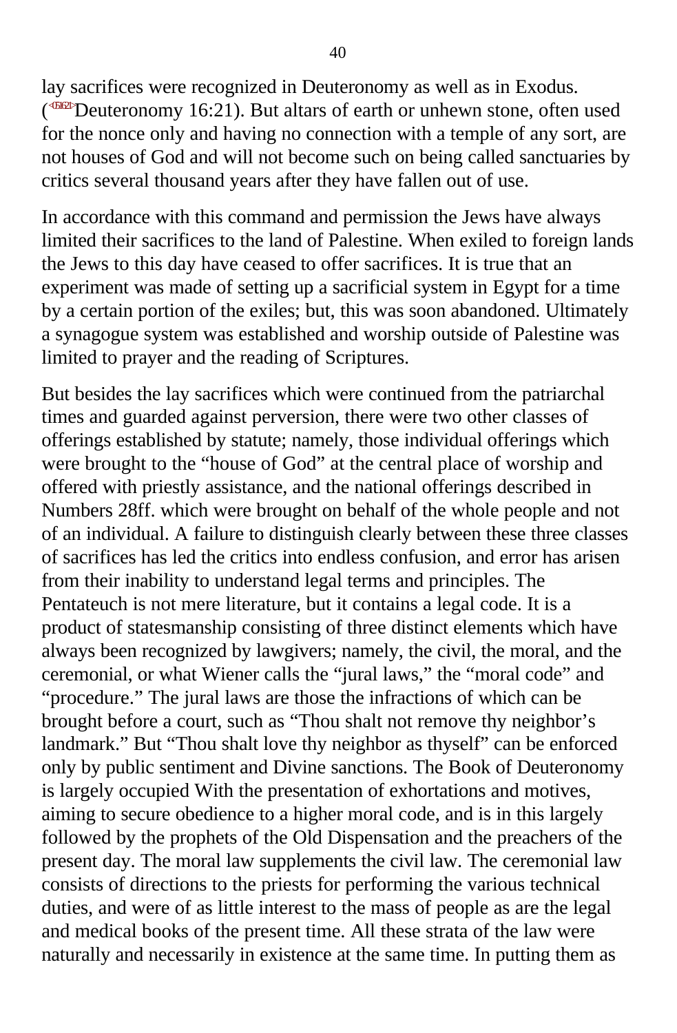lay sacrifices were recognized in Deuteronomy as well as in Exodus. (Deuteronomy 16:21). But altars of earth or unhewn stone, often used for the nonce only and having no connection with a temple of any sort, are not houses of God and will not become such on being called sanctuaries by critics several thousand years after they have fallen out of use.

In accordance with this command and permission the Jews have always limited their sacrifices to the land of Palestine. When exiled to foreign lands the Jews to this day have ceased to offer sacrifices. It is true that an experiment was made of setting up a sacrificial system in Egypt for a time by a certain portion of the exiles; but, this was soon abandoned. Ultimately a synagogue system was established and worship outside of Palestine was limited to prayer and the reading of Scriptures.

But besides the lay sacrifices which were continued from the patriarchal times and guarded against perversion, there were two other classes of offerings established by statute; namely, those individual offerings which were brought to the "house of God" at the central place of worship and offered with priestly assistance, and the national offerings described in Numbers 28ff. which were brought on behalf of the whole people and not of an individual. A failure to distinguish clearly between these three classes of sacrifices has led the critics into endless confusion, and error has arisen from their inability to understand legal terms and principles. The Pentateuch is not mere literature, but it contains a legal code. It is a product of statesmanship consisting of three distinct elements which have always been recognized by lawgivers; namely, the civil, the moral, and the ceremonial, or what Wiener calls the "jural laws," the "moral code" and "procedure." The jural laws are those the infractions of which can be brought before a court, such as "Thou shalt not remove thy neighbor's landmark." But "Thou shalt love thy neighbor as thyself" can be enforced only by public sentiment and Divine sanctions. The Book of Deuteronomy is largely occupied With the presentation of exhortations and motives, aiming to secure obedience to a higher moral code, and is in this largely followed by the prophets of the Old Dispensation and the preachers of the present day. The moral law supplements the civil law. The ceremonial law consists of directions to the priests for performing the various technical duties, and were of as little interest to the mass of people as are the legal and medical books of the present time. All these strata of the law were naturally and necessarily in existence at the same time. In putting them as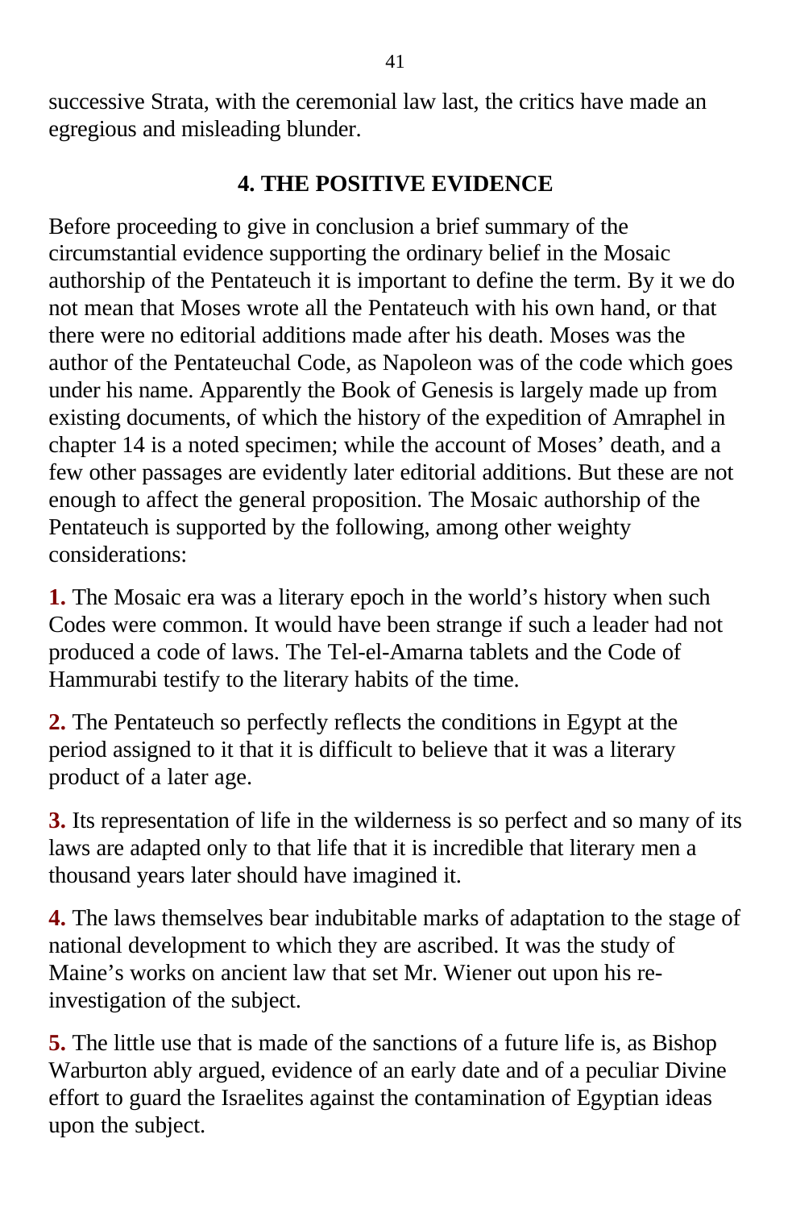successive Strata, with the ceremonial law last, the critics have made an egregious and misleading blunder.

## 4. THE POSITIVE EVIDENCE

Before proceeding to give in conclusion a brief summary of the circumstantial evidence supporting the ordinary belief in the Mosaic authorship of the Pentateuch it is important to define the term. By it we do not mean that Moses wrote all the Pentateuch with his own hand, or that there were no editorial additions made after his death. Moses was the author of the Pentateuchal Code, as Napoleon was of the code which goes under his name. Apparently the Book of Genesis is largely made up from existing documents, of which the history of the expedition of Amraphel in chapter 14 is a noted specimen; while the account of Moses' death, and a few other passages are evidently later editorial additions. But these are not enough to affect the general proposition. The Mosaic authorship of the Pentateuch is supported by the following, among other weighty considerations:

**1.** The Mosaic era was a literary epoch in the world's history when such Codes were common. It would have been strange if such a leader had not produced a code of laws. The Tel-el-Amarna tablets and the Code of Hammurabi testify to the literary habits of the time.

**2.** The Pentateuch so perfectly reflects the conditions in Egypt at the period assigned to it that it is difficult to believe that it was a literary product of a later age.

**3.** Its representation of life in the wilderness is so perfect and so many of its laws are adapted only to that life that it is incredible that literary men a thousand years later should have imagined it.

**4.** The laws themselves bear indubitable marks of adaptation to the stage of national development to which they are ascribed. It was the study of Maine's works on ancient law that set Mr. Wiener out upon his re-investigation of the subject.

**5.** The little use that is made of the sanctions of a future life is, as Bishop Warburton ably argued, evidence of an early date and of a peculiar Divine effort to guard the Israelites against the contamination of Egyptian ideas upon the subject.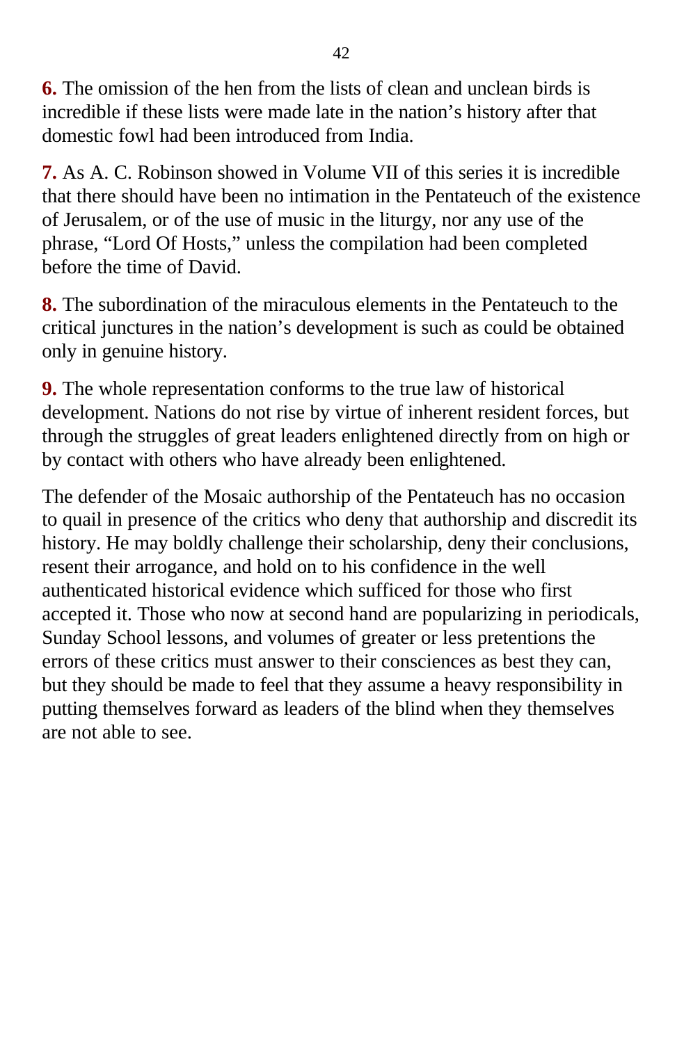**6.** The omission of the hen from the lists of clean and unclean birds is incredible if these lists were made late in the nation's history after that domestic fowl had been introduced from India.

**7.** As A. C. Robinson showed in Volume VII of this series it is incredible that there should have been no intimation in the Pentateuch of the existence of Jerusalem, or of the use of music in the liturgy, nor any use of the phrase, "Lord Of Hosts," unless the compilation had been completed before the time of David.

**8.** The subordination of the miraculous elements in the Pentateuch to the critical junctures in the nation's development is such as could be obtained only in genuine history.

**9.** The whole representation conforms to the true law of historical development. Nations do not rise by virtue of inherent resident forces, but through the struggles of great leaders enlightened directly from on high or by contact with others who have already been enlightened.

The defender of the Mosaic authorship of the Pentateuch has no occasion to quail in presence of the critics who deny that authorship and discredit its history. He may boldly challenge their scholarship, deny their conclusions, resent their arrogance, and hold on to his confidence in the well authenticated historical evidence which sufficed for those who first accepted it. Those who now at second hand are popularizing in periodicals, Sunday School lessons, and volumes of greater or less pretentions the errors of these critics must answer to their consciences as best they can, but they should be made to feel that they assume a heavy responsibility in putting themselves forward as leaders of the blind when they themselves are not able to see.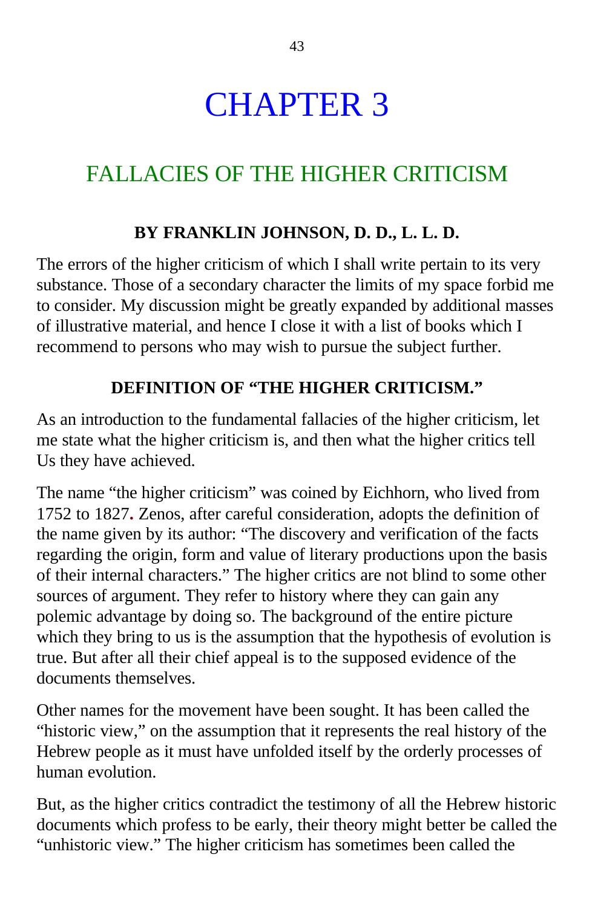# CHAPTER 3

## FALLACIES OF THE HIGHER CRITICISM

### BY FRANKLIN JOHNSON, D. D., L. L. D.

The errors of the higher criticism of which I shall write pertain to its very substance. Those of a secondary character the limits of my space forbid me to consider. My discussion might be greatly expanded by additional masses of illustrative material, and hence I close it with a list of books which I recommend to persons who may wish to pursue the subject further.

### DEFINITION OF "THE HIGHER CRITICISM."

As an introduction to the fundamental fallacies of the higher criticism, let me state what the higher criticism is, and then what the higher critics tell Us they have achieved.

The name "the higher criticism" was coined by Eichhorn, who lived from 1752 to 1827. Zenos, after careful consideration, adopts the definition of the name given by its author: "The discovery and verification of the facts regarding the origin, form and value of literary productions upon the basis of their internal characters." The higher critics are not blind to some other sources of argument. They refer to history where they can gain any polemic advantage by doing so. The background of the entire picture which they bring to us is the assumption that the hypothesis of evolution is true. But after all their chief appeal is to the supposed evidence of the documents themselves.

Other names for the movement have been sought. It has been called the "historic view," on the assumption that it represents the real history of the Hebrew people as it must have unfolded itself by the orderly processes of human evolution.

But, as the higher critics contradict the testimony of all the Hebrew historic documents which profess to be early, their theory might better be called the "unhistoric view." The higher criticism has sometimes been called the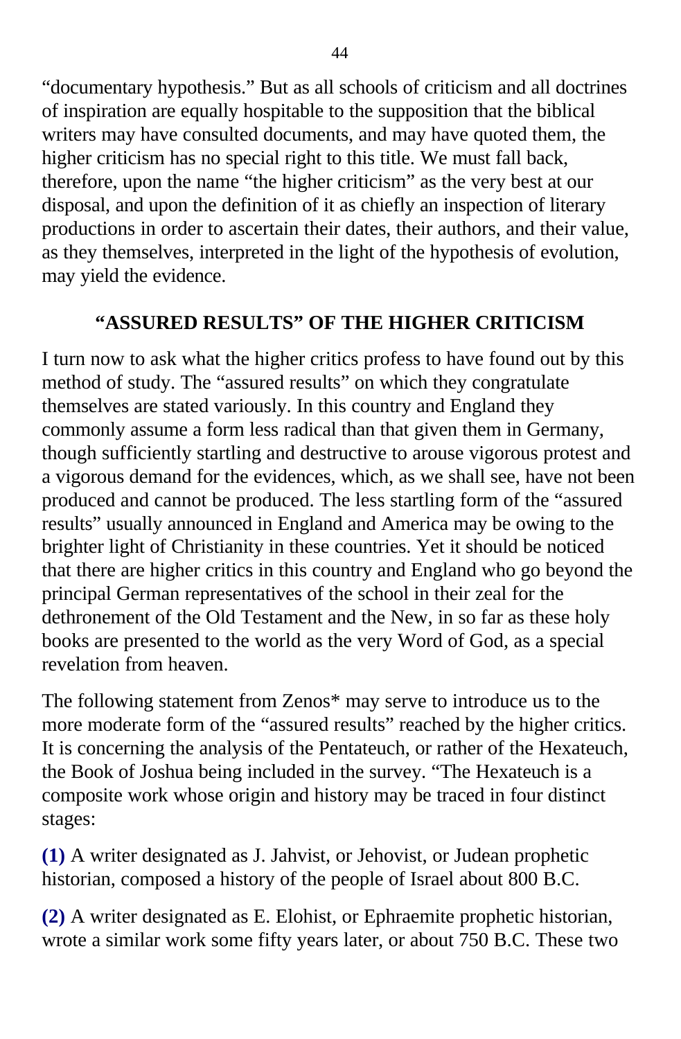"documentary hypothesis." But as all schools of criticism and all doctrines of inspiration are equally hospitable to the supposition that the biblical writers may have consulted documents, and may have quoted them, the higher criticism has no special right to this title. We must fall back, therefore, upon the name "the higher criticism" as the very best at our disposal, and upon the definition of it as chiefly an inspection of literary productions in order to ascertain their dates, their authors, and their value, as they themselves, interpreted in the light of the hypothesis of evolution, may yield the evidence.

## "ASSURED RESULTS" OF THE HIGHER CRITICISM

I turn now to ask what the higher critics profess to have found out by this method of study. The "assured results" on which they congratulate themselves are stated variously. In this country and England they commonly assume a form less radical than that given them in Germany, though sufficiently startling and destructive to arouse vigorous protest and a vigorous demand for the evidences, which, as we shall see, have not been produced and cannot be produced. The less startling form of the "assured results" usually announced in England and America may be owing to the brighter light of Christianity in these countries. Yet it should be noticed that there are higher critics in this country and England who go beyond the principal German representatives of the school in their zeal for the dethronement of the Old Testament and the New, in so far as these holy books are presented to the world as the very Word of God, as a special revelation from heaven.

The following statement from Zenos* may serve to introduce us to the more moderate form of the "assured results" reached by the higher critics. It is concerning the analysis of the Pentateuch, or rather of the Hexateuch, the Book of Joshua being included in the survey. "The Hexateuch is a composite work whose origin and history may be traced in four distinct stages:

**(1)** A writer designated as J. Jahvist, or Jehovist, or Judean prophetic historian, composed a history of the people of Israel about 800 B.C.

**(2)** A writer designated as E. Elohist, or Ephraemite prophetic historian, wrote a similar work some fifty years later, or about 750 B.C. These two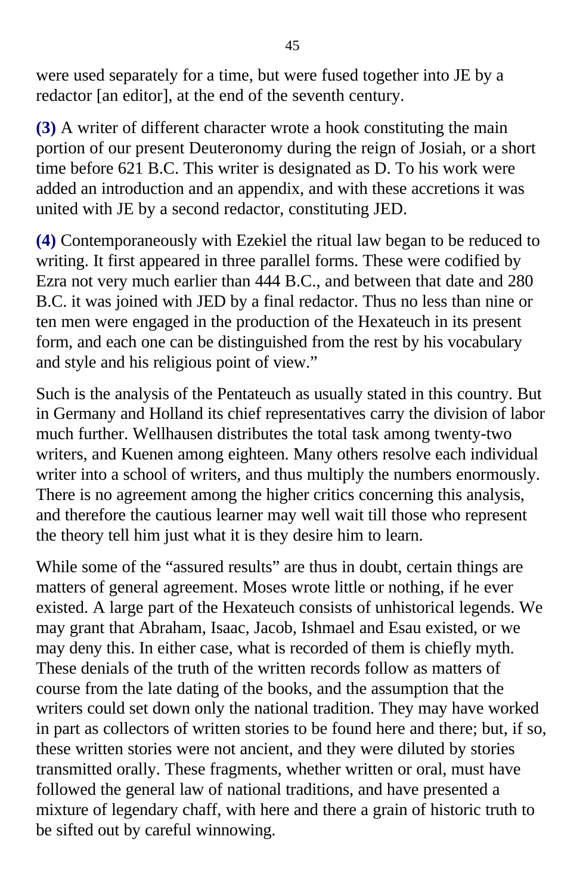were used separately for a time, but were fused together into JE by a redactor [an editor], at the end of the seventh century.

**(3)** A writer of different character wrote a hook constituting the main portion of our present Deuteronomy during the reign of Josiah, or a short time before 621 B.C. This writer is designated as D. To his work were added an introduction and an appendix, and with these accretions it was united with JE by a second redactor, constituting JED.

**(4)** Contemporaneously with Ezekiel the ritual law began to be reduced to writing. It first appeared in three parallel forms. These were codified by Ezra not very much earlier than 444 B.C., and between that date and 280 B.C. it was joined with JED by a final redactor. Thus no less than nine or ten men were engaged in the production of the Hexateuch in its present form, and each one can be distinguished from the rest by his vocabulary and style and his religious point of view."

Such is the analysis of the Pentateuch as usually stated in this country. But in Germany and Holland its chief representatives carry the division of labor much further. Wellhausen distributes the total task among twenty-two writers, and Kuenen among eighteen. Many others resolve each individual writer into a school of writers, and thus multiply the numbers enormously. There is no agreement among the higher critics concerning this analysis, and therefore the cautious learner may well wait till those who represent the theory tell him just what it is they desire him to learn.

While some of the "assured results" are thus in doubt, certain things are matters of general agreement. Moses wrote little or nothing, if he ever existed. A large part of the Hexateuch consists of unhistorical legends. We may grant that Abraham, Isaac, Jacob, Ishmael and Esau existed, or we may deny this. In either case, what is recorded of them is chiefly myth. These denials of the truth of the written records follow as matters of course from the late dating of the books, and the assumption that the writers could set down only the national tradition. They may have worked in part as collectors of written stories to be found here and there; but, if so, these written stories were not ancient, and they were diluted by stories transmitted orally. These fragments, whether written or oral, must have followed the general law of national traditions, and have presented a mixture of legendary chaff, with here and there a grain of historic truth to be sifted out by careful winnowing.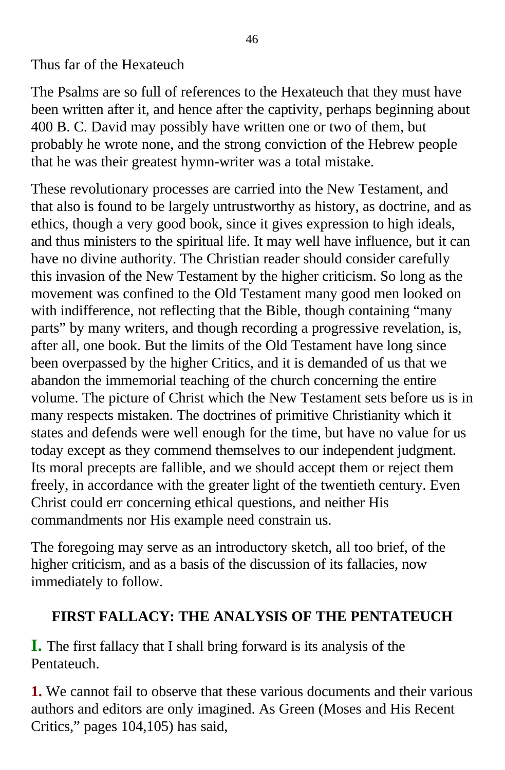Thus far of the Hexateuch

The Psalms are so full of references to the Hexateuch that they must have been written after it, and hence after the captivity, perhaps beginning about 400 B. C. David may possibly have written one or two of them, but probably he wrote none, and the strong conviction of the Hebrew people that he was their greatest hymn-writer was a total mistake.

These revolutionary processes are carried into the New Testament, and that also is found to be largely untrustworthy as history, as doctrine, and as ethics, though a very good book, since it gives expression to high ideals, and thus ministers to the spiritual life. It may well have influence, but it can have no divine authority. The Christian reader should consider carefully this invasion of the New Testament by the higher criticism. So long as the movement was confined to the Old Testament many good men looked on with indifference, not reflecting that the Bible, though containing "many parts" by many writers, and though recording a progressive revelation, is, after all, one book. But the limits of the Old Testament have long since been overpassed by the higher Critics, and it is demanded of us that we abandon the immemorial teaching of the church concerning the entire volume. The picture of Christ which the New Testament sets before us is in many respects mistaken. The doctrines of primitive Christianity which it states and defends were well enough for the time, but have no value for us today except as they commend themselves to our independent judgment. Its moral precepts are fallible, and we should accept them or reject them freely, in accordance with the greater light of the twentieth century. Even Christ could err concerning ethical questions, and neither His commandments nor His example need constrain us.

The foregoing may serve as an introductory sketch, all too brief, of the higher criticism, and as a basis of the discussion of its fallacies, now immediately to follow.

## FIRST FALLACY: THE ANALYSIS OF THE PENTATEUCH

**I.** The first fallacy that I shall bring forward is its analysis of the Pentateuch.

**1.** We cannot fail to observe that these various documents and their various authors and editors are only imagined. As Green (Moses and His Recent Critics," pages 104,105) has said,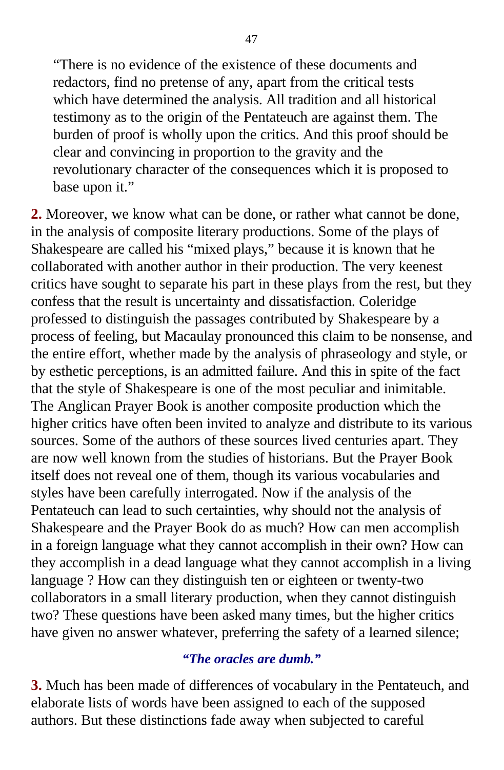> "There is no evidence of the existence of these documents and redactors, find no pretense of any, apart from the critical tests which have determined the analysis. All tradition and all historical testimony as to the origin of the Pentateuch are against them. The burden of proof is wholly upon the critics. And this proof should be clear and convincing in proportion to the gravity and the revolutionary character of the consequences which it is proposed to base upon it."

**2.** Moreover, we know what can be done, or rather what cannot be done, in the analysis of composite literary productions. Some of the plays of Shakespeare are called his "mixed plays," because it is known that he collaborated with another author in their production. The very keenest critics have sought to separate his part in these plays from the rest, but they confess that the result is uncertainty and dissatisfaction. Coleridge professed to distinguish the passages contributed by Shakespeare by a process of feeling, but Macaulay pronounced this claim to be nonsense, and the entire effort, whether made by the analysis of phraseology and style, or by esthetic perceptions, is an admitted failure. And this in spite of the fact that the style of Shakespeare is one of the most peculiar and inimitable. The Anglican Prayer Book is another composite production which the higher critics have often been invited to analyze and distribute to its various sources. Some of the authors of these sources lived centuries apart. They are now well known from the studies of historians. But the Prayer Book itself does not reveal one of them, though its various vocabularies and styles have been carefully interrogated. Now if the analysis of the Pentateuch can lead to such certainties, why should not the analysis of Shakespeare and the Prayer Book do as much? How can men accomplish in a foreign language what they cannot accomplish in their own? How can they accomplish in a dead language what they cannot accomplish in a living language ? How can they distinguish ten or eighteen or twenty-two collaborators in a small literary production, when they cannot distinguish two? These questions have been asked many times, but the higher critics have given no answer whatever, preferring the safety of a learned silence;

***"The oracles are dumb."***

**3.** Much has been made of differences of vocabulary in the Pentateuch, and elaborate lists of words have been assigned to each of the supposed authors. But these distinctions fade away when subjected to careful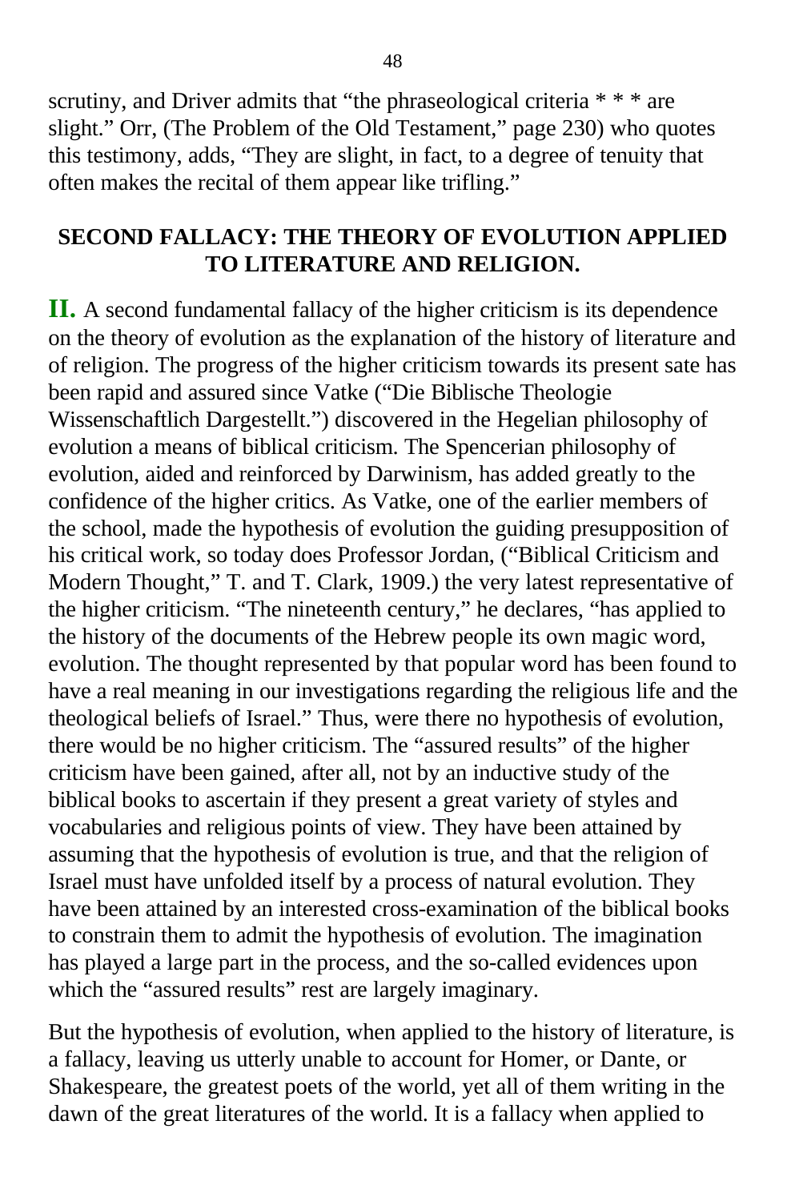scrutiny, and Driver admits that "the phraseological criteria * * * are slight." Orr, (The Problem of the Old Testament," page 230) who quotes this testimony, adds, "They are slight, in fact, to a degree of tenuity that often makes the recital of them appear like trifling."

## SECOND FALLACY: THE THEORY OF EVOLUTION APPLIED TO LITERATURE AND RELIGION.

**II.** A second fundamental fallacy of the higher criticism is its dependence on the theory of evolution as the explanation of the history of literature and of religion. The progress of the higher criticism towards its present sate has been rapid and assured since Vatke ("Die Biblische Theologie Wissenschaftlich Dargestellt.") discovered in the Hegelian philosophy of evolution a means of biblical criticism. The Spencerian philosophy of evolution, aided and reinforced by Darwinism, has added greatly to the confidence of the higher critics. As Vatke, one of the earlier members of the school, made the hypothesis of evolution the guiding presupposition of his critical work, so today does Professor Jordan, ("Biblical Criticism and Modern Thought," T. and T. Clark, 1909.) the very latest representative of the higher criticism. "The nineteenth century," he declares, "has applied to the history of the documents of the Hebrew people its own magic word, evolution. The thought represented by that popular word has been found to have a real meaning in our investigations regarding the religious life and the theological beliefs of Israel." Thus, were there no hypothesis of evolution, there would be no higher criticism. The "assured results" of the higher criticism have been gained, after all, not by an inductive study of the biblical books to ascertain if they present a great variety of styles and vocabularies and religious points of view. They have been attained by assuming that the hypothesis of evolution is true, and that the religion of Israel must have unfolded itself by a process of natural evolution. They have been attained by an interested cross-examination of the biblical books to constrain them to admit the hypothesis of evolution. The imagination has played a large part in the process, and the so-called evidences upon which the "assured results" rest are largely imaginary.

But the hypothesis of evolution, when applied to the history of literature, is a fallacy, leaving us utterly unable to account for Homer, or Dante, or Shakespeare, the greatest poets of the world, yet all of them writing in the dawn of the great literatures of the world. It is a fallacy when applied to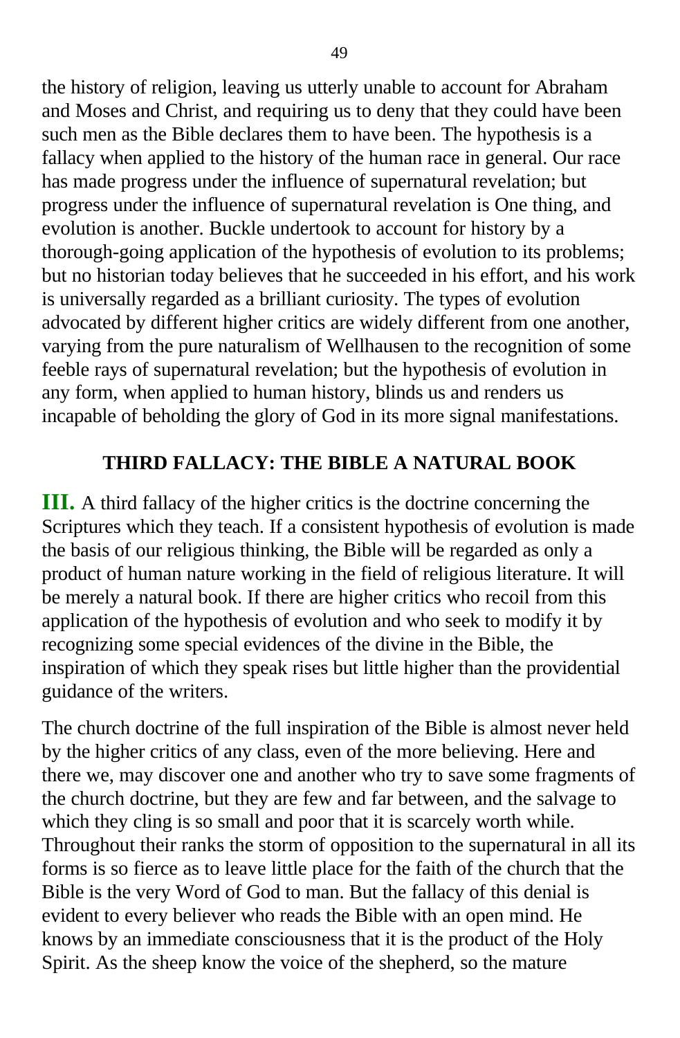the history of religion, leaving us utterly unable to account for Abraham and Moses and Christ, and requiring us to deny that they could have been such men as the Bible declares them to have been. The hypothesis is a fallacy when applied to the history of the human race in general. Our race has made progress under the influence of supernatural revelation; but progress under the influence of supernatural revelation is One thing, and evolution is another. Buckle undertook to account for history by a thorough-going application of the hypothesis of evolution to its problems; but no historian today believes that he succeeded in his effort, and his work is universally regarded as a brilliant curiosity. The types of evolution advocated by different higher critics are widely different from one another, varying from the pure naturalism of Wellhausen to the recognition of some feeble rays of supernatural revelation; but the hypothesis of evolution in any form, when applied to human history, blinds us and renders us incapable of beholding the glory of God in its more signal manifestations.

## THIRD FALLACY: THE BIBLE A NATURAL BOOK

**III.** A third fallacy of the higher critics is the doctrine concerning the Scriptures which they teach. If a consistent hypothesis of evolution is made the basis of our religious thinking, the Bible will be regarded as only a product of human nature working in the field of religious literature. It will be merely a natural book. If there are higher critics who recoil from this application of the hypothesis of evolution and who seek to modify it by recognizing some special evidences of the divine in the Bible, the inspiration of which they speak rises but little higher than the providential guidance of the writers.

The church doctrine of the full inspiration of the Bible is almost never held by the higher critics of any class, even of the more believing. Here and there we, may discover one and another who try to save some fragments of the church doctrine, but they are few and far between, and the salvage to which they cling is so small and poor that it is scarcely worth while. Throughout their ranks the storm of opposition to the supernatural in all its forms is so fierce as to leave little place for the faith of the church that the Bible is the very Word of God to man. But the fallacy of this denial is evident to every believer who reads the Bible with an open mind. He knows by an immediate consciousness that it is the product of the Holy Spirit. As the sheep know the voice of the shepherd, so the mature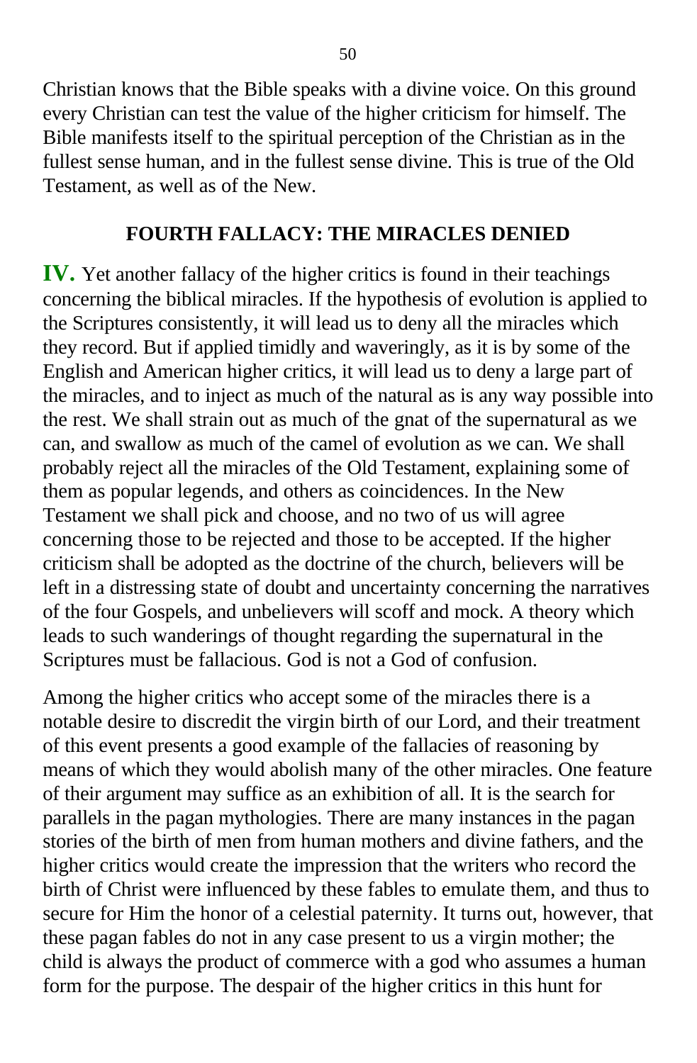Christian knows that the Bible speaks with a divine voice. On this ground every Christian can test the value of the higher criticism for himself. The Bible manifests itself to the spiritual perception of the Christian as in the fullest sense human, and in the fullest sense divine. This is true of the Old Testament, as well as of the New.

## FOURTH FALLACY: THE MIRACLES DENIED

**IV.** Yet another fallacy of the higher critics is found in their teachings concerning the biblical miracles. If the hypothesis of evolution is applied to the Scriptures consistently, it will lead us to deny all the miracles which they record. But if applied timidly and waveringly, as it is by some of the English and American higher critics, it will lead us to deny a large part of the miracles, and to inject as much of the natural as is any way possible into the rest. We shall strain out as much of the gnat of the supernatural as we can, and swallow as much of the camel of evolution as we can. We shall probably reject all the miracles of the Old Testament, explaining some of them as popular legends, and others as coincidences. In the New Testament we shall pick and choose, and no two of us will agree concerning those to be rejected and those to be accepted. If the higher criticism shall be adopted as the doctrine of the church, believers will be left in a distressing state of doubt and uncertainty concerning the narratives of the four Gospels, and unbelievers will scoff and mock. A theory which leads to such wanderings of thought regarding the supernatural in the Scriptures must be fallacious. God is not a God of confusion.

Among the higher critics who accept some of the miracles there is a notable desire to discredit the virgin birth of our Lord, and their treatment of this event presents a good example of the fallacies of reasoning by means of which they would abolish many of the other miracles. One feature of their argument may suffice as an exhibition of all. It is the search for parallels in the pagan mythologies. There are many instances in the pagan stories of the birth of men from human mothers and divine fathers, and the higher critics would create the impression that the writers who record the birth of Christ were influenced by these fables to emulate them, and thus to secure for Him the honor of a celestial paternity. It turns out, however, that these pagan fables do not in any case present to us a virgin mother; the child is always the product of commerce with a god who assumes a human form for the purpose. The despair of the higher critics in this hunt for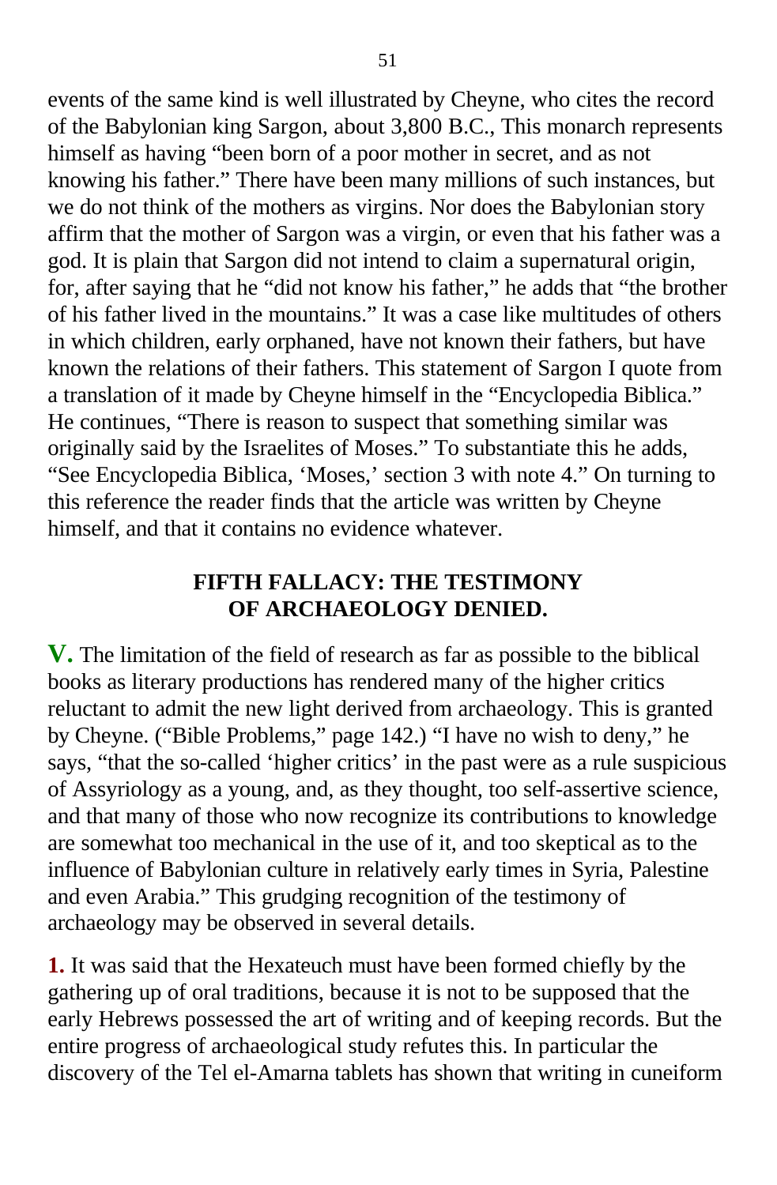events of the same kind is well illustrated by Cheyne, who cites the record of the Babylonian king Sargon, about 3,800 B.C., This monarch represents himself as having "been born of a poor mother in secret, and as not knowing his father." There have been many millions of such instances, but we do not think of the mothers as virgins. Nor does the Babylonian story affirm that the mother of Sargon was a virgin, or even that his father was a god. It is plain that Sargon did not intend to claim a supernatural origin, for, after saying that he "did not know his father," he adds that "the brother of his father lived in the mountains." It was a case like multitudes of others in which children, early orphaned, have not known their fathers, but have known the relations of their fathers. This statement of Sargon I quote from a translation of it made by Cheyne himself in the "Encyclopedia Biblica." He continues, "There is reason to suspect that something similar was originally said by the Israelites of Moses." To substantiate this he adds, "See Encyclopedia Biblica, 'Moses,' section 3 with note 4." On turning to this reference the reader finds that the article was written by Cheyne himself, and that it contains no evidence whatever.

## FIFTH FALLACY: THE TESTIMONY OF ARCHAEOLOGY DENIED.

**V.** The limitation of the field of research as far as possible to the biblical books as literary productions has rendered many of the higher critics reluctant to admit the new light derived from archaeology. This is granted by Cheyne. ("Bible Problems," page 142.) "I have no wish to deny," he says, "that the so-called 'higher critics' in the past were as a rule suspicious of Assyriology as a young, and, as they thought, too self-assertive science, and that many of those who now recognize its contributions to knowledge are somewhat too mechanical in the use of it, and too skeptical as to the influence of Babylonian culture in relatively early times in Syria, Palestine and even Arabia." This grudging recognition of the testimony of archaeology may be observed in several details.

**1.** It was said that the Hexateuch must have been formed chiefly by the gathering up of oral traditions, because it is not to be supposed that the early Hebrews possessed the art of writing and of keeping records. But the entire progress of archaeological study refutes this. In particular the discovery of the Tel el-Amarna tablets has shown that writing in cuneiform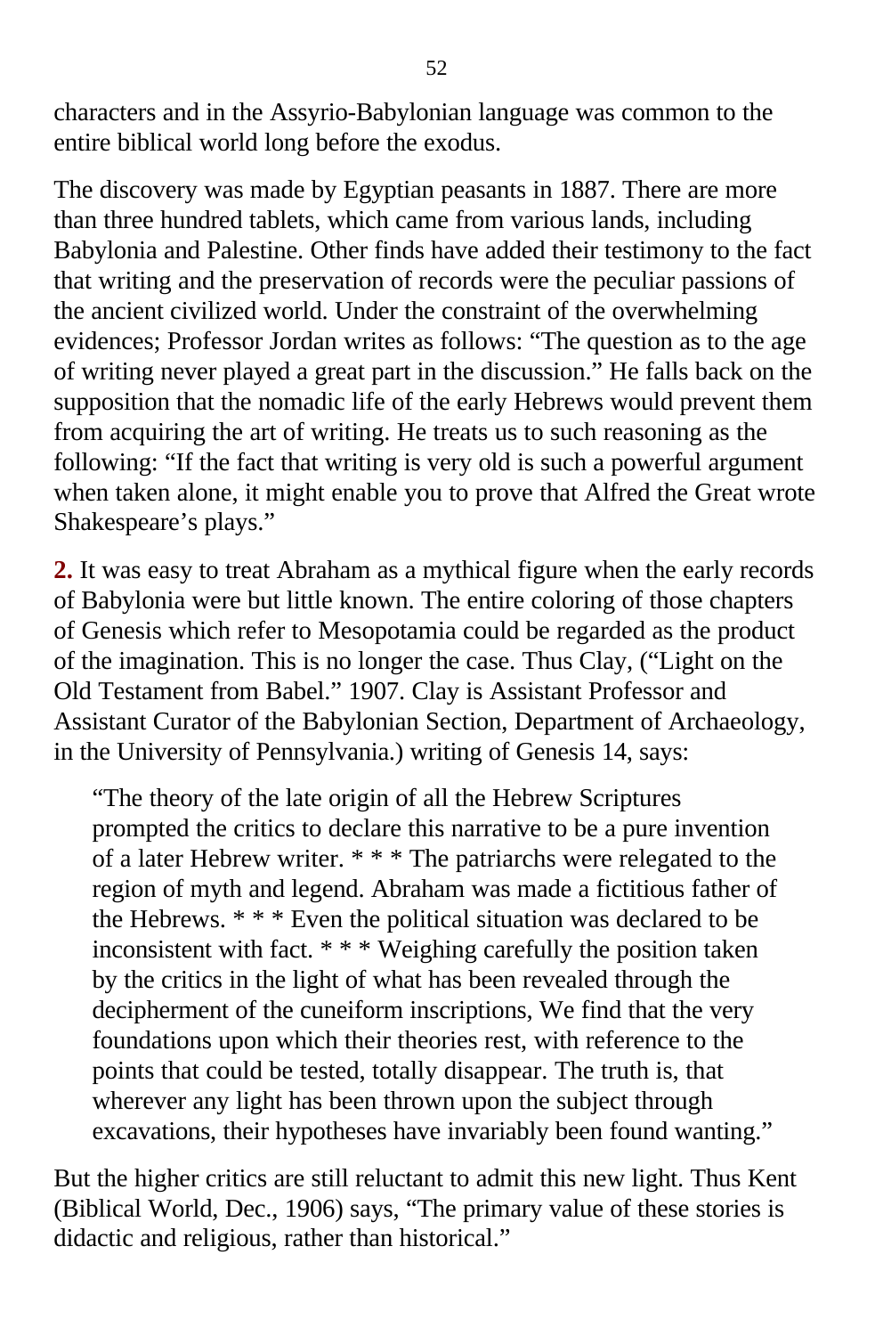characters and in the Assyrio-Babylonian language was common to the entire biblical world long before the exodus.

The discovery was made by Egyptian peasants in 1887. There are more than three hundred tablets, which came from various lands, including Babylonia and Palestine. Other finds have added their testimony to the fact that writing and the preservation of records were the peculiar passions of the ancient civilized world. Under the constraint of the overwhelming evidences; Professor Jordan writes as follows: “The question as to the age of writing never played a great part in the discussion.” He falls back on the supposition that the nomadic life of the early Hebrews would prevent them from acquiring the art of writing. He treats us to such reasoning as the following: “If the fact that writing is very old is such a powerful argument when taken alone, it might enable you to prove that Alfred the Great wrote Shakespeare’s plays.”

**2.** It was easy to treat Abraham as a mythical figure when the early records of Babylonia were but little known. The entire coloring of those chapters of Genesis which refer to Mesopotamia could be regarded as the product of the imagination. This is no longer the case. Thus Clay, (“Light on the Old Testament from Babel.” 1907. Clay is Assistant Professor and Assistant Curator of the Babylonian Section, Department of Archaeology, in the University of Pennsylvania.) writing of Genesis 14, says:

> “The theory of the late origin of all the Hebrew Scriptures prompted the critics to declare this narrative to be a pure invention of a later Hebrew writer. * * * The patriarchs were relegated to the region of myth and legend. Abraham was made a fictitious father of the Hebrews. * * * Even the political situation was declared to be inconsistent with fact. * * * Weighing carefully the position taken by the critics in the light of what has been revealed through the decipherment of the cuneiform inscriptions, We find that the very foundations upon which their theories rest, with reference to the points that could be tested, totally disappear. The truth is, that wherever any light has been thrown upon the subject through excavations, their hypotheses have invariably been found wanting.”

But the higher critics are still reluctant to admit this new light. Thus Kent (Biblical World, Dec., 1906) says, “The primary value of these stories is didactic and religious, rather than historical.”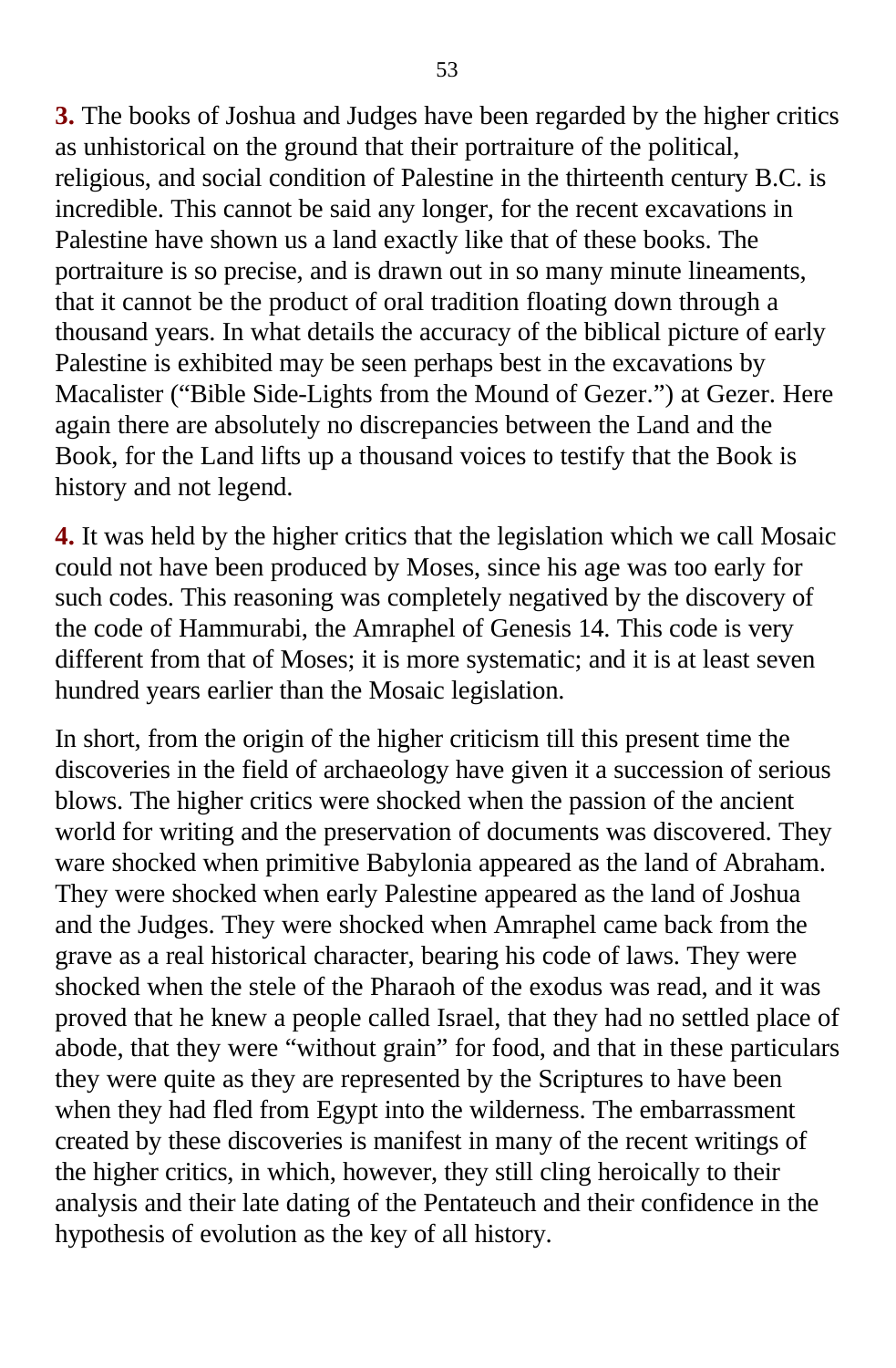**3.** The books of Joshua and Judges have been regarded by the higher critics as unhistorical on the ground that their portraiture of the political, religious, and social condition of Palestine in the thirteenth century B.C. is incredible. This cannot be said any longer, for the recent excavations in Palestine have shown us a land exactly like that of these books. The portraiture is so precise, and is drawn out in so many minute lineaments, that it cannot be the product of oral tradition floating down through a thousand years. In what details the accuracy of the biblical picture of early Palestine is exhibited may be seen perhaps best in the excavations by Macalister ("Bible Side-Lights from the Mound of Gezer.") at Gezer. Here again there are absolutely no discrepancies between the Land and the Book, for the Land lifts up a thousand voices to testify that the Book is history and not legend.

**4.** It was held by the higher critics that the legislation which we call Mosaic could not have been produced by Moses, since his age was too early for such codes. This reasoning was completely negatived by the discovery of the code of Hammurabi, the Amraphel of Genesis 14. This code is very different from that of Moses; it is more systematic; and it is at least seven hundred years earlier than the Mosaic legislation.

In short, from the origin of the higher criticism till this present time the discoveries in the field of archaeology have given it a succession of serious blows. The higher critics were shocked when the passion of the ancient world for writing and the preservation of documents was discovered. They ware shocked when primitive Babylonia appeared as the land of Abraham. They were shocked when early Palestine appeared as the land of Joshua and the Judges. They were shocked when Amraphel came back from the grave as a real historical character, bearing his code of laws. They were shocked when the stele of the Pharaoh of the exodus was read, and it was proved that he knew a people called Israel, that they had no settled place of abode, that they were "without grain" for food, and that in these particulars they were quite as they are represented by the Scriptures to have been when they had fled from Egypt into the wilderness. The embarrassment created by these discoveries is manifest in many of the recent writings of the higher critics, in which, however, they still cling heroically to their analysis and their late dating of the Pentateuch and their confidence in the hypothesis of evolution as the key of all history.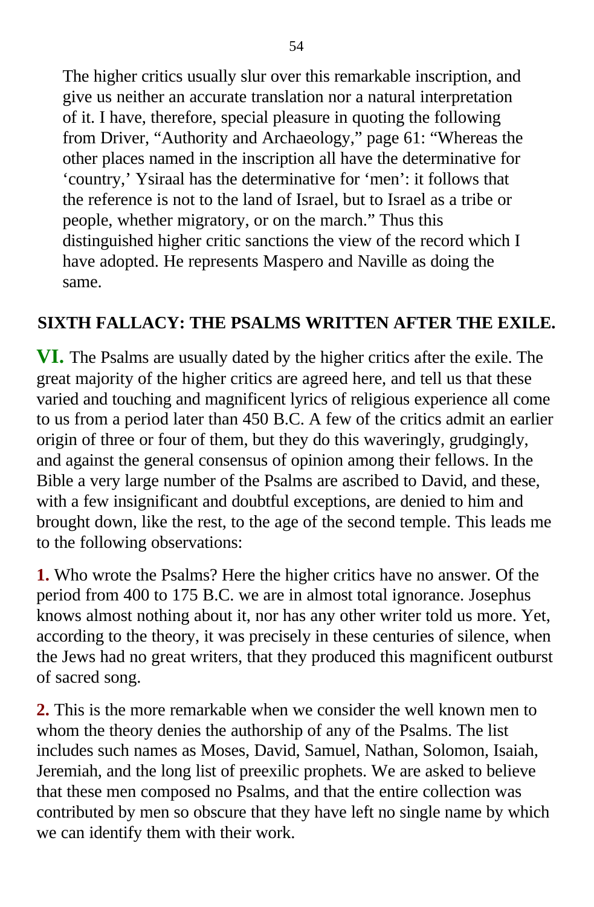The higher critics usually slur over this remarkable inscription, and give us neither an accurate translation nor a natural interpretation of it. I have, therefore, special pleasure in quoting the following from Driver, "Authority and Archaeology," page 61: "Whereas the other places named in the inscription all have the determinative for 'country,' Ysiraal has the determinative for 'men': it follows that the reference is not to the land of Israel, but to Israel as a tribe or people, whether migratory, or on the march." Thus this distinguished higher critic sanctions the view of the record which I have adopted. He represents Maspero and Naville as doing the same.

## SIXTH FALLACY: THE PSALMS WRITTEN AFTER THE EXILE.

**VI.** The Psalms are usually dated by the higher critics after the exile. The great majority of the higher critics are agreed here, and tell us that these varied and touching and magnificent lyrics of religious experience all come to us from a period later than 450 B.C. A few of the critics admit an earlier origin of three or four of them, but they do this waveringly, grudgingly, and against the general consensus of opinion among their fellows. In the Bible a very large number of the Psalms are ascribed to David, and these, with a few insignificant and doubtful exceptions, are denied to him and brought down, like the rest, to the age of the second temple. This leads me to the following observations:

**1.** Who wrote the Psalms? Here the higher critics have no answer. Of the period from 400 to 175 B.C. we are in almost total ignorance. Josephus knows almost nothing about it, nor has any other writer told us more. Yet, according to the theory, it was precisely in these centuries of silence, when the Jews had no great writers, that they produced this magnificent outburst of sacred song.

**2.** This is the more remarkable when we consider the well known men to whom the theory denies the authorship of any of the Psalms. The list includes such names as Moses, David, Samuel, Nathan, Solomon, Isaiah, Jeremiah, and the long list of preexilic prophets. We are asked to believe that these men composed no Psalms, and that the entire collection was contributed by men so obscure that they have left no single name by which we can identify them with their work.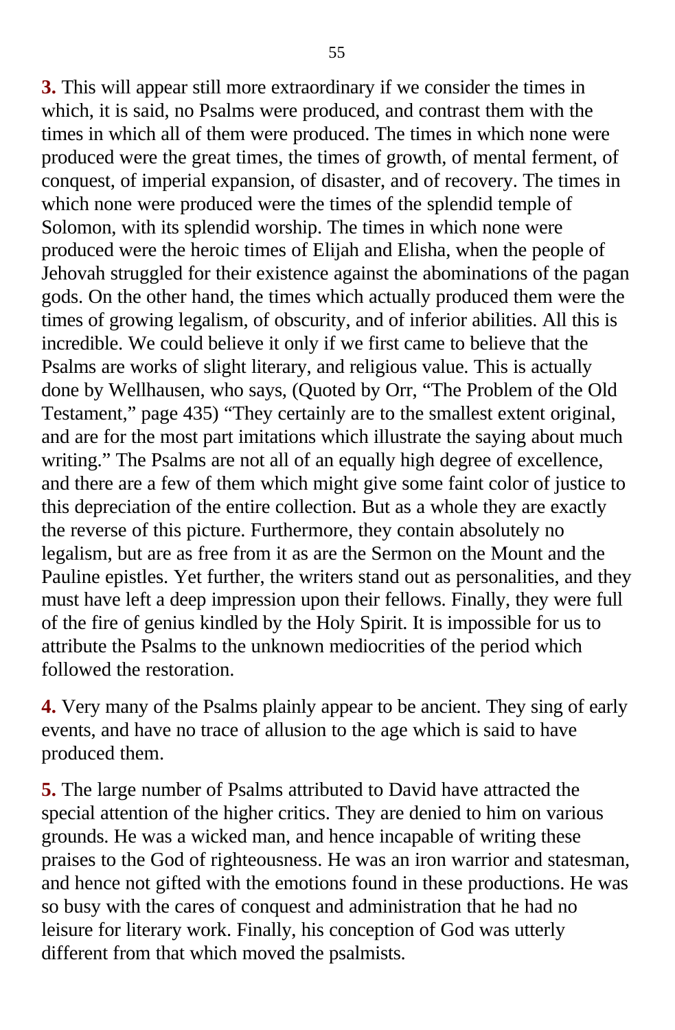**3.** This will appear still more extraordinary if we consider the times in which, it is said, no Psalms were produced, and contrast them with the times in which all of them were produced. The times in which none were produced were the great times, the times of growth, of mental ferment, of conquest, of imperial expansion, of disaster, and of recovery. The times in which none were produced were the times of the splendid temple of Solomon, with its splendid worship. The times in which none were produced were the heroic times of Elijah and Elisha, when the people of Jehovah struggled for their existence against the abominations of the pagan gods. On the other hand, the times which actually produced them were the times of growing legalism, of obscurity, and of inferior abilities. All this is incredible. We could believe it only if we first came to believe that the Psalms are works of slight literary, and religious value. This is actually done by Wellhausen, who says, (Quoted by Orr, "The Problem of the Old Testament," page 435) "They certainly are to the smallest extent original, and are for the most part imitations which illustrate the saying about much writing." The Psalms are not all of an equally high degree of excellence, and there are a few of them which might give some faint color of justice to this depreciation of the entire collection. But as a whole they are exactly the reverse of this picture. Furthermore, they contain absolutely no legalism, but are as free from it as are the Sermon on the Mount and the Pauline epistles. Yet further, the writers stand out as personalities, and they must have left a deep impression upon their fellows. Finally, they were full of the fire of genius kindled by the Holy Spirit. It is impossible for us to attribute the Psalms to the unknown mediocrities of the period which followed the restoration.

**4.** Very many of the Psalms plainly appear to be ancient. They sing of early events, and have no trace of allusion to the age which is said to have produced them.

**5.** The large number of Psalms attributed to David have attracted the special attention of the higher critics. They are denied to him on various grounds. He was a wicked man, and hence incapable of writing these praises to the God of righteousness. He was an iron warrior and statesman, and hence not gifted with the emotions found in these productions. He was so busy with the cares of conquest and administration that he had no leisure for literary work. Finally, his conception of God was utterly different from that which moved the psalmists.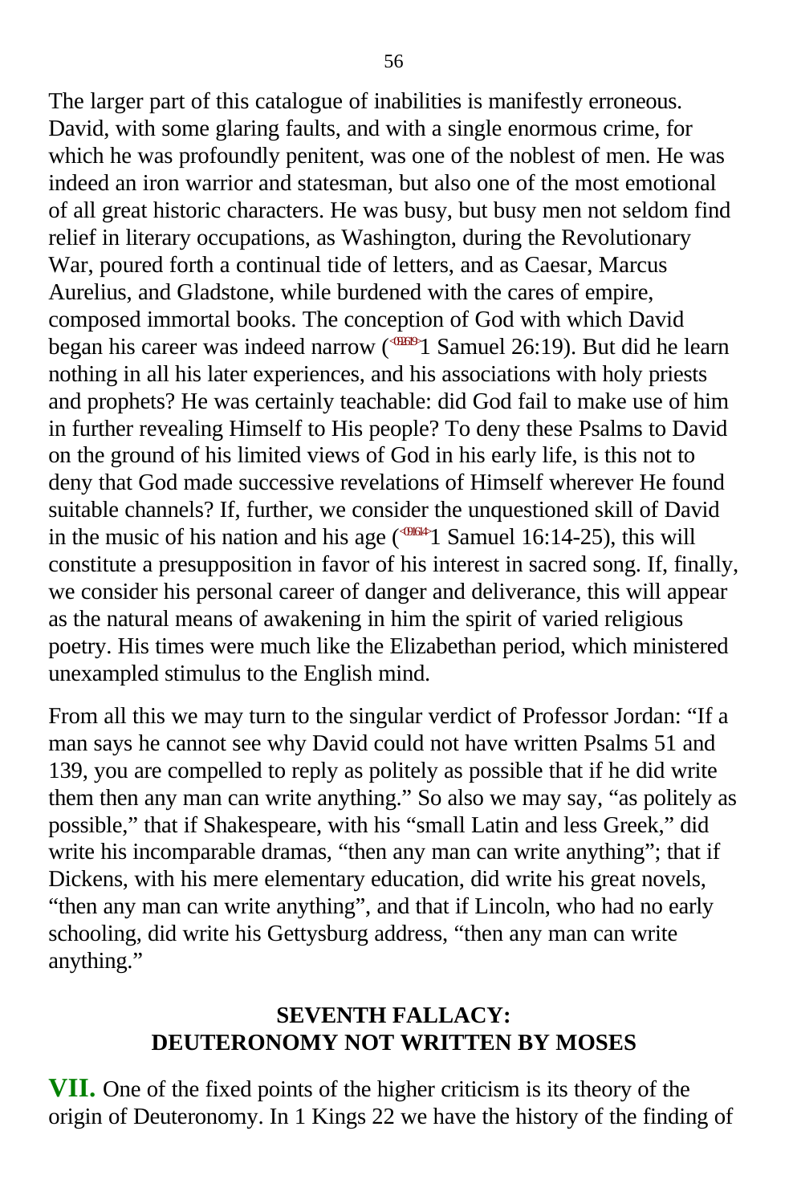The larger part of this catalogue of inabilities is manifestly erroneous. David, with some glaring faults, and with a single enormous crime, for which he was profoundly penitent, was one of the noblest of men. He was indeed an iron warrior and statesman, but also one of the most emotional of all great historic characters. He was busy, but busy men not seldom find relief in literary occupations, as Washington, during the Revolutionary War, poured forth a continual tide of letters, and as Caesar, Marcus Aurelius, and Gladstone, while burdened with the cares of empire, composed immortal books. The conception of God with which David began his career was indeed narrow (1 Samuel 26:19). But did he learn nothing in all his later experiences, and his associations with holy priests and prophets? He was certainly teachable: did God fail to make use of him in further revealing Himself to His people? To deny these Psalms to David on the ground of his limited views of God in his early life, is this not to deny that God made successive revelations of Himself wherever He found suitable channels? If, further, we consider the unquestioned skill of David in the music of his nation and his age (1 Samuel 16:14-25), this will constitute a presupposition in favor of his interest in sacred song. If, finally, we consider his personal career of danger and deliverance, this will appear as the natural means of awakening in him the spirit of varied religious poetry. His times were much like the Elizabethan period, which ministered unexampled stimulus to the English mind.

From all this we may turn to the singular verdict of Professor Jordan: "If a man says he cannot see why David could not have written Psalms 51 and 139, you are compelled to reply as politely as possible that if he did write them then any man can write anything." So also we may say, "as politely as possible," that if Shakespeare, with his "small Latin and less Greek," did write his incomparable dramas, "then any man can write anything"; that if Dickens, with his mere elementary education, did write his great novels, "then any man can write anything", and that if Lincoln, who had no early schooling, did write his Gettysburg address, "then any man can write anything."

## SEVENTH FALLACY: DEUTERONOMY NOT WRITTEN BY MOSES

**VII.** One of the fixed points of the higher criticism is its theory of the origin of Deuteronomy. In 1 Kings 22 we have the history of the finding of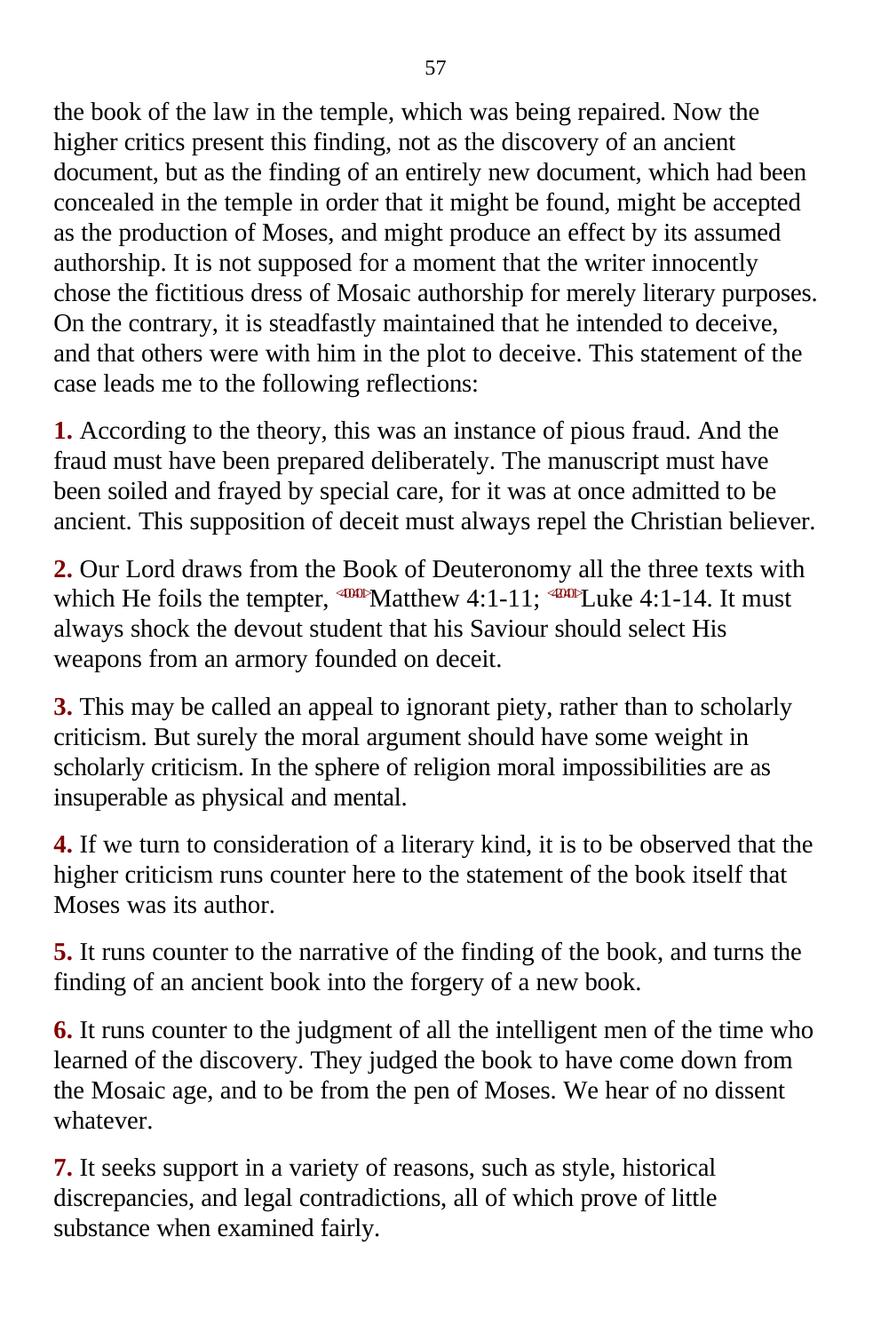the book of the law in the temple, which was being repaired. Now the higher critics present this finding, not as the discovery of an ancient document, but as the finding of an entirely new document, which had been concealed in the temple in order that it might be found, might be accepted as the production of Moses, and might produce an effect by its assumed authorship. It is not supposed for a moment that the writer innocently chose the fictitious dress of Mosaic authorship for merely literary purposes. On the contrary, it is steadfastly maintained that he intended to deceive, and that others were with him in the plot to deceive. This statement of the case leads me to the following reflections:

**1.** According to the theory, this was an instance of pious fraud. And the fraud must have been prepared deliberately. The manuscript must have been soiled and frayed by special care, for it was at once admitted to be ancient. This supposition of deceit must always repel the Christian believer.

**2.** Our Lord draws from the Book of Deuteronomy all the three texts with which He foils the tempter, Matthew 4:1-11; Luke 4:1-14. It must always shock the devout student that his Saviour should select His weapons from an armory founded on deceit.

**3.** This may be called an appeal to ignorant piety, rather than to scholarly criticism. But surely the moral argument should have some weight in scholarly criticism. In the sphere of religion moral impossibilities are as insuperable as physical and mental.

**4.** If we turn to consideration of a literary kind, it is to be observed that the higher criticism runs counter here to the statement of the book itself that Moses was its author.

**5.** It runs counter to the narrative of the finding of the book, and turns the finding of an ancient book into the forgery of a new book.

**6.** It runs counter to the judgment of all the intelligent men of the time who learned of the discovery. They judged the book to have come down from the Mosaic age, and to be from the pen of Moses. We hear of no dissent whatever.

**7.** It seeks support in a variety of reasons, such as style, historical discrepancies, and legal contradictions, all of which prove of little substance when examined fairly.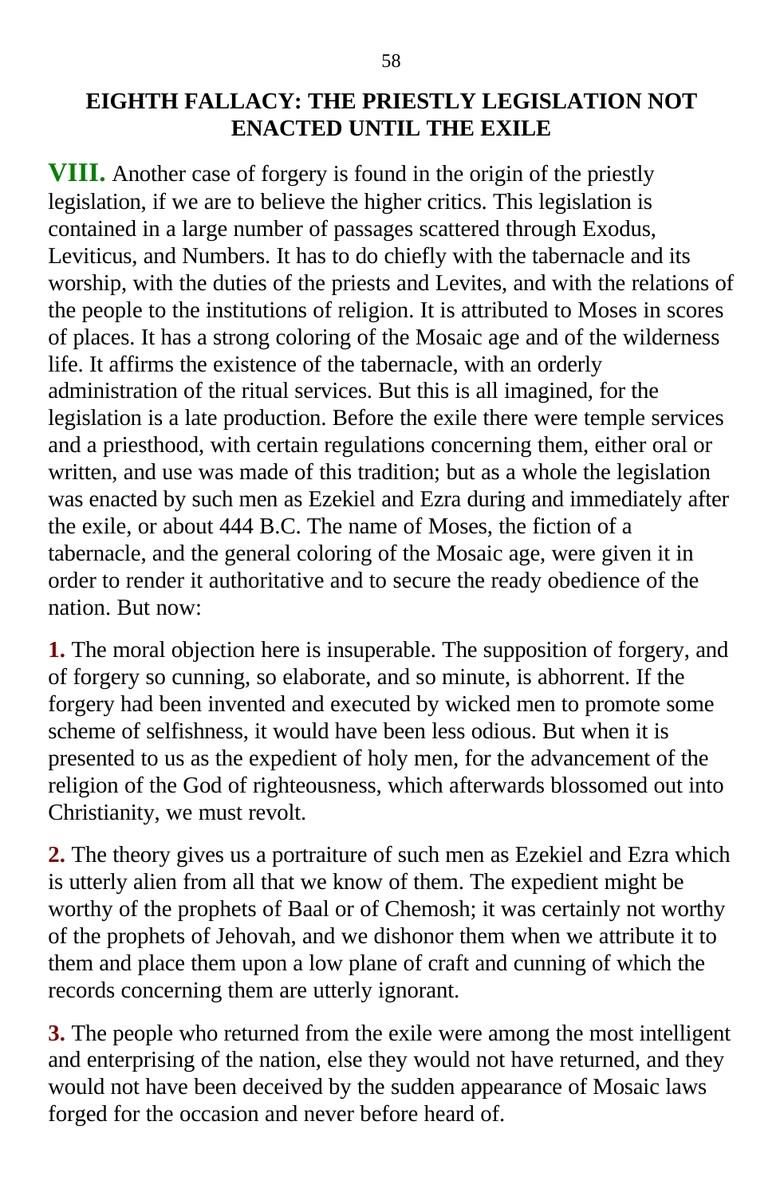## EIGHTH FALLACY: THE PRIESTLY LEGISLATION NOT ENACTED UNTIL THE EXILE

**VIII.** Another case of forgery is found in the origin of the priestly legislation, if we are to believe the higher critics. This legislation is contained in a large number of passages scattered through Exodus, Leviticus, and Numbers. It has to do chiefly with the tabernacle and its worship, with the duties of the priests and Levites, and with the relations of the people to the institutions of religion. It is attributed to Moses in scores of places. It has a strong coloring of the Mosaic age and of the wilderness life. It affirms the existence of the tabernacle, with an orderly administration of the ritual services. But this is all imagined, for the legislation is a late production. Before the exile there were temple services and a priesthood, with certain regulations concerning them, either oral or written, and use was made of this tradition; but as a whole the legislation was enacted by such men as Ezekiel and Ezra during and immediately after the exile, or about 444 B.C. The name of Moses, the fiction of a tabernacle, and the general coloring of the Mosaic age, were given it in order to render it authoritative and to secure the ready obedience of the nation. But now:

**1.** The moral objection here is insuperable. The supposition of forgery, and of forgery so cunning, so elaborate, and so minute, is abhorrent. If the forgery had been invented and executed by wicked men to promote some scheme of selfishness, it would have been less odious. But when it is presented to us as the expedient of holy men, for the advancement of the religion of the God of righteousness, which afterwards blossomed out into Christianity, we must revolt.

**2.** The theory gives us a portraiture of such men as Ezekiel and Ezra which is utterly alien from all that we know of them. The expedient might be worthy of the prophets of Baal or of Chemosh; it was certainly not worthy of the prophets of Jehovah, and we dishonor them when we attribute it to them and place them upon a low plane of craft and cunning of which the records concerning them are utterly ignorant.

**3.** The people who returned from the exile were among the most intelligent and enterprising of the nation, else they would not have returned, and they would not have been deceived by the sudden appearance of Mosaic laws forged for the occasion and never before heard of.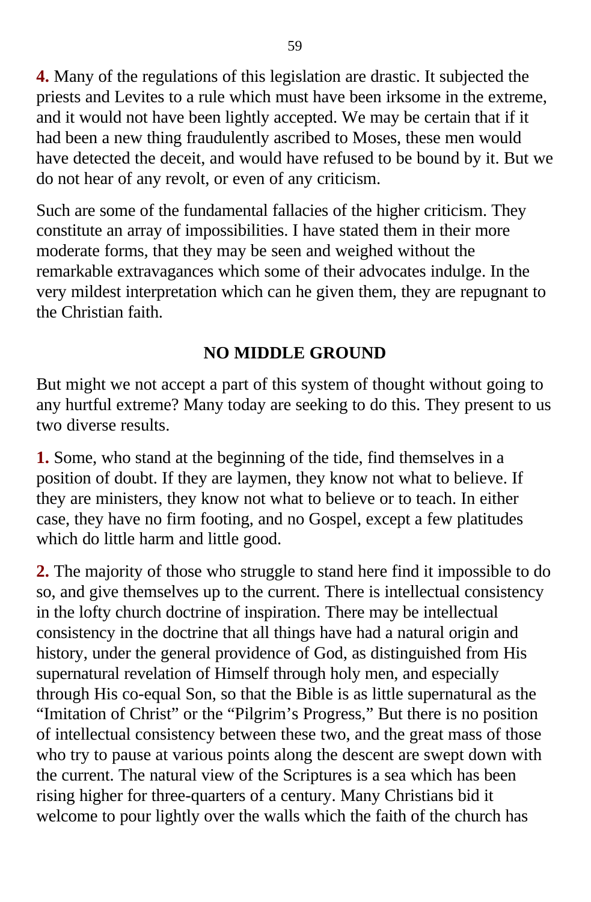**4.** Many of the regulations of this legislation are drastic. It subjected the priests and Levites to a rule which must have been irksome in the extreme, and it would not have been lightly accepted. We may be certain that if it had been a new thing fraudulently ascribed to Moses, these men would have detected the deceit, and would have refused to be bound by it. But we do not hear of any revolt, or even of any criticism.

Such are some of the fundamental fallacies of the higher criticism. They constitute an array of impossibilities. I have stated them in their more moderate forms, that they may be seen and weighed without the remarkable extravagances which some of their advocates indulge. In the very mildest interpretation which can he given them, they are repugnant to the Christian faith.

## NO MIDDLE GROUND

But might we not accept a part of this system of thought without going to any hurtful extreme? Many today are seeking to do this. They present to us two diverse results.

**1.** Some, who stand at the beginning of the tide, find themselves in a position of doubt. If they are laymen, they know not what to believe. If they are ministers, they know not what to believe or to teach. In either case, they have no firm footing, and no Gospel, except a few platitudes which do little harm and little good.

**2.** The majority of those who struggle to stand here find it impossible to do so, and give themselves up to the current. There is intellectual consistency in the lofty church doctrine of inspiration. There may be intellectual consistency in the doctrine that all things have had a natural origin and history, under the general providence of God, as distinguished from His supernatural revelation of Himself through holy men, and especially through His co-equal Son, so that the Bible is as little supernatural as the "Imitation of Christ" or the "Pilgrim's Progress," But there is no position of intellectual consistency between these two, and the great mass of those who try to pause at various points along the descent are swept down with the current. The natural view of the Scriptures is a sea which has been rising higher for three-quarters of a century. Many Christians bid it welcome to pour lightly over the walls which the faith of the church has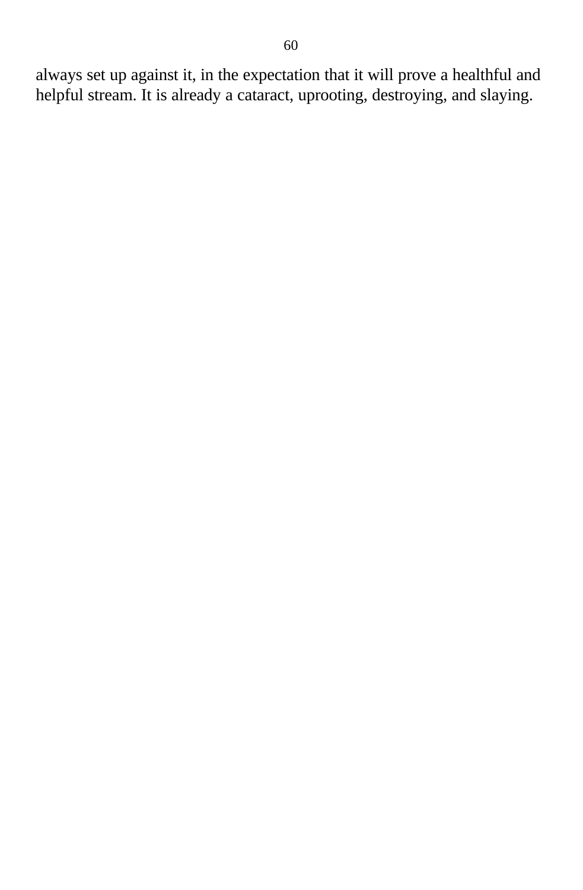always set up against it, in the expectation that it will prove a healthful and helpful stream. It is already a cataract, uprooting, destroying, and slaying.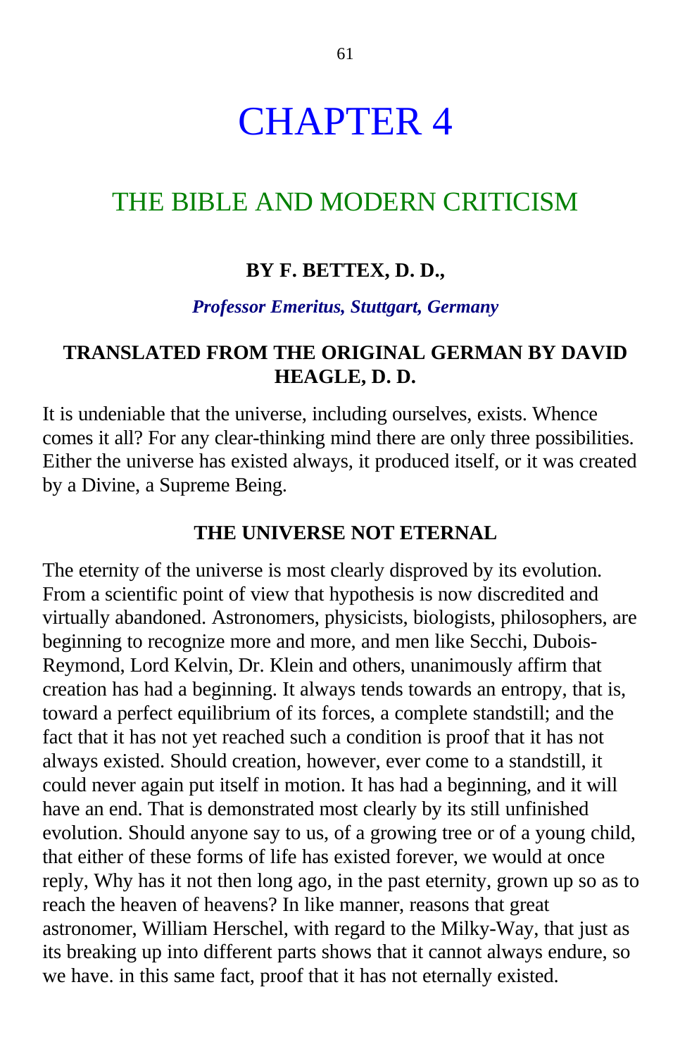# CHAPTER 4

## THE BIBLE AND MODERN CRITICISM

### BY F. BETTEX, D. D.,

***Professor Emeritus, Stuttgart, Germany***

### TRANSLATED FROM THE ORIGINAL GERMAN BY DAVID HEAGLE, D. D.

It is undeniable that the universe, including ourselves, exists. Whence comes it all? For any clear-thinking mind there are only three possibilities. Either the universe has existed always, it produced itself, or it was created by a Divine, a Supreme Being.

### THE UNIVERSE NOT ETERNAL

The eternity of the universe is most clearly disproved by its evolution. From a scientific point of view that hypothesis is now discredited and virtually abandoned. Astronomers, physicists, biologists, philosophers, are beginning to recognize more and more, and men like Secchi, Dubois-Reymond, Lord Kelvin, Dr. Klein and others, unanimously affirm that creation has had a beginning. It always tends towards an entropy, that is, toward a perfect equilibrium of its forces, a complete standstill; and the fact that it has not yet reached such a condition is proof that it has not always existed. Should creation, however, ever come to a standstill, it could never again put itself in motion. It has had a beginning, and it will have an end. That is demonstrated most clearly by its still unfinished evolution. Should anyone say to us, of a growing tree or of a young child, that either of these forms of life has existed forever, we would at once reply, Why has it not then long ago, in the past eternity, grown up so as to reach the heaven of heavens? In like manner, reasons that great astronomer, William Herschel, with regard to the Milky-Way, that just as its breaking up into different parts shows that it cannot always endure, so we have. in this same fact, proof that it has not eternally existed.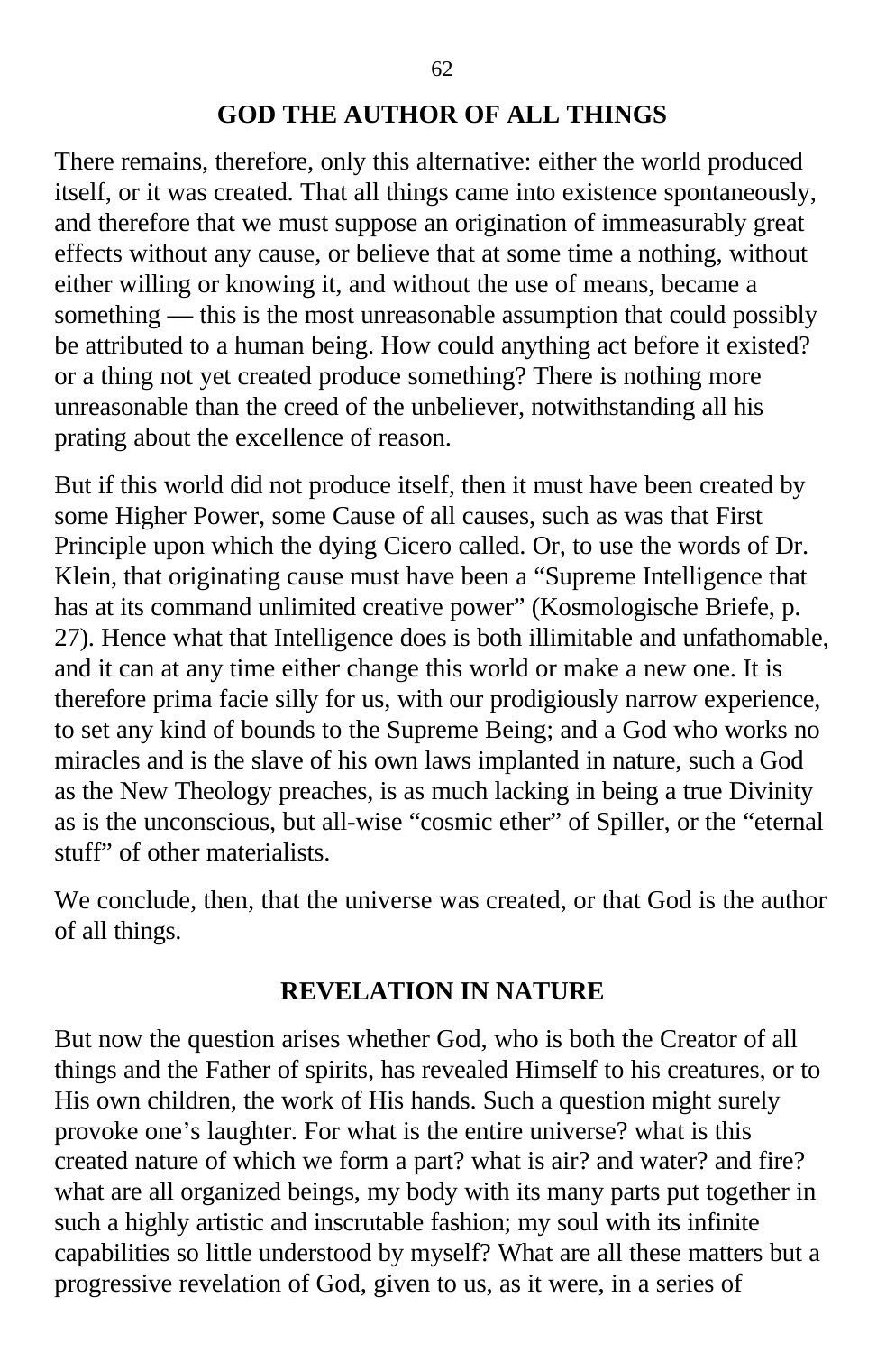## GOD THE AUTHOR OF ALL THINGS

There remains, therefore, only this alternative: either the world produced itself, or it was created. That all things came into existence spontaneously, and therefore that we must suppose an origination of immeasurably great effects without any cause, or believe that at some time a nothing, without either willing or knowing it, and without the use of means, became a something — this is the most unreasonable assumption that could possibly be attributed to a human being. How could anything act before it existed? or a thing not yet created produce something? There is nothing more unreasonable than the creed of the unbeliever, notwithstanding all his prating about the excellence of reason.

But if this world did not produce itself, then it must have been created by some Higher Power, some Cause of all causes, such as was that First Principle upon which the dying Cicero called. Or, to use the words of Dr. Klein, that originating cause must have been a "Supreme Intelligence that has at its command unlimited creative power" (Kosmologische Briefe, p. 27). Hence what that Intelligence does is both illimitable and unfathomable, and it can at any time either change this world or make a new one. It is therefore prima facie silly for us, with our prodigiously narrow experience, to set any kind of bounds to the Supreme Being; and a God who works no miracles and is the slave of his own laws implanted in nature, such a God as the New Theology preaches, is as much lacking in being a true Divinity as is the unconscious, but all-wise "cosmic ether" of Spiller, or the "eternal stuff" of other materialists.

We conclude, then, that the universe was created, or that God is the author of all things.

## REVELATION IN NATURE

But now the question arises whether God, who is both the Creator of all things and the Father of spirits, has revealed Himself to his creatures, or to His own children, the work of His hands. Such a question might surely provoke one's laughter. For what is the entire universe? what is this created nature of which we form a part? what is air? and water? and fire? what are all organized beings, my body with its many parts put together in such a highly artistic and inscrutable fashion; my soul with its infinite capabilities so little understood by myself? What are all these matters but a progressive revelation of God, given to us, as it were, in a series of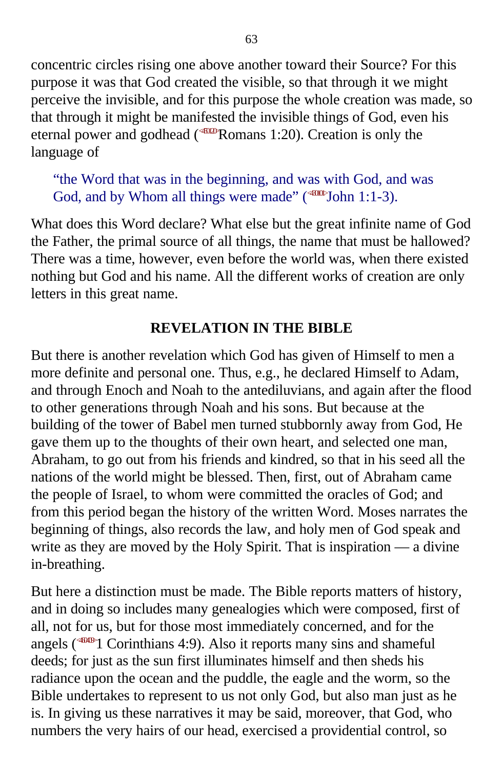concentric circles rising one above another toward their Source? For this purpose it was that God created the visible, so that through it we might perceive the invisible, and for this purpose the whole creation was made, so that through it might be manifested the invisible things of God, even his eternal power and godhead (Romans 1:20). Creation is only the language of

> “the Word that was in the beginning, and was with God, and was God, and by Whom all things were made” (John 1:1-3).

What does this Word declare? What else but the great infinite name of God the Father, the primal source of all things, the name that must be hallowed? There was a time, however, even before the world was, when there existed nothing but God and his name. All the different works of creation are only letters in this great name.

## REVELATION IN THE BIBLE

But there is another revelation which God has given of Himself to men a more definite and personal one. Thus, e.g., he declared Himself to Adam, and through Enoch and Noah to the antediluvians, and again after the flood to other generations through Noah and his sons. But because at the building of the tower of Babel men turned stubbornly away from God, He gave them up to the thoughts of their own heart, and selected one man, Abraham, to go out from his friends and kindred, so that in his seed all the nations of the world might be blessed. Then, first, out of Abraham came the people of Israel, to whom were committed the oracles of God; and from this period began the history of the written Word. Moses narrates the beginning of things, also records the law, and holy men of God speak and write as they are moved by the Holy Spirit. That is inspiration — a divine in-breathing.

But here a distinction must be made. The Bible reports matters of history, and in doing so includes many genealogies which were composed, first of all, not for us, but for those most immediately concerned, and for the angels (1 Corinthians 4:9). Also it reports many sins and shameful deeds; for just as the sun first illuminates himself and then sheds his radiance upon the ocean and the puddle, the eagle and the worm, so the Bible undertakes to represent to us not only God, but also man just as he is. In giving us these narratives it may be said, moreover, that God, who numbers the very hairs of our head, exercised a providential control, so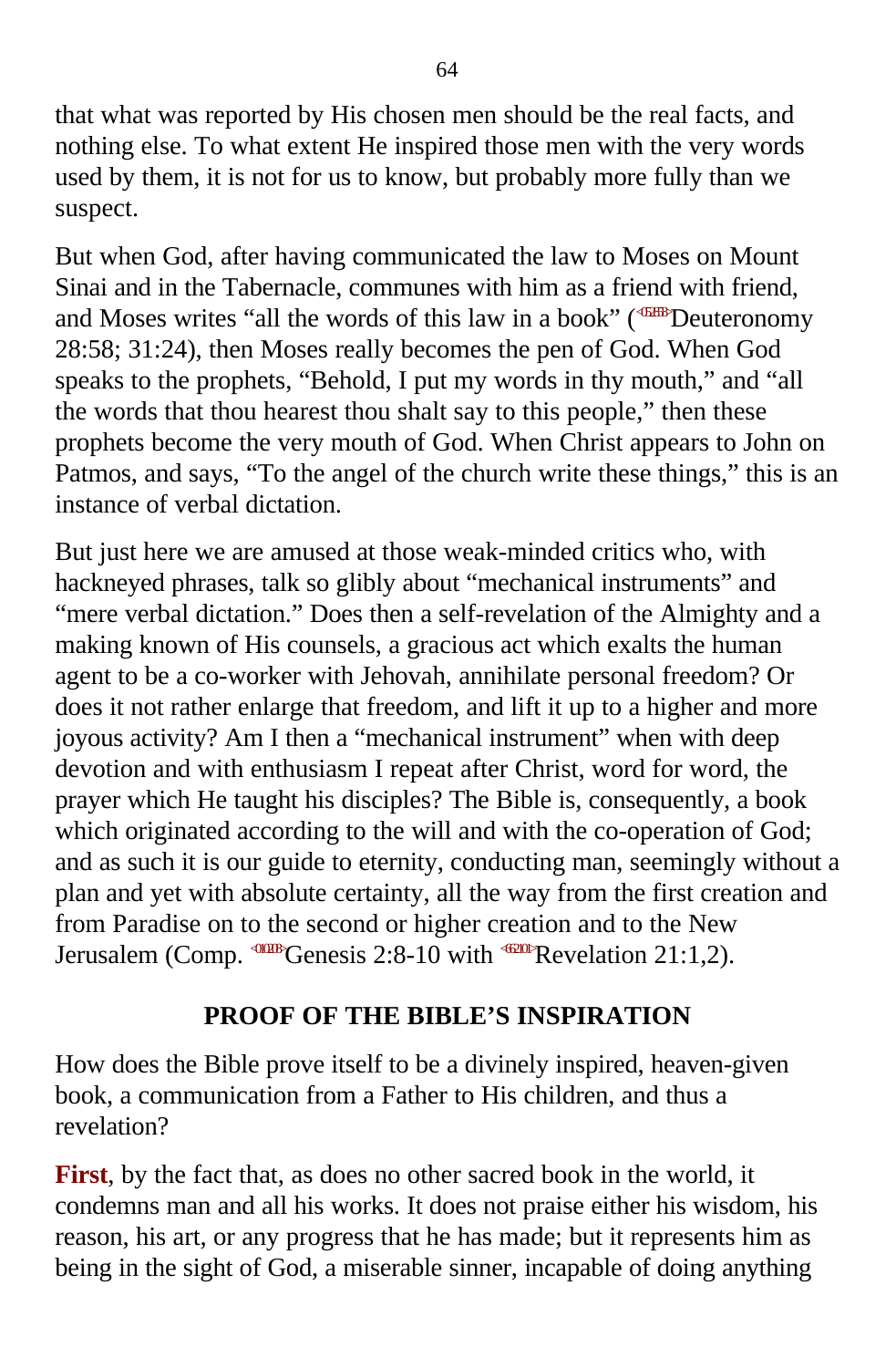that what was reported by His chosen men should be the real facts, and nothing else. To what extent He inspired those men with the very words used by them, it is not for us to know, but probably more fully than we suspect.

But when God, after having communicated the law to Moses on Mount Sinai and in the Tabernacle, communes with him as a friend with friend, and Moses writes “all the words of this law in a book” (Deuteronomy 28:58; 31:24), then Moses really becomes the pen of God. When God speaks to the prophets, “Behold, I put my words in thy mouth,” and “all the words that thou hearest thou shalt say to this people,” then these prophets become the very mouth of God. When Christ appears to John on Patmos, and says, “To the angel of the church write these things,” this is an instance of verbal dictation.

But just here we are amused at those weak-minded critics who, with hackneyed phrases, talk so glibly about “mechanical instruments” and “mere verbal dictation.” Does then a self-revelation of the Almighty and a making known of His counsels, a gracious act which exalts the human agent to be a co-worker with Jehovah, annihilate personal freedom? Or does it not rather enlarge that freedom, and lift it up to a higher and more joyous activity? Am I then a “mechanical instrument” when with deep devotion and with enthusiasm I repeat after Christ, word for word, the prayer which He taught his disciples? The Bible is, consequently, a book which originated according to the will and with the co-operation of God; and as such it is our guide to eternity, conducting man, seemingly without a plan and yet with absolute certainty, all the way from the first creation and from Paradise on to the second or higher creation and to the New Jerusalem (Comp. Genesis 2:8-10 with Revelation 21:1,2).

## PROOF OF THE BIBLE’S INSPIRATION

How does the Bible prove itself to be a divinely inspired, heaven-given book, a communication from a Father to His children, and thus a revelation?

**First**, by the fact that, as does no other sacred book in the world, it condemns man and all his works. It does not praise either his wisdom, his reason, his art, or any progress that he has made; but it represents him as being in the sight of God, a miserable sinner, incapable of doing anything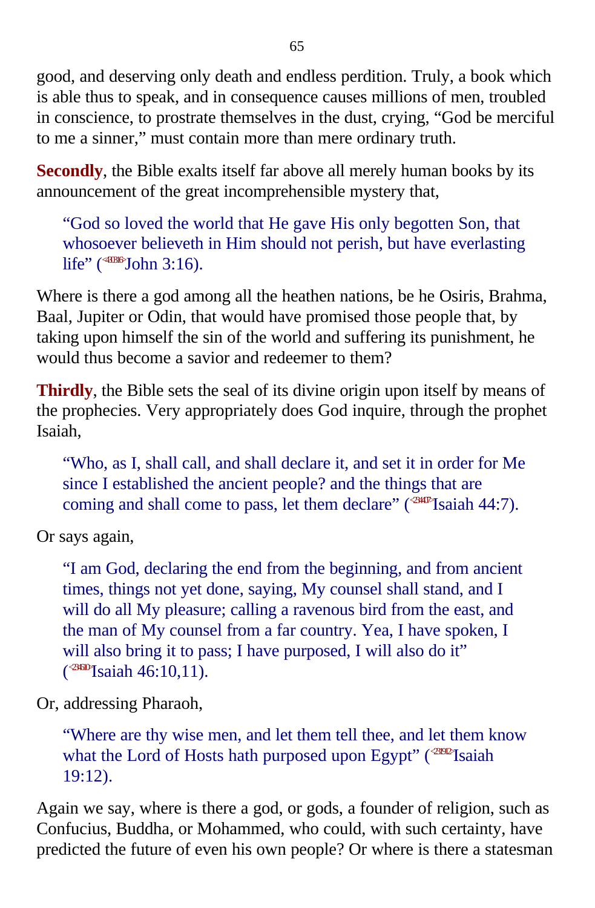good, and deserving only death and endless perdition. Truly, a book which is able thus to speak, and in consequence causes millions of men, troubled in conscience, to prostrate themselves in the dust, crying, "God be merciful to me a sinner," must contain more than mere ordinary truth.

**Secondly**, the Bible exalts itself far above all merely human books by its announcement of the great incomprehensible mystery that,

> "God so loved the world that He gave His only begotten Son, that whosoever believeth in Him should not perish, but have everlasting life" (<430316>John 3:16).

Where is there a god among all the heathen nations, be he Osiris, Brahma, Baal, Jupiter or Odin, that would have promised those people that, by taking upon himself the sin of the world and suffering its punishment, he would thus become a savior and redeemer to them?

**Thirdly**, the Bible sets the seal of its divine origin upon itself by means of the prophecies. Very appropriately does God inquire, through the prophet Isaiah,

> "Who, as I, shall call, and shall declare it, and set it in order for Me since I established the ancient people? and the things that are coming and shall come to pass, let them declare" (<234407>Isaiah 44:7).

Or says again,

> "I am God, declaring the end from the beginning, and from ancient times, things not yet done, saying, My counsel shall stand, and I will do all My pleasure; calling a ravenous bird from the east, and the man of My counsel from a far country. Yea, I have spoken, I will also bring it to pass; I have purposed, I will also do it" (<234610>Isaiah 46:10,11).

Or, addressing Pharaoh,

> "Where are thy wise men, and let them tell thee, and let them know what the Lord of Hosts hath purposed upon Egypt" (<231912>Isaiah 19:12).

Again we say, where is there a god, or gods, a founder of religion, such as Confucius, Buddha, or Mohammed, who could, with such certainty, have predicted the future of even his own people? Or where is there a statesman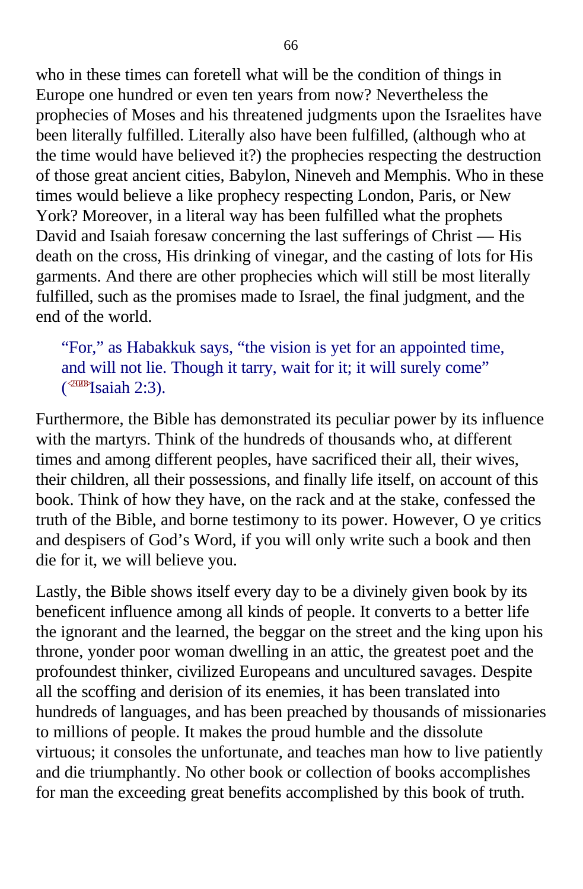who in these times can foretell what will be the condition of things in Europe one hundred or even ten years from now? Nevertheless the prophecies of Moses and his threatened judgments upon the Israelites have been literally fulfilled. Literally also have been fulfilled, (although who at the time would have believed it?) the prophecies respecting the destruction of those great ancient cities, Babylon, Nineveh and Memphis. Who in these times would believe a like prophecy respecting London, Paris, or New York? Moreover, in a literal way has been fulfilled what the prophets David and Isaiah foresaw concerning the last sufferings of Christ — His death on the cross, His drinking of vinegar, and the casting of lots for His garments. And there are other prophecies which will still be most literally fulfilled, such as the promises made to Israel, the final judgment, and the end of the world.

> "For," as Habakkuk says, "the vision is yet for an appointed time, and will not lie. Though it tarry, wait for it; it will surely come" (Isaiah 2:3).

Furthermore, the Bible has demonstrated its peculiar power by its influence with the martyrs. Think of the hundreds of thousands who, at different times and among different peoples, have sacrificed their all, their wives, their children, all their possessions, and finally life itself, on account of this book. Think of how they have, on the rack and at the stake, confessed the truth of the Bible, and borne testimony to its power. However, O ye critics and despisers of God's Word, if you will only write such a book and then die for it, we will believe you.

Lastly, the Bible shows itself every day to be a divinely given book by its beneficent influence among all kinds of people. It converts to a better life the ignorant and the learned, the beggar on the street and the king upon his throne, yonder poor woman dwelling in an attic, the greatest poet and the profoundest thinker, civilized Europeans and uncultured savages. Despite all the scoffing and derision of its enemies, it has been translated into hundreds of languages, and has been preached by thousands of missionaries to millions of people. It makes the proud humble and the dissolute virtuous; it consoles the unfortunate, and teaches man how to live patiently and die triumphantly. No other book or collection of books accomplishes for man the exceeding great benefits accomplished by this book of truth.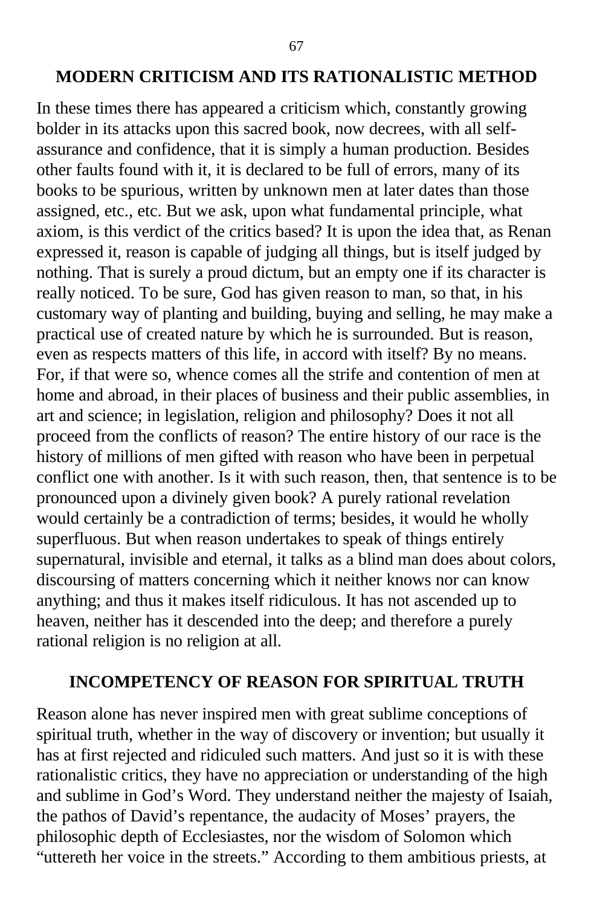## MODERN CRITICISM AND ITS RATIONALISTIC METHOD

In these times there has appeared a criticism which, constantly growing bolder in its attacks upon this sacred book, now decrees, with all self-assurance and confidence, that it is simply a human production. Besides other faults found with it, it is declared to be full of errors, many of its books to be spurious, written by unknown men at later dates than those assigned, etc., etc. But we ask, upon what fundamental principle, what axiom, is this verdict of the critics based? It is upon the idea that, as Renan expressed it, reason is capable of judging all things, but is itself judged by nothing. That is surely a proud dictum, but an empty one if its character is really noticed. To be sure, God has given reason to man, so that, in his customary way of planting and building, buying and selling, he may make a practical use of created nature by which he is surrounded. But is reason, even as respects matters of this life, in accord with itself? By no means. For, if that were so, whence comes all the strife and contention of men at home and abroad, in their places of business and their public assemblies, in art and science; in legislation, religion and philosophy? Does it not all proceed from the conflicts of reason? The entire history of our race is the history of millions of men gifted with reason who have been in perpetual conflict one with another. Is it with such reason, then, that sentence is to be pronounced upon a divinely given book? A purely rational revelation would certainly be a contradiction of terms; besides, it would he wholly superfluous. But when reason undertakes to speak of things entirely supernatural, invisible and eternal, it talks as a blind man does about colors, discoursing of matters concerning which it neither knows nor can know anything; and thus it makes itself ridiculous. It has not ascended up to heaven, neither has it descended into the deep; and therefore a purely rational religion is no religion at all.

## INCOMPETENCY OF REASON FOR SPIRITUAL TRUTH

Reason alone has never inspired men with great sublime conceptions of spiritual truth, whether in the way of discovery or invention; but usually it has at first rejected and ridiculed such matters. And just so it is with these rationalistic critics, they have no appreciation or understanding of the high and sublime in God's Word. They understand neither the majesty of Isaiah, the pathos of David's repentance, the audacity of Moses' prayers, the philosophic depth of Ecclesiastes, nor the wisdom of Solomon which "uttereth her voice in the streets." According to them ambitious priests, at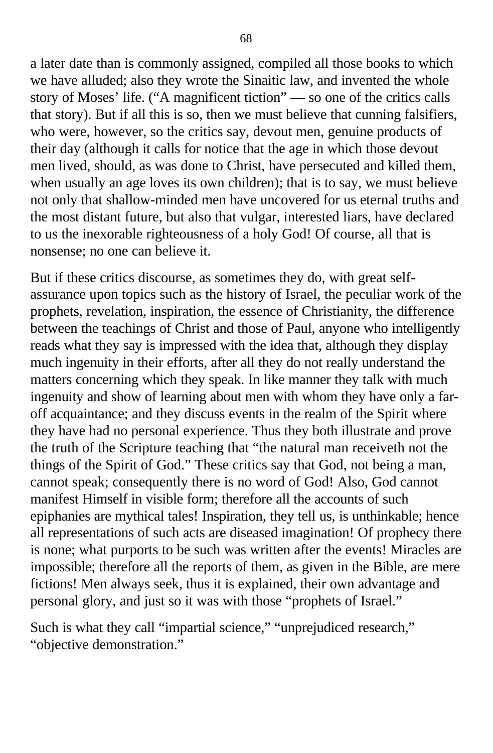a later date than is commonly assigned, compiled all those books to which we have alluded; also they wrote the Sinaitic law, and invented the whole story of Moses' life. ("A magnificent tiction" — so one of the critics calls that story). But if all this is so, then we must believe that cunning falsifiers, who were, however, so the critics say, devout men, genuine products of their day (although it calls for notice that the age in which those devout men lived, should, as was done to Christ, have persecuted and killed them, when usually an age loves its own children); that is to say, we must believe not only that shallow-minded men have uncovered for us eternal truths and the most distant future, but also that vulgar, interested liars, have declared to us the inexorable righteousness of a holy God! Of course, all that is nonsense; no one can believe it.

But if these critics discourse, as sometimes they do, with great self-assurance upon topics such as the history of Israel, the peculiar work of the prophets, revelation, inspiration, the essence of Christianity, the difference between the teachings of Christ and those of Paul, anyone who intelligently reads what they say is impressed with the idea that, although they display much ingenuity in their efforts, after all they do not really understand the matters concerning which they speak. In like manner they talk with much ingenuity and show of learning about men with whom they have only a far-off acquaintance; and they discuss events in the realm of the Spirit where they have had no personal experience. Thus they both illustrate and prove the truth of the Scripture teaching that "the natural man receiveth not the things of the Spirit of God." These critics say that God, not being a man, cannot speak; consequently there is no word of God! Also, God cannot manifest Himself in visible form; therefore all the accounts of such epiphanies are mythical tales! Inspiration, they tell us, is unthinkable; hence all representations of such acts are diseased imagination! Of prophecy there is none; what purports to be such was written after the events! Miracles are impossible; therefore all the reports of them, as given in the Bible, are mere fictions! Men always seek, thus it is explained, their own advantage and personal glory, and just so it was with those "prophets of Israel."

Such is what they call "impartial science," "unprejudiced research," "objective demonstration."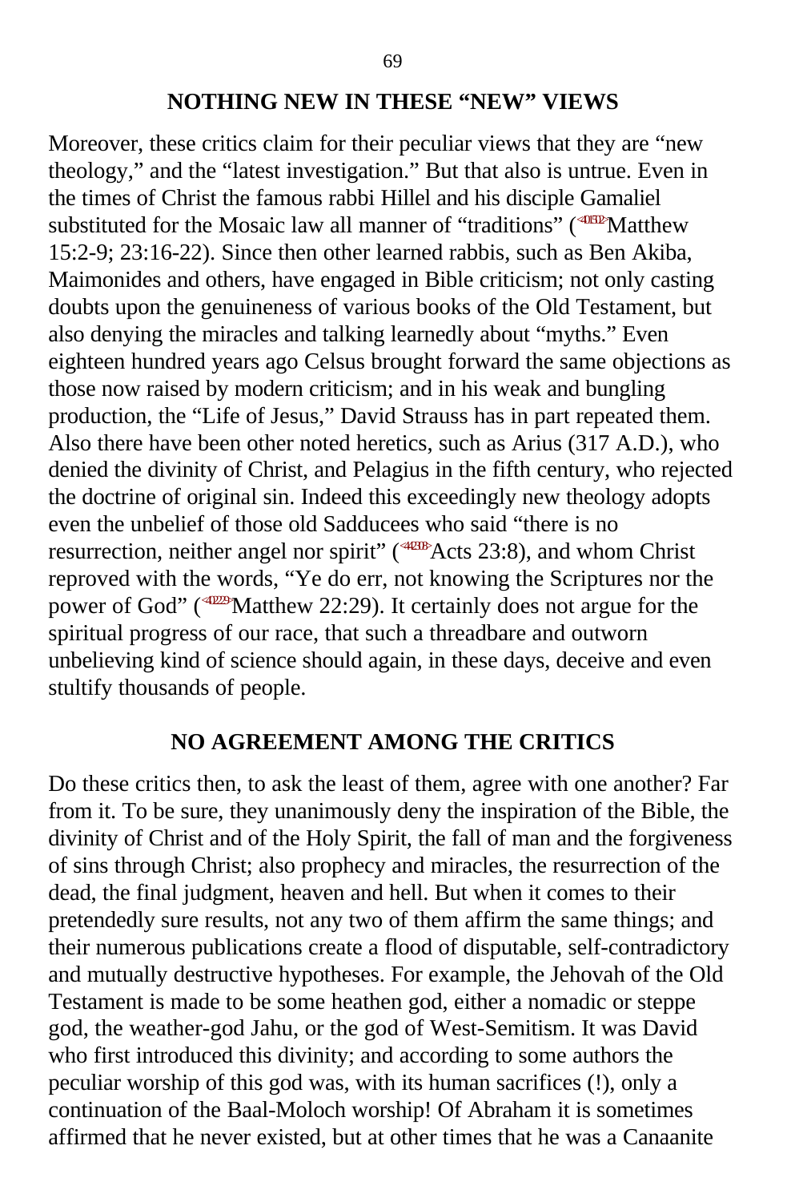## NOTHING NEW IN THESE "NEW" VIEWS

Moreover, these critics claim for their peculiar views that they are "new theology," and the "latest investigation." But that also is untrue. Even in the times of Christ the famous rabbi Hillel and his disciple Gamaliel substituted for the Mosaic law all manner of "traditions" (Matthew 15:2-9; 23:16-22). Since then other learned rabbis, such as Ben Akiba, Maimonides and others, have engaged in Bible criticism; not only casting doubts upon the genuineness of various books of the Old Testament, but also denying the miracles and talking learnedly about "myths." Even eighteen hundred years ago Celsus brought forward the same objections as those now raised by modern criticism; and in his weak and bungling production, the "Life of Jesus," David Strauss has in part repeated them. Also there have been other noted heretics, such as Arius (317 A.D.), who denied the divinity of Christ, and Pelagius in the fifth century, who rejected the doctrine of original sin. Indeed this exceedingly new theology adopts even the unbelief of those old Sadducees who said "there is no resurrection, neither angel nor spirit" (Acts 23:8), and whom Christ reproved with the words, "Ye do err, not knowing the Scriptures nor the power of God" (Matthew 22:29). It certainly does not argue for the spiritual progress of our race, that such a threadbare and outworn unbelieving kind of science should again, in these days, deceive and even stultify thousands of people.

## NO AGREEMENT AMONG THE CRITICS

Do these critics then, to ask the least of them, agree with one another? Far from it. To be sure, they unanimously deny the inspiration of the Bible, the divinity of Christ and of the Holy Spirit, the fall of man and the forgiveness of sins through Christ; also prophecy and miracles, the resurrection of the dead, the final judgment, heaven and hell. But when it comes to their pretendedly sure results, not any two of them affirm the same things; and their numerous publications create a flood of disputable, self-contradictory and mutually destructive hypotheses. For example, the Jehovah of the Old Testament is made to be some heathen god, either a nomadic or steppe god, the weather-god Jahu, or the god of West-Semitism. It was David who first introduced this divinity; and according to some authors the peculiar worship of this god was, with its human sacrifices (!), only a continuation of the Baal-Moloch worship! Of Abraham it is sometimes affirmed that he never existed, but at other times that he was a Canaanite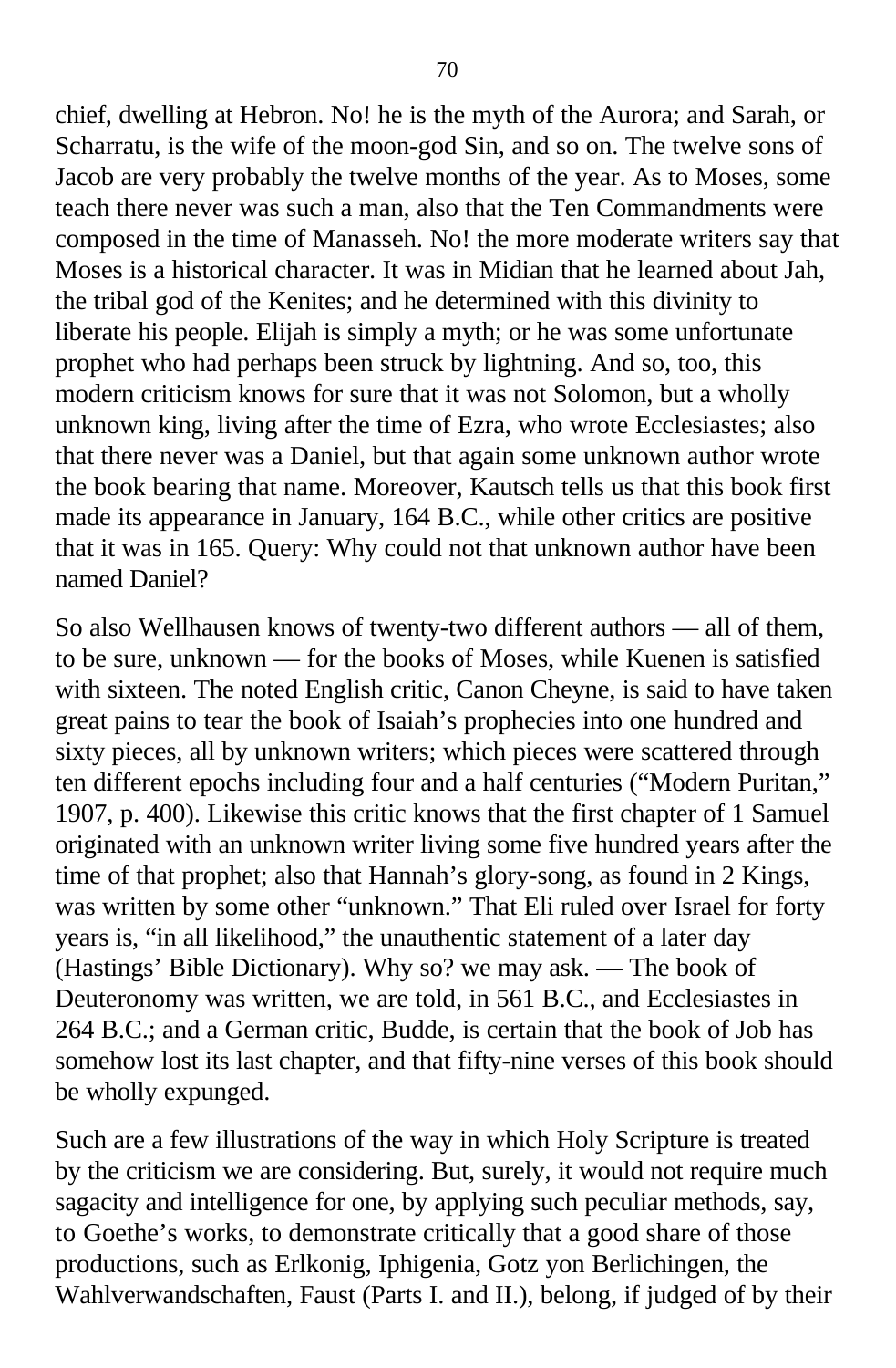chief, dwelling at Hebron. No! he is the myth of the Aurora; and Sarah, or Scharratu, is the wife of the moon-god Sin, and so on. The twelve sons of Jacob are very probably the twelve months of the year. As to Moses, some teach there never was such a man, also that the Ten Commandments were composed in the time of Manasseh. No! the more moderate writers say that Moses is a historical character. It was in Midian that he learned about Jah, the tribal god of the Kenites; and he determined with this divinity to liberate his people. Elijah is simply a myth; or he was some unfortunate prophet who had perhaps been struck by lightning. And so, too, this modern criticism knows for sure that it was not Solomon, but a wholly unknown king, living after the time of Ezra, who wrote Ecclesiastes; also that there never was a Daniel, but that again some unknown author wrote the book bearing that name. Moreover, Kautsch tells us that this book first made its appearance in January, 164 B.C., while other critics are positive that it was in 165. Query: Why could not that unknown author have been named Daniel?

So also Wellhausen knows of twenty-two different authors — all of them, to be sure, unknown — for the books of Moses, while Kuenen is satisfied with sixteen. The noted English critic, Canon Cheyne, is said to have taken great pains to tear the book of Isaiah's prophecies into one hundred and sixty pieces, all by unknown writers; which pieces were scattered through ten different epochs including four and a half centuries ("Modern Puritan," 1907, p. 400). Likewise this critic knows that the first chapter of 1 Samuel originated with an unknown writer living some five hundred years after the time of that prophet; also that Hannah's glory-song, as found in 2 Kings, was written by some other "unknown." That Eli ruled over Israel for forty years is, "in all likelihood," the unauthentic statement of a later day (Hastings' Bible Dictionary). Why so? we may ask. — The book of Deuteronomy was written, we are told, in 561 B.C., and Ecclesiastes in 264 B.C.; and a German critic, Budde, is certain that the book of Job has somehow lost its last chapter, and that fifty-nine verses of this book should be wholly expunged.

Such are a few illustrations of the way in which Holy Scripture is treated by the criticism we are considering. But, surely, it would not require much sagacity and intelligence for one, by applying such peculiar methods, say, to Goethe's works, to demonstrate critically that a good share of those productions, such as Erlkonig, Iphigenia, Gotz von Berlichingen, the Wahlverwandschaften, Faust (Parts I. and II.), belong, if judged of by their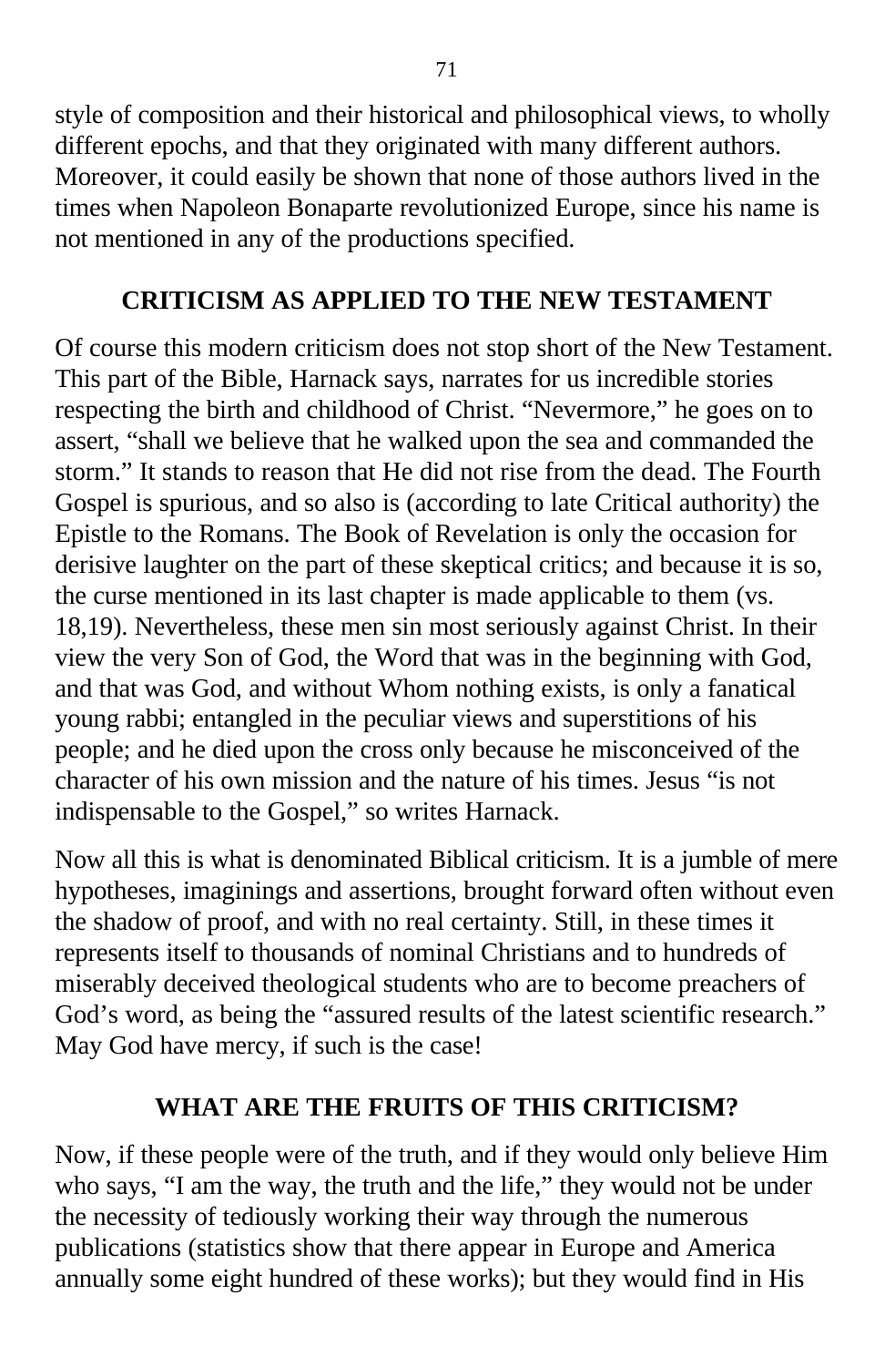style of composition and their historical and philosophical views, to wholly different epochs, and that they originated with many different authors. Moreover, it could easily be shown that none of those authors lived in the times when Napoleon Bonaparte revolutionized Europe, since his name is not mentioned in any of the productions specified.

## CRITICISM AS APPLIED TO THE NEW TESTAMENT

Of course this modern criticism does not stop short of the New Testament. This part of the Bible, Harnack says, narrates for us incredible stories respecting the birth and childhood of Christ. "Nevermore," he goes on to assert, "shall we believe that he walked upon the sea and commanded the storm." It stands to reason that He did not rise from the dead. The Fourth Gospel is spurious, and so also is (according to late Critical authority) the Epistle to the Romans. The Book of Revelation is only the occasion for derisive laughter on the part of these skeptical critics; and because it is so, the curse mentioned in its last chapter is made applicable to them (vs. 18,19). Nevertheless, these men sin most seriously against Christ. In their view the very Son of God, the Word that was in the beginning with God, and that was God, and without Whom nothing exists, is only a fanatical young rabbi; entangled in the peculiar views and superstitions of his people; and he died upon the cross only because he misconceived of the character of his own mission and the nature of his times. Jesus "is not indispensable to the Gospel," so writes Harnack.

Now all this is what is denominated Biblical criticism. It is a jumble of mere hypotheses, imaginings and assertions, brought forward often without even the shadow of proof, and with no real certainty. Still, in these times it represents itself to thousands of nominal Christians and to hundreds of miserably deceived theological students who are to become preachers of God's word, as being the "assured results of the latest scientific research." May God have mercy, if such is the case!

## WHAT ARE THE FRUITS OF THIS CRITICISM?

Now, if these people were of the truth, and if they would only believe Him who says, "I am the way, the truth and the life," they would not be under the necessity of tediously working their way through the numerous publications (statistics show that there appear in Europe and America annually some eight hundred of these works); but they would find in His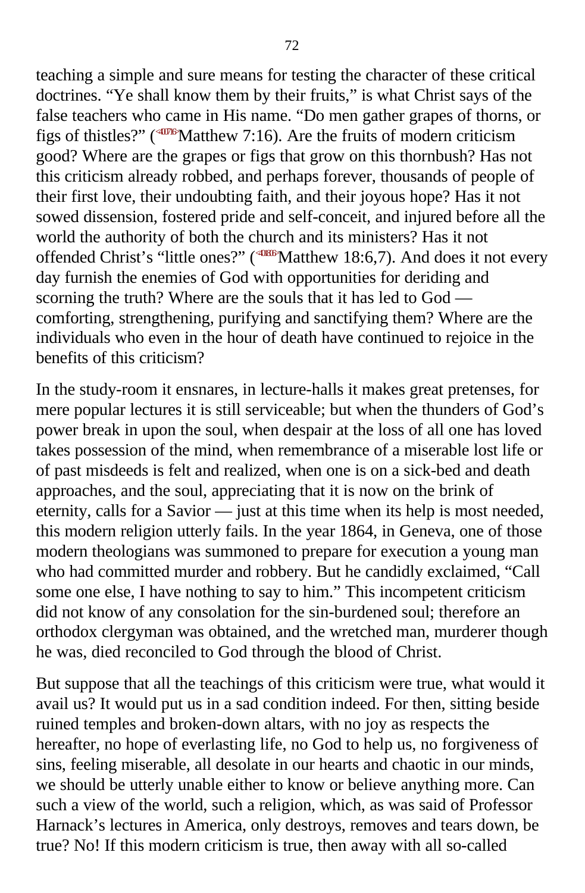teaching a simple and sure means for testing the character of these critical doctrines. “Ye shall know them by their fruits,” is what Christ says of the false teachers who came in His name. “Do men gather grapes of thorns, or figs of thistles?” (<400716>Matthew 7:16). Are the fruits of modern criticism good? Where are the grapes or figs that grow on this thornbush? Has not this criticism already robbed, and perhaps forever, thousands of people of their first love, their undoubting faith, and their joyous hope? Has it not sowed dissension, fostered pride and self-conceit, and injured before all the world the authority of both the church and its ministers? Has it not offended Christ’s “little ones?” (<401806>Matthew 18:6,7). And does it not every day furnish the enemies of God with opportunities for deriding and scorning the truth? Where are the souls that it has led to God — comforting, strengthening, purifying and sanctifying them? Where are the individuals who even in the hour of death have continued to rejoice in the benefits of this criticism?

In the study-room it ensnares, in lecture-halls it makes great pretenses, for mere popular lectures it is still serviceable; but when the thunders of God’s power break in upon the soul, when despair at the loss of all one has loved takes possession of the mind, when remembrance of a miserable lost life or of past misdeeds is felt and realized, when one is on a sick-bed and death approaches, and the soul, appreciating that it is now on the brink of eternity, calls for a Savior — just at this time when its help is most needed, this modern religion utterly fails. In the year 1864, in Geneva, one of those modern theologians was summoned to prepare for execution a young man who had committed murder and robbery. But he candidly exclaimed, “Call some one else, I have nothing to say to him.” This incompetent criticism did not know of any consolation for the sin-burdened soul; therefore an orthodox clergyman was obtained, and the wretched man, murderer though he was, died reconciled to God through the blood of Christ.

But suppose that all the teachings of this criticism were true, what would it avail us? It would put us in a sad condition indeed. For then, sitting beside ruined temples and broken-down altars, with no joy as respects the hereafter, no hope of everlasting life, no God to help us, no forgiveness of sins, feeling miserable, all desolate in our hearts and chaotic in our minds, we should be utterly unable either to know or believe anything more. Can such a view of the world, such a religion, which, as was said of Professor Harnack’s lectures in America, only destroys, removes and tears down, be true? No! If this modern criticism is true, then away with all so-called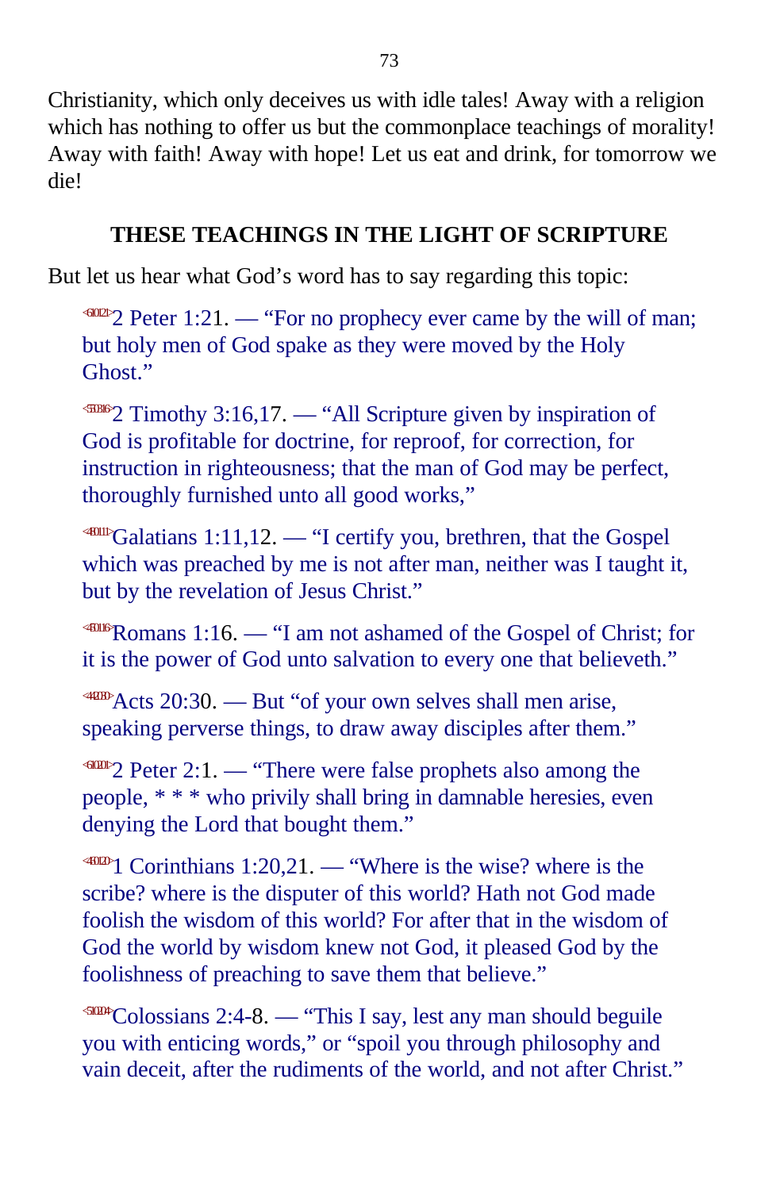Christianity, which only deceives us with idle tales! Away with a religion which has nothing to offer us but the commonplace teachings of morality! Away with faith! Away with hope! Let us eat and drink, for tomorrow we die!

## THESE TEACHINGS IN THE LIGHT OF SCRIPTURE

But let us hear what God's word has to say regarding this topic:

> <610121>2 Peter 1:21. — "For no prophecy ever came by the will of man; but holy men of God spake as they were moved by the Holy Ghost."

> <550316>2 Timothy 3:16,17. — "All Scripture given by inspiration of God is profitable for doctrine, for reproof, for correction, for instruction in righteousness; that the man of God may be perfect, thoroughly furnished unto all good works,"

> <480111>Galatians 1:11,12. — "I certify you, brethren, that the Gospel which was preached by me is not after man, neither was I taught it, but by the revelation of Jesus Christ."

> <450116>Romans 1:16. — "I am not ashamed of the Gospel of Christ; for it is the power of God unto salvation to every one that believeth."

> <442030>Acts 20:30. — But "of your own selves shall men arise, speaking perverse things, to draw away disciples after them."

> <610201>2 Peter 2:1. — "There were false prophets also among the people, * * * who privily shall bring in damnable heresies, even denying the Lord that bought them."

> <460120>1 Corinthians 1:20,21. — "Where is the wise? where is the scribe? where is the disputer of this world? Hath not God made foolish the wisdom of this world? For after that in the wisdom of God the world by wisdom knew not God, it pleased God by the foolishness of preaching to save them that believe."

> <510204>Colossians 2:4-8. — "This I say, lest any man should beguile you with enticing words," or "spoil you through philosophy and vain deceit, after the rudiments of the world, and not after Christ."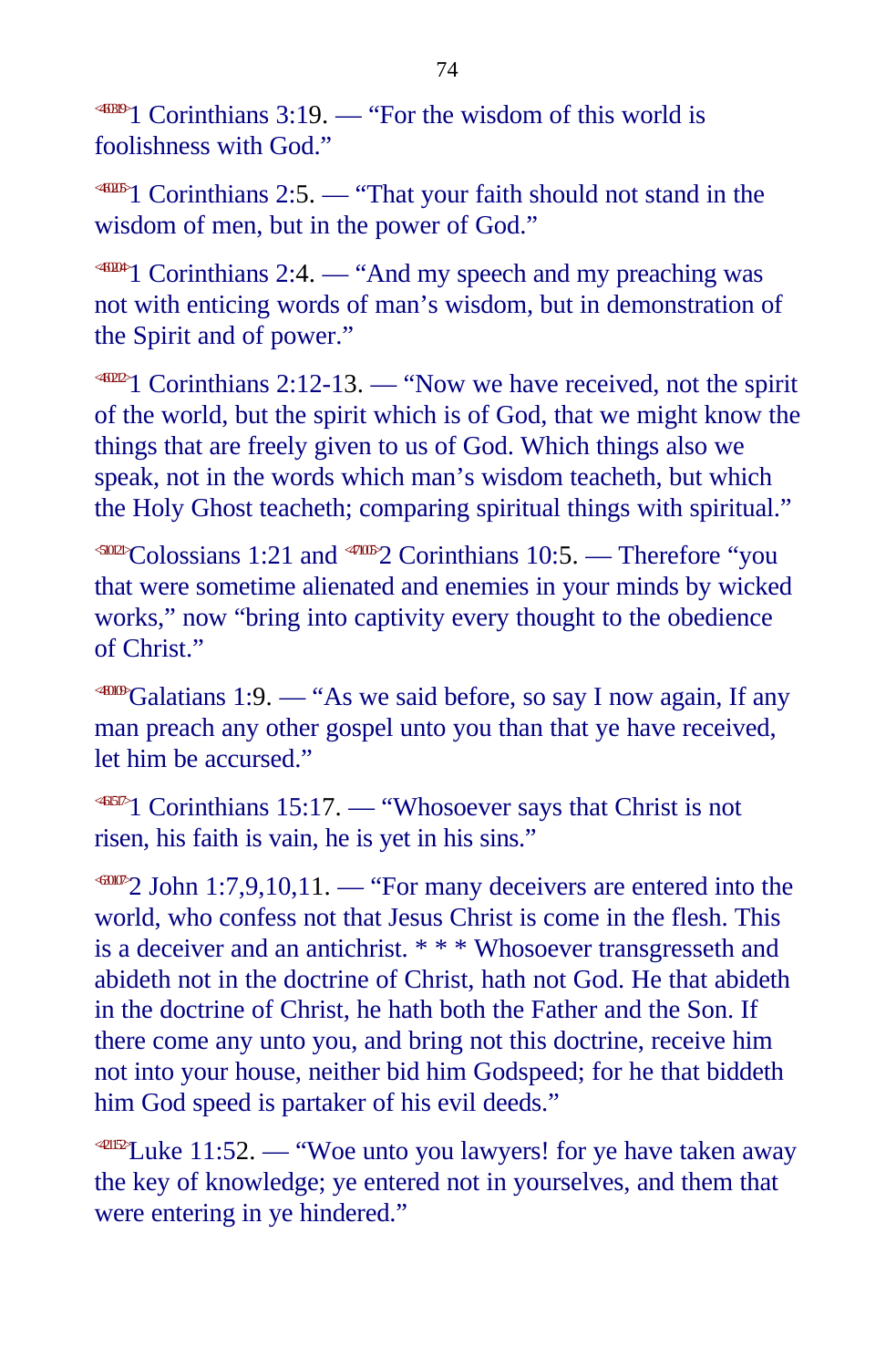1 Corinthians 3:19. — “For the wisdom of this world is foolishness with God.”

1 Corinthians 2:5. — “That your faith should not stand in the wisdom of men, but in the power of God.”

1 Corinthians 2:4. — “And my speech and my preaching was not with enticing words of man’s wisdom, but in demonstration of the Spirit and of power.”

1 Corinthians 2:12-13. — “Now we have received, not the spirit of the world, but the spirit which is of God, that we might know the things that are freely given to us of God. Which things also we speak, not in the words which man’s wisdom teacheth, but which the Holy Ghost teacheth; comparing spiritual things with spiritual.”

Colossians 1:21 and 2 Corinthians 10:5. — Therefore “you that were sometime alienated and enemies in your minds by wicked works,” now “bring into captivity every thought to the obedience of Christ.”

Galatians 1:9. — “As we said before, so say I now again, If any man preach any other gospel unto you than that ye have received, let him be accursed.”

1 Corinthians 15:17. — “Whosoever says that Christ is not risen, his faith is vain, he is yet in his sins.”

2 John 1:7,9,10,11. — “For many deceivers are entered into the world, who confess not that Jesus Christ is come in the flesh. This is a deceiver and an antichrist. * * * Whosoever transgresseth and abideth not in the doctrine of Christ, hath not God. He that abideth in the doctrine of Christ, he hath both the Father and the Son. If there come any unto you, and bring not this doctrine, receive him not into your house, neither bid him Godspeed; for he that biddeth him God speed is partaker of his evil deeds.”

Luke 11:52. — “Woe unto you lawyers! for ye have taken away the key of knowledge; ye entered not in yourselves, and them that were entering in ye hindered.”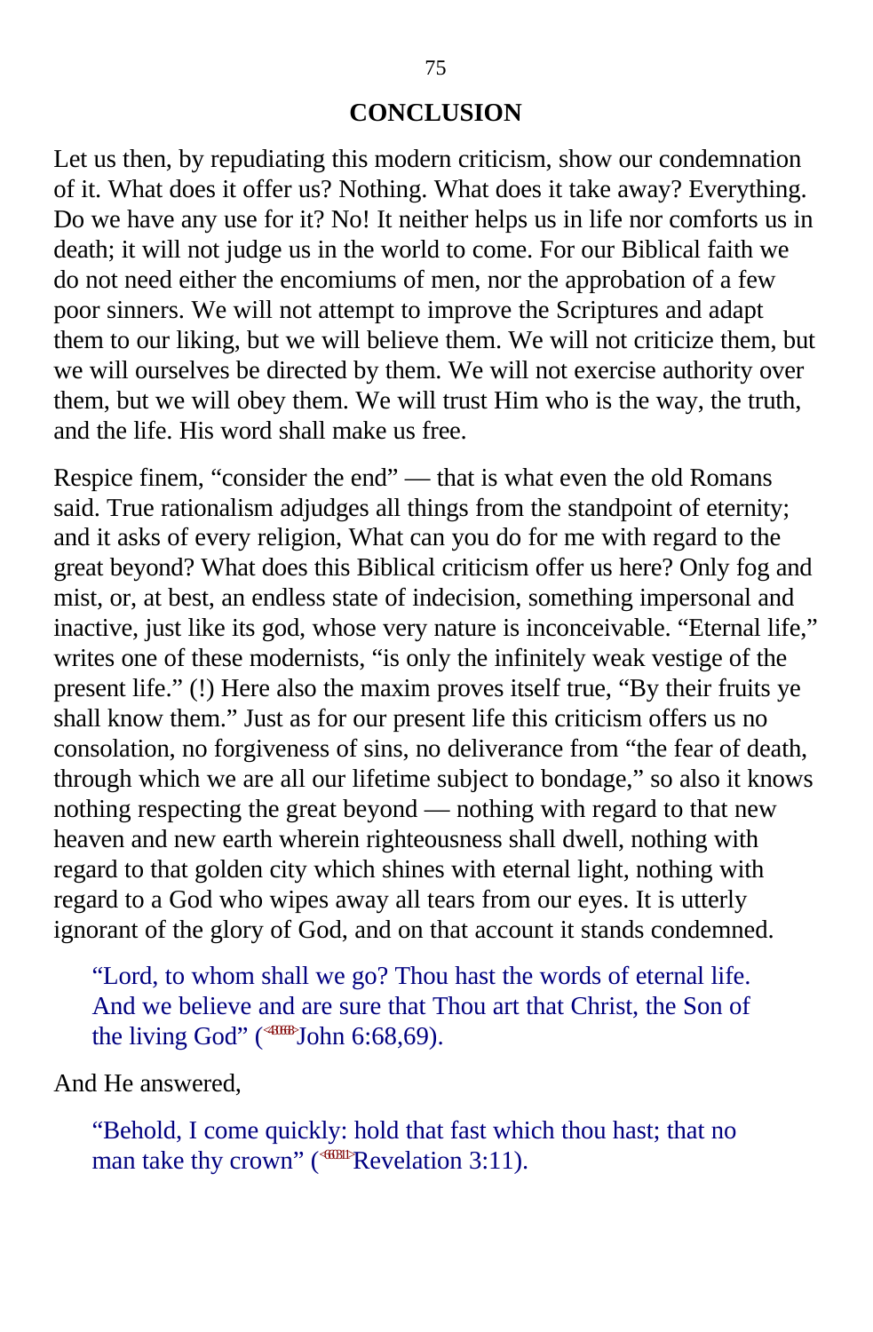## CONCLUSION

Let us then, by repudiating this modern criticism, show our condemnation of it. What does it offer us? Nothing. What does it take away? Everything. Do we have any use for it? No! It neither helps us in life nor comforts us in death; it will not judge us in the world to come. For our Biblical faith we do not need either the encomiums of men, nor the approbation of a few poor sinners. We will not attempt to improve the Scriptures and adapt them to our liking, but we will believe them. We will not criticize them, but we will ourselves be directed by them. We will not exercise authority over them, but we will obey them. We will trust Him who is the way, the truth, and the life. His word shall make us free.

Respice finem, "consider the end" — that is what even the old Romans said. True rationalism adjudges all things from the standpoint of eternity; and it asks of every religion, What can you do for me with regard to the great beyond? What does this Biblical criticism offer us here? Only fog and mist, or, at best, an endless state of indecision, something impersonal and inactive, just like its god, whose very nature is inconceivable. "Eternal life," writes one of these modernists, "is only the infinitely weak vestige of the present life." (!) Here also the maxim proves itself true, "By their fruits ye shall know them." Just as for our present life this criticism offers us no consolation, no forgiveness of sins, no deliverance from "the fear of death, through which we are all our lifetime subject to bondage," so also it knows nothing respecting the great beyond — nothing with regard to that new heaven and new earth wherein righteousness shall dwell, nothing with regard to that golden city which shines with eternal light, nothing with regard to a God who wipes away all tears from our eyes. It is utterly ignorant of the glory of God, and on that account it stands condemned.

> "Lord, to whom shall we go? Thou hast the words of eternal life. And we believe and are sure that Thou art that Christ, the Son of the living God" (John 6:68,69).

And He answered,

> "Behold, I come quickly: hold that fast which thou hast; that no man take thy crown" (Revelation 3:11).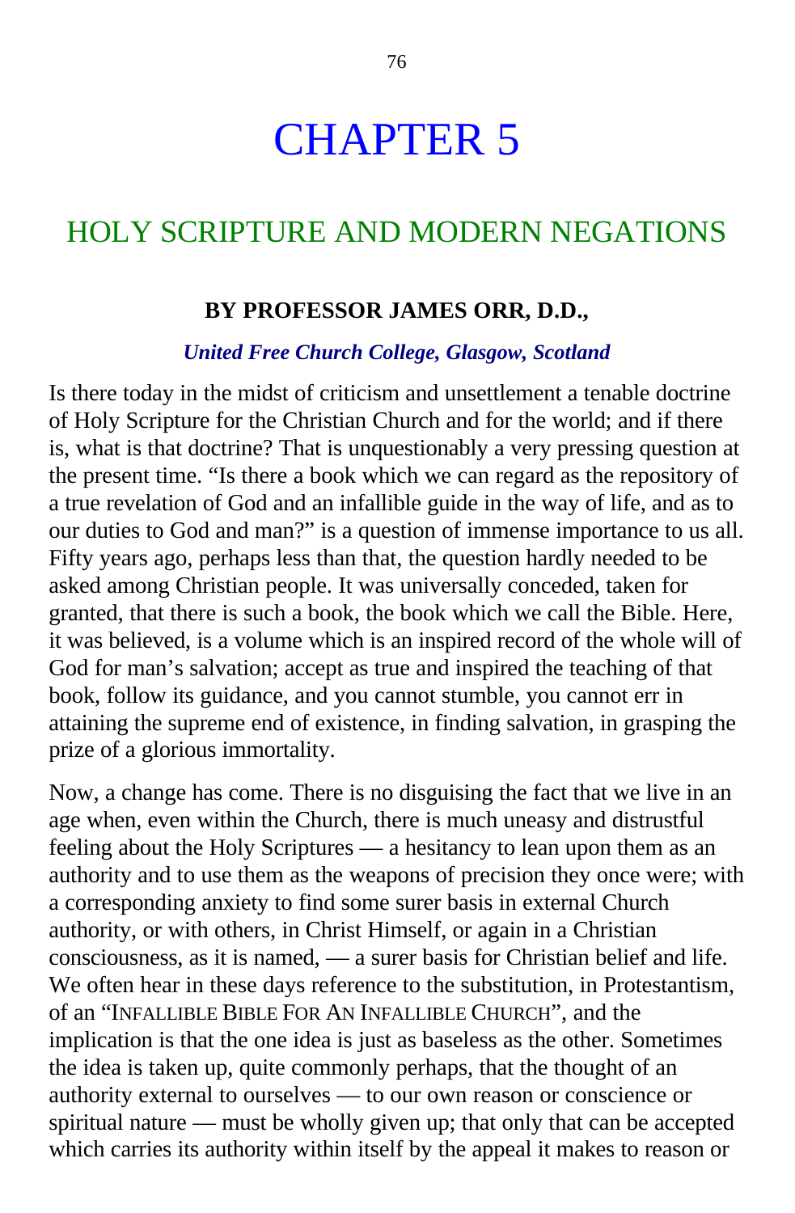# CHAPTER 5

## HOLY SCRIPTURE AND MODERN NEGATIONS

**BY PROFESSOR JAMES ORR, D.D.,**

***United Free Church College, Glasgow, Scotland***

Is there today in the midst of criticism and unsettlement a tenable doctrine of Holy Scripture for the Christian Church and for the world; and if there is, what is that doctrine? That is unquestionably a very pressing question at the present time. "Is there a book which we can regard as the repository of a true revelation of God and an infallible guide in the way of life, and as to our duties to God and man?" is a question of immense importance to us all. Fifty years ago, perhaps less than that, the question hardly needed to be asked among Christian people. It was universally conceded, taken for granted, that there is such a book, the book which we call the Bible. Here, it was believed, is a volume which is an inspired record of the whole will of God for man's salvation; accept as true and inspired the teaching of that book, follow its guidance, and you cannot stumble, you cannot err in attaining the supreme end of existence, in finding salvation, in grasping the prize of a glorious immortality.

Now, a change has come. There is no disguising the fact that we live in an age when, even within the Church, there is much uneasy and distrustful feeling about the Holy Scriptures — a hesitancy to lean upon them as an authority and to use them as the weapons of precision they once were; with a corresponding anxiety to find some surer basis in external Church authority, or with others, in Christ Himself, or again in a Christian consciousness, as it is named, — a surer basis for Christian belief and life. We often hear in these days reference to the substitution, in Protestantism, of an "INFALLIBLE BIBLE FOR AN INFALLIBLE CHURCH", and the implication is that the one idea is just as baseless as the other. Sometimes the idea is taken up, quite commonly perhaps, that the thought of an authority external to ourselves — to our own reason or conscience or spiritual nature — must be wholly given up; that only that can be accepted which carries its authority within itself by the appeal it makes to reason or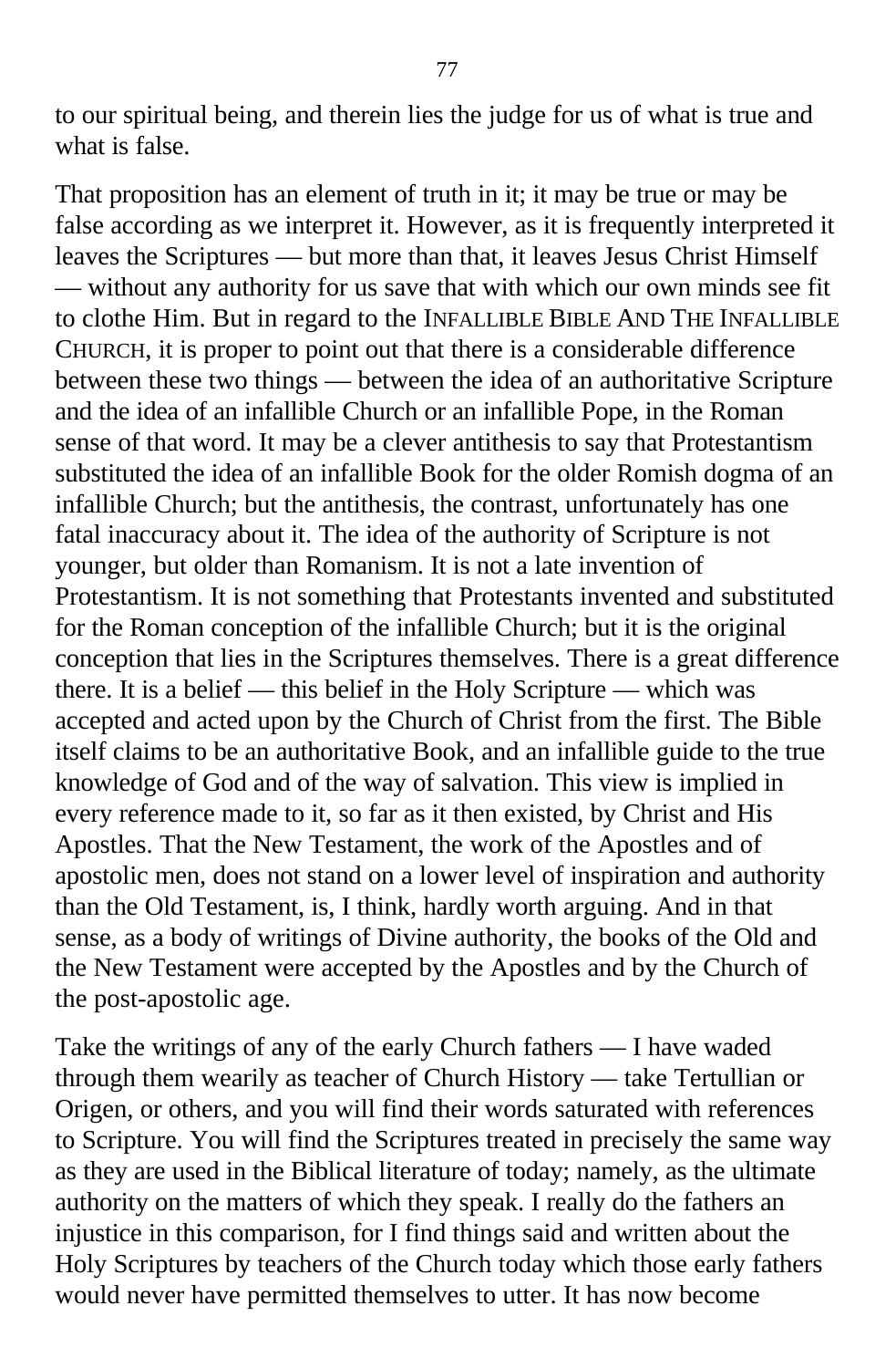to our spiritual being, and therein lies the judge for us of what is true and what is false.

That proposition has an element of truth in it; it may be true or may be false according as we interpret it. However, as it is frequently interpreted it leaves the Scriptures — but more than that, it leaves Jesus Christ Himself — without any authority for us save that with which our own minds see fit to clothe Him. But in regard to the INFALLIBLE BIBLE AND THE INFALLIBLE CHURCH, it is proper to point out that there is a considerable difference between these two things — between the idea of an authoritative Scripture and the idea of an infallible Church or an infallible Pope, in the Roman sense of that word. It may be a clever antithesis to say that Protestantism substituted the idea of an infallible Book for the older Romish dogma of an infallible Church; but the antithesis, the contrast, unfortunately has one fatal inaccuracy about it. The idea of the authority of Scripture is not younger, but older than Romanism. It is not a late invention of Protestantism. It is not something that Protestants invented and substituted for the Roman conception of the infallible Church; but it is the original conception that lies in the Scriptures themselves. There is a great difference there. It is a belief — this belief in the Holy Scripture — which was accepted and acted upon by the Church of Christ from the first. The Bible itself claims to be an authoritative Book, and an infallible guide to the true knowledge of God and of the way of salvation. This view is implied in every reference made to it, so far as it then existed, by Christ and His Apostles. That the New Testament, the work of the Apostles and of apostolic men, does not stand on a lower level of inspiration and authority than the Old Testament, is, I think, hardly worth arguing. And in that sense, as a body of writings of Divine authority, the books of the Old and the New Testament were accepted by the Apostles and by the Church of the post-apostolic age.

Take the writings of any of the early Church fathers — I have waded through them wearily as teacher of Church History — take Tertullian or Origen, or others, and you will find their words saturated with references to Scripture. You will find the Scriptures treated in precisely the same way as they are used in the Biblical literature of today; namely, as the ultimate authority on the matters of which they speak. I really do the fathers an injustice in this comparison, for I find things said and written about the Holy Scriptures by teachers of the Church today which those early fathers would never have permitted themselves to utter. It has now become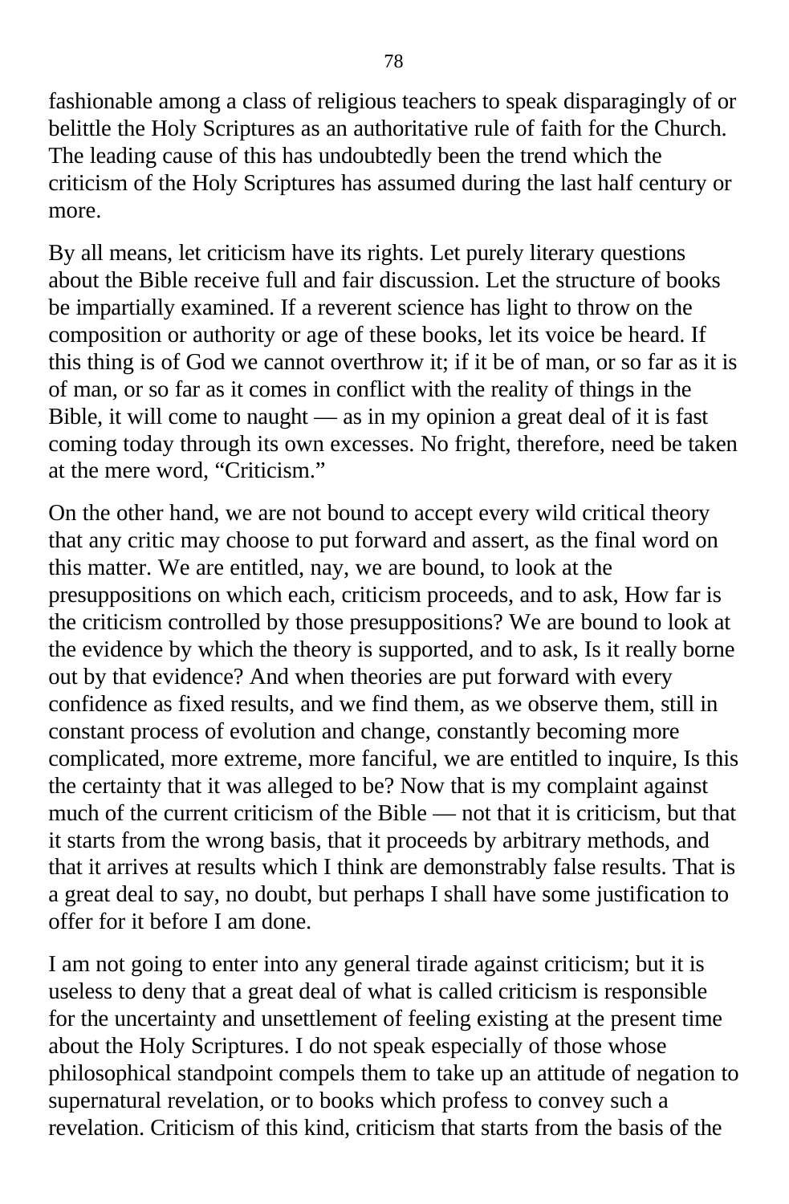fashionable among a class of religious teachers to speak disparagingly of or belittle the Holy Scriptures as an authoritative rule of faith for the Church. The leading cause of this has undoubtedly been the trend which the criticism of the Holy Scriptures has assumed during the last half century or more.

By all means, let criticism have its rights. Let purely literary questions about the Bible receive full and fair discussion. Let the structure of books be impartially examined. If a reverent science has light to throw on the composition or authority or age of these books, let its voice be heard. If this thing is of God we cannot overthrow it; if it be of man, or so far as it is of man, or so far as it comes in conflict with the reality of things in the Bible, it will come to naught — as in my opinion a great deal of it is fast coming today through its own excesses. No fright, therefore, need be taken at the mere word, "Criticism."

On the other hand, we are not bound to accept every wild critical theory that any critic may choose to put forward and assert, as the final word on this matter. We are entitled, nay, we are bound, to look at the presuppositions on which each, criticism proceeds, and to ask, How far is the criticism controlled by those presuppositions? We are bound to look at the evidence by which the theory is supported, and to ask, Is it really borne out by that evidence? And when theories are put forward with every confidence as fixed results, and we find them, as we observe them, still in constant process of evolution and change, constantly becoming more complicated, more extreme, more fanciful, we are entitled to inquire, Is this the certainty that it was alleged to be? Now that is my complaint against much of the current criticism of the Bible — not that it is criticism, but that it starts from the wrong basis, that it proceeds by arbitrary methods, and that it arrives at results which I think are demonstrably false results. That is a great deal to say, no doubt, but perhaps I shall have some justification to offer for it before I am done.

I am not going to enter into any general tirade against criticism; but it is useless to deny that a great deal of what is called criticism is responsible for the uncertainty and unsettlement of feeling existing at the present time about the Holy Scriptures. I do not speak especially of those whose philosophical standpoint compels them to take up an attitude of negation to supernatural revelation, or to books which profess to convey such a revelation. Criticism of this kind, criticism that starts from the basis of the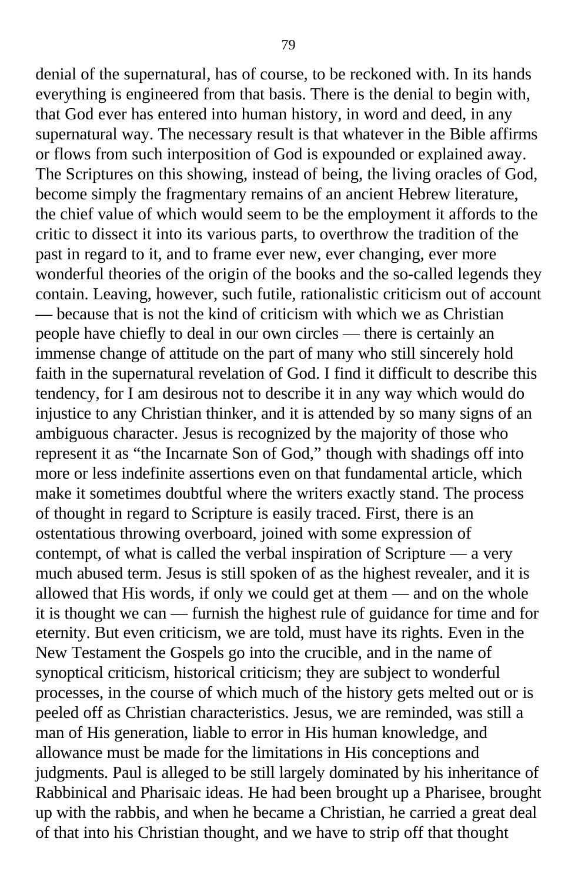denial of the supernatural, has of course, to be reckoned with. In its hands everything is engineered from that basis. There is the denial to begin with, that God ever has entered into human history, in word and deed, in any supernatural way. The necessary result is that whatever in the Bible affirms or flows from such interposition of God is expounded or explained away. The Scriptures on this showing, instead of being, the living oracles of God, become simply the fragmentary remains of an ancient Hebrew literature, the chief value of which would seem to be the employment it affords to the critic to dissect it into its various parts, to overthrow the tradition of the past in regard to it, and to frame ever new, ever changing, ever more wonderful theories of the origin of the books and the so-called legends they contain. Leaving, however, such futile, rationalistic criticism out of account — because that is not the kind of criticism with which we as Christian people have chiefly to deal in our own circles — there is certainly an immense change of attitude on the part of many who still sincerely hold faith in the supernatural revelation of God. I find it difficult to describe this tendency, for I am desirous not to describe it in any way which would do injustice to any Christian thinker, and it is attended by so many signs of an ambiguous character. Jesus is recognized by the majority of those who represent it as "the Incarnate Son of God," though with shadings off into more or less indefinite assertions even on that fundamental article, which make it sometimes doubtful where the writers exactly stand. The process of thought in regard to Scripture is easily traced. First, there is an ostentatious throwing overboard, joined with some expression of contempt, of what is called the verbal inspiration of Scripture — a very much abused term. Jesus is still spoken of as the highest revealer, and it is allowed that His words, if only we could get at them — and on the whole it is thought we can — furnish the highest rule of guidance for time and for eternity. But even criticism, we are told, must have its rights. Even in the New Testament the Gospels go into the crucible, and in the name of synoptical criticism, historical criticism; they are subject to wonderful processes, in the course of which much of the history gets melted out or is peeled off as Christian characteristics. Jesus, we are reminded, was still a man of His generation, liable to error in His human knowledge, and allowance must be made for the limitations in His conceptions and judgments. Paul is alleged to be still largely dominated by his inheritance of Rabbinical and Pharisaic ideas. He had been brought up a Pharisee, brought up with the rabbis, and when he became a Christian, he carried a great deal of that into his Christian thought, and we have to strip off that thought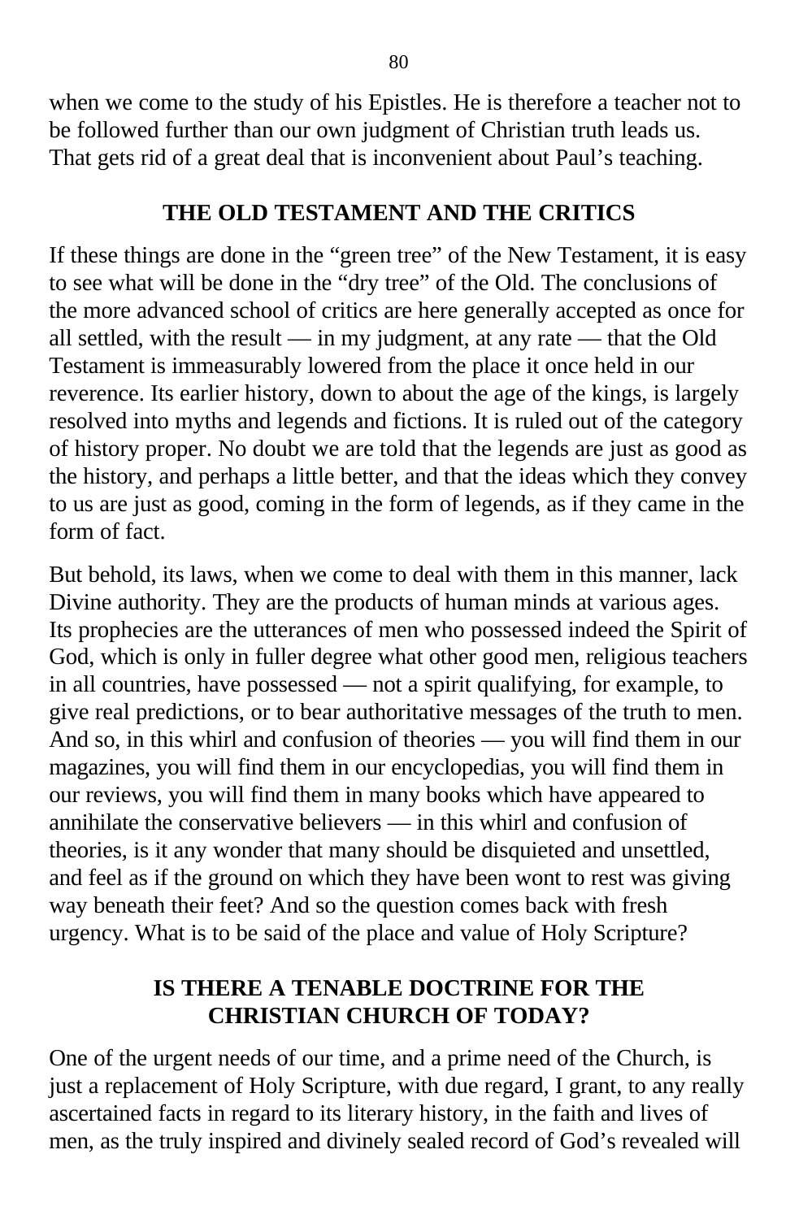when we come to the study of his Epistles. He is therefore a teacher not to be followed further than our own judgment of Christian truth leads us. That gets rid of a great deal that is inconvenient about Paul's teaching.

## THE OLD TESTAMENT AND THE CRITICS

If these things are done in the "green tree" of the New Testament, it is easy to see what will be done in the "dry tree" of the Old. The conclusions of the more advanced school of critics are here generally accepted as once for all settled, with the result — in my judgment, at any rate — that the Old Testament is immeasurably lowered from the place it once held in our reverence. Its earlier history, down to about the age of the kings, is largely resolved into myths and legends and fictions. It is ruled out of the category of history proper. No doubt we are told that the legends are just as good as the history, and perhaps a little better, and that the ideas which they convey to us are just as good, coming in the form of legends, as if they came in the form of fact.

But behold, its laws, when we come to deal with them in this manner, lack Divine authority. They are the products of human minds at various ages. Its prophecies are the utterances of men who possessed indeed the Spirit of God, which is only in fuller degree what other good men, religious teachers in all countries, have possessed — not a spirit qualifying, for example, to give real predictions, or to bear authoritative messages of the truth to men. And so, in this whirl and confusion of theories — you will find them in our magazines, you will find them in our encyclopedias, you will find them in our reviews, you will find them in many books which have appeared to annihilate the conservative believers — in this whirl and confusion of theories, is it any wonder that many should be disquieted and unsettled, and feel as if the ground on which they have been wont to rest was giving way beneath their feet? And so the question comes back with fresh urgency. What is to be said of the place and value of Holy Scripture?

## IS THERE A TENABLE DOCTRINE FOR THE CHRISTIAN CHURCH OF TODAY?

One of the urgent needs of our time, and a prime need of the Church, is just a replacement of Holy Scripture, with due regard, I grant, to any really ascertained facts in regard to its literary history, in the faith and lives of men, as the truly inspired and divinely sealed record of God's revealed will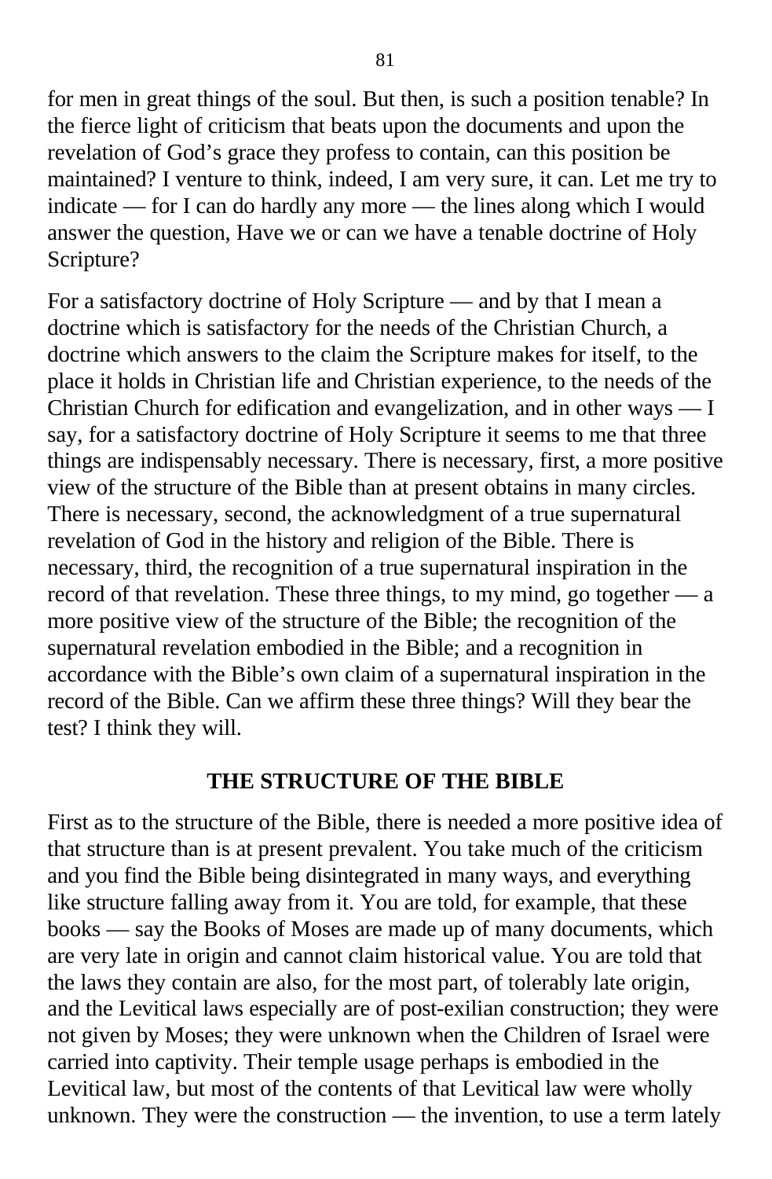for men in great things of the soul. But then, is such a position tenable? In the fierce light of criticism that beats upon the documents and upon the revelation of God's grace they profess to contain, can this position be maintained? I venture to think, indeed, I am very sure, it can. Let me try to indicate — for I can do hardly any more — the lines along which I would answer the question, Have we or can we have a tenable doctrine of Holy Scripture?

For a satisfactory doctrine of Holy Scripture — and by that I mean a doctrine which is satisfactory for the needs of the Christian Church, a doctrine which answers to the claim the Scripture makes for itself, to the place it holds in Christian life and Christian experience, to the needs of the Christian Church for edification and evangelization, and in other ways — I say, for a satisfactory doctrine of Holy Scripture it seems to me that three things are indispensably necessary. There is necessary, first, a more positive view of the structure of the Bible than at present obtains in many circles. There is necessary, second, the acknowledgment of a true supernatural revelation of God in the history and religion of the Bible. There is necessary, third, the recognition of a true supernatural inspiration in the record of that revelation. These three things, to my mind, go together — a more positive view of the structure of the Bible; the recognition of the supernatural revelation embodied in the Bible; and a recognition in accordance with the Bible's own claim of a supernatural inspiration in the record of the Bible. Can we affirm these three things? Will they bear the test? I think they will.

## THE STRUCTURE OF THE BIBLE

First as to the structure of the Bible, there is needed a more positive idea of that structure than is at present prevalent. You take much of the criticism and you find the Bible being disintegrated in many ways, and everything like structure falling away from it. You are told, for example, that these books — say the Books of Moses are made up of many documents, which are very late in origin and cannot claim historical value. You are told that the laws they contain are also, for the most part, of tolerably late origin, and the Levitical laws especially are of post-exilian construction; they were not given by Moses; they were unknown when the Children of Israel were carried into captivity. Their temple usage perhaps is embodied in the Levitical law, but most of the contents of that Levitical law were wholly unknown. They were the construction — the invention, to use a term lately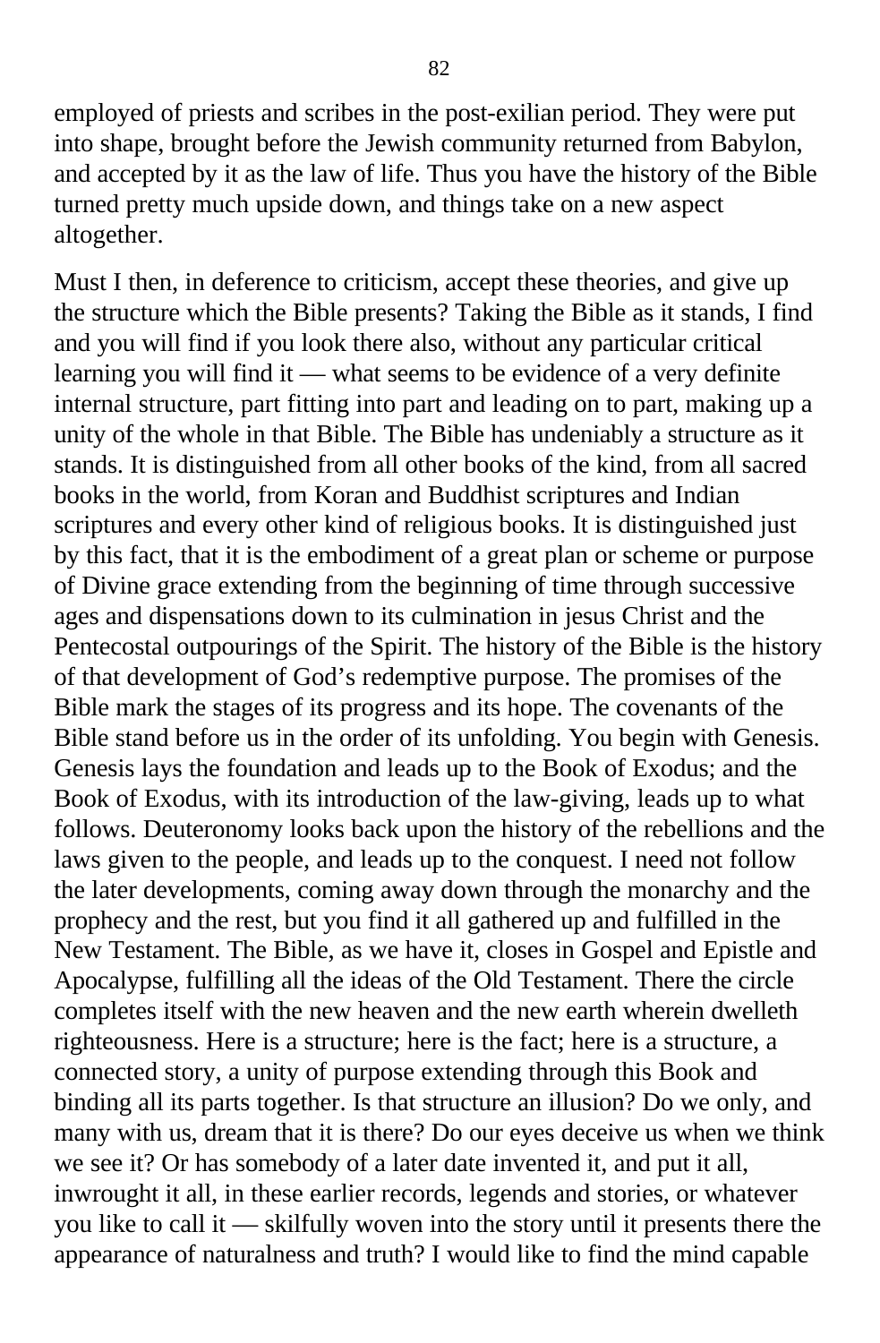employed of priests and scribes in the post-exilian period. They were put into shape, brought before the Jewish community returned from Babylon, and accepted by it as the law of life. Thus you have the history of the Bible turned pretty much upside down, and things take on a new aspect altogether.

Must I then, in deference to criticism, accept these theories, and give up the structure which the Bible presents? Taking the Bible as it stands, I find and you will find if you look there also, without any particular critical learning you will find it — what seems to be evidence of a very definite internal structure, part fitting into part and leading on to part, making up a unity of the whole in that Bible. The Bible has undeniably a structure as it stands. It is distinguished from all other books of the kind, from all sacred books in the world, from Koran and Buddhist scriptures and Indian scriptures and every other kind of religious books. It is distinguished just by this fact, that it is the embodiment of a great plan or scheme or purpose of Divine grace extending from the beginning of time through successive ages and dispensations down to its culmination in jesus Christ and the Pentecostal outpourings of the Spirit. The history of the Bible is the history of that development of God's redemptive purpose. The promises of the Bible mark the stages of its progress and its hope. The covenants of the Bible stand before us in the order of its unfolding. You begin with Genesis. Genesis lays the foundation and leads up to the Book of Exodus; and the Book of Exodus, with its introduction of the law-giving, leads up to what follows. Deuteronomy looks back upon the history of the rebellions and the laws given to the people, and leads up to the conquest. I need not follow the later developments, coming away down through the monarchy and the prophecy and the rest, but you find it all gathered up and fulfilled in the New Testament. The Bible, as we have it, closes in Gospel and Epistle and Apocalypse, fulfilling all the ideas of the Old Testament. There the circle completes itself with the new heaven and the new earth wherein dwelleth righteousness. Here is a structure; here is the fact; here is a structure, a connected story, a unity of purpose extending through this Book and binding all its parts together. Is that structure an illusion? Do we only, and many with us, dream that it is there? Do our eyes deceive us when we think we see it? Or has somebody of a later date invented it, and put it all, inwrought it all, in these earlier records, legends and stories, or whatever you like to call it — skilfully woven into the story until it presents there the appearance of naturalness and truth? I would like to find the mind capable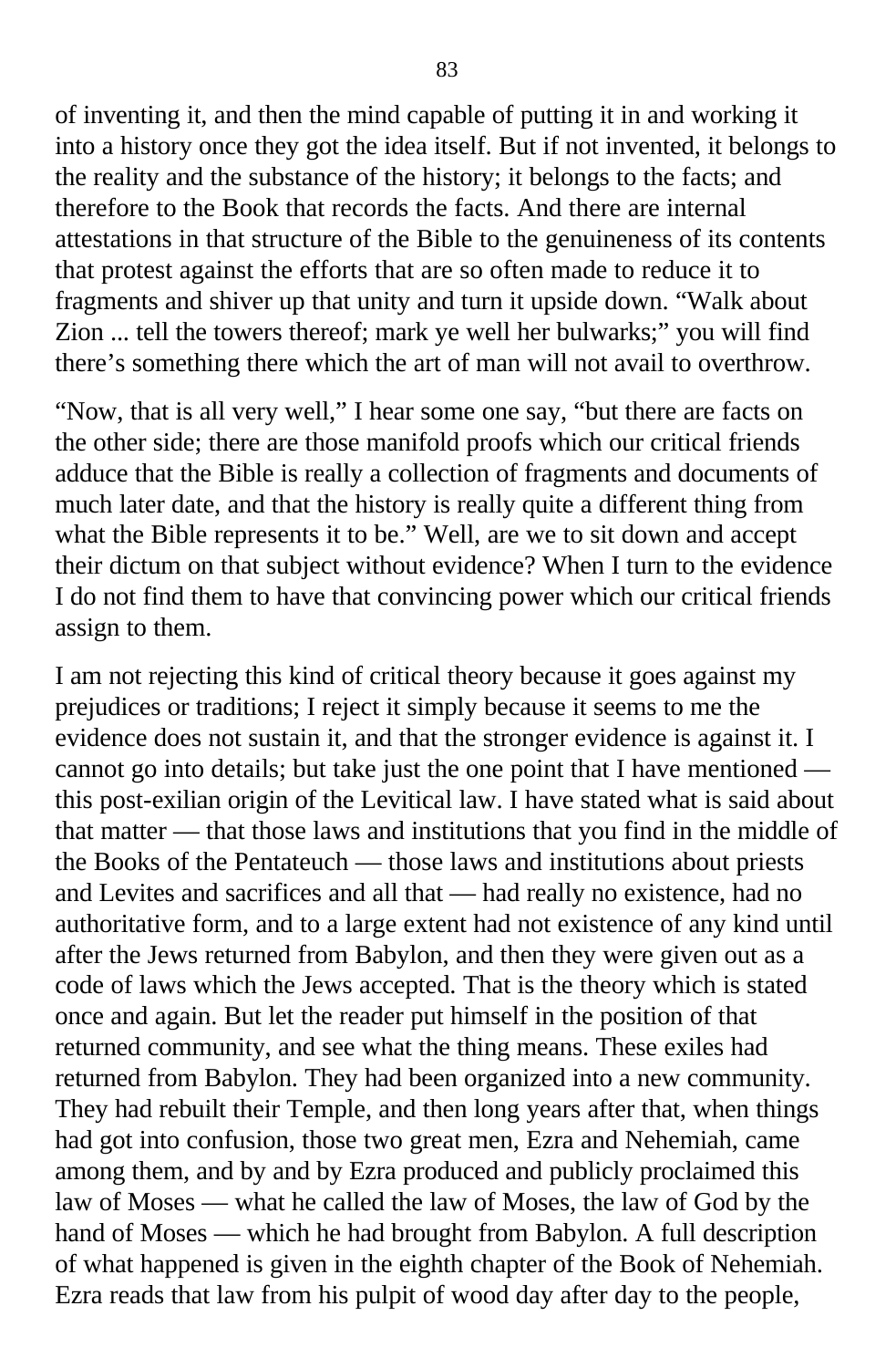of inventing it, and then the mind capable of putting it in and working it into a history once they got the idea itself. But if not invented, it belongs to the reality and the substance of the history; it belongs to the facts; and therefore to the Book that records the facts. And there are internal attestations in that structure of the Bible to the genuineness of its contents that protest against the efforts that are so often made to reduce it to fragments and shiver up that unity and turn it upside down. "Walk about Zion ... tell the towers thereof; mark ye well her bulwarks;" you will find there's something there which the art of man will not avail to overthrow.

"Now, that is all very well," I hear some one say, "but there are facts on the other side; there are those manifold proofs which our critical friends adduce that the Bible is really a collection of fragments and documents of much later date, and that the history is really quite a different thing from what the Bible represents it to be." Well, are we to sit down and accept their dictum on that subject without evidence? When I turn to the evidence I do not find them to have that convincing power which our critical friends assign to them.

I am not rejecting this kind of critical theory because it goes against my prejudices or traditions; I reject it simply because it seems to me the evidence does not sustain it, and that the stronger evidence is against it. I cannot go into details; but take just the one point that I have mentioned — this post-exilian origin of the Levitical law. I have stated what is said about that matter — that those laws and institutions that you find in the middle of the Books of the Pentateuch — those laws and institutions about priests and Levites and sacrifices and all that — had really no existence, had no authoritative form, and to a large extent had not existence of any kind until after the Jews returned from Babylon, and then they were given out as a code of laws which the Jews accepted. That is the theory which is stated once and again. But let the reader put himself in the position of that returned community, and see what the thing means. These exiles had returned from Babylon. They had been organized into a new community. They had rebuilt their Temple, and then long years after that, when things had got into confusion, those two great men, Ezra and Nehemiah, came among them, and by and by Ezra produced and publicly proclaimed this law of Moses — what he called the law of Moses, the law of God by the hand of Moses — which he had brought from Babylon. A full description of what happened is given in the eighth chapter of the Book of Nehemiah. Ezra reads that law from his pulpit of wood day after day to the people,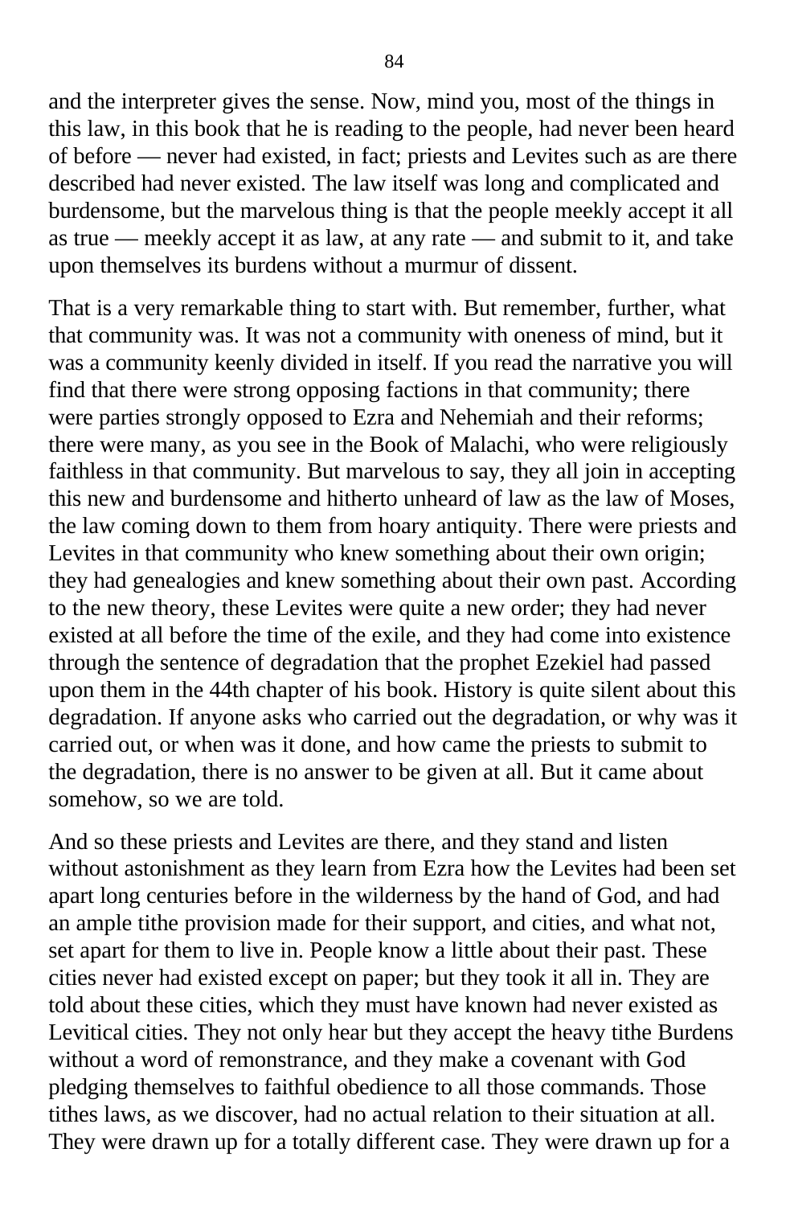and the interpreter gives the sense. Now, mind you, most of the things in this law, in this book that he is reading to the people, had never been heard of before — never had existed, in fact; priests and Levites such as are there described had never existed. The law itself was long and complicated and burdensome, but the marvelous thing is that the people meekly accept it all as true — meekly accept it as law, at any rate — and submit to it, and take upon themselves its burdens without a murmur of dissent.

That is a very remarkable thing to start with. But remember, further, what that community was. It was not a community with oneness of mind, but it was a community keenly divided in itself. If you read the narrative you will find that there were strong opposing factions in that community; there were parties strongly opposed to Ezra and Nehemiah and their reforms; there were many, as you see in the Book of Malachi, who were religiously faithless in that community. But marvelous to say, they all join in accepting this new and burdensome and hitherto unheard of law as the law of Moses, the law coming down to them from hoary antiquity. There were priests and Levites in that community who knew something about their own origin; they had genealogies and knew something about their own past. According to the new theory, these Levites were quite a new order; they had never existed at all before the time of the exile, and they had come into existence through the sentence of degradation that the prophet Ezekiel had passed upon them in the 44th chapter of his book. History is quite silent about this degradation. If anyone asks who carried out the degradation, or why was it carried out, or when was it done, and how came the priests to submit to the degradation, there is no answer to be given at all. But it came about somehow, so we are told.

And so these priests and Levites are there, and they stand and listen without astonishment as they learn from Ezra how the Levites had been set apart long centuries before in the wilderness by the hand of God, and had an ample tithe provision made for their support, and cities, and what not, set apart for them to live in. People know a little about their past. These cities never had existed except on paper; but they took it all in. They are told about these cities, which they must have known had never existed as Levitical cities. They not only hear but they accept the heavy tithe Burdens without a word of remonstrance, and they make a covenant with God pledging themselves to faithful obedience to all those commands. Those tithes laws, as we discover, had no actual relation to their situation at all. They were drawn up for a totally different case. They were drawn up for a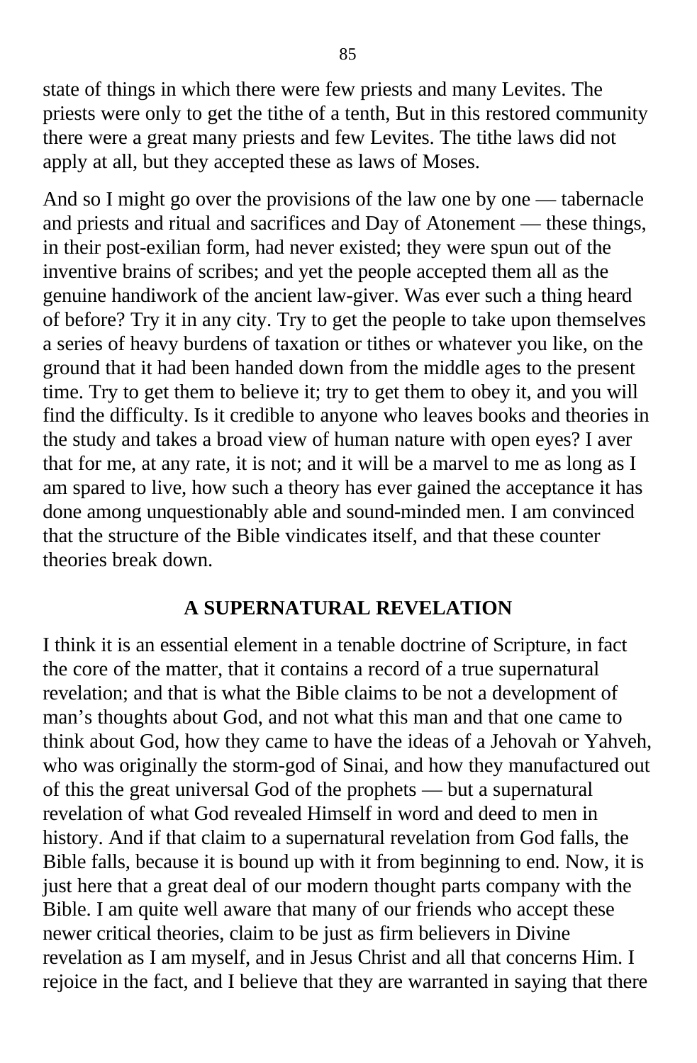state of things in which there were few priests and many Levites. The priests were only to get the tithe of a tenth, But in this restored community there were a great many priests and few Levites. The tithe laws did not apply at all, but they accepted these as laws of Moses.

And so I might go over the provisions of the law one by one — tabernacle and priests and ritual and sacrifices and Day of Atonement — these things, in their post-exilian form, had never existed; they were spun out of the inventive brains of scribes; and yet the people accepted them all as the genuine handiwork of the ancient law-giver. Was ever such a thing heard of before? Try it in any city. Try to get the people to take upon themselves a series of heavy burdens of taxation or tithes or whatever you like, on the ground that it had been handed down from the middle ages to the present time. Try to get them to believe it; try to get them to obey it, and you will find the difficulty. Is it credible to anyone who leaves books and theories in the study and takes a broad view of human nature with open eyes? I aver that for me, at any rate, it is not; and it will be a marvel to me as long as I am spared to live, how such a theory has ever gained the acceptance it has done among unquestionably able and sound-minded men. I am convinced that the structure of the Bible vindicates itself, and that these counter theories break down.

## A SUPERNATURAL REVELATION

I think it is an essential element in a tenable doctrine of Scripture, in fact the core of the matter, that it contains a record of a true supernatural revelation; and that is what the Bible claims to be not a development of man's thoughts about God, and not what this man and that one came to think about God, how they came to have the ideas of a Jehovah or Yahveh, who was originally the storm-god of Sinai, and how they manufactured out of this the great universal God of the prophets — but a supernatural revelation of what God revealed Himself in word and deed to men in history. And if that claim to a supernatural revelation from God falls, the Bible falls, because it is bound up with it from beginning to end. Now, it is just here that a great deal of our modern thought parts company with the Bible. I am quite well aware that many of our friends who accept these newer critical theories, claim to be just as firm believers in Divine revelation as I am myself, and in Jesus Christ and all that concerns Him. I rejoice in the fact, and I believe that they are warranted in saying that there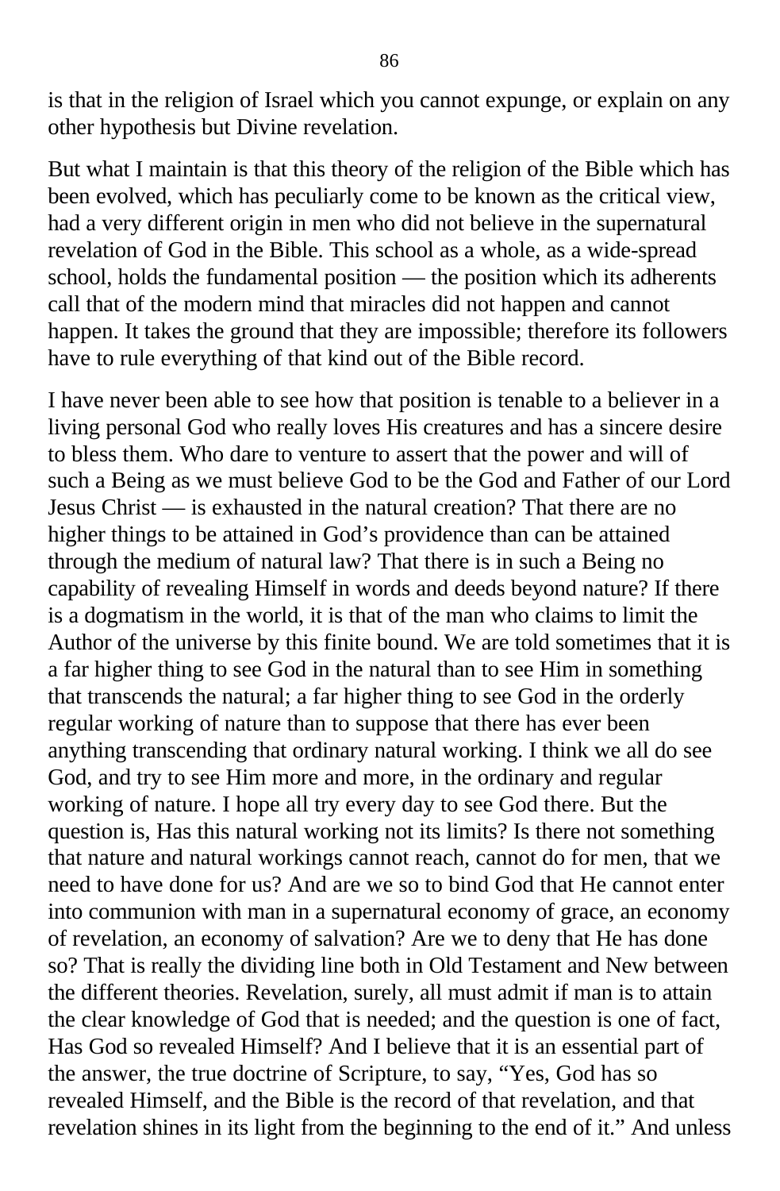is that in the religion of Israel which you cannot expunge, or explain on any other hypothesis but Divine revelation.

But what I maintain is that this theory of the religion of the Bible which has been evolved, which has peculiarly come to be known as the critical view, had a very different origin in men who did not believe in the supernatural revelation of God in the Bible. This school as a whole, as a wide-spread school, holds the fundamental position — the position which its adherents call that of the modern mind that miracles did not happen and cannot happen. It takes the ground that they are impossible; therefore its followers have to rule everything of that kind out of the Bible record.

I have never been able to see how that position is tenable to a believer in a living personal God who really loves His creatures and has a sincere desire to bless them. Who dare to venture to assert that the power and will of such a Being as we must believe God to be the God and Father of our Lord Jesus Christ — is exhausted in the natural creation? That there are no higher things to be attained in God's providence than can be attained through the medium of natural law? That there is in such a Being no capability of revealing Himself in words and deeds beyond nature? If there is a dogmatism in the world, it is that of the man who claims to limit the Author of the universe by this finite bound. We are told sometimes that it is a far higher thing to see God in the natural than to see Him in something that transcends the natural; a far higher thing to see God in the orderly regular working of nature than to suppose that there has ever been anything transcending that ordinary natural working. I think we all do see God, and try to see Him more and more, in the ordinary and regular working of nature. I hope all try every day to see God there. But the question is, Has this natural working not its limits? Is there not something that nature and natural workings cannot reach, cannot do for men, that we need to have done for us? And are we so to bind God that He cannot enter into communion with man in a supernatural economy of grace, an economy of revelation, an economy of salvation? Are we to deny that He has done so? That is really the dividing line both in Old Testament and New between the different theories. Revelation, surely, all must admit if man is to attain the clear knowledge of God that is needed; and the question is one of fact, Has God so revealed Himself? And I believe that it is an essential part of the answer, the true doctrine of Scripture, to say, "Yes, God has so revealed Himself, and the Bible is the record of that revelation, and that revelation shines in its light from the beginning to the end of it." And unless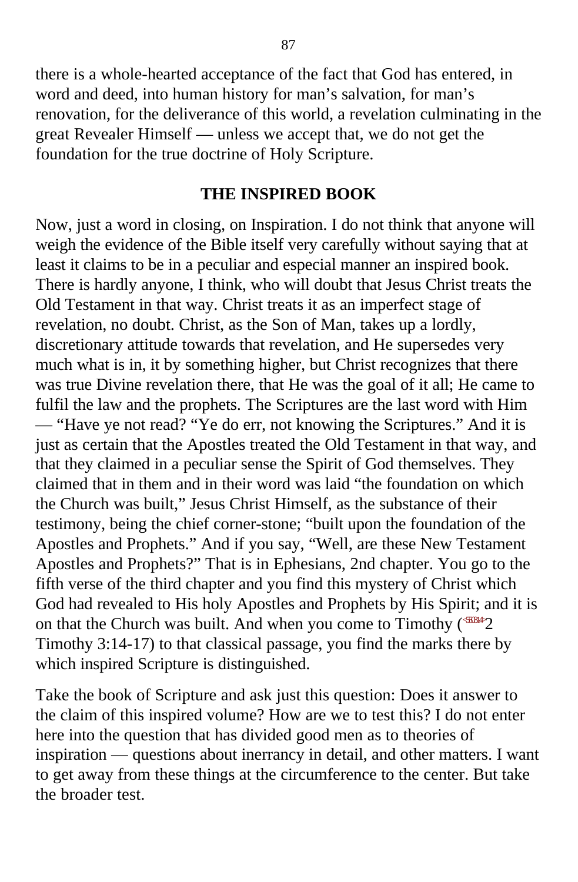there is a whole-hearted acceptance of the fact that God has entered, in word and deed, into human history for man's salvation, for man's renovation, for the deliverance of this world, a revelation culminating in the great Revealer Himself — unless we accept that, we do not get the foundation for the true doctrine of Holy Scripture.

## THE INSPIRED BOOK

Now, just a word in closing, on Inspiration. I do not think that anyone will weigh the evidence of the Bible itself very carefully without saying that at least it claims to be in a peculiar and especial manner an inspired book. There is hardly anyone, I think, who will doubt that Jesus Christ treats the Old Testament in that way. Christ treats it as an imperfect stage of revelation, no doubt. Christ, as the Son of Man, takes up a lordly, discretionary attitude towards that revelation, and He supersedes very much what is in, it by something higher, but Christ recognizes that there was true Divine revelation there, that He was the goal of it all; He came to fulfil the law and the prophets. The Scriptures are the last word with Him — "Have ye not read? "Ye do err, not knowing the Scriptures." And it is just as certain that the Apostles treated the Old Testament in that way, and that they claimed in a peculiar sense the Spirit of God themselves. They claimed that in them and in their word was laid "the foundation on which the Church was built," Jesus Christ Himself, as the substance of their testimony, being the chief corner-stone; "built upon the foundation of the Apostles and Prophets." And if you say, "Well, are these New Testament Apostles and Prophets?" That is in Ephesians, 2nd chapter. You go to the fifth verse of the third chapter and you find this mystery of Christ which God had revealed to His holy Apostles and Prophets by His Spirit; and it is on that the Church was built. And when you come to Timothy (2 Timothy 3:14-17) to that classical passage, you find the marks there by which inspired Scripture is distinguished.

Take the book of Scripture and ask just this question: Does it answer to the claim of this inspired volume? How are we to test this? I do not enter here into the question that has divided good men as to theories of inspiration — questions about inerrancy in detail, and other matters. I want to get away from these things at the circumference to the center. But take the broader test.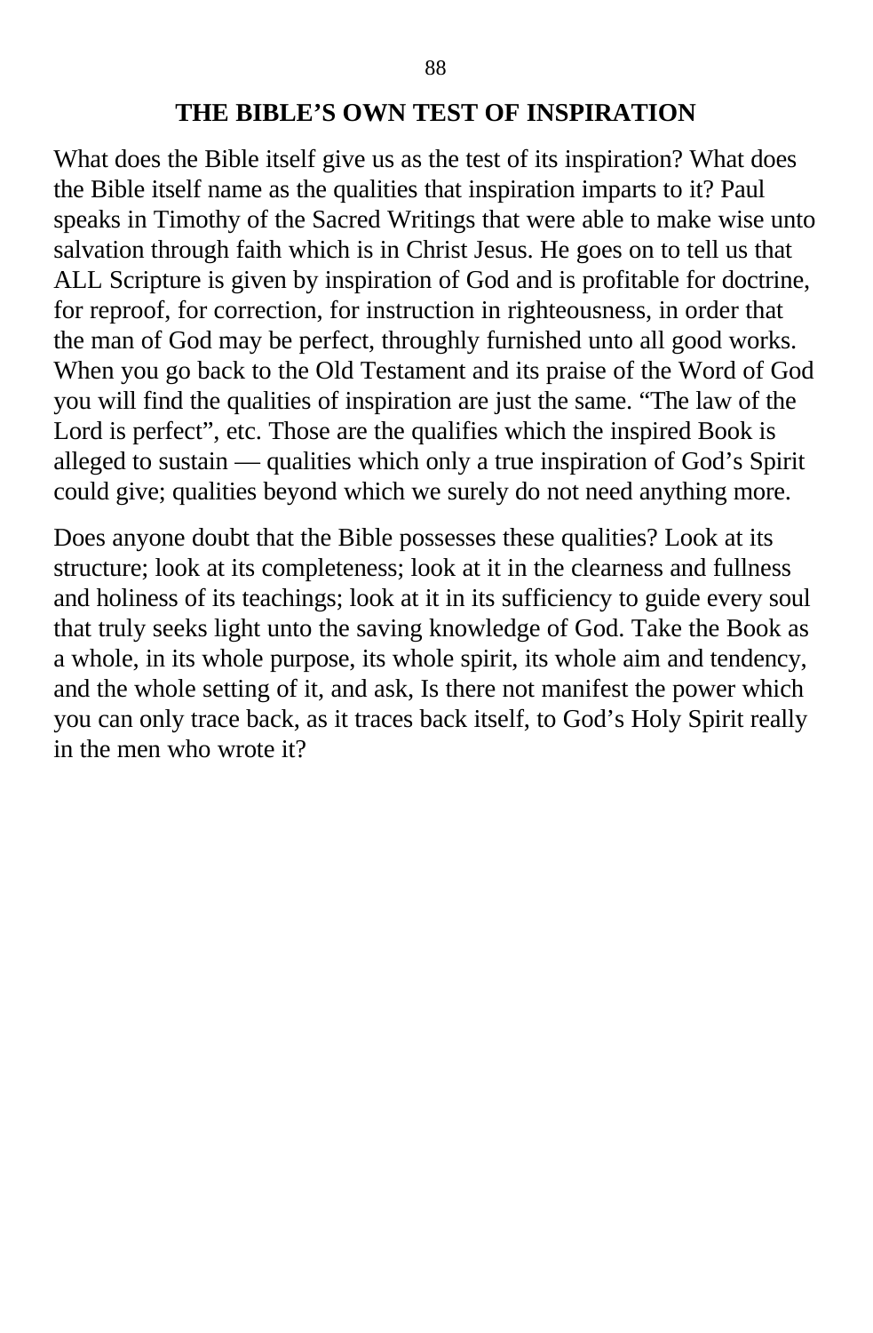## THE BIBLE'S OWN TEST OF INSPIRATION

What does the Bible itself give us as the test of its inspiration? What does the Bible itself name as the qualities that inspiration imparts to it? Paul speaks in Timothy of the Sacred Writings that were able to make wise unto salvation through faith which is in Christ Jesus. He goes on to tell us that ALL Scripture is given by inspiration of God and is profitable for doctrine, for reproof, for correction, for instruction in righteousness, in order that the man of God may be perfect, throughly furnished unto all good works. When you go back to the Old Testament and its praise of the Word of God you will find the qualities of inspiration are just the same. "The law of the Lord is perfect", etc. Those are the qualifies which the inspired Book is alleged to sustain — qualities which only a true inspiration of God's Spirit could give; qualities beyond which we surely do not need anything more.

Does anyone doubt that the Bible possesses these qualities? Look at its structure; look at its completeness; look at it in the clearness and fullness and holiness of its teachings; look at it in its sufficiency to guide every soul that truly seeks light unto the saving knowledge of God. Take the Book as a whole, in its whole purpose, its whole spirit, its whole aim and tendency, and the whole setting of it, and ask, Is there not manifest the power which you can only trace back, as it traces back itself, to God's Holy Spirit really in the men who wrote it?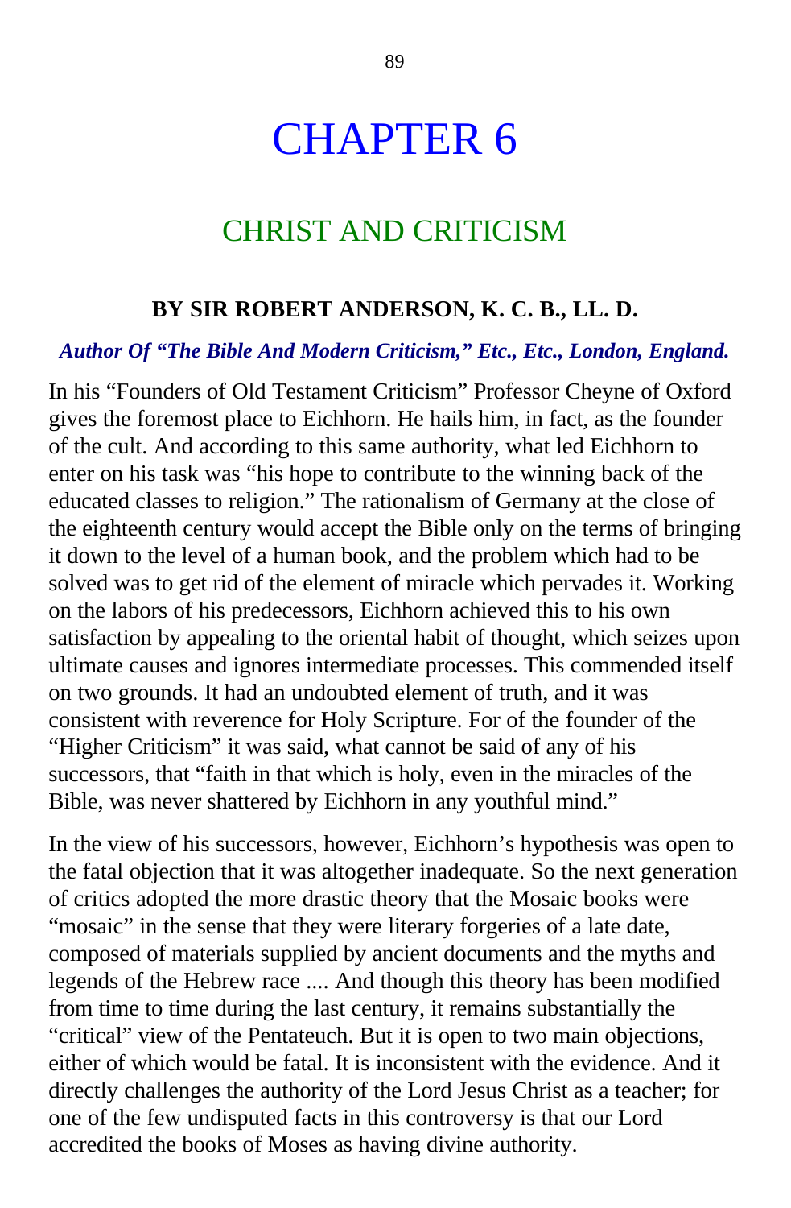# CHAPTER 6

## CHRIST AND CRITICISM

**BY SIR ROBERT ANDERSON, K. C. B., LL. D.**

***Author Of "The Bible And Modern Criticism," Etc., Etc., London, England.***

In his "Founders of Old Testament Criticism" Professor Cheyne of Oxford gives the foremost place to Eichhorn. He hails him, in fact, as the founder of the cult. And according to this same authority, what led Eichhorn to enter on his task was "his hope to contribute to the winning back of the educated classes to religion." The rationalism of Germany at the close of the eighteenth century would accept the Bible only on the terms of bringing it down to the level of a human book, and the problem which had to be solved was to get rid of the element of miracle which pervades it. Working on the labors of his predecessors, Eichhorn achieved this to his own satisfaction by appealing to the oriental habit of thought, which seizes upon ultimate causes and ignores intermediate processes. This commended itself on two grounds. It had an undoubted element of truth, and it was consistent with reverence for Holy Scripture. For of the founder of the "Higher Criticism" it was said, what cannot be said of any of his successors, that "faith in that which is holy, even in the miracles of the Bible, was never shattered by Eichhorn in any youthful mind."

In the view of his successors, however, Eichhorn's hypothesis was open to the fatal objection that it was altogether inadequate. So the next generation of critics adopted the more drastic theory that the Mosaic books were "mosaic" in the sense that they were literary forgeries of a late date, composed of materials supplied by ancient documents and the myths and legends of the Hebrew race .... And though this theory has been modified from time to time during the last century, it remains substantially the "critical" view of the Pentateuch. But it is open to two main objections, either of which would be fatal. It is inconsistent with the evidence. And it directly challenges the authority of the Lord Jesus Christ as a teacher; for one of the few undisputed facts in this controversy is that our Lord accredited the books of Moses as having divine authority.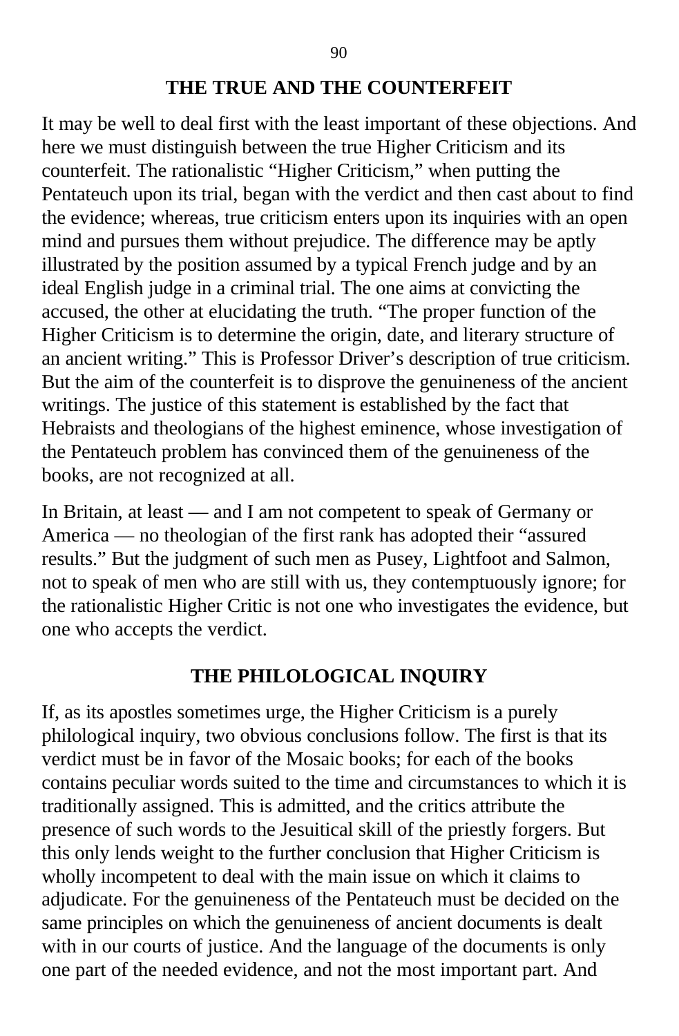### THE TRUE AND THE COUNTERFEIT

It may be well to deal first with the least important of these objections. And here we must distinguish between the true Higher Criticism and its counterfeit. The rationalistic "Higher Criticism," when putting the Pentateuch upon its trial, began with the verdict and then cast about to find the evidence; whereas, true criticism enters upon its inquiries with an open mind and pursues them without prejudice. The difference may be aptly illustrated by the position assumed by a typical French judge and by an ideal English judge in a criminal trial. The one aims at convicting the accused, the other at elucidating the truth. "The proper function of the Higher Criticism is to determine the origin, date, and literary structure of an ancient writing." This is Professor Driver's description of true criticism. But the aim of the counterfeit is to disprove the genuineness of the ancient writings. The justice of this statement is established by the fact that Hebraists and theologians of the highest eminence, whose investigation of the Pentateuch problem has convinced them of the genuineness of the books, are not recognized at all.

In Britain, at least — and I am not competent to speak of Germany or America — no theologian of the first rank has adopted their "assured results." But the judgment of such men as Pusey, Lightfoot and Salmon, not to speak of men who are still with us, they contemptuously ignore; for the rationalistic Higher Critic is not one who investigates the evidence, but one who accepts the verdict.

### THE PHILOLOGICAL INQUIRY

If, as its apostles sometimes urge, the Higher Criticism is a purely philological inquiry, two obvious conclusions follow. The first is that its verdict must be in favor of the Mosaic books; for each of the books contains peculiar words suited to the time and circumstances to which it is traditionally assigned. This is admitted, and the critics attribute the presence of such words to the Jesuitical skill of the priestly forgers. But this only lends weight to the further conclusion that Higher Criticism is wholly incompetent to deal with the main issue on which it claims to adjudicate. For the genuineness of the Pentateuch must be decided on the same principles on which the genuineness of ancient documents is dealt with in our courts of justice. And the language of the documents is only one part of the needed evidence, and not the most important part. And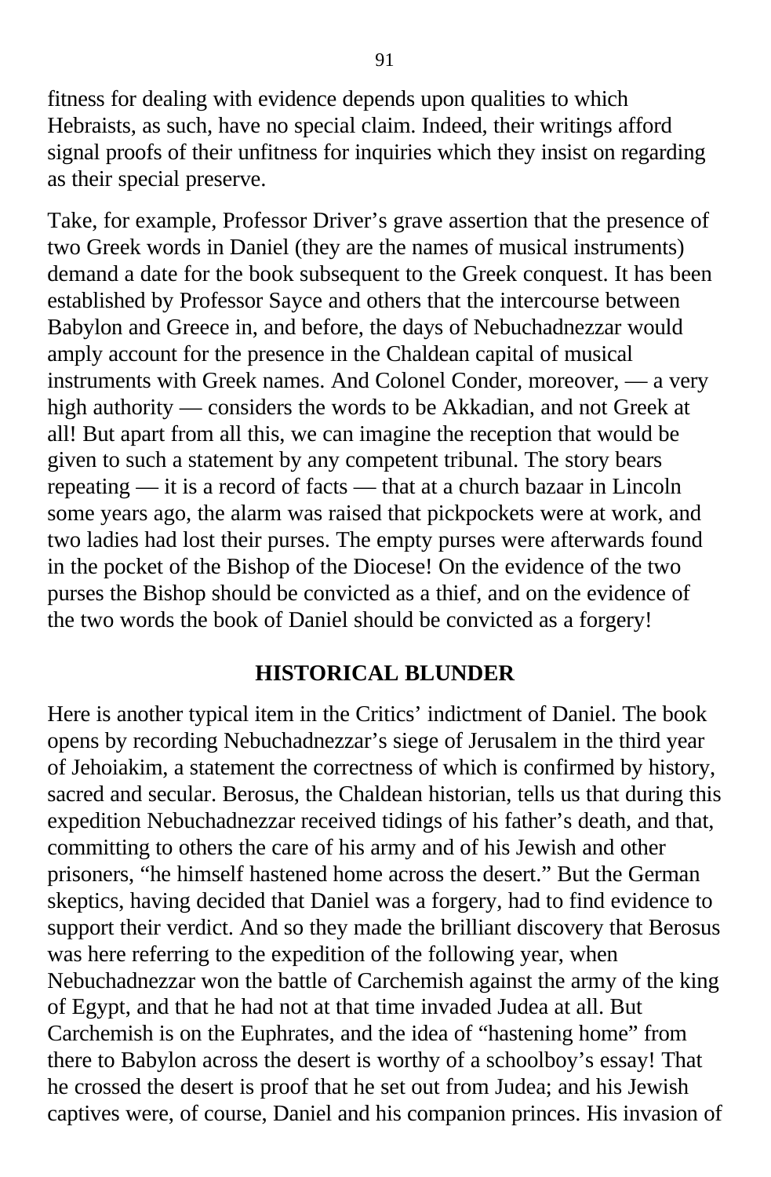fitness for dealing with evidence depends upon qualities to which Hebraists, as such, have no special claim. Indeed, their writings afford signal proofs of their unfitness for inquiries which they insist on regarding as their special preserve.

Take, for example, Professor Driver's grave assertion that the presence of two Greek words in Daniel (they are the names of musical instruments) demand a date for the book subsequent to the Greek conquest. It has been established by Professor Sayce and others that the intercourse between Babylon and Greece in, and before, the days of Nebuchadnezzar would amply account for the presence in the Chaldean capital of musical instruments with Greek names. And Colonel Conder, moreover, — a very high authority — considers the words to be Akkadian, and not Greek at all! But apart from all this, we can imagine the reception that would be given to such a statement by any competent tribunal. The story bears repeating — it is a record of facts — that at a church bazaar in Lincoln some years ago, the alarm was raised that pickpockets were at work, and two ladies had lost their purses. The empty purses were afterwards found in the pocket of the Bishop of the Diocese! On the evidence of the two purses the Bishop should be convicted as a thief, and on the evidence of the two words the book of Daniel should be convicted as a forgery!

## HISTORICAL BLUNDER

Here is another typical item in the Critics' indictment of Daniel. The book opens by recording Nebuchadnezzar's siege of Jerusalem in the third year of Jehoiakim, a statement the correctness of which is confirmed by history, sacred and secular. Berosus, the Chaldean historian, tells us that during this expedition Nebuchadnezzar received tidings of his father's death, and that, committing to others the care of his army and of his Jewish and other prisoners, "he himself hastened home across the desert." But the German skeptics, having decided that Daniel was a forgery, had to find evidence to support their verdict. And so they made the brilliant discovery that Berosus was here referring to the expedition of the following year, when Nebuchadnezzar won the battle of Carchemish against the army of the king of Egypt, and that he had not at that time invaded Judea at all. But Carchemish is on the Euphrates, and the idea of "hastening home" from there to Babylon across the desert is worthy of a schoolboy's essay! That he crossed the desert is proof that he set out from Judea; and his Jewish captives were, of course, Daniel and his companion princes. His invasion of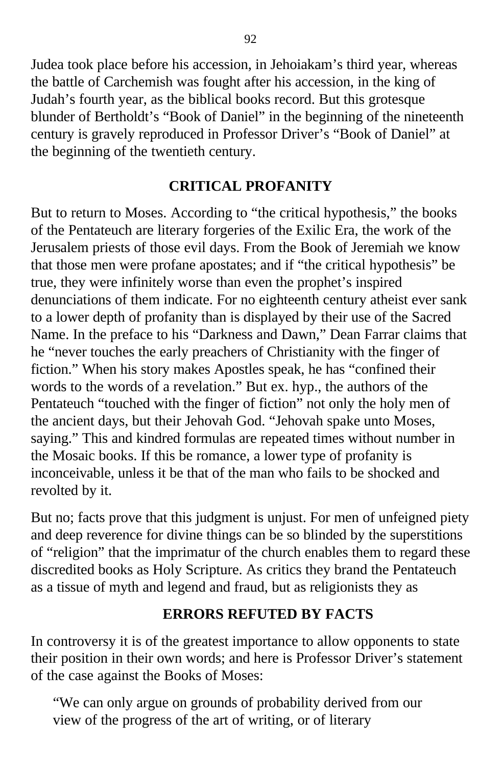Judea took place before his accession, in Jehoiakam's third year, whereas the battle of Carchemish was fought after his accession, in the king of Judah's fourth year, as the biblical books record. But this grotesque blunder of Bertholdt's "Book of Daniel" in the beginning of the nineteenth century is gravely reproduced in Professor Driver's "Book of Daniel" at the beginning of the twentieth century.

## CRITICAL PROFANITY

But to return to Moses. According to "the critical hypothesis," the books of the Pentateuch are literary forgeries of the Exilic Era, the work of the Jerusalem priests of those evil days. From the Book of Jeremiah we know that those men were profane apostates; and if "the critical hypothesis" be true, they were infinitely worse than even the prophet's inspired denunciations of them indicate. For no eighteenth century atheist ever sank to a lower depth of profanity than is displayed by their use of the Sacred Name. In the preface to his "Darkness and Dawn," Dean Farrar claims that he "never touches the early preachers of Christianity with the finger of fiction." When his story makes Apostles speak, he has "confined their words to the words of a revelation." But ex. hyp., the authors of the Pentateuch "touched with the finger of fiction" not only the holy men of the ancient days, but their Jehovah God. "Jehovah spake unto Moses, saying." This and kindred formulas are repeated times without number in the Mosaic books. If this be romance, a lower type of profanity is inconceivable, unless it be that of the man who fails to be shocked and revolted by it.

But no; facts prove that this judgment is unjust. For men of unfeigned piety and deep reverence for divine things can be so blinded by the superstitions of "religion" that the imprimatur of the church enables them to regard these discredited books as Holy Scripture. As critics they brand the Pentateuch as a tissue of myth and legend and fraud, but as religionists they as

## ERRORS REFUTED BY FACTS

In controversy it is of the greatest importance to allow opponents to state their position in their own words; and here is Professor Driver's statement of the case against the Books of Moses:

> "We can only argue on grounds of probability derived from our view of the progress of the art of writing, or of literary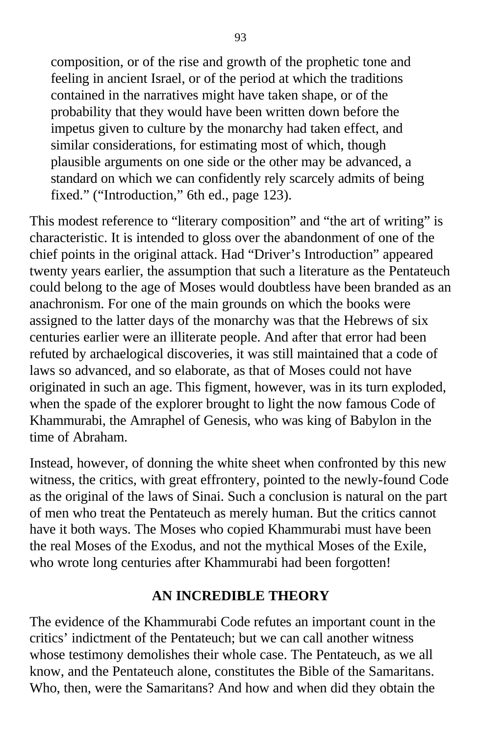composition, or of the rise and growth of the prophetic tone and feeling in ancient Israel, or of the period at which the traditions contained in the narratives might have taken shape, or of the probability that they would have been written down before the impetus given to culture by the monarchy had taken effect, and similar considerations, for estimating most of which, though plausible arguments on one side or the other may be advanced, a standard on which we can confidently rely scarcely admits of being fixed." ("Introduction," 6th ed., page 123).

This modest reference to "literary composition" and "the art of writing" is characteristic. It is intended to gloss over the abandonment of one of the chief points in the original attack. Had "Driver's Introduction" appeared twenty years earlier, the assumption that such a literature as the Pentateuch could belong to the age of Moses would doubtless have been branded as an anachronism. For one of the main grounds on which the books were assigned to the latter days of the monarchy was that the Hebrews of six centuries earlier were an illiterate people. And after that error had been refuted by archaelogical discoveries, it was still maintained that a code of laws so advanced, and so elaborate, as that of Moses could not have originated in such an age. This figment, however, was in its turn exploded, when the spade of the explorer brought to light the now famous Code of Khammurabi, the Amraphel of Genesis, who was king of Babylon in the time of Abraham.

Instead, however, of donning the white sheet when confronted by this new witness, the critics, with great effrontery, pointed to the newly-found Code as the original of the laws of Sinai. Such a conclusion is natural on the part of men who treat the Pentateuch as merely human. But the critics cannot have it both ways. The Moses who copied Khammurabi must have been the real Moses of the Exodus, and not the mythical Moses of the Exile, who wrote long centuries after Khammurabi had been forgotten!

## AN INCREDIBLE THEORY

The evidence of the Khammurabi Code refutes an important count in the critics' indictment of the Pentateuch; but we can call another witness whose testimony demolishes their whole case. The Pentateuch, as we all know, and the Pentateuch alone, constitutes the Bible of the Samaritans. Who, then, were the Samaritans? And how and when did they obtain the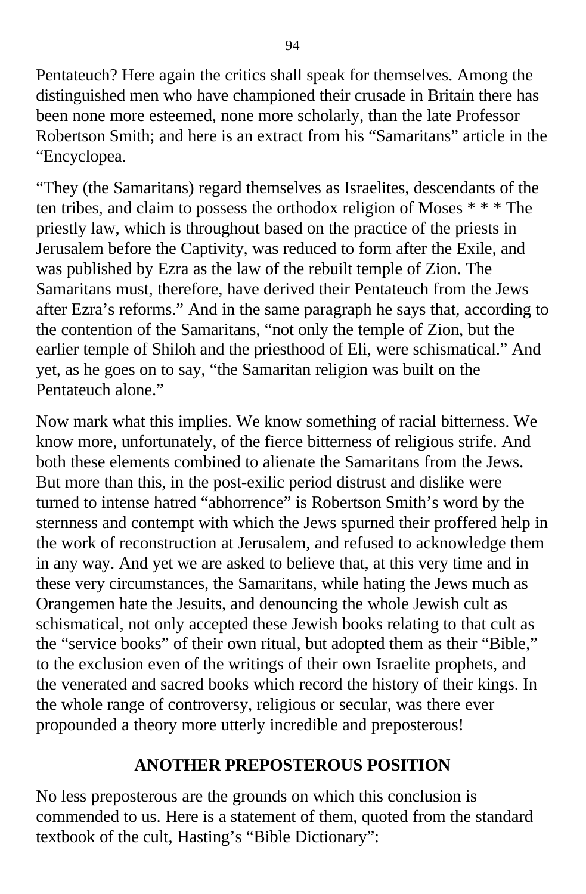Pentateuch? Here again the critics shall speak for themselves. Among the distinguished men who have championed their crusade in Britain there has been none more esteemed, none more scholarly, than the late Professor Robertson Smith; and here is an extract from his “Samaritans” article in the “Encyclopea.

“They (the Samaritans) regard themselves as Israelites, descendants of the ten tribes, and claim to possess the orthodox religion of Moses * * * The priestly law, which is throughout based on the practice of the priests in Jerusalem before the Captivity, was reduced to form after the Exile, and was published by Ezra as the law of the rebuilt temple of Zion. The Samaritans must, therefore, have derived their Pentateuch from the Jews after Ezra’s reforms.” And in the same paragraph he says that, according to the contention of the Samaritans, “not only the temple of Zion, but the earlier temple of Shiloh and the priesthood of Eli, were schismatical.” And yet, as he goes on to say, “the Samaritan religion was built on the Pentateuch alone.”

Now mark what this implies. We know something of racial bitterness. We know more, unfortunately, of the fierce bitterness of religious strife. And both these elements combined to alienate the Samaritans from the Jews. But more than this, in the post-exilic period distrust and dislike were turned to intense hatred “abhorrence” is Robertson Smith’s word by the sternness and contempt with which the Jews spurned their proffered help in the work of reconstruction at Jerusalem, and refused to acknowledge them in any way. And yet we are asked to believe that, at this very time and in these very circumstances, the Samaritans, while hating the Jews much as Orangemen hate the Jesuits, and denouncing the whole Jewish cult as schismatical, not only accepted these Jewish books relating to that cult as the “service books” of their own ritual, but adopted them as their “Bible,” to the exclusion even of the writings of their own Israelite prophets, and the venerated and sacred books which record the history of their kings. In the whole range of controversy, religious or secular, was there ever propounded a theory more utterly incredible and preposterous!

## ANOTHER PREPOSTEROUS POSITION

No less preposterous are the grounds on which this conclusion is commended to us. Here is a statement of them, quoted from the standard textbook of the cult, Hasting’s “Bible Dictionary”: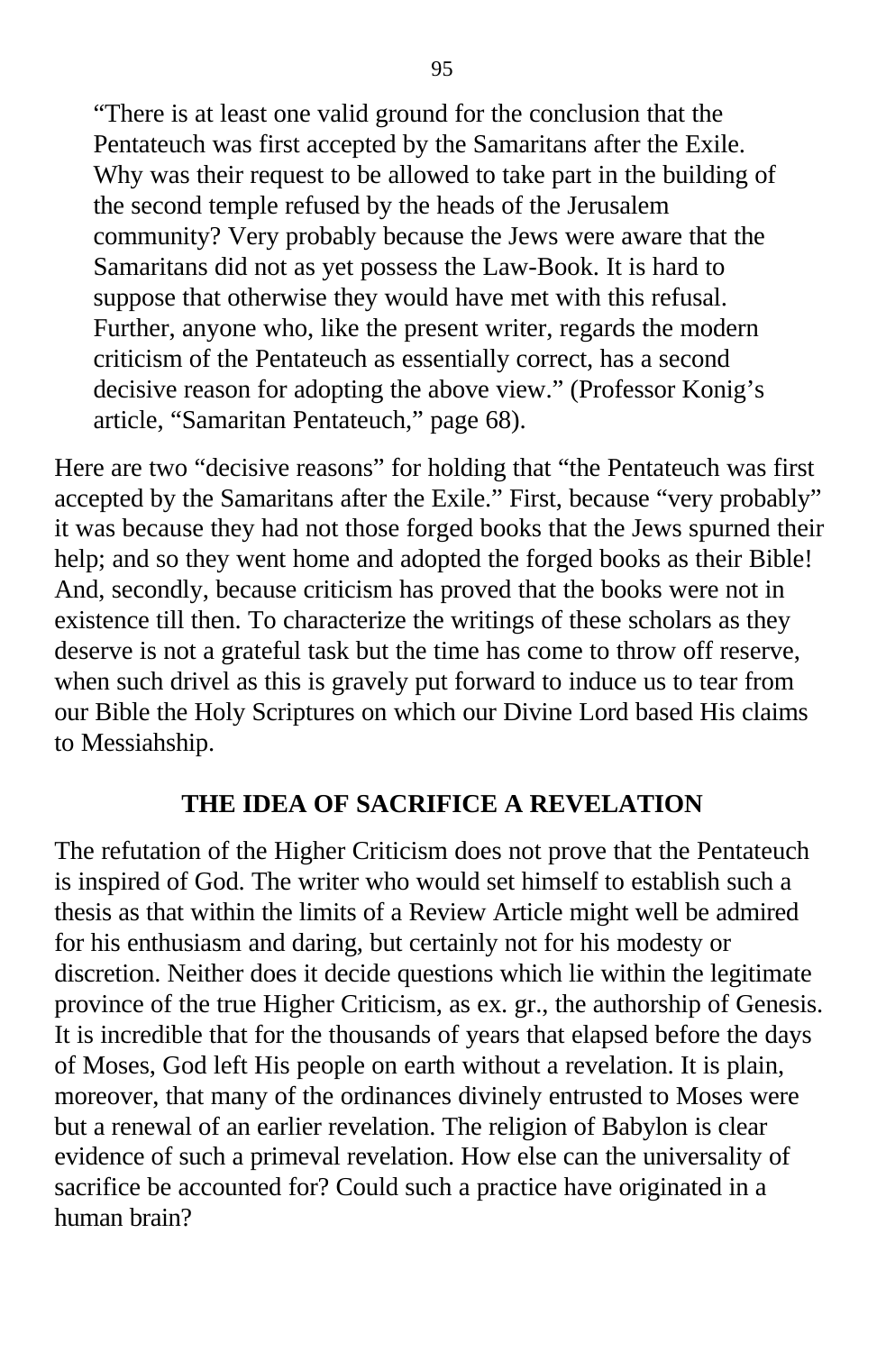> "There is at least one valid ground for the conclusion that the Pentateuch was first accepted by the Samaritans after the Exile. Why was their request to be allowed to take part in the building of the second temple refused by the heads of the Jerusalem community? Very probably because the Jews were aware that the Samaritans did not as yet possess the Law-Book. It is hard to suppose that otherwise they would have met with this refusal. Further, anyone who, like the present writer, regards the modern criticism of the Pentateuch as essentially correct, has a second decisive reason for adopting the above view." (Professor Konig's article, "Samaritan Pentateuch," page 68).

Here are two "decisive reasons" for holding that "the Pentateuch was first accepted by the Samaritans after the Exile." First, because "very probably" it was because they had not those forged books that the Jews spurned their help; and so they went home and adopted the forged books as their Bible! And, secondly, because criticism has proved that the books were not in existence till then. To characterize the writings of these scholars as they deserve is not a grateful task but the time has come to throw off reserve, when such drivel as this is gravely put forward to induce us to tear from our Bible the Holy Scriptures on which our Divine Lord based His claims to Messiahship.

## THE IDEA OF SACRIFICE A REVELATION

The refutation of the Higher Criticism does not prove that the Pentateuch is inspired of God. The writer who would set himself to establish such a thesis as that within the limits of a Review Article might well be admired for his enthusiasm and daring, but certainly not for his modesty or discretion. Neither does it decide questions which lie within the legitimate province of the true Higher Criticism, as ex. gr., the authorship of Genesis. It is incredible that for the thousands of years that elapsed before the days of Moses, God left His people on earth without a revelation. It is plain, moreover, that many of the ordinances divinely entrusted to Moses were but a renewal of an earlier revelation. The religion of Babylon is clear evidence of such a primeval revelation. How else can the universality of sacrifice be accounted for? Could such a practice have originated in a human brain?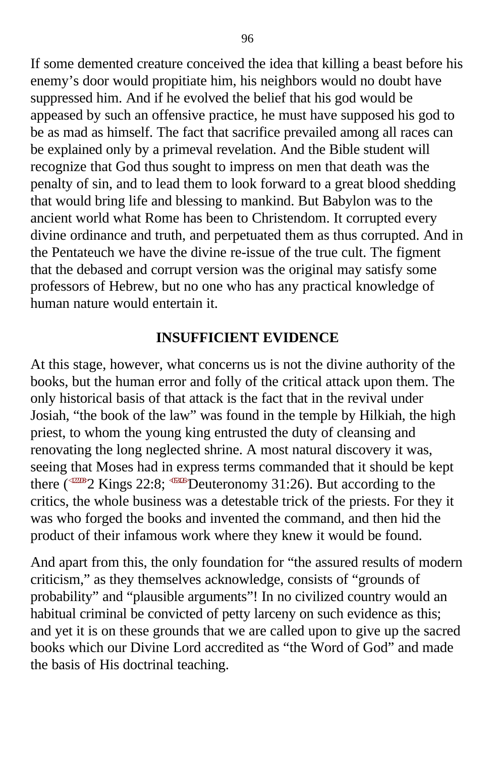If some demented creature conceived the idea that killing a beast before his enemy’s door would propitiate him, his neighbors would no doubt have suppressed him. And if he evolved the belief that his god would be appeased by such an offensive practice, he must have supposed his god to be as mad as himself. The fact that sacrifice prevailed among all races can be explained only by a primeval revelation. And the Bible student will recognize that God thus sought to impress on men that death was the penalty of sin, and to lead them to look forward to a great blood shedding that would bring life and blessing to mankind. But Babylon was to the ancient world what Rome has been to Christendom. It corrupted every divine ordinance and truth, and perpetuated them as thus corrupted. And in the Pentateuch we have the divine re-issue of the true cult. The figment that the debased and corrupt version was the original may satisfy some professors of Hebrew, but no one who has any practical knowledge of human nature would entertain it.

## INSUFFICIENT EVIDENCE

At this stage, however, what concerns us is not the divine authority of the books, but the human error and folly of the critical attack upon them. The only historical basis of that attack is the fact that in the revival under Josiah, “the book of the law” was found in the temple by Hilkiah, the high priest, to whom the young king entrusted the duty of cleansing and renovating the long neglected shrine. A most natural discovery it was, seeing that Moses had in express terms commanded that it should be kept there (<122208>2 Kings 22:8; <053126>Deuteronomy 31:26). But according to the critics, the whole business was a detestable trick of the priests. For they it was who forged the books and invented the command, and then hid the product of their infamous work where they knew it would be found.

And apart from this, the only foundation for “the assured results of modern criticism,” as they themselves acknowledge, consists of “grounds of probability” and “plausible arguments”! In no civilized country would an habitual criminal be convicted of petty larceny on such evidence as this; and yet it is on these grounds that we are called upon to give up the sacred books which our Divine Lord accredited as “the Word of God” and made the basis of His doctrinal teaching.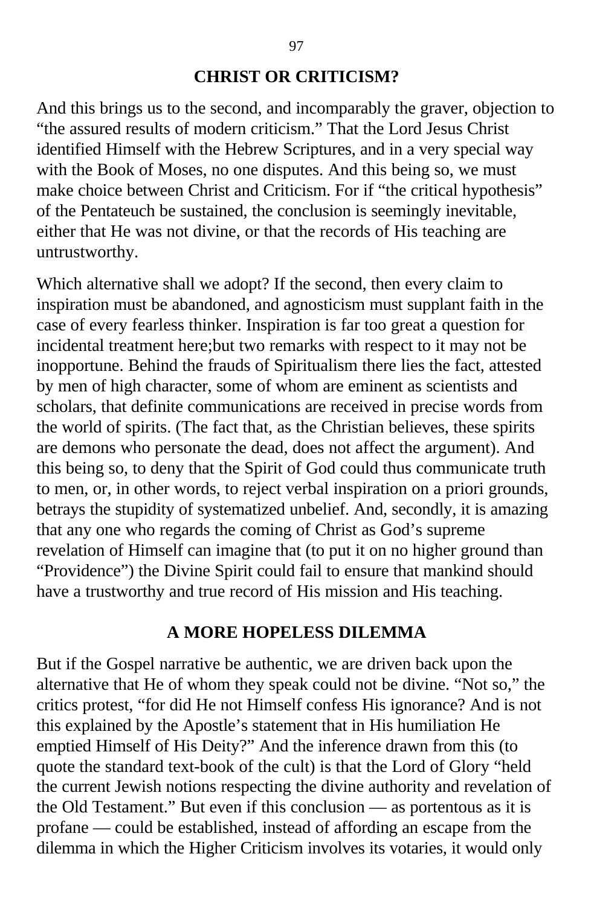## CHRIST OR CRITICISM?

And this brings us to the second, and incomparably the graver, objection to "the assured results of modern criticism." That the Lord Jesus Christ identified Himself with the Hebrew Scriptures, and in a very special way with the Book of Moses, no one disputes. And this being so, we must make choice between Christ and Criticism. For if "the critical hypothesis" of the Pentateuch be sustained, the conclusion is seemingly inevitable, either that He was not divine, or that the records of His teaching are untrustworthy.

Which alternative shall we adopt? If the second, then every claim to inspiration must be abandoned, and agnosticism must supplant faith in the case of every fearless thinker. Inspiration is far too great a question for incidental treatment here;but two remarks with respect to it may not be inopportune. Behind the frauds of Spiritualism there lies the fact, attested by men of high character, some of whom are eminent as scientists and scholars, that definite communications are received in precise words from the world of spirits. (The fact that, as the Christian believes, these spirits are demons who personate the dead, does not affect the argument). And this being so, to deny that the Spirit of God could thus communicate truth to men, or, in other words, to reject verbal inspiration on a priori grounds, betrays the stupidity of systematized unbelief. And, secondly, it is amazing that any one who regards the coming of Christ as God's supreme revelation of Himself can imagine that (to put it on no higher ground than "Providence") the Divine Spirit could fail to ensure that mankind should have a trustworthy and true record of His mission and His teaching.

## A MORE HOPELESS DILEMMA

But if the Gospel narrative be authentic, we are driven back upon the alternative that He of whom they speak could not be divine. "Not so," the critics protest, "for did He not Himself confess His ignorance? And is not this explained by the Apostle's statement that in His humiliation He emptied Himself of His Deity?" And the inference drawn from this (to quote the standard text-book of the cult) is that the Lord of Glory "held the current Jewish notions respecting the divine authority and revelation of the Old Testament." But even if this conclusion — as portentous as it is profane — could be established, instead of affording an escape from the dilemma in which the Higher Criticism involves its votaries, it would only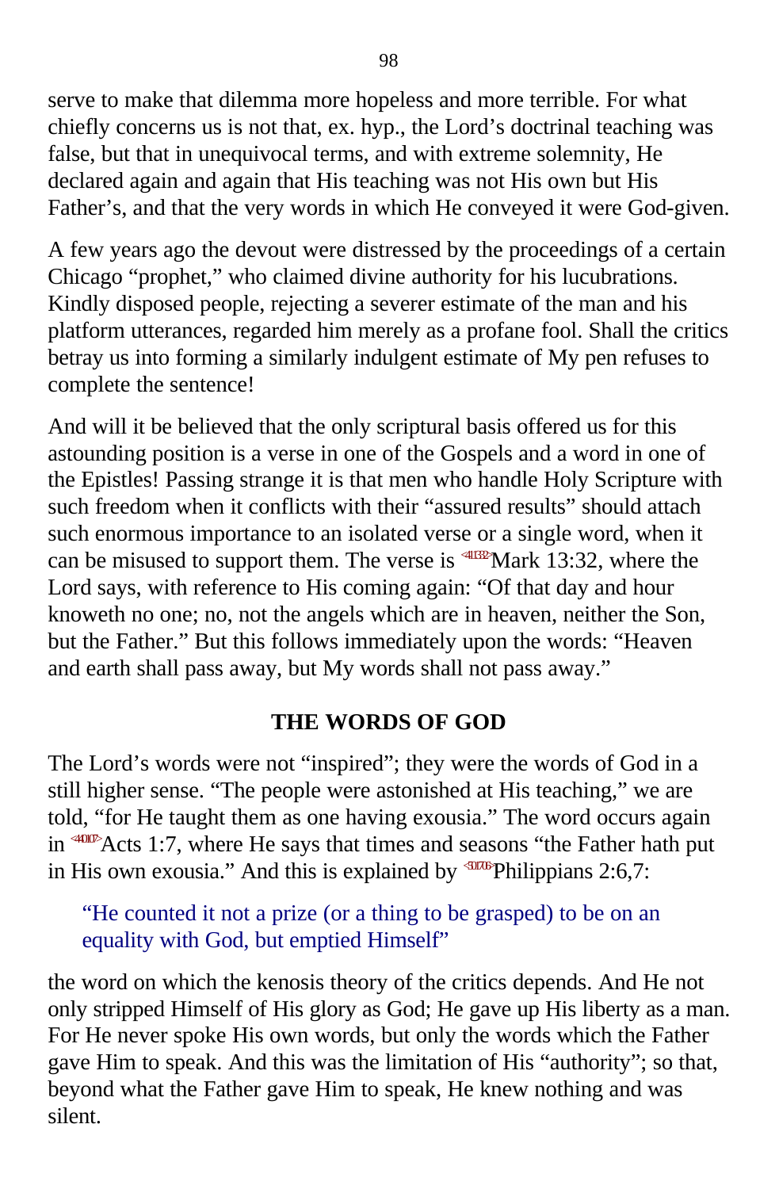serve to make that dilemma more hopeless and more terrible. For what chiefly concerns us is not that, ex. hyp., the Lord's doctrinal teaching was false, but that in unequivocal terms, and with extreme solemnity, He declared again and again that His teaching was not His own but His Father's, and that the very words in which He conveyed it were God-given.

A few years ago the devout were distressed by the proceedings of a certain Chicago "prophet," who claimed divine authority for his lucubrations. Kindly disposed people, rejecting a severer estimate of the man and his platform utterances, regarded him merely as a profane fool. Shall the critics betray us into forming a similarly indulgent estimate of My pen refuses to complete the sentence!

And will it be believed that the only scriptural basis offered us for this astounding position is a verse in one of the Gospels and a word in one of the Epistles! Passing strange it is that men who handle Holy Scripture with such freedom when it conflicts with their "assured results" should attach such enormous importance to an isolated verse or a single word, when it can be misused to support them. The verse is <411332>Mark 13:32, where the Lord says, with reference to His coming again: "Of that day and hour knoweth no one; no, not the angels which are in heaven, neither the Son, but the Father." But this follows immediately upon the words: "Heaven and earth shall pass away, but My words shall not pass away."

## THE WORDS OF GOD

The Lord's words were not "inspired"; they were the words of God in a still higher sense. "The people were astonished at His teaching," we are told, "for He taught them as one having exousia." The word occurs again in <440107>Acts 1:7, where He says that times and seasons "the Father hath put in His own exousia." And this is explained by <502706>Philippians 2:6,7:

> "He counted it not a prize (or a thing to be grasped) to be on an equality with God, but emptied Himself"

the word on which the kenosis theory of the critics depends. And He not only stripped Himself of His glory as God; He gave up His liberty as a man. For He never spoke His own words, but only the words which the Father gave Him to speak. And this was the limitation of His "authority"; so that, beyond what the Father gave Him to speak, He knew nothing and was silent.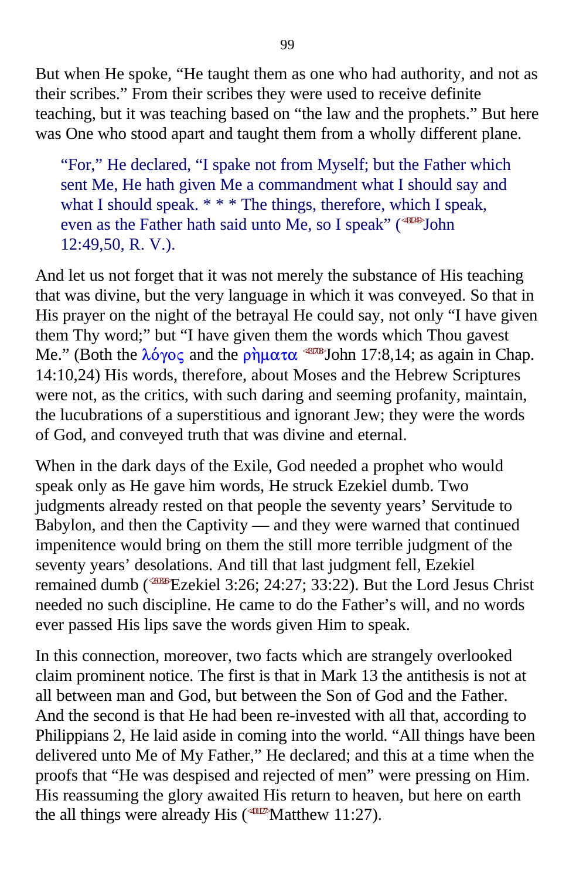But when He spoke, “He taught them as one who had authority, and not as their scribes.” From their scribes they were used to receive definite teaching, but it was teaching based on “the law and the prophets.” But here was One who stood apart and taught them from a wholly different plane.

> “For,” He declared, “I spake not from Myself; but the Father which sent Me, He hath given Me a commandment what I should say and what I should speak. * * * The things, therefore, which I speak, even as the Father hath said unto Me, so I speak” (<431249>John 12:49,50, R. V.).

And let us not forget that it was not merely the substance of His teaching that was divine, but the very language in which it was conveyed. So that in His prayer on the night of the betrayal He could say, not only “I have given them Thy word;” but “I have given them the words which Thou gavest Me.” (Both the λόγος and the ρὴματα <431708>John 17:8,14; as again in Chap. 14:10,24) His words, therefore, about Moses and the Hebrew Scriptures were not, as the critics, with such daring and seeming profanity, maintain, the lucubrations of a superstitious and ignorant Jew; they were the words of God, and conveyed truth that was divine and eternal.

When in the dark days of the Exile, God needed a prophet who would speak only as He gave him words, He struck Ezekiel dumb. Two judgments already rested on that people the seventy years’ Servitude to Babylon, and then the Captivity — and they were warned that continued impenitence would bring on them the still more terrible judgment of the seventy years’ desolations. And till that last judgment fell, Ezekiel remained dumb (<260326>Ezekiel 3:26; 24:27; 33:22). But the Lord Jesus Christ needed no such discipline. He came to do the Father’s will, and no words ever passed His lips save the words given Him to speak.

In this connection, moreover, two facts which are strangely overlooked claim prominent notice. The first is that in Mark 13 the antithesis is not at all between man and God, but between the Son of God and the Father. And the second is that He had been re-invested with all that, according to Philippians 2, He laid aside in coming into the world. “All things have been delivered unto Me of My Father,” He declared; and this at a time when the proofs that “He was despised and rejected of men” were pressing on Him. His reassuming the glory awaited His return to heaven, but here on earth the all things were already His (<401127>Matthew 11:27).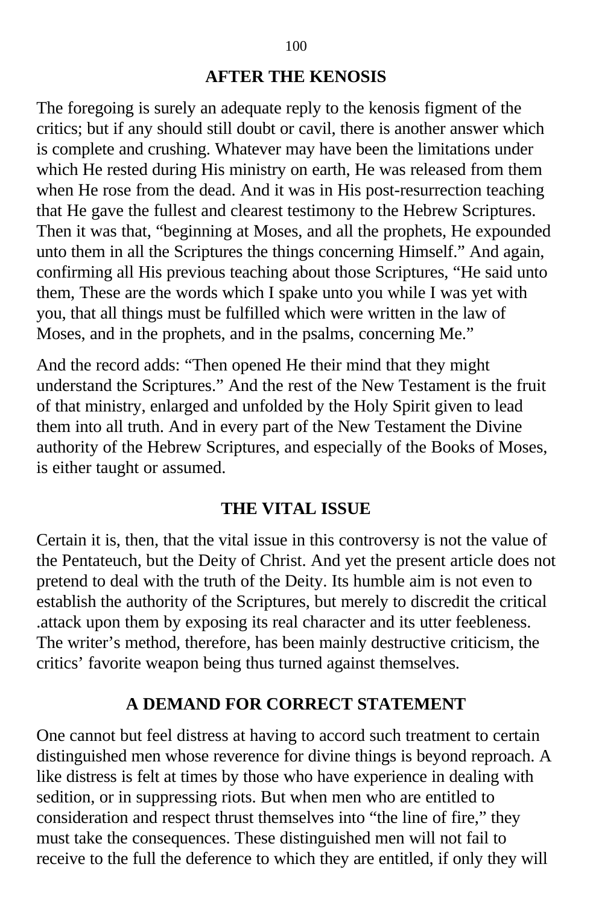## AFTER THE KENOSIS

The foregoing is surely an adequate reply to the kenosis figment of the critics; but if any should still doubt or cavil, there is another answer which is complete and crushing. Whatever may have been the limitations under which He rested during His ministry on earth, He was released from them when He rose from the dead. And it was in His post-resurrection teaching that He gave the fullest and clearest testimony to the Hebrew Scriptures. Then it was that, "beginning at Moses, and all the prophets, He expounded unto them in all the Scriptures the things concerning Himself." And again, confirming all His previous teaching about those Scriptures, "He said unto them, These are the words which I spake unto you while I was yet with you, that all things must be fulfilled which were written in the law of Moses, and in the prophets, and in the psalms, concerning Me."

And the record adds: "Then opened He their mind that they might understand the Scriptures." And the rest of the New Testament is the fruit of that ministry, enlarged and unfolded by the Holy Spirit given to lead them into all truth. And in every part of the New Testament the Divine authority of the Hebrew Scriptures, and especially of the Books of Moses, is either taught or assumed.

## THE VITAL ISSUE

Certain it is, then, that the vital issue in this controversy is not the value of the Pentateuch, but the Deity of Christ. And yet the present article does not pretend to deal with the truth of the Deity. Its humble aim is not even to establish the authority of the Scriptures, but merely to discredit the critical .attack upon them by exposing its real character and its utter feebleness. The writer's method, therefore, has been mainly destructive criticism, the critics' favorite weapon being thus turned against themselves.

## A DEMAND FOR CORRECT STATEMENT

One cannot but feel distress at having to accord such treatment to certain distinguished men whose reverence for divine things is beyond reproach. A like distress is felt at times by those who have experience in dealing with sedition, or in suppressing riots. But when men who are entitled to consideration and respect thrust themselves into "the line of fire," they must take the consequences. These distinguished men will not fail to receive to the full the deference to which they are entitled, if only they will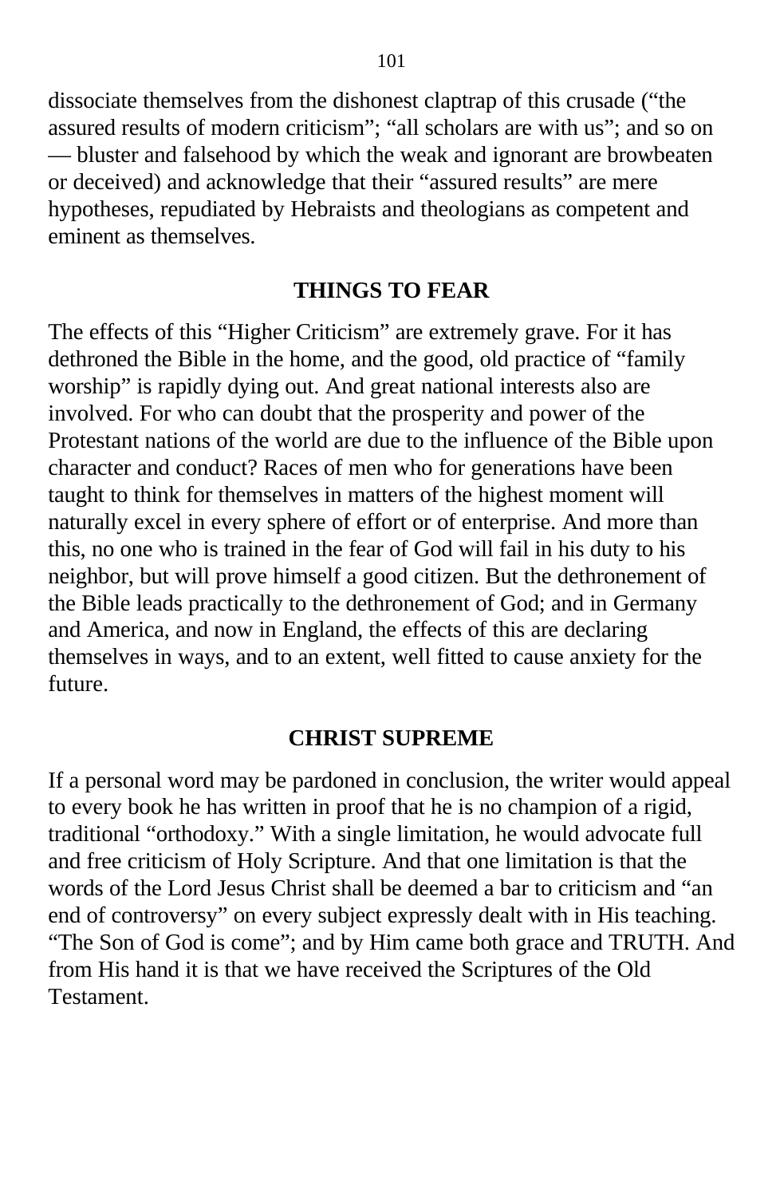dissociate themselves from the dishonest claptrap of this crusade (“the assured results of modern criticism”; “all scholars are with us”; and so on — bluster and falsehood by which the weak and ignorant are browbeaten or deceived) and acknowledge that their “assured results” are mere hypotheses, repudiated by Hebraists and theologians as competent and eminent as themselves.

## THINGS TO FEAR

The effects of this “Higher Criticism” are extremely grave. For it has dethroned the Bible in the home, and the good, old practice of “family worship” is rapidly dying out. And great national interests also are involved. For who can doubt that the prosperity and power of the Protestant nations of the world are due to the influence of the Bible upon character and conduct? Races of men who for generations have been taught to think for themselves in matters of the highest moment will naturally excel in every sphere of effort or of enterprise. And more than this, no one who is trained in the fear of God will fail in his duty to his neighbor, but will prove himself a good citizen. But the dethronement of the Bible leads practically to the dethronement of God; and in Germany and America, and now in England, the effects of this are declaring themselves in ways, and to an extent, well fitted to cause anxiety for the future.

## CHRIST SUPREME

If a personal word may be pardoned in conclusion, the writer would appeal to every book he has written in proof that he is no champion of a rigid, traditional “orthodoxy.” With a single limitation, he would advocate full and free criticism of Holy Scripture. And that one limitation is that the words of the Lord Jesus Christ shall be deemed a bar to criticism and “an end of controversy” on every subject expressly dealt with in His teaching. “The Son of God is come”; and by Him came both grace and TRUTH. And from His hand it is that we have received the Scriptures of the Old Testament.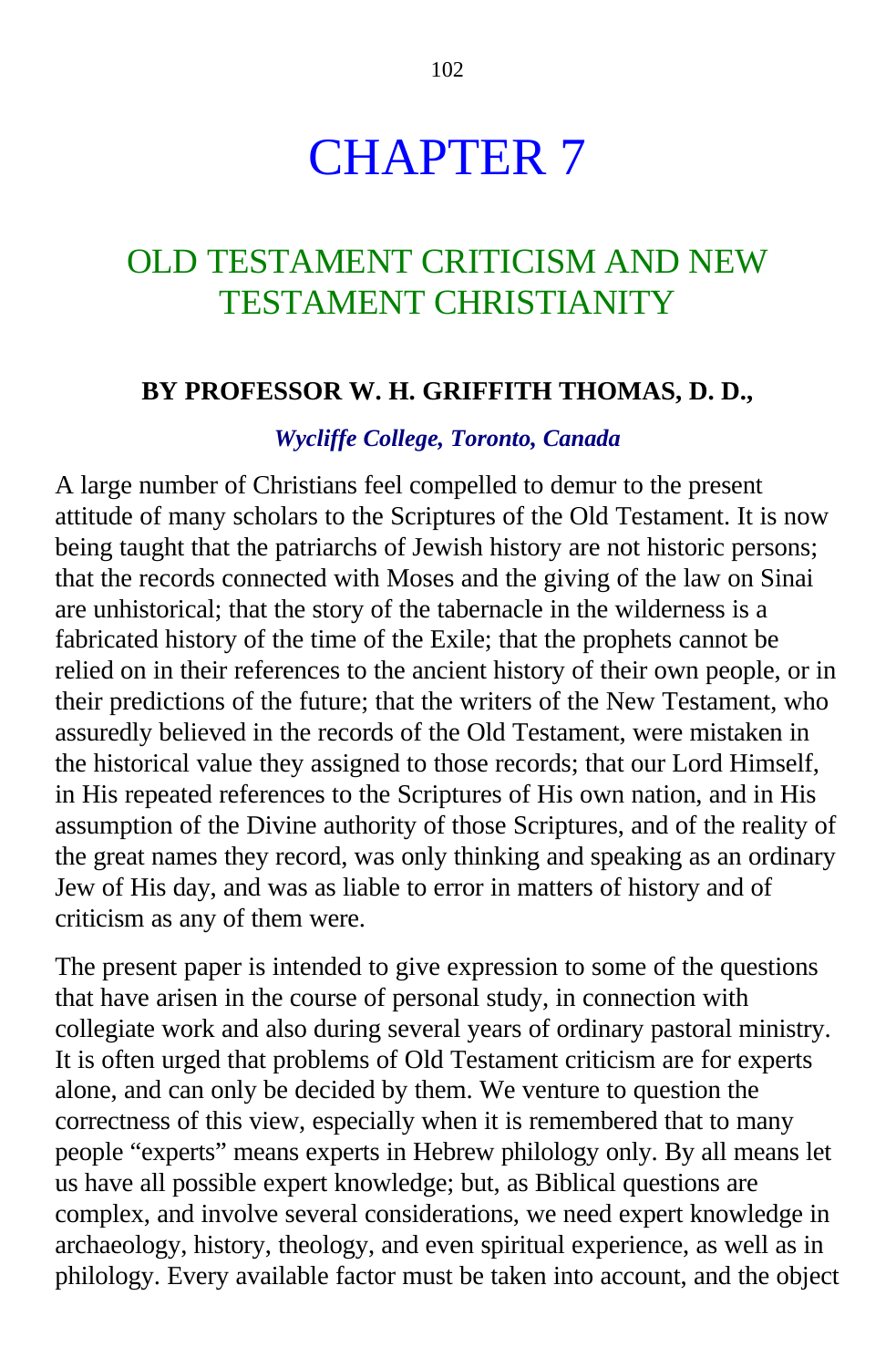# CHAPTER 7

## OLD TESTAMENT CRITICISM AND NEW TESTAMENT CHRISTIANITY

**BY PROFESSOR W. H. GRIFFITH THOMAS, D. D.,**

***Wycliffe College, Toronto, Canada***

A large number of Christians feel compelled to demur to the present attitude of many scholars to the Scriptures of the Old Testament. It is now being taught that the patriarchs of Jewish history are not historic persons; that the records connected with Moses and the giving of the law on Sinai are unhistorical; that the story of the tabernacle in the wilderness is a fabricated history of the time of the Exile; that the prophets cannot be relied on in their references to the ancient history of their own people, or in their predictions of the future; that the writers of the New Testament, who assuredly believed in the records of the Old Testament, were mistaken in the historical value they assigned to those records; that our Lord Himself, in His repeated references to the Scriptures of His own nation, and in His assumption of the Divine authority of those Scriptures, and of the reality of the great names they record, was only thinking and speaking as an ordinary Jew of His day, and was as liable to error in matters of history and of criticism as any of them were.

The present paper is intended to give expression to some of the questions that have arisen in the course of personal study, in connection with collegiate work and also during several years of ordinary pastoral ministry. It is often urged that problems of Old Testament criticism are for experts alone, and can only be decided by them. We venture to question the correctness of this view, especially when it is remembered that to many people "experts" means experts in Hebrew philology only. By all means let us have all possible expert knowledge; but, as Biblical questions are complex, and involve several considerations, we need expert knowledge in archaeology, history, theology, and even spiritual experience, as well as in philology. Every available factor must be taken into account, and the object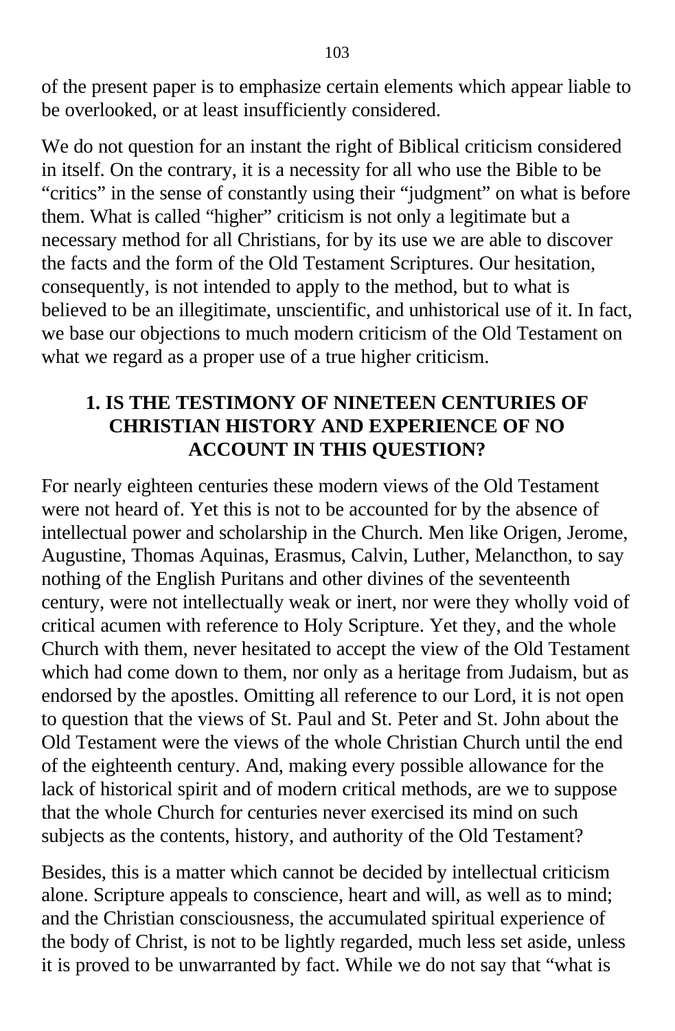of the present paper is to emphasize certain elements which appear liable to be overlooked, or at least insufficiently considered.

We do not question for an instant the right of Biblical criticism considered in itself. On the contrary, it is a necessity for all who use the Bible to be "critics" in the sense of constantly using their "judgment" on what is before them. What is called "higher" criticism is not only a legitimate but a necessary method for all Christians, for by its use we are able to discover the facts and the form of the Old Testament Scriptures. Our hesitation, consequently, is not intended to apply to the method, but to what is believed to be an illegitimate, unscientific, and unhistorical use of it. In fact, we base our objections to much modern criticism of the Old Testament on what we regard as a proper use of a true higher criticism.

## 1. IS THE TESTIMONY OF NINETEEN CENTURIES OF CHRISTIAN HISTORY AND EXPERIENCE OF NO ACCOUNT IN THIS QUESTION?

For nearly eighteen centuries these modern views of the Old Testament were not heard of. Yet this is not to be accounted for by the absence of intellectual power and scholarship in the Church. Men like Origen, Jerome, Augustine, Thomas Aquinas, Erasmus, Calvin, Luther, Melancthon, to say nothing of the English Puritans and other divines of the seventeenth century, were not intellectually weak or inert, nor were they wholly void of critical acumen with reference to Holy Scripture. Yet they, and the whole Church with them, never hesitated to accept the view of the Old Testament which had come down to them, nor only as a heritage from Judaism, but as endorsed by the apostles. Omitting all reference to our Lord, it is not open to question that the views of St. Paul and St. Peter and St. John about the Old Testament were the views of the whole Christian Church until the end of the eighteenth century. And, making every possible allowance for the lack of historical spirit and of modern critical methods, are we to suppose that the whole Church for centuries never exercised its mind on such subjects as the contents, history, and authority of the Old Testament?

Besides, this is a matter which cannot be decided by intellectual criticism alone. Scripture appeals to conscience, heart and will, as well as to mind; and the Christian consciousness, the accumulated spiritual experience of the body of Christ, is not to be lightly regarded, much less set aside, unless it is proved to be unwarranted by fact. While we do not say that "what is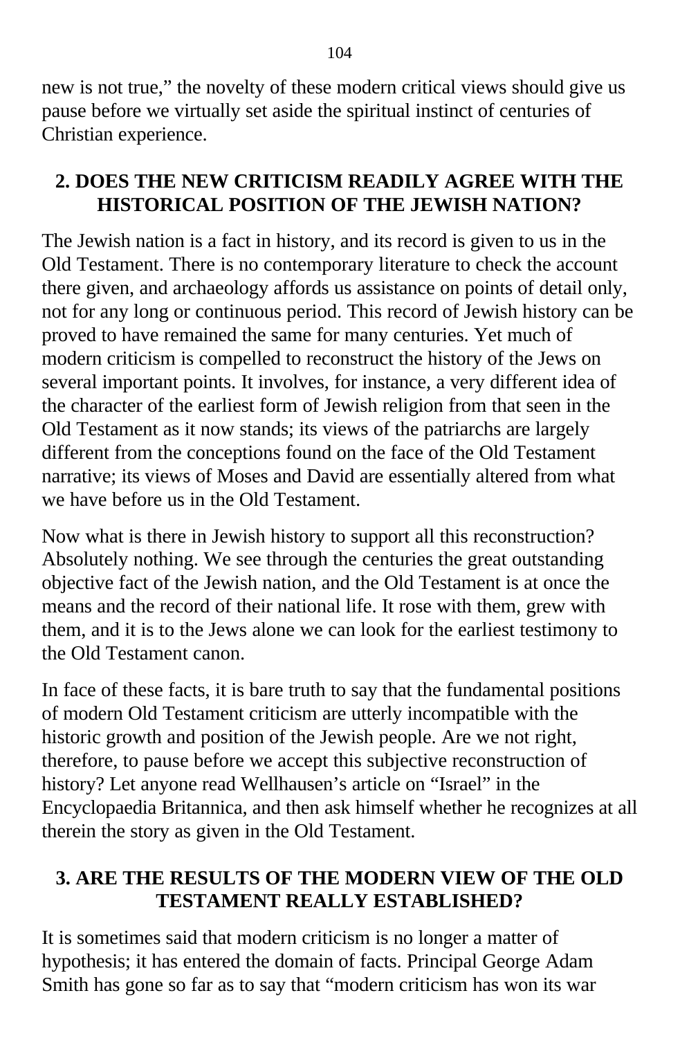new is not true," the novelty of these modern critical views should give us pause before we virtually set aside the spiritual instinct of centuries of Christian experience.

## 2. DOES THE NEW CRITICISM READILY AGREE WITH THE HISTORICAL POSITION OF THE JEWISH NATION?

The Jewish nation is a fact in history, and its record is given to us in the Old Testament. There is no contemporary literature to check the account there given, and archaeology affords us assistance on points of detail only, not for any long or continuous period. This record of Jewish history can be proved to have remained the same for many centuries. Yet much of modern criticism is compelled to reconstruct the history of the Jews on several important points. It involves, for instance, a very different idea of the character of the earliest form of Jewish religion from that seen in the Old Testament as it now stands; its views of the patriarchs are largely different from the conceptions found on the face of the Old Testament narrative; its views of Moses and David are essentially altered from what we have before us in the Old Testament.

Now what is there in Jewish history to support all this reconstruction? Absolutely nothing. We see through the centuries the great outstanding objective fact of the Jewish nation, and the Old Testament is at once the means and the record of their national life. It rose with them, grew with them, and it is to the Jews alone we can look for the earliest testimony to the Old Testament canon.

In face of these facts, it is bare truth to say that the fundamental positions of modern Old Testament criticism are utterly incompatible with the historic growth and position of the Jewish people. Are we not right, therefore, to pause before we accept this subjective reconstruction of history? Let anyone read Wellhausen's article on "Israel" in the Encyclopaedia Britannica, and then ask himself whether he recognizes at all therein the story as given in the Old Testament.

## 3. ARE THE RESULTS OF THE MODERN VIEW OF THE OLD TESTAMENT REALLY ESTABLISHED?

It is sometimes said that modern criticism is no longer a matter of hypothesis; it has entered the domain of facts. Principal George Adam Smith has gone so far as to say that "modern criticism has won its war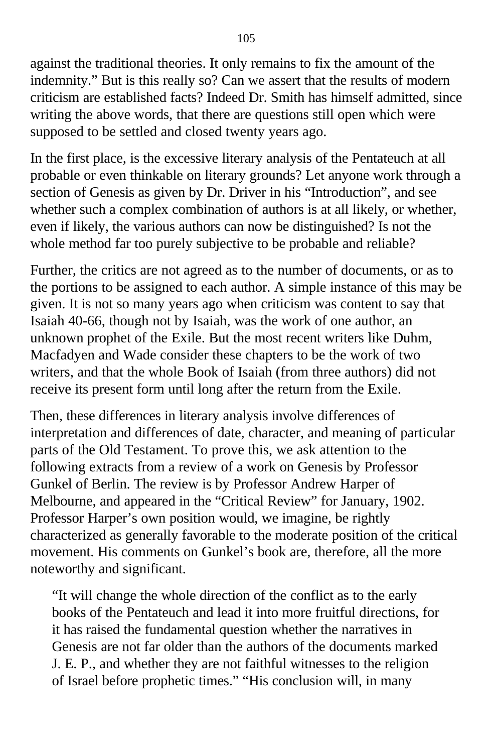against the traditional theories. It only remains to fix the amount of the indemnity." But is this really so? Can we assert that the results of modern criticism are established facts? Indeed Dr. Smith has himself admitted, since writing the above words, that there are questions still open which were supposed to be settled and closed twenty years ago.

In the first place, is the excessive literary analysis of the Pentateuch at all probable or even thinkable on literary grounds? Let anyone work through a section of Genesis as given by Dr. Driver in his "Introduction", and see whether such a complex combination of authors is at all likely, or whether, even if likely, the various authors can now be distinguished? Is not the whole method far too purely subjective to be probable and reliable?

Further, the critics are not agreed as to the number of documents, or as to the portions to be assigned to each author. A simple instance of this may be given. It is not so many years ago when criticism was content to say that Isaiah 40-66, though not by Isaiah, was the work of one author, an unknown prophet of the Exile. But the most recent writers like Duhm, Macfadyen and Wade consider these chapters to be the work of two writers, and that the whole Book of Isaiah (from three authors) did not receive its present form until long after the return from the Exile.

Then, these differences in literary analysis involve differences of interpretation and differences of date, character, and meaning of particular parts of the Old Testament. To prove this, we ask attention to the following extracts from a review of a work on Genesis by Professor Gunkel of Berlin. The review is by Professor Andrew Harper of Melbourne, and appeared in the "Critical Review" for January, 1902. Professor Harper's own position would, we imagine, be rightly characterized as generally favorable to the moderate position of the critical movement. His comments on Gunkel's book are, therefore, all the more noteworthy and significant.

> "It will change the whole direction of the conflict as to the early books of the Pentateuch and lead it into more fruitful directions, for it has raised the fundamental question whether the narratives in Genesis are not far older than the authors of the documents marked J. E. P., and whether they are not faithful witnesses to the religion of Israel before prophetic times." "His conclusion will, in many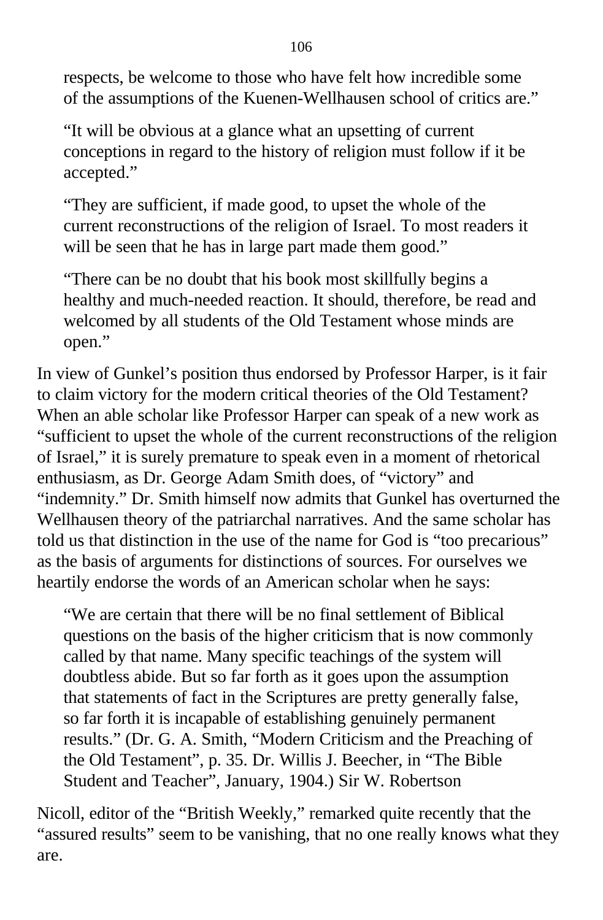respects, be welcome to those who have felt how incredible some of the assumptions of the Kuenen-Wellhausen school of critics are."

> "It will be obvious at a glance what an upsetting of current conceptions in regard to the history of religion must follow if it be accepted."

> "They are sufficient, if made good, to upset the whole of the current reconstructions of the religion of Israel. To most readers it will be seen that he has in large part made them good."

> "There can be no doubt that his book most skillfully begins a healthy and much-needed reaction. It should, therefore, be read and welcomed by all students of the Old Testament whose minds are open."

In view of Gunkel's position thus endorsed by Professor Harper, is it fair to claim victory for the modern critical theories of the Old Testament? When an able scholar like Professor Harper can speak of a new work as "sufficient to upset the whole of the current reconstructions of the religion of Israel," it is surely premature to speak even in a moment of rhetorical enthusiasm, as Dr. George Adam Smith does, of "victory" and "indemnity." Dr. Smith himself now admits that Gunkel has overturned the Wellhausen theory of the patriarchal narratives. And the same scholar has told us that distinction in the use of the name for God is "too precarious" as the basis of arguments for distinctions of sources. For ourselves we heartily endorse the words of an American scholar when he says:

> "We are certain that there will be no final settlement of Biblical questions on the basis of the higher criticism that is now commonly called by that name. Many specific teachings of the system will doubtless abide. But so far forth as it goes upon the assumption that statements of fact in the Scriptures are pretty generally false, so far forth it is incapable of establishing genuinely permanent results." (Dr. G. A. Smith, "Modern Criticism and the Preaching of the Old Testament", p. 35. Dr. Willis J. Beecher, in "The Bible Student and Teacher", January, 1904.) Sir W. Robertson

Nicoll, editor of the "British Weekly," remarked quite recently that the "assured results" seem to be vanishing, that no one really knows what they are.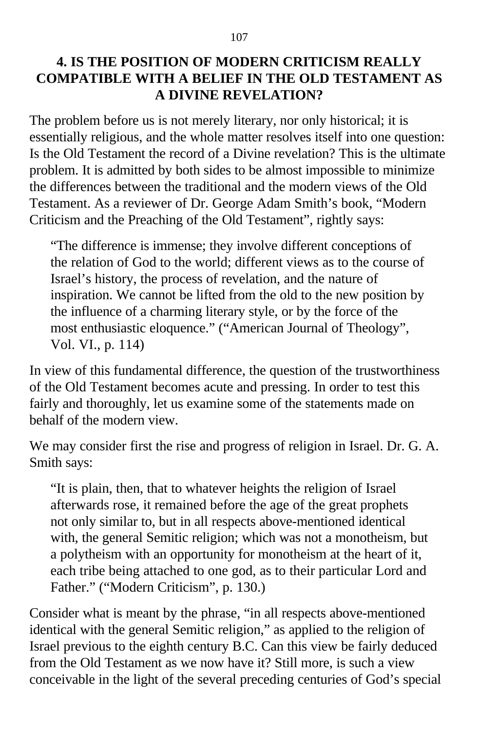## 4. IS THE POSITION OF MODERN CRITICISM REALLY COMPATIBLE WITH A BELIEF IN THE OLD TESTAMENT AS A DIVINE REVELATION?

The problem before us is not merely literary, nor only historical; it is essentially religious, and the whole matter resolves itself into one question: Is the Old Testament the record of a Divine revelation? This is the ultimate problem. It is admitted by both sides to be almost impossible to minimize the differences between the traditional and the modern views of the Old Testament. As a reviewer of Dr. George Adam Smith's book, "Modern Criticism and the Preaching of the Old Testament", rightly says:

> "The difference is immense; they involve different conceptions of the relation of God to the world; different views as to the course of Israel's history, the process of revelation, and the nature of inspiration. We cannot be lifted from the old to the new position by the influence of a charming literary style, or by the force of the most enthusiastic eloquence." ("American Journal of Theology", Vol. VI., p. 114)

In view of this fundamental difference, the question of the trustworthiness of the Old Testament becomes acute and pressing. In order to test this fairly and thoroughly, let us examine some of the statements made on behalf of the modern view.

We may consider first the rise and progress of religion in Israel. Dr. G. A. Smith says:

> "It is plain, then, that to whatever heights the religion of Israel afterwards rose, it remained before the age of the great prophets not only similar to, but in all respects above-mentioned identical with, the general Semitic religion; which was not a monotheism, but a polytheism with an opportunity for monotheism at the heart of it, each tribe being attached to one god, as to their particular Lord and Father." ("Modern Criticism", p. 130.)

Consider what is meant by the phrase, "in all respects above-mentioned identical with the general Semitic religion," as applied to the religion of Israel previous to the eighth century B.C. Can this view be fairly deduced from the Old Testament as we now have it? Still more, is such a view conceivable in the light of the several preceding centuries of God's special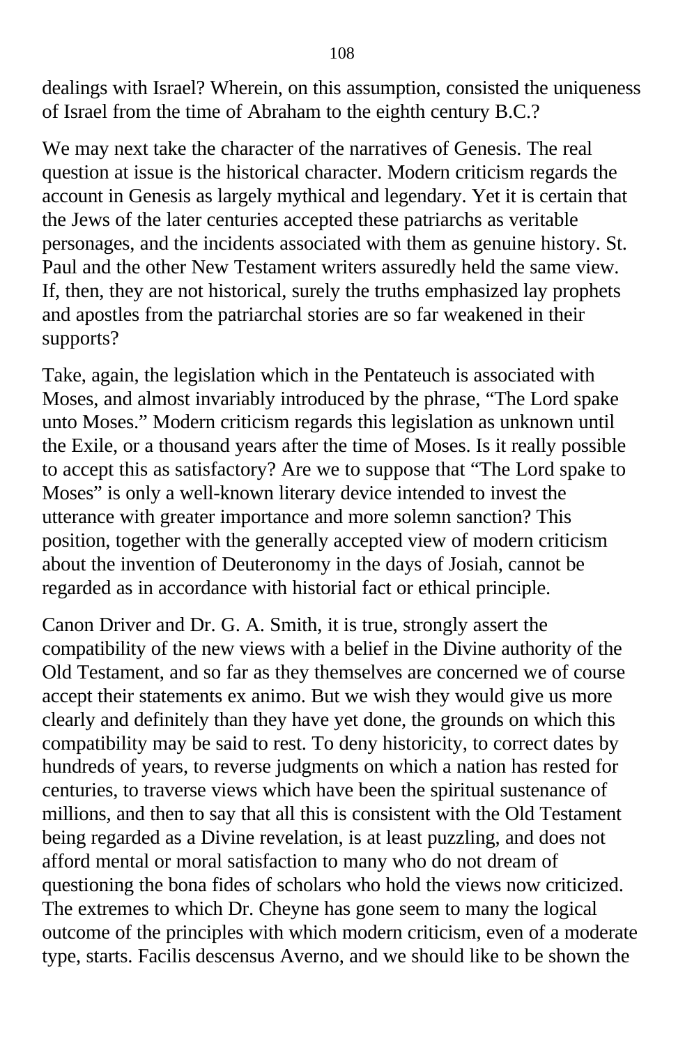dealings with Israel? Wherein, on this assumption, consisted the uniqueness of Israel from the time of Abraham to the eighth century B.C.?

We may next take the character of the narratives of Genesis. The real question at issue is the historical character. Modern criticism regards the account in Genesis as largely mythical and legendary. Yet it is certain that the Jews of the later centuries accepted these patriarchs as veritable personages, and the incidents associated with them as genuine history. St. Paul and the other New Testament writers assuredly held the same view. If, then, they are not historical, surely the truths emphasized lay prophets and apostles from the patriarchal stories are so far weakened in their supports?

Take, again, the legislation which in the Pentateuch is associated with Moses, and almost invariably introduced by the phrase, “The Lord spake unto Moses.” Modern criticism regards this legislation as unknown until the Exile, or a thousand years after the time of Moses. Is it really possible to accept this as satisfactory? Are we to suppose that “The Lord spake to Moses” is only a well-known literary device intended to invest the utterance with greater importance and more solemn sanction? This position, together with the generally accepted view of modern criticism about the invention of Deuteronomy in the days of Josiah, cannot be regarded as in accordance with historial fact or ethical principle.

Canon Driver and Dr. G. A. Smith, it is true, strongly assert the compatibility of the new views with a belief in the Divine authority of the Old Testament, and so far as they themselves are concerned we of course accept their statements ex animo. But we wish they would give us more clearly and definitely than they have yet done, the grounds on which this compatibility may be said to rest. To deny historicity, to correct dates by hundreds of years, to reverse judgments on which a nation has rested for centuries, to traverse views which have been the spiritual sustenance of millions, and then to say that all this is consistent with the Old Testament being regarded as a Divine revelation, is at least puzzling, and does not afford mental or moral satisfaction to many who do not dream of questioning the bona fides of scholars who hold the views now criticized. The extremes to which Dr. Cheyne has gone seem to many the logical outcome of the principles with which modern criticism, even of a moderate type, starts. Facilis descensus Averno, and we should like to be shown the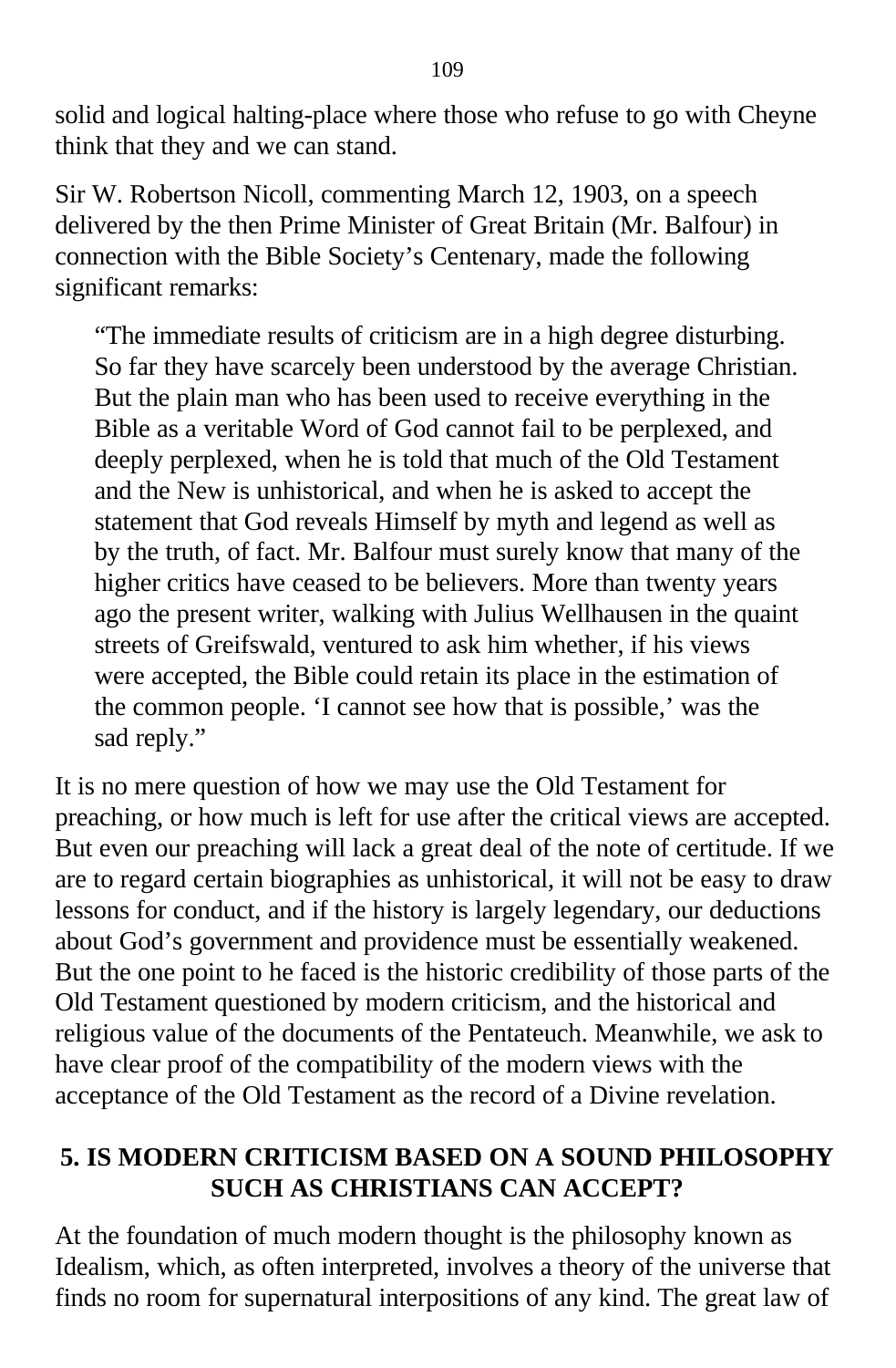solid and logical halting-place where those who refuse to go with Cheyne think that they and we can stand.

Sir W. Robertson Nicoll, commenting March 12, 1903, on a speech delivered by the then Prime Minister of Great Britain (Mr. Balfour) in connection with the Bible Society's Centenary, made the following significant remarks:

> "The immediate results of criticism are in a high degree disturbing. So far they have scarcely been understood by the average Christian. But the plain man who has been used to receive everything in the Bible as a veritable Word of God cannot fail to be perplexed, and deeply perplexed, when he is told that much of the Old Testament and the New is unhistorical, and when he is asked to accept the statement that God reveals Himself by myth and legend as well as by the truth, of fact. Mr. Balfour must surely know that many of the higher critics have ceased to be believers. More than twenty years ago the present writer, walking with Julius Wellhausen in the quaint streets of Greifswald, ventured to ask him whether, if his views were accepted, the Bible could retain its place in the estimation of the common people. 'I cannot see how that is possible,' was the sad reply."

It is no mere question of how we may use the Old Testament for preaching, or how much is left for use after the critical views are accepted. But even our preaching will lack a great deal of the note of certitude. If we are to regard certain biographies as unhistorical, it will not be easy to draw lessons for conduct, and if the history is largely legendary, our deductions about God's government and providence must be essentially weakened. But the one point to he faced is the historic credibility of those parts of the Old Testament questioned by modern criticism, and the historical and religious value of the documents of the Pentateuch. Meanwhile, we ask to have clear proof of the compatibility of the modern views with the acceptance of the Old Testament as the record of a Divine revelation.

## 5. IS MODERN CRITICISM BASED ON A SOUND PHILOSOPHY SUCH AS CHRISTIANS CAN ACCEPT?

At the foundation of much modern thought is the philosophy known as Idealism, which, as often interpreted, involves a theory of the universe that finds no room for supernatural interpositions of any kind. The great law of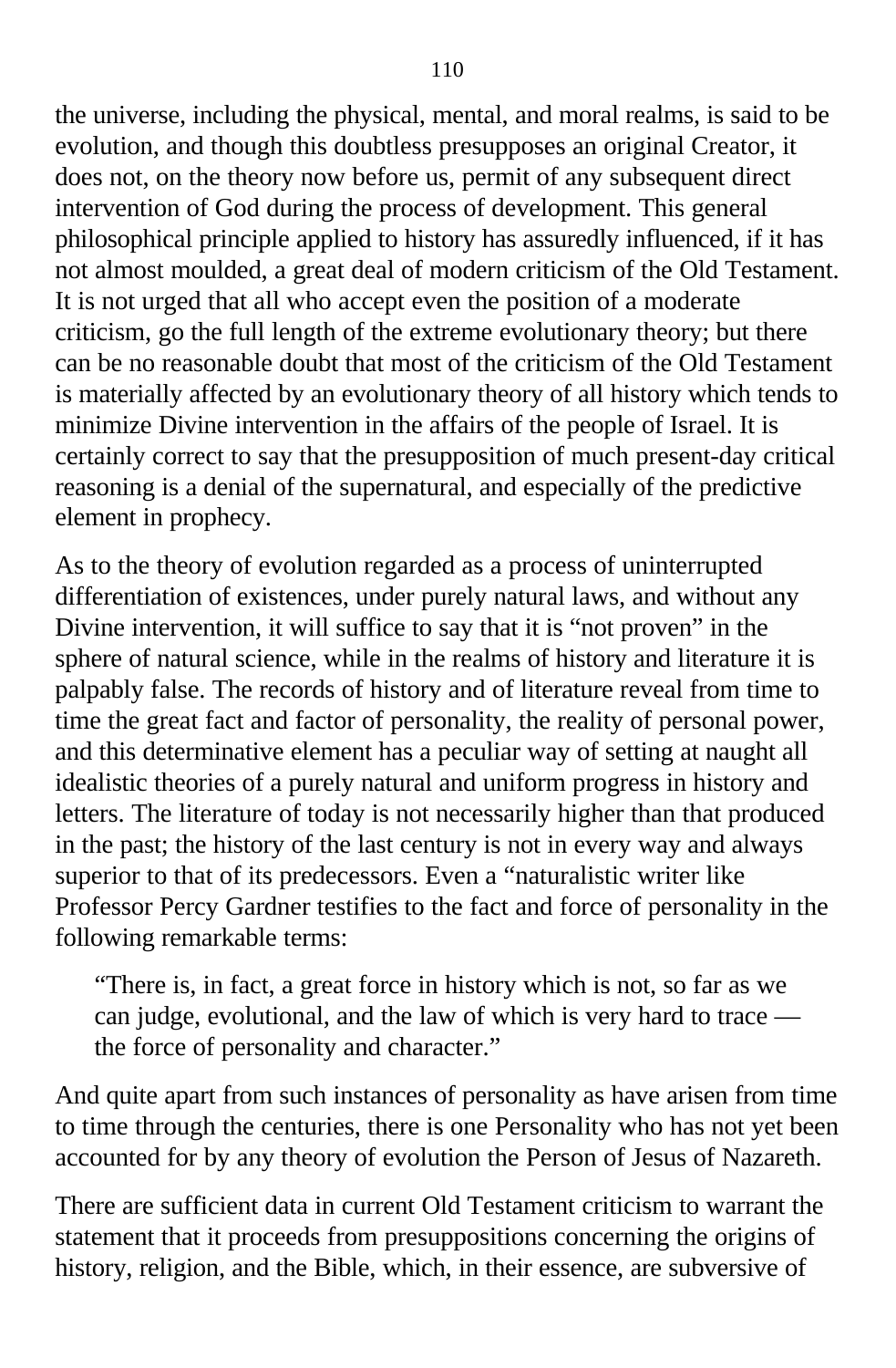the universe, including the physical, mental, and moral realms, is said to be evolution, and though this doubtless presupposes an original Creator, it does not, on the theory now before us, permit of any subsequent direct intervention of God during the process of development. This general philosophical principle applied to history has assuredly influenced, if it has not almost moulded, a great deal of modern criticism of the Old Testament. It is not urged that all who accept even the position of a moderate criticism, go the full length of the extreme evolutionary theory; but there can be no reasonable doubt that most of the criticism of the Old Testament is materially affected by an evolutionary theory of all history which tends to minimize Divine intervention in the affairs of the people of Israel. It is certainly correct to say that the presupposition of much present-day critical reasoning is a denial of the supernatural, and especially of the predictive element in prophecy.

As to the theory of evolution regarded as a process of uninterrupted differentiation of existences, under purely natural laws, and without any Divine intervention, it will suffice to say that it is "not proven" in the sphere of natural science, while in the realms of history and literature it is palpably false. The records of history and of literature reveal from time to time the great fact and factor of personality, the reality of personal power, and this determinative element has a peculiar way of setting at naught all idealistic theories of a purely natural and uniform progress in history and letters. The literature of today is not necessarily higher than that produced in the past; the history of the last century is not in every way and always superior to that of its predecessors. Even a "naturalistic writer like Professor Percy Gardner testifies to the fact and force of personality in the following remarkable terms:

> "There is, in fact, a great force in history which is not, so far as we can judge, evolutional, and the law of which is very hard to trace — the force of personality and character."

And quite apart from such instances of personality as have arisen from time to time through the centuries, there is one Personality who has not yet been accounted for by any theory of evolution the Person of Jesus of Nazareth.

There are sufficient data in current Old Testament criticism to warrant the statement that it proceeds from presuppositions concerning the origins of history, religion, and the Bible, which, in their essence, are subversive of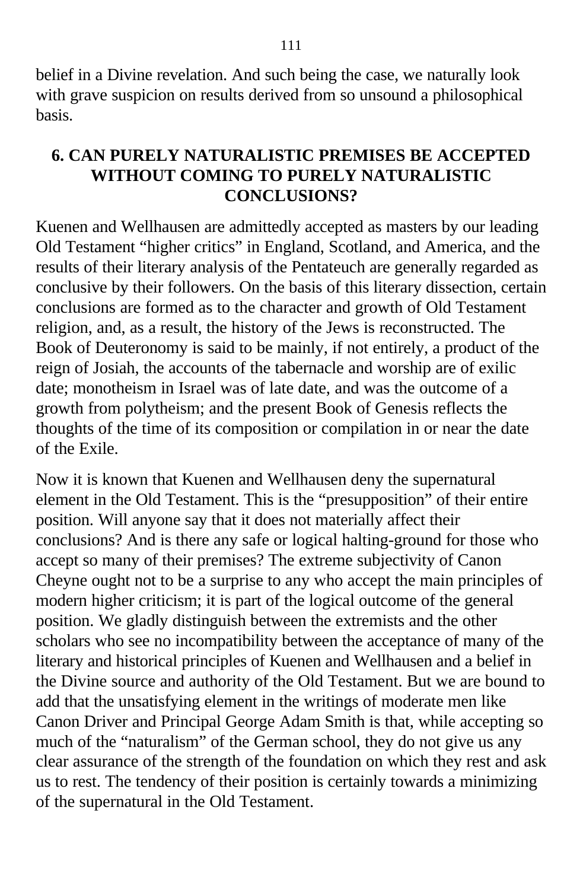belief in a Divine revelation. And such being the case, we naturally look with grave suspicion on results derived from so unsound a philosophical basis.

## 6. CAN PURELY NATURALISTIC PREMISES BE ACCEPTED WITHOUT COMING TO PURELY NATURALISTIC CONCLUSIONS?

Kuenen and Wellhausen are admittedly accepted as masters by our leading Old Testament "higher critics" in England, Scotland, and America, and the results of their literary analysis of the Pentateuch are generally regarded as conclusive by their followers. On the basis of this literary dissection, certain conclusions are formed as to the character and growth of Old Testament religion, and, as a result, the history of the Jews is reconstructed. The Book of Deuteronomy is said to be mainly, if not entirely, a product of the reign of Josiah, the accounts of the tabernacle and worship are of exilic date; monotheism in Israel was of late date, and was the outcome of a growth from polytheism; and the present Book of Genesis reflects the thoughts of the time of its composition or compilation in or near the date of the Exile.

Now it is known that Kuenen and Wellhausen deny the supernatural element in the Old Testament. This is the "presupposition" of their entire position. Will anyone say that it does not materially affect their conclusions? And is there any safe or logical halting-ground for those who accept so many of their premises? The extreme subjectivity of Canon Cheyne ought not to be a surprise to any who accept the main principles of modern higher criticism; it is part of the logical outcome of the general position. We gladly distinguish between the extremists and the other scholars who see no incompatibility between the acceptance of many of the literary and historical principles of Kuenen and Wellhausen and a belief in the Divine source and authority of the Old Testament. But we are bound to add that the unsatisfying element in the writings of moderate men like Canon Driver and Principal George Adam Smith is that, while accepting so much of the "naturalism" of the German school, they do not give us any clear assurance of the strength of the foundation on which they rest and ask us to rest. The tendency of their position is certainly towards a minimizing of the supernatural in the Old Testament.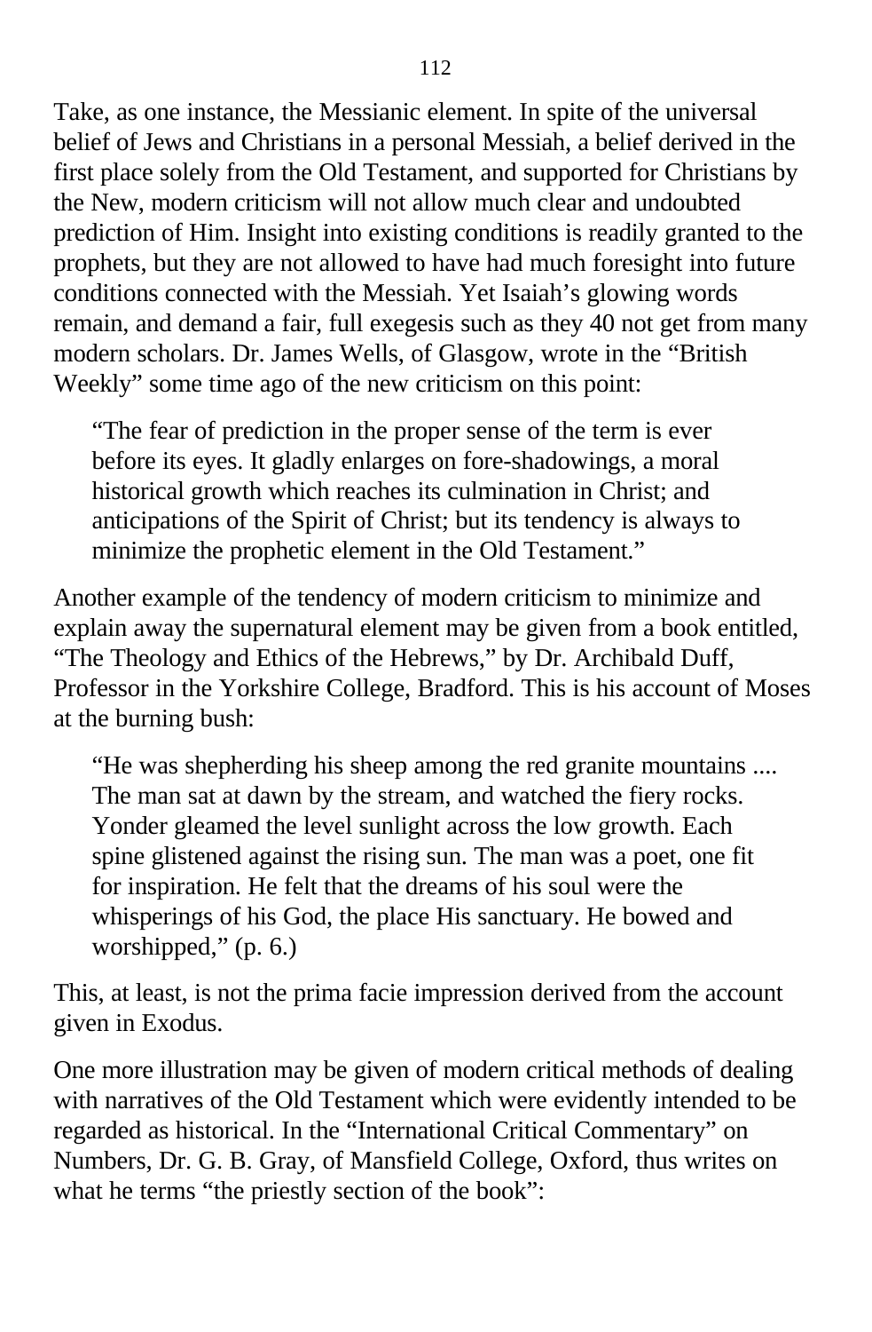Take, as one instance, the Messianic element. In spite of the universal belief of Jews and Christians in a personal Messiah, a belief derived in the first place solely from the Old Testament, and supported for Christians by the New, modern criticism will not allow much clear and undoubted prediction of Him. Insight into existing conditions is readily granted to the prophets, but they are not allowed to have had much foresight into future conditions connected with the Messiah. Yet Isaiah's glowing words remain, and demand a fair, full exegesis such as they 40 not get from many modern scholars. Dr. James Wells, of Glasgow, wrote in the "British Weekly" some time ago of the new criticism on this point:

> "The fear of prediction in the proper sense of the term is ever before its eyes. It gladly enlarges on fore-shadowings, a moral historical growth which reaches its culmination in Christ; and anticipations of the Spirit of Christ; but its tendency is always to minimize the prophetic element in the Old Testament."

Another example of the tendency of modern criticism to minimize and explain away the supernatural element may be given from a book entitled, "The Theology and Ethics of the Hebrews," by Dr. Archibald Duff, Professor in the Yorkshire College, Bradford. This is his account of Moses at the burning bush:

> "He was shepherding his sheep among the red granite mountains .... The man sat at dawn by the stream, and watched the fiery rocks. Yonder gleamed the level sunlight across the low growth. Each spine glistened against the rising sun. The man was a poet, one fit for inspiration. He felt that the dreams of his soul were the whisperings of his God, the place His sanctuary. He bowed and worshipped," (p. 6.)

This, at least, is not the prima facie impression derived from the account given in Exodus.

One more illustration may be given of modern critical methods of dealing with narratives of the Old Testament which were evidently intended to be regarded as historical. In the "International Critical Commentary" on Numbers, Dr. G. B. Gray, of Mansfield College, Oxford, thus writes on what he terms "the priestly section of the book":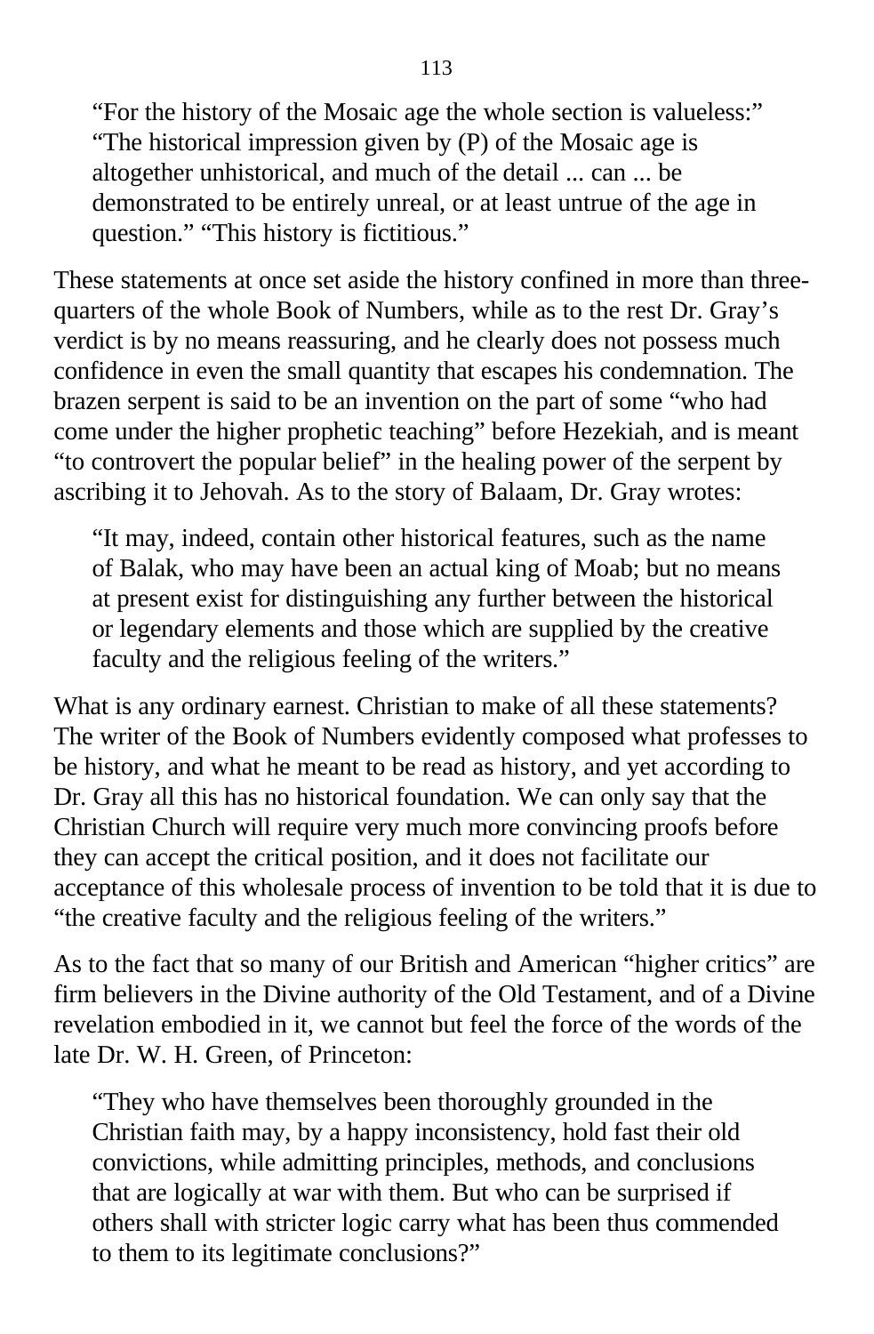> "For the history of the Mosaic age the whole section is valueless:" "The historical impression given by (P) of the Mosaic age is altogether unhistorical, and much of the detail ... can ... be demonstrated to be entirely unreal, or at least untrue of the age in question." "This history is fictitious."

These statements at once set aside the history confined in more than three-quarters of the whole Book of Numbers, while as to the rest Dr. Gray's verdict is by no means reassuring, and he clearly does not possess much confidence in even the small quantity that escapes his condemnation. The brazen serpent is said to be an invention on the part of some "who had come under the higher prophetic teaching" before Hezekiah, and is meant "to controvert the popular belief" in the healing power of the serpent by ascribing it to Jehovah. As to the story of Balaam, Dr. Gray wrotes:

> "It may, indeed, contain other historical features, such as the name of Balak, who may have been an actual king of Moab; but no means at present exist for distinguishing any further between the historical or legendary elements and those which are supplied by the creative faculty and the religious feeling of the writers."

What is any ordinary earnest. Christian to make of all these statements? The writer of the Book of Numbers evidently composed what professes to be history, and what he meant to be read as history, and yet according to Dr. Gray all this has no historical foundation. We can only say that the Christian Church will require very much more convincing proofs before they can accept the critical position, and it does not facilitate our acceptance of this wholesale process of invention to be told that it is due to "the creative faculty and the religious feeling of the writers."

As to the fact that so many of our British and American "higher critics" are firm believers in the Divine authority of the Old Testament, and of a Divine revelation embodied in it, we cannot but feel the force of the words of the late Dr. W. H. Green, of Princeton:

> "They who have themselves been thoroughly grounded in the Christian faith may, by a happy inconsistency, hold fast their old convictions, while admitting principles, methods, and conclusions that are logically at war with them. But who can be surprised if others shall with stricter logic carry what has been thus commended to them to its legitimate conclusions?"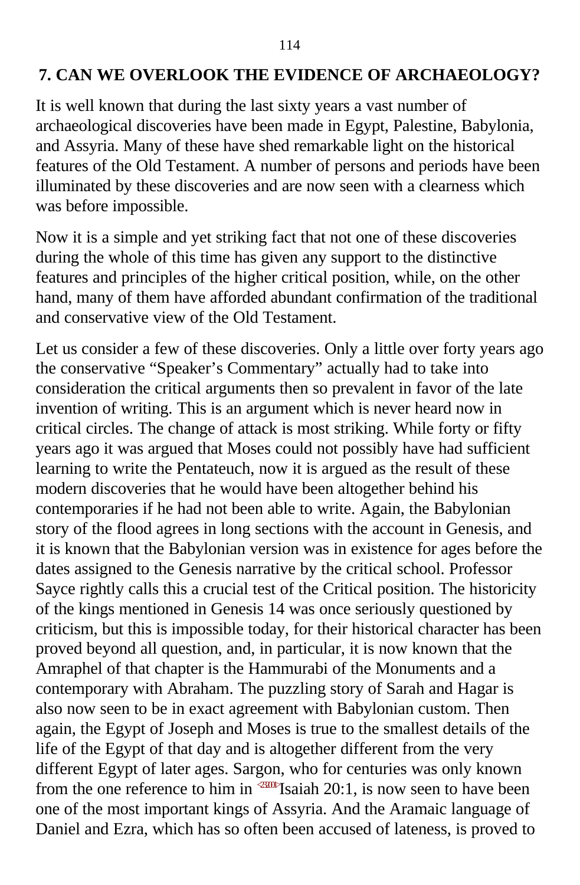## 7. CAN WE OVERLOOK THE EVIDENCE OF ARCHAEOLOGY?

It is well known that during the last sixty years a vast number of archaeological discoveries have been made in Egypt, Palestine, Babylonia, and Assyria. Many of these have shed remarkable light on the historical features of the Old Testament. A number of persons and periods have been illuminated by these discoveries and are now seen with a clearness which was before impossible.

Now it is a simple and yet striking fact that not one of these discoveries during the whole of this time has given any support to the distinctive features and principles of the higher critical position, while, on the other hand, many of them have afforded abundant confirmation of the traditional and conservative view of the Old Testament.

Let us consider a few of these discoveries. Only a little over forty years ago the conservative "Speaker's Commentary" actually had to take into consideration the critical arguments then so prevalent in favor of the late invention of writing. This is an argument which is never heard now in critical circles. The change of attack is most striking. While forty or fifty years ago it was argued that Moses could not possibly have had sufficient learning to write the Pentateuch, now it is argued as the result of these modern discoveries that he would have been altogether behind his contemporaries if he had not been able to write. Again, the Babylonian story of the flood agrees in long sections with the account in Genesis, and it is known that the Babylonian version was in existence for ages before the dates assigned to the Genesis narrative by the critical school. Professor Sayce rightly calls this a crucial test of the Critical position. The historicity of the kings mentioned in Genesis 14 was once seriously questioned by criticism, but this is impossible today, for their historical character has been proved beyond all question, and, in particular, it is now known that the Amraphel of that chapter is the Hammurabi of the Monuments and a contemporary with Abraham. The puzzling story of Sarah and Hagar is also now seen to be in exact agreement with Babylonian custom. Then again, the Egypt of Joseph and Moses is true to the smallest details of the life of the Egypt of that day and is altogether different from the very different Egypt of later ages. Sargon, who for centuries was only known from the one reference to him in <232001>Isaiah 20:1, is now seen to have been one of the most important kings of Assyria. And the Aramaic language of Daniel and Ezra, which has so often been accused of lateness, is proved to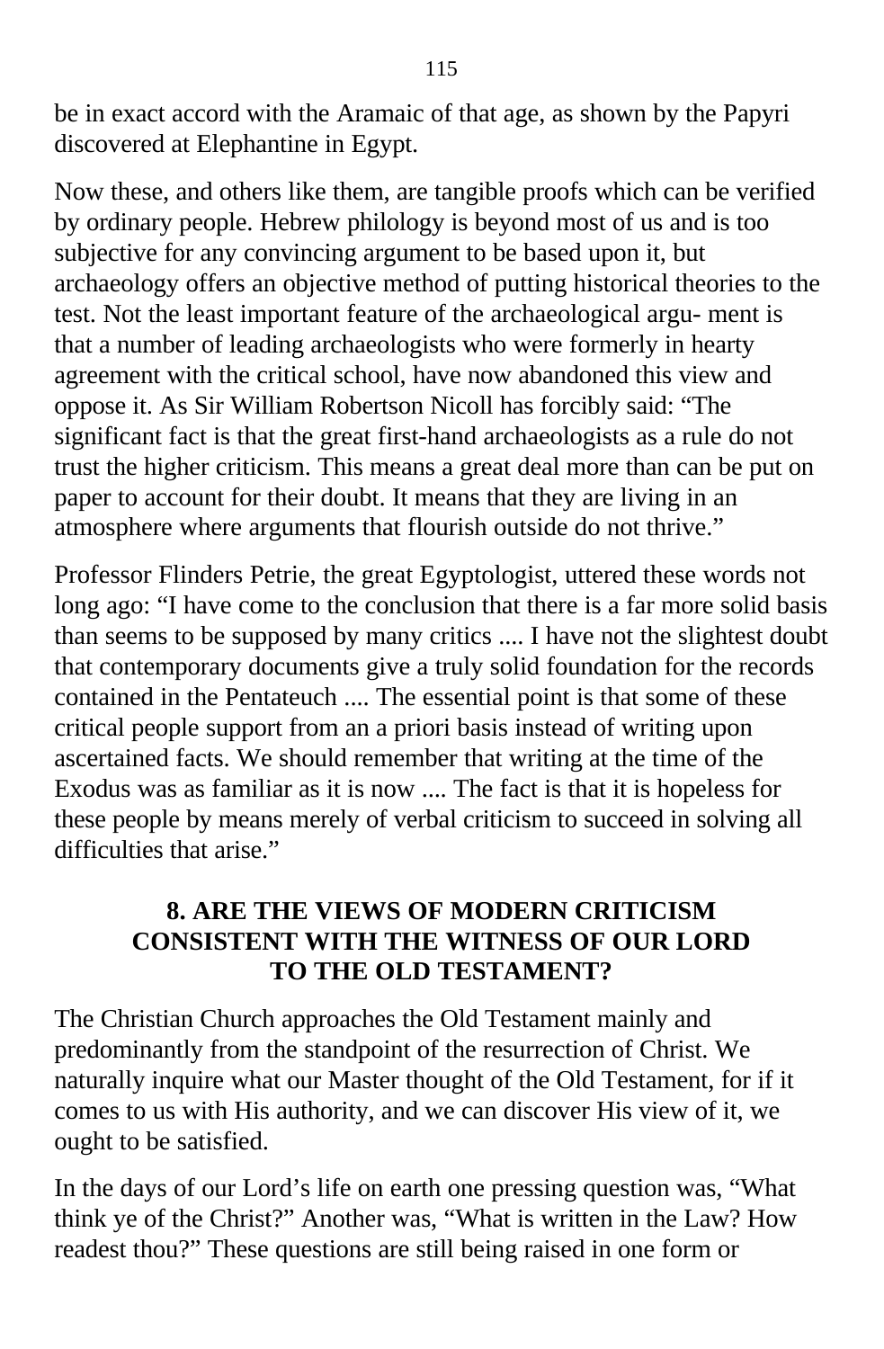be in exact accord with the Aramaic of that age, as shown by the Papyri discovered at Elephantine in Egypt.

Now these, and others like them, are tangible proofs which can be verified by ordinary people. Hebrew philology is beyond most of us and is too subjective for any convincing argument to be based upon it, but archaeology offers an objective method of putting historical theories to the test. Not the least important feature of the archaeological argu- ment is that a number of leading archaeologists who were formerly in hearty agreement with the critical school, have now abandoned this view and oppose it. As Sir William Robertson Nicoll has forcibly said: "The significant fact is that the great first-hand archaeologists as a rule do not trust the higher criticism. This means a great deal more than can be put on paper to account for their doubt. It means that they are living in an atmosphere where arguments that flourish outside do not thrive."

Professor Flinders Petrie, the great Egyptologist, uttered these words not long ago: "I have come to the conclusion that there is a far more solid basis than seems to be supposed by many critics .... I have not the slightest doubt that contemporary documents give a truly solid foundation for the records contained in the Pentateuch .... The essential point is that some of these critical people support from an a priori basis instead of writing upon ascertained facts. We should remember that writing at the time of the Exodus was as familiar as it is now .... The fact is that it is hopeless for these people by means merely of verbal criticism to succeed in solving all difficulties that arise."

## 8. ARE THE VIEWS OF MODERN CRITICISM CONSISTENT WITH THE WITNESS OF OUR LORD TO THE OLD TESTAMENT?

The Christian Church approaches the Old Testament mainly and predominantly from the standpoint of the resurrection of Christ. We naturally inquire what our Master thought of the Old Testament, for if it comes to us with His authority, and we can discover His view of it, we ought to be satisfied.

In the days of our Lord's life on earth one pressing question was, "What think ye of the Christ?" Another was, "What is written in the Law? How readest thou?" These questions are still being raised in one form or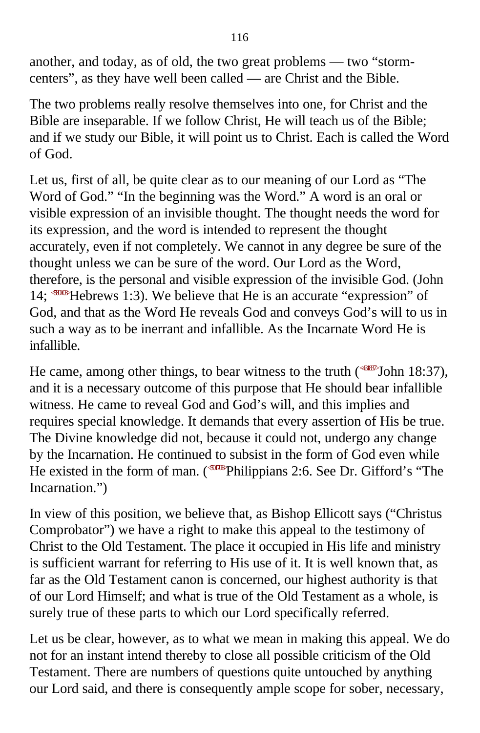another, and today, as of old, the two great problems — two "storm-centers", as they have well been called — are Christ and the Bible.

The two problems really resolve themselves into one, for Christ and the Bible are inseparable. If we follow Christ, He will teach us of the Bible; and if we study our Bible, it will point us to Christ. Each is called the Word of God.

Let us, first of all, be quite clear as to our meaning of our Lord as "The Word of God." "In the beginning was the Word." A word is an oral or visible expression of an invisible thought. The thought needs the word for its expression, and the word is intended to represent the thought accurately, even if not completely. We cannot in any degree be sure of the thought unless we can be sure of the word. Our Lord as the Word, therefore, is the personal and visible expression of the invisible God. (John 14; Hebrews 1:3). We believe that He is an accurate "expression" of God, and that as the Word He reveals God and conveys God's will to us in such a way as to be inerrant and infallible. As the Incarnate Word He is infallible.

He came, among other things, to bear witness to the truth (John 18:37), and it is a necessary outcome of this purpose that He should bear infallible witness. He came to reveal God and God's will, and this implies and requires special knowledge. It demands that every assertion of His be true. The Divine knowledge did not, because it could not, undergo any change by the Incarnation. He continued to subsist in the form of God even while He existed in the form of man. (Philippians 2:6. See Dr. Gifford's "The Incarnation.")

In view of this position, we believe that, as Bishop Ellicott says ("Christus Comprobator") we have a right to make this appeal to the testimony of Christ to the Old Testament. The place it occupied in His life and ministry is sufficient warrant for referring to His use of it. It is well known that, as far as the Old Testament canon is concerned, our highest authority is that of our Lord Himself; and what is true of the Old Testament as a whole, is surely true of these parts to which our Lord specifically referred.

Let us be clear, however, as to what we mean in making this appeal. We do not for an instant intend thereby to close all possible criticism of the Old Testament. There are numbers of questions quite untouched by anything our Lord said, and there is consequently ample scope for sober, necessary,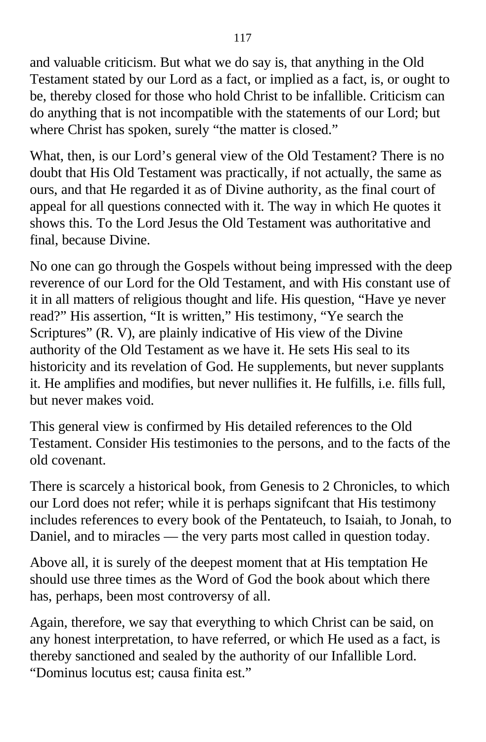and valuable criticism. But what we do say is, that anything in the Old Testament stated by our Lord as a fact, or implied as a fact, is, or ought to be, thereby closed for those who hold Christ to be infallible. Criticism can do anything that is not incompatible with the statements of our Lord; but where Christ has spoken, surely "the matter is closed."

What, then, is our Lord's general view of the Old Testament? There is no doubt that His Old Testament was practically, if not actually, the same as ours, and that He regarded it as of Divine authority, as the final court of appeal for all questions connected with it. The way in which He quotes it shows this. To the Lord Jesus the Old Testament was authoritative and final, because Divine.

No one can go through the Gospels without being impressed with the deep reverence of our Lord for the Old Testament, and with His constant use of it in all matters of religious thought and life. His question, "Have ye never read?" His assertion, "It is written," His testimony, "Ye search the Scriptures" (R. V), are plainly indicative of His view of the Divine authority of the Old Testament as we have it. He sets His seal to its historicity and its revelation of God. He supplements, but never supplants it. He amplifies and modifies, but never nullifies it. He fulfills, i.e. fills full, but never makes void.

This general view is confirmed by His detailed references to the Old Testament. Consider His testimonies to the persons, and to the facts of the old covenant.

There is scarcely a historical book, from Genesis to 2 Chronicles, to which our Lord does not refer; while it is perhaps signifcant that His testimony includes references to every book of the Pentateuch, to Isaiah, to Jonah, to Daniel, and to miracles — the very parts most called in question today.

Above all, it is surely of the deepest moment that at His temptation He should use three times as the Word of God the book about which there has, perhaps, been most controversy of all.

Again, therefore, we say that everything to which Christ can be said, on any honest interpretation, to have referred, or which He used as a fact, is thereby sanctioned and sealed by the authority of our Infallible Lord. "Dominus locutus est; causa finita est."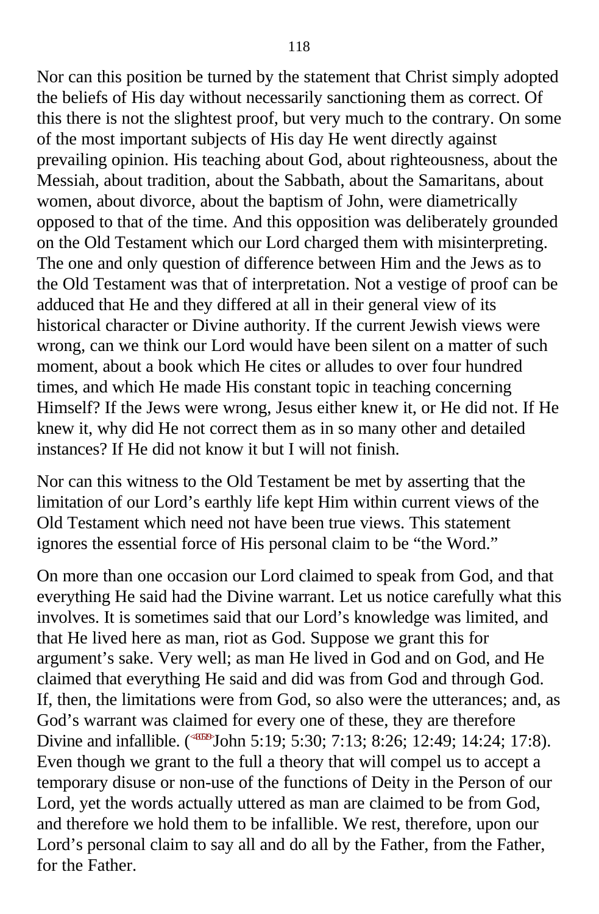Nor can this position be turned by the statement that Christ simply adopted the beliefs of His day without necessarily sanctioning them as correct. Of this there is not the slightest proof, but very much to the contrary. On some of the most important subjects of His day He went directly against prevailing opinion. His teaching about God, about righteousness, about the Messiah, about tradition, about the Sabbath, about the Samaritans, about women, about divorce, about the baptism of John, were diametrically opposed to that of the time. And this opposition was deliberately grounded on the Old Testament which our Lord charged them with misinterpreting. The one and only question of difference between Him and the Jews as to the Old Testament was that of interpretation. Not a vestige of proof can be adduced that He and they differed at all in their general view of its historical character or Divine authority. If the current Jewish views were wrong, can we think our Lord would have been silent on a matter of such moment, about a book which He cites or alludes to over four hundred times, and which He made His constant topic in teaching concerning Himself? If the Jews were wrong, Jesus either knew it, or He did not. If He knew it, why did He not correct them as in so many other and detailed instances? If He did not know it but I will not finish.

Nor can this witness to the Old Testament be met by asserting that the limitation of our Lord's earthly life kept Him within current views of the Old Testament which need not have been true views. This statement ignores the essential force of His personal claim to be "the Word."

On more than one occasion our Lord claimed to speak from God, and that everything He said had the Divine warrant. Let us notice carefully what this involves. It is sometimes said that our Lord's knowledge was limited, and that He lived here as man, riot as God. Suppose we grant this for argument's sake. Very well; as man He lived in God and on God, and He claimed that everything He said and did was from God and through God. If, then, the limitations were from God, so also were the utterances; and, as God's warrant was claimed for every one of these, they are therefore Divine and infallible. (John 5:19; 5:30; 7:13; 8:26; 12:49; 14:24; 17:8). Even though we grant to the full a theory that will compel us to accept a temporary disuse or non-use of the functions of Deity in the Person of our Lord, yet the words actually uttered as man are claimed to be from God, and therefore we hold them to be infallible. We rest, therefore, upon our Lord's personal claim to say all and do all by the Father, from the Father, for the Father.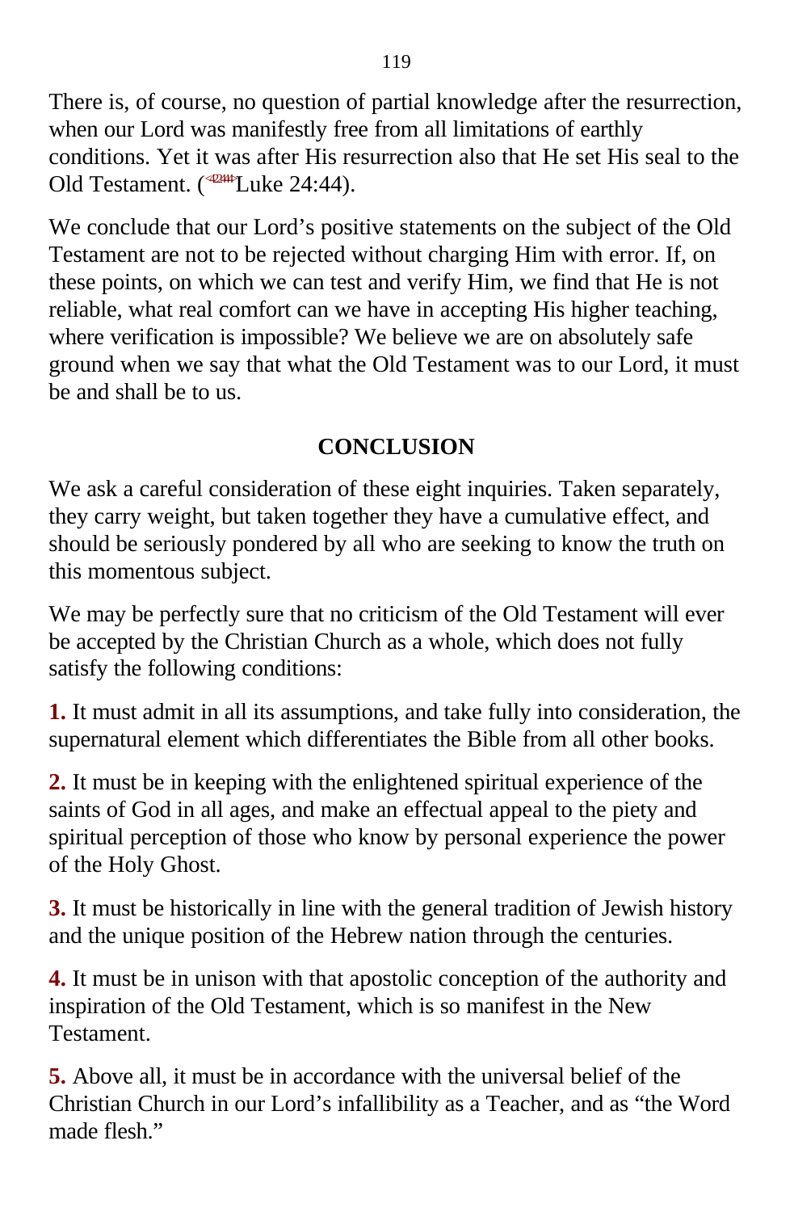There is, of course, no question of partial knowledge after the resurrection, when our Lord was manifestly free from all limitations of earthly conditions. Yet it was after His resurrection also that He set His seal to the Old Testament. (Luke 24:44).

We conclude that our Lord's positive statements on the subject of the Old Testament are not to be rejected without charging Him with error. If, on these points, on which we can test and verify Him, we find that He is not reliable, what real comfort can we have in accepting His higher teaching, where verification is impossible? We believe we are on absolutely safe ground when we say that what the Old Testament was to our Lord, it must be and shall be to us.

## CONCLUSION

We ask a careful consideration of these eight inquiries. Taken separately, they carry weight, but taken together they have a cumulative effect, and should be seriously pondered by all who are seeking to know the truth on this momentous subject.

We may be perfectly sure that no criticism of the Old Testament will ever be accepted by the Christian Church as a whole, which does not fully satisfy the following conditions:

**1.** It must admit in all its assumptions, and take fully into consideration, the supernatural element which differentiates the Bible from all other books.

**2.** It must be in keeping with the enlightened spiritual experience of the saints of God in all ages, and make an effectual appeal to the piety and spiritual perception of those who know by personal experience the power of the Holy Ghost.

**3.** It must be historically in line with the general tradition of Jewish history and the unique position of the Hebrew nation through the centuries.

**4.** It must be in unison with that apostolic conception of the authority and inspiration of the Old Testament, which is so manifest in the New Testament.

**5.** Above all, it must be in accordance with the universal belief of the Christian Church in our Lord's infallibility as a Teacher, and as "the Word made flesh."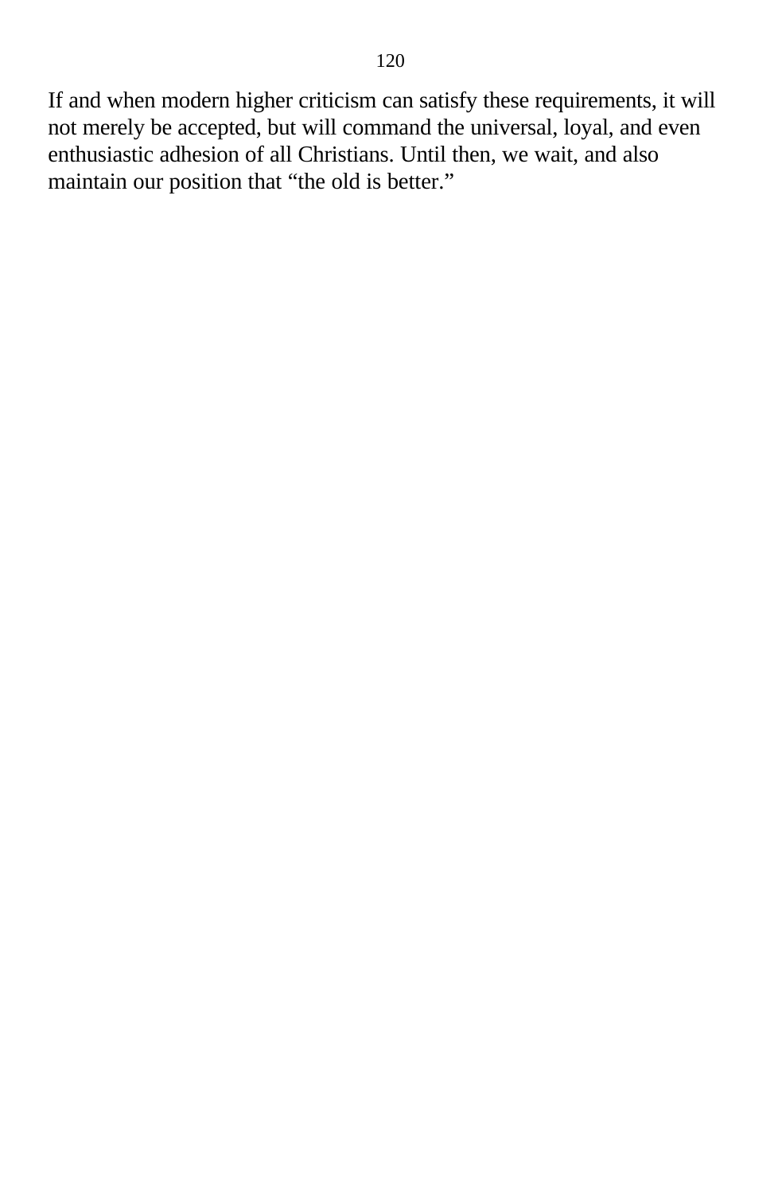If and when modern higher criticism can satisfy these requirements, it will not merely be accepted, but will command the universal, loyal, and even enthusiastic adhesion of all Christians. Until then, we wait, and also maintain our position that “the old is better.”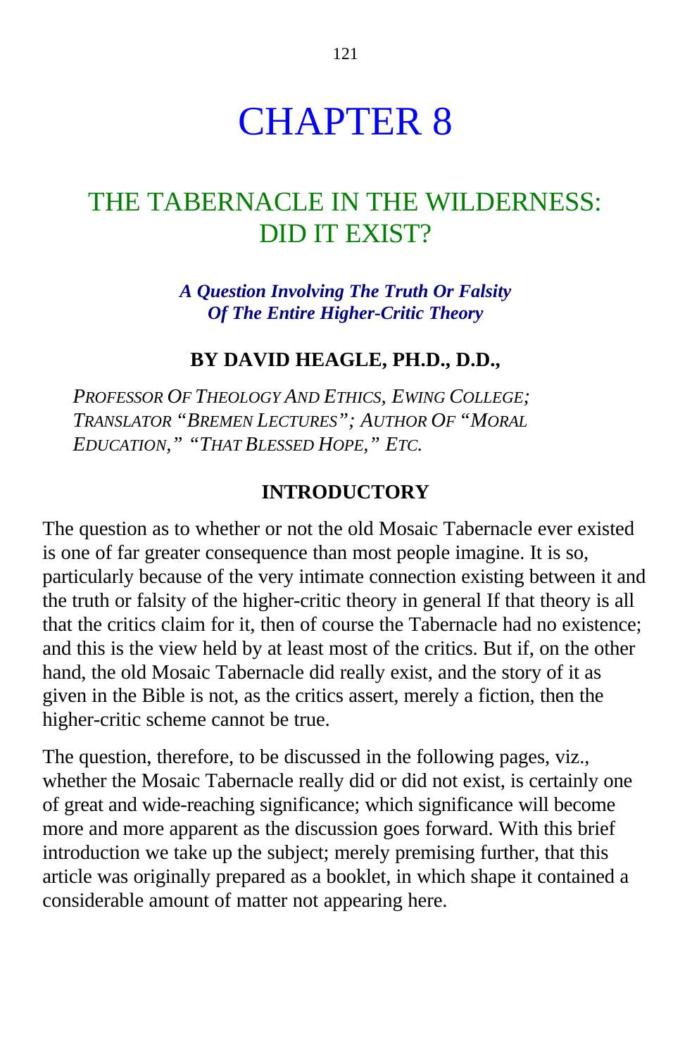# CHAPTER 8

## THE TABERNACLE IN THE WILDERNESS: DID IT EXIST?

***A Question Involving The Truth Or Falsity Of The Entire Higher-Critic Theory***

**BY DAVID HEAGLE, PH.D., D.D.,**

*PROFESSOR OF THEOLOGY AND ETHICS, EWING COLLEGE; TRANSLATOR "BREMEN LECTURES"; AUTHOR OF "MORAL EDUCATION," "THAT BLESSED HOPE," ETC.*

### INTRODUCTORY

The question as to whether or not the old Mosaic Tabernacle ever existed is one of far greater consequence than most people imagine. It is so, particularly because of the very intimate connection existing between it and the truth or falsity of the higher-critic theory in general If that theory is all that the critics claim for it, then of course the Tabernacle had no existence; and this is the view held by at least most of the critics. But if, on the other hand, the old Mosaic Tabernacle did really exist, and the story of it as given in the Bible is not, as the critics assert, merely a fiction, then the higher-critic scheme cannot be true.

The question, therefore, to be discussed in the following pages, viz., whether the Mosaic Tabernacle really did or did not exist, is certainly one of great and wide-reaching significance; which significance will become more and more apparent as the discussion goes forward. With this brief introduction we take up the subject; merely premising further, that this article was originally prepared as a booklet, in which shape it contained a considerable amount of matter not appearing here.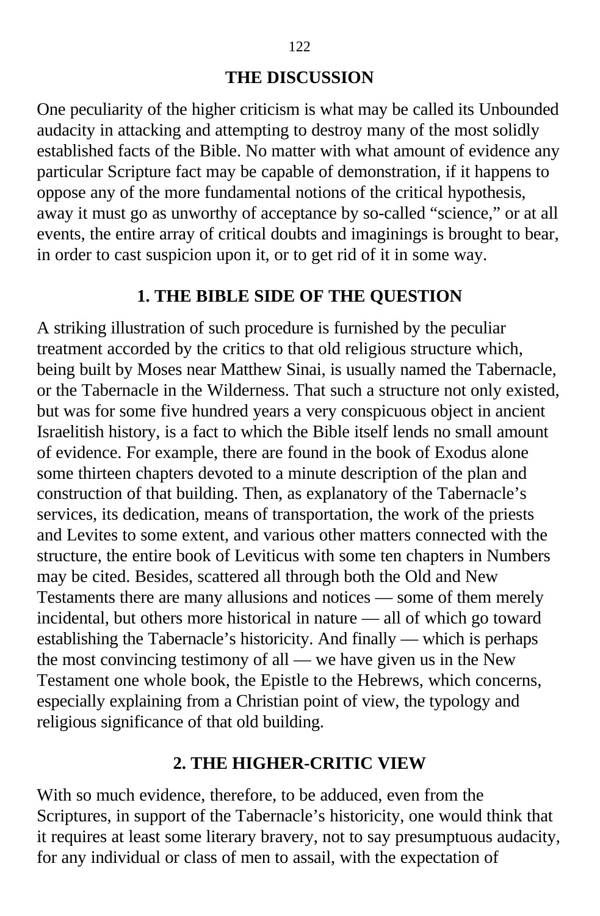## THE DISCUSSION

One peculiarity of the higher criticism is what may be called its Unbounded audacity in attacking and attempting to destroy many of the most solidly established facts of the Bible. No matter with what amount of evidence any particular Scripture fact may be capable of demonstration, if it happens to oppose any of the more fundamental notions of the critical hypothesis, away it must go as unworthy of acceptance by so-called "science," or at all events, the entire array of critical doubts and imaginings is brought to bear, in order to cast suspicion upon it, or to get rid of it in some way.

### 1. THE BIBLE SIDE OF THE QUESTION

A striking illustration of such procedure is furnished by the peculiar treatment accorded by the critics to that old religious structure which, being built by Moses near Matthew Sinai, is usually named the Tabernacle, or the Tabernacle in the Wilderness. That such a structure not only existed, but was for some five hundred years a very conspicuous object in ancient Israelitish history, is a fact to which the Bible itself lends no small amount of evidence. For example, there are found in the book of Exodus alone some thirteen chapters devoted to a minute description of the plan and construction of that building. Then, as explanatory of the Tabernacle's services, its dedication, means of transportation, the work of the priests and Levites to some extent, and various other matters connected with the structure, the entire book of Leviticus with some ten chapters in Numbers may be cited. Besides, scattered all through both the Old and New Testaments there are many allusions and notices — some of them merely incidental, but others more historical in nature — all of which go toward establishing the Tabernacle's historicity. And finally — which is perhaps the most convincing testimony of all — we have given us in the New Testament one whole book, the Epistle to the Hebrews, which concerns, especially explaining from a Christian point of view, the typology and religious significance of that old building.

### 2. THE HIGHER-CRITIC VIEW

With so much evidence, therefore, to be adduced, even from the Scriptures, in support of the Tabernacle's historicity, one would think that it requires at least some literary bravery, not to say presumptuous audacity, for any individual or class of men to assail, with the expectation of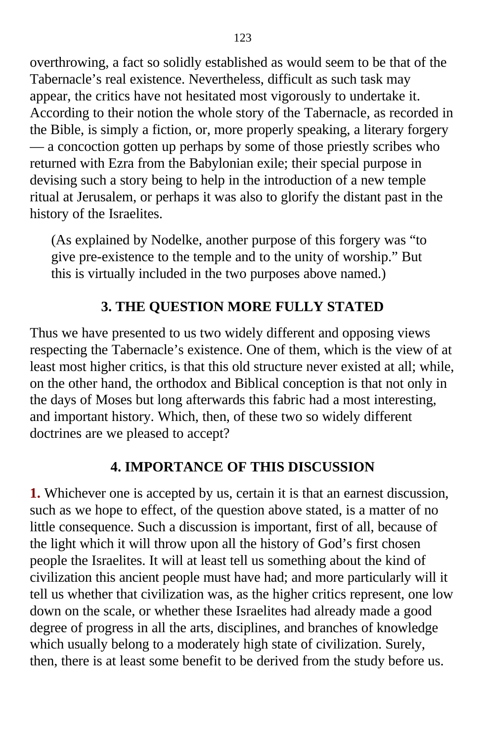overthrowing, a fact so solidly established as would seem to be that of the Tabernacle's real existence. Nevertheless, difficult as such task may appear, the critics have not hesitated most vigorously to undertake it. According to their notion the whole story of the Tabernacle, as recorded in the Bible, is simply a fiction, or, more properly speaking, a literary forgery — a concoction gotten up perhaps by some of those priestly scribes who returned with Ezra from the Babylonian exile; their special purpose in devising such a story being to help in the introduction of a new temple ritual at Jerusalem, or perhaps it was also to glorify the distant past in the history of the Israelites.

> (As explained by Nodelke, another purpose of this forgery was "to give pre-existence to the temple and to the unity of worship." But this is virtually included in the two purposes above named.)

### 3. THE QUESTION MORE FULLY STATED

Thus we have presented to us two widely different and opposing views respecting the Tabernacle's existence. One of them, which is the view of at least most higher critics, is that this old structure never existed at all; while, on the other hand, the orthodox and Biblical conception is that not only in the days of Moses but long afterwards this fabric had a most interesting, and important history. Which, then, of these two so widely different doctrines are we pleased to accept?

### 4. IMPORTANCE OF THIS DISCUSSION

**1.** Whichever one is accepted by us, certain it is that an earnest discussion, such as we hope to effect, of the question above stated, is a matter of no little consequence. Such a discussion is important, first of all, because of the light which it will throw upon all the history of God's first chosen people the Israelites. It will at least tell us something about the kind of civilization this ancient people must have had; and more particularly will it tell us whether that civilization was, as the higher critics represent, one low down on the scale, or whether these Israelites had already made a good degree of progress in all the arts, disciplines, and branches of knowledge which usually belong to a moderately high state of civilization. Surely, then, there is at least some benefit to be derived from the study before us.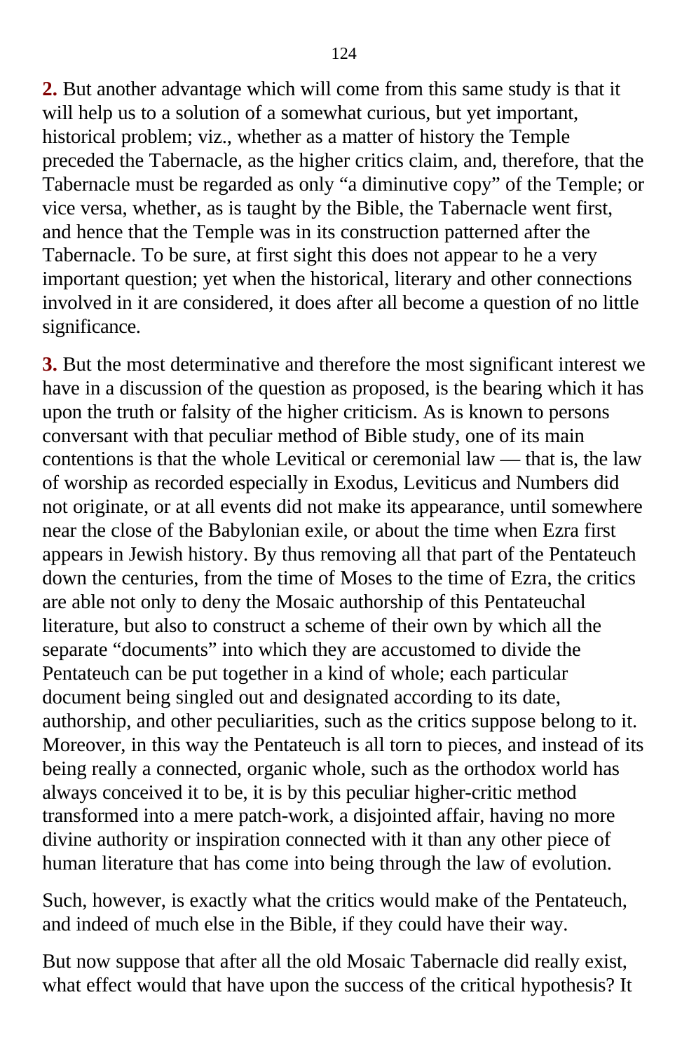**2.** But another advantage which will come from this same study is that it will help us to a solution of a somewhat curious, but yet important, historical problem; viz., whether as a matter of history the Temple preceded the Tabernacle, as the higher critics claim, and, therefore, that the Tabernacle must be regarded as only "a diminutive copy" of the Temple; or vice versa, whether, as is taught by the Bible, the Tabernacle went first, and hence that the Temple was in its construction patterned after the Tabernacle. To be sure, at first sight this does not appear to he a very important question; yet when the historical, literary and other connections involved in it are considered, it does after all become a question of no little significance.

**3.** But the most determinative and therefore the most significant interest we have in a discussion of the question as proposed, is the bearing which it has upon the truth or falsity of the higher criticism. As is known to persons conversant with that peculiar method of Bible study, one of its main contentions is that the whole Levitical or ceremonial law — that is, the law of worship as recorded especially in Exodus, Leviticus and Numbers did not originate, or at all events did not make its appearance, until somewhere near the close of the Babylonian exile, or about the time when Ezra first appears in Jewish history. By thus removing all that part of the Pentateuch down the centuries, from the time of Moses to the time of Ezra, the critics are able not only to deny the Mosaic authorship of this Pentateuchal literature, but also to construct a scheme of their own by which all the separate "documents" into which they are accustomed to divide the Pentateuch can be put together in a kind of whole; each particular document being singled out and designated according to its date, authorship, and other peculiarities, such as the critics suppose belong to it. Moreover, in this way the Pentateuch is all torn to pieces, and instead of its being really a connected, organic whole, such as the orthodox world has always conceived it to be, it is by this peculiar higher-critic method transformed into a mere patch-work, a disjointed affair, having no more divine authority or inspiration connected with it than any other piece of human literature that has come into being through the law of evolution.

Such, however, is exactly what the critics would make of the Pentateuch, and indeed of much else in the Bible, if they could have their way.

But now suppose that after all the old Mosaic Tabernacle did really exist, what effect would that have upon the success of the critical hypothesis? It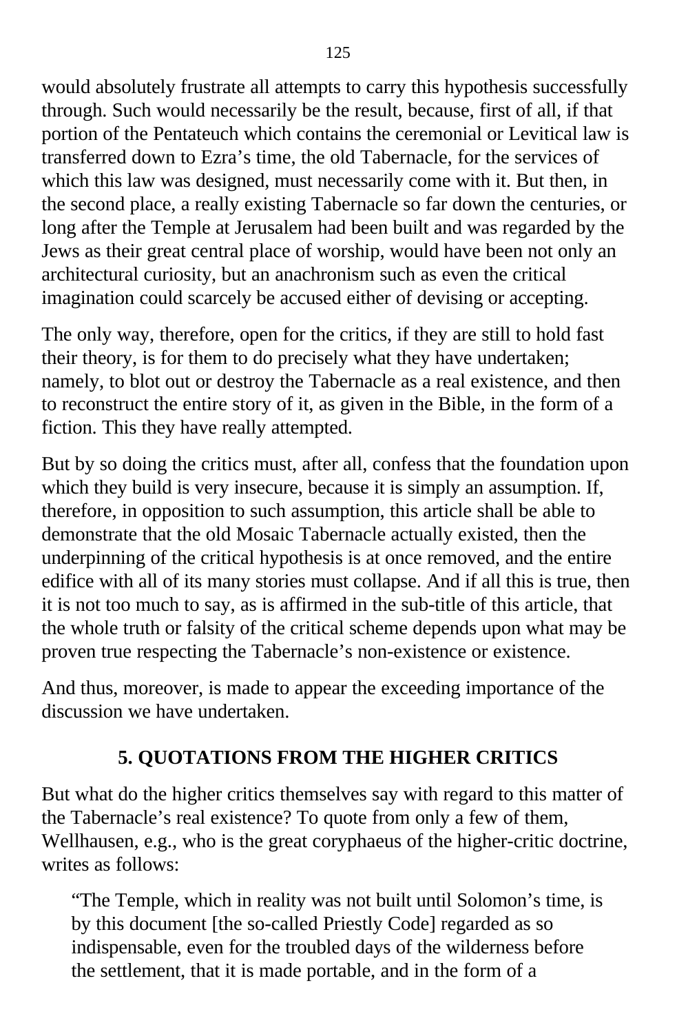would absolutely frustrate all attempts to carry this hypothesis successfully through. Such would necessarily be the result, because, first of all, if that portion of the Pentateuch which contains the ceremonial or Levitical law is transferred down to Ezra's time, the old Tabernacle, for the services of which this law was designed, must necessarily come with it. But then, in the second place, a really existing Tabernacle so far down the centuries, or long after the Temple at Jerusalem had been built and was regarded by the Jews as their great central place of worship, would have been not only an architectural curiosity, but an anachronism such as even the critical imagination could scarcely be accused either of devising or accepting.

The only way, therefore, open for the critics, if they are still to hold fast their theory, is for them to do precisely what they have undertaken; namely, to blot out or destroy the Tabernacle as a real existence, and then to reconstruct the entire story of it, as given in the Bible, in the form of a fiction. This they have really attempted.

But by so doing the critics must, after all, confess that the foundation upon which they build is very insecure, because it is simply an assumption. If, therefore, in opposition to such assumption, this article shall be able to demonstrate that the old Mosaic Tabernacle actually existed, then the underpinning of the critical hypothesis is at once removed, and the entire edifice with all of its many stories must collapse. And if all this is true, then it is not too much to say, as is affirmed in the sub-title of this article, that the whole truth or falsity of the critical scheme depends upon what may be proven true respecting the Tabernacle's non-existence or existence.

And thus, moreover, is made to appear the exceeding importance of the discussion we have undertaken.

## 5. QUOTATIONS FROM THE HIGHER CRITICS

But what do the higher critics themselves say with regard to this matter of the Tabernacle's real existence? To quote from only a few of them, Wellhausen, e.g., who is the great coryphaeus of the higher-critic doctrine, writes as follows:

> "The Temple, which in reality was not built until Solomon's time, is by this document [the so-called Priestly Code] regarded as so indispensable, even for the troubled days of the wilderness before the settlement, that it is made portable, and in the form of a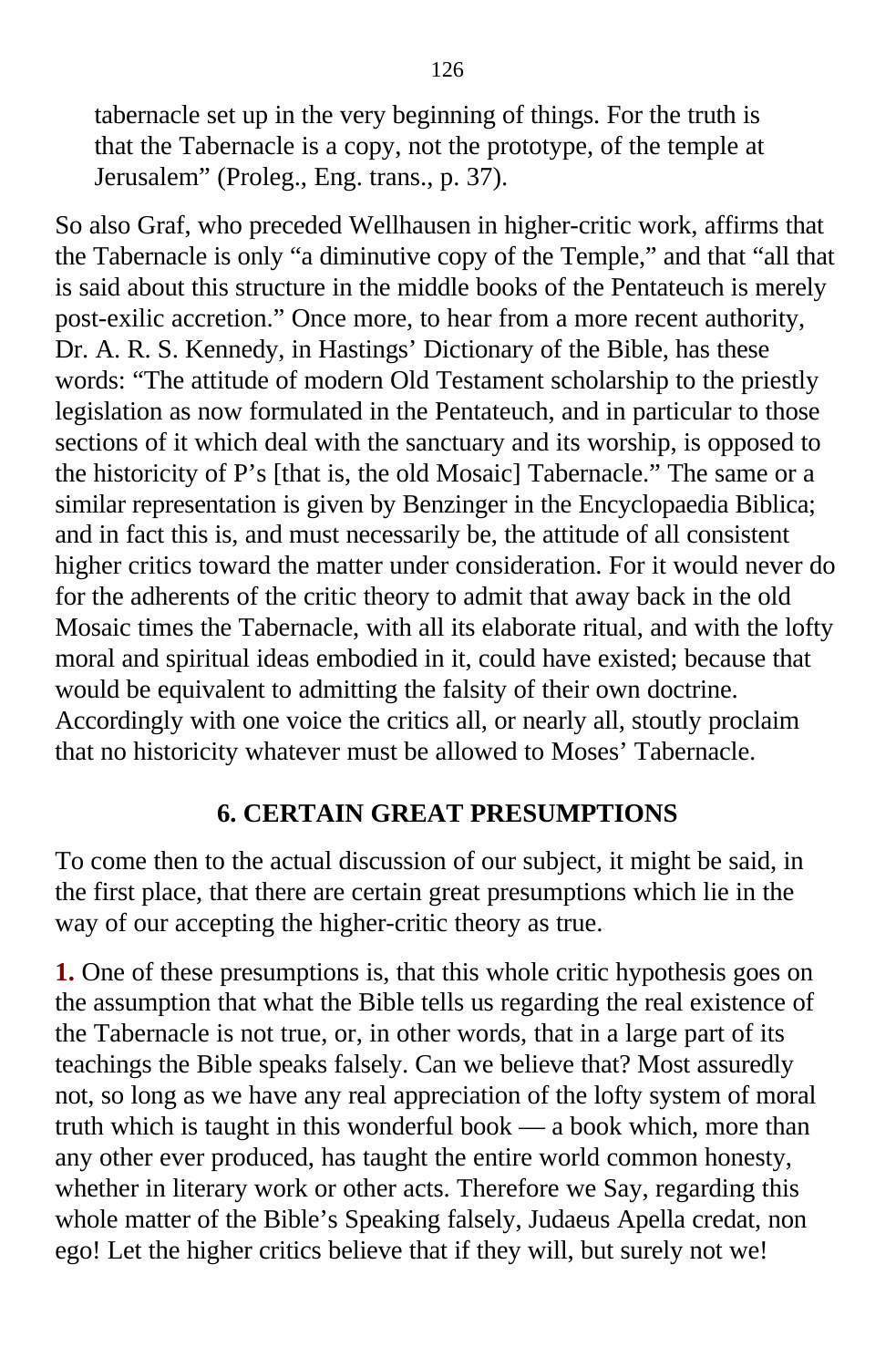> tabernacle set up in the very beginning of things. For the truth is that the Tabernacle is a copy, not the prototype, of the temple at Jerusalem" (Proleg., Eng. trans., p. 37).

So also Graf, who preceded Wellhausen in higher-critic work, affirms that the Tabernacle is only "a diminutive copy of the Temple," and that "all that is said about this structure in the middle books of the Pentateuch is merely post-exilic accretion." Once more, to hear from a more recent authority, Dr. A. R. S. Kennedy, in Hastings' Dictionary of the Bible, has these words: "The attitude of modern Old Testament scholarship to the priestly legislation as now formulated in the Pentateuch, and in particular to those sections of it which deal with the sanctuary and its worship, is opposed to the historicity of P's [that is, the old Mosaic] Tabernacle." The same or a similar representation is given by Benzinger in the Encyclopaedia Biblica; and in fact this is, and must necessarily be, the attitude of all consistent higher critics toward the matter under consideration. For it would never do for the adherents of the critic theory to admit that away back in the old Mosaic times the Tabernacle, with all its elaborate ritual, and with the lofty moral and spiritual ideas embodied in it, could have existed; because that would be equivalent to admitting the falsity of their own doctrine. Accordingly with one voice the critics all, or nearly all, stoutly proclaim that no historicity whatever must be allowed to Moses' Tabernacle.

## 6. CERTAIN GREAT PRESUMPTIONS

To come then to the actual discussion of our subject, it might be said, in the first place, that there are certain great presumptions which lie in the way of our accepting the higher-critic theory as true.

**1.** One of these presumptions is, that this whole critic hypothesis goes on the assumption that what the Bible tells us regarding the real existence of the Tabernacle is not true, or, in other words, that in a large part of its teachings the Bible speaks falsely. Can we believe that? Most assuredly not, so long as we have any real appreciation of the lofty system of moral truth which is taught in this wonderful book — a book which, more than any other ever produced, has taught the entire world common honesty, whether in literary work or other acts. Therefore we Say, regarding this whole matter of the Bible's Speaking falsely, Judaeus Apella credat, non ego! Let the higher critics believe that if they will, but surely not we!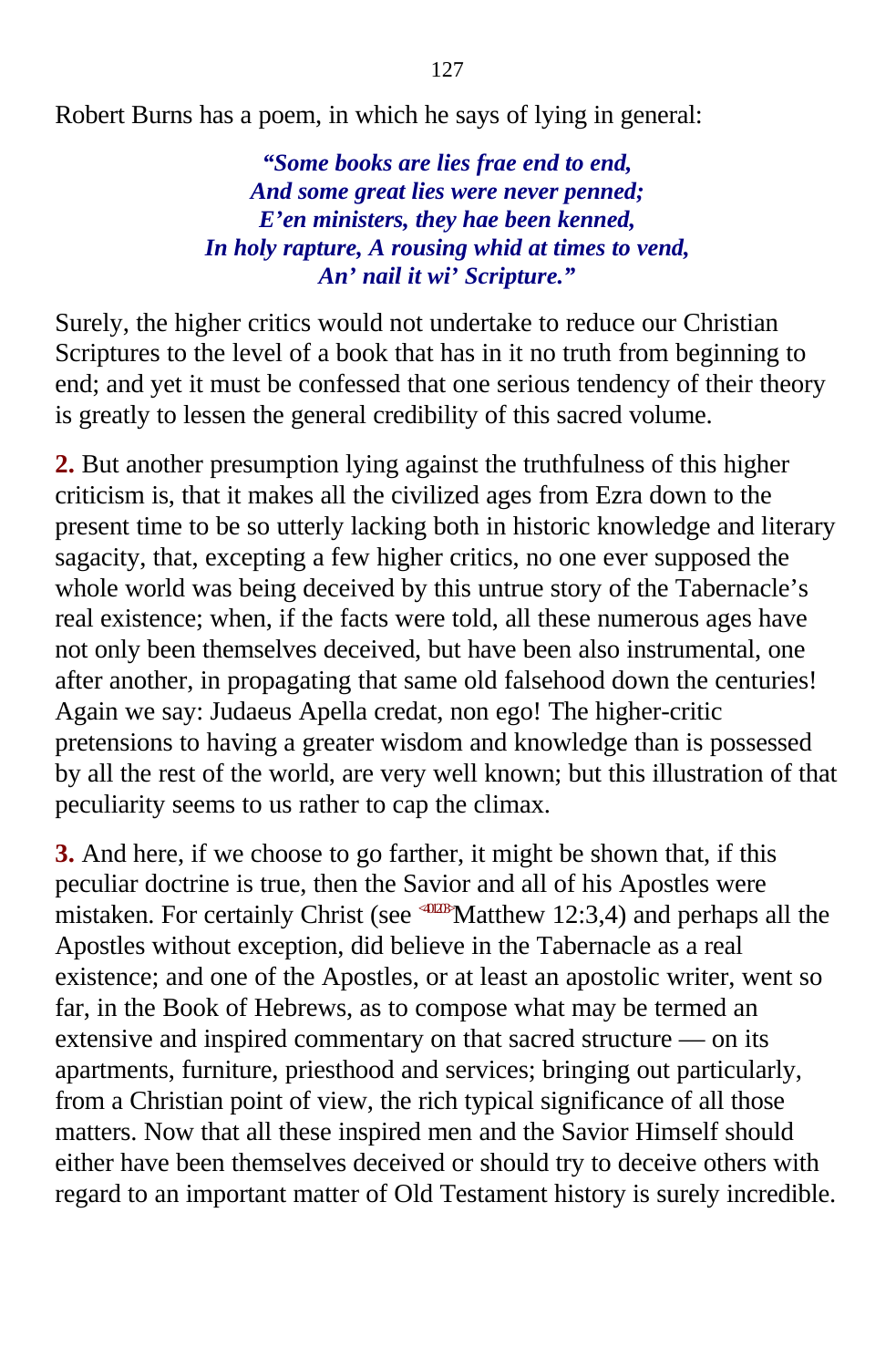Robert Burns has a poem, in which he says of lying in general:

> ***"Some books are lies frae end to end,***
> ***And some great lies were never penned;***
> ***E'en ministers, they hae been kenned,***
> ***In holy rapture, A rousing whid at times to vend,***
> ***An' nail it wi' Scripture."***

Surely, the higher critics would not undertake to reduce our Christian Scriptures to the level of a book that has in it no truth from beginning to end; and yet it must be confessed that one serious tendency of their theory is greatly to lessen the general credibility of this sacred volume.

**2.** But another presumption lying against the truthfulness of this higher criticism is, that it makes all the civilized ages from Ezra down to the present time to be so utterly lacking both in historic knowledge and literary sagacity, that, excepting a few higher critics, no one ever supposed the whole world was being deceived by this untrue story of the Tabernacle's real existence; when, if the facts were told, all these numerous ages have not only been themselves deceived, but have been also instrumental, one after another, in propagating that same old falsehood down the centuries! Again we say: Judaeus Apella credat, non ego! The higher-critic pretensions to having a greater wisdom and knowledge than is possessed by all the rest of the world, are very well known; but this illustration of that peculiarity seems to us rather to cap the climax.

**3.** And here, if we choose to go farther, it might be shown that, if this peculiar doctrine is true, then the Savior and all of his Apostles were mistaken. For certainly Christ (see Matthew 12:3,4) and perhaps all the Apostles without exception, did believe in the Tabernacle as a real existence; and one of the Apostles, or at least an apostolic writer, went so far, in the Book of Hebrews, as to compose what may be termed an extensive and inspired commentary on that sacred structure — on its apartments, furniture, priesthood and services; bringing out particularly, from a Christian point of view, the rich typical significance of all those matters. Now that all these inspired men and the Savior Himself should either have been themselves deceived or should try to deceive others with regard to an important matter of Old Testament history is surely incredible.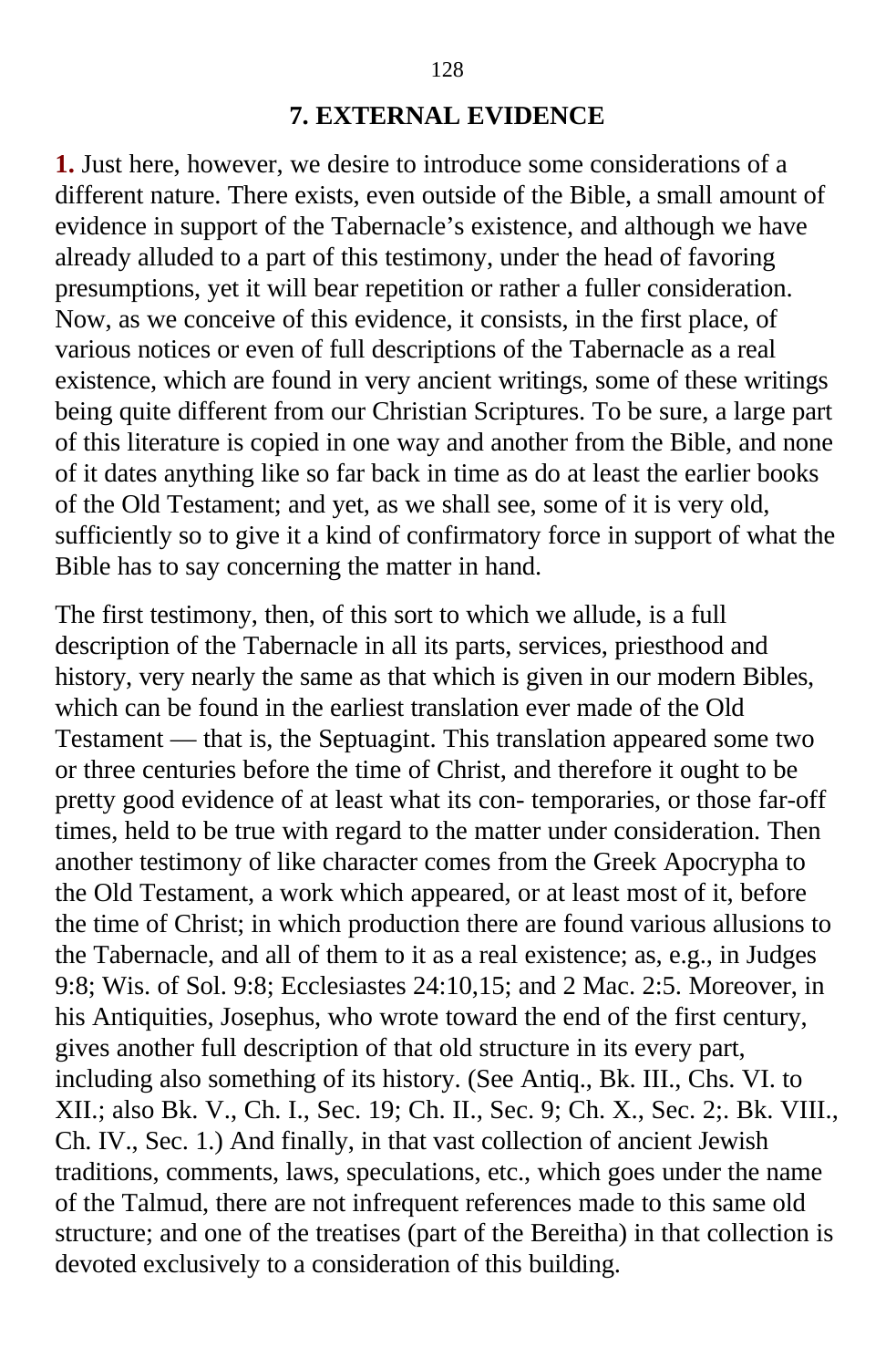## 7. EXTERNAL EVIDENCE

**1.** Just here, however, we desire to introduce some considerations of a different nature. There exists, even outside of the Bible, a small amount of evidence in support of the Tabernacle's existence, and although we have already alluded to a part of this testimony, under the head of favoring presumptions, yet it will bear repetition or rather a fuller consideration. Now, as we conceive of this evidence, it consists, in the first place, of various notices or even of full descriptions of the Tabernacle as a real existence, which are found in very ancient writings, some of these writings being quite different from our Christian Scriptures. To be sure, a large part of this literature is copied in one way and another from the Bible, and none of it dates anything like so far back in time as do at least the earlier books of the Old Testament; and yet, as we shall see, some of it is very old, sufficiently so to give it a kind of confirmatory force in support of what the Bible has to say concerning the matter in hand.

The first testimony, then, of this sort to which we allude, is a full description of the Tabernacle in all its parts, services, priesthood and history, very nearly the same as that which is given in our modern Bibles, which can be found in the earliest translation ever made of the Old Testament — that is, the Septuagint. This translation appeared some two or three centuries before the time of Christ, and therefore it ought to be pretty good evidence of at least what its con- temporaries, or those far-off times, held to be true with regard to the matter under consideration. Then another testimony of like character comes from the Greek Apocrypha to the Old Testament, a work which appeared, or at least most of it, before the time of Christ; in which production there are found various allusions to the Tabernacle, and all of them to it as a real existence; as, e.g., in Judges 9:8; Wis. of Sol. 9:8; Ecclesiastes 24:10,15; and 2 Mac. 2:5. Moreover, in his Antiquities, Josephus, who wrote toward the end of the first century, gives another full description of that old structure in its every part, including also something of its history. (See Antiq., Bk. III., Chs. VI. to XII.; also Bk. V., Ch. I., Sec. 19; Ch. II., Sec. 9; Ch. X., Sec. 2;. Bk. VIII., Ch. IV., Sec. 1.) And finally, in that vast collection of ancient Jewish traditions, comments, laws, speculations, etc., which goes under the name of the Talmud, there are not infrequent references made to this same old structure; and one of the treatises (part of the Bereitha) in that collection is devoted exclusively to a consideration of this building.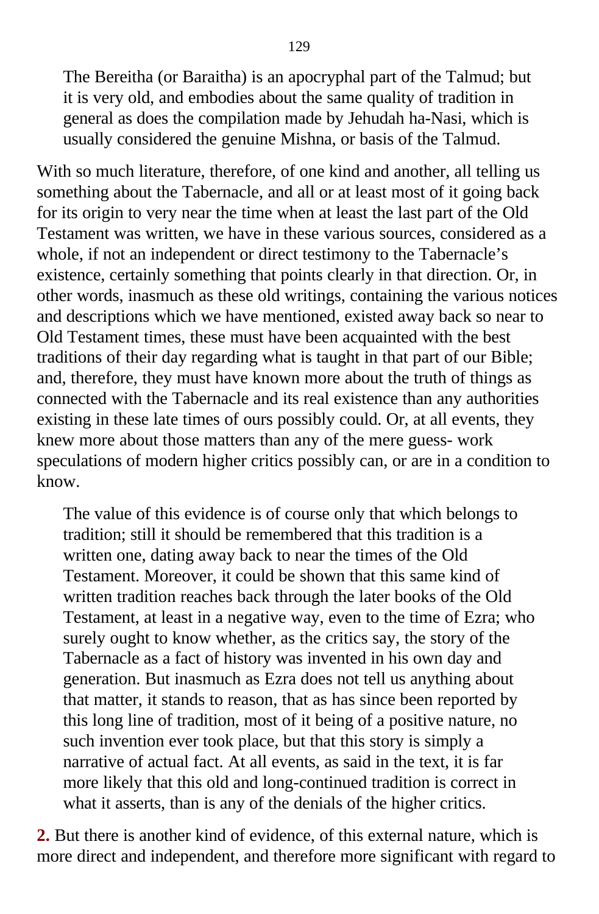> The Bereitha (or Baraitha) is an apocryphal part of the Talmud; but it is very old, and embodies about the same quality of tradition in general as does the compilation made by Jehudah ha-Nasi, which is usually considered the genuine Mishna, or basis of the Talmud.

With so much literature, therefore, of one kind and another, all telling us something about the Tabernacle, and all or at least most of it going back for its origin to very near the time when at least the last part of the Old Testament was written, we have in these various sources, considered as a whole, if not an independent or direct testimony to the Tabernacle's existence, certainly something that points clearly in that direction. Or, in other words, inasmuch as these old writings, containing the various notices and descriptions which we have mentioned, existed away back so near to Old Testament times, these must have been acquainted with the best traditions of their day regarding what is taught in that part of our Bible; and, therefore, they must have known more about the truth of things as connected with the Tabernacle and its real existence than any authorities existing in these late times of ours possibly could. Or, at all events, they knew more about those matters than any of the mere guess- work speculations of modern higher critics possibly can, or are in a condition to know.

> The value of this evidence is of course only that which belongs to tradition; still it should be remembered that this tradition is a written one, dating away back to near the times of the Old Testament. Moreover, it could be shown that this same kind of written tradition reaches back through the later books of the Old Testament, at least in a negative way, even to the time of Ezra; who surely ought to know whether, as the critics say, the story of the Tabernacle as a fact of history was invented in his own day and generation. But inasmuch as Ezra does not tell us anything about that matter, it stands to reason, that as has since been reported by this long line of tradition, most of it being of a positive nature, no such invention ever took place, but that this story is simply a narrative of actual fact. At all events, as said in the text, it is far more likely that this old and long-continued tradition is correct in what it asserts, than is any of the denials of the higher critics.

**2.** But there is another kind of evidence, of this external nature, which is more direct and independent, and therefore more significant with regard to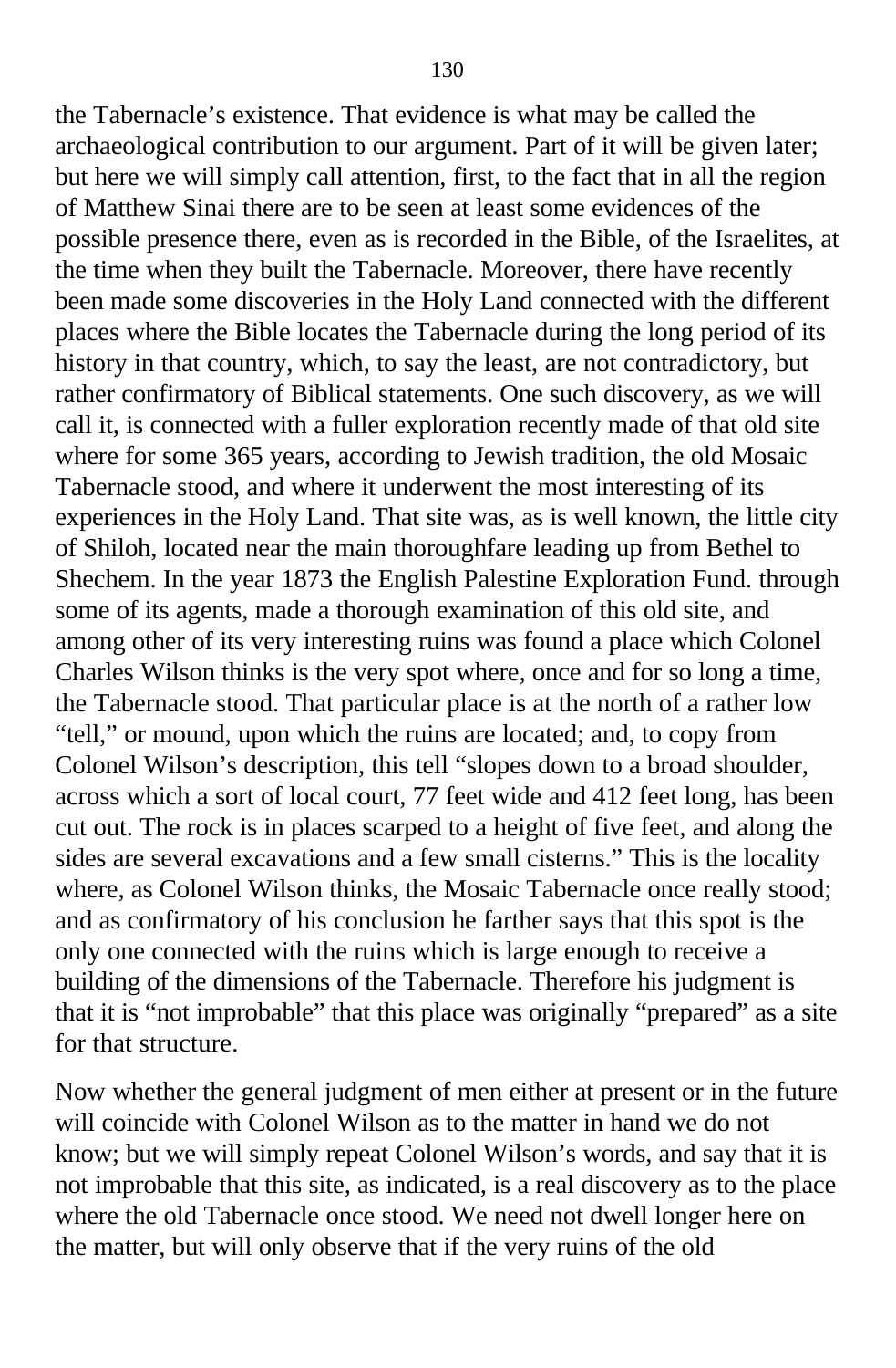the Tabernacle’s existence. That evidence is what may be called the archaeological contribution to our argument. Part of it will be given later; but here we will simply call attention, first, to the fact that in all the region of Matthew Sinai there are to be seen at least some evidences of the possible presence there, even as is recorded in the Bible, of the Israelites, at the time when they built the Tabernacle. Moreover, there have recently been made some discoveries in the Holy Land connected with the different places where the Bible locates the Tabernacle during the long period of its history in that country, which, to say the least, are not contradictory, but rather confirmatory of Biblical statements. One such discovery, as we will call it, is connected with a fuller exploration recently made of that old site where for some 365 years, according to Jewish tradition, the old Mosaic Tabernacle stood, and where it underwent the most interesting of its experiences in the Holy Land. That site was, as is well known, the little city of Shiloh, located near the main thoroughfare leading up from Bethel to Shechem. In the year 1873 the English Palestine Exploration Fund. through some of its agents, made a thorough examination of this old site, and among other of its very interesting ruins was found a place which Colonel Charles Wilson thinks is the very spot where, once and for so long a time, the Tabernacle stood. That particular place is at the north of a rather low “tell,” or mound, upon which the ruins are located; and, to copy from Colonel Wilson’s description, this tell “slopes down to a broad shoulder, across which a sort of local court, 77 feet wide and 412 feet long, has been cut out. The rock is in places scarped to a height of five feet, and along the sides are several excavations and a few small cisterns.” This is the locality where, as Colonel Wilson thinks, the Mosaic Tabernacle once really stood; and as confirmatory of his conclusion he farther says that this spot is the only one connected with the ruins which is large enough to receive a building of the dimensions of the Tabernacle. Therefore his judgment is that it is “not improbable” that this place was originally “prepared” as a site for that structure.

Now whether the general judgment of men either at present or in the future will coincide with Colonel Wilson as to the matter in hand we do not know; but we will simply repeat Colonel Wilson’s words, and say that it is not improbable that this site, as indicated, is a real discovery as to the place where the old Tabernacle once stood. We need not dwell longer here on the matter, but will only observe that if the very ruins of the old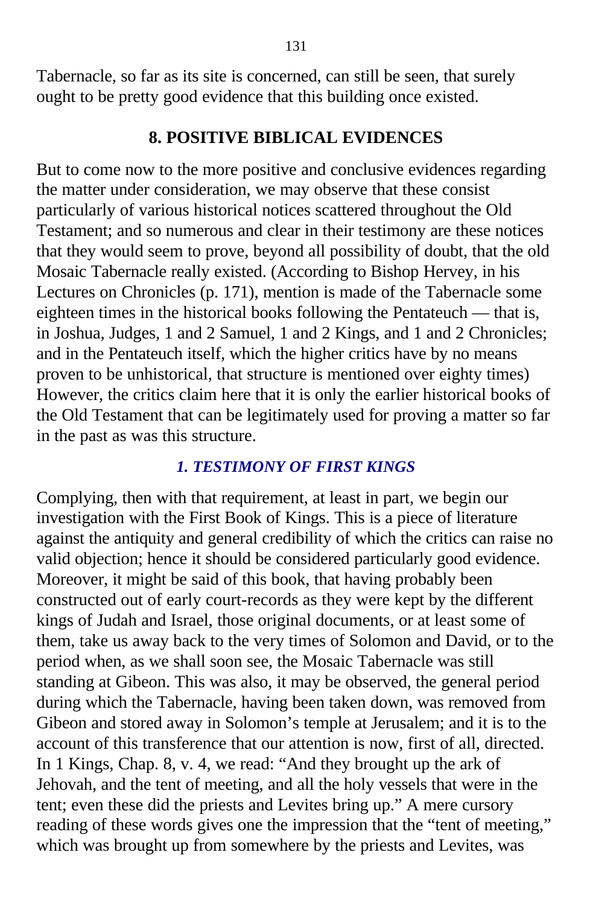Tabernacle, so far as its site is concerned, can still be seen, that surely ought to be pretty good evidence that this building once existed.

## 8. POSITIVE BIBLICAL EVIDENCES

But to come now to the more positive and conclusive evidences regarding the matter under consideration, we may observe that these consist particularly of various historical notices scattered throughout the Old Testament; and so numerous and clear in their testimony are these notices that they would seem to prove, beyond all possibility of doubt, that the old Mosaic Tabernacle really existed. (According to Bishop Hervey, in his Lectures on Chronicles (p. 171), mention is made of the Tabernacle some eighteen times in the historical books following the Pentateuch — that is, in Joshua, Judges, 1 and 2 Samuel, 1 and 2 Kings, and 1 and 2 Chronicles; and in the Pentateuch itself, which the higher critics have by no means proven to be unhistorical, that structure is mentioned over eighty times) However, the critics claim here that it is only the earlier historical books of the Old Testament that can be legitimately used for proving a matter so far in the past as was this structure.

### *1. TESTIMONY OF FIRST KINGS*

Complying, then with that requirement, at least in part, we begin our investigation with the First Book of Kings. This is a piece of literature against the antiquity and general credibility of which the critics can raise no valid objection; hence it should be considered particularly good evidence. Moreover, it might be said of this book, that having probably been constructed out of early court-records as they were kept by the different kings of Judah and Israel, those original documents, or at least some of them, take us away back to the very times of Solomon and David, or to the period when, as we shall soon see, the Mosaic Tabernacle was still standing at Gibeon. This was also, it may be observed, the general period during which the Tabernacle, having been taken down, was removed from Gibeon and stored away in Solomon's temple at Jerusalem; and it is to the account of this transference that our attention is now, first of all, directed. In 1 Kings, Chap. 8, v. 4, we read: "And they brought up the ark of Jehovah, and the tent of meeting, and all the holy vessels that were in the tent; even these did the priests and Levites bring up." A mere cursory reading of these words gives one the impression that the "tent of meeting," which was brought up from somewhere by the priests and Levites, was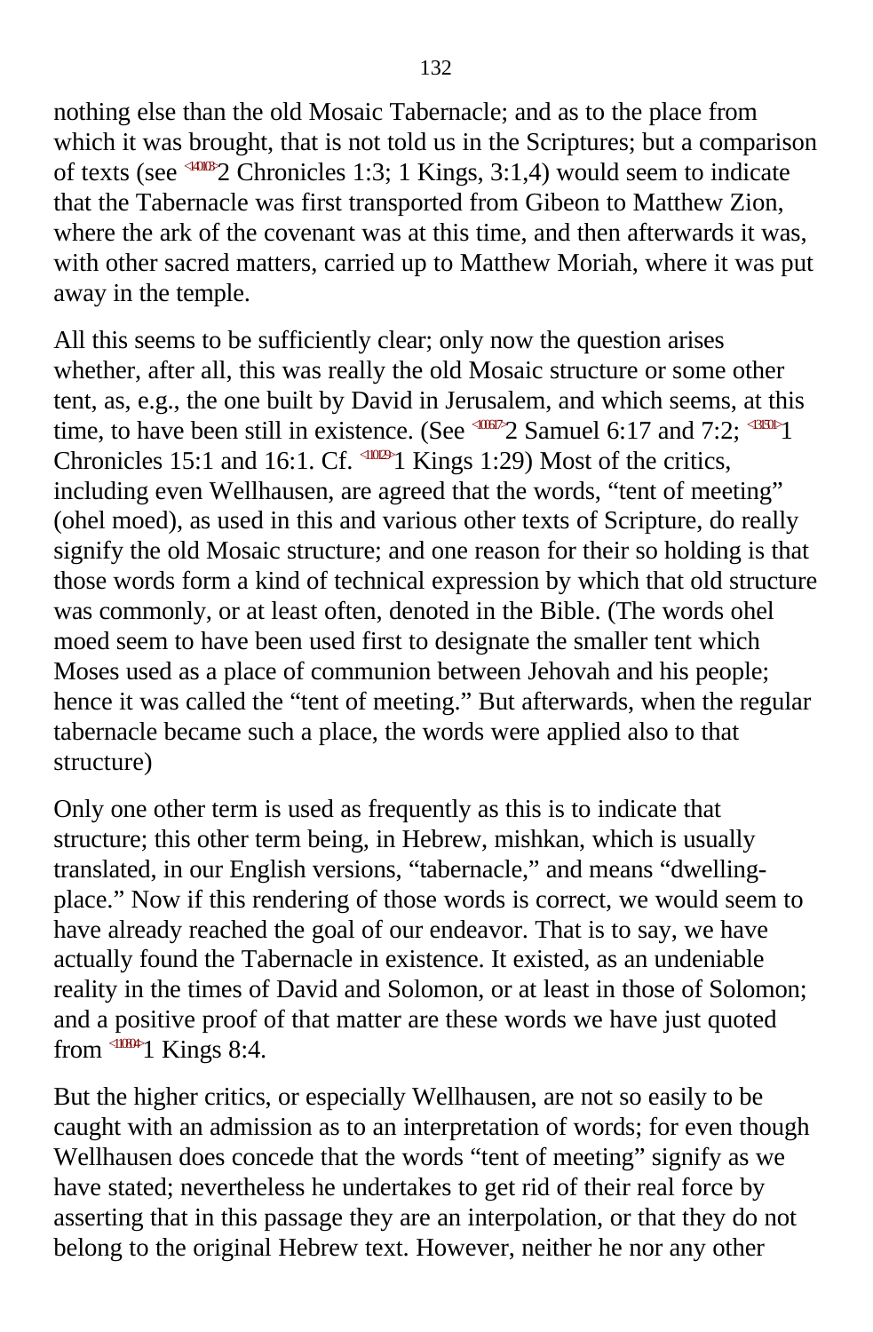nothing else than the old Mosaic Tabernacle; and as to the place from which it was brought, that is not told us in the Scriptures; but a comparison of texts (see 2 Chronicles 1:3; 1 Kings, 3:1,4) would seem to indicate that the Tabernacle was first transported from Gibeon to Matthew Zion, where the ark of the covenant was at this time, and then afterwards it was, with other sacred matters, carried up to Matthew Moriah, where it was put away in the temple.

All this seems to be sufficiently clear; only now the question arises whether, after all, this was really the old Mosaic structure or some other tent, as, e.g., the one built by David in Jerusalem, and which seems, at this time, to have been still in existence. (See 2 Samuel 6:17 and 7:2; 1 Chronicles 15:1 and 16:1. Cf. 1 Kings 1:29) Most of the critics, including even Wellhausen, are agreed that the words, “tent of meeting” (ohel moed), as used in this and various other texts of Scripture, do really signify the old Mosaic structure; and one reason for their so holding is that those words form a kind of technical expression by which that old structure was commonly, or at least often, denoted in the Bible. (The words ohel moed seem to have been used first to designate the smaller tent which Moses used as a place of communion between Jehovah and his people; hence it was called the “tent of meeting.” But afterwards, when the regular tabernacle became such a place, the words were applied also to that structure)

Only one other term is used as frequently as this is to indicate that structure; this other term being, in Hebrew, mishkan, which is usually translated, in our English versions, “tabernacle,” and means “dwelling-place.” Now if this rendering of those words is correct, we would seem to have already reached the goal of our endeavor. That is to say, we have actually found the Tabernacle in existence. It existed, as an undeniable reality in the times of David and Solomon, or at least in those of Solomon; and a positive proof of that matter are these words we have just quoted from 1 Kings 8:4.

But the higher critics, or especially Wellhausen, are not so easily to be caught with an admission as to an interpretation of words; for even though Wellhausen does concede that the words “tent of meeting” signify as we have stated; nevertheless he undertakes to get rid of their real force by asserting that in this passage they are an interpolation, or that they do not belong to the original Hebrew text. However, neither he nor any other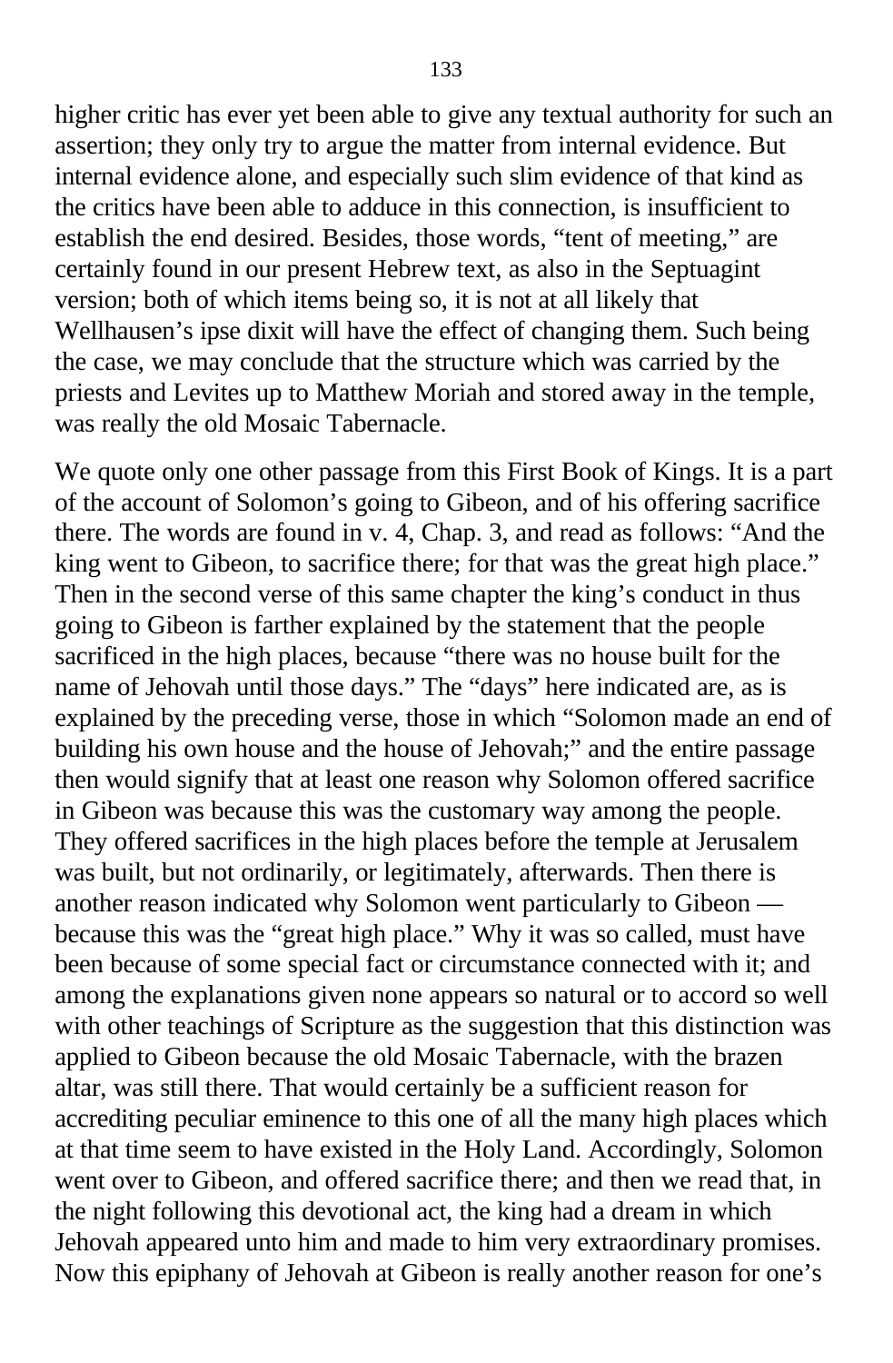higher critic has ever yet been able to give any textual authority for such an assertion; they only try to argue the matter from internal evidence. But internal evidence alone, and especially such slim evidence of that kind as the critics have been able to adduce in this connection, is insufficient to establish the end desired. Besides, those words, "tent of meeting," are certainly found in our present Hebrew text, as also in the Septuagint version; both of which items being so, it is not at all likely that Wellhausen's ipse dixit will have the effect of changing them. Such being the case, we may conclude that the structure which was carried by the priests and Levites up to Matthew Moriah and stored away in the temple, was really the old Mosaic Tabernacle.

We quote only one other passage from this First Book of Kings. It is a part of the account of Solomon's going to Gibeon, and of his offering sacrifice there. The words are found in v. 4, Chap. 3, and read as follows: "And the king went to Gibeon, to sacrifice there; for that was the great high place." Then in the second verse of this same chapter the king's conduct in thus going to Gibeon is farther explained by the statement that the people sacrificed in the high places, because "there was no house built for the name of Jehovah until those days." The "days" here indicated are, as is explained by the preceding verse, those in which "Solomon made an end of building his own house and the house of Jehovah;" and the entire passage then would signify that at least one reason why Solomon offered sacrifice in Gibeon was because this was the customary way among the people. They offered sacrifices in the high places before the temple at Jerusalem was built, but not ordinarily, or legitimately, afterwards. Then there is another reason indicated why Solomon went particularly to Gibeon — because this was the "great high place." Why it was so called, must have been because of some special fact or circumstance connected with it; and among the explanations given none appears so natural or to accord so well with other teachings of Scripture as the suggestion that this distinction was applied to Gibeon because the old Mosaic Tabernacle, with the brazen altar, was still there. That would certainly be a sufficient reason for accrediting peculiar eminence to this one of all the many high places which at that time seem to have existed in the Holy Land. Accordingly, Solomon went over to Gibeon, and offered sacrifice there; and then we read that, in the night following this devotional act, the king had a dream in which Jehovah appeared unto him and made to him very extraordinary promises. Now this epiphany of Jehovah at Gibeon is really another reason for one's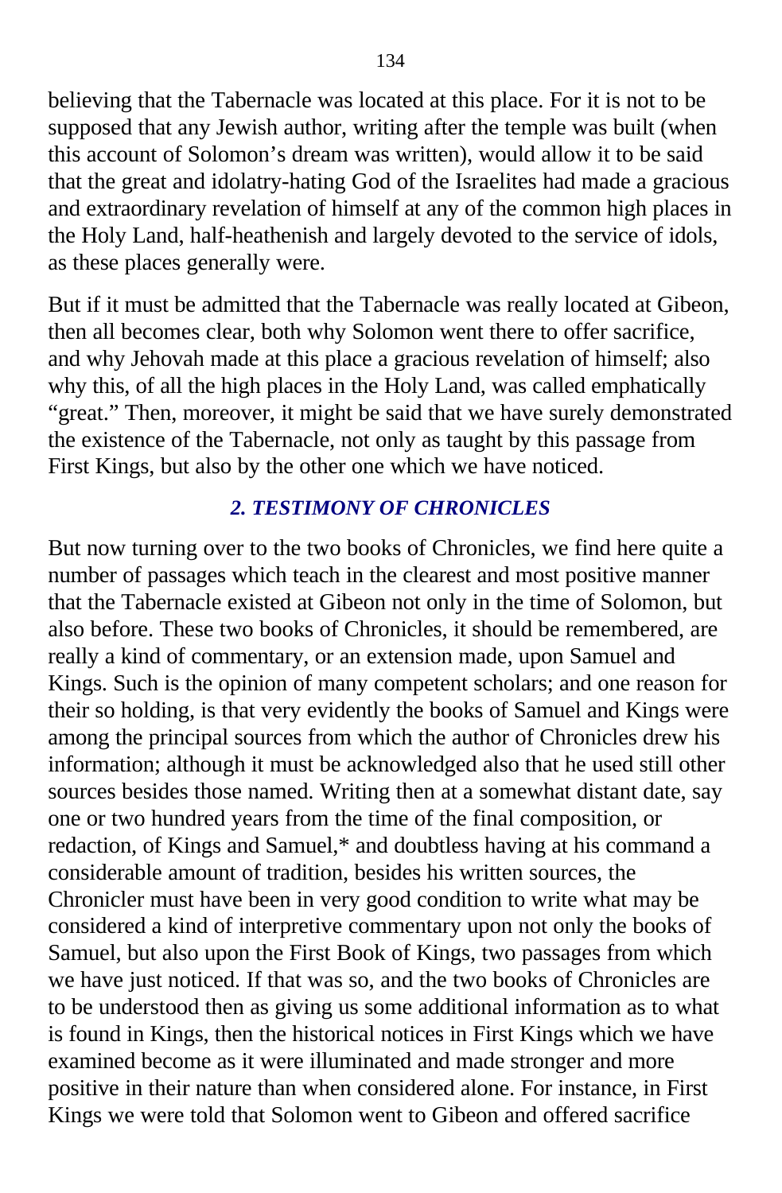believing that the Tabernacle was located at this place. For it is not to be supposed that any Jewish author, writing after the temple was built (when this account of Solomon's dream was written), would allow it to be said that the great and idolatry-hating God of the Israelites had made a gracious and extraordinary revelation of himself at any of the common high places in the Holy Land, half-heathenish and largely devoted to the service of idols, as these places generally were.

But if it must be admitted that the Tabernacle was really located at Gibeon, then all becomes clear, both why Solomon went there to offer sacrifice, and why Jehovah made at this place a gracious revelation of himself; also why this, of all the high places in the Holy Land, was called emphatically "great." Then, moreover, it might be said that we have surely demonstrated the existence of the Tabernacle, not only as taught by this passage from First Kings, but also by the other one which we have noticed.

### *2. TESTIMONY OF CHRONICLES*

But now turning over to the two books of Chronicles, we find here quite a number of passages which teach in the clearest and most positive manner that the Tabernacle existed at Gibeon not only in the time of Solomon, but also before. These two books of Chronicles, it should be remembered, are really a kind of commentary, or an extension made, upon Samuel and Kings. Such is the opinion of many competent scholars; and one reason for their so holding, is that very evidently the books of Samuel and Kings were among the principal sources from which the author of Chronicles drew his information; although it must be acknowledged also that he used still other sources besides those named. Writing then at a somewhat distant date, say one or two hundred years from the time of the final composition, or redaction, of Kings and Samuel,* and doubtless having at his command a considerable amount of tradition, besides his written sources, the Chronicler must have been in very good condition to write what may be considered a kind of interpretive commentary upon not only the books of Samuel, but also upon the First Book of Kings, two passages from which we have just noticed. If that was so, and the two books of Chronicles are to be understood then as giving us some additional information as to what is found in Kings, then the historical notices in First Kings which we have examined become as it were illuminated and made stronger and more positive in their nature than when considered alone. For instance, in First Kings we were told that Solomon went to Gibeon and offered sacrifice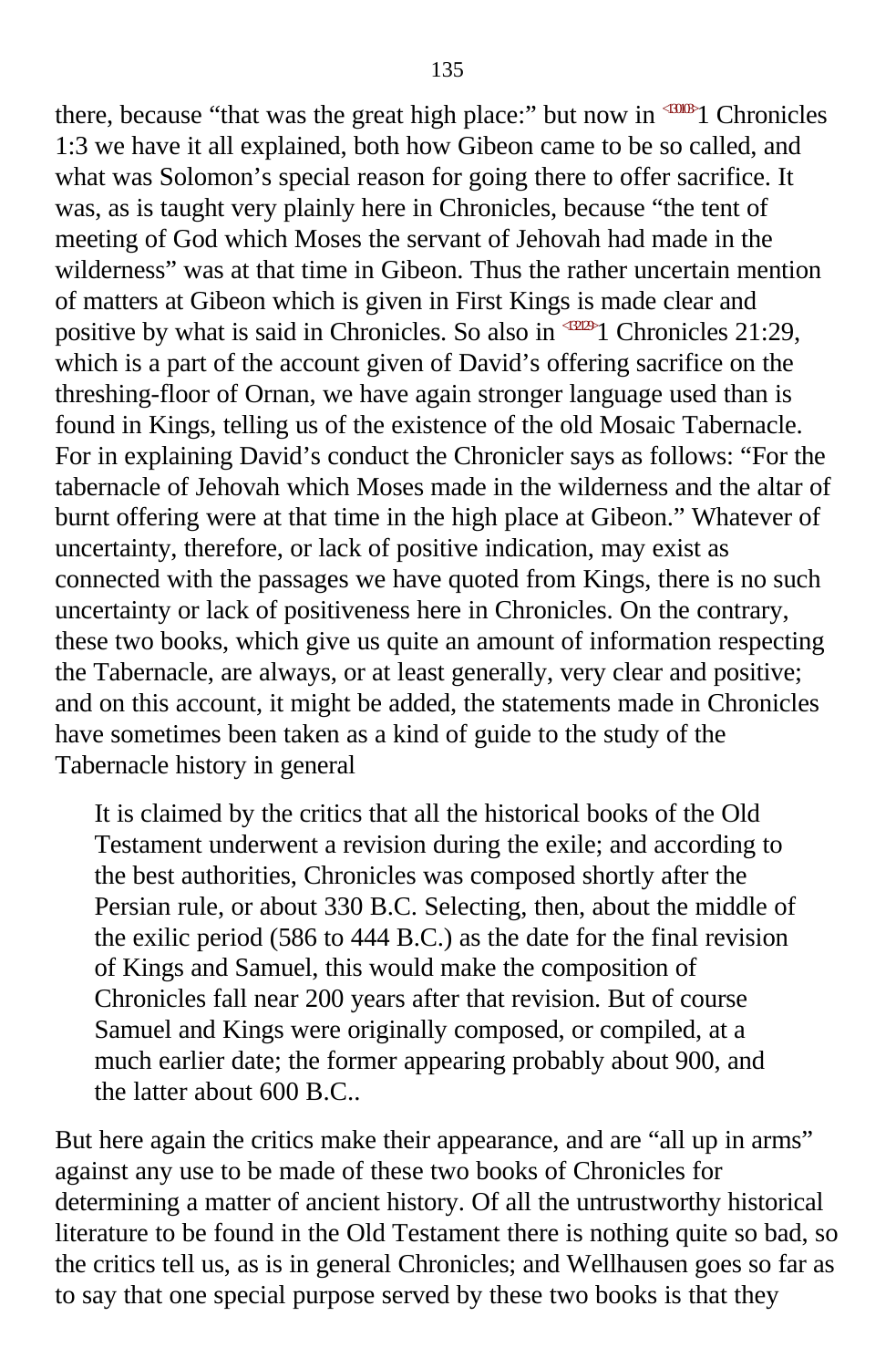there, because "that was the great high place:" but now in <130103>1 Chronicles 1:3 we have it all explained, both how Gibeon came to be so called, and what was Solomon's special reason for going there to offer sacrifice. It was, as is taught very plainly here in Chronicles, because "the tent of meeting of God which Moses the servant of Jehovah had made in the wilderness" was at that time in Gibeon. Thus the rather uncertain mention of matters at Gibeon which is given in First Kings is made clear and positive by what is said in Chronicles. So also in <132129>1 Chronicles 21:29, which is a part of the account given of David's offering sacrifice on the threshing-floor of Ornan, we have again stronger language used than is found in Kings, telling us of the existence of the old Mosaic Tabernacle. For in explaining David's conduct the Chronicler says as follows: "For the tabernacle of Jehovah which Moses made in the wilderness and the altar of burnt offering were at that time in the high place at Gibeon." Whatever of uncertainty, therefore, or lack of positive indication, may exist as connected with the passages we have quoted from Kings, there is no such uncertainty or lack of positiveness here in Chronicles. On the contrary, these two books, which give us quite an amount of information respecting the Tabernacle, are always, or at least generally, very clear and positive; and on this account, it might be added, the statements made in Chronicles have sometimes been taken as a kind of guide to the study of the Tabernacle history in general

> It is claimed by the critics that all the historical books of the Old Testament underwent a revision during the exile; and according to the best authorities, Chronicles was composed shortly after the Persian rule, or about 330 B.C. Selecting, then, about the middle of the exilic period (586 to 444 B.C.) as the date for the final revision of Kings and Samuel, this would make the composition of Chronicles fall near 200 years after that revision. But of course Samuel and Kings were originally composed, or compiled, at a much earlier date; the former appearing probably about 900, and the latter about 600 B.C..

But here again the critics make their appearance, and are "all up in arms" against any use to be made of these two books of Chronicles for determining a matter of ancient history. Of all the untrustworthy historical literature to be found in the Old Testament there is nothing quite so bad, so the critics tell us, as is in general Chronicles; and Wellhausen goes so far as to say that one special purpose served by these two books is that they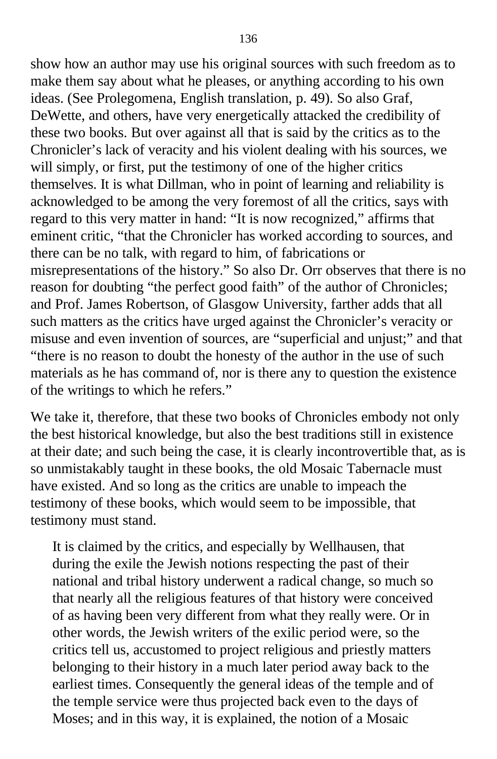show how an author may use his original sources with such freedom as to make them say about what he pleases, or anything according to his own ideas. (See Prolegomena, English translation, p. 49). So also Graf, DeWette, and others, have very energetically attacked the credibility of these two books. But over against all that is said by the critics as to the Chronicler's lack of veracity and his violent dealing with his sources, we will simply, or first, put the testimony of one of the higher critics themselves. It is what Dillman, who in point of learning and reliability is acknowledged to be among the very foremost of all the critics, says with regard to this very matter in hand: "It is now recognized," affirms that eminent critic, "that the Chronicler has worked according to sources, and there can be no talk, with regard to him, of fabrications or misrepresentations of the history." So also Dr. Orr observes that there is no reason for doubting "the perfect good faith" of the author of Chronicles; and Prof. James Robertson, of Glasgow University, farther adds that all such matters as the critics have urged against the Chronicler's veracity or misuse and even invention of sources, are "superficial and unjust;" and that "there is no reason to doubt the honesty of the author in the use of such materials as he has command of, nor is there any to question the existence of the writings to which he refers."

We take it, therefore, that these two books of Chronicles embody not only the best historical knowledge, but also the best traditions still in existence at their date; and such being the case, it is clearly incontrovertible that, as is so unmistakably taught in these books, the old Mosaic Tabernacle must have existed. And so long as the critics are unable to impeach the testimony of these books, which would seem to be impossible, that testimony must stand.

It is claimed by the critics, and especially by Wellhausen, that during the exile the Jewish notions respecting the past of their national and tribal history underwent a radical change, so much so that nearly all the religious features of that history were conceived of as having been very different from what they really were. Or in other words, the Jewish writers of the exilic period were, so the critics tell us, accustomed to project religious and priestly matters belonging to their history in a much later period away back to the earliest times. Consequently the general ideas of the temple and of the temple service were thus projected back even to the days of Moses; and in this way, it is explained, the notion of a Mosaic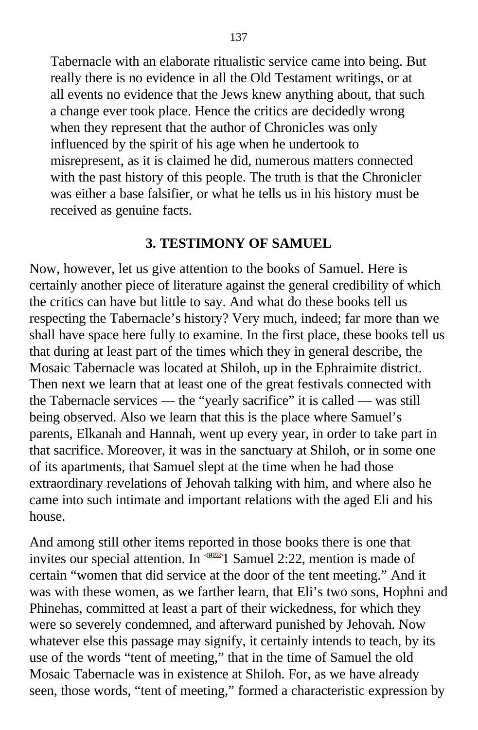Tabernacle with an elaborate ritualistic service came into being. But really there is no evidence in all the Old Testament writings, or at all events no evidence that the Jews knew anything about, that such a change ever took place. Hence the critics are decidedly wrong when they represent that the author of Chronicles was only influenced by the spirit of his age when he undertook to misrepresent, as it is claimed he did, numerous matters connected with the past history of this people. The truth is that the Chronicler was either a base falsifier, or what he tells us in his history must be received as genuine facts.

### 3. TESTIMONY OF SAMUEL

Now, however, let us give attention to the books of Samuel. Here is certainly another piece of literature against the general credibility of which the critics can have but little to say. And what do these books tell us respecting the Tabernacle's history? Very much, indeed; far more than we shall have space here fully to examine. In the first place, these books tell us that during at least part of the times which they in general describe, the Mosaic Tabernacle was located at Shiloh, up in the Ephraimite district. Then next we learn that at least one of the great festivals connected with the Tabernacle services — the "yearly sacrifice" it is called — was still being observed. Also we learn that this is the place where Samuel's parents, Elkanah and Hannah, went up every year, in order to take part in that sacrifice. Moreover, it was in the sanctuary at Shiloh, or in some one of its apartments, that Samuel slept at the time when he had those extraordinary revelations of Jehovah talking with him, and where also he came into such intimate and important relations with the aged Eli and his house.

And among still other items reported in those books there is one that invites our special attention. In 1 Samuel 2:22, mention is made of certain "women that did service at the door of the tent meeting." And it was with these women, as we farther learn, that Eli's two sons, Hophni and Phinehas, committed at least a part of their wickedness, for which they were so severely condemned, and afterward punished by Jehovah. Now whatever else this passage may signify, it certainly intends to teach, by its use of the words "tent of meeting," that in the time of Samuel the old Mosaic Tabernacle was in existence at Shiloh. For, as we have already seen, those words, "tent of meeting," formed a characteristic expression by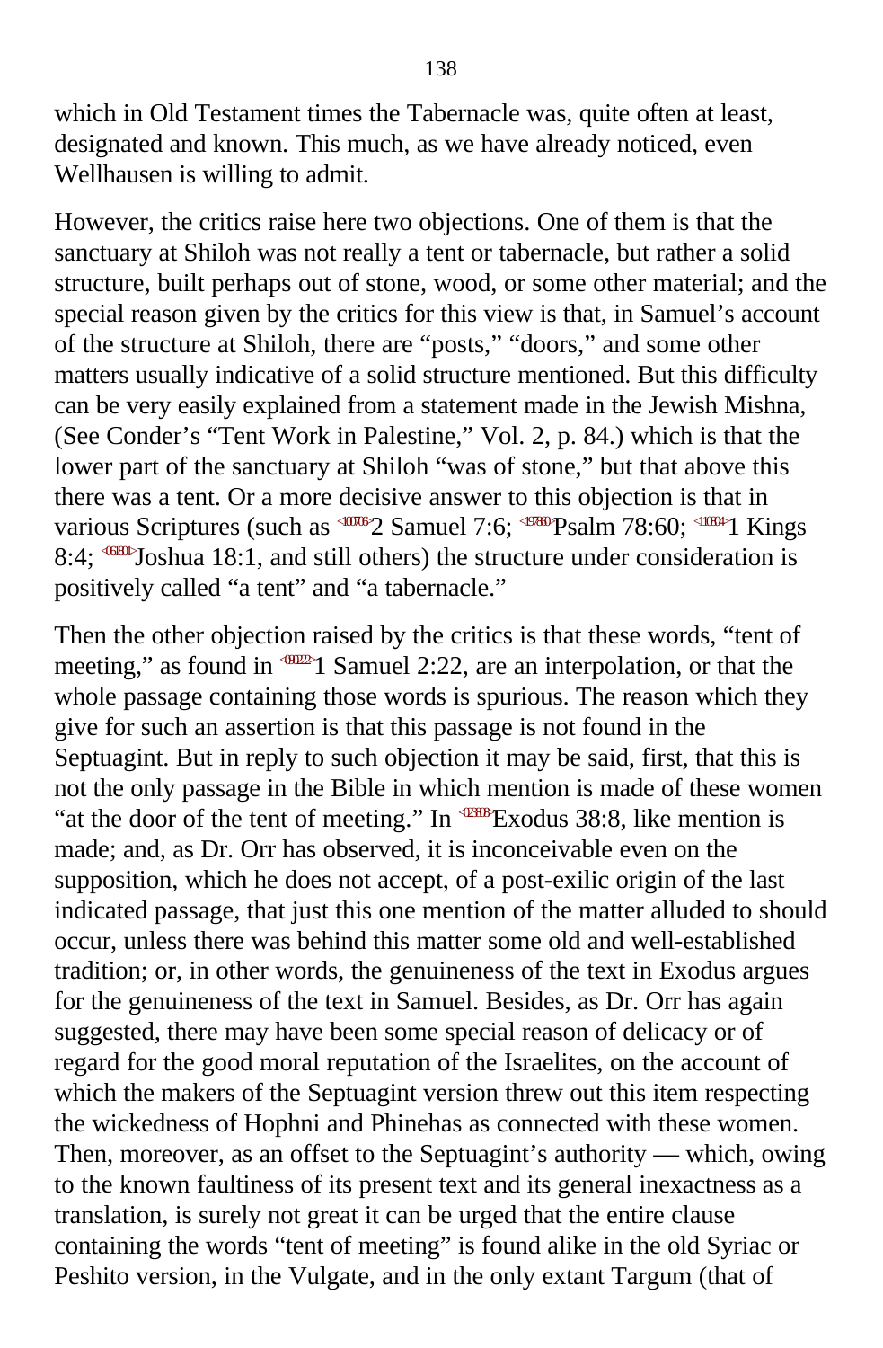which in Old Testament times the Tabernacle was, quite often at least, designated and known. This much, as we have already noticed, even Wellhausen is willing to admit.

However, the critics raise here two objections. One of them is that the sanctuary at Shiloh was not really a tent or tabernacle, but rather a solid structure, built perhaps out of stone, wood, or some other material; and the special reason given by the critics for this view is that, in Samuel's account of the structure at Shiloh, there are "posts," "doors," and some other matters usually indicative of a solid structure mentioned. But this difficulty can be very easily explained from a statement made in the Jewish Mishna, (See Conder's "Tent Work in Palestine," Vol. 2, p. 84.) which is that the lower part of the sanctuary at Shiloh "was of stone," but that above this there was a tent. Or a more decisive answer to this objection is that in various Scriptures (such as 2 Samuel 7:6; Psalm 78:60; 1 Kings 8:4; Joshua 18:1, and still others) the structure under consideration is positively called "a tent" and "a tabernacle."

Then the other objection raised by the critics is that these words, "tent of meeting," as found in 1 Samuel 2:22, are an interpolation, or that the whole passage containing those words is spurious. The reason which they give for such an assertion is that this passage is not found in the Septuagint. But in reply to such objection it may be said, first, that this is not the only passage in the Bible in which mention is made of these women "at the door of the tent of meeting." In Exodus 38:8, like mention is made; and, as Dr. Orr has observed, it is inconceivable even on the supposition, which he does not accept, of a post-exilic origin of the last indicated passage, that just this one mention of the matter alluded to should occur, unless there was behind this matter some old and well-established tradition; or, in other words, the genuineness of the text in Exodus argues for the genuineness of the text in Samuel. Besides, as Dr. Orr has again suggested, there may have been some special reason of delicacy or of regard for the good moral reputation of the Israelites, on the account of which the makers of the Septuagint version threw out this item respecting the wickedness of Hophni and Phinehas as connected with these women. Then, moreover, as an offset to the Septuagint's authority — which, owing to the known faultiness of its present text and its general inexactness as a translation, is surely not great it can be urged that the entire clause containing the words "tent of meeting" is found alike in the old Syriac or Peshito version, in the Vulgate, and in the only extant Targum (that of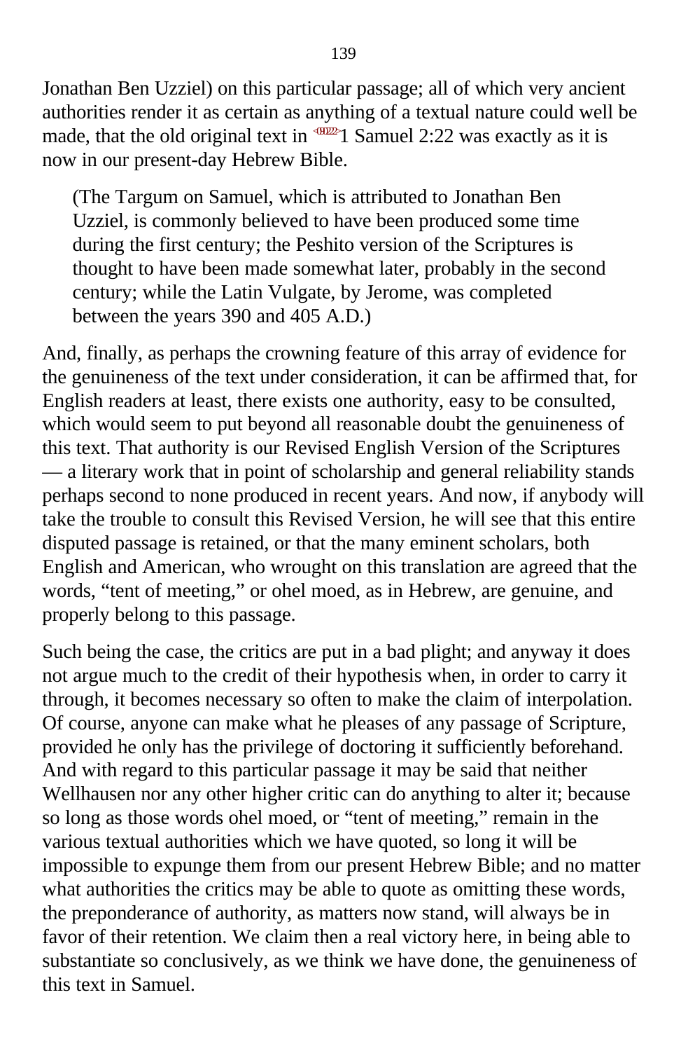Jonathan Ben Uzziel) on this particular passage; all of which very ancient authorities render it as certain as anything of a textual nature could well be made, that the old original text in 1 Samuel 2:22 was exactly as it is now in our present-day Hebrew Bible.

> (The Targum on Samuel, which is attributed to Jonathan Ben Uzziel, is commonly believed to have been produced some time during the first century; the Peshito version of the Scriptures is thought to have been made somewhat later, probably in the second century; while the Latin Vulgate, by Jerome, was completed between the years 390 and 405 A.D.)

And, finally, as perhaps the crowning feature of this array of evidence for the genuineness of the text under consideration, it can be affirmed that, for English readers at least, there exists one authority, easy to be consulted, which would seem to put beyond all reasonable doubt the genuineness of this text. That authority is our Revised English Version of the Scriptures — a literary work that in point of scholarship and general reliability stands perhaps second to none produced in recent years. And now, if anybody will take the trouble to consult this Revised Version, he will see that this entire disputed passage is retained, or that the many eminent scholars, both English and American, who wrought on this translation are agreed that the words, “tent of meeting,” or ohel moed, as in Hebrew, are genuine, and properly belong to this passage.

Such being the case, the critics are put in a bad plight; and anyway it does not argue much to the credit of their hypothesis when, in order to carry it through, it becomes necessary so often to make the claim of interpolation. Of course, anyone can make what he pleases of any passage of Scripture, provided he only has the privilege of doctoring it sufficiently beforehand. And with regard to this particular passage it may be said that neither Wellhausen nor any other higher critic can do anything to alter it; because so long as those words ohel moed, or “tent of meeting,” remain in the various textual authorities which we have quoted, so long it will be impossible to expunge them from our present Hebrew Bible; and no matter what authorities the critics may be able to quote as omitting these words, the preponderance of authority, as matters now stand, will always be in favor of their retention. We claim then a real victory here, in being able to substantiate so conclusively, as we think we have done, the genuineness of this text in Samuel.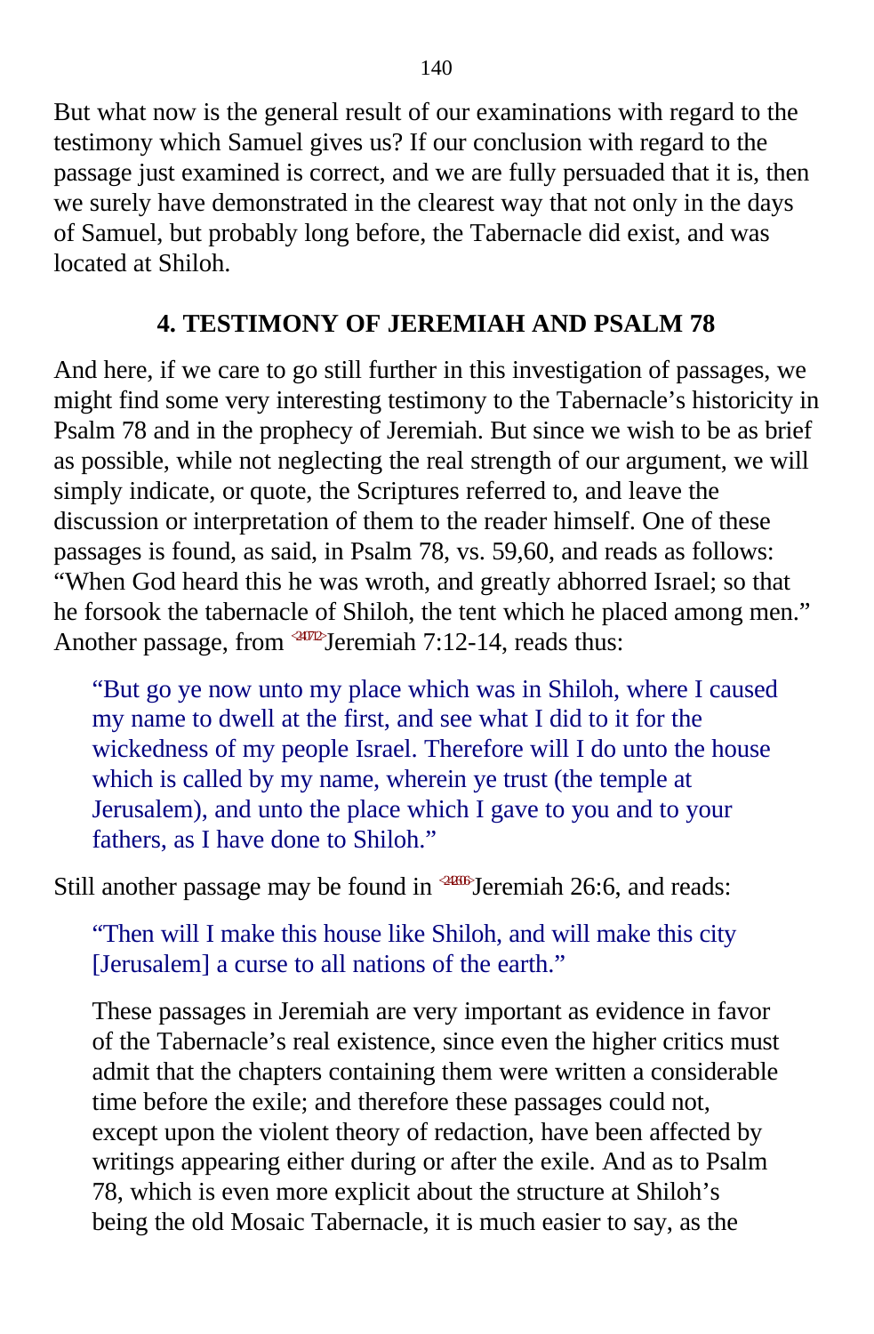But what now is the general result of our examinations with regard to the testimony which Samuel gives us? If our conclusion with regard to the passage just examined is correct, and we are fully persuaded that it is, then we surely have demonstrated in the clearest way that not only in the days of Samuel, but probably long before, the Tabernacle did exist, and was located at Shiloh.

## 4. TESTIMONY OF JEREMIAH AND PSALM 78

And here, if we care to go still further in this investigation of passages, we might find some very interesting testimony to the Tabernacle's historicity in Psalm 78 and in the prophecy of Jeremiah. But since we wish to be as brief as possible, while not neglecting the real strength of our argument, we will simply indicate, or quote, the Scriptures referred to, and leave the discussion or interpretation of them to the reader himself. One of these passages is found, as said, in Psalm 78, vs. 59,60, and reads as follows: "When God heard this he was wroth, and greatly abhorred Israel; so that he forsook the tabernacle of Shiloh, the tent which he placed among men." Another passage, from <240712>Jeremiah 7:12-14, reads thus:

> "But go ye now unto my place which was in Shiloh, where I caused my name to dwell at the first, and see what I did to it for the wickedness of my people Israel. Therefore will I do unto the house which is called by my name, wherein ye trust (the temple at Jerusalem), and unto the place which I gave to you and to your fathers, as I have done to Shiloh."

Still another passage may be found in <242606>Jeremiah 26:6, and reads:

> "Then will I make this house like Shiloh, and will make this city [Jerusalem] a curse to all nations of the earth."
>
> These passages in Jeremiah are very important as evidence in favor of the Tabernacle's real existence, since even the higher critics must admit that the chapters containing them were written a considerable time before the exile; and therefore these passages could not, except upon the violent theory of redaction, have been affected by writings appearing either during or after the exile. And as to Psalm 78, which is even more explicit about the structure at Shiloh's being the old Mosaic Tabernacle, it is much easier to say, as the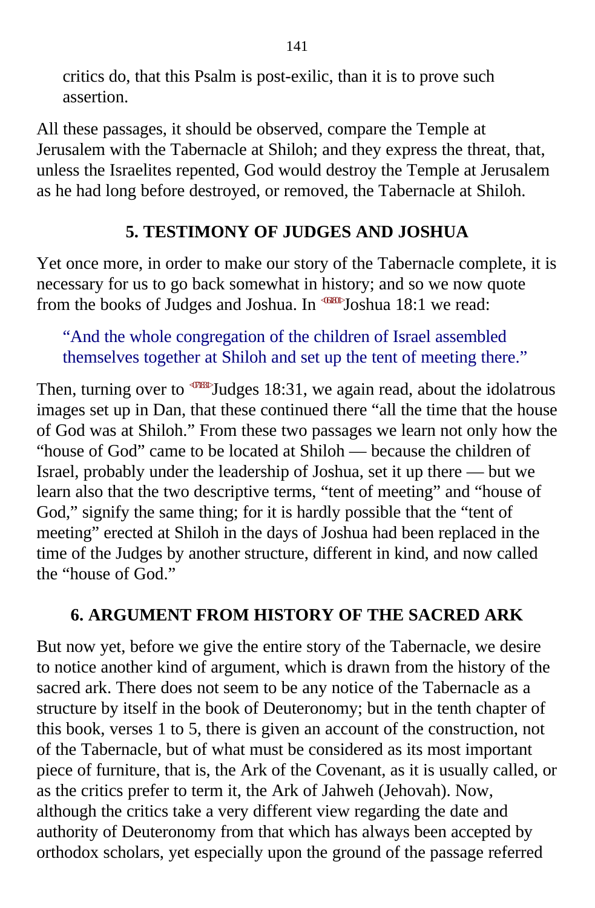critics do, that this Psalm is post-exilic, than it is to prove such assertion.

All these passages, it should be observed, compare the Temple at Jerusalem with the Tabernacle at Shiloh; and they express the threat, that, unless the Israelites repented, God would destroy the Temple at Jerusalem as he had long before destroyed, or removed, the Tabernacle at Shiloh.

## 5. TESTIMONY OF JUDGES AND JOSHUA

Yet once more, in order to make our story of the Tabernacle complete, it is necessary for us to go back somewhat in history; and so we now quote from the books of Judges and Joshua. In Joshua 18:1 we read:

> "And the whole congregation of the children of Israel assembled themselves together at Shiloh and set up the tent of meeting there."

Then, turning over to Judges 18:31, we again read, about the idolatrous images set up in Dan, that these continued there "all the time that the house of God was at Shiloh." From these two passages we learn not only how the "house of God" came to be located at Shiloh — because the children of Israel, probably under the leadership of Joshua, set it up there — but we learn also that the two descriptive terms, "tent of meeting" and "house of God," signify the same thing; for it is hardly possible that the "tent of meeting" erected at Shiloh in the days of Joshua had been replaced in the time of the Judges by another structure, different in kind, and now called the "house of God."

## 6. ARGUMENT FROM HISTORY OF THE SACRED ARK

But now yet, before we give the entire story of the Tabernacle, we desire to notice another kind of argument, which is drawn from the history of the sacred ark. There does not seem to be any notice of the Tabernacle as a structure by itself in the book of Deuteronomy; but in the tenth chapter of this book, verses 1 to 5, there is given an account of the construction, not of the Tabernacle, but of what must be considered as its most important piece of furniture, that is, the Ark of the Covenant, as it is usually called, or as the critics prefer to term it, the Ark of Jahweh (Jehovah). Now, although the critics take a very different view regarding the date and authority of Deuteronomy from that which has always been accepted by orthodox scholars, yet especially upon the ground of the passage referred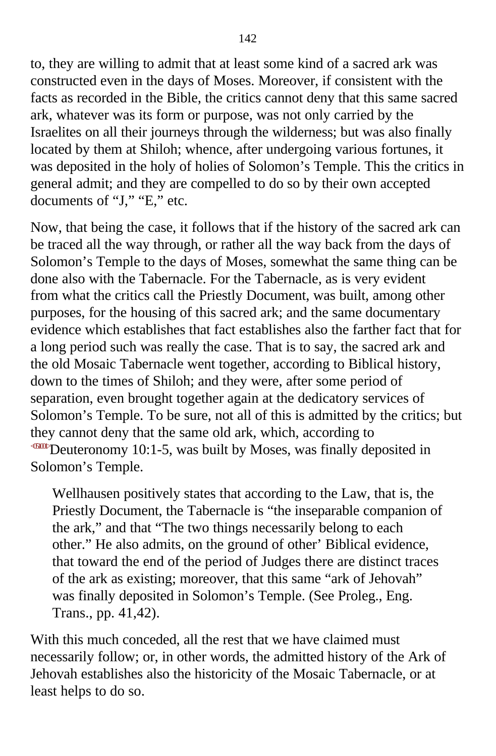to, they are willing to admit that at least some kind of a sacred ark was constructed even in the days of Moses. Moreover, if consistent with the facts as recorded in the Bible, the critics cannot deny that this same sacred ark, whatever was its form or purpose, was not only carried by the Israelites on all their journeys through the wilderness; but was also finally located by them at Shiloh; whence, after undergoing various fortunes, it was deposited in the holy of holies of Solomon's Temple. This the critics in general admit; and they are compelled to do so by their own accepted documents of "J," "E," etc.

Now, that being the case, it follows that if the history of the sacred ark can be traced all the way through, or rather all the way back from the days of Solomon's Temple to the days of Moses, somewhat the same thing can be done also with the Tabernacle. For the Tabernacle, as is very evident from what the critics call the Priestly Document, was built, among other purposes, for the housing of this sacred ark; and the same documentary evidence which establishes that fact establishes also the farther fact that for a long period such was really the case. That is to say, the sacred ark and the old Mosaic Tabernacle went together, according to Biblical history, down to the times of Shiloh; and they were, after some period of separation, even brought together again at the dedicatory services of Solomon's Temple. To be sure, not all of this is admitted by the critics; but they cannot deny that the same old ark, which, according to <051001>Deuteronomy 10:1-5, was built by Moses, was finally deposited in Solomon's Temple.

> Wellhausen positively states that according to the Law, that is, the Priestly Document, the Tabernacle is "the inseparable companion of the ark," and that "The two things necessarily belong to each other." He also admits, on the ground of other' Biblical evidence, that toward the end of the period of Judges there are distinct traces of the ark as existing; moreover, that this same "ark of Jehovah" was finally deposited in Solomon's Temple. (See Proleg., Eng. Trans., pp. 41,42).

With this much conceded, all the rest that we have claimed must necessarily follow; or, in other words, the admitted history of the Ark of Jehovah establishes also the historicity of the Mosaic Tabernacle, or at least helps to do so.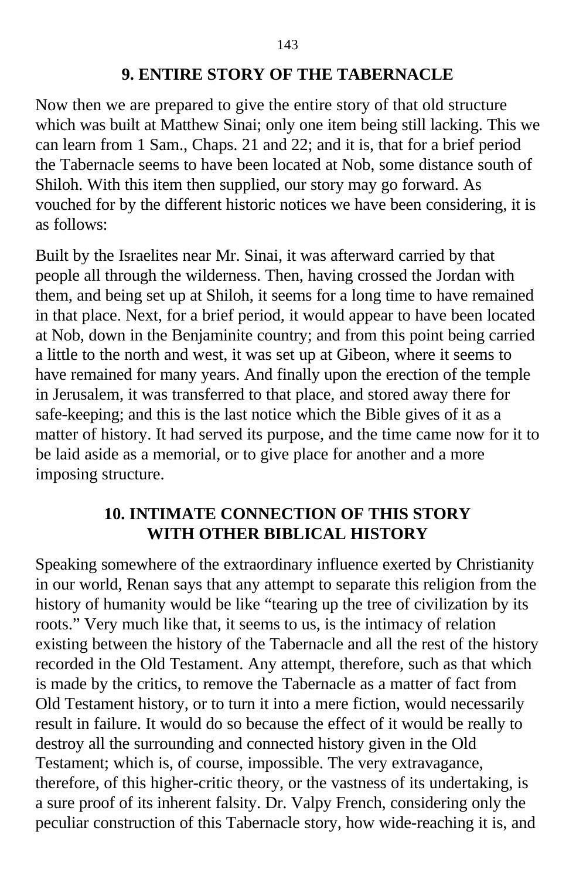## 9. ENTIRE STORY OF THE TABERNACLE

Now then we are prepared to give the entire story of that old structure which was built at Matthew Sinai; only one item being still lacking. This we can learn from 1 Sam., Chaps. 21 and 22; and it is, that for a brief period the Tabernacle seems to have been located at Nob, some distance south of Shiloh. With this item then supplied, our story may go forward. As vouched for by the different historic notices we have been considering, it is as follows:

Built by the Israelites near Mr. Sinai, it was afterward carried by that people all through the wilderness. Then, having crossed the Jordan with them, and being set up at Shiloh, it seems for a long time to have remained in that place. Next, for a brief period, it would appear to have been located at Nob, down in the Benjaminite country; and from this point being carried a little to the north and west, it was set up at Gibeon, where it seems to have remained for many years. And finally upon the erection of the temple in Jerusalem, it was transferred to that place, and stored away there for safe-keeping; and this is the last notice which the Bible gives of it as a matter of history. It had served its purpose, and the time came now for it to be laid aside as a memorial, or to give place for another and a more imposing structure.

## 10. INTIMATE CONNECTION OF THIS STORY WITH OTHER BIBLICAL HISTORY

Speaking somewhere of the extraordinary influence exerted by Christianity in our world, Renan says that any attempt to separate this religion from the history of humanity would be like "tearing up the tree of civilization by its roots." Very much like that, it seems to us, is the intimacy of relation existing between the history of the Tabernacle and all the rest of the history recorded in the Old Testament. Any attempt, therefore, such as that which is made by the critics, to remove the Tabernacle as a matter of fact from Old Testament history, or to turn it into a mere fiction, would necessarily result in failure. It would do so because the effect of it would be really to destroy all the surrounding and connected history given in the Old Testament; which is, of course, impossible. The very extravagance, therefore, of this higher-critic theory, or the vastness of its undertaking, is a sure proof of its inherent falsity. Dr. Valpy French, considering only the peculiar construction of this Tabernacle story, how wide-reaching it is, and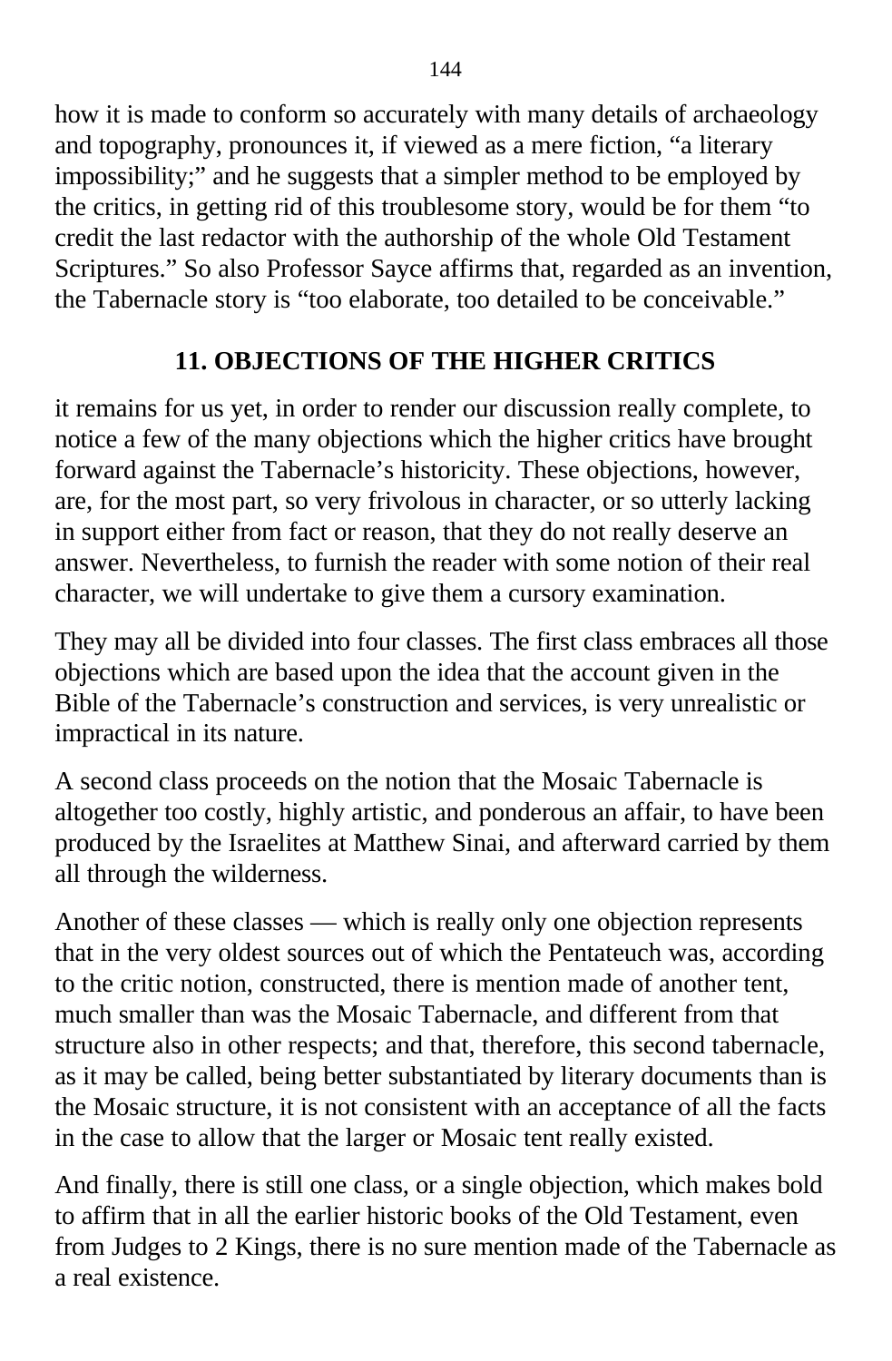how it is made to conform so accurately with many details of archaeology and topography, pronounces it, if viewed as a mere fiction, “a literary impossibility;” and he suggests that a simpler method to be employed by the critics, in getting rid of this troublesome story, would be for them “to credit the last redactor with the authorship of the whole Old Testament Scriptures.” So also Professor Sayce affirms that, regarded as an invention, the Tabernacle story is “too elaborate, too detailed to be conceivable.”

## 11. OBJECTIONS OF THE HIGHER CRITICS

it remains for us yet, in order to render our discussion really complete, to notice a few of the many objections which the higher critics have brought forward against the Tabernacle’s historicity. These objections, however, are, for the most part, so very frivolous in character, or so utterly lacking in support either from fact or reason, that they do not really deserve an answer. Nevertheless, to furnish the reader with some notion of their real character, we will undertake to give them a cursory examination.

They may all be divided into four classes. The first class embraces all those objections which are based upon the idea that the account given in the Bible of the Tabernacle’s construction and services, is very unrealistic or impractical in its nature.

A second class proceeds on the notion that the Mosaic Tabernacle is altogether too costly, highly artistic, and ponderous an affair, to have been produced by the Israelites at Matthew Sinai, and afterward carried by them all through the wilderness.

Another of these classes — which is really only one objection represents that in the very oldest sources out of which the Pentateuch was, according to the critic notion, constructed, there is mention made of another tent, much smaller than was the Mosaic Tabernacle, and different from that structure also in other respects; and that, therefore, this second tabernacle, as it may be called, being better substantiated by literary documents than is the Mosaic structure, it is not consistent with an acceptance of all the facts in the case to allow that the larger or Mosaic tent really existed.

And finally, there is still one class, or a single objection, which makes bold to affirm that in all the earlier historic books of the Old Testament, even from Judges to 2 Kings, there is no sure mention made of the Tabernacle as a real existence.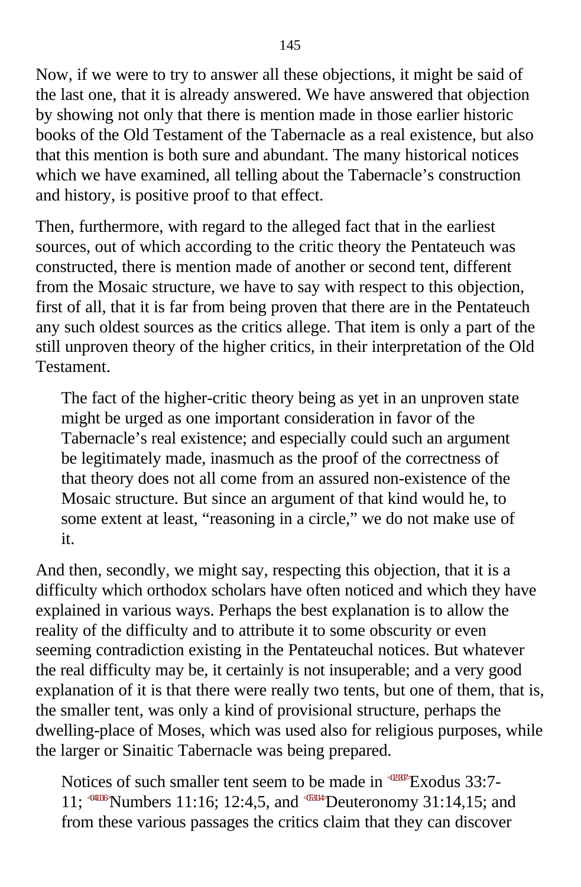Now, if we were to try to answer all these objections, it might be said of the last one, that it is already answered. We have answered that objection by showing not only that there is mention made in those earlier historic books of the Old Testament of the Tabernacle as a real existence, but also that this mention is both sure and abundant. The many historical notices which we have examined, all telling about the Tabernacle's construction and history, is positive proof to that effect.

Then, furthermore, with regard to the alleged fact that in the earliest sources, out of which according to the critic theory the Pentateuch was constructed, there is mention made of another or second tent, different from the Mosaic structure, we have to say with respect to this objection, first of all, that it is far from being proven that there are in the Pentateuch any such oldest sources as the critics allege. That item is only a part of the still unproven theory of the higher critics, in their interpretation of the Old Testament.

> The fact of the higher-critic theory being as yet in an unproven state might be urged as one important consideration in favor of the Tabernacle's real existence; and especially could such an argument be legitimately made, inasmuch as the proof of the correctness of that theory does not all come from an assured non-existence of the Mosaic structure. But since an argument of that kind would he, to some extent at least, "reasoning in a circle," we do not make use of it.

And then, secondly, we might say, respecting this objection, that it is a difficulty which orthodox scholars have often noticed and which they have explained in various ways. Perhaps the best explanation is to allow the reality of the difficulty and to attribute it to some obscurity or even seeming contradiction existing in the Pentateuchal notices. But whatever the real difficulty may be, it certainly is not insuperable; and a very good explanation of it is that there were really two tents, but one of them, that is, the smaller tent, was only a kind of provisional structure, perhaps the dwelling-place of Moses, which was used also for religious purposes, while the larger or Sinaitic Tabernacle was being prepared.

> Notices of such smaller tent seem to be made in <023307>Exodus 33:7-11; <041116>Numbers 11:16; 12:4,5, and <053114>Deuteronomy 31:14,15; and from these various passages the critics claim that they can discover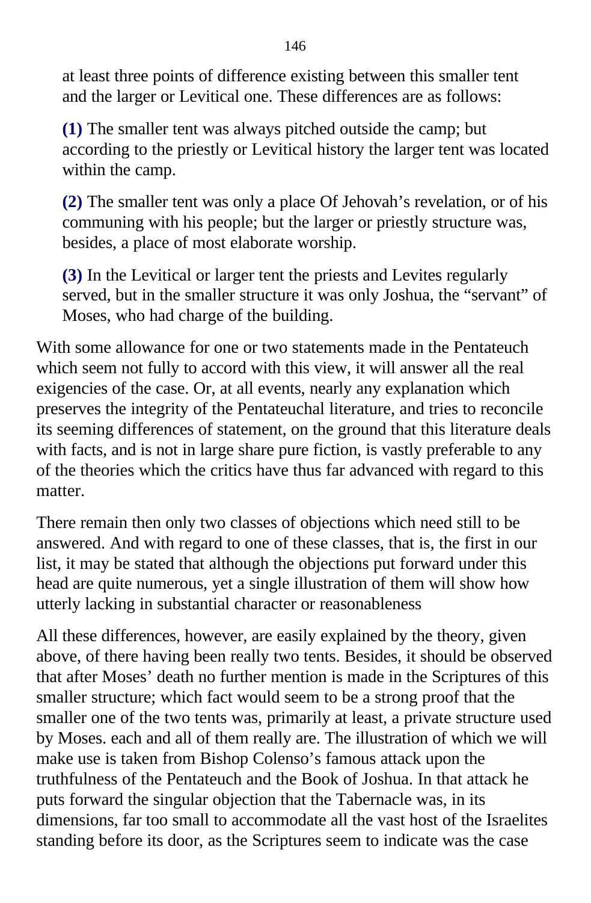at least three points of difference existing between this smaller tent and the larger or Levitical one. These differences are as follows:

**(1)** The smaller tent was always pitched outside the camp; but according to the priestly or Levitical history the larger tent was located within the camp.

**(2)** The smaller tent was only a place Of Jehovah's revelation, or of his communing with his people; but the larger or priestly structure was, besides, a place of most elaborate worship.

**(3)** In the Levitical or larger tent the priests and Levites regularly served, but in the smaller structure it was only Joshua, the "servant" of Moses, who had charge of the building.

With some allowance for one or two statements made in the Pentateuch which seem not fully to accord with this view, it will answer all the real exigencies of the case. Or, at all events, nearly any explanation which preserves the integrity of the Pentateuchal literature, and tries to reconcile its seeming differences of statement, on the ground that this literature deals with facts, and is not in large share pure fiction, is vastly preferable to any of the theories which the critics have thus far advanced with regard to this matter.

There remain then only two classes of objections which need still to be answered. And with regard to one of these classes, that is, the first in our list, it may be stated that although the objections put forward under this head are quite numerous, yet a single illustration of them will show how utterly lacking in substantial character or reasonableness

All these differences, however, are easily explained by the theory, given above, of there having been really two tents. Besides, it should be observed that after Moses' death no further mention is made in the Scriptures of this smaller structure; which fact would seem to be a strong proof that the smaller one of the two tents was, primarily at least, a private structure used by Moses. each and all of them really are. The illustration of which we will make use is taken from Bishop Colenso's famous attack upon the truthfulness of the Pentateuch and the Book of Joshua. In that attack he puts forward the singular objection that the Tabernacle was, in its dimensions, far too small to accommodate all the vast host of the Israelites standing before its door, as the Scriptures seem to indicate was the case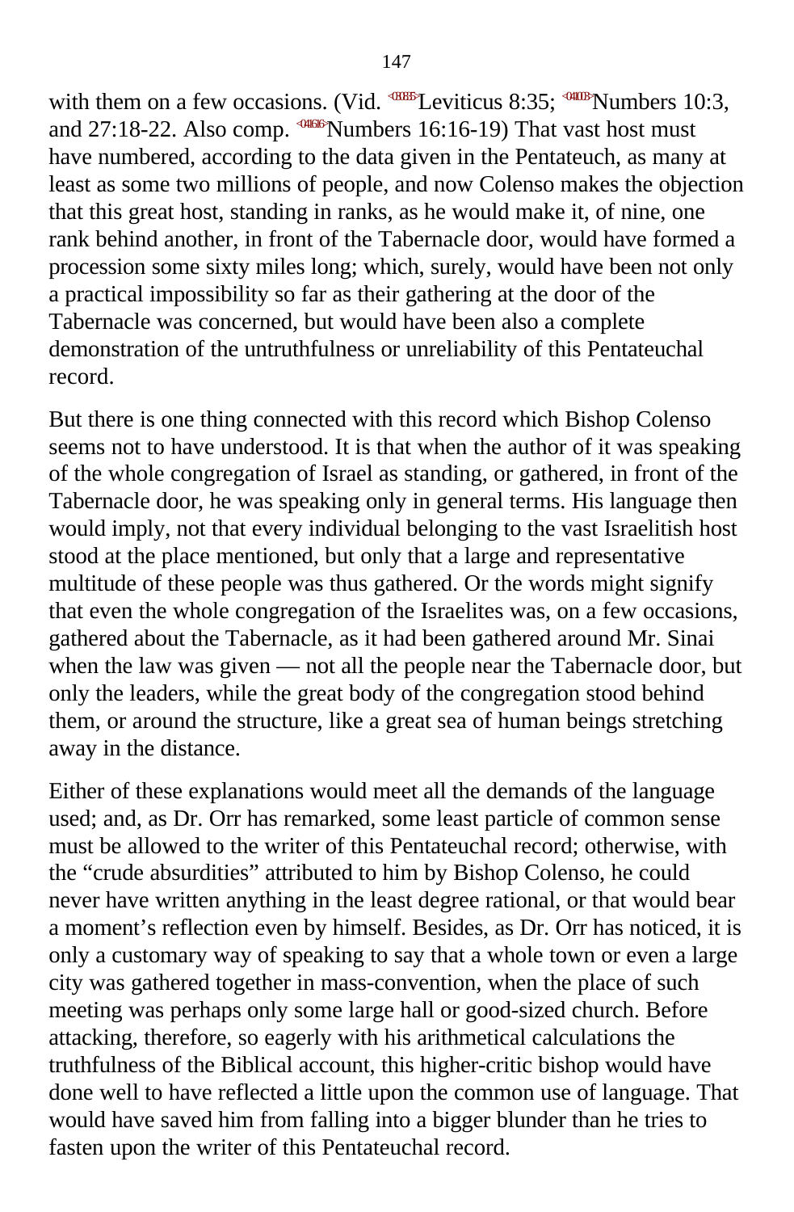with them on a few occasions. (Vid. <030835>Leviticus 8:35; <041003>Numbers 10:3, and 27:18-22. Also comp. <041616>Numbers 16:16-19) That vast host must have numbered, according to the data given in the Pentateuch, as many at least as some two millions of people, and now Colenso makes the objection that this great host, standing in ranks, as he would make it, of nine, one rank behind another, in front of the Tabernacle door, would have formed a procession some sixty miles long; which, surely, would have been not only a practical impossibility so far as their gathering at the door of the Tabernacle was concerned, but would have been also a complete demonstration of the untruthfulness or unreliability of this Pentateuchal record.

But there is one thing connected with this record which Bishop Colenso seems not to have understood. It is that when the author of it was speaking of the whole congregation of Israel as standing, or gathered, in front of the Tabernacle door, he was speaking only in general terms. His language then would imply, not that every individual belonging to the vast Israelitish host stood at the place mentioned, but only that a large and representative multitude of these people was thus gathered. Or the words might signify that even the whole congregation of the Israelites was, on a few occasions, gathered about the Tabernacle, as it had been gathered around Mr. Sinai when the law was given — not all the people near the Tabernacle door, but only the leaders, while the great body of the congregation stood behind them, or around the structure, like a great sea of human beings stretching away in the distance.

Either of these explanations would meet all the demands of the language used; and, as Dr. Orr has remarked, some least particle of common sense must be allowed to the writer of this Pentateuchal record; otherwise, with the "crude absurdities" attributed to him by Bishop Colenso, he could never have written anything in the least degree rational, or that would bear a moment's reflection even by himself. Besides, as Dr. Orr has noticed, it is only a customary way of speaking to say that a whole town or even a large city was gathered together in mass-convention, when the place of such meeting was perhaps only some large hall or good-sized church. Before attacking, therefore, so eagerly with his arithmetical calculations the truthfulness of the Biblical account, this higher-critic bishop would have done well to have reflected a little upon the common use of language. That would have saved him from falling into a bigger blunder than he tries to fasten upon the writer of this Pentateuchal record.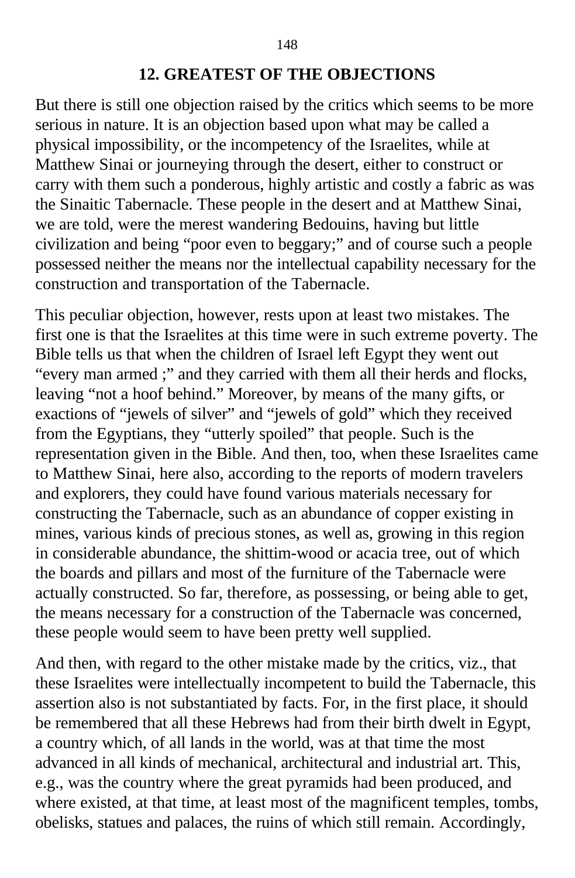## 12. GREATEST OF THE OBJECTIONS

But there is still one objection raised by the critics which seems to be more serious in nature. It is an objection based upon what may be called a physical impossibility, or the incompetency of the Israelites, while at Matthew Sinai or journeying through the desert, either to construct or carry with them such a ponderous, highly artistic and costly a fabric as was the Sinaitic Tabernacle. These people in the desert and at Matthew Sinai, we are told, were the merest wandering Bedouins, having but little civilization and being "poor even to beggary;" and of course such a people possessed neither the means nor the intellectual capability necessary for the construction and transportation of the Tabernacle.

This peculiar objection, however, rests upon at least two mistakes. The first one is that the Israelites at this time were in such extreme poverty. The Bible tells us that when the children of Israel left Egypt they went out "every man armed ;" and they carried with them all their herds and flocks, leaving "not a hoof behind." Moreover, by means of the many gifts, or exactions of "jewels of silver" and "jewels of gold" which they received from the Egyptians, they "utterly spoiled" that people. Such is the representation given in the Bible. And then, too, when these Israelites came to Matthew Sinai, here also, according to the reports of modern travelers and explorers, they could have found various materials necessary for constructing the Tabernacle, such as an abundance of copper existing in mines, various kinds of precious stones, as well as, growing in this region in considerable abundance, the shittim-wood or acacia tree, out of which the boards and pillars and most of the furniture of the Tabernacle were actually constructed. So far, therefore, as possessing, or being able to get, the means necessary for a construction of the Tabernacle was concerned, these people would seem to have been pretty well supplied.

And then, with regard to the other mistake made by the critics, viz., that these Israelites were intellectually incompetent to build the Tabernacle, this assertion also is not substantiated by facts. For, in the first place, it should be remembered that all these Hebrews had from their birth dwelt in Egypt, a country which, of all lands in the world, was at that time the most advanced in all kinds of mechanical, architectural and industrial art. This, e.g., was the country where the great pyramids had been produced, and where existed, at that time, at least most of the magnificent temples, tombs, obelisks, statues and palaces, the ruins of which still remain. Accordingly,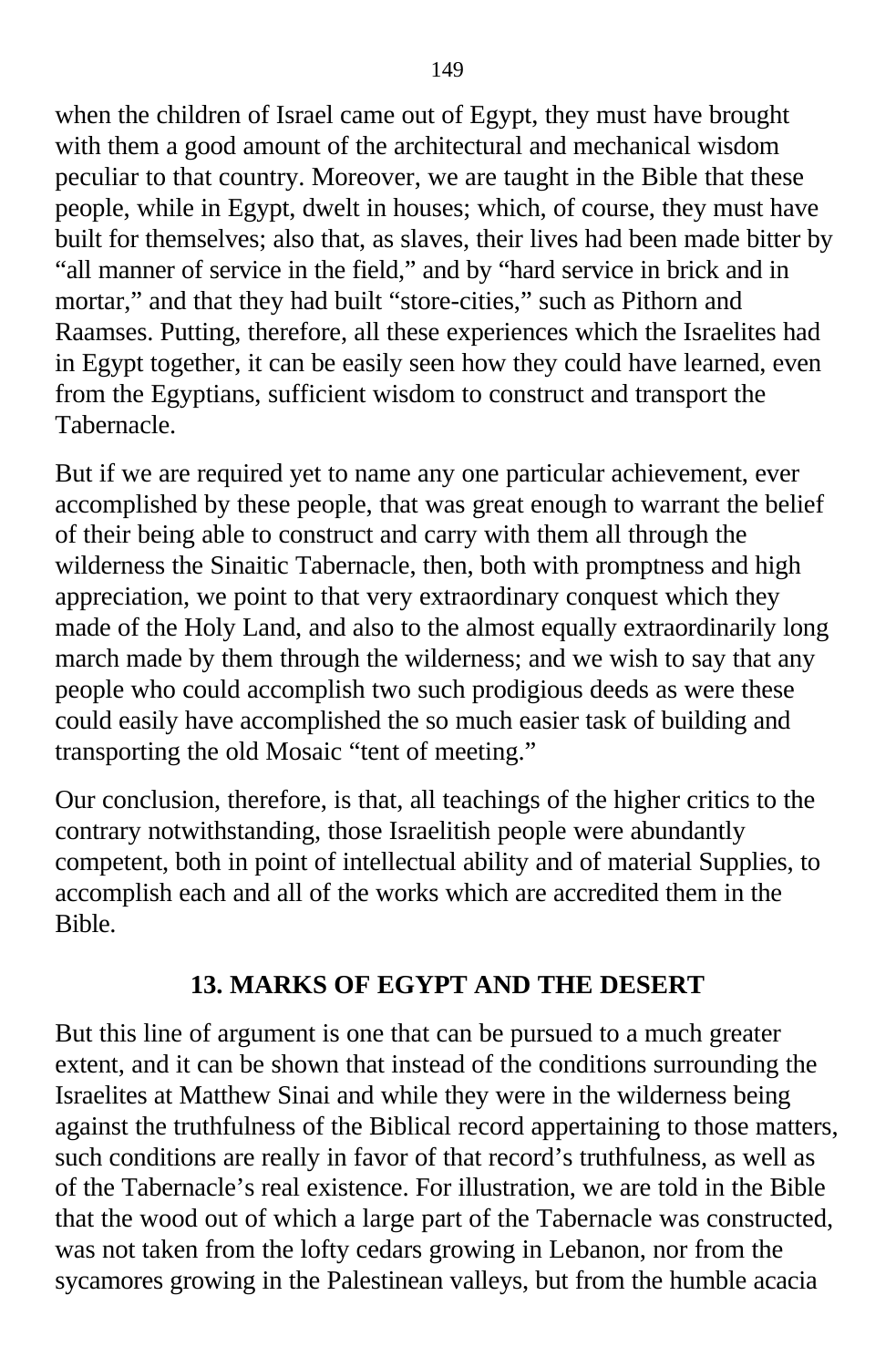when the children of Israel came out of Egypt, they must have brought with them a good amount of the architectural and mechanical wisdom peculiar to that country. Moreover, we are taught in the Bible that these people, while in Egypt, dwelt in houses; which, of course, they must have built for themselves; also that, as slaves, their lives had been made bitter by "all manner of service in the field," and by "hard service in brick and in mortar," and that they had built "store-cities," such as Pithorn and Raamses. Putting, therefore, all these experiences which the Israelites had in Egypt together, it can be easily seen how they could have learned, even from the Egyptians, sufficient wisdom to construct and transport the Tabernacle.

But if we are required yet to name any one particular achievement, ever accomplished by these people, that was great enough to warrant the belief of their being able to construct and carry with them all through the wilderness the Sinaitic Tabernacle, then, both with promptness and high appreciation, we point to that very extraordinary conquest which they made of the Holy Land, and also to the almost equally extraordinarily long march made by them through the wilderness; and we wish to say that any people who could accomplish two such prodigious deeds as were these could easily have accomplished the so much easier task of building and transporting the old Mosaic "tent of meeting."

Our conclusion, therefore, is that, all teachings of the higher critics to the contrary notwithstanding, those Israelitish people were abundantly competent, both in point of intellectual ability and of material Supplies, to accomplish each and all of the works which are accredited them in the Bible.

## 13. MARKS OF EGYPT AND THE DESERT

But this line of argument is one that can be pursued to a much greater extent, and it can be shown that instead of the conditions surrounding the Israelites at Matthew Sinai and while they were in the wilderness being against the truthfulness of the Biblical record appertaining to those matters, such conditions are really in favor of that record's truthfulness, as well as of the Tabernacle's real existence. For illustration, we are told in the Bible that the wood out of which a large part of the Tabernacle was constructed, was not taken from the lofty cedars growing in Lebanon, nor from the sycamores growing in the Palestinean valleys, but from the humble acacia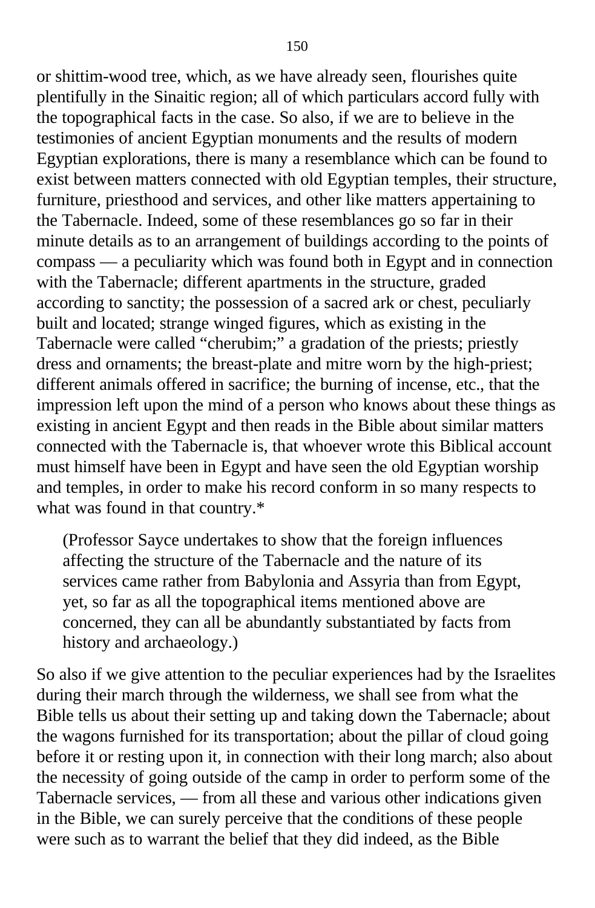or shittim-wood tree, which, as we have already seen, flourishes quite plentifully in the Sinaitic region; all of which particulars accord fully with the topographical facts in the case. So also, if we are to believe in the testimonies of ancient Egyptian monuments and the results of modern Egyptian explorations, there is many a resemblance which can be found to exist between matters connected with old Egyptian temples, their structure, furniture, priesthood and services, and other like matters appertaining to the Tabernacle. Indeed, some of these resemblances go so far in their minute details as to an arrangement of buildings according to the points of compass — a peculiarity which was found both in Egypt and in connection with the Tabernacle; different apartments in the structure, graded according to sanctity; the possession of a sacred ark or chest, peculiarly built and located; strange winged figures, which as existing in the Tabernacle were called "cherubim;" a gradation of the priests; priestly dress and ornaments; the breast-plate and mitre worn by the high-priest; different animals offered in sacrifice; the burning of incense, etc., that the impression left upon the mind of a person who knows about these things as existing in ancient Egypt and then reads in the Bible about similar matters connected with the Tabernacle is, that whoever wrote this Biblical account must himself have been in Egypt and have seen the old Egyptian worship and temples, in order to make his record conform in so many respects to what was found in that country.*

> (Professor Sayce undertakes to show that the foreign influences affecting the structure of the Tabernacle and the nature of its services came rather from Babylonia and Assyria than from Egypt, yet, so far as all the topographical items mentioned above are concerned, they can all be abundantly substantiated by facts from history and archaeology.)

So also if we give attention to the peculiar experiences had by the Israelites during their march through the wilderness, we shall see from what the Bible tells us about their setting up and taking down the Tabernacle; about the wagons furnished for its transportation; about the pillar of cloud going before it or resting upon it, in connection with their long march; also about the necessity of going outside of the camp in order to perform some of the Tabernacle services, — from all these and various other indications given in the Bible, we can surely perceive that the conditions of these people were such as to warrant the belief that they did indeed, as the Bible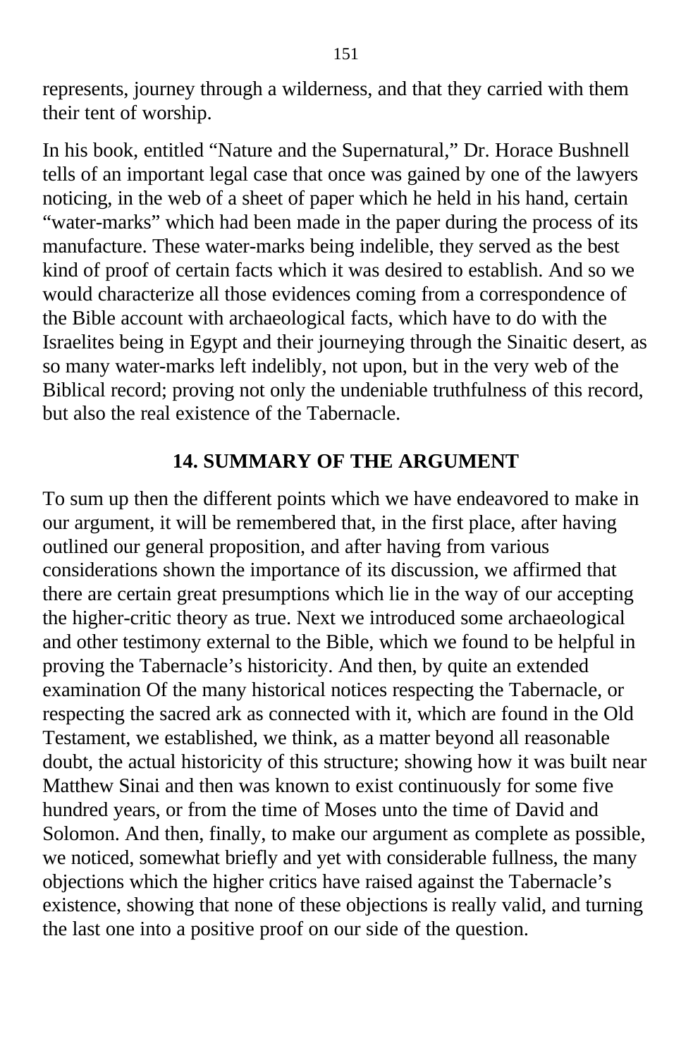represents, journey through a wilderness, and that they carried with them their tent of worship.

In his book, entitled "Nature and the Supernatural," Dr. Horace Bushnell tells of an important legal case that once was gained by one of the lawyers noticing, in the web of a sheet of paper which he held in his hand, certain "water-marks" which had been made in the paper during the process of its manufacture. These water-marks being indelible, they served as the best kind of proof of certain facts which it was desired to establish. And so we would characterize all those evidences coming from a correspondence of the Bible account with archaeological facts, which have to do with the Israelites being in Egypt and their journeying through the Sinaitic desert, as so many water-marks left indelibly, not upon, but in the very web of the Biblical record; proving not only the undeniable truthfulness of this record, but also the real existence of the Tabernacle.

## 14. SUMMARY OF THE ARGUMENT

To sum up then the different points which we have endeavored to make in our argument, it will be remembered that, in the first place, after having outlined our general proposition, and after having from various considerations shown the importance of its discussion, we affirmed that there are certain great presumptions which lie in the way of our accepting the higher-critic theory as true. Next we introduced some archaeological and other testimony external to the Bible, which we found to be helpful in proving the Tabernacle's historicity. And then, by quite an extended examination Of the many historical notices respecting the Tabernacle, or respecting the sacred ark as connected with it, which are found in the Old Testament, we established, we think, as a matter beyond all reasonable doubt, the actual historicity of this structure; showing how it was built near Matthew Sinai and then was known to exist continuously for some five hundred years, or from the time of Moses unto the time of David and Solomon. And then, finally, to make our argument as complete as possible, we noticed, somewhat briefly and yet with considerable fullness, the many objections which the higher critics have raised against the Tabernacle's existence, showing that none of these objections is really valid, and turning the last one into a positive proof on our side of the question.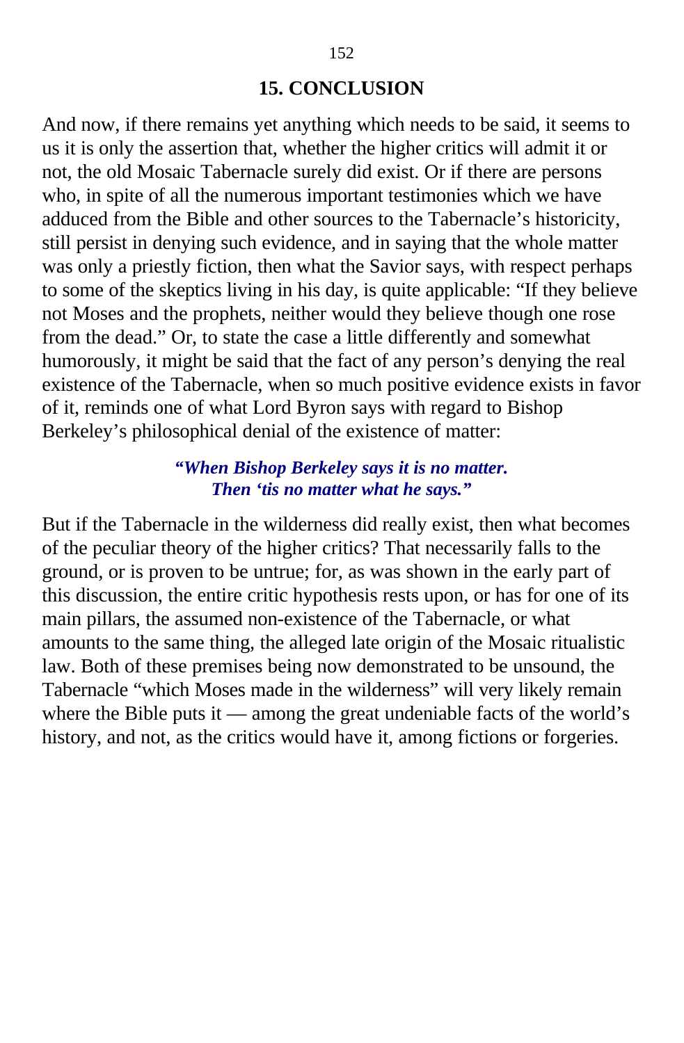## 15. CONCLUSION

And now, if there remains yet anything which needs to be said, it seems to us it is only the assertion that, whether the higher critics will admit it or not, the old Mosaic Tabernacle surely did exist. Or if there are persons who, in spite of all the numerous important testimonies which we have adduced from the Bible and other sources to the Tabernacle's historicity, still persist in denying such evidence, and in saying that the whole matter was only a priestly fiction, then what the Savior says, with respect perhaps to some of the skeptics living in his day, is quite applicable: "If they believe not Moses and the prophets, neither would they believe though one rose from the dead." Or, to state the case a little differently and somewhat humorously, it might be said that the fact of any person's denying the real existence of the Tabernacle, when so much positive evidence exists in favor of it, reminds one of what Lord Byron says with regard to Bishop Berkeley's philosophical denial of the existence of matter:

> ***"When Bishop Berkeley says it is no matter.***
> ***Then 'tis no matter what he says."***

But if the Tabernacle in the wilderness did really exist, then what becomes of the peculiar theory of the higher critics? That necessarily falls to the ground, or is proven to be untrue; for, as was shown in the early part of this discussion, the entire critic hypothesis rests upon, or has for one of its main pillars, the assumed non-existence of the Tabernacle, or what amounts to the same thing, the alleged late origin of the Mosaic ritualistic law. Both of these premises being now demonstrated to be unsound, the Tabernacle "which Moses made in the wilderness" will very likely remain where the Bible puts it — among the great undeniable facts of the world's history, and not, as the critics would have it, among fictions or forgeries.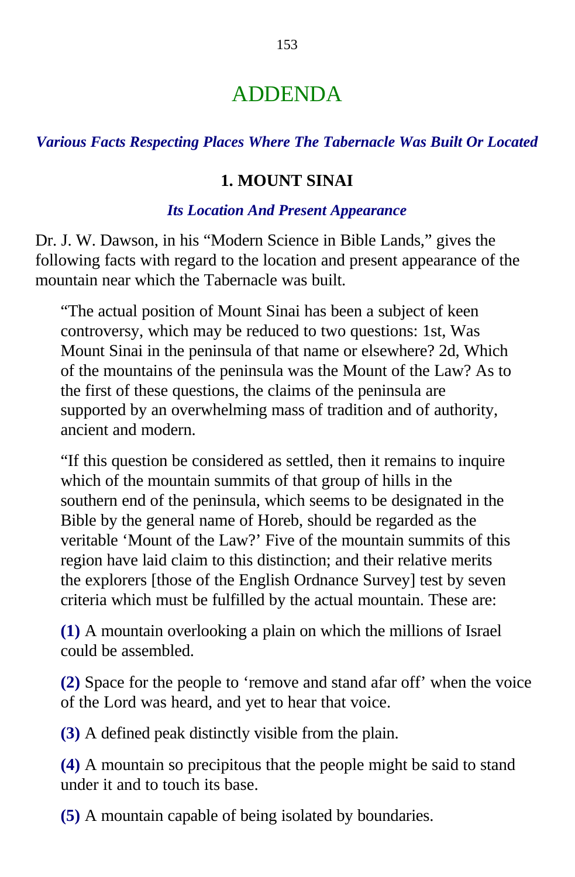# ADDENDA

***Various Facts Respecting Places Where The Tabernacle Was Built Or Located***

## 1. MOUNT SINAI

***Its Location And Present Appearance***

Dr. J. W. Dawson, in his "Modern Science in Bible Lands," gives the following facts with regard to the location and present appearance of the mountain near which the Tabernacle was built.

> "The actual position of Mount Sinai has been a subject of keen controversy, which may be reduced to two questions: 1st, Was Mount Sinai in the peninsula of that name or elsewhere? 2d, Which of the mountains of the peninsula was the Mount of the Law? As to the first of these questions, the claims of the peninsula are supported by an overwhelming mass of tradition and of authority, ancient and modern.
>
> "If this question be considered as settled, then it remains to inquire which of the mountain summits of that group of hills in the southern end of the peninsula, which seems to be designated in the Bible by the general name of Horeb, should be regarded as the veritable 'Mount of the Law?' Five of the mountain summits of this region have laid claim to this distinction; and their relative merits the explorers [those of the English Ordnance Survey] test by seven criteria which must be fulfilled by the actual mountain. These are:
>
> **(1)** A mountain overlooking a plain on which the millions of Israel could be assembled.
>
> **(2)** Space for the people to 'remove and stand afar off' when the voice of the Lord was heard, and yet to hear that voice.
>
> **(3)** A defined peak distinctly visible from the plain.
>
> **(4)** A mountain so precipitous that the people might be said to stand under it and to touch its base.
>
> **(5)** A mountain capable of being isolated by boundaries.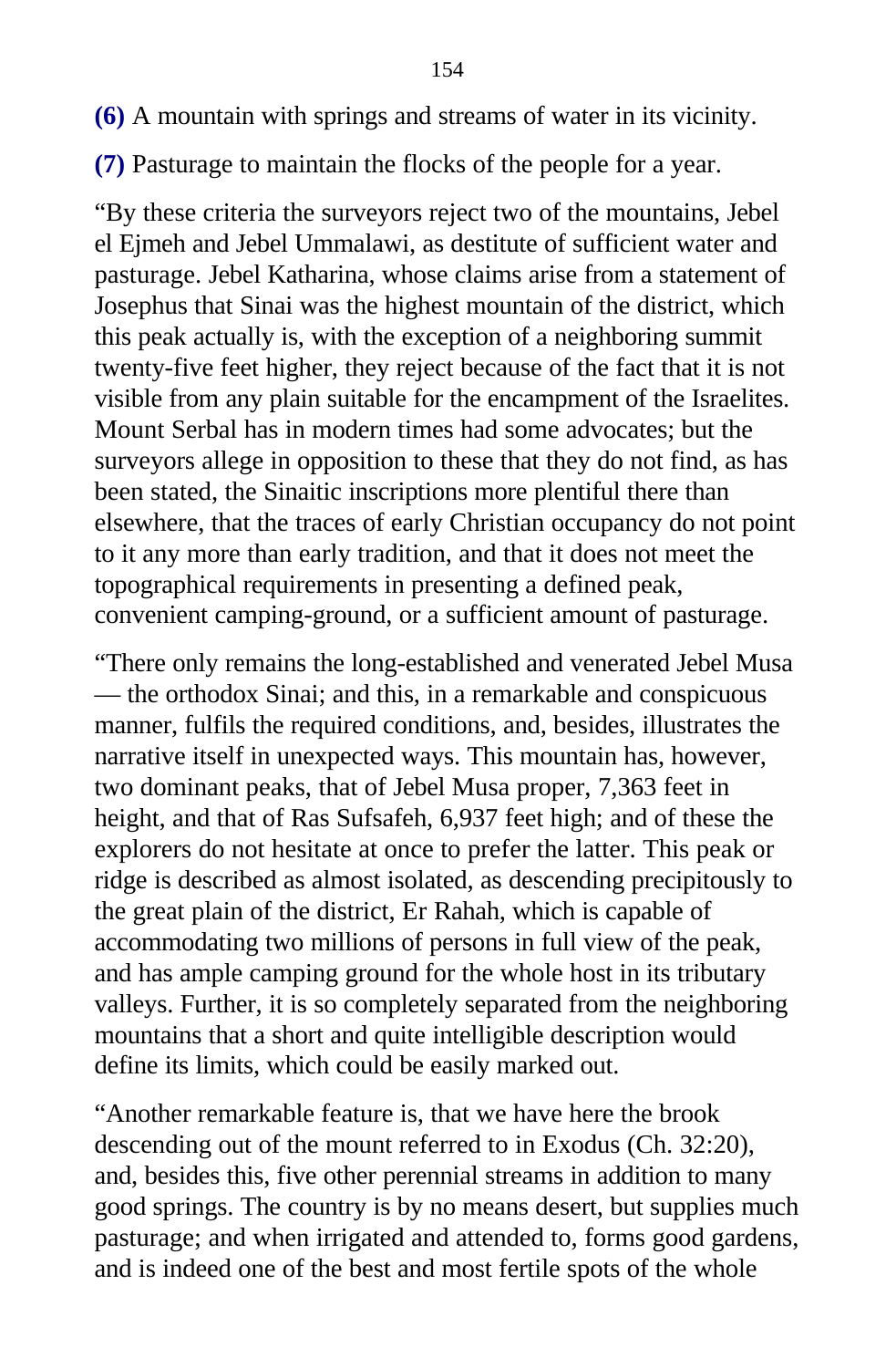**(6)** A mountain with springs and streams of water in its vicinity.

**(7)** Pasturage to maintain the flocks of the people for a year.

“By these criteria the surveyors reject two of the mountains, Jebel el Ejmeh and Jebel Ummalawi, as destitute of sufficient water and pasturage. Jebel Katharina, whose claims arise from a statement of Josephus that Sinai was the highest mountain of the district, which this peak actually is, with the exception of a neighboring summit twenty-five feet higher, they reject because of the fact that it is not visible from any plain suitable for the encampment of the Israelites. Mount Serbal has in modern times had some advocates; but the surveyors allege in opposition to these that they do not find, as has been stated, the Sinaitic inscriptions more plentiful there than elsewhere, that the traces of early Christian occupancy do not point to it any more than early tradition, and that it does not meet the topographical requirements in presenting a defined peak, convenient camping-ground, or a sufficient amount of pasturage.

“There only remains the long-established and venerated Jebel Musa — the orthodox Sinai; and this, in a remarkable and conspicuous manner, fulfils the required conditions, and, besides, illustrates the narrative itself in unexpected ways. This mountain has, however, two dominant peaks, that of Jebel Musa proper, 7,363 feet in height, and that of Ras Sufsafeh, 6,937 feet high; and of these the explorers do not hesitate at once to prefer the latter. This peak or ridge is described as almost isolated, as descending precipitously to the great plain of the district, Er Rahah, which is capable of accommodating two millions of persons in full view of the peak, and has ample camping ground for the whole host in its tributary valleys. Further, it is so completely separated from the neighboring mountains that a short and quite intelligible description would define its limits, which could be easily marked out.

“Another remarkable feature is, that we have here the brook descending out of the mount referred to in Exodus (Ch. 32:20), and, besides this, five other perennial streams in addition to many good springs. The country is by no means desert, but supplies much pasturage; and when irrigated and attended to, forms good gardens, and is indeed one of the best and most fertile spots of the whole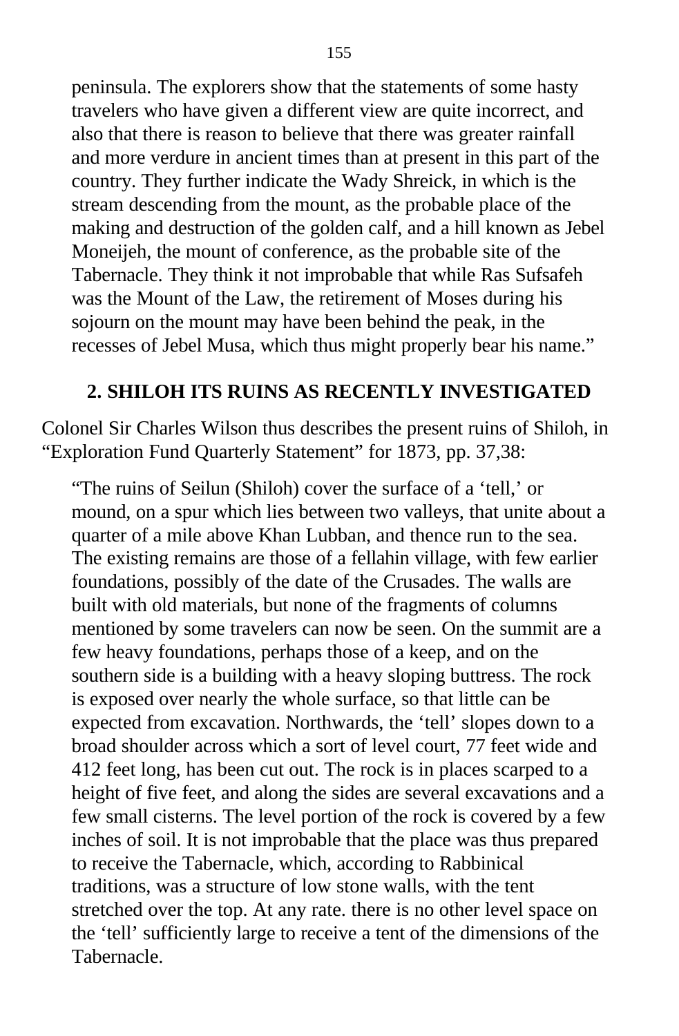peninsula. The explorers show that the statements of some hasty travelers who have given a different view are quite incorrect, and also that there is reason to believe that there was greater rainfall and more verdure in ancient times than at present in this part of the country. They further indicate the Wady Shreick, in which is the stream descending from the mount, as the probable place of the making and destruction of the golden calf, and a hill known as Jebel Moneijeh, the mount of conference, as the probable site of the Tabernacle. They think it not improbable that while Ras Sufsafeh was the Mount of the Law, the retirement of Moses during his sojourn on the mount may have been behind the peak, in the recesses of Jebel Musa, which thus might properly bear his name."

## 2. SHILOH ITS RUINS AS RECENTLY INVESTIGATED

Colonel Sir Charles Wilson thus describes the present ruins of Shiloh, in "Exploration Fund Quarterly Statement" for 1873, pp. 37,38:

> "The ruins of Seilun (Shiloh) cover the surface of a 'tell,' or mound, on a spur which lies between two valleys, that unite about a quarter of a mile above Khan Lubban, and thence run to the sea. The existing remains are those of a fellahin village, with few earlier foundations, possibly of the date of the Crusades. The walls are built with old materials, but none of the fragments of columns mentioned by some travelers can now be seen. On the summit are a few heavy foundations, perhaps those of a keep, and on the southern side is a building with a heavy sloping buttress. The rock is exposed over nearly the whole surface, so that little can be expected from excavation. Northwards, the 'tell' slopes down to a broad shoulder across which a sort of level court, 77 feet wide and 412 feet long, has been cut out. The rock is in places scarped to a height of five feet, and along the sides are several excavations and a few small cisterns. The level portion of the rock is covered by a few inches of soil. It is not improbable that the place was thus prepared to receive the Tabernacle, which, according to Rabbinical traditions, was a structure of low stone walls, with the tent stretched over the top. At any rate. there is no other level space on the 'tell' sufficiently large to receive a tent of the dimensions of the Tabernacle.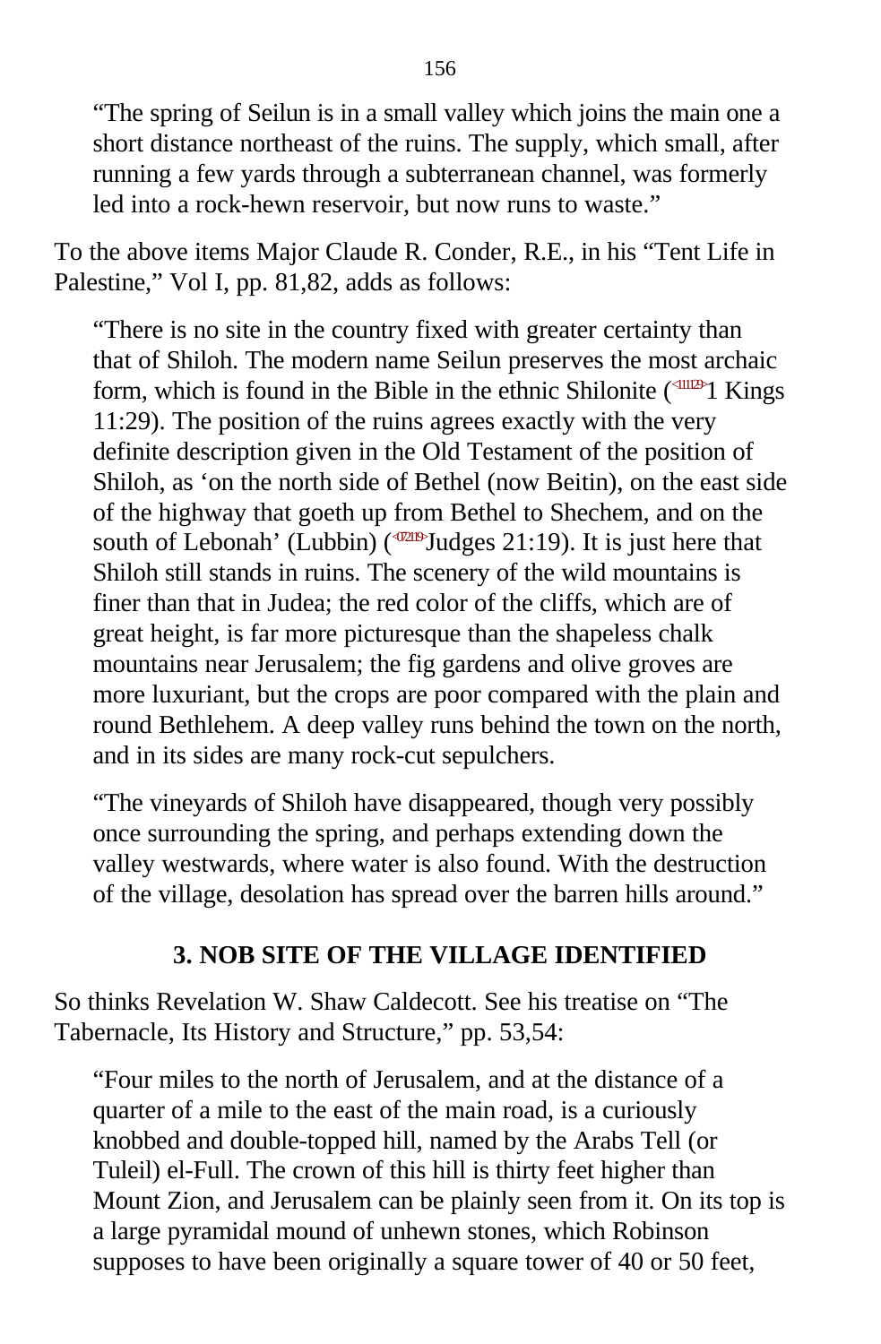"The spring of Seilun is in a small valley which joins the main one a short distance northeast of the ruins. The supply, which small, after running a few yards through a subterranean channel, was formerly led into a rock-hewn reservoir, but now runs to waste."

To the above items Major Claude R. Conder, R.E., in his "Tent Life in Palestine," Vol I, pp. 81,82, adds as follows:

> "There is no site in the country fixed with greater certainty than that of Shiloh. The modern name Seilun preserves the most archaic form, which is found in the Bible in the ethnic Shilonite (<111129>1 Kings 11:29). The position of the ruins agrees exactly with the very definite description given in the Old Testament of the position of Shiloh, as 'on the north side of Bethel (now Beitin), on the east side of the highway that goeth up from Bethel to Shechem, and on the south of Lebonah' (Lubbin) (<072119>Judges 21:19). It is just here that Shiloh still stands in ruins. The scenery of the wild mountains is finer than that in Judea; the red color of the cliffs, which are of great height, is far more picturesque than the shapeless chalk mountains near Jerusalem; the fig gardens and olive groves are more luxuriant, but the crops are poor compared with the plain and round Bethlehem. A deep valley runs behind the town on the north, and in its sides are many rock-cut sepulchers.
>
> "The vineyards of Shiloh have disappeared, though very possibly once surrounding the spring, and perhaps extending down the valley westwards, where water is also found. With the destruction of the village, desolation has spread over the barren hills around."

### 3. NOB SITE OF THE VILLAGE IDENTIFIED

So thinks Revelation W. Shaw Caldecott. See his treatise on "The Tabernacle, Its History and Structure," pp. 53,54:

> "Four miles to the north of Jerusalem, and at the distance of a quarter of a mile to the east of the main road, is a curiously knobbed and double-topped hill, named by the Arabs Tell (or Tuleil) el-Full. The crown of this hill is thirty feet higher than Mount Zion, and Jerusalem can be plainly seen from it. On its top is a large pyramidal mound of unhewn stones, which Robinson supposes to have been originally a square tower of 40 or 50 feet,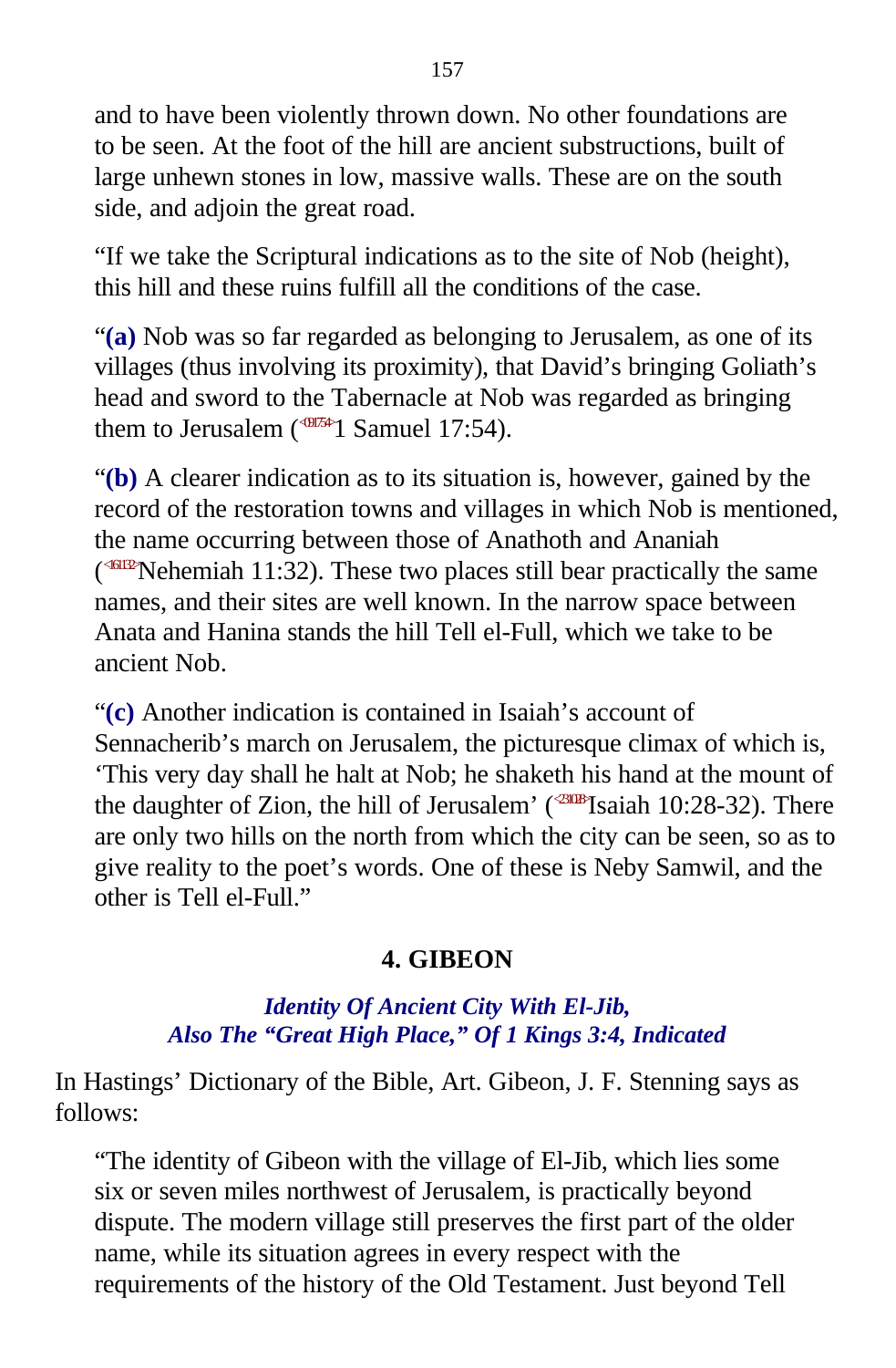and to have been violently thrown down. No other foundations are to be seen. At the foot of the hill are ancient substructions, built of large unhewn stones in low, massive walls. These are on the south side, and adjoin the great road.

“If we take the Scriptural indications as to the site of Nob (height), this hill and these ruins fulfill all the conditions of the case.

“**(a)** Nob was so far regarded as belonging to Jerusalem, as one of its villages (thus involving its proximity), that David’s bringing Goliath’s head and sword to the Tabernacle at Nob was regarded as bringing them to Jerusalem (<091754>1 Samuel 17:54).

“**(b)** A clearer indication as to its situation is, however, gained by the record of the restoration towns and villages in which Nob is mentioned, the name occurring between those of Anathoth and Ananiah (<161132>Nehemiah 11:32). These two places still bear practically the same names, and their sites are well known. In the narrow space between Anata and Hanina stands the hill Tell el-Full, which we take to be ancient Nob.

“**(c)** Another indication is contained in Isaiah’s account of Sennacherib’s march on Jerusalem, the picturesque climax of which is, ‘This very day shall he halt at Nob; he shaketh his hand at the mount of the daughter of Zion, the hill of Jerusalem’ (<231028>Isaiah 10:28-32). There are only two hills on the north from which the city can be seen, so as to give reality to the poet’s words. One of these is Neby Samwil, and the other is Tell el-Full.”

## 4. GIBEON

### *Identity Of Ancient City With El-Jib, Also The “Great High Place,” Of 1 Kings 3:4, Indicated*

In Hastings’ Dictionary of the Bible, Art. Gibeon, J. F. Stenning says as follows:

“The identity of Gibeon with the village of El-Jib, which lies some six or seven miles northwest of Jerusalem, is practically beyond dispute. The modern village still preserves the first part of the older name, while its situation agrees in every respect with the requirements of the history of the Old Testament. Just beyond Tell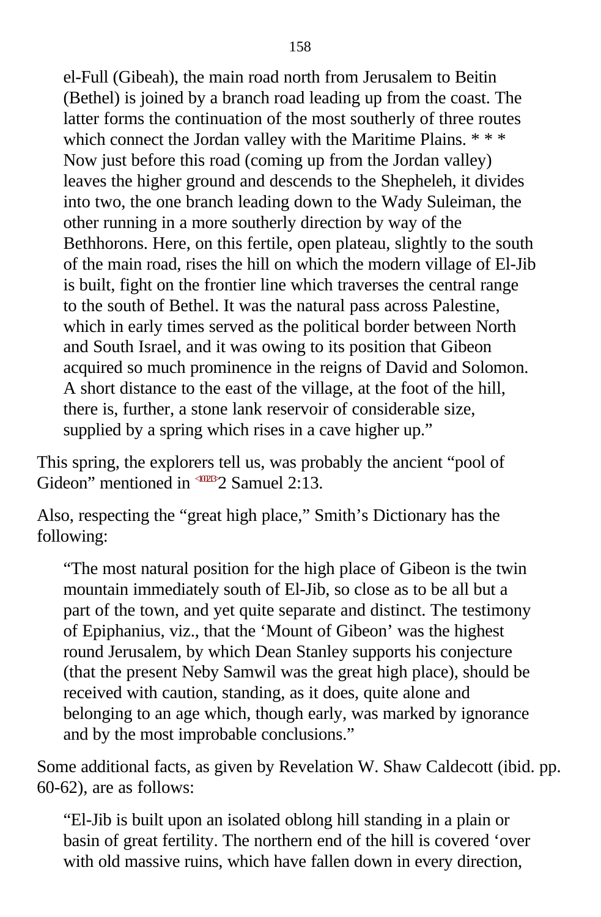> el-Full (Gibeah), the main road north from Jerusalem to Beitin (Bethel) is joined by a branch road leading up from the coast. The latter forms the continuation of the most southerly of three routes which connect the Jordan valley with the Maritime Plains. * * * Now just before this road (coming up from the Jordan valley) leaves the higher ground and descends to the Shepheleh, it divides into two, the one branch leading down to the Wady Suleiman, the other running in a more southerly direction by way of the Bethhorons. Here, on this fertile, open plateau, slightly to the south of the main road, rises the hill on which the modern village of El-Jib is built, fight on the frontier line which traverses the central range to the south of Bethel. It was the natural pass across Palestine, which in early times served as the political border between North and South Israel, and it was owing to its position that Gibeon acquired so much prominence in the reigns of David and Solomon. A short distance to the east of the village, at the foot of the hill, there is, further, a stone lank reservoir of considerable size, supplied by a spring which rises in a cave higher up."

This spring, the explorers tell us, was probably the ancient "pool of Gideon" mentioned in <100213>2 Samuel 2:13.

Also, respecting the "great high place," Smith's Dictionary has the following:

> "The most natural position for the high place of Gibeon is the twin mountain immediately south of El-Jib, so close as to be all but a part of the town, and yet quite separate and distinct. The testimony of Epiphanius, viz., that the 'Mount of Gibeon' was the highest round Jerusalem, by which Dean Stanley supports his conjecture (that the present Neby Samwil was the great high place), should be received with caution, standing, as it does, quite alone and belonging to an age which, though early, was marked by ignorance and by the most improbable conclusions."

Some additional facts, as given by Revelation W. Shaw Caldecott (ibid. pp. 60-62), are as follows:

> "El-Jib is built upon an isolated oblong hill standing in a plain or basin of great fertility. The northern end of the hill is covered 'over with old massive ruins, which have fallen down in every direction,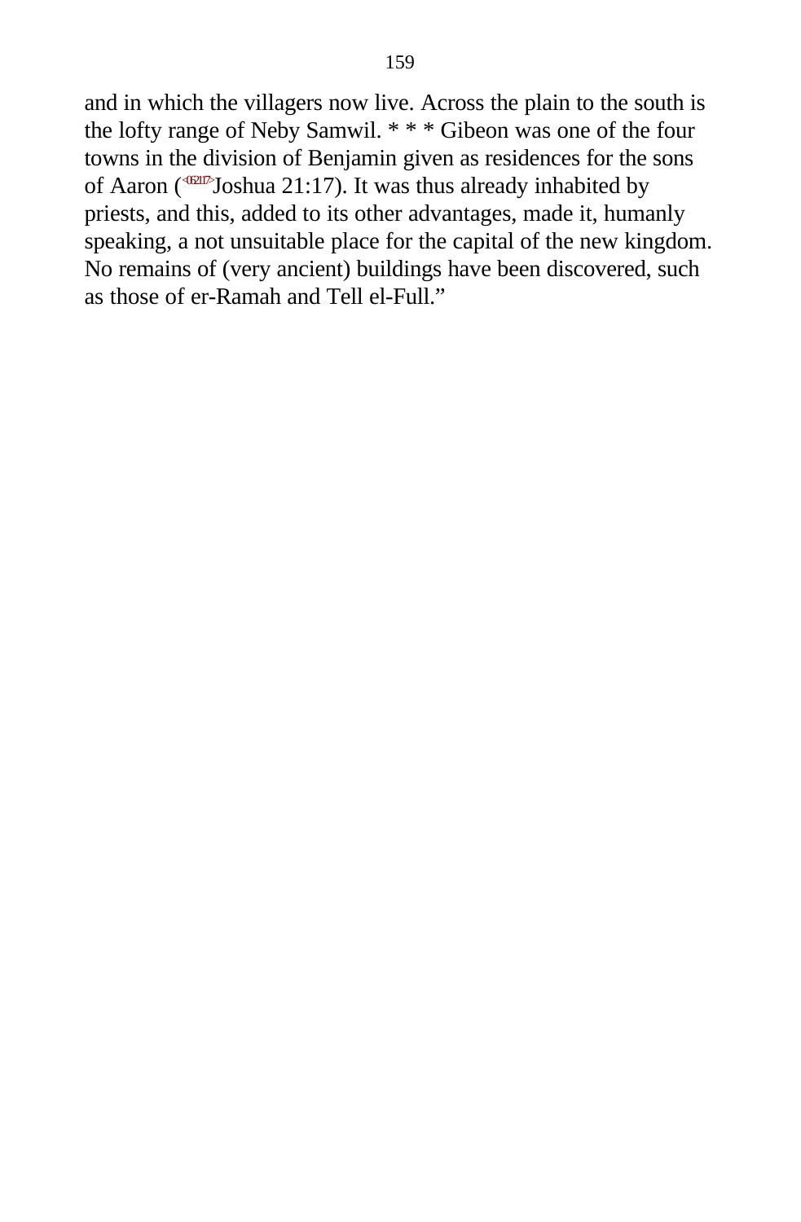and in which the villagers now live. Across the plain to the south is the lofty range of Neby Samwil. * * * Gibeon was one of the four towns in the division of Benjamin given as residences for the sons of Aaron (<062117>Joshua 21:17). It was thus already inhabited by priests, and this, added to its other advantages, made it, humanly speaking, a not unsuitable place for the capital of the new kingdom. No remains of (very ancient) buildings have been discovered, such as those of er-Ramah and Tell el-Full."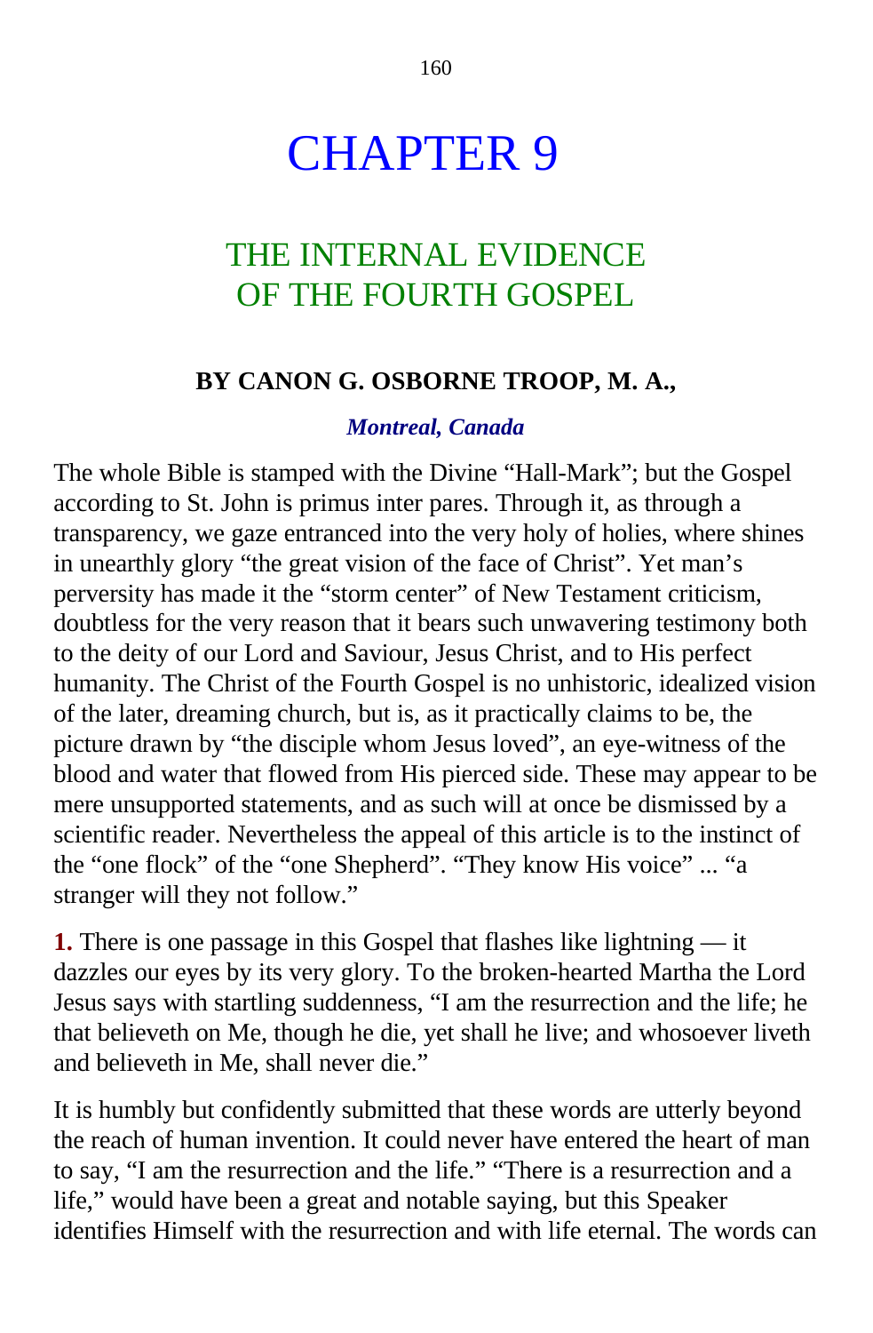# CHAPTER 9

## THE INTERNAL EVIDENCE OF THE FOURTH GOSPEL

**BY CANON G. OSBORNE TROOP, M. A.,**

***Montreal, Canada***

The whole Bible is stamped with the Divine "Hall-Mark"; but the Gospel according to St. John is primus inter pares. Through it, as through a transparency, we gaze entranced into the very holy of holies, where shines in unearthly glory "the great vision of the face of Christ". Yet man's perversity has made it the "storm center" of New Testament criticism, doubtless for the very reason that it bears such unwavering testimony both to the deity of our Lord and Saviour, Jesus Christ, and to His perfect humanity. The Christ of the Fourth Gospel is no unhistoric, idealized vision of the later, dreaming church, but is, as it practically claims to be, the picture drawn by "the disciple whom Jesus loved", an eye-witness of the blood and water that flowed from His pierced side. These may appear to be mere unsupported statements, and as such will at once be dismissed by a scientific reader. Nevertheless the appeal of this article is to the instinct of the "one flock" of the "one Shepherd". "They know His voice" ... "a stranger will they not follow."

**1.** There is one passage in this Gospel that flashes like lightning — it dazzles our eyes by its very glory. To the broken-hearted Martha the Lord Jesus says with startling suddenness, "I am the resurrection and the life; he that believeth on Me, though he die, yet shall he live; and whosoever liveth and believeth in Me, shall never die."

It is humbly but confidently submitted that these words are utterly beyond the reach of human invention. It could never have entered the heart of man to say, "I am the resurrection and the life." "There is a resurrection and a life," would have been a great and notable saying, but this Speaker identifies Himself with the resurrection and with life eternal. The words can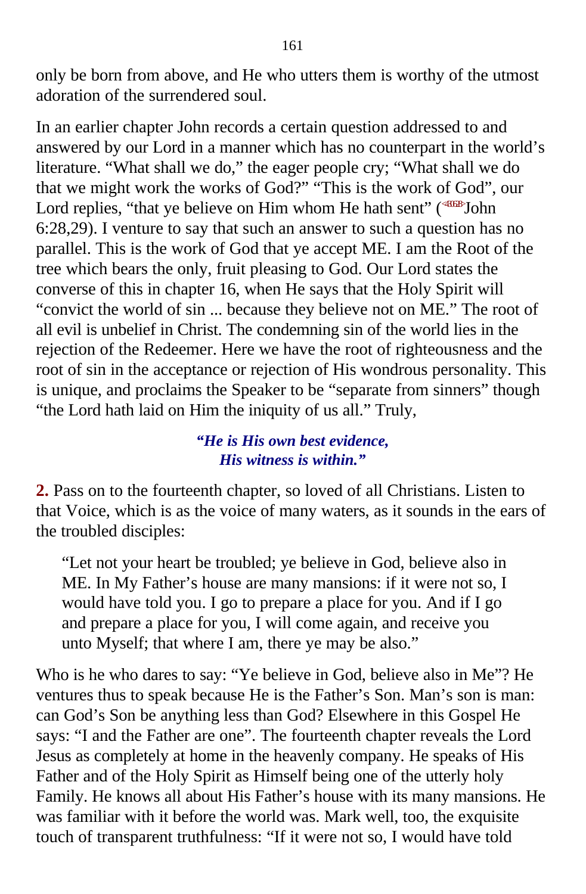only be born from above, and He who utters them is worthy of the utmost adoration of the surrendered soul.

In an earlier chapter John records a certain question addressed to and answered by our Lord in a manner which has no counterpart in the world’s literature. “What shall we do,” the eager people cry; “What shall we do that we might work the works of God?” “This is the work of God”, our Lord replies, “that ye believe on Him whom He hath sent” (John 6:28,29). I venture to say that such an answer to such a question has no parallel. This is the work of God that ye accept ME. I am the Root of the tree which bears the only, fruit pleasing to God. Our Lord states the converse of this in chapter 16, when He says that the Holy Spirit will “convict the world of sin ... because they believe not on ME.” The root of all evil is unbelief in Christ. The condemning sin of the world lies in the rejection of the Redeemer. Here we have the root of righteousness and the root of sin in the acceptance or rejection of His wondrous personality. This is unique, and proclaims the Speaker to be “separate from sinners” though “the Lord hath laid on Him the iniquity of us all.” Truly,

> ***“He is His own best evidence,***
> ***His witness is within.”***

**2.** Pass on to the fourteenth chapter, so loved of all Christians. Listen to that Voice, which is as the voice of many waters, as it sounds in the ears of the troubled disciples:

> “Let not your heart be troubled; ye believe in God, believe also in ME. In My Father’s house are many mansions: if it were not so, I would have told you. I go to prepare a place for you. And if I go and prepare a place for you, I will come again, and receive you unto Myself; that where I am, there ye may be also.”

Who is he who dares to say: “Ye believe in God, believe also in Me”? He ventures thus to speak because He is the Father’s Son. Man’s son is man: can God’s Son be anything less than God? Elsewhere in this Gospel He says: “I and the Father are one”. The fourteenth chapter reveals the Lord Jesus as completely at home in the heavenly company. He speaks of His Father and of the Holy Spirit as Himself being one of the utterly holy Family. He knows all about His Father’s house with its many mansions. He was familiar with it before the world was. Mark well, too, the exquisite touch of transparent truthfulness: “If it were not so, I would have told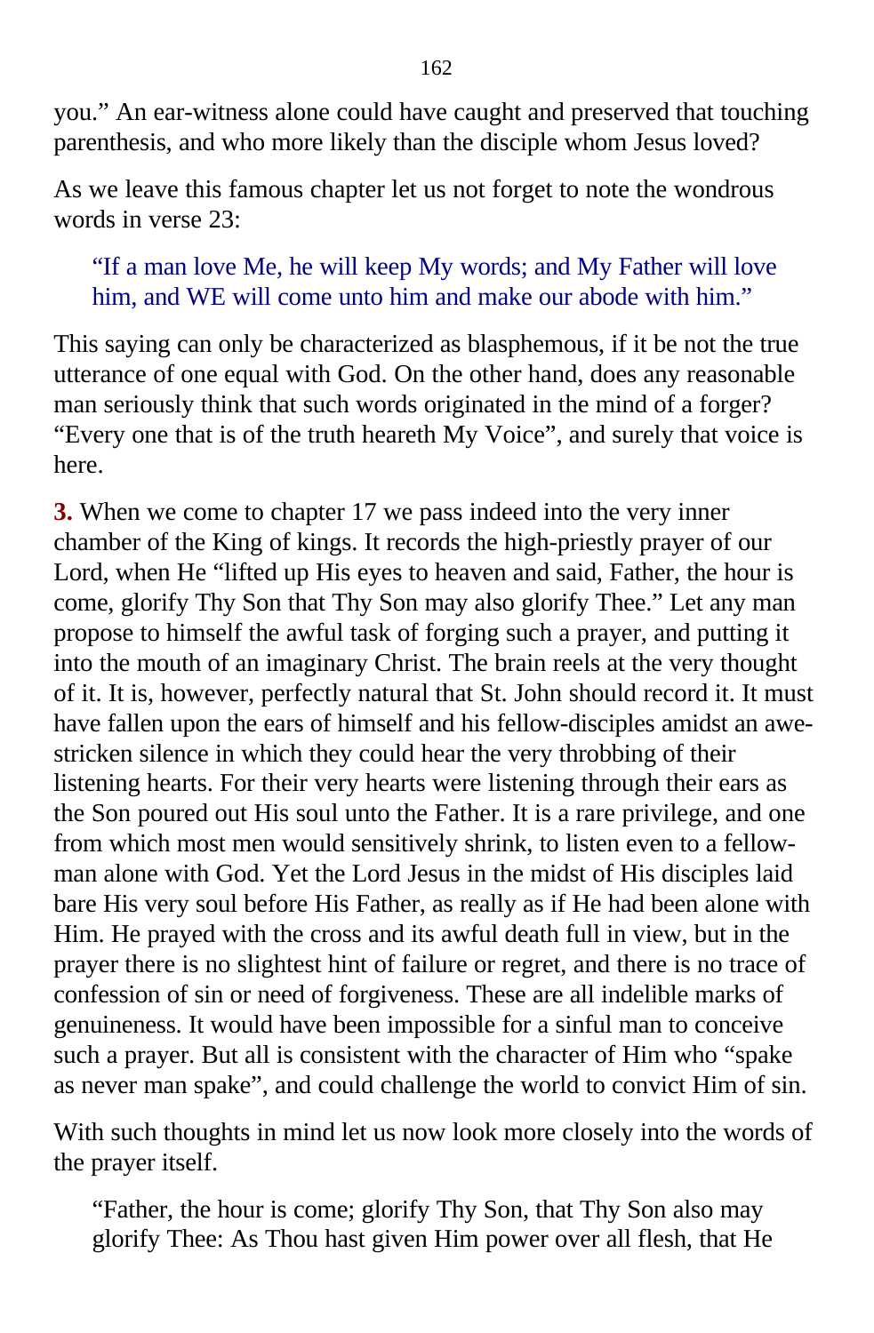you.” An ear-witness alone could have caught and preserved that touching parenthesis, and who more likely than the disciple whom Jesus loved?

As we leave this famous chapter let us not forget to note the wondrous words in verse 23:

> “If a man love Me, he will keep My words; and My Father will love him, and WE will come unto him and make our abode with him.”

This saying can only be characterized as blasphemous, if it be not the true utterance of one equal with God. On the other hand, does any reasonable man seriously think that such words originated in the mind of a forger? “Every one that is of the truth heareth My Voice”, and surely that voice is here.

**3.** When we come to chapter 17 we pass indeed into the very inner chamber of the King of kings. It records the high-priestly prayer of our Lord, when He “lifted up His eyes to heaven and said, Father, the hour is come, glorify Thy Son that Thy Son may also glorify Thee.” Let any man propose to himself the awful task of forging such a prayer, and putting it into the mouth of an imaginary Christ. The brain reels at the very thought of it. It is, however, perfectly natural that St. John should record it. It must have fallen upon the ears of himself and his fellow-disciples amidst an awe-stricken silence in which they could hear the very throbbing of their listening hearts. For their very hearts were listening through their ears as the Son poured out His soul unto the Father. It is a rare privilege, and one from which most men would sensitively shrink, to listen even to a fellow-man alone with God. Yet the Lord Jesus in the midst of His disciples laid bare His very soul before His Father, as really as if He had been alone with Him. He prayed with the cross and its awful death full in view, but in the prayer there is no slightest hint of failure or regret, and there is no trace of confession of sin or need of forgiveness. These are all indelible marks of genuineness. It would have been impossible for a sinful man to conceive such a prayer. But all is consistent with the character of Him who “spake as never man spake”, and could challenge the world to convict Him of sin.

With such thoughts in mind let us now look more closely into the words of the prayer itself.

> “Father, the hour is come; glorify Thy Son, that Thy Son also may glorify Thee: As Thou hast given Him power over all flesh, that He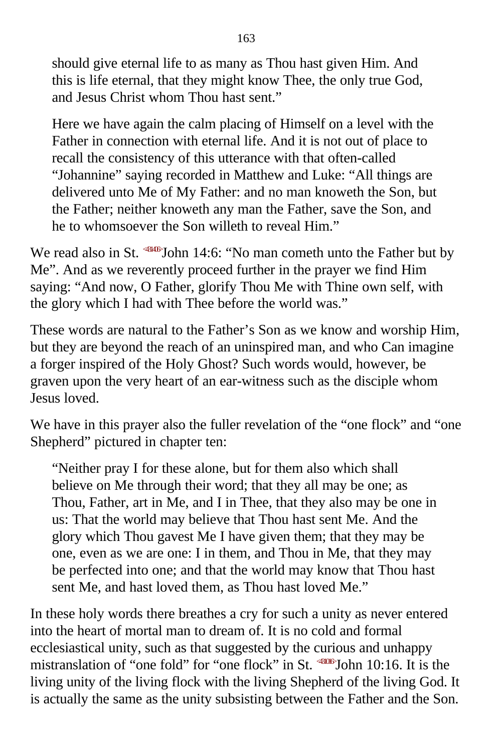> should give eternal life to as many as Thou hast given Him. And this is life eternal, that they might know Thee, the only true God, and Jesus Christ whom Thou hast sent."
>
> Here we have again the calm placing of Himself on a level with the Father in connection with eternal life. And it is not out of place to recall the consistency of this utterance with that often-called "Johannine" saying recorded in Matthew and Luke: "All things are delivered unto Me of My Father: and no man knoweth the Son, but the Father; neither knoweth any man the Father, save the Son, and he to whomsoever the Son willeth to reveal Him."

We read also in St. <431406>John 14:6: "No man cometh unto the Father but by Me". And as we reverently proceed further in the prayer we find Him saying: "And now, O Father, glorify Thou Me with Thine own self, with the glory which I had with Thee before the world was."

These words are natural to the Father's Son as we know and worship Him, but they are beyond the reach of an uninspired man, and who Can imagine a forger inspired of the Holy Ghost? Such words would, however, be graven upon the very heart of an ear-witness such as the disciple whom Jesus loved.

We have in this prayer also the fuller revelation of the "one flock" and "one Shepherd" pictured in chapter ten:

> "Neither pray I for these alone, but for them also which shall believe on Me through their word; that they all may be one; as Thou, Father, art in Me, and I in Thee, that they also may be one in us: That the world may believe that Thou hast sent Me. And the glory which Thou gavest Me I have given them; that they may be one, even as we are one: I in them, and Thou in Me, that they may be perfected into one; and that the world may know that Thou hast sent Me, and hast loved them, as Thou hast loved Me."

In these holy words there breathes a cry for such a unity as never entered into the heart of mortal man to dream of. It is no cold and formal ecclesiastical unity, such as that suggested by the curious and unhappy mistranslation of "one fold" for "one flock" in St. <431016>John 10:16. It is the living unity of the living flock with the living Shepherd of the living God. It is actually the same as the unity subsisting between the Father and the Son.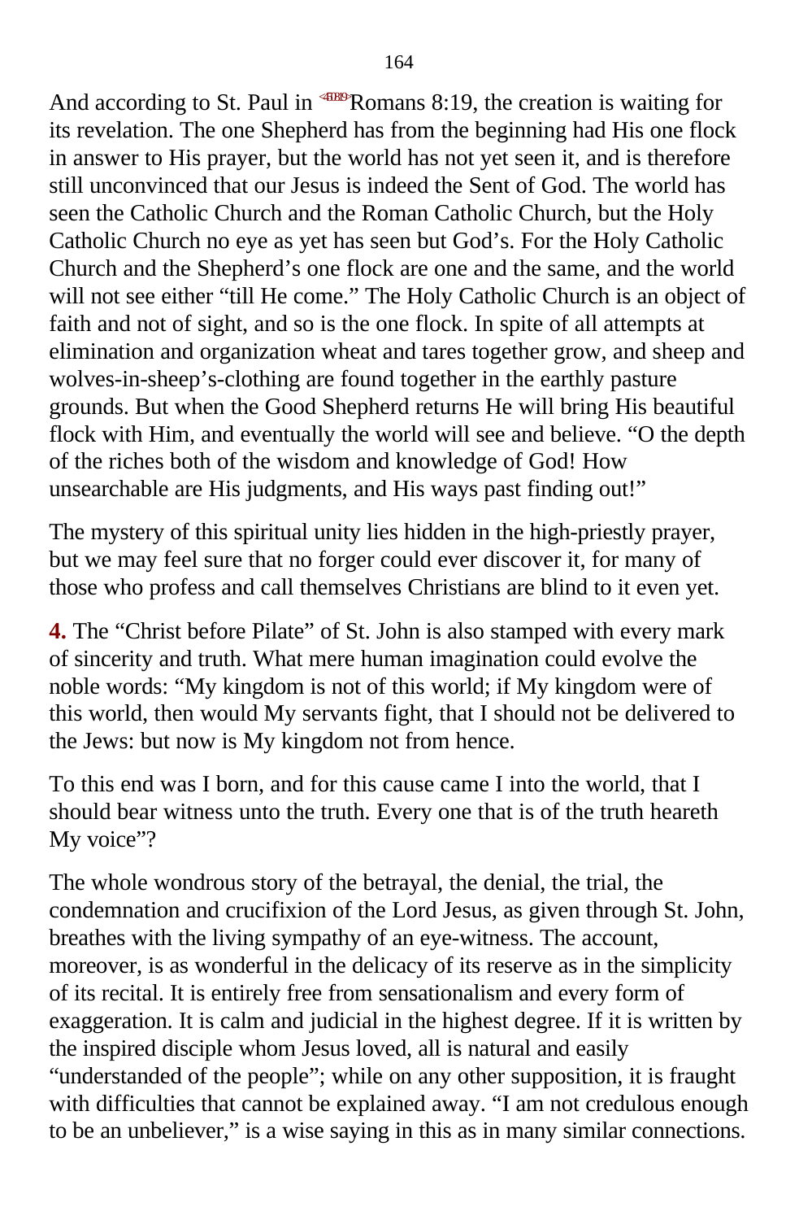And according to St. Paul in Romans 8:19, the creation is waiting for its revelation. The one Shepherd has from the beginning had His one flock in answer to His prayer, but the world has not yet seen it, and is therefore still unconvinced that our Jesus is indeed the Sent of God. The world has seen the Catholic Church and the Roman Catholic Church, but the Holy Catholic Church no eye as yet has seen but God's. For the Holy Catholic Church and the Shepherd's one flock are one and the same, and the world will not see either "till He come." The Holy Catholic Church is an object of faith and not of sight, and so is the one flock. In spite of all attempts at elimination and organization wheat and tares together grow, and sheep and wolves-in-sheep's-clothing are found together in the earthly pasture grounds. But when the Good Shepherd returns He will bring His beautiful flock with Him, and eventually the world will see and believe. "O the depth of the riches both of the wisdom and knowledge of God! How unsearchable are His judgments, and His ways past finding out!"

The mystery of this spiritual unity lies hidden in the high-priestly prayer, but we may feel sure that no forger could ever discover it, for many of those who profess and call themselves Christians are blind to it even yet.

**4.** The "Christ before Pilate" of St. John is also stamped with every mark of sincerity and truth. What mere human imagination could evolve the noble words: "My kingdom is not of this world; if My kingdom were of this world, then would My servants fight, that I should not be delivered to the Jews: but now is My kingdom not from hence.

To this end was I born, and for this cause came I into the world, that I should bear witness unto the truth. Every one that is of the truth heareth My voice"?

The whole wondrous story of the betrayal, the denial, the trial, the condemnation and crucifixion of the Lord Jesus, as given through St. John, breathes with the living sympathy of an eye-witness. The account, moreover, is as wonderful in the delicacy of its reserve as in the simplicity of its recital. It is entirely free from sensationalism and every form of exaggeration. It is calm and judicial in the highest degree. If it is written by the inspired disciple whom Jesus loved, all is natural and easily "understanded of the people"; while on any other supposition, it is fraught with difficulties that cannot be explained away. "I am not credulous enough to be an unbeliever," is a wise saying in this as in many similar connections.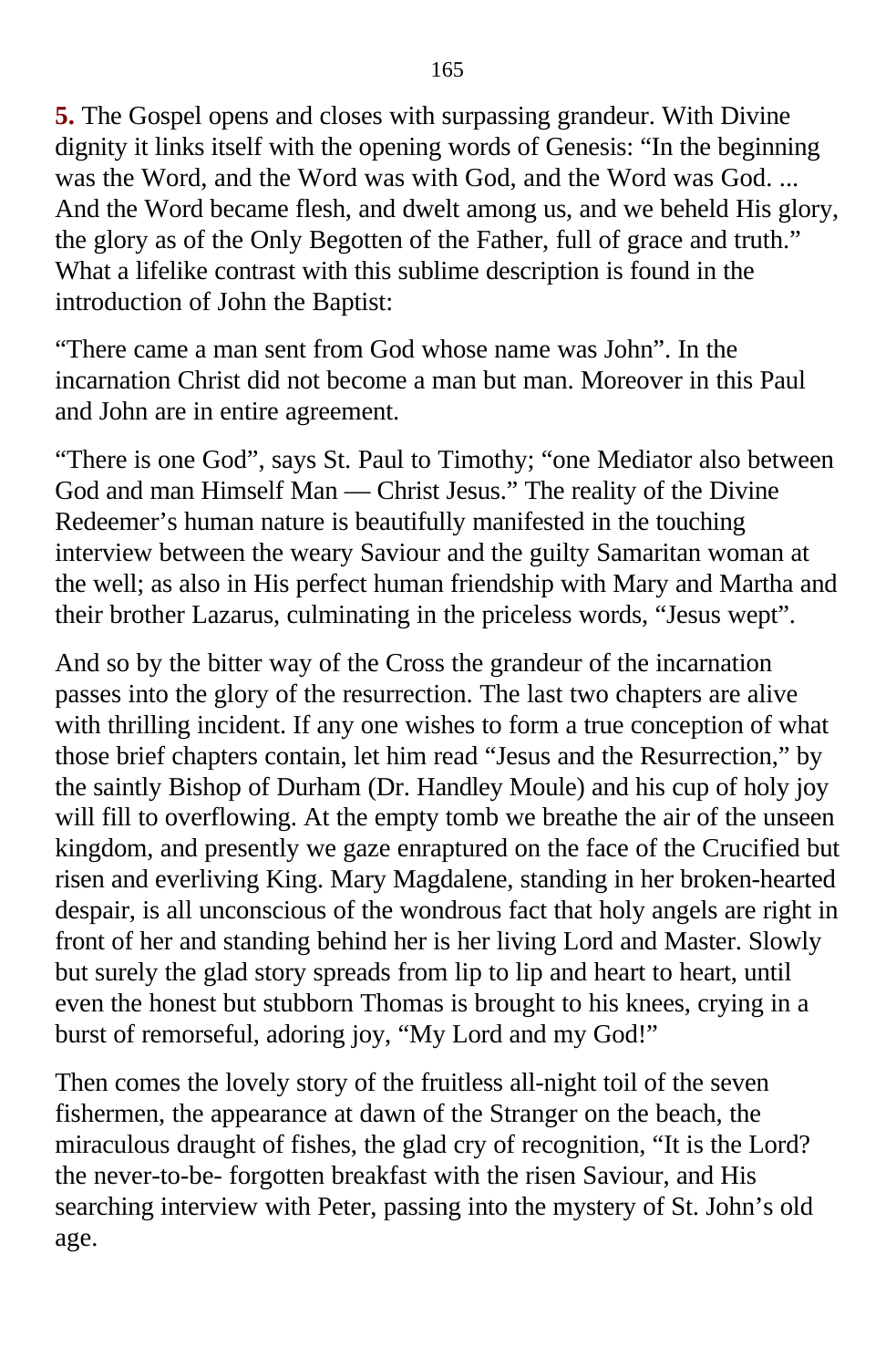**5.** The Gospel opens and closes with surpassing grandeur. With Divine dignity it links itself with the opening words of Genesis: “In the beginning was the Word, and the Word was with God, and the Word was God. ... And the Word became flesh, and dwelt among us, and we beheld His glory, the glory as of the Only Begotten of the Father, full of grace and truth.” What a lifelike contrast with this sublime description is found in the introduction of John the Baptist:

“There came a man sent from God whose name was John”. In the incarnation Christ did not become a man but man. Moreover in this Paul and John are in entire agreement.

“There is one God”, says St. Paul to Timothy; “one Mediator also between God and man Himself Man — Christ Jesus.” The reality of the Divine Redeemer’s human nature is beautifully manifested in the touching interview between the weary Saviour and the guilty Samaritan woman at the well; as also in His perfect human friendship with Mary and Martha and their brother Lazarus, culminating in the priceless words, “Jesus wept”.

And so by the bitter way of the Cross the grandeur of the incarnation passes into the glory of the resurrection. The last two chapters are alive with thrilling incident. If any one wishes to form a true conception of what those brief chapters contain, let him read “Jesus and the Resurrection,” by the saintly Bishop of Durham (Dr. Handley Moule) and his cup of holy joy will fill to overflowing. At the empty tomb we breathe the air of the unseen kingdom, and presently we gaze enraptured on the face of the Crucified but risen and everliving King. Mary Magdalene, standing in her broken-hearted despair, is all unconscious of the wondrous fact that holy angels are right in front of her and standing behind her is her living Lord and Master. Slowly but surely the glad story spreads from lip to lip and heart to heart, until even the honest but stubborn Thomas is brought to his knees, crying in a burst of remorseful, adoring joy, “My Lord and my God!”

Then comes the lovely story of the fruitless all-night toil of the seven fishermen, the appearance at dawn of the Stranger on the beach, the miraculous draught of fishes, the glad cry of recognition, “It is the Lord? the never-to-be- forgotten breakfast with the risen Saviour, and His searching interview with Peter, passing into the mystery of St. John’s old age.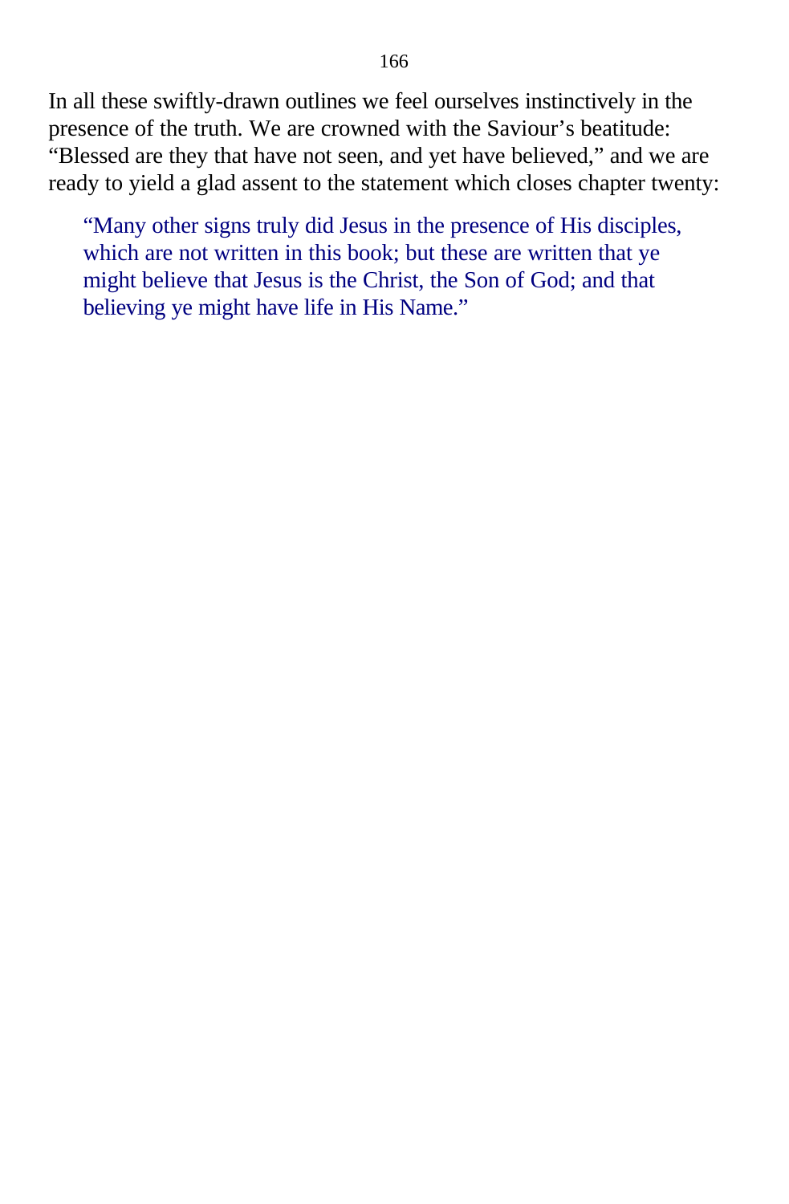In all these swiftly-drawn outlines we feel ourselves instinctively in the presence of the truth. We are crowned with the Saviour's beatitude: "Blessed are they that have not seen, and yet have believed," and we are ready to yield a glad assent to the statement which closes chapter twenty:

> "Many other signs truly did Jesus in the presence of His disciples, which are not written in this book; but these are written that ye might believe that Jesus is the Christ, the Son of God; and that believing ye might have life in His Name."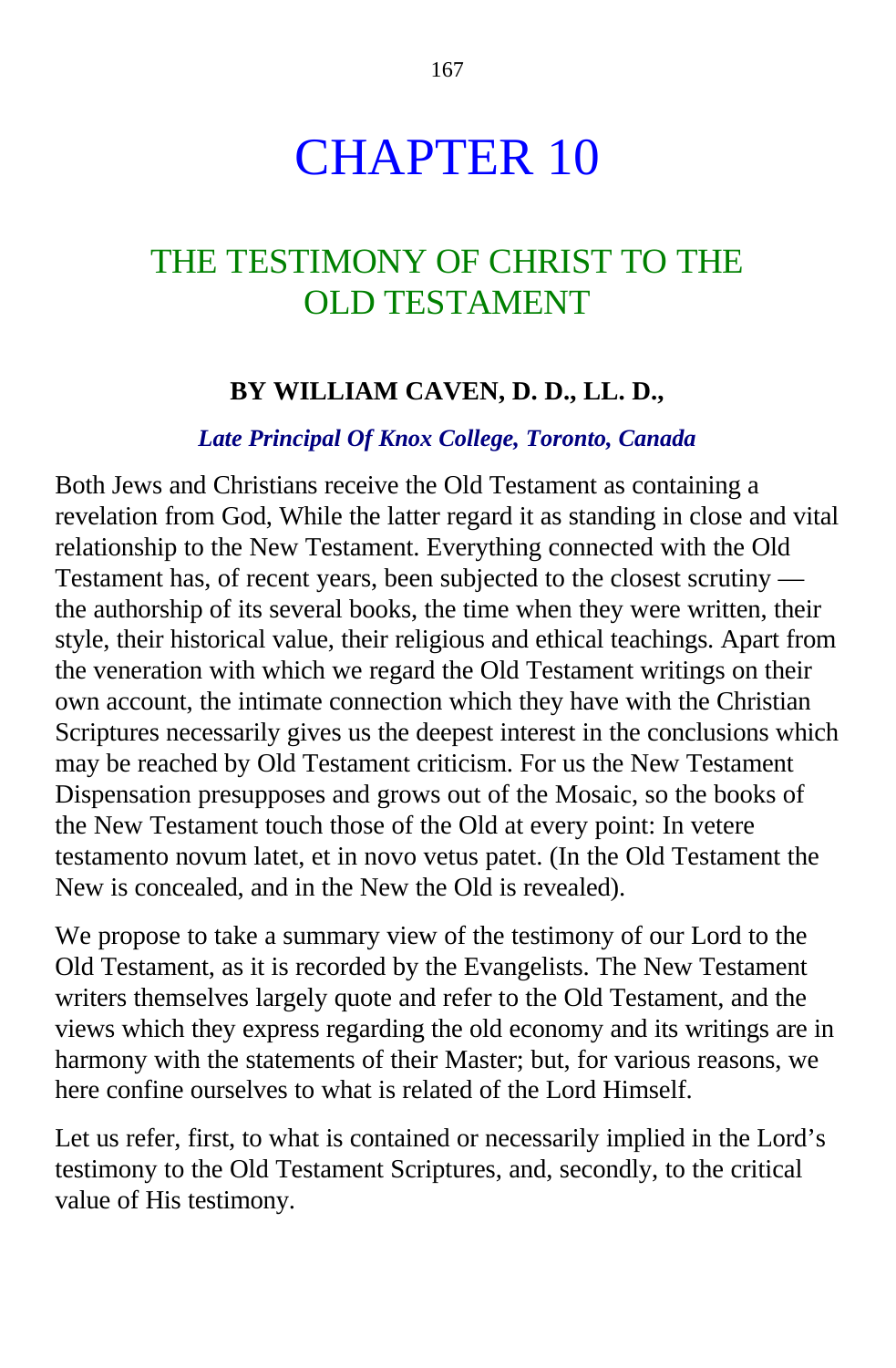# CHAPTER 10

## THE TESTIMONY OF CHRIST TO THE OLD TESTAMENT

**BY WILLIAM CAVEN, D. D., LL. D.,**

***Late Principal Of Knox College, Toronto, Canada***

Both Jews and Christians receive the Old Testament as containing a revelation from God, While the latter regard it as standing in close and vital relationship to the New Testament. Everything connected with the Old Testament has, of recent years, been subjected to the closest scrutiny — the authorship of its several books, the time when they were written, their style, their historical value, their religious and ethical teachings. Apart from the veneration with which we regard the Old Testament writings on their own account, the intimate connection which they have with the Christian Scriptures necessarily gives us the deepest interest in the conclusions which may be reached by Old Testament criticism. For us the New Testament Dispensation presupposes and grows out of the Mosaic, so the books of the New Testament touch those of the Old at every point: In vetere testamento novum latet, et in novo vetus patet. (In the Old Testament the New is concealed, and in the New the Old is revealed).

We propose to take a summary view of the testimony of our Lord to the Old Testament, as it is recorded by the Evangelists. The New Testament writers themselves largely quote and refer to the Old Testament, and the views which they express regarding the old economy and its writings are in harmony with the statements of their Master; but, for various reasons, we here confine ourselves to what is related of the Lord Himself.

Let us refer, first, to what is contained or necessarily implied in the Lord's testimony to the Old Testament Scriptures, and, secondly, to the critical value of His testimony.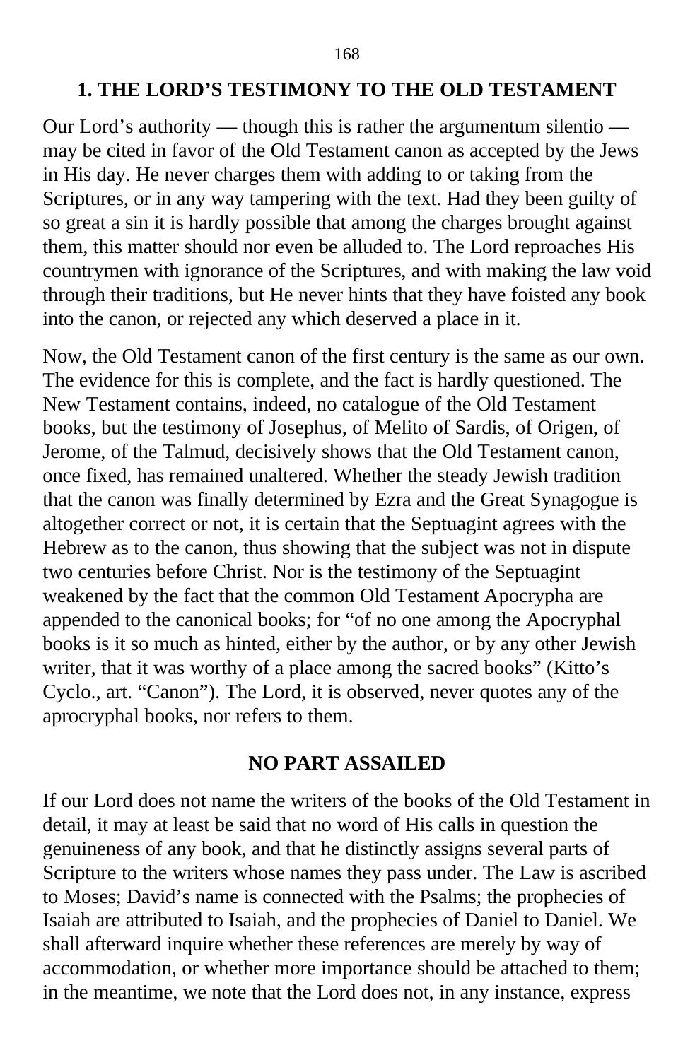## 1. THE LORD'S TESTIMONY TO THE OLD TESTAMENT

Our Lord's authority — though this is rather the argumentum silentio — may be cited in favor of the Old Testament canon as accepted by the Jews in His day. He never charges them with adding to or taking from the Scriptures, or in any way tampering with the text. Had they been guilty of so great a sin it is hardly possible that among the charges brought against them, this matter should nor even be alluded to. The Lord reproaches His countrymen with ignorance of the Scriptures, and with making the law void through their traditions, but He never hints that they have foisted any book into the canon, or rejected any which deserved a place in it.

Now, the Old Testament canon of the first century is the same as our own. The evidence for this is complete, and the fact is hardly questioned. The New Testament contains, indeed, no catalogue of the Old Testament books, but the testimony of Josephus, of Melito of Sardis, of Origen, of Jerome, of the Talmud, decisively shows that the Old Testament canon, once fixed, has remained unaltered. Whether the steady Jewish tradition that the canon was finally determined by Ezra and the Great Synagogue is altogether correct or not, it is certain that the Septuagint agrees with the Hebrew as to the canon, thus showing that the subject was not in dispute two centuries before Christ. Nor is the testimony of the Septuagint weakened by the fact that the common Old Testament Apocrypha are appended to the canonical books; for "of no one among the Apocryphal books is it so much as hinted, either by the author, or by any other Jewish writer, that it was worthy of a place among the sacred books" (Kitto's Cyclo., art. "Canon"). The Lord, it is observed, never quotes any of the aprocryphal books, nor refers to them.

### NO PART ASSAILED

If our Lord does not name the writers of the books of the Old Testament in detail, it may at least be said that no word of His calls in question the genuineness of any book, and that he distinctly assigns several parts of Scripture to the writers whose names they pass under. The Law is ascribed to Moses; David's name is connected with the Psalms; the prophecies of Isaiah are attributed to Isaiah, and the prophecies of Daniel to Daniel. We shall afterward inquire whether these references are merely by way of accommodation, or whether more importance should be attached to them; in the meantime, we note that the Lord does not, in any instance, express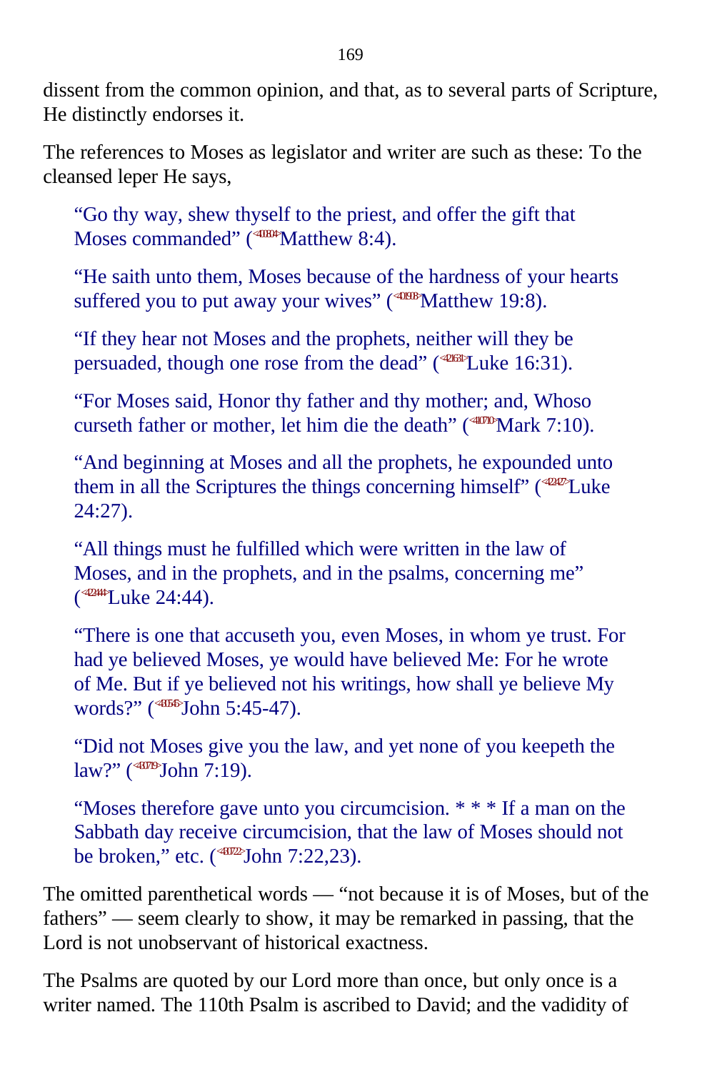dissent from the common opinion, and that, as to several parts of Scripture, He distinctly endorses it.

The references to Moses as legislator and writer are such as these: To the cleansed leper He says,

> "Go thy way, shew thyself to the priest, and offer the gift that Moses commanded" (Matthew 8:4).
>
> "He saith unto them, Moses because of the hardness of your hearts suffered you to put away your wives" (Matthew 19:8).
>
> "If they hear not Moses and the prophets, neither will they be persuaded, though one rose from the dead" (Luke 16:31).
>
> "For Moses said, Honor thy father and thy mother; and, Whoso curseth father or mother, let him die the death" (Mark 7:10).
>
> "And beginning at Moses and all the prophets, he expounded unto them in all the Scriptures the things concerning himself" (Luke 24:27).
>
> "All things must he fulfilled which were written in the law of Moses, and in the prophets, and in the psalms, concerning me" (Luke 24:44).
>
> "There is one that accuseth you, even Moses, in whom ye trust. For had ye believed Moses, ye would have believed Me: For he wrote of Me. But if ye believed not his writings, how shall ye believe My words?" (John 5:45-47).
>
> "Did not Moses give you the law, and yet none of you keepeth the law?" (John 7:19).
>
> "Moses therefore gave unto you circumcision. * * * If a man on the Sabbath day receive circumcision, that the law of Moses should not be broken," etc. (John 7:22,23).

The omitted parenthetical words — "not because it is of Moses, but of the fathers" — seem clearly to show, it may be remarked in passing, that the Lord is not unobservant of historical exactness.

The Psalms are quoted by our Lord more than once, but only once is a writer named. The 110th Psalm is ascribed to David; and the vadidity of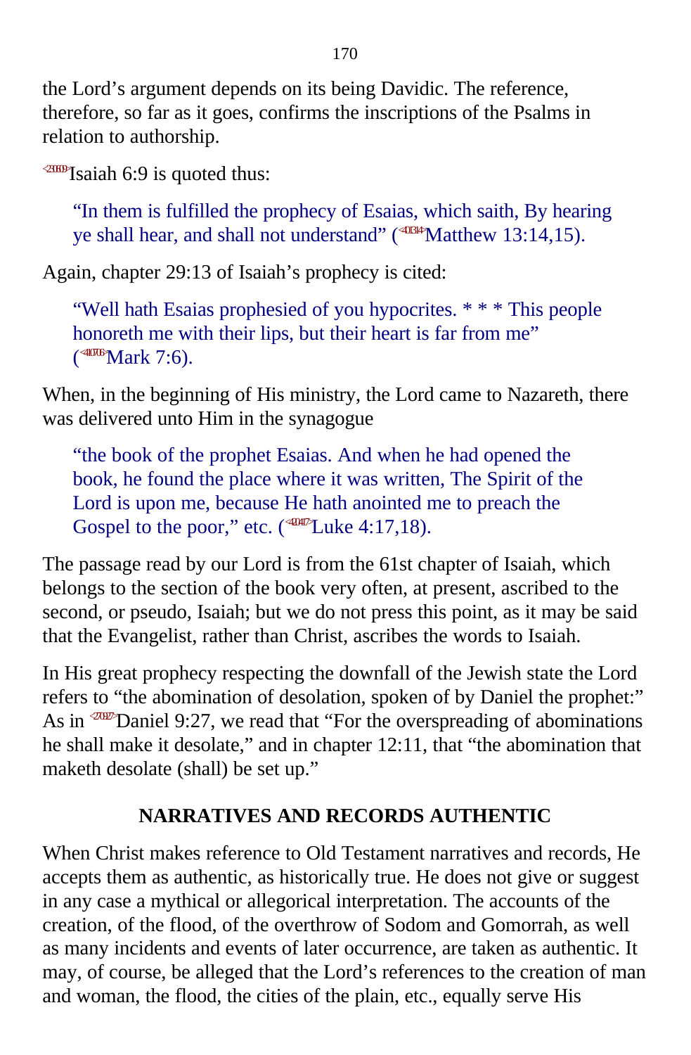the Lord’s argument depends on its being Davidic. The reference, therefore, so far as it goes, confirms the inscriptions of the Psalms in relation to authorship.

<230609>Isaiah 6:9 is quoted thus:

> “In them is fulfilled the prophecy of Esaias, which saith, By hearing ye shall hear, and shall not understand” (<401314>Matthew 13:14,15).

Again, chapter 29:13 of Isaiah’s prophecy is cited:

> “Well hath Esaias prophesied of you hypocrites. * * * This people honoreth me with their lips, but their heart is far from me” (<410706>Mark 7:6).

When, in the beginning of His ministry, the Lord came to Nazareth, there was delivered unto Him in the synagogue

> “the book of the prophet Esaias. And when he had opened the book, he found the place where it was written, The Spirit of the Lord is upon me, because He hath anointed me to preach the Gospel to the poor,” etc. (<420417>Luke 4:17,18).

The passage read by our Lord is from the 61st chapter of Isaiah, which belongs to the section of the book very often, at present, ascribed to the second, or pseudo, Isaiah; but we do not press this point, as it may be said that the Evangelist, rather than Christ, ascribes the words to Isaiah.

In His great prophecy respecting the downfall of the Jewish state the Lord refers to “the abomination of desolation, spoken of by Daniel the prophet:” As in <270927>Daniel 9:27, we read that “For the overspreading of abominations he shall make it desolate,” and in chapter 12:11, that “the abomination that maketh desolate (shall) be set up.”

## NARRATIVES AND RECORDS AUTHENTIC

When Christ makes reference to Old Testament narratives and records, He accepts them as authentic, as historically true. He does not give or suggest in any case a mythical or allegorical interpretation. The accounts of the creation, of the flood, of the overthrow of Sodom and Gomorrah, as well as many incidents and events of later occurrence, are taken as authentic. It may, of course, be alleged that the Lord’s references to the creation of man and woman, the flood, the cities of the plain, etc., equally serve His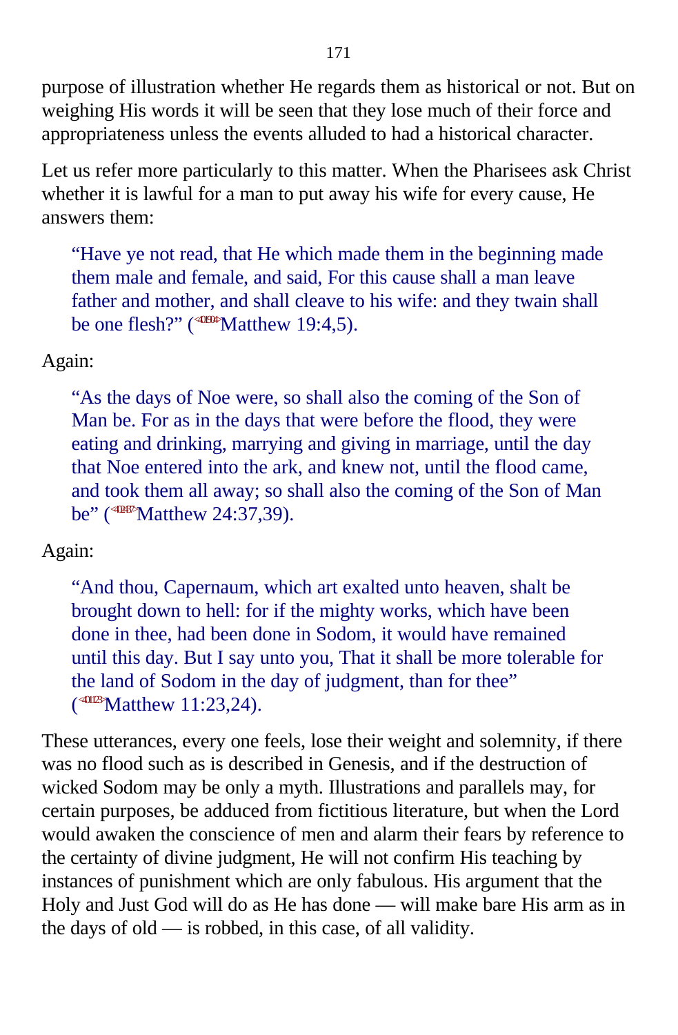purpose of illustration whether He regards them as historical or not. But on weighing His words it will be seen that they lose much of their force and appropriateness unless the events alluded to had a historical character.

Let us refer more particularly to this matter. When the Pharisees ask Christ whether it is lawful for a man to put away his wife for every cause, He answers them:

> "Have ye not read, that He which made them in the beginning made them male and female, and said, For this cause shall a man leave father and mother, and shall cleave to his wife: and they twain shall be one flesh?" (<401904>Matthew 19:4,5).

Again:

> "As the days of Noe were, so shall also the coming of the Son of Man be. For as in the days that were before the flood, they were eating and drinking, marrying and giving in marriage, until the day that Noe entered into the ark, and knew not, until the flood came, and took them all away; so shall also the coming of the Son of Man be" (<402437>Matthew 24:37,39).

Again:

> "And thou, Capernaum, which art exalted unto heaven, shalt be brought down to hell: for if the mighty works, which have been done in thee, had been done in Sodom, it would have remained until this day. But I say unto you, That it shall be more tolerable for the land of Sodom in the day of judgment, than for thee" (<401123>Matthew 11:23,24).

These utterances, every one feels, lose their weight and solemnity, if there was no flood such as is described in Genesis, and if the destruction of wicked Sodom may be only a myth. Illustrations and parallels may, for certain purposes, be adduced from fictitious literature, but when the Lord would awaken the conscience of men and alarm their fears by reference to the certainty of divine judgment, He will not confirm His teaching by instances of punishment which are only fabulous. His argument that the Holy and Just God will do as He has done — will make bare His arm as in the days of old — is robbed, in this case, of all validity.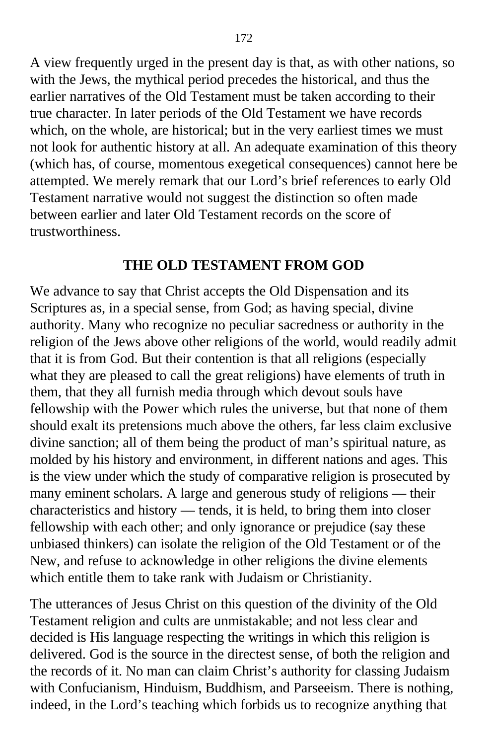A view frequently urged in the present day is that, as with other nations, so with the Jews, the mythical period precedes the historical, and thus the earlier narratives of the Old Testament must be taken according to their true character. In later periods of the Old Testament we have records which, on the whole, are historical; but in the very earliest times we must not look for authentic history at all. An adequate examination of this theory (which has, of course, momentous exegetical consequences) cannot here be attempted. We merely remark that our Lord's brief references to early Old Testament narrative would not suggest the distinction so often made between earlier and later Old Testament records on the score of trustworthiness.

## THE OLD TESTAMENT FROM GOD

We advance to say that Christ accepts the Old Dispensation and its Scriptures as, in a special sense, from God; as having special, divine authority. Many who recognize no peculiar sacredness or authority in the religion of the Jews above other religions of the world, would readily admit that it is from God. But their contention is that all religions (especially what they are pleased to call the great religions) have elements of truth in them, that they all furnish media through which devout souls have fellowship with the Power which rules the universe, but that none of them should exalt its pretensions much above the others, far less claim exclusive divine sanction; all of them being the product of man's spiritual nature, as molded by his history and environment, in different nations and ages. This is the view under which the study of comparative religion is prosecuted by many eminent scholars. A large and generous study of religions — their characteristics and history — tends, it is held, to bring them into closer fellowship with each other; and only ignorance or prejudice (say these unbiased thinkers) can isolate the religion of the Old Testament or of the New, and refuse to acknowledge in other religions the divine elements which entitle them to take rank with Judaism or Christianity.

The utterances of Jesus Christ on this question of the divinity of the Old Testament religion and cults are unmistakable; and not less clear and decided is His language respecting the writings in which this religion is delivered. God is the source in the directest sense, of both the religion and the records of it. No man can claim Christ's authority for classing Judaism with Confucianism, Hinduism, Buddhism, and Parseeism. There is nothing, indeed, in the Lord's teaching which forbids us to recognize anything that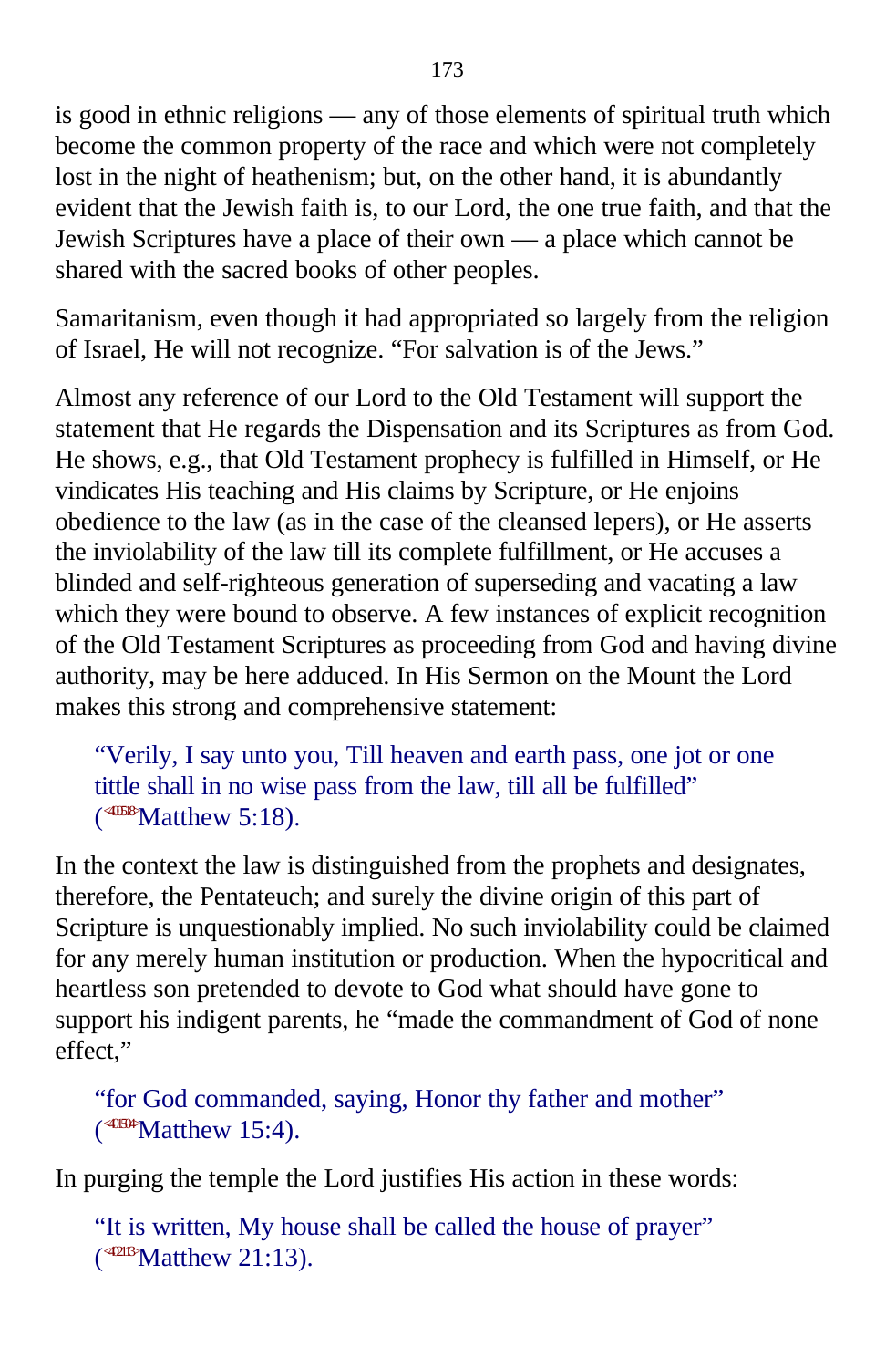is good in ethnic religions — any of those elements of spiritual truth which become the common property of the race and which were not completely lost in the night of heathenism; but, on the other hand, it is abundantly evident that the Jewish faith is, to our Lord, the one true faith, and that the Jewish Scriptures have a place of their own — a place which cannot be shared with the sacred books of other peoples.

Samaritanism, even though it had appropriated so largely from the religion of Israel, He will not recognize. "For salvation is of the Jews."

Almost any reference of our Lord to the Old Testament will support the statement that He regards the Dispensation and its Scriptures as from God. He shows, e.g., that Old Testament prophecy is fulfilled in Himself, or He vindicates His teaching and His claims by Scripture, or He enjoins obedience to the law (as in the case of the cleansed lepers), or He asserts the inviolability of the law till its complete fulfillment, or He accuses a blinded and self-righteous generation of superseding and vacating a law which they were bound to observe. A few instances of explicit recognition of the Old Testament Scriptures as proceeding from God and having divine authority, may be here adduced. In His Sermon on the Mount the Lord makes this strong and comprehensive statement:

> "Verily, I say unto you, Till heaven and earth pass, one jot or one tittle shall in no wise pass from the law, till all be fulfilled" (<400518>Matthew 5:18).

In the context the law is distinguished from the prophets and designates, therefore, the Pentateuch; and surely the divine origin of this part of Scripture is unquestionably implied. No such inviolability could be claimed for any merely human institution or production. When the hypocritical and heartless son pretended to devote to God what should have gone to support his indigent parents, he "made the commandment of God of none effect,"

> "for God commanded, saying, Honor thy father and mother" (<401504>Matthew 15:4).

In purging the temple the Lord justifies His action in these words:

> "It is written, My house shall be called the house of prayer" (<402113>Matthew 21:13).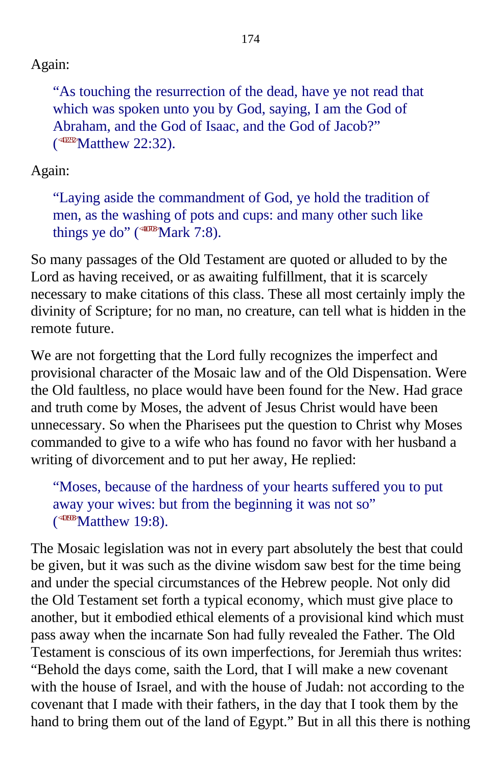Again:

> "As touching the resurrection of the dead, have ye not read that which was spoken unto you by God, saying, I am the God of Abraham, and the God of Isaac, and the God of Jacob?" (<402232>Matthew 22:32).

Again:

> "Laying aside the commandment of God, ye hold the tradition of men, as the washing of pots and cups: and many other such like things ye do" (<410708>Mark 7:8).

So many passages of the Old Testament are quoted or alluded to by the Lord as having received, or as awaiting fulfillment, that it is scarcely necessary to make citations of this class. These all most certainly imply the divinity of Scripture; for no man, no creature, can tell what is hidden in the remote future.

We are not forgetting that the Lord fully recognizes the imperfect and provisional character of the Mosaic law and of the Old Dispensation. Were the Old faultless, no place would have been found for the New. Had grace and truth come by Moses, the advent of Jesus Christ would have been unnecessary. So when the Pharisees put the question to Christ why Moses commanded to give to a wife who has found no favor with her husband a writing of divorcement and to put her away, He replied:

> "Moses, because of the hardness of your hearts suffered you to put away your wives: but from the beginning it was not so" (<401908>Matthew 19:8).

The Mosaic legislation was not in every part absolutely the best that could be given, but it was such as the divine wisdom saw best for the time being and under the special circumstances of the Hebrew people. Not only did the Old Testament set forth a typical economy, which must give place to another, but it embodied ethical elements of a provisional kind which must pass away when the incarnate Son had fully revealed the Father. The Old Testament is conscious of its own imperfections, for Jeremiah thus writes: "Behold the days come, saith the Lord, that I will make a new covenant with the house of Israel, and with the house of Judah: not according to the covenant that I made with their fathers, in the day that I took them by the hand to bring them out of the land of Egypt." But in all this there is nothing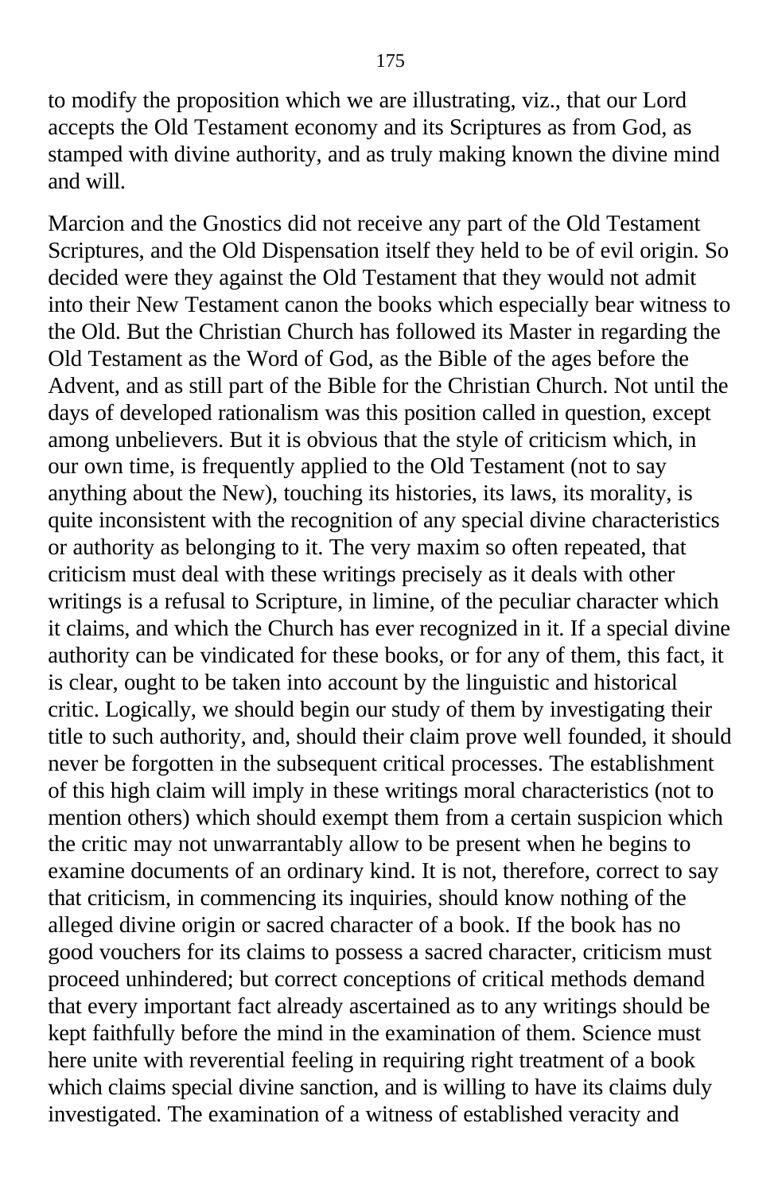to modify the proposition which we are illustrating, viz., that our Lord accepts the Old Testament economy and its Scriptures as from God, as stamped with divine authority, and as truly making known the divine mind and will.

Marcion and the Gnostics did not receive any part of the Old Testament Scriptures, and the Old Dispensation itself they held to be of evil origin. So decided were they against the Old Testament that they would not admit into their New Testament canon the books which especially bear witness to the Old. But the Christian Church has followed its Master in regarding the Old Testament as the Word of God, as the Bible of the ages before the Advent, and as still part of the Bible for the Christian Church. Not until the days of developed rationalism was this position called in question, except among unbelievers. But it is obvious that the style of criticism which, in our own time, is frequently applied to the Old Testament (not to say anything about the New), touching its histories, its laws, its morality, is quite inconsistent with the recognition of any special divine characteristics or authority as belonging to it. The very maxim so often repeated, that criticism must deal with these writings precisely as it deals with other writings is a refusal to Scripture, in limine, of the peculiar character which it claims, and which the Church has ever recognized in it. If a special divine authority can be vindicated for these books, or for any of them, this fact, it is clear, ought to be taken into account by the linguistic and historical critic. Logically, we should begin our study of them by investigating their title to such authority, and, should their claim prove well founded, it should never be forgotten in the subsequent critical processes. The establishment of this high claim will imply in these writings moral characteristics (not to mention others) which should exempt them from a certain suspicion which the critic may not unwarrantably allow to be present when he begins to examine documents of an ordinary kind. It is not, therefore, correct to say that criticism, in commencing its inquiries, should know nothing of the alleged divine origin or sacred character of a book. If the book has no good vouchers for its claims to possess a sacred character, criticism must proceed unhindered; but correct conceptions of critical methods demand that every important fact already ascertained as to any writings should be kept faithfully before the mind in the examination of them. Science must here unite with reverential feeling in requiring right treatment of a book which claims special divine sanction, and is willing to have its claims duly investigated. The examination of a witness of established veracity and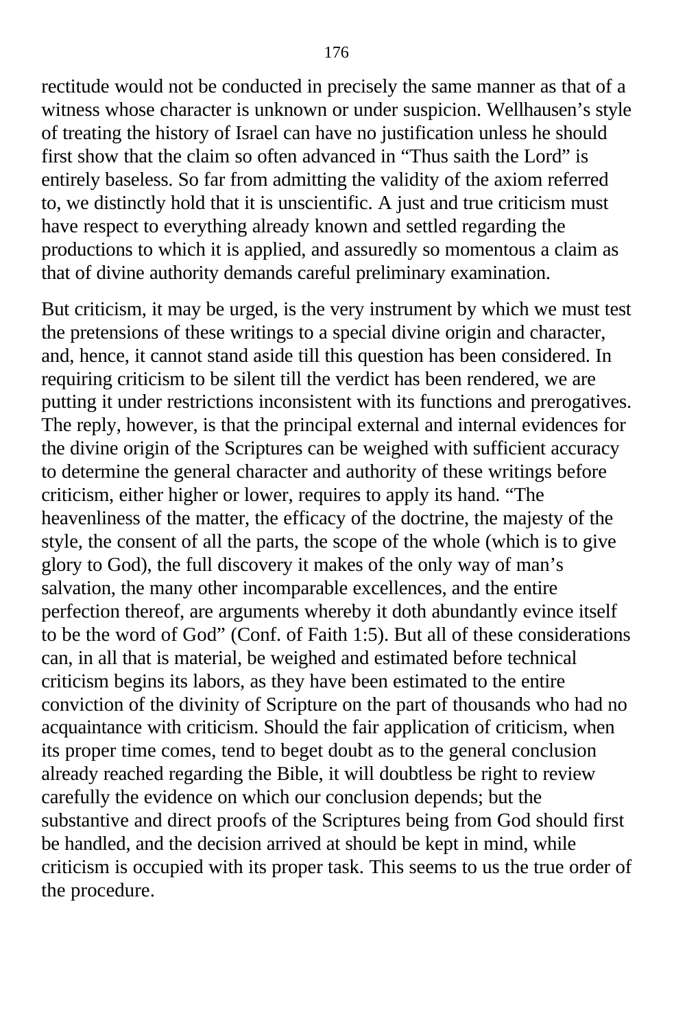rectitude would not be conducted in precisely the same manner as that of a witness whose character is unknown or under suspicion. Wellhausen’s style of treating the history of Israel can have no justification unless he should first show that the claim so often advanced in “Thus saith the Lord” is entirely baseless. So far from admitting the validity of the axiom referred to, we distinctly hold that it is unscientific. A just and true criticism must have respect to everything already known and settled regarding the productions to which it is applied, and assuredly so momentous a claim as that of divine authority demands careful preliminary examination.

But criticism, it may be urged, is the very instrument by which we must test the pretensions of these writings to a special divine origin and character, and, hence, it cannot stand aside till this question has been considered. In requiring criticism to be silent till the verdict has been rendered, we are putting it under restrictions inconsistent with its functions and prerogatives. The reply, however, is that the principal external and internal evidences for the divine origin of the Scriptures can be weighed with sufficient accuracy to determine the general character and authority of these writings before criticism, either higher or lower, requires to apply its hand. “The heavenliness of the matter, the efficacy of the doctrine, the majesty of the style, the consent of all the parts, the scope of the whole (which is to give glory to God), the full discovery it makes of the only way of man’s salvation, the many other incomparable excellences, and the entire perfection thereof, are arguments whereby it doth abundantly evince itself to be the word of God” (Conf. of Faith 1:5). But all of these considerations can, in all that is material, be weighed and estimated before technical criticism begins its labors, as they have been estimated to the entire conviction of the divinity of Scripture on the part of thousands who had no acquaintance with criticism. Should the fair application of criticism, when its proper time comes, tend to beget doubt as to the general conclusion already reached regarding the Bible, it will doubtless be right to review carefully the evidence on which our conclusion depends; but the substantive and direct proofs of the Scriptures being from God should first be handled, and the decision arrived at should be kept in mind, while criticism is occupied with its proper task. This seems to us the true order of the procedure.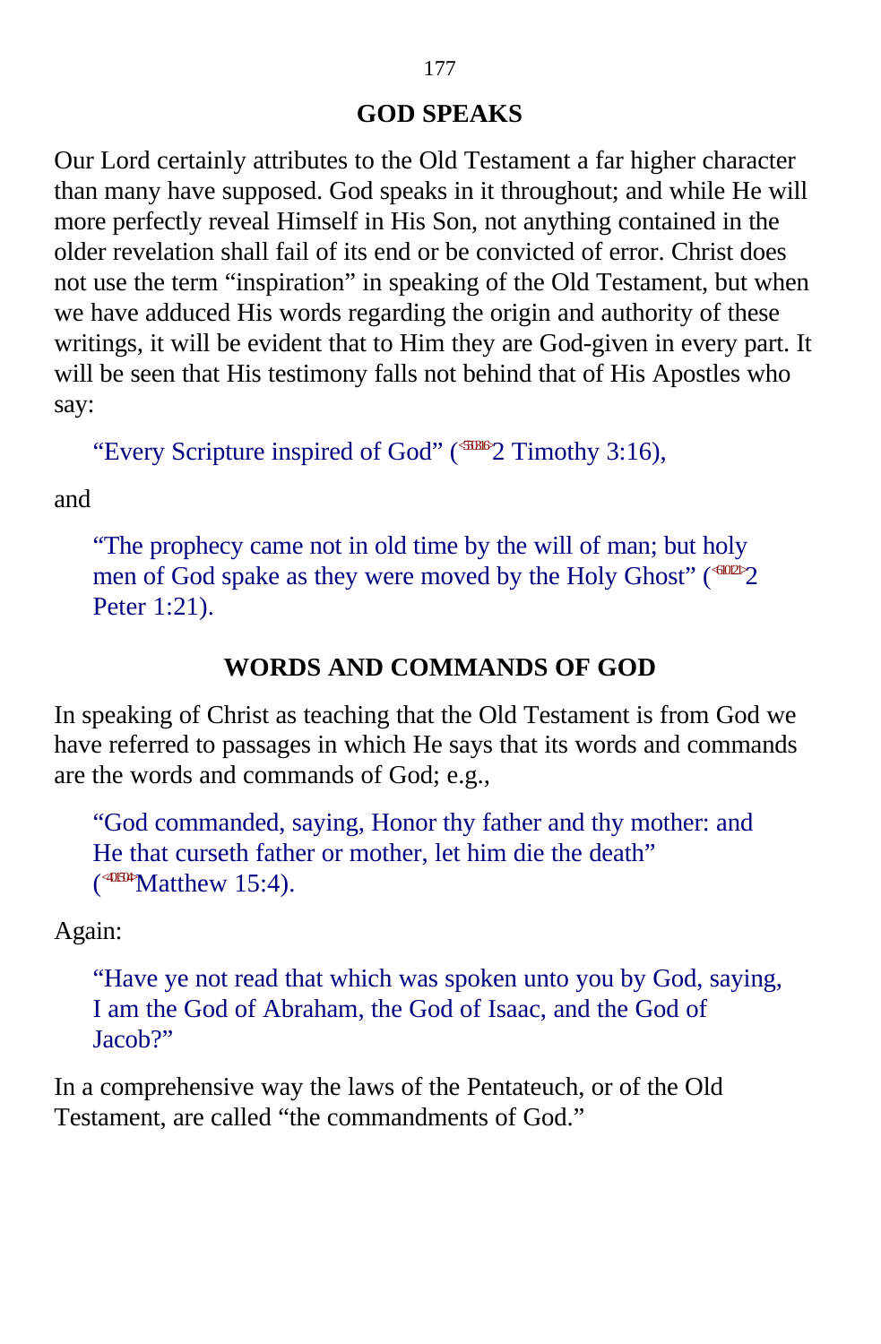## GOD SPEAKS

Our Lord certainly attributes to the Old Testament a far higher character than many have supposed. God speaks in it throughout; and while He will more perfectly reveal Himself in His Son, not anything contained in the older revelation shall fail of its end or be convicted of error. Christ does not use the term “inspiration” in speaking of the Old Testament, but when we have adduced His words regarding the origin and authority of these writings, it will be evident that to Him they are God-given in every part. It will be seen that His testimony falls not behind that of His Apostles who say:

> “Every Scripture inspired of God” (<550316>2 Timothy 3:16),

and

> “The prophecy came not in old time by the will of man; but holy men of God spake as they were moved by the Holy Ghost” (<610121>2 Peter 1:21).

## WORDS AND COMMANDS OF GOD

In speaking of Christ as teaching that the Old Testament is from God we have referred to passages in which He says that its words and commands are the words and commands of God; e.g.,

> “God commanded, saying, Honor thy father and thy mother: and He that curseth father or mother, let him die the death” (<401504>Matthew 15:4).

Again:

> “Have ye not read that which was spoken unto you by God, saying, I am the God of Abraham, the God of Isaac, and the God of Jacob?”

In a comprehensive way the laws of the Pentateuch, or of the Old Testament, are called “the commandments of God.”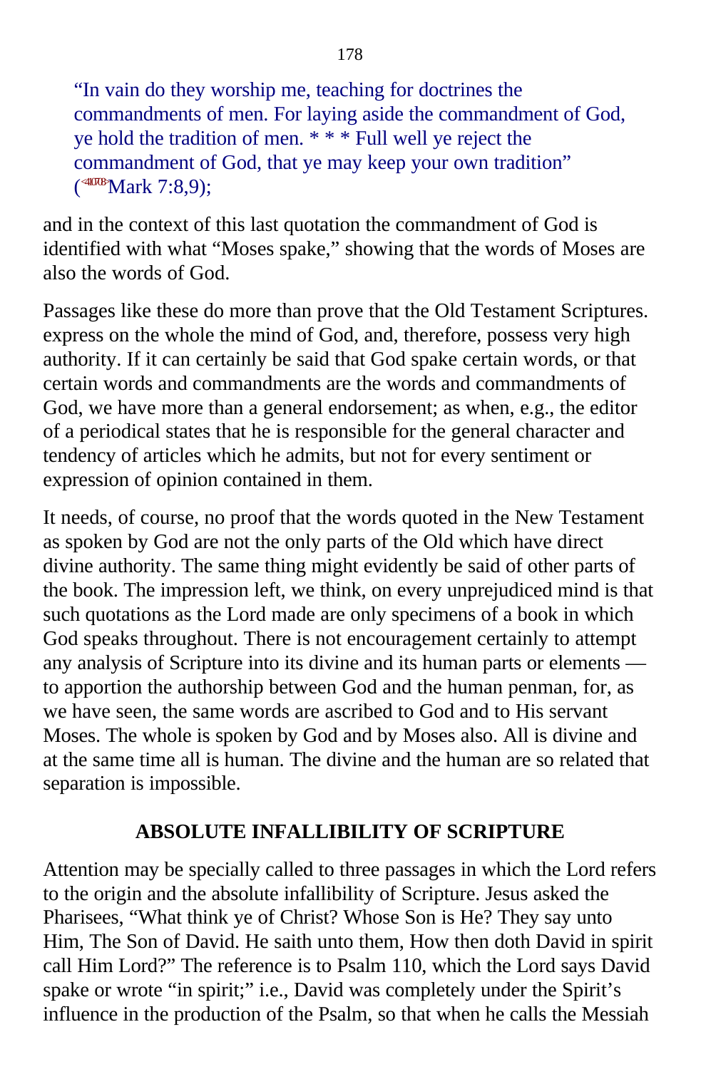> “In vain do they worship me, teaching for doctrines the commandments of men. For laying aside the commandment of God, ye hold the tradition of men. * * * Full well ye reject the commandment of God, that ye may keep your own tradition” (<410708>Mark 7:8,9);

and in the context of this last quotation the commandment of God is identified with what “Moses spake,” showing that the words of Moses are also the words of God.

Passages like these do more than prove that the Old Testament Scriptures. express on the whole the mind of God, and, therefore, possess very high authority. If it can certainly be said that God spake certain words, or that certain words and commandments are the words and commandments of God, we have more than a general endorsement; as when, e.g., the editor of a periodical states that he is responsible for the general character and tendency of articles which he admits, but not for every sentiment or expression of opinion contained in them.

It needs, of course, no proof that the words quoted in the New Testament as spoken by God are not the only parts of the Old which have direct divine authority. The same thing might evidently be said of other parts of the book. The impression left, we think, on every unprejudiced mind is that such quotations as the Lord made are only specimens of a book in which God speaks throughout. There is not encouragement certainly to attempt any analysis of Scripture into its divine and its human parts or elements — to apportion the authorship between God and the human penman, for, as we have seen, the same words are ascribed to God and to His servant Moses. The whole is spoken by God and by Moses also. All is divine and at the same time all is human. The divine and the human are so related that separation is impossible.

## ABSOLUTE INFALLIBILITY OF SCRIPTURE

Attention may be specially called to three passages in which the Lord refers to the origin and the absolute infallibility of Scripture. Jesus asked the Pharisees, “What think ye of Christ? Whose Son is He? They say unto Him, The Son of David. He saith unto them, How then doth David in spirit call Him Lord?” The reference is to Psalm 110, which the Lord says David spake or wrote “in spirit;” i.e., David was completely under the Spirit’s influence in the production of the Psalm, so that when he calls the Messiah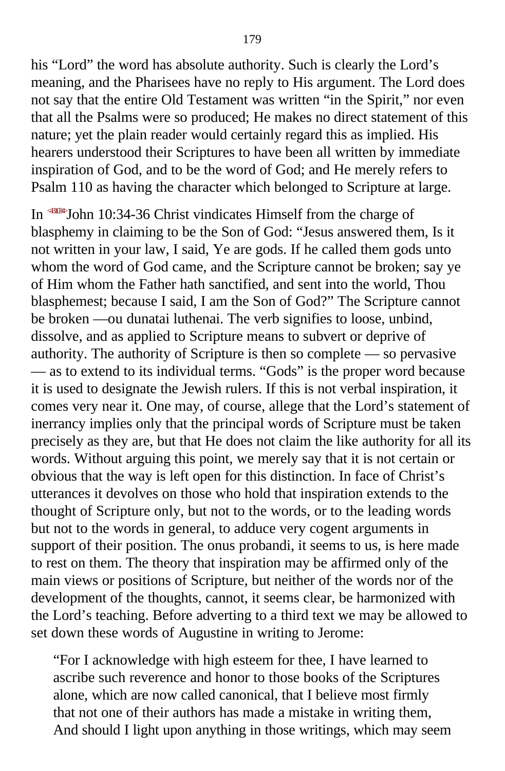his “Lord” the word has absolute authority. Such is clearly the Lord’s meaning, and the Pharisees have no reply to His argument. The Lord does not say that the entire Old Testament was written “in the Spirit,” nor even that all the Psalms were so produced; He makes no direct statement of this nature; yet the plain reader would certainly regard this as implied. His hearers understood their Scriptures to have been all written by immediate inspiration of God, and to be the word of God; and He merely refers to Psalm 110 as having the character which belonged to Scripture at large.

In John 10:34-36 Christ vindicates Himself from the charge of blasphemy in claiming to be the Son of God: “Jesus answered them, Is it not written in your law, I said, Ye are gods. If he called them gods unto whom the word of God came, and the Scripture cannot be broken; say ye of Him whom the Father hath sanctified, and sent into the world, Thou blasphemest; because I said, I am the Son of God?” The Scripture cannot be broken —ou dunatai luthenai. The verb signifies to loose, unbind, dissolve, and as applied to Scripture means to subvert or deprive of authority. The authority of Scripture is then so complete — so pervasive — as to extend to its individual terms. “Gods” is the proper word because it is used to designate the Jewish rulers. If this is not verbal inspiration, it comes very near it. One may, of course, allege that the Lord’s statement of inerrancy implies only that the principal words of Scripture must be taken precisely as they are, but that He does not claim the like authority for all its words. Without arguing this point, we merely say that it is not certain or obvious that the way is left open for this distinction. In face of Christ’s utterances it devolves on those who hold that inspiration extends to the thought of Scripture only, but not to the words, or to the leading words but not to the words in general, to adduce very cogent arguments in support of their position. The onus probandi, it seems to us, is here made to rest on them. The theory that inspiration may be affirmed only of the main views or positions of Scripture, but neither of the words nor of the development of the thoughts, cannot, it seems clear, be harmonized with the Lord’s teaching. Before adverting to a third text we may be allowed to set down these words of Augustine in writing to Jerome:

> “For I acknowledge with high esteem for thee, I have learned to ascribe such reverence and honor to those books of the Scriptures alone, which are now called canonical, that I believe most firmly that not one of their authors has made a mistake in writing them, And should I light upon anything in those writings, which may seem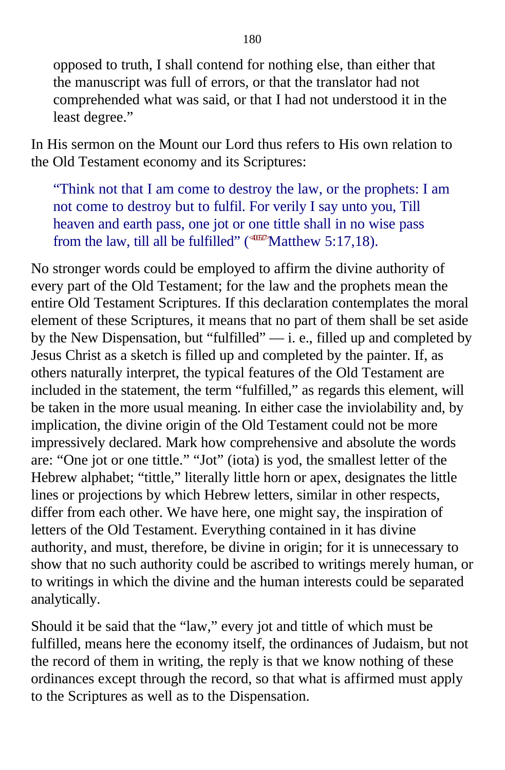> opposed to truth, I shall contend for nothing else, than either that the manuscript was full of errors, or that the translator had not comprehended what was said, or that I had not understood it in the least degree."

In His sermon on the Mount our Lord thus refers to His own relation to the Old Testament economy and its Scriptures:

> "Think not that I am come to destroy the law, or the prophets: I am not come to destroy but to fulfil. For verily I say unto you, Till heaven and earth pass, one jot or one tittle shall in no wise pass from the law, till all be fulfilled" (<400517>Matthew 5:17,18).

No stronger words could be employed to affirm the divine authority of every part of the Old Testament; for the law and the prophets mean the entire Old Testament Scriptures. If this declaration contemplates the moral element of these Scriptures, it means that no part of them shall be set aside by the New Dispensation, but "fulfilled" — i. e., filled up and completed by Jesus Christ as a sketch is filled up and completed by the painter. If, as others naturally interpret, the typical features of the Old Testament are included in the statement, the term "fulfilled," as regards this element, will be taken in the more usual meaning. In either case the inviolability and, by implication, the divine origin of the Old Testament could not be more impressively declared. Mark how comprehensive and absolute the words are: "One jot or one tittle." "Jot" (iota) is yod, the smallest letter of the Hebrew alphabet; "tittle," literally little horn or apex, designates the little lines or projections by which Hebrew letters, similar in other respects, differ from each other. We have here, one might say, the inspiration of letters of the Old Testament. Everything contained in it has divine authority, and must, therefore, be divine in origin; for it is unnecessary to show that no such authority could be ascribed to writings merely human, or to writings in which the divine and the human interests could be separated analytically.

Should it be said that the "law," every jot and tittle of which must be fulfilled, means here the economy itself, the ordinances of Judaism, but not the record of them in writing, the reply is that we know nothing of these ordinances except through the record, so that what is affirmed must apply to the Scriptures as well as to the Dispensation.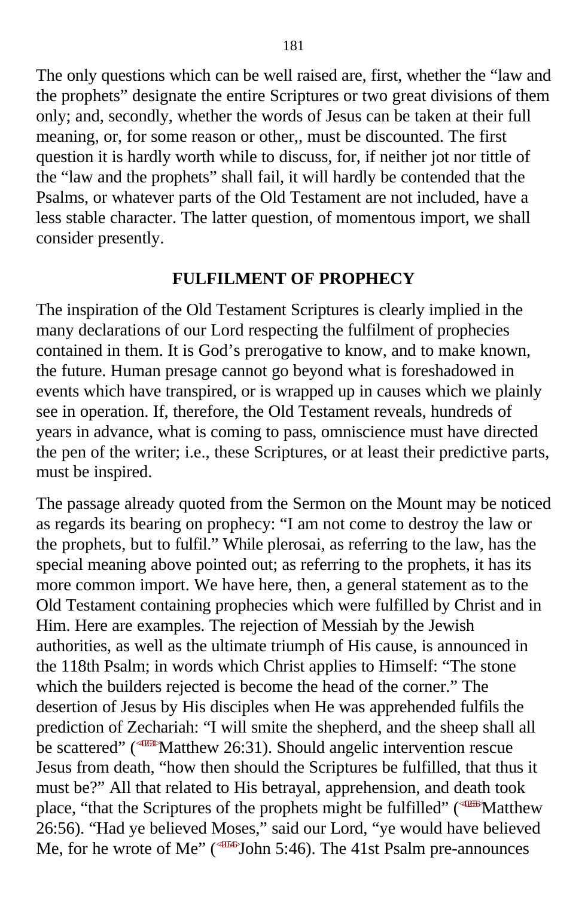The only questions which can be well raised are, first, whether the “law and the prophets” designate the entire Scriptures or two great divisions of them only; and, secondly, whether the words of Jesus can be taken at their full meaning, or, for some reason or other,, must be discounted. The first question it is hardly worth while to discuss, for, if neither jot nor tittle of the “law and the prophets” shall fail, it will hardly be contended that the Psalms, or whatever parts of the Old Testament are not included, have a less stable character. The latter question, of momentous import, we shall consider presently.

## FULFILMENT OF PROPHECY

The inspiration of the Old Testament Scriptures is clearly implied in the many declarations of our Lord respecting the fulfilment of prophecies contained in them. It is God’s prerogative to know, and to make known, the future. Human presage cannot go beyond what is foreshadowed in events which have transpired, or is wrapped up in causes which we plainly see in operation. If, therefore, the Old Testament reveals, hundreds of years in advance, what is coming to pass, omniscience must have directed the pen of the writer; i.e., these Scriptures, or at least their predictive parts, must be inspired.

The passage already quoted from the Sermon on the Mount may be noticed as regards its bearing on prophecy: “I am not come to destroy the law or the prophets, but to fulfil.” While plerosai, as referring to the law, has the special meaning above pointed out; as referring to the prophets, it has its more common import. We have here, then, a general statement as to the Old Testament containing prophecies which were fulfilled by Christ and in Him. Here are examples. The rejection of Messiah by the Jewish authorities, as well as the ultimate triumph of His cause, is announced in the 118th Psalm; in words which Christ applies to Himself: “The stone which the builders rejected is become the head of the corner.” The desertion of Jesus by His disciples when He was apprehended fulfils the prediction of Zechariah: “I will smite the shepherd, and the sheep shall all be scattered” (Matthew 26:31). Should angelic intervention rescue Jesus from death, “how then should the Scriptures be fulfilled, that thus it must be?” All that related to His betrayal, apprehension, and death took place, “that the Scriptures of the prophets might be fulfilled” (Matthew 26:56). “Had ye believed Moses,” said our Lord, “ye would have believed Me, for he wrote of Me” (John 5:46). The 41st Psalm pre-announces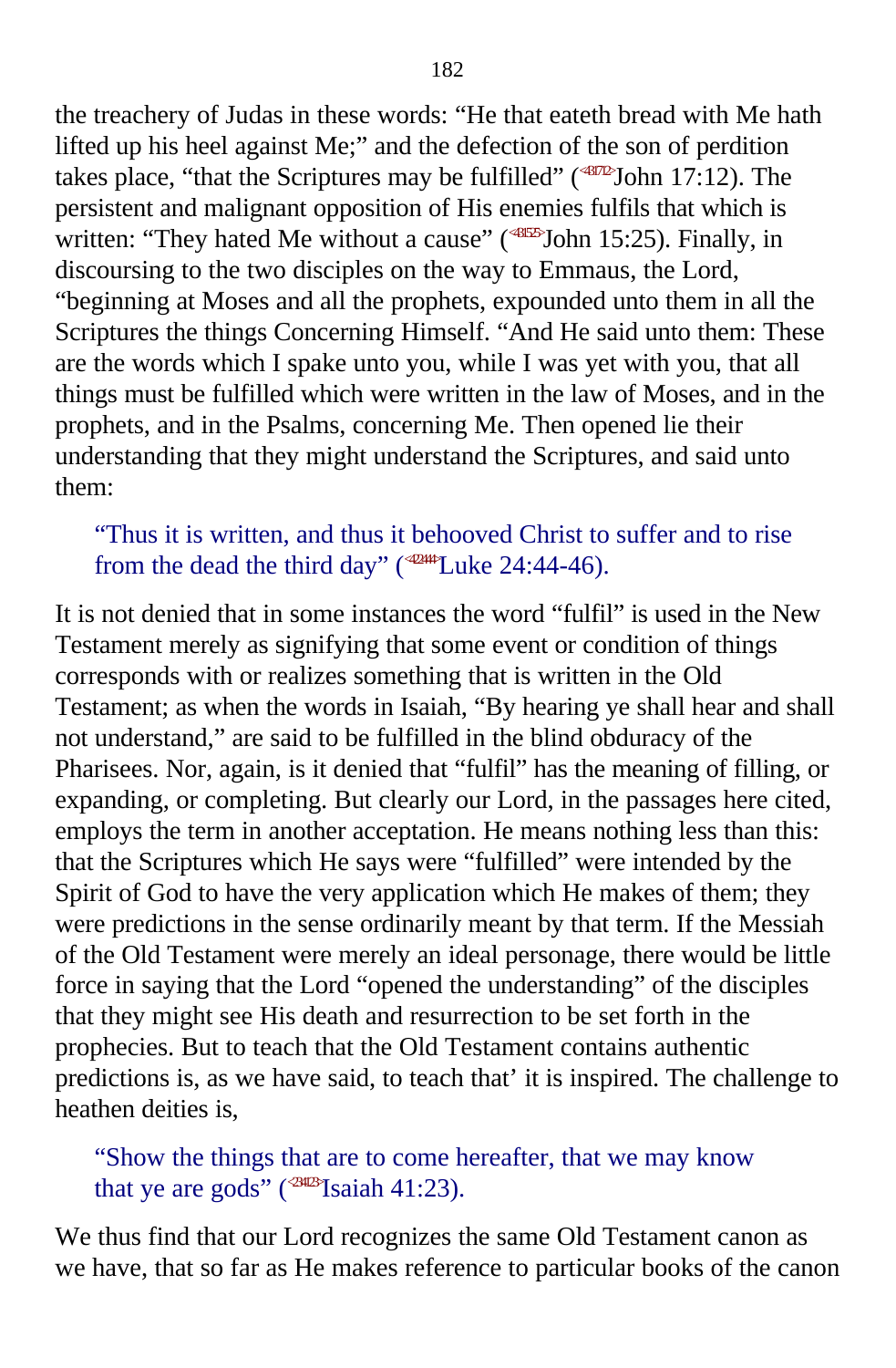the treachery of Judas in these words: “He that eateth bread with Me hath lifted up his heel against Me;” and the defection of the son of perdition takes place, “that the Scriptures may be fulfilled” (<431712>John 17:12). The persistent and malignant opposition of His enemies fulfils that which is written: “They hated Me without a cause” (<431525>John 15:25). Finally, in discoursing to the two disciples on the way to Emmaus, the Lord, “beginning at Moses and all the prophets, expounded unto them in all the Scriptures the things Concerning Himself. “And He said unto them: These are the words which I spake unto you, while I was yet with you, that all things must be fulfilled which were written in the law of Moses, and in the prophets, and in the Psalms, concerning Me. Then opened lie their understanding that they might understand the Scriptures, and said unto them:

> “Thus it is written, and thus it behooved Christ to suffer and to rise from the dead the third day” (<422444>Luke 24:44-46).

It is not denied that in some instances the word “fulfil” is used in the New Testament merely as signifying that some event or condition of things corresponds with or realizes something that is written in the Old Testament; as when the words in Isaiah, “By hearing ye shall hear and shall not understand,” are said to be fulfilled in the blind obduracy of the Pharisees. Nor, again, is it denied that “fulfil” has the meaning of filling, or expanding, or completing. But clearly our Lord, in the passages here cited, employs the term in another acceptation. He means nothing less than this: that the Scriptures which He says were “fulfilled” were intended by the Spirit of God to have the very application which He makes of them; they were predictions in the sense ordinarily meant by that term. If the Messiah of the Old Testament were merely an ideal personage, there would be little force in saying that the Lord “opened the understanding” of the disciples that they might see His death and resurrection to be set forth in the prophecies. But to teach that the Old Testament contains authentic predictions is, as we have said, to teach that’ it is inspired. The challenge to heathen deities is,

> “Show the things that are to come hereafter, that we may know that ye are gods” (<234123>Isaiah 41:23).

We thus find that our Lord recognizes the same Old Testament canon as we have, that so far as He makes reference to particular books of the canon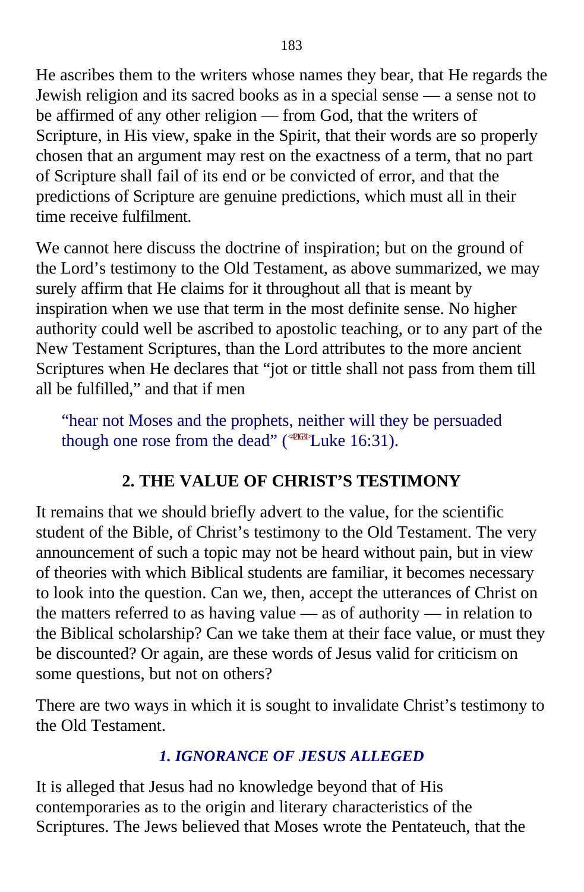He ascribes them to the writers whose names they bear, that He regards the Jewish religion and its sacred books as in a special sense — a sense not to be affirmed of any other religion — from God, that the writers of Scripture, in His view, spake in the Spirit, that their words are so properly chosen that an argument may rest on the exactness of a term, that no part of Scripture shall fail of its end or be convicted of error, and that the predictions of Scripture are genuine predictions, which must all in their time receive fulfilment.

We cannot here discuss the doctrine of inspiration; but on the ground of the Lord's testimony to the Old Testament, as above summarized, we may surely affirm that He claims for it throughout all that is meant by inspiration when we use that term in the most definite sense. No higher authority could well be ascribed to apostolic teaching, or to any part of the New Testament Scriptures, than the Lord attributes to the more ancient Scriptures when He declares that "jot or tittle shall not pass from them till all be fulfilled," and that if men

> "hear not Moses and the prophets, neither will they be persuaded though one rose from the dead" (<421631>Luke 16:31).

## 2. THE VALUE OF CHRIST'S TESTIMONY

It remains that we should briefly advert to the value, for the scientific student of the Bible, of Christ's testimony to the Old Testament. The very announcement of such a topic may not be heard without pain, but in view of theories with which Biblical students are familiar, it becomes necessary to look into the question. Can we, then, accept the utterances of Christ on the matters referred to as having value — as of authority — in relation to the Biblical scholarship? Can we take them at their face value, or must they be discounted? Or again, are these words of Jesus valid for criticism on some questions, but not on others?

There are two ways in which it is sought to invalidate Christ's testimony to the Old Testament.

### *1. IGNORANCE OF JESUS ALLEGED*

It is alleged that Jesus had no knowledge beyond that of His contemporaries as to the origin and literary characteristics of the Scriptures. The Jews believed that Moses wrote the Pentateuch, that the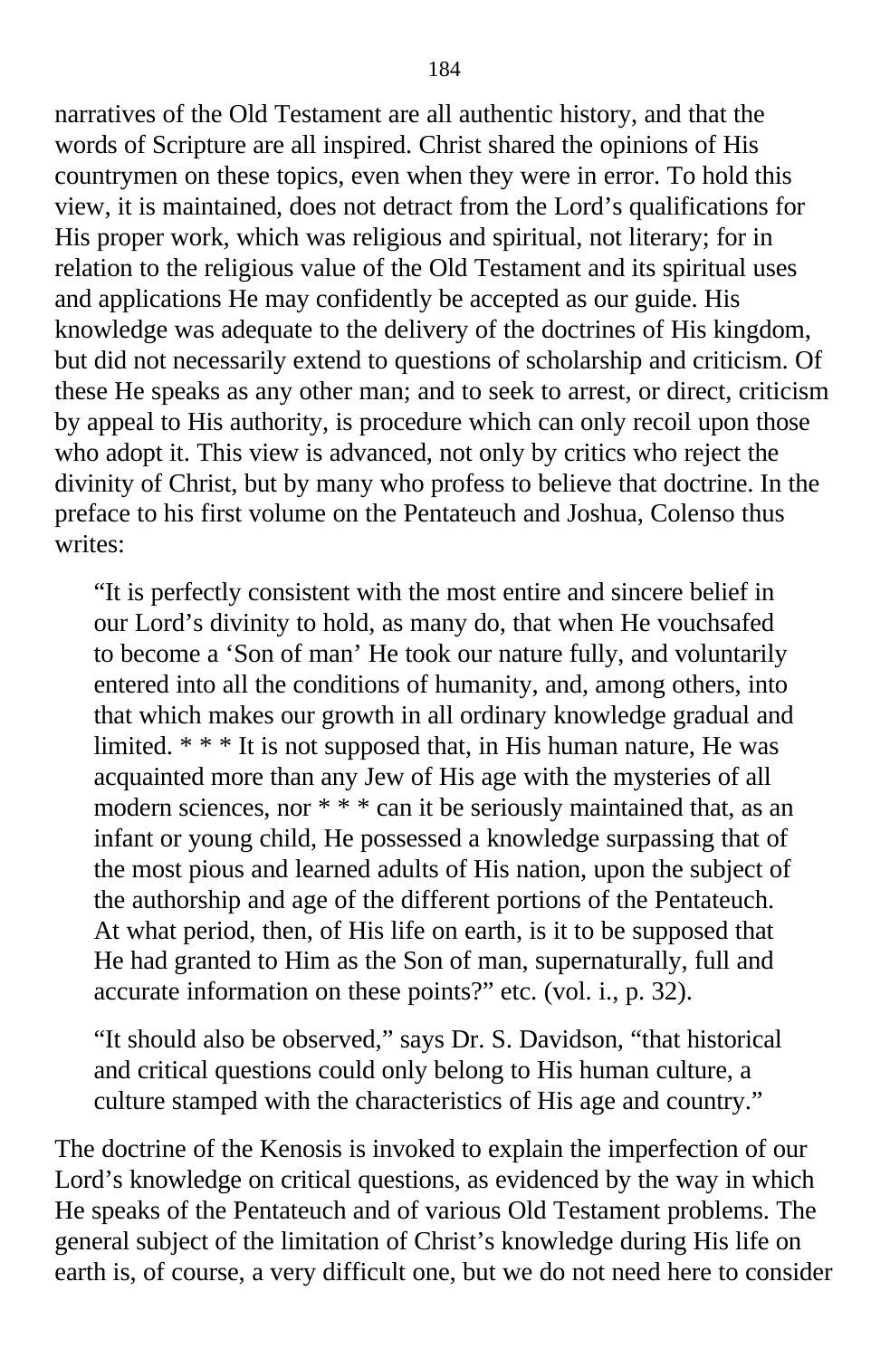narratives of the Old Testament are all authentic history, and that the words of Scripture are all inspired. Christ shared the opinions of His countrymen on these topics, even when they were in error. To hold this view, it is maintained, does not detract from the Lord's qualifications for His proper work, which was religious and spiritual, not literary; for in relation to the religious value of the Old Testament and its spiritual uses and applications He may confidently be accepted as our guide. His knowledge was adequate to the delivery of the doctrines of His kingdom, but did not necessarily extend to questions of scholarship and criticism. Of these He speaks as any other man; and to seek to arrest, or direct, criticism by appeal to His authority, is procedure which can only recoil upon those who adopt it. This view is advanced, not only by critics who reject the divinity of Christ, but by many who profess to believe that doctrine. In the preface to his first volume on the Pentateuch and Joshua, Colenso thus writes:

> "It is perfectly consistent with the most entire and sincere belief in our Lord's divinity to hold, as many do, that when He vouchsafed to become a 'Son of man' He took our nature fully, and voluntarily entered into all the conditions of humanity, and, among others, into that which makes our growth in all ordinary knowledge gradual and limited. * * * It is not supposed that, in His human nature, He was acquainted more than any Jew of His age with the mysteries of all modern sciences, nor * * * can it be seriously maintained that, as an infant or young child, He possessed a knowledge surpassing that of the most pious and learned adults of His nation, upon the subject of the authorship and age of the different portions of the Pentateuch. At what period, then, of His life on earth, is it to be supposed that He had granted to Him as the Son of man, supernaturally, full and accurate information on these points?" etc. (vol. i., p. 32).

> "It should also be observed," says Dr. S. Davidson, "that historical and critical questions could only belong to His human culture, a culture stamped with the characteristics of His age and country."

The doctrine of the Kenosis is invoked to explain the imperfection of our Lord's knowledge on critical questions, as evidenced by the way in which He speaks of the Pentateuch and of various Old Testament problems. The general subject of the limitation of Christ's knowledge during His life on earth is, of course, a very difficult one, but we do not need here to consider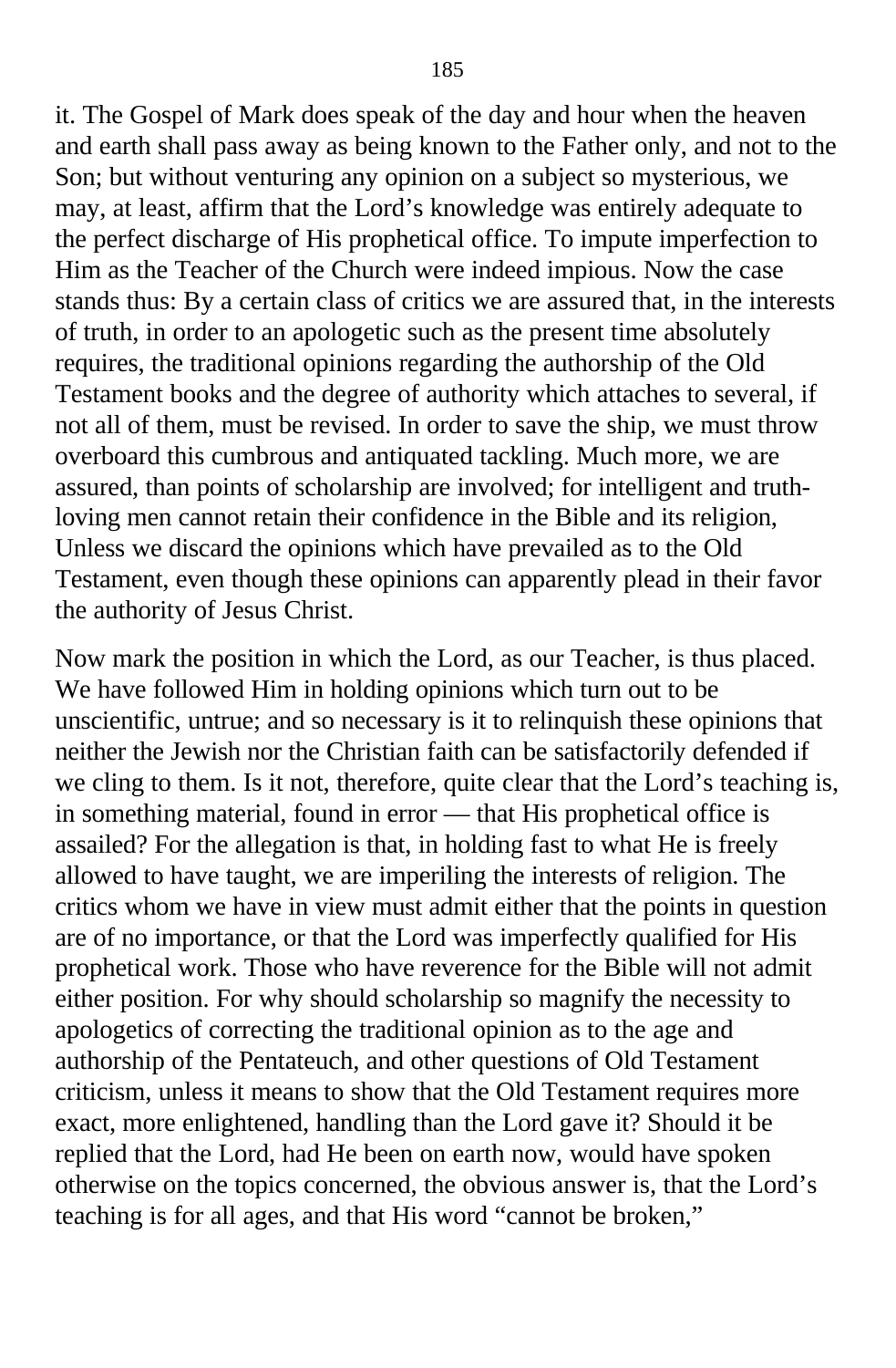it. The Gospel of Mark does speak of the day and hour when the heaven and earth shall pass away as being known to the Father only, and not to the Son; but without venturing any opinion on a subject so mysterious, we may, at least, affirm that the Lord's knowledge was entirely adequate to the perfect discharge of His prophetical office. To impute imperfection to Him as the Teacher of the Church were indeed impious. Now the case stands thus: By a certain class of critics we are assured that, in the interests of truth, in order to an apologetic such as the present time absolutely requires, the traditional opinions regarding the authorship of the Old Testament books and the degree of authority which attaches to several, if not all of them, must be revised. In order to save the ship, we must throw overboard this cumbrous and antiquated tackling. Much more, we are assured, than points of scholarship are involved; for intelligent and truth-loving men cannot retain their confidence in the Bible and its religion, Unless we discard the opinions which have prevailed as to the Old Testament, even though these opinions can apparently plead in their favor the authority of Jesus Christ.

Now mark the position in which the Lord, as our Teacher, is thus placed. We have followed Him in holding opinions which turn out to be unscientific, untrue; and so necessary is it to relinquish these opinions that neither the Jewish nor the Christian faith can be satisfactorily defended if we cling to them. Is it not, therefore, quite clear that the Lord's teaching is, in something material, found in error — that His prophetical office is assailed? For the allegation is that, in holding fast to what He is freely allowed to have taught, we are imperiling the interests of religion. The critics whom we have in view must admit either that the points in question are of no importance, or that the Lord was imperfectly qualified for His prophetical work. Those who have reverence for the Bible will not admit either position. For why should scholarship so magnify the necessity to apologetics of correcting the traditional opinion as to the age and authorship of the Pentateuch, and other questions of Old Testament criticism, unless it means to show that the Old Testament requires more exact, more enlightened, handling than the Lord gave it? Should it be replied that the Lord, had He been on earth now, would have spoken otherwise on the topics concerned, the obvious answer is, that the Lord's teaching is for all ages, and that His word "cannot be broken,"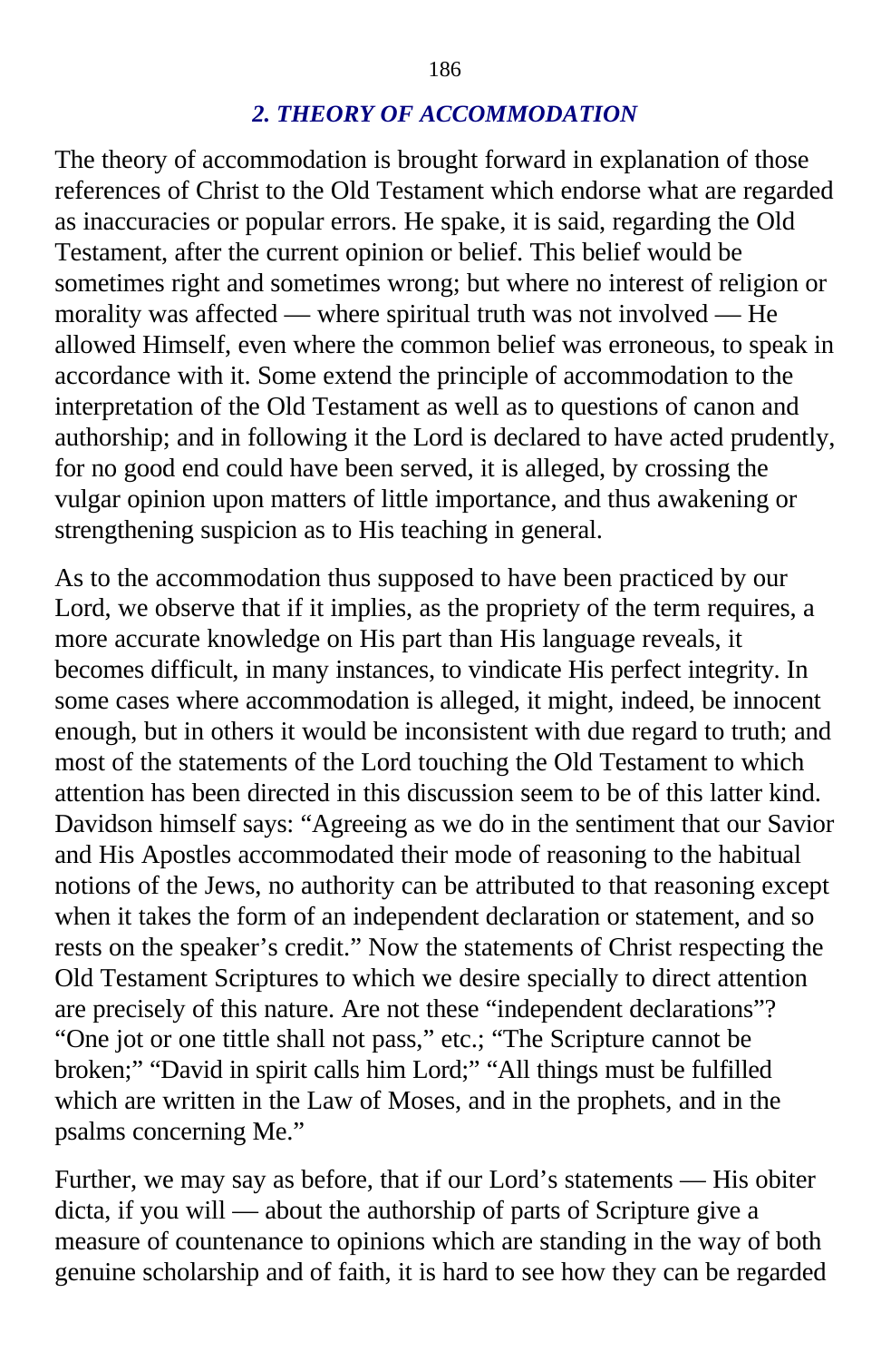### *2. THEORY OF ACCOMMODATION*

The theory of accommodation is brought forward in explanation of those references of Christ to the Old Testament which endorse what are regarded as inaccuracies or popular errors. He spake, it is said, regarding the Old Testament, after the current opinion or belief. This belief would be sometimes right and sometimes wrong; but where no interest of religion or morality was affected — where spiritual truth was not involved — He allowed Himself, even where the common belief was erroneous, to speak in accordance with it. Some extend the principle of accommodation to the interpretation of the Old Testament as well as to questions of canon and authorship; and in following it the Lord is declared to have acted prudently, for no good end could have been served, it is alleged, by crossing the vulgar opinion upon matters of little importance, and thus awakening or strengthening suspicion as to His teaching in general.

As to the accommodation thus supposed to have been practiced by our Lord, we observe that if it implies, as the propriety of the term requires, a more accurate knowledge on His part than His language reveals, it becomes difficult, in many instances, to vindicate His perfect integrity. In some cases where accommodation is alleged, it might, indeed, be innocent enough, but in others it would be inconsistent with due regard to truth; and most of the statements of the Lord touching the Old Testament to which attention has been directed in this discussion seem to be of this latter kind. Davidson himself says: “Agreeing as we do in the sentiment that our Savior and His Apostles accommodated their mode of reasoning to the habitual notions of the Jews, no authority can be attributed to that reasoning except when it takes the form of an independent declaration or statement, and so rests on the speaker’s credit.” Now the statements of Christ respecting the Old Testament Scriptures to which we desire specially to direct attention are precisely of this nature. Are not these “independent declarations”? “One jot or one tittle shall not pass,” etc.; “The Scripture cannot be broken;” “David in spirit calls him Lord;” “All things must be fulfilled which are written in the Law of Moses, and in the prophets, and in the psalms concerning Me.”

Further, we may say as before, that if our Lord’s statements — His obiter dicta, if you will — about the authorship of parts of Scripture give a measure of countenance to opinions which are standing in the way of both genuine scholarship and of faith, it is hard to see how they can be regarded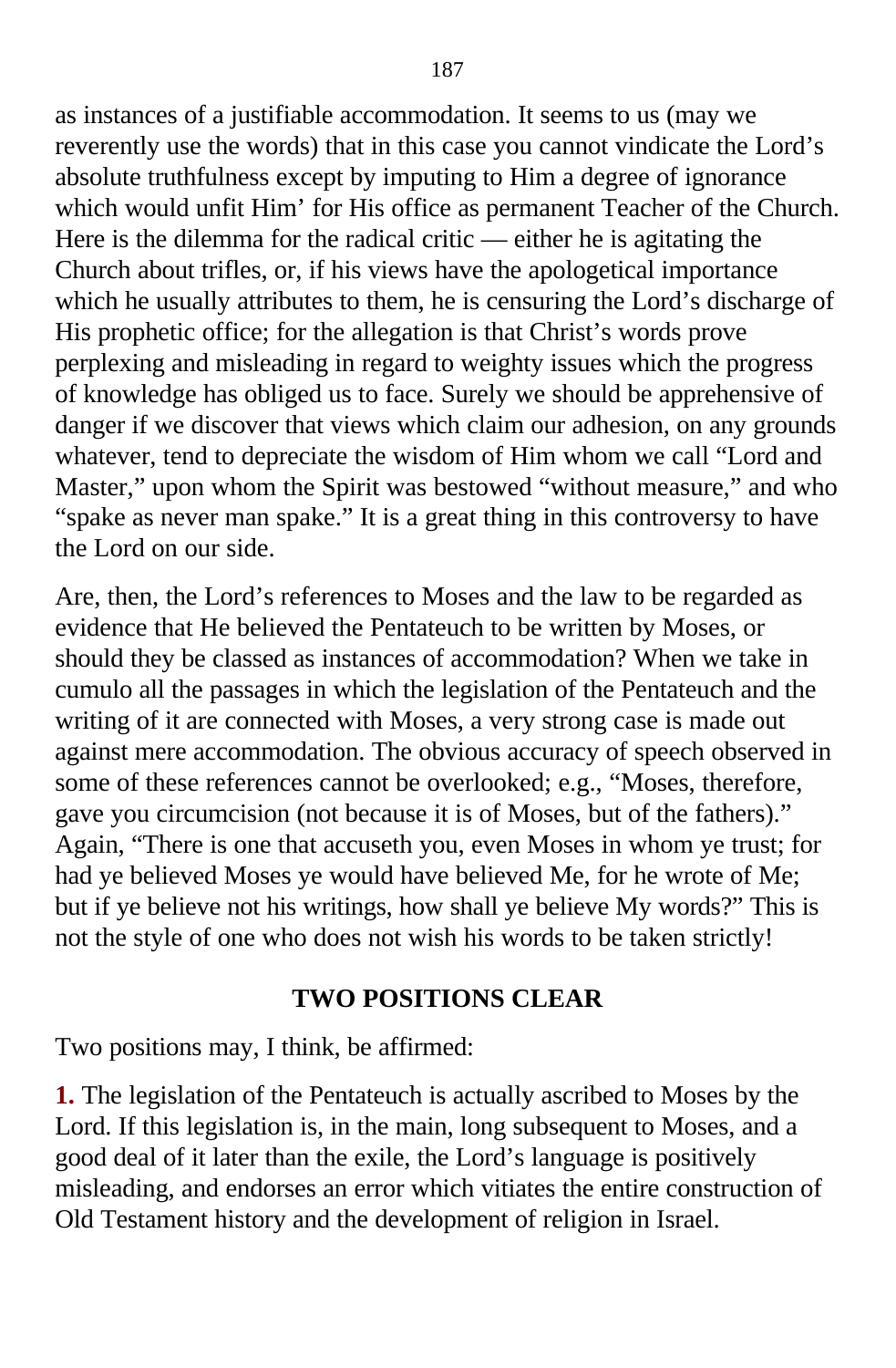as instances of a justifiable accommodation. It seems to us (may we reverently use the words) that in this case you cannot vindicate the Lord's absolute truthfulness except by imputing to Him a degree of ignorance which would unfit Him' for His office as permanent Teacher of the Church. Here is the dilemma for the radical critic — either he is agitating the Church about trifles, or, if his views have the apologetical importance which he usually attributes to them, he is censuring the Lord's discharge of His prophetic office; for the allegation is that Christ's words prove perplexing and misleading in regard to weighty issues which the progress of knowledge has obliged us to face. Surely we should be apprehensive of danger if we discover that views which claim our adhesion, on any grounds whatever, tend to depreciate the wisdom of Him whom we call "Lord and Master," upon whom the Spirit was bestowed "without measure," and who "spake as never man spake." It is a great thing in this controversy to have the Lord on our side.

Are, then, the Lord's references to Moses and the law to be regarded as evidence that He believed the Pentateuch to be written by Moses, or should they be classed as instances of accommodation? When we take in cumulo all the passages in which the legislation of the Pentateuch and the writing of it are connected with Moses, a very strong case is made out against mere accommodation. The obvious accuracy of speech observed in some of these references cannot be overlooked; e.g., "Moses, therefore, gave you circumcision (not because it is of Moses, but of the fathers)." Again, "There is one that accuseth you, even Moses in whom ye trust; for had ye believed Moses ye would have believed Me, for he wrote of Me; but if ye believe not his writings, how shall ye believe My words?" This is not the style of one who does not wish his words to be taken strictly!

### TWO POSITIONS CLEAR

Two positions may, I think, be affirmed:

**1.** The legislation of the Pentateuch is actually ascribed to Moses by the Lord. If this legislation is, in the main, long subsequent to Moses, and a good deal of it later than the exile, the Lord's language is positively misleading, and endorses an error which vitiates the entire construction of Old Testament history and the development of religion in Israel.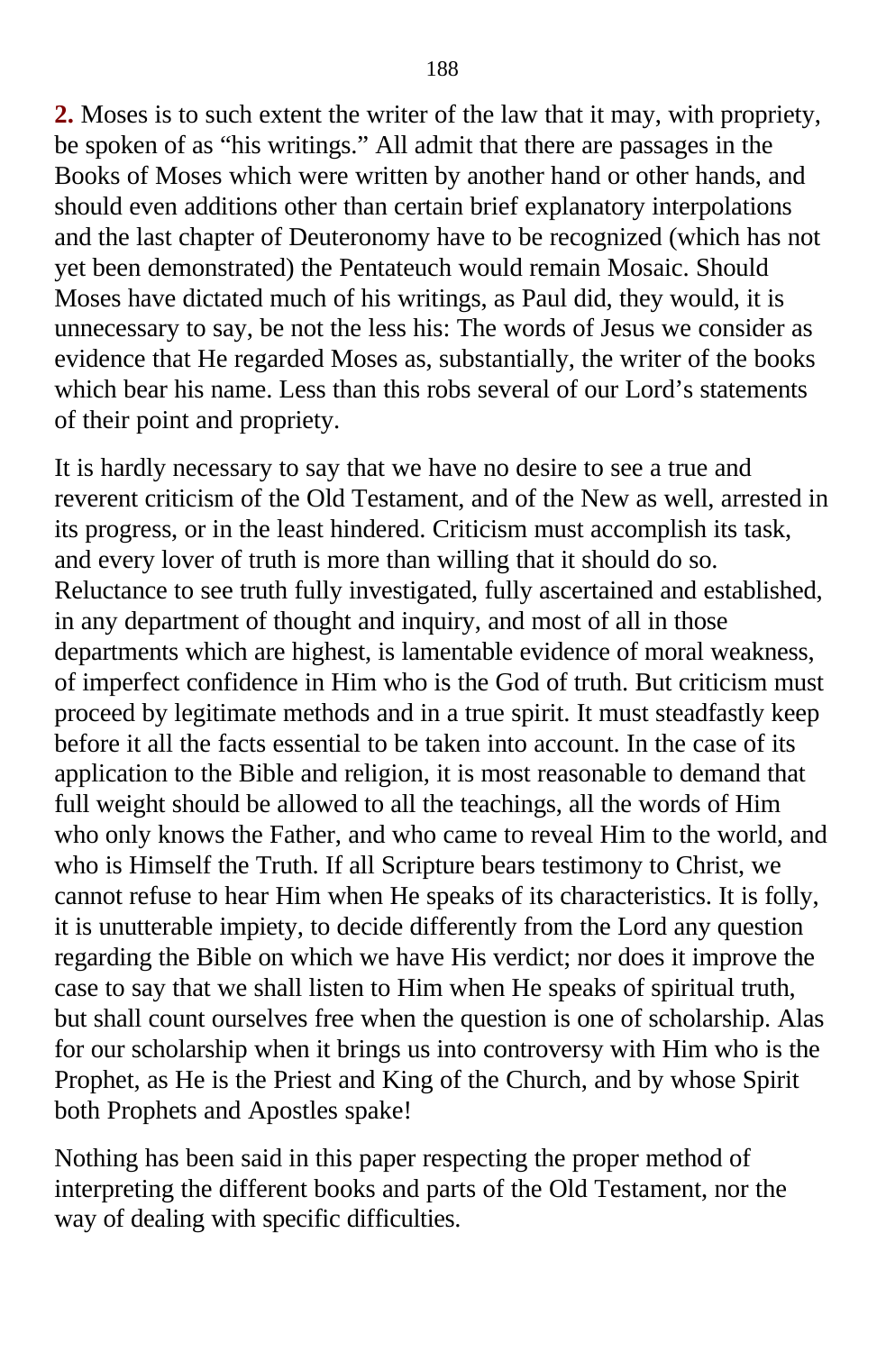**2.** Moses is to such extent the writer of the law that it may, with propriety, be spoken of as "his writings." All admit that there are passages in the Books of Moses which were written by another hand or other hands, and should even additions other than certain brief explanatory interpolations and the last chapter of Deuteronomy have to be recognized (which has not yet been demonstrated) the Pentateuch would remain Mosaic. Should Moses have dictated much of his writings, as Paul did, they would, it is unnecessary to say, be not the less his: The words of Jesus we consider as evidence that He regarded Moses as, substantially, the writer of the books which bear his name. Less than this robs several of our Lord's statements of their point and propriety.

It is hardly necessary to say that we have no desire to see a true and reverent criticism of the Old Testament, and of the New as well, arrested in its progress, or in the least hindered. Criticism must accomplish its task, and every lover of truth is more than willing that it should do so. Reluctance to see truth fully investigated, fully ascertained and established, in any department of thought and inquiry, and most of all in those departments which are highest, is lamentable evidence of moral weakness, of imperfect confidence in Him who is the God of truth. But criticism must proceed by legitimate methods and in a true spirit. It must steadfastly keep before it all the facts essential to be taken into account. In the case of its application to the Bible and religion, it is most reasonable to demand that full weight should be allowed to all the teachings, all the words of Him who only knows the Father, and who came to reveal Him to the world, and who is Himself the Truth. If all Scripture bears testimony to Christ, we cannot refuse to hear Him when He speaks of its characteristics. It is folly, it is unutterable impiety, to decide differently from the Lord any question regarding the Bible on which we have His verdict; nor does it improve the case to say that we shall listen to Him when He speaks of spiritual truth, but shall count ourselves free when the question is one of scholarship. Alas for our scholarship when it brings us into controversy with Him who is the Prophet, as He is the Priest and King of the Church, and by whose Spirit both Prophets and Apostles spake!

Nothing has been said in this paper respecting the proper method of interpreting the different books and parts of the Old Testament, nor the way of dealing with specific difficulties.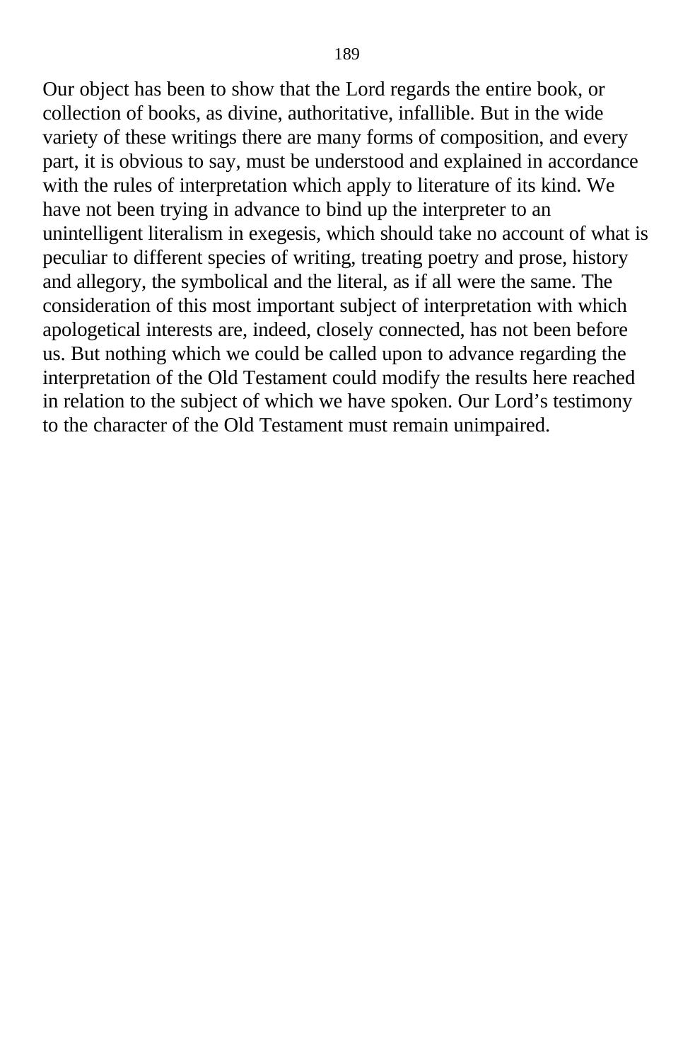Our object has been to show that the Lord regards the entire book, or collection of books, as divine, authoritative, infallible. But in the wide variety of these writings there are many forms of composition, and every part, it is obvious to say, must be understood and explained in accordance with the rules of interpretation which apply to literature of its kind. We have not been trying in advance to bind up the interpreter to an unintelligent literalism in exegesis, which should take no account of what is peculiar to different species of writing, treating poetry and prose, history and allegory, the symbolical and the literal, as if all were the same. The consideration of this most important subject of interpretation with which apologetical interests are, indeed, closely connected, has not been before us. But nothing which we could be called upon to advance regarding the interpretation of the Old Testament could modify the results here reached in relation to the subject of which we have spoken. Our Lord's testimony to the character of the Old Testament must remain unimpaired.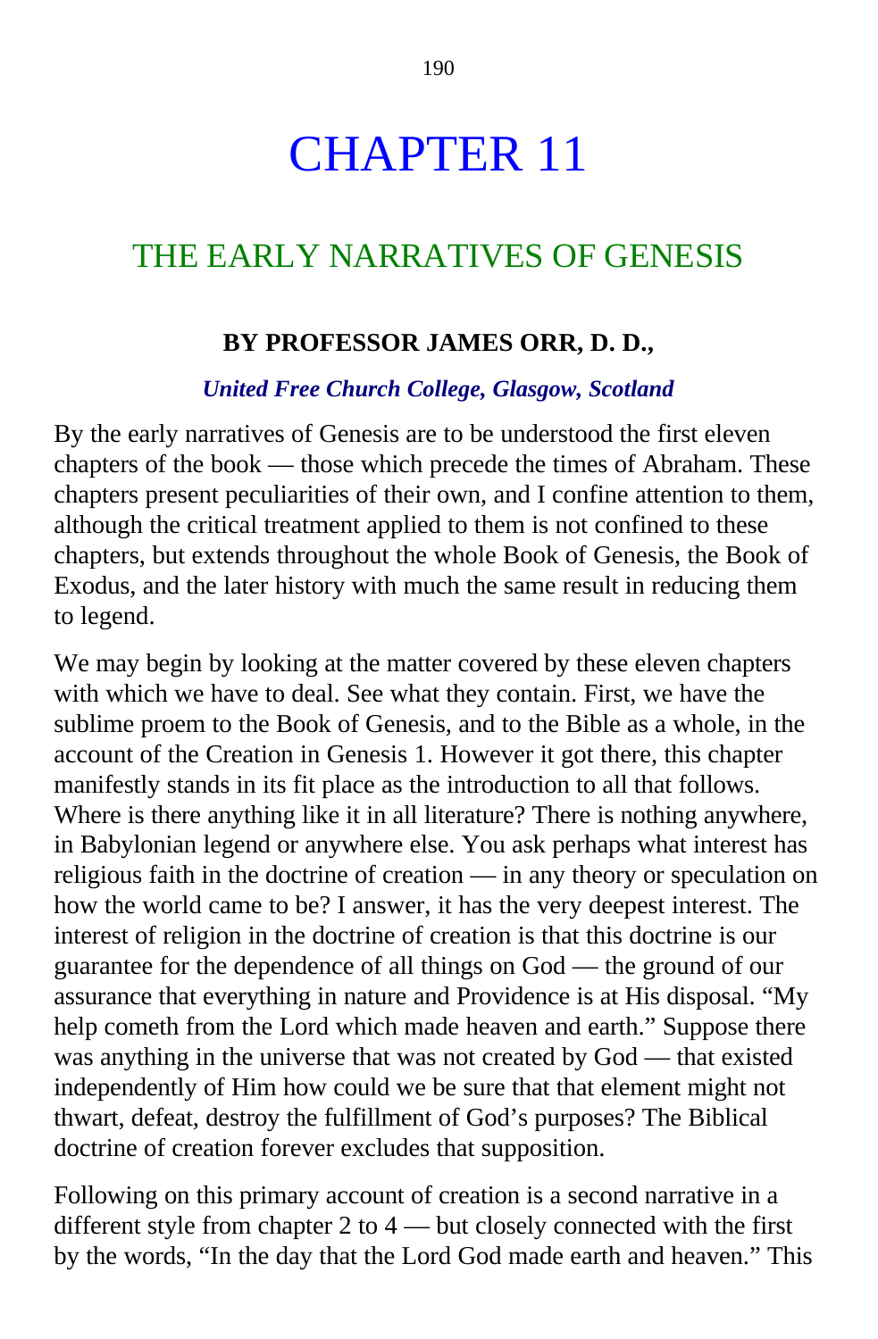# CHAPTER 11

## THE EARLY NARRATIVES OF GENESIS

**BY PROFESSOR JAMES ORR, D. D.,**

***United Free Church College, Glasgow, Scotland***

By the early narratives of Genesis are to be understood the first eleven chapters of the book — those which precede the times of Abraham. These chapters present peculiarities of their own, and I confine attention to them, although the critical treatment applied to them is not confined to these chapters, but extends throughout the whole Book of Genesis, the Book of Exodus, and the later history with much the same result in reducing them to legend.

We may begin by looking at the matter covered by these eleven chapters with which we have to deal. See what they contain. First, we have the sublime proem to the Book of Genesis, and to the Bible as a whole, in the account of the Creation in Genesis 1. However it got there, this chapter manifestly stands in its fit place as the introduction to all that follows. Where is there anything like it in all literature? There is nothing anywhere, in Babylonian legend or anywhere else. You ask perhaps what interest has religious faith in the doctrine of creation — in any theory or speculation on how the world came to be? I answer, it has the very deepest interest. The interest of religion in the doctrine of creation is that this doctrine is our guarantee for the dependence of all things on God — the ground of our assurance that everything in nature and Providence is at His disposal. "My help cometh from the Lord which made heaven and earth." Suppose there was anything in the universe that was not created by God — that existed independently of Him how could we be sure that that element might not thwart, defeat, destroy the fulfillment of God's purposes? The Biblical doctrine of creation forever excludes that supposition.

Following on this primary account of creation is a second narrative in a different style from chapter 2 to 4 — but closely connected with the first by the words, "In the day that the Lord God made earth and heaven." This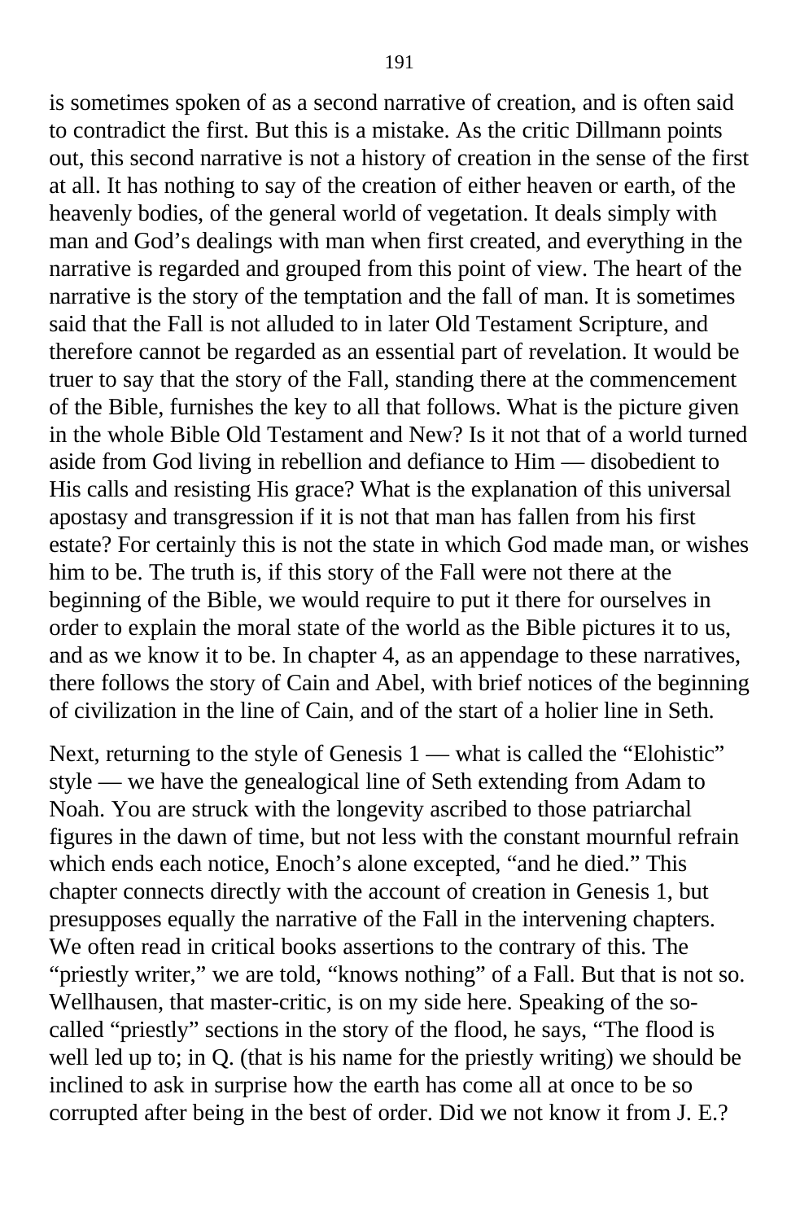is sometimes spoken of as a second narrative of creation, and is often said to contradict the first. But this is a mistake. As the critic Dillmann points out, this second narrative is not a history of creation in the sense of the first at all. It has nothing to say of the creation of either heaven or earth, of the heavenly bodies, of the general world of vegetation. It deals simply with man and God's dealings with man when first created, and everything in the narrative is regarded and grouped from this point of view. The heart of the narrative is the story of the temptation and the fall of man. It is sometimes said that the Fall is not alluded to in later Old Testament Scripture, and therefore cannot be regarded as an essential part of revelation. It would be truer to say that the story of the Fall, standing there at the commencement of the Bible, furnishes the key to all that follows. What is the picture given in the whole Bible Old Testament and New? Is it not that of a world turned aside from God living in rebellion and defiance to Him — disobedient to His calls and resisting His grace? What is the explanation of this universal apostasy and transgression if it is not that man has fallen from his first estate? For certainly this is not the state in which God made man, or wishes him to be. The truth is, if this story of the Fall were not there at the beginning of the Bible, we would require to put it there for ourselves in order to explain the moral state of the world as the Bible pictures it to us, and as we know it to be. In chapter 4, as an appendage to these narratives, there follows the story of Cain and Abel, with brief notices of the beginning of civilization in the line of Cain, and of the start of a holier line in Seth.

Next, returning to the style of Genesis 1 — what is called the "Elohistic" style — we have the genealogical line of Seth extending from Adam to Noah. You are struck with the longevity ascribed to those patriarchal figures in the dawn of time, but not less with the constant mournful refrain which ends each notice, Enoch's alone excepted, "and he died." This chapter connects directly with the account of creation in Genesis 1, but presupposes equally the narrative of the Fall in the intervening chapters. We often read in critical books assertions to the contrary of this. The "priestly writer," we are told, "knows nothing" of a Fall. But that is not so. Wellhausen, that master-critic, is on my side here. Speaking of the so-called "priestly" sections in the story of the flood, he says, "The flood is well led up to; in Q. (that is his name for the priestly writing) we should be inclined to ask in surprise how the earth has come all at once to be so corrupted after being in the best of order. Did we not know it from J. E.?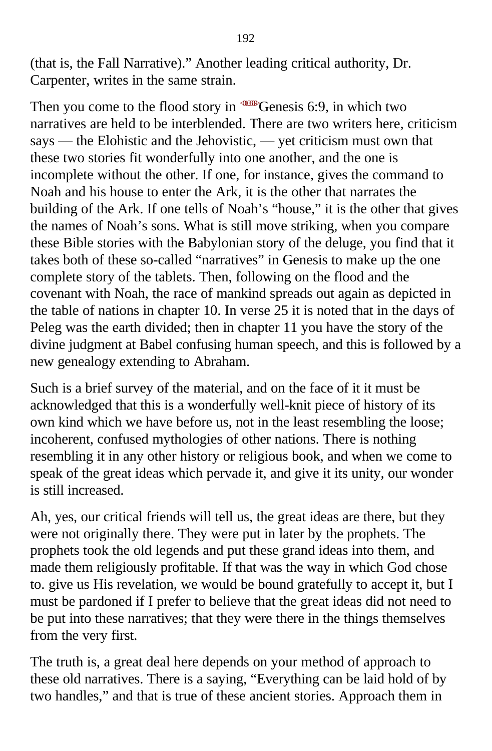(that is, the Fall Narrative).” Another leading critical authority, Dr. Carpenter, writes in the same strain.

Then you come to the flood story in Genesis 6:9, in which two narratives are held to be interblended. There are two writers here, criticism says — the Elohistic and the Jehovistic, — yet criticism must own that these two stories fit wonderfully into one another, and the one is incomplete without the other. If one, for instance, gives the command to Noah and his house to enter the Ark, it is the other that narrates the building of the Ark. If one tells of Noah’s “house,” it is the other that gives the names of Noah’s sons. What is still move striking, when you compare these Bible stories with the Babylonian story of the deluge, you find that it takes both of these so-called “narratives” in Genesis to make up the one complete story of the tablets. Then, following on the flood and the covenant with Noah, the race of mankind spreads out again as depicted in the table of nations in chapter 10. In verse 25 it is noted that in the days of Peleg was the earth divided; then in chapter 11 you have the story of the divine judgment at Babel confusing human speech, and this is followed by a new genealogy extending to Abraham.

Such is a brief survey of the material, and on the face of it it must be acknowledged that this is a wonderfully well-knit piece of history of its own kind which we have before us, not in the least resembling the loose; incoherent, confused mythologies of other nations. There is nothing resembling it in any other history or religious book, and when we come to speak of the great ideas which pervade it, and give it its unity, our wonder is still increased.

Ah, yes, our critical friends will tell us, the great ideas are there, but they were not originally there. They were put in later by the prophets. The prophets took the old legends and put these grand ideas into them, and made them religiously profitable. If that was the way in which God chose to. give us His revelation, we would be bound gratefully to accept it, but I must be pardoned if I prefer to believe that the great ideas did not need to be put into these narratives; that they were there in the things themselves from the very first.

The truth is, a great deal here depends on your method of approach to these old narratives. There is a saying, “Everything can be laid hold of by two handles,” and that is true of these ancient stories. Approach them in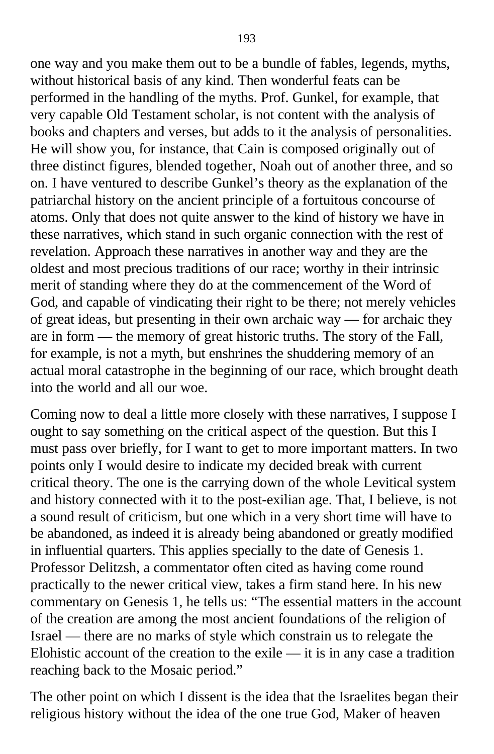one way and you make them out to be a bundle of fables, legends, myths, without historical basis of any kind. Then wonderful feats can be performed in the handling of the myths. Prof. Gunkel, for example, that very capable Old Testament scholar, is not content with the analysis of books and chapters and verses, but adds to it the analysis of personalities. He will show you, for instance, that Cain is composed originally out of three distinct figures, blended together, Noah out of another three, and so on. I have ventured to describe Gunkel's theory as the explanation of the patriarchal history on the ancient principle of a fortuitous concourse of atoms. Only that does not quite answer to the kind of history we have in these narratives, which stand in such organic connection with the rest of revelation. Approach these narratives in another way and they are the oldest and most precious traditions of our race; worthy in their intrinsic merit of standing where they do at the commencement of the Word of God, and capable of vindicating their right to be there; not merely vehicles of great ideas, but presenting in their own archaic way — for archaic they are in form — the memory of great historic truths. The story of the Fall, for example, is not a myth, but enshrines the shuddering memory of an actual moral catastrophe in the beginning of our race, which brought death into the world and all our woe.

Coming now to deal a little more closely with these narratives, I suppose I ought to say something on the critical aspect of the question. But this I must pass over briefly, for I want to get to more important matters. In two points only I would desire to indicate my decided break with current critical theory. The one is the carrying down of the whole Levitical system and history connected with it to the post-exilian age. That, I believe, is not a sound result of criticism, but one which in a very short time will have to be abandoned, as indeed it is already being abandoned or greatly modified in influential quarters. This applies specially to the date of Genesis 1. Professor Delitzsh, a commentator often cited as having come round practically to the newer critical view, takes a firm stand here. In his new commentary on Genesis 1, he tells us: "The essential matters in the account of the creation are among the most ancient foundations of the religion of Israel — there are no marks of style which constrain us to relegate the Elohistic account of the creation to the exile — it is in any case a tradition reaching back to the Mosaic period."

The other point on which I dissent is the idea that the Israelites began their religious history without the idea of the one true God, Maker of heaven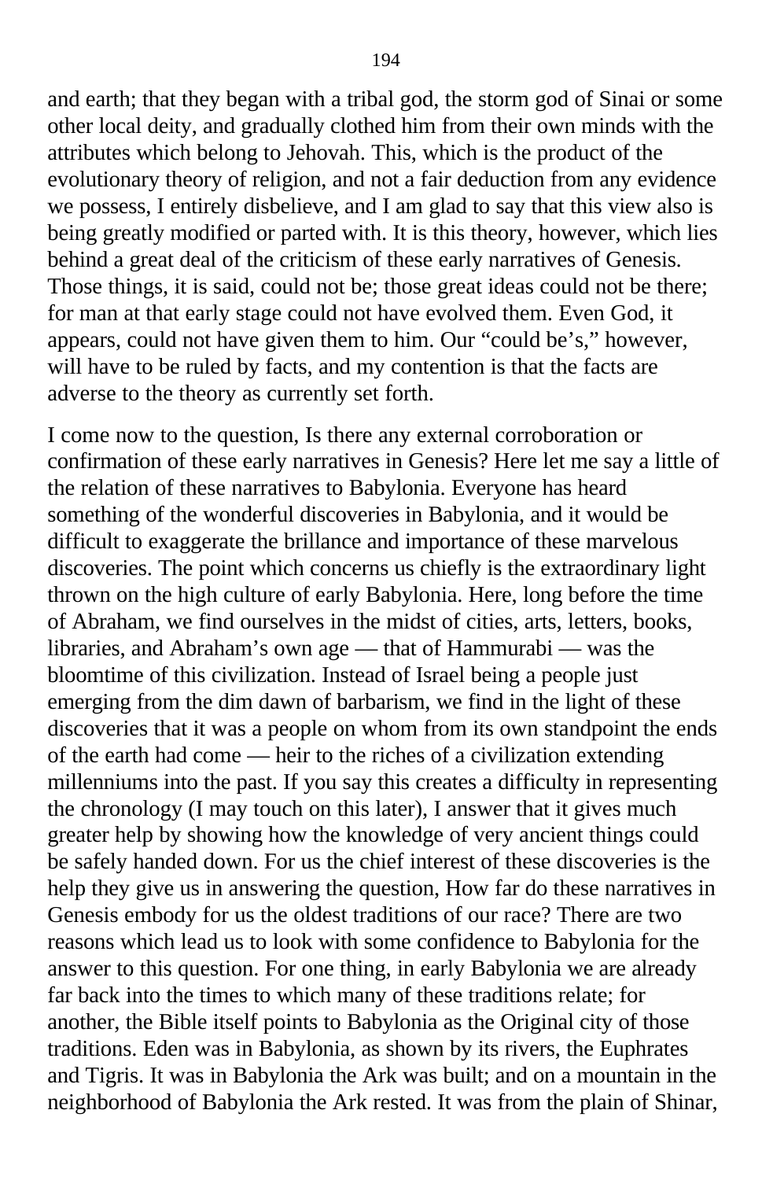and earth; that they began with a tribal god, the storm god of Sinai or some other local deity, and gradually clothed him from their own minds with the attributes which belong to Jehovah. This, which is the product of the evolutionary theory of religion, and not a fair deduction from any evidence we possess, I entirely disbelieve, and I am glad to say that this view also is being greatly modified or parted with. It is this theory, however, which lies behind a great deal of the criticism of these early narratives of Genesis. Those things, it is said, could not be; those great ideas could not be there; for man at that early stage could not have evolved them. Even God, it appears, could not have given them to him. Our "could be's," however, will have to be ruled by facts, and my contention is that the facts are adverse to the theory as currently set forth.

I come now to the question, Is there any external corroboration or confirmation of these early narratives in Genesis? Here let me say a little of the relation of these narratives to Babylonia. Everyone has heard something of the wonderful discoveries in Babylonia, and it would be difficult to exaggerate the brillance and importance of these marvelous discoveries. The point which concerns us chiefly is the extraordinary light thrown on the high culture of early Babylonia. Here, long before the time of Abraham, we find ourselves in the midst of cities, arts, letters, books, libraries, and Abraham's own age — that of Hammurabi — was the bloomtime of this civilization. Instead of Israel being a people just emerging from the dim dawn of barbarism, we find in the light of these discoveries that it was a people on whom from its own standpoint the ends of the earth had come — heir to the riches of a civilization extending millenniums into the past. If you say this creates a difficulty in representing the chronology (I may touch on this later), I answer that it gives much greater help by showing how the knowledge of very ancient things could be safely handed down. For us the chief interest of these discoveries is the help they give us in answering the question, How far do these narratives in Genesis embody for us the oldest traditions of our race? There are two reasons which lead us to look with some confidence to Babylonia for the answer to this question. For one thing, in early Babylonia we are already far back into the times to which many of these traditions relate; for another, the Bible itself points to Babylonia as the Original city of those traditions. Eden was in Babylonia, as shown by its rivers, the Euphrates and Tigris. It was in Babylonia the Ark was built; and on a mountain in the neighborhood of Babylonia the Ark rested. It was from the plain of Shinar,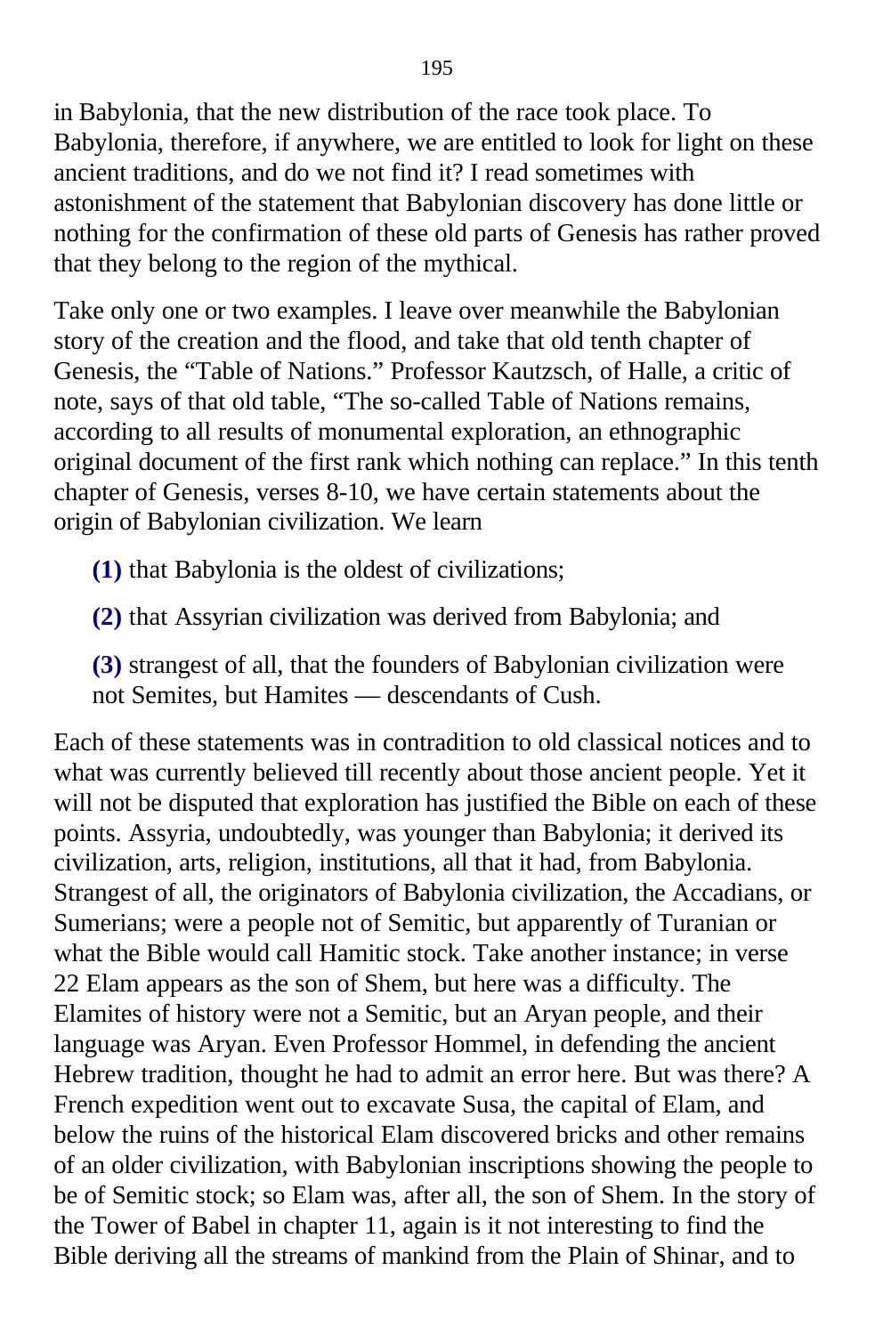in Babylonia, that the new distribution of the race took place. To Babylonia, therefore, if anywhere, we are entitled to look for light on these ancient traditions, and do we not find it? I read sometimes with astonishment of the statement that Babylonian discovery has done little or nothing for the confirmation of these old parts of Genesis has rather proved that they belong to the region of the mythical.

Take only one or two examples. I leave over meanwhile the Babylonian story of the creation and the flood, and take that old tenth chapter of Genesis, the "Table of Nations." Professor Kautzsch, of Halle, a critic of note, says of that old table, "The so-called Table of Nations remains, according to all results of monumental exploration, an ethnographic original document of the first rank which nothing can replace." In this tenth chapter of Genesis, verses 8-10, we have certain statements about the origin of Babylonian civilization. We learn

**(1)** that Babylonia is the oldest of civilizations;

**(2)** that Assyrian civilization was derived from Babylonia; and

**(3)** strangest of all, that the founders of Babylonian civilization were not Semites, but Hamites — descendants of Cush.

Each of these statements was in contradition to old classical notices and to what was currently believed till recently about those ancient people. Yet it will not be disputed that exploration has justified the Bible on each of these points. Assyria, undoubtedly, was younger than Babylonia; it derived its civilization, arts, religion, institutions, all that it had, from Babylonia. Strangest of all, the originators of Babylonia civilization, the Accadians, or Sumerians; were a people not of Semitic, but apparently of Turanian or what the Bible would call Hamitic stock. Take another instance; in verse 22 Elam appears as the son of Shem, but here was a difficulty. The Elamites of history were not a Semitic, but an Aryan people, and their language was Aryan. Even Professor Hommel, in defending the ancient Hebrew tradition, thought he had to admit an error here. But was there? A French expedition went out to excavate Susa, the capital of Elam, and below the ruins of the historical Elam discovered bricks and other remains of an older civilization, with Babylonian inscriptions showing the people to be of Semitic stock; so Elam was, after all, the son of Shem. In the story of the Tower of Babel in chapter 11, again is it not interesting to find the Bible deriving all the streams of mankind from the Plain of Shinar, and to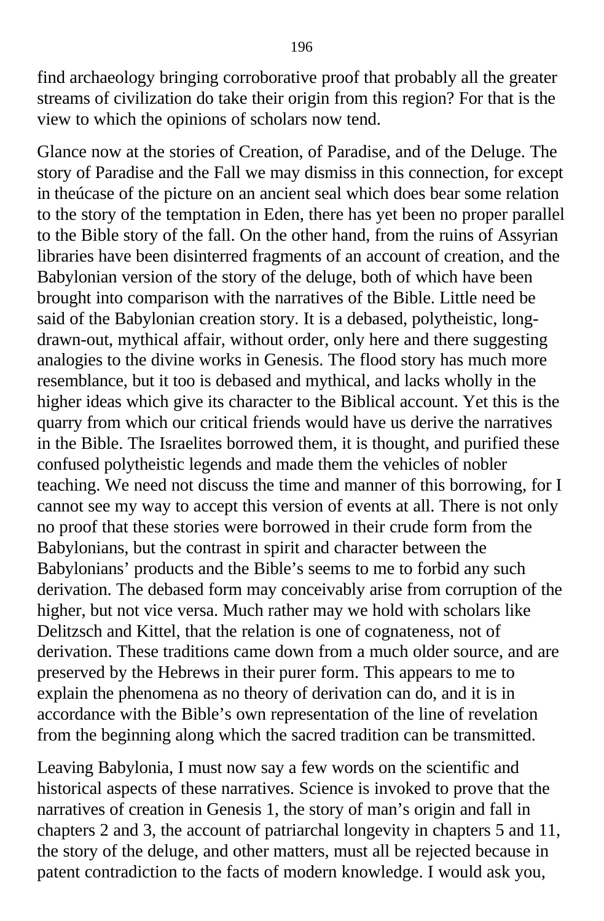find archaeology bringing corroborative proof that probably all the greater streams of civilization do take their origin from this region? For that is the view to which the opinions of scholars now tend.

Glance now at the stories of Creation, of Paradise, and of the Deluge. The story of Paradise and the Fall we may dismiss in this connection, for except in theúcase of the picture on an ancient seal which does bear some relation to the story of the temptation in Eden, there has yet been no proper parallel to the Bible story of the fall. On the other hand, from the ruins of Assyrian libraries have been disinterred fragments of an account of creation, and the Babylonian version of the story of the deluge, both of which have been brought into comparison with the narratives of the Bible. Little need be said of the Babylonian creation story. It is a debased, polytheistic, long-drawn-out, mythical affair, without order, only here and there suggesting analogies to the divine works in Genesis. The flood story has much more resemblance, but it too is debased and mythical, and lacks wholly in the higher ideas which give its character to the Biblical account. Yet this is the quarry from which our critical friends would have us derive the narratives in the Bible. The Israelites borrowed them, it is thought, and purified these confused polytheistic legends and made them the vehicles of nobler teaching. We need not discuss the time and manner of this borrowing, for I cannot see my way to accept this version of events at all. There is not only no proof that these stories were borrowed in their crude form from the Babylonians, but the contrast in spirit and character between the Babylonians' products and the Bible's seems to me to forbid any such derivation. The debased form may conceivably arise from corruption of the higher, but not vice versa. Much rather may we hold with scholars like Delitzsch and Kittel, that the relation is one of cognateness, not of derivation. These traditions came down from a much older source, and are preserved by the Hebrews in their purer form. This appears to me to explain the phenomena as no theory of derivation can do, and it is in accordance with the Bible's own representation of the line of revelation from the beginning along which the sacred tradition can be transmitted.

Leaving Babylonia, I must now say a few words on the scientific and historical aspects of these narratives. Science is invoked to prove that the narratives of creation in Genesis 1, the story of man's origin and fall in chapters 2 and 3, the account of patriarchal longevity in chapters 5 and 11, the story of the deluge, and other matters, must all be rejected because in patent contradiction to the facts of modern knowledge. I would ask you,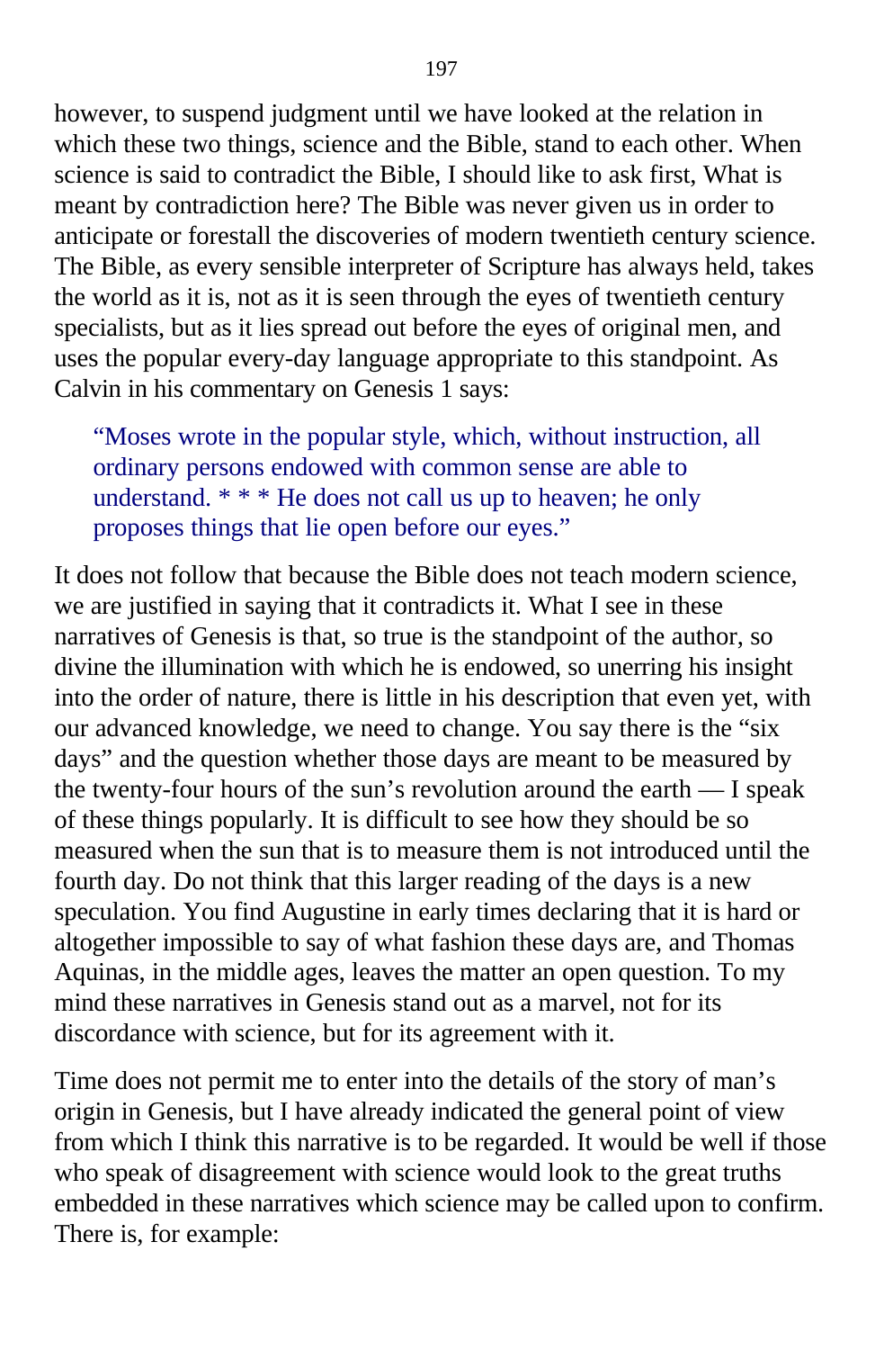however, to suspend judgment until we have looked at the relation in which these two things, science and the Bible, stand to each other. When science is said to contradict the Bible, I should like to ask first, What is meant by contradiction here? The Bible was never given us in order to anticipate or forestall the discoveries of modern twentieth century science. The Bible, as every sensible interpreter of Scripture has always held, takes the world as it is, not as it is seen through the eyes of twentieth century specialists, but as it lies spread out before the eyes of original men, and uses the popular every-day language appropriate to this standpoint. As Calvin in his commentary on Genesis 1 says:

> "Moses wrote in the popular style, which, without instruction, all ordinary persons endowed with common sense are able to understand. * * * He does not call us up to heaven; he only proposes things that lie open before our eyes."

It does not follow that because the Bible does not teach modern science, we are justified in saying that it contradicts it. What I see in these narratives of Genesis is that, so true is the standpoint of the author, so divine the illumination with which he is endowed, so unerring his insight into the order of nature, there is little in his description that even yet, with our advanced knowledge, we need to change. You say there is the "six days" and the question whether those days are meant to be measured by the twenty-four hours of the sun's revolution around the earth — I speak of these things popularly. It is difficult to see how they should be so measured when the sun that is to measure them is not introduced until the fourth day. Do not think that this larger reading of the days is a new speculation. You find Augustine in early times declaring that it is hard or altogether impossible to say of what fashion these days are, and Thomas Aquinas, in the middle ages, leaves the matter an open question. To my mind these narratives in Genesis stand out as a marvel, not for its discordance with science, but for its agreement with it.

Time does not permit me to enter into the details of the story of man's origin in Genesis, but I have already indicated the general point of view from which I think this narrative is to be regarded. It would be well if those who speak of disagreement with science would look to the great truths embedded in these narratives which science may be called upon to confirm. There is, for example: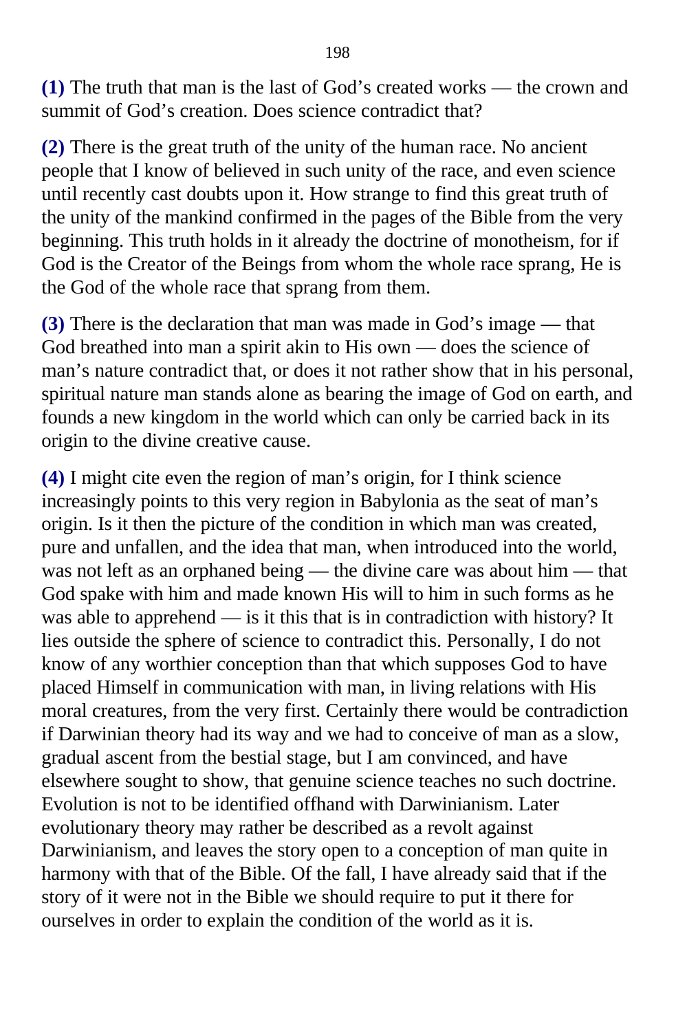**(1)** The truth that man is the last of God's created works — the crown and summit of God's creation. Does science contradict that?

**(2)** There is the great truth of the unity of the human race. No ancient people that I know of believed in such unity of the race, and even science until recently cast doubts upon it. How strange to find this great truth of the unity of the mankind confirmed in the pages of the Bible from the very beginning. This truth holds in it already the doctrine of monotheism, for if God is the Creator of the Beings from whom the whole race sprang, He is the God of the whole race that sprang from them.

**(3)** There is the declaration that man was made in God's image — that God breathed into man a spirit akin to His own — does the science of man's nature contradict that, or does it not rather show that in his personal, spiritual nature man stands alone as bearing the image of God on earth, and founds a new kingdom in the world which can only be carried back in its origin to the divine creative cause.

**(4)** I might cite even the region of man's origin, for I think science increasingly points to this very region in Babylonia as the seat of man's origin. Is it then the picture of the condition in which man was created, pure and unfallen, and the idea that man, when introduced into the world, was not left as an orphaned being — the divine care was about him — that God spake with him and made known His will to him in such forms as he was able to apprehend — is it this that is in contradiction with history? It lies outside the sphere of science to contradict this. Personally, I do not know of any worthier conception than that which supposes God to have placed Himself in communication with man, in living relations with His moral creatures, from the very first. Certainly there would be contradiction if Darwinian theory had its way and we had to conceive of man as a slow, gradual ascent from the bestial stage, but I am convinced, and have elsewhere sought to show, that genuine science teaches no such doctrine. Evolution is not to be identified offhand with Darwinianism. Later evolutionary theory may rather be described as a revolt against Darwinianism, and leaves the story open to a conception of man quite in harmony with that of the Bible. Of the fall, I have already said that if the story of it were not in the Bible we should require to put it there for ourselves in order to explain the condition of the world as it is.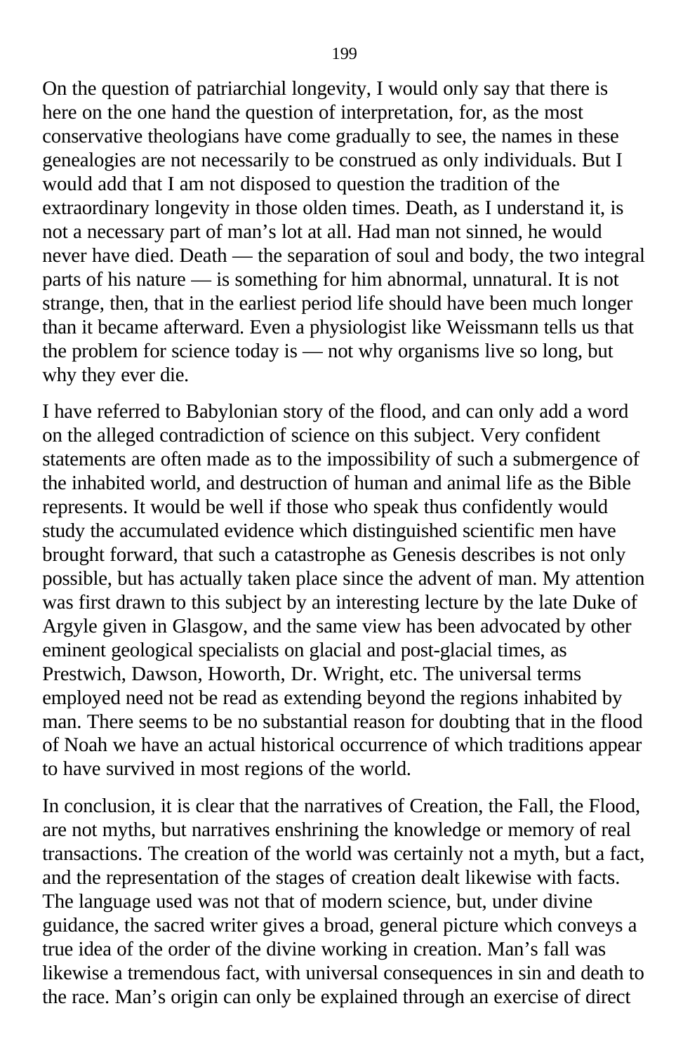On the question of patriarchial longevity, I would only say that there is here on the one hand the question of interpretation, for, as the most conservative theologians have come gradually to see, the names in these genealogies are not necessarily to be construed as only individuals. But I would add that I am not disposed to question the tradition of the extraordinary longevity in those olden times. Death, as I understand it, is not a necessary part of man's lot at all. Had man not sinned, he would never have died. Death — the separation of soul and body, the two integral parts of his nature — is something for him abnormal, unnatural. It is not strange, then, that in the earliest period life should have been much longer than it became afterward. Even a physiologist like Weissmann tells us that the problem for science today is — not why organisms live so long, but why they ever die.

I have referred to Babylonian story of the flood, and can only add a word on the alleged contradiction of science on this subject. Very confident statements are often made as to the impossibility of such a submergence of the inhabited world, and destruction of human and animal life as the Bible represents. It would be well if those who speak thus confidently would study the accumulated evidence which distinguished scientific men have brought forward, that such a catastrophe as Genesis describes is not only possible, but has actually taken place since the advent of man. My attention was first drawn to this subject by an interesting lecture by the late Duke of Argyle given in Glasgow, and the same view has been advocated by other eminent geological specialists on glacial and post-glacial times, as Prestwich, Dawson, Howorth, Dr. Wright, etc. The universal terms employed need not be read as extending beyond the regions inhabited by man. There seems to be no substantial reason for doubting that in the flood of Noah we have an actual historical occurrence of which traditions appear to have survived in most regions of the world.

In conclusion, it is clear that the narratives of Creation, the Fall, the Flood, are not myths, but narratives enshrining the knowledge or memory of real transactions. The creation of the world was certainly not a myth, but a fact, and the representation of the stages of creation dealt likewise with facts. The language used was not that of modern science, but, under divine guidance, the sacred writer gives a broad, general picture which conveys a true idea of the order of the divine working in creation. Man's fall was likewise a tremendous fact, with universal consequences in sin and death to the race. Man's origin can only be explained through an exercise of direct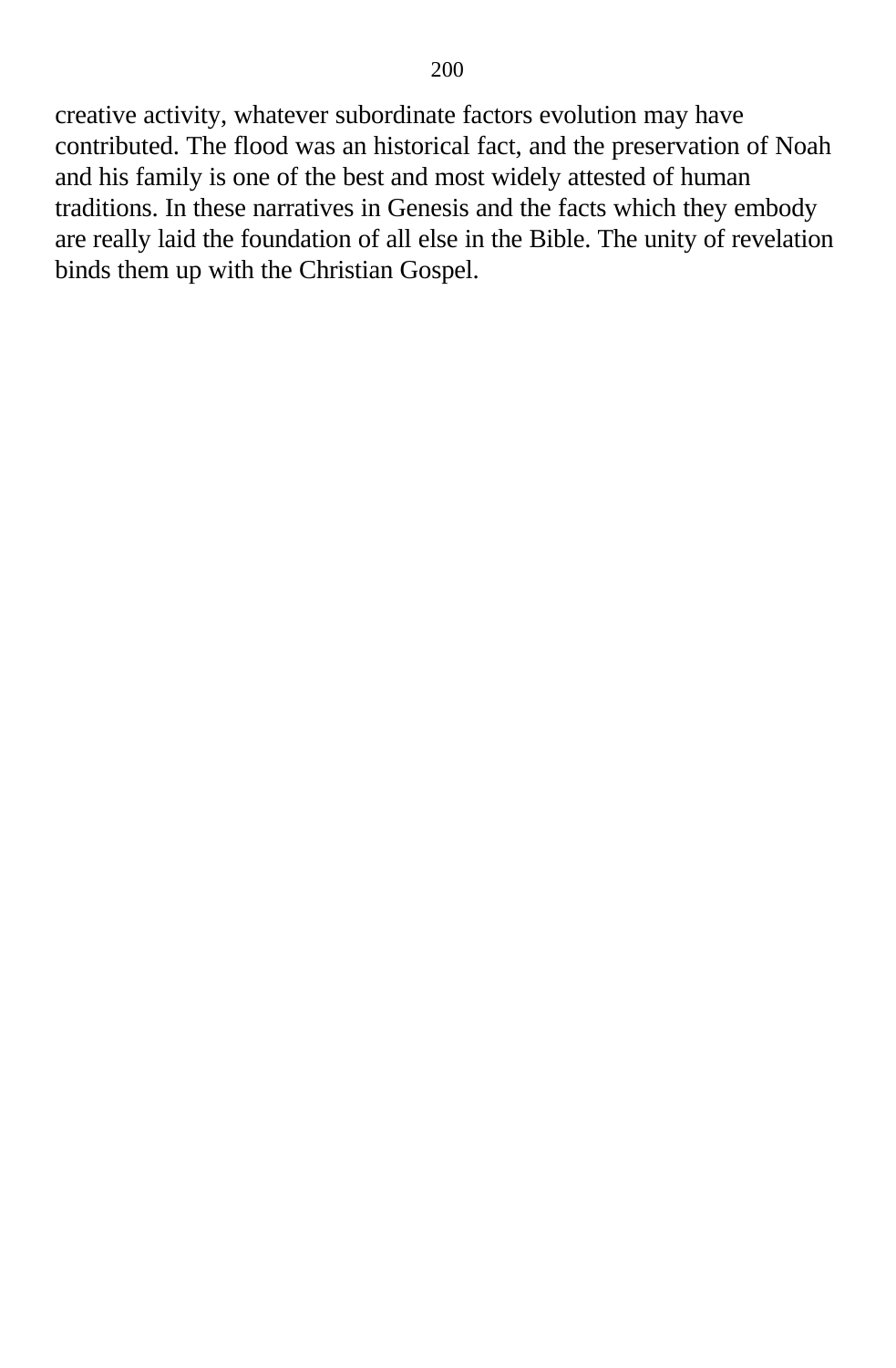creative activity, whatever subordinate factors evolution may have contributed. The flood was an historical fact, and the preservation of Noah and his family is one of the best and most widely attested of human traditions. In these narratives in Genesis and the facts which they embody are really laid the foundation of all else in the Bible. The unity of revelation binds them up with the Christian Gospel.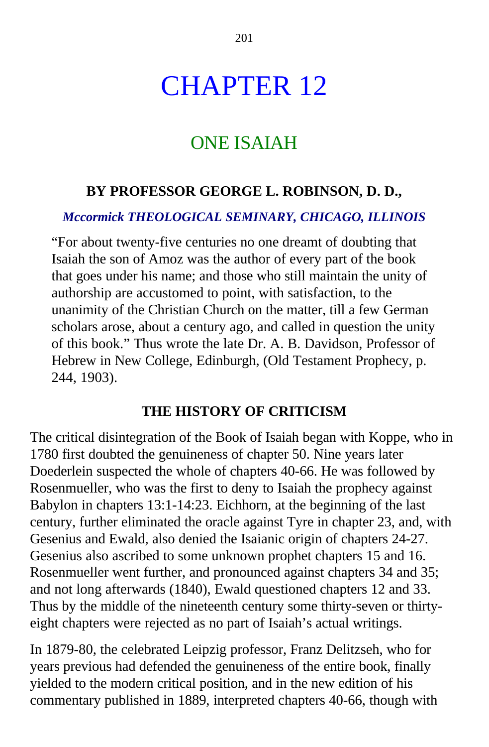# CHAPTER 12

## ONE ISAIAH

### BY PROFESSOR GEORGE L. ROBINSON, D. D.,

***Mccormick THEOLOGICAL SEMINARY, CHICAGO, ILLINOIS***

> "For about twenty-five centuries no one dreamt of doubting that Isaiah the son of Amoz was the author of every part of the book that goes under his name; and those who still maintain the unity of authorship are accustomed to point, with satisfaction, to the unanimity of the Christian Church on the matter, till a few German scholars arose, about a century ago, and called in question the unity of this book." Thus wrote the late Dr. A. B. Davidson, Professor of Hebrew in New College, Edinburgh, (Old Testament Prophecy, p. 244, 1903).

### THE HISTORY OF CRITICISM

The critical disintegration of the Book of Isaiah began with Koppe, who in 1780 first doubted the genuineness of chapter 50. Nine years later Doederlein suspected the whole of chapters 40-66. He was followed by Rosenmueller, who was the first to deny to Isaiah the prophecy against Babylon in chapters 13:1-14:23. Eichhorn, at the beginning of the last century, further eliminated the oracle against Tyre in chapter 23, and, with Gesenius and Ewald, also denied the Isaianic origin of chapters 24-27. Gesenius also ascribed to some unknown prophet chapters 15 and 16. Rosenmueller went further, and pronounced against chapters 34 and 35; and not long afterwards (1840), Ewald questioned chapters 12 and 33. Thus by the middle of the nineteenth century some thirty-seven or thirty-eight chapters were rejected as no part of Isaiah's actual writings.

In 1879-80, the celebrated Leipzig professor, Franz Delitzseh, who for years previous had defended the genuineness of the entire book, finally yielded to the modern critical position, and in the new edition of his commentary published in 1889, interpreted chapters 40-66, though with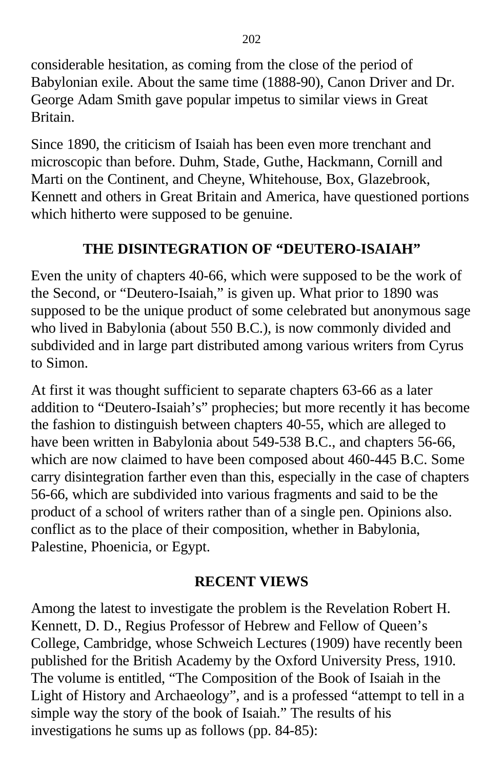considerable hesitation, as coming from the close of the period of Babylonian exile. About the same time (1888-90), Canon Driver and Dr. George Adam Smith gave popular impetus to similar views in Great Britain.

Since 1890, the criticism of Isaiah has been even more trenchant and microscopic than before. Duhm, Stade, Guthe, Hackmann, Cornill and Marti on the Continent, and Cheyne, Whitehouse, Box, Glazebrook, Kennett and others in Great Britain and America, have questioned portions which hitherto were supposed to be genuine.

## THE DISINTEGRATION OF "DEUTERO-ISAIAH"

Even the unity of chapters 40-66, which were supposed to be the work of the Second, or "Deutero-Isaiah," is given up. What prior to 1890 was supposed to be the unique product of some celebrated but anonymous sage who lived in Babylonia (about 550 B.C.), is now commonly divided and subdivided and in large part distributed among various writers from Cyrus to Simon.

At first it was thought sufficient to separate chapters 63-66 as a later addition to "Deutero-Isaiah's" prophecies; but more recently it has become the fashion to distinguish between chapters 40-55, which are alleged to have been written in Babylonia about 549-538 B.C., and chapters 56-66, which are now claimed to have been composed about 460-445 B.C. Some carry disintegration farther even than this, especially in the case of chapters 56-66, which are subdivided into various fragments and said to be the product of a school of writers rather than of a single pen. Opinions also. conflict as to the place of their composition, whether in Babylonia, Palestine, Phoenicia, or Egypt.

## RECENT VIEWS

Among the latest to investigate the problem is the Revelation Robert H. Kennett, D. D., Regius Professor of Hebrew and Fellow of Queen's College, Cambridge, whose Schweich Lectures (1909) have recently been published for the British Academy by the Oxford University Press, 1910. The volume is entitled, "The Composition of the Book of Isaiah in the Light of History and Archaeology", and is a professed "attempt to tell in a simple way the story of the book of Isaiah." The results of his investigations he sums up as follows (pp. 84-85):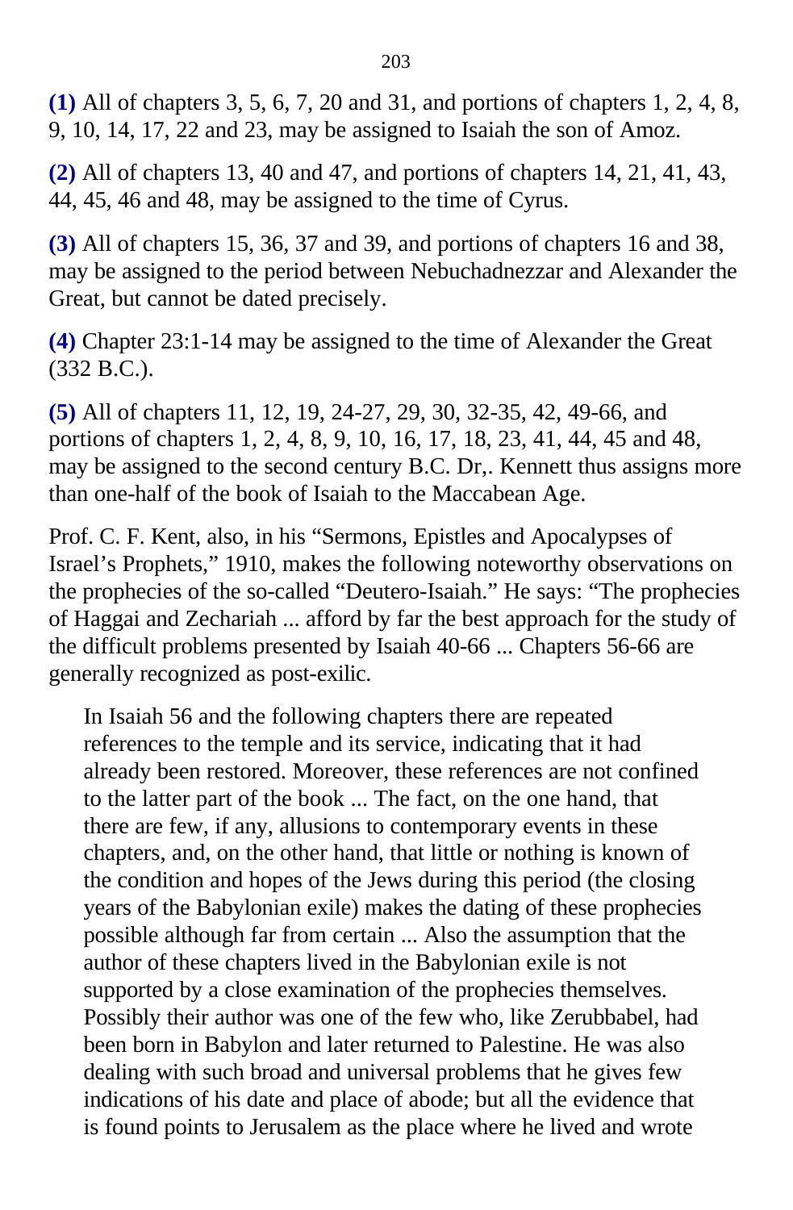**(1)** All of chapters 3, 5, 6, 7, 20 and 31, and portions of chapters 1, 2, 4, 8, 9, 10, 14, 17, 22 and 23, may be assigned to Isaiah the son of Amoz.

**(2)** All of chapters 13, 40 and 47, and portions of chapters 14, 21, 41, 43, 44, 45, 46 and 48, may be assigned to the time of Cyrus.

**(3)** All of chapters 15, 36, 37 and 39, and portions of chapters 16 and 38, may be assigned to the period between Nebuchadnezzar and Alexander the Great, but cannot be dated precisely.

**(4)** Chapter 23:1-14 may be assigned to the time of Alexander the Great (332 B.C.).

**(5)** All of chapters 11, 12, 19, 24-27, 29, 30, 32-35, 42, 49-66, and portions of chapters 1, 2, 4, 8, 9, 10, 16, 17, 18, 23, 41, 44, 45 and 48, may be assigned to the second century B.C. Dr,. Kennett thus assigns more than one-half of the book of Isaiah to the Maccabean Age.

Prof. C. F. Kent, also, in his "Sermons, Epistles and Apocalypses of Israel's Prophets," 1910, makes the following noteworthy observations on the prophecies of the so-called "Deutero-Isaiah." He says: "The prophecies of Haggai and Zechariah ... afford by far the best approach for the study of the difficult problems presented by Isaiah 40-66 ... Chapters 56-66 are generally recognized as post-exilic.

> In Isaiah 56 and the following chapters there are repeated references to the temple and its service, indicating that it had already been restored. Moreover, these references are not confined to the latter part of the book ... The fact, on the one hand, that there are few, if any, allusions to contemporary events in these chapters, and, on the other hand, that little or nothing is known of the condition and hopes of the Jews during this period (the closing years of the Babylonian exile) makes the dating of these prophecies possible although far from certain ... Also the assumption that the author of these chapters lived in the Babylonian exile is not supported by a close examination of the prophecies themselves. Possibly their author was one of the few who, like Zerubbabel, had been born in Babylon and later returned to Palestine. He was also dealing with such broad and universal problems that he gives few indications of his date and place of abode; but all the evidence that is found points to Jerusalem as the place where he lived and wrote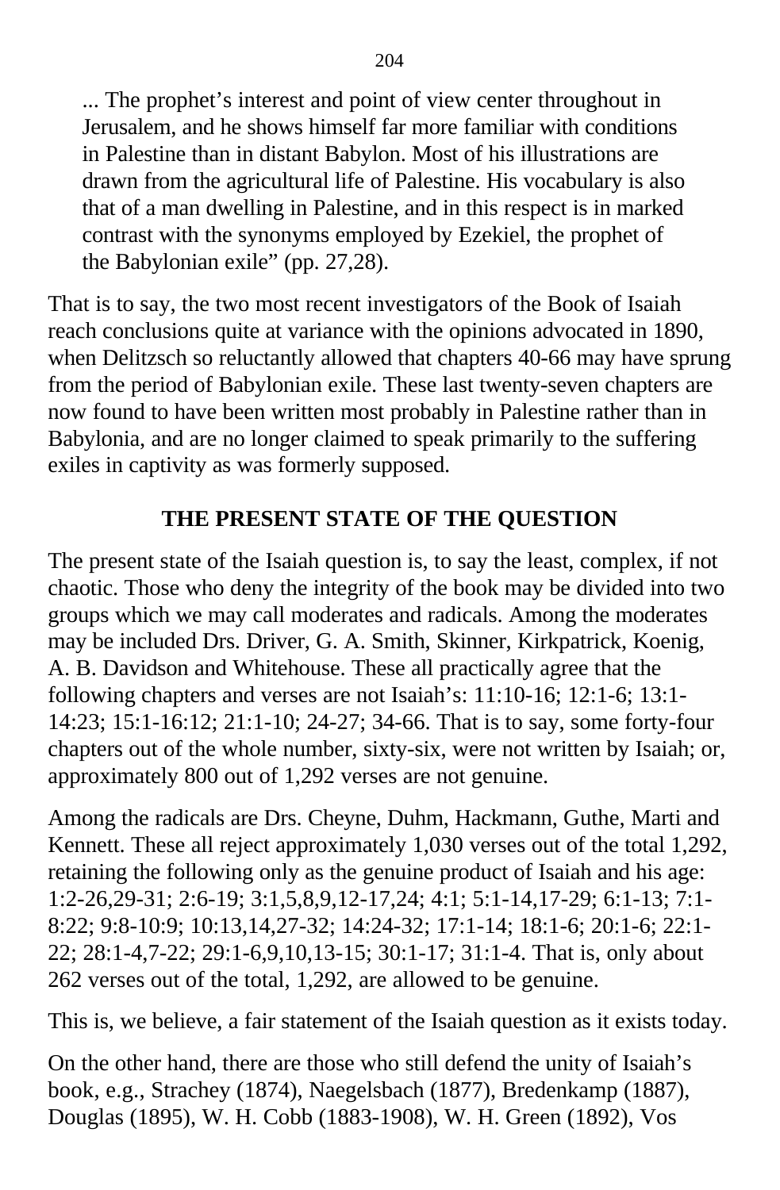> ... The prophet’s interest and point of view center throughout in Jerusalem, and he shows himself far more familiar with conditions in Palestine than in distant Babylon. Most of his illustrations are drawn from the agricultural life of Palestine. His vocabulary is also that of a man dwelling in Palestine, and in this respect is in marked contrast with the synonyms employed by Ezekiel, the prophet of the Babylonian exile” (pp. 27,28).

That is to say, the two most recent investigators of the Book of Isaiah reach conclusions quite at variance with the opinions advocated in 1890, when Delitzsch so reluctantly allowed that chapters 40-66 may have sprung from the period of Babylonian exile. These last twenty-seven chapters are now found to have been written most probably in Palestine rather than in Babylonia, and are no longer claimed to speak primarily to the suffering exiles in captivity as was formerly supposed.

## THE PRESENT STATE OF THE QUESTION

The present state of the Isaiah question is, to say the least, complex, if not chaotic. Those who deny the integrity of the book may be divided into two groups which we may call moderates and radicals. Among the moderates may be included Drs. Driver, G. A. Smith, Skinner, Kirkpatrick, Koenig, A. B. Davidson and Whitehouse. These all practically agree that the following chapters and verses are not Isaiah’s: 11:10-16; 12:1-6; 13:1-14:23; 15:1-16:12; 21:1-10; 24-27; 34-66. That is to say, some forty-four chapters out of the whole number, sixty-six, were not written by Isaiah; or, approximately 800 out of 1,292 verses are not genuine.

Among the radicals are Drs. Cheyne, Duhm, Hackmann, Guthe, Marti and Kennett. These all reject approximately 1,030 verses out of the total 1,292, retaining the following only as the genuine product of Isaiah and his age: 1:2-26,29-31; 2:6-19; 3:1,5,8,9,12-17,24; 4:1; 5:1-14,17-29; 6:1-13; 7:1-8:22; 9:8-10:9; 10:13,14,27-32; 14:24-32; 17:1-14; 18:1-6; 20:1-6; 22:1-22; 28:1-4,7-22; 29:1-6,9,10,13-15; 30:1-17; 31:1-4. That is, only about 262 verses out of the total, 1,292, are allowed to be genuine.

This is, we believe, a fair statement of the Isaiah question as it exists today.

On the other hand, there are those who still defend the unity of Isaiah’s book, e.g., Strachey (1874), Naegelsbach (1877), Bredenkamp (1887), Douglas (1895), W. H. Cobb (1883-1908), W. H. Green (1892), Vos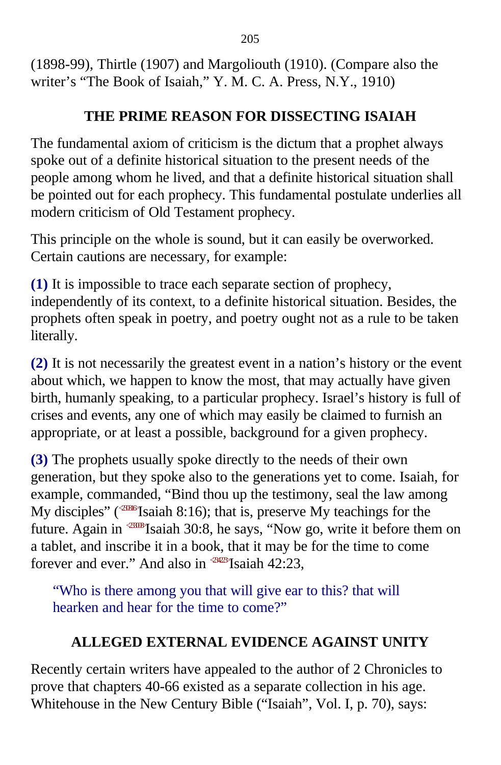(1898-99), Thirtle (1907) and Margoliouth (1910). (Compare also the writer's "The Book of Isaiah," Y. M. C. A. Press, N.Y., 1910)

## THE PRIME REASON FOR DISSECTING ISAIAH

The fundamental axiom of criticism is the dictum that a prophet always spoke out of a definite historical situation to the present needs of the people among whom he lived, and that a definite historical situation shall be pointed out for each prophecy. This fundamental postulate underlies all modern criticism of Old Testament prophecy.

This principle on the whole is sound, but it can easily be overworked. Certain cautions are necessary, for example:

**(1)** It is impossible to trace each separate section of prophecy, independently of its context, to a definite historical situation. Besides, the prophets often speak in poetry, and poetry ought not as a rule to be taken literally.

**(2)** It is not necessarily the greatest event in a nation's history or the event about which, we happen to know the most, that may actually have given birth, humanly speaking, to a particular prophecy. Israel's history is full of crises and events, any one of which may easily be claimed to furnish an appropriate, or at least a possible, background for a given prophecy.

**(3)** The prophets usually spoke directly to the needs of their own generation, but they spoke also to the generations yet to come. Isaiah, for example, commanded, "Bind thou up the testimony, seal the law among My disciples" (<230816>Isaiah 8:16); that is, preserve My teachings for the future. Again in <233008>Isaiah 30:8, he says, "Now go, write it before them on a tablet, and inscribe it in a book, that it may be for the time to come forever and ever." And also in <234223>Isaiah 42:23,

> "Who is there among you that will give ear to this? that will hearken and hear for the time to come?"

## ALLEGED EXTERNAL EVIDENCE AGAINST UNITY

Recently certain writers have appealed to the author of 2 Chronicles to prove that chapters 40-66 existed as a separate collection in his age. Whitehouse in the New Century Bible ("Isaiah", Vol. I, p. 70), says: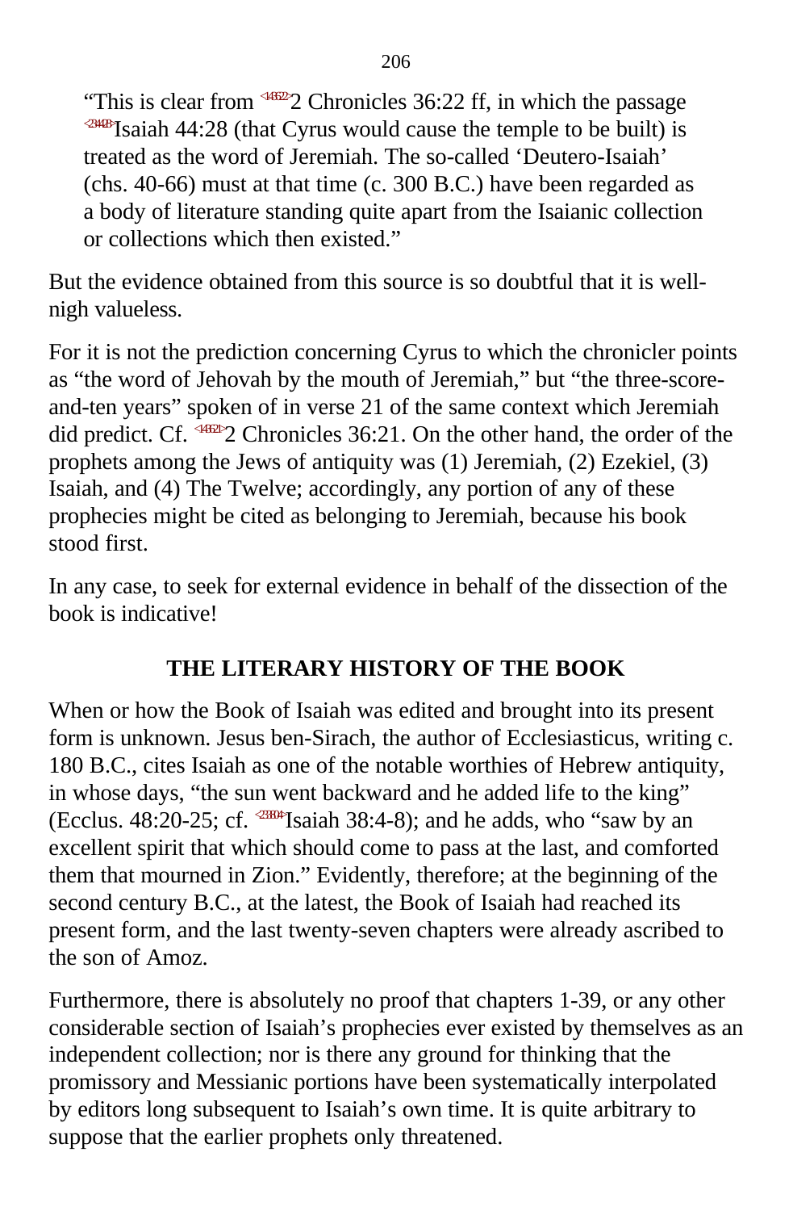> "This is clear from 2 Chronicles 36:22 ff, in which the passage Isaiah 44:28 (that Cyrus would cause the temple to be built) is treated as the word of Jeremiah. The so-called 'Deutero-Isaiah' (chs. 40-66) must at that time (c. 300 B.C.) have been regarded as a body of literature standing quite apart from the Isaianic collection or collections which then existed."

But the evidence obtained from this source is so doubtful that it is well-nigh valueless.

For it is not the prediction concerning Cyrus to which the chronicler points as "the word of Jehovah by the mouth of Jeremiah," but "the three-score-and-ten years" spoken of in verse 21 of the same context which Jeremiah did predict. Cf. 2 Chronicles 36:21. On the other hand, the order of the prophets among the Jews of antiquity was (1) Jeremiah, (2) Ezekiel, (3) Isaiah, and (4) The Twelve; accordingly, any portion of any of these prophecies might be cited as belonging to Jeremiah, because his book stood first.

In any case, to seek for external evidence in behalf of the dissection of the book is indicative!

## THE LITERARY HISTORY OF THE BOOK

When or how the Book of Isaiah was edited and brought into its present form is unknown. Jesus ben-Sirach, the author of Ecclesiasticus, writing c. 180 B.C., cites Isaiah as one of the notable worthies of Hebrew antiquity, in whose days, "the sun went backward and he added life to the king" (Ecclus. 48:20-25; cf. Isaiah 38:4-8); and he adds, who "saw by an excellent spirit that which should come to pass at the last, and comforted them that mourned in Zion." Evidently, therefore; at the beginning of the second century B.C., at the latest, the Book of Isaiah had reached its present form, and the last twenty-seven chapters were already ascribed to the son of Amoz.

Furthermore, there is absolutely no proof that chapters 1-39, or any other considerable section of Isaiah's prophecies ever existed by themselves as an independent collection; nor is there any ground for thinking that the promissory and Messianic portions have been systematically interpolated by editors long subsequent to Isaiah's own time. It is quite arbitrary to suppose that the earlier prophets only threatened.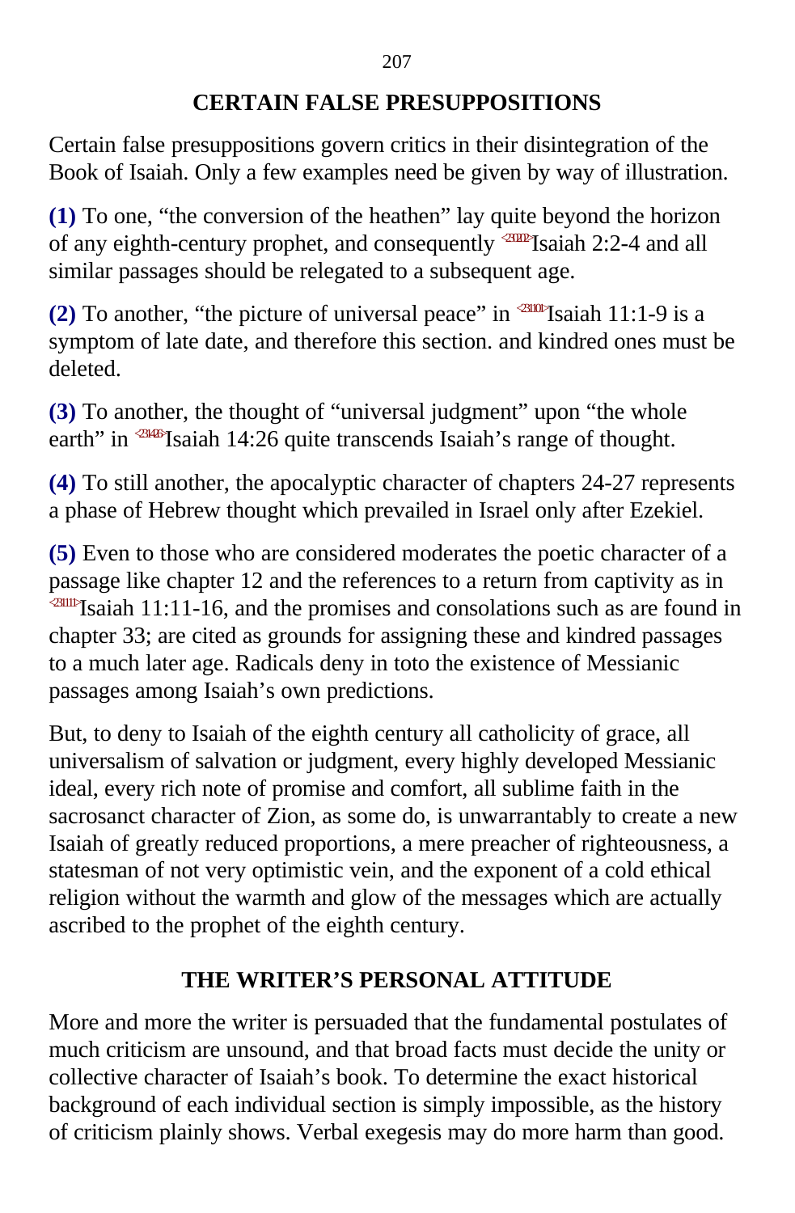## CERTAIN FALSE PRESUPPOSITIONS

Certain false presuppositions govern critics in their disintegration of the Book of Isaiah. Only a few examples need be given by way of illustration.

**(1)** To one, "the conversion of the heathen" lay quite beyond the horizon of any eighth-century prophet, and consequently <230202>Isaiah 2:2-4 and all similar passages should be relegated to a subsequent age.

**(2)** To another, "the picture of universal peace" in <231101>Isaiah 11:1-9 is a symptom of late date, and therefore this section. and kindred ones must be deleted.

**(3)** To another, the thought of "universal judgment" upon "the whole earth" in <231426>Isaiah 14:26 quite transcends Isaiah's range of thought.

**(4)** To still another, the apocalyptic character of chapters 24-27 represents a phase of Hebrew thought which prevailed in Israel only after Ezekiel.

**(5)** Even to those who are considered moderates the poetic character of a passage like chapter 12 and the references to a return from captivity as in <231111>Isaiah 11:11-16, and the promises and consolations such as are found in chapter 33; are cited as grounds for assigning these and kindred passages to a much later age. Radicals deny in toto the existence of Messianic passages among Isaiah's own predictions.

But, to deny to Isaiah of the eighth century all catholicity of grace, all universalism of salvation or judgment, every highly developed Messianic ideal, every rich note of promise and comfort, all sublime faith in the sacrosanct character of Zion, as some do, is unwarrantably to create a new Isaiah of greatly reduced proportions, a mere preacher of righteousness, a statesman of not very optimistic vein, and the exponent of a cold ethical religion without the warmth and glow of the messages which are actually ascribed to the prophet of the eighth century.

## THE WRITER'S PERSONAL ATTITUDE

More and more the writer is persuaded that the fundamental postulates of much criticism are unsound, and that broad facts must decide the unity or collective character of Isaiah's book. To determine the exact historical background of each individual section is simply impossible, as the history of criticism plainly shows. Verbal exegesis may do more harm than good.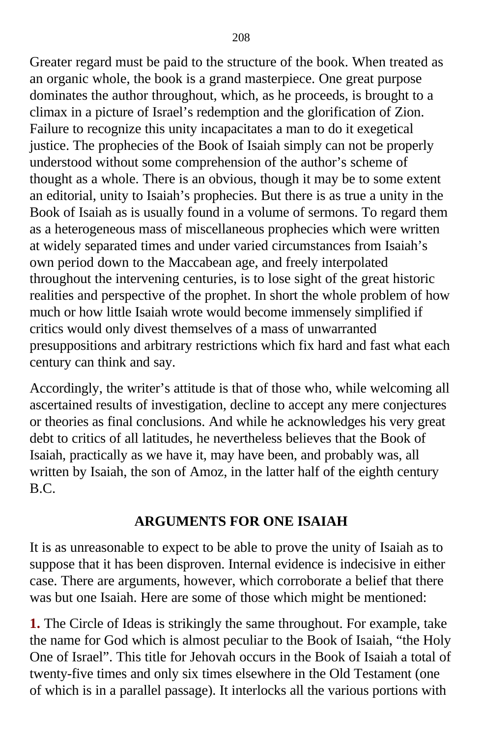Greater regard must be paid to the structure of the book. When treated as an organic whole, the book is a grand masterpiece. One great purpose dominates the author throughout, which, as he proceeds, is brought to a climax in a picture of Israel's redemption and the glorification of Zion. Failure to recognize this unity incapacitates a man to do it exegetical justice. The prophecies of the Book of Isaiah simply can not be properly understood without some comprehension of the author's scheme of thought as a whole. There is an obvious, though it may be to some extent an editorial, unity to Isaiah's prophecies. But there is as true a unity in the Book of Isaiah as is usually found in a volume of sermons. To regard them as a heterogeneous mass of miscellaneous prophecies which were written at widely separated times and under varied circumstances from Isaiah's own period down to the Maccabean age, and freely interpolated throughout the intervening centuries, is to lose sight of the great historic realities and perspective of the prophet. In short the whole problem of how much or how little Isaiah wrote would become immensely simplified if critics would only divest themselves of a mass of unwarranted presuppositions and arbitrary restrictions which fix hard and fast what each century can think and say.

Accordingly, the writer's attitude is that of those who, while welcoming all ascertained results of investigation, decline to accept any mere conjectures or theories as final conclusions. And while he acknowledges his very great debt to critics of all latitudes, he nevertheless believes that the Book of Isaiah, practically as we have it, may have been, and probably was, all written by Isaiah, the son of Amoz, in the latter half of the eighth century B.C.

## ARGUMENTS FOR ONE ISAIAH

It is as unreasonable to expect to be able to prove the unity of Isaiah as to suppose that it has been disproven. Internal evidence is indecisive in either case. There are arguments, however, which corroborate a belief that there was but one Isaiah. Here are some of those which might be mentioned:

**1.** The Circle of Ideas is strikingly the same throughout. For example, take the name for God which is almost peculiar to the Book of Isaiah, "the Holy One of Israel". This title for Jehovah occurs in the Book of Isaiah a total of twenty-five times and only six times elsewhere in the Old Testament (one of which is in a parallel passage). It interlocks all the various portions with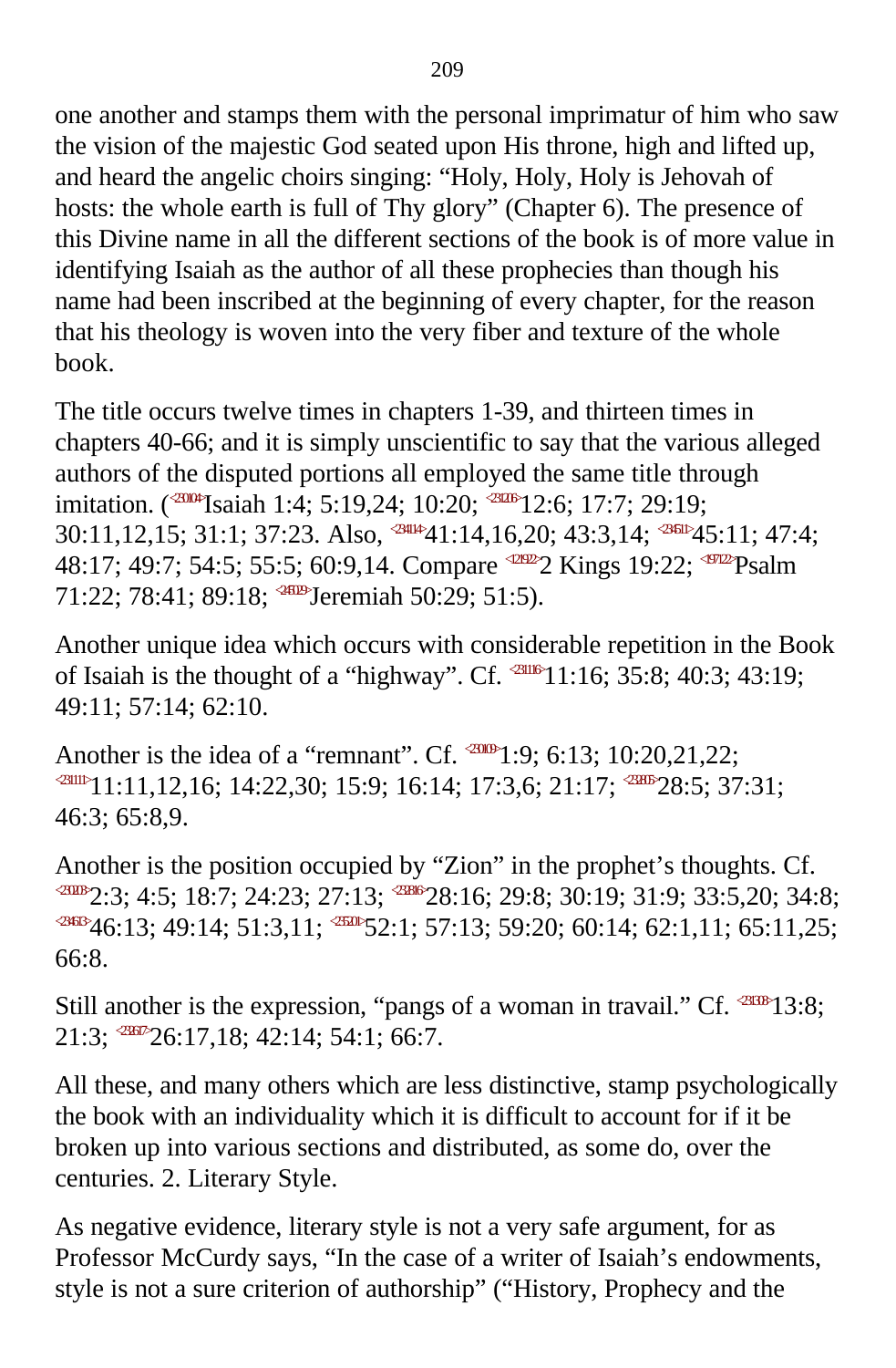one another and stamps them with the personal imprimatur of him who saw the vision of the majestic God seated upon His throne, high and lifted up, and heard the angelic choirs singing: “Holy, Holy, Holy is Jehovah of hosts: the whole earth is full of Thy glory” (Chapter 6). The presence of this Divine name in all the different sections of the book is of more value in identifying Isaiah as the author of all these prophecies than though his name had been inscribed at the beginning of every chapter, for the reason that his theology is woven into the very fiber and texture of the whole book.

The title occurs twelve times in chapters 1-39, and thirteen times in chapters 40-66; and it is simply unscientific to say that the various alleged authors of the disputed portions all employed the same title through imitation. (Isaiah 1:4; 5:19,24; 10:20; 12:6; 17:7; 29:19; 30:11,12,15; 31:1; 37:23. Also, 41:14,16,20; 43:3,14; 45:11; 47:4; 48:17; 49:7; 54:5; 55:5; 60:9,14. Compare 2 Kings 19:22; Psalm 71:22; 78:41; 89:18; Jeremiah 50:29; 51:5).

Another unique idea which occurs with considerable repetition in the Book of Isaiah is the thought of a “highway”. Cf. 11:16; 35:8; 40:3; 43:19; 49:11; 57:14; 62:10.

Another is the idea of a “remnant”. Cf. 1:9; 6:13; 10:20,21,22; 11:11,12,16; 14:22,30; 15:9; 16:14; 17:3,6; 21:17; 28:5; 37:31; 46:3; 65:8,9.

Another is the position occupied by “Zion” in the prophet’s thoughts. Cf. 2:3; 4:5; 18:7; 24:23; 27:13; 28:16; 29:8; 30:19; 31:9; 33:5,20; 34:8; 46:13; 49:14; 51:3,11; 52:1; 57:13; 59:20; 60:14; 62:1,11; 65:11,25; 66:8.

Still another is the expression, “pangs of a woman in travail.” Cf. 13:8; 21:3; 26:17,18; 42:14; 54:1; 66:7.

All these, and many others which are less distinctive, stamp psychologically the book with an individuality which it is difficult to account for if it be broken up into various sections and distributed, as some do, over the centuries. 2. Literary Style.

As negative evidence, literary style is not a very safe argument, for as Professor McCurdy says, “In the case of a writer of Isaiah’s endowments, style is not a sure criterion of authorship” (“History, Prophecy and the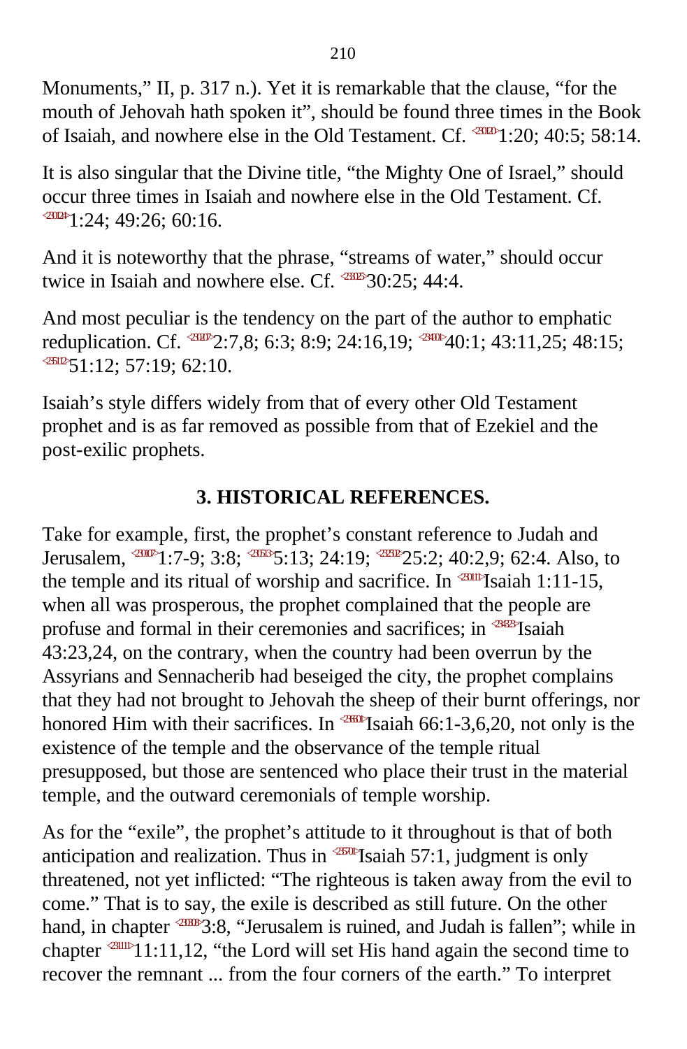Monuments," II, p. 317 n.). Yet it is remarkable that the clause, "for the mouth of Jehovah hath spoken it", should be found three times in the Book of Isaiah, and nowhere else in the Old Testament. Cf. 1:20; 40:5; 58:14.

It is also singular that the Divine title, "the Mighty One of Israel," should occur three times in Isaiah and nowhere else in the Old Testament. Cf. 1:24; 49:26; 60:16.

And it is noteworthy that the phrase, "streams of water," should occur twice in Isaiah and nowhere else. Cf. 30:25; 44:4.

And most peculiar is the tendency on the part of the author to emphatic reduplication. Cf. 2:7,8; 6:3; 8:9; 24:16,19; 40:1; 43:11,25; 48:15; 51:12; 57:19; 62:10.

Isaiah's style differs widely from that of every other Old Testament prophet and is as far removed as possible from that of Ezekiel and the post-exilic prophets.

### 3. HISTORICAL REFERENCES.

Take for example, first, the prophet's constant reference to Judah and Jerusalem, 1:7-9; 3:8; 5:13; 24:19; 25:2; 40:2,9; 62:4. Also, to the temple and its ritual of worship and sacrifice. In Isaiah 1:11-15, when all was prosperous, the prophet complained that the people are profuse and formal in their ceremonies and sacrifices; in Isaiah 43:23,24, on the contrary, when the country had been overrun by the Assyrians and Sennacherib had beseiged the city, the prophet complains that they had not brought to Jehovah the sheep of their burnt offerings, nor honored Him with their sacrifices. In Isaiah 66:1-3,6,20, not only is the existence of the temple and the observance of the temple ritual presupposed, but those are sentenced who place their trust in the material temple, and the outward ceremonials of temple worship.

As for the "exile", the prophet's attitude to it throughout is that of both anticipation and realization. Thus in Isaiah 57:1, judgment is only threatened, not yet inflicted: "The righteous is taken away from the evil to come." That is to say, the exile is described as still future. On the other hand, in chapter 3:8, "Jerusalem is ruined, and Judah is fallen"; while in chapter 11:11,12, "the Lord will set His hand again the second time to recover the remnant ... from the four corners of the earth." To interpret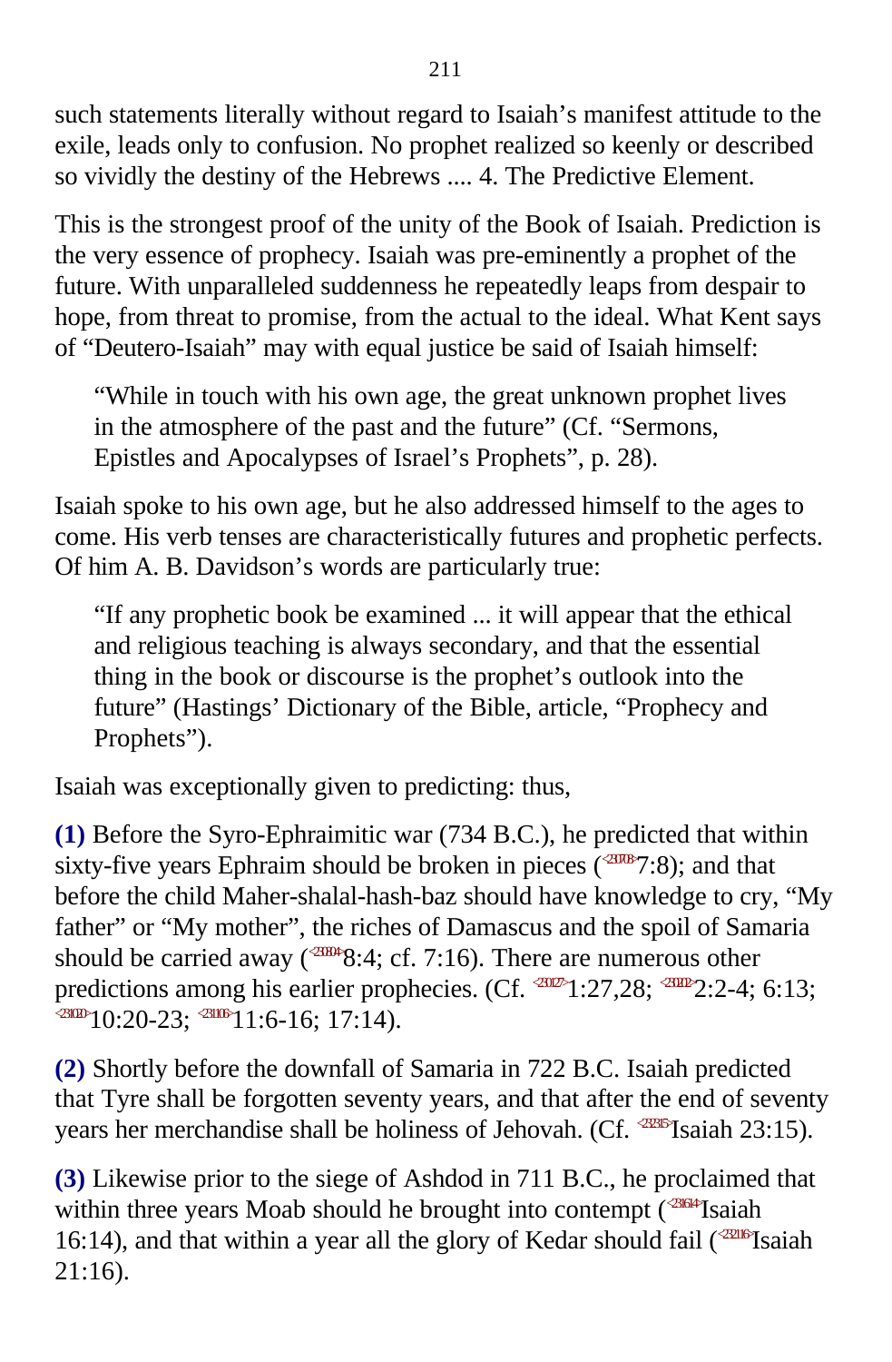such statements literally without regard to Isaiah's manifest attitude to the exile, leads only to confusion. No prophet realized so keenly or described so vividly the destiny of the Hebrews .... 4. The Predictive Element.

This is the strongest proof of the unity of the Book of Isaiah. Prediction is the very essence of prophecy. Isaiah was pre-eminently a prophet of the future. With unparalleled suddenness he repeatedly leaps from despair to hope, from threat to promise, from the actual to the ideal. What Kent says of "Deutero-Isaiah" may with equal justice be said of Isaiah himself:

> "While in touch with his own age, the great unknown prophet lives in the atmosphere of the past and the future" (Cf. "Sermons, Epistles and Apocalypses of Israel's Prophets", p. 28).

Isaiah spoke to his own age, but he also addressed himself to the ages to come. His verb tenses are characteristically futures and prophetic perfects. Of him A. B. Davidson's words are particularly true:

> "If any prophetic book be examined ... it will appear that the ethical and religious teaching is always secondary, and that the essential thing in the book or discourse is the prophet's outlook into the future" (Hastings' Dictionary of the Bible, article, "Prophecy and Prophets").

Isaiah was exceptionally given to predicting: thus,

**(1)** Before the Syro-Ephraimitic war (734 B.C.), he predicted that within sixty-five years Ephraim should be broken in pieces (<230708>7:8); and that before the child Maher-shalal-hash-baz should have knowledge to cry, "My father" or "My mother", the riches of Damascus and the spoil of Samaria should be carried away (<230804>8:4; cf. 7:16). There are numerous other predictions among his earlier prophecies. (Cf. <230127>1:27,28; <230202>2:2-4; 6:13; <231020>10:20-23; <231106>11:6-16; 17:14).

**(2)** Shortly before the downfall of Samaria in 722 B.C. Isaiah predicted that Tyre shall be forgotten seventy years, and that after the end of seventy years her merchandise shall be holiness of Jehovah. (Cf. <232315>Isaiah 23:15).

**(3)** Likewise prior to the siege of Ashdod in 711 B.C., he proclaimed that within three years Moab should he brought into contempt (<231614>Isaiah 16:14), and that within a year all the glory of Kedar should fail (<232116>Isaiah 21:16).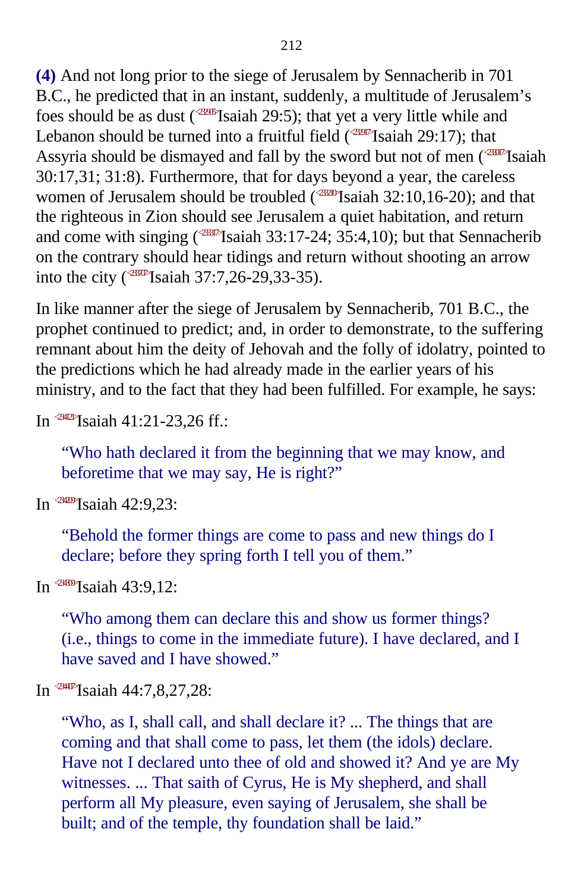**(4)** And not long prior to the siege of Jerusalem by Sennacherib in 701 B.C., he predicted that in an instant, suddenly, a multitude of Jerusalem's foes should be as dust (<232905>Isaiah 29:5); that yet a very little while and Lebanon should be turned into a fruitful field (<232917>Isaiah 29:17); that Assyria should be dismayed and fall by the sword but not of men (<233017>Isaiah 30:17,31; 31:8). Furthermore, that for days beyond a year, the careless women of Jerusalem should be troubled (<233210>Isaiah 32:10,16-20); and that the righteous in Zion should see Jerusalem a quiet habitation, and return and come with singing (<233317>Isaiah 33:17-24; 35:4,10); but that Sennacherib on the contrary should hear tidings and return without shooting an arrow into the city (<233707>Isaiah 37:7,26-29,33-35).

In like manner after the siege of Jerusalem by Sennacherib, 701 B.C., the prophet continued to predict; and, in order to demonstrate, to the suffering remnant about him the deity of Jehovah and the folly of idolatry, pointed to the predictions which he had already made in the earlier years of his ministry, and to the fact that they had been fulfilled. For example, he says:

In <234121>Isaiah 41:21-23,26 ff.:

> "Who hath declared it from the beginning that we may know, and beforetime that we may say, He is right?"

In <234209>Isaiah 42:9,23:

> "Behold the former things are come to pass and new things do I declare; before they spring forth I tell you of them."

In <234309>Isaiah 43:9,12:

> "Who among them can declare this and show us former things? (i.e., things to come in the immediate future). I have declared, and I have saved and I have showed."

In <234407>Isaiah 44:7,8,27,28:

> "Who, as I, shall call, and shall declare it? ... The things that are coming and that shall come to pass, let them (the idols) declare. Have not I declared unto thee of old and showed it? And ye are My witnesses. ... That saith of Cyrus, He is My shepherd, and shall perform all My pleasure, even saying of Jerusalem, she shall be built; and of the temple, thy foundation shall be laid."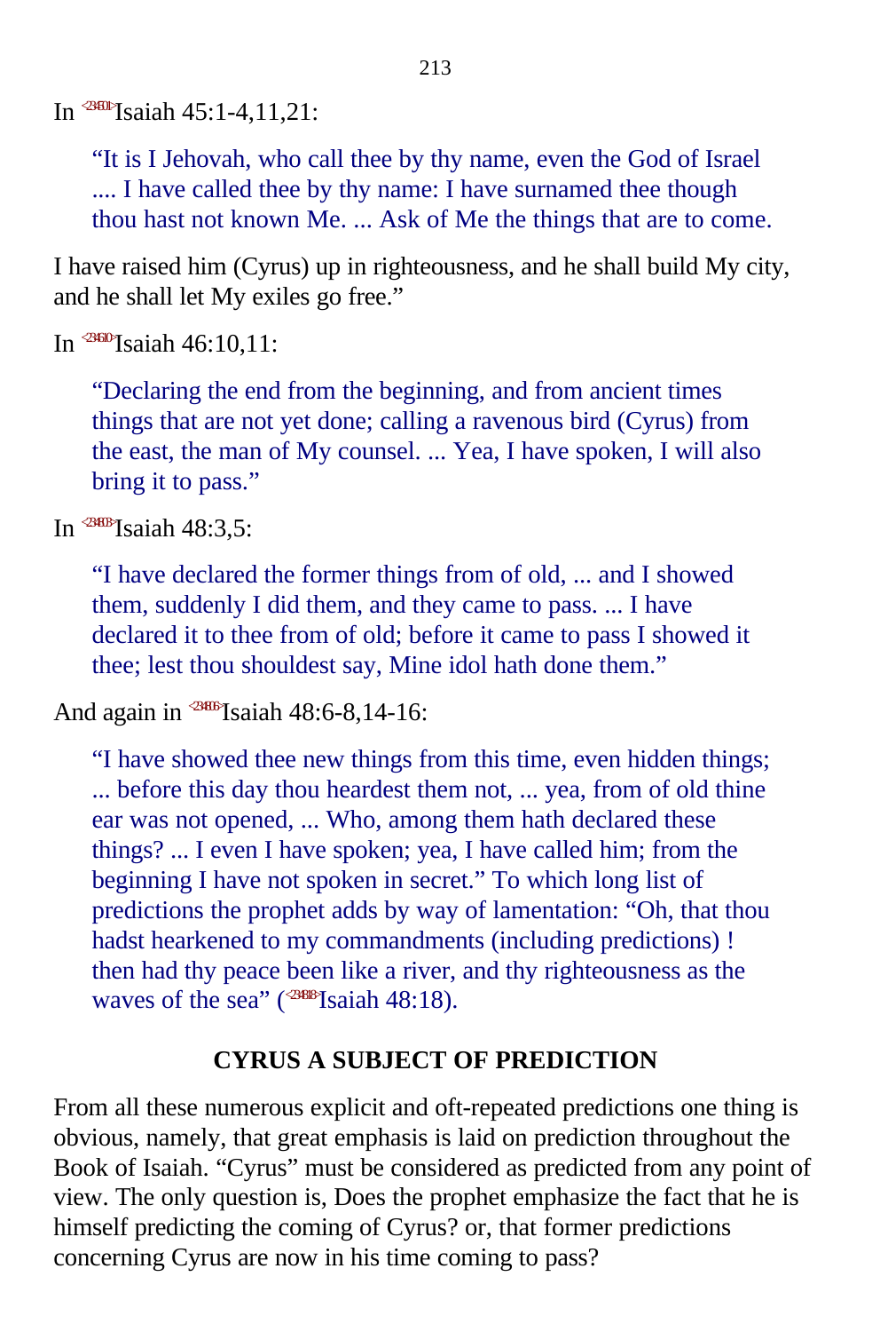In <234501>Isaiah 45:1-4,11,21:

> "It is I Jehovah, who call thee by thy name, even the God of Israel .... I have called thee by thy name: I have surnamed thee though thou hast not known Me. ... Ask of Me the things that are to come.

I have raised him (Cyrus) up in righteousness, and he shall build My city, and he shall let My exiles go free."

In <234610>Isaiah 46:10,11:

> "Declaring the end from the beginning, and from ancient times things that are not yet done; calling a ravenous bird (Cyrus) from the east, the man of My counsel. ... Yea, I have spoken, I will also bring it to pass."

In <234803>Isaiah 48:3,5:

> "I have declared the former things from of old, ... and I showed them, suddenly I did them, and they came to pass. ... I have declared it to thee from of old; before it came to pass I showed it thee; lest thou shouldest say, Mine idol hath done them."

And again in <234806>Isaiah 48:6-8,14-16:

> "I have showed thee new things from this time, even hidden things; ... before this day thou heardest them not, ... yea, from of old thine ear was not opened, ... Who, among them hath declared these things? ... I even I have spoken; yea, I have called him; from the beginning I have not spoken in secret." To which long list of predictions the prophet adds by way of lamentation: "Oh, that thou hadst hearkened to my commandments (including predictions) ! then had thy peace been like a river, and thy righteousness as the waves of the sea" (<234818>Isaiah 48:18).

## CYRUS A SUBJECT OF PREDICTION

From all these numerous explicit and oft-repeated predictions one thing is obvious, namely, that great emphasis is laid on prediction throughout the Book of Isaiah. "Cyrus" must be considered as predicted from any point of view. The only question is, Does the prophet emphasize the fact that he is himself predicting the coming of Cyrus? or, that former predictions concerning Cyrus are now in his time coming to pass?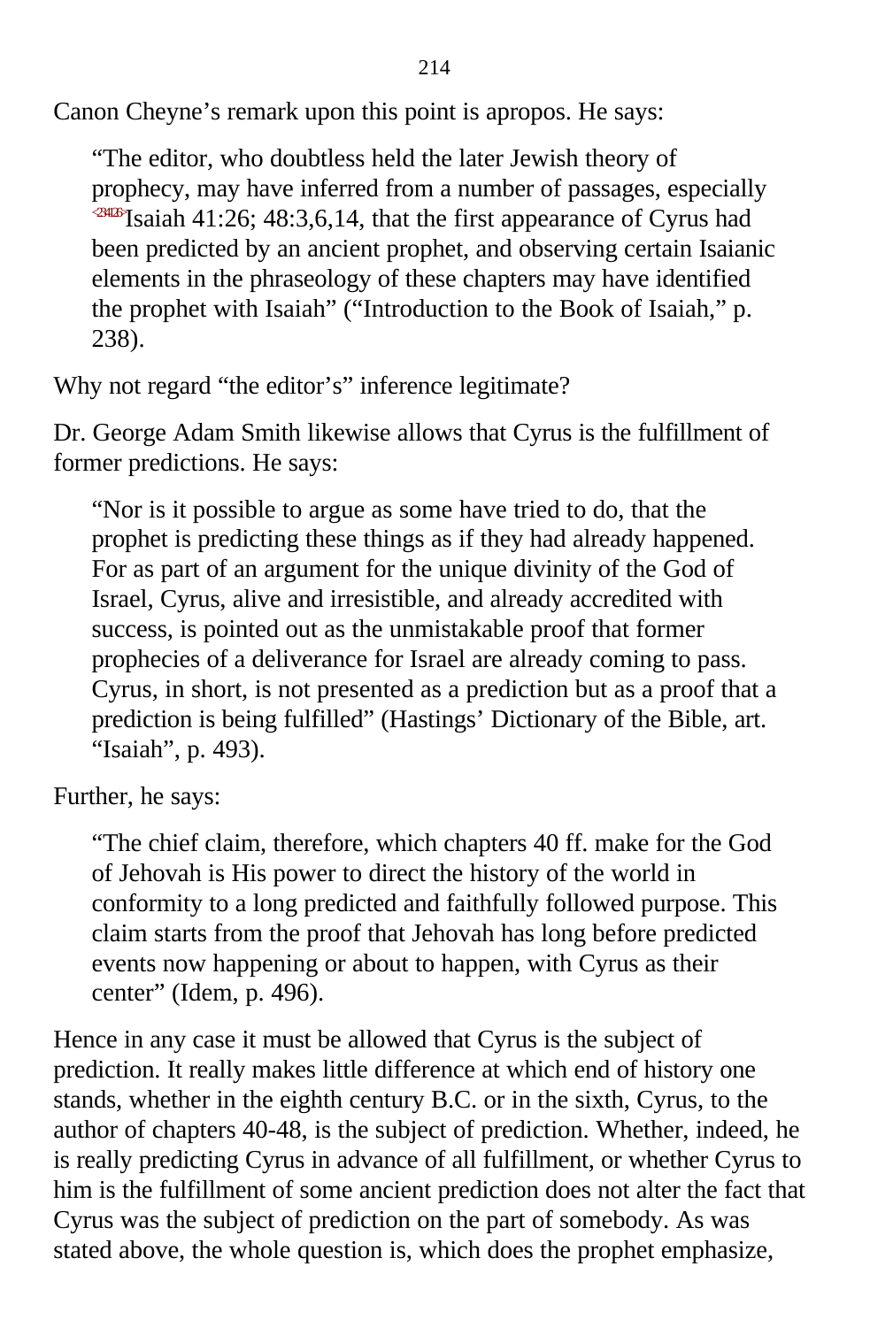Canon Cheyne's remark upon this point is apropos. He says:

> "The editor, who doubtless held the later Jewish theory of prophecy, may have inferred from a number of passages, especially <234126>Isaiah 41:26; 48:3,6,14, that the first appearance of Cyrus had been predicted by an ancient prophet, and observing certain Isaianic elements in the phraseology of these chapters may have identified the prophet with Isaiah" ("Introduction to the Book of Isaiah," p. 238).

Why not regard "the editor's" inference legitimate?

Dr. George Adam Smith likewise allows that Cyrus is the fulfillment of former predictions. He says:

> "Nor is it possible to argue as some have tried to do, that the prophet is predicting these things as if they had already happened. For as part of an argument for the unique divinity of the God of Israel, Cyrus, alive and irresistible, and already accredited with success, is pointed out as the unmistakable proof that former prophecies of a deliverance for Israel are already coming to pass. Cyrus, in short, is not presented as a prediction but as a proof that a prediction is being fulfilled" (Hastings' Dictionary of the Bible, art. "Isaiah", p. 493).

Further, he says:

> "The chief claim, therefore, which chapters 40 ff. make for the God of Jehovah is His power to direct the history of the world in conformity to a long predicted and faithfully followed purpose. This claim starts from the proof that Jehovah has long before predicted events now happening or about to happen, with Cyrus as their center" (Idem, p. 496).

Hence in any case it must be allowed that Cyrus is the subject of prediction. It really makes little difference at which end of history one stands, whether in the eighth century B.C. or in the sixth, Cyrus, to the author of chapters 40-48, is the subject of prediction. Whether, indeed, he is really predicting Cyrus in advance of all fulfillment, or whether Cyrus to him is the fulfillment of some ancient prediction does not alter the fact that Cyrus was the subject of prediction on the part of somebody. As was stated above, the whole question is, which does the prophet emphasize,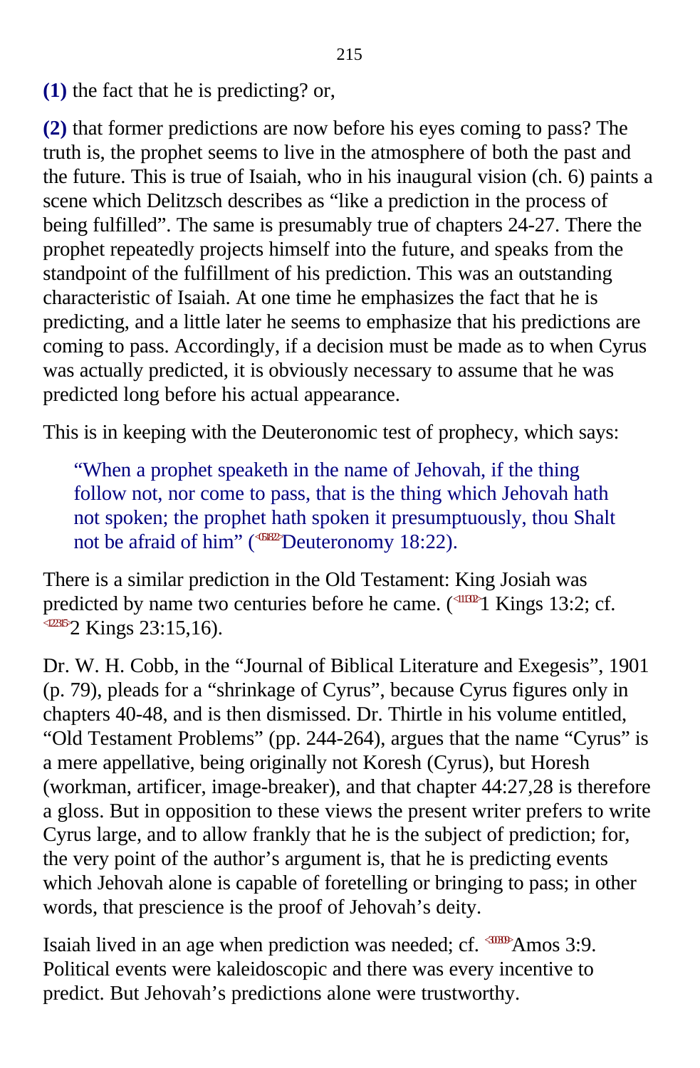**(1)** the fact that he is predicting? or,

**(2)** that former predictions are now before his eyes coming to pass? The truth is, the prophet seems to live in the atmosphere of both the past and the future. This is true of Isaiah, who in his inaugural vision (ch. 6) paints a scene which Delitzsch describes as "like a prediction in the process of being fulfilled". The same is presumably true of chapters 24-27. There the prophet repeatedly projects himself into the future, and speaks from the standpoint of the fulfillment of his prediction. This was an outstanding characteristic of Isaiah. At one time he emphasizes the fact that he is predicting, and a little later he seems to emphasize that his predictions are coming to pass. Accordingly, if a decision must be made as to when Cyrus was actually predicted, it is obviously necessary to assume that he was predicted long before his actual appearance.

This is in keeping with the Deuteronomic test of prophecy, which says:

> "When a prophet speaketh in the name of Jehovah, if the thing follow not, nor come to pass, that is the thing which Jehovah hath not spoken; the prophet hath spoken it presumptuously, thou Shalt not be afraid of him" (<051822>Deuteronomy 18:22).

There is a similar prediction in the Old Testament: King Josiah was predicted by name two centuries before he came. (<111302>1 Kings 13:2; cf. <122315>2 Kings 23:15,16).

Dr. W. H. Cobb, in the "Journal of Biblical Literature and Exegesis", 1901 (p. 79), pleads for a "shrinkage of Cyrus", because Cyrus figures only in chapters 40-48, and is then dismissed. Dr. Thirtle in his volume entitled, "Old Testament Problems" (pp. 244-264), argues that the name "Cyrus" is a mere appellative, being originally not Koresh (Cyrus), but Horesh (workman, artificer, image-breaker), and that chapter 44:27,28 is therefore a gloss. But in opposition to these views the present writer prefers to write Cyrus large, and to allow frankly that he is the subject of prediction; for, the very point of the author's argument is, that he is predicting events which Jehovah alone is capable of foretelling or bringing to pass; in other words, that prescience is the proof of Jehovah's deity.

Isaiah lived in an age when prediction was needed; cf. <300309>Amos 3:9. Political events were kaleidoscopic and there was every incentive to predict. But Jehovah's predictions alone were trustworthy.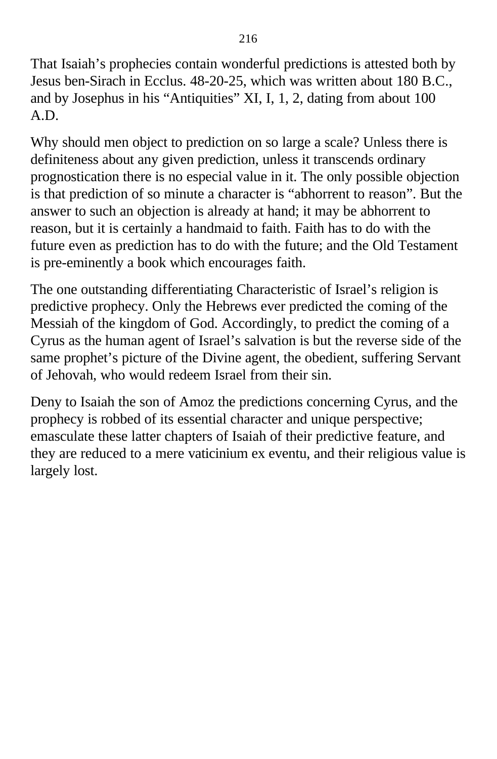That Isaiah's prophecies contain wonderful predictions is attested both by Jesus ben-Sirach in Ecclus. 48-20-25, which was written about 180 B.C., and by Josephus in his "Antiquities" XI, I, 1, 2, dating from about 100 A.D.

Why should men object to prediction on so large a scale? Unless there is definiteness about any given prediction, unless it transcends ordinary prognostication there is no especial value in it. The only possible objection is that prediction of so minute a character is "abhorrent to reason". But the answer to such an objection is already at hand; it may be abhorrent to reason, but it is certainly a handmaid to faith. Faith has to do with the future even as prediction has to do with the future; and the Old Testament is pre-eminently a book which encourages faith.

The one outstanding differentiating Characteristic of Israel's religion is predictive prophecy. Only the Hebrews ever predicted the coming of the Messiah of the kingdom of God. Accordingly, to predict the coming of a Cyrus as the human agent of Israel's salvation is but the reverse side of the same prophet's picture of the Divine agent, the obedient, suffering Servant of Jehovah, who would redeem Israel from their sin.

Deny to Isaiah the son of Amoz the predictions concerning Cyrus, and the prophecy is robbed of its essential character and unique perspective; emasculate these latter chapters of Isaiah of their predictive feature, and they are reduced to a mere vaticinium ex eventu, and their religious value is largely lost.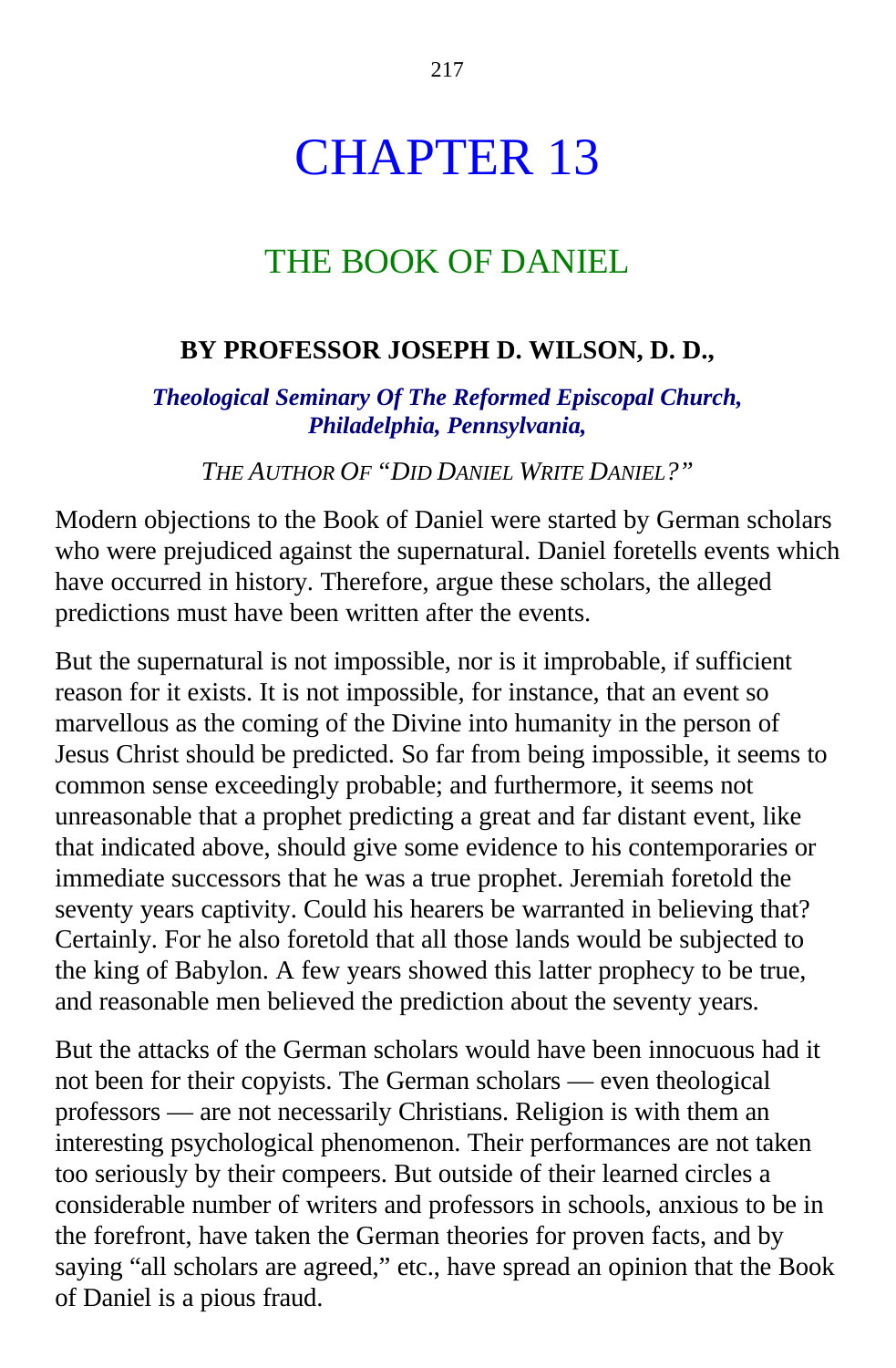# CHAPTER 13

## THE BOOK OF DANIEL

**BY PROFESSOR JOSEPH D. WILSON, D. D.,**

***Theological Seminary Of The Reformed Episcopal Church, Philadelphia, Pennsylvania,***

*THE AUTHOR OF "DID DANIEL WRITE DANIEL?"*

Modern objections to the Book of Daniel were started by German scholars who were prejudiced against the supernatural. Daniel foretells events which have occurred in history. Therefore, argue these scholars, the alleged predictions must have been written after the events.

But the supernatural is not impossible, nor is it improbable, if sufficient reason for it exists. It is not impossible, for instance, that an event so marvellous as the coming of the Divine into humanity in the person of Jesus Christ should be predicted. So far from being impossible, it seems to common sense exceedingly probable; and furthermore, it seems not unreasonable that a prophet predicting a great and far distant event, like that indicated above, should give some evidence to his contemporaries or immediate successors that he was a true prophet. Jeremiah foretold the seventy years captivity. Could his hearers be warranted in believing that? Certainly. For he also foretold that all those lands would be subjected to the king of Babylon. A few years showed this latter prophecy to be true, and reasonable men believed the prediction about the seventy years.

But the attacks of the German scholars would have been innocuous had it not been for their copyists. The German scholars — even theological professors — are not necessarily Christians. Religion is with them an interesting psychological phenomenon. Their performances are not taken too seriously by their compeers. But outside of their learned circles a considerable number of writers and professors in schools, anxious to be in the forefront, have taken the German theories for proven facts, and by saying "all scholars are agreed," etc., have spread an opinion that the Book of Daniel is a pious fraud.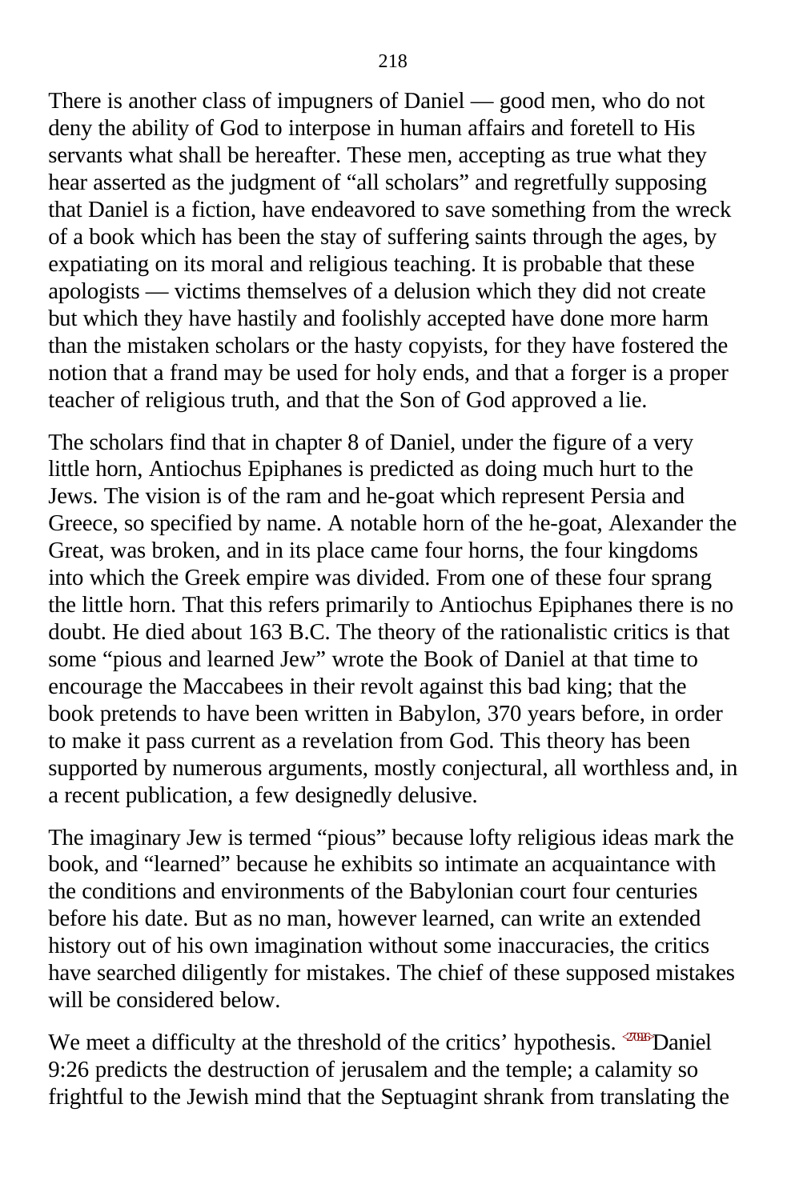There is another class of impugners of Daniel — good men, who do not deny the ability of God to interpose in human affairs and foretell to His servants what shall be hereafter. These men, accepting as true what they hear asserted as the judgment of "all scholars" and regretfully supposing that Daniel is a fiction, have endeavored to save something from the wreck of a book which has been the stay of suffering saints through the ages, by expatiating on its moral and religious teaching. It is probable that these apologists — victims themselves of a delusion which they did not create but which they have hastily and foolishly accepted have done more harm than the mistaken scholars or the hasty copyists, for they have fostered the notion that a frand may be used for holy ends, and that a forger is a proper teacher of religious truth, and that the Son of God approved a lie.

The scholars find that in chapter 8 of Daniel, under the figure of a very little horn, Antiochus Epiphanes is predicted as doing much hurt to the Jews. The vision is of the ram and he-goat which represent Persia and Greece, so specified by name. A notable horn of the he-goat, Alexander the Great, was broken, and in its place came four horns, the four kingdoms into which the Greek empire was divided. From one of these four sprang the little horn. That this refers primarily to Antiochus Epiphanes there is no doubt. He died about 163 B.C. The theory of the rationalistic critics is that some "pious and learned Jew" wrote the Book of Daniel at that time to encourage the Maccabees in their revolt against this bad king; that the book pretends to have been written in Babylon, 370 years before, in order to make it pass current as a revelation from God. This theory has been supported by numerous arguments, mostly conjectural, all worthless and, in a recent publication, a few designedly delusive.

The imaginary Jew is termed "pious" because lofty religious ideas mark the book, and "learned" because he exhibits so intimate an acquaintance with the conditions and environments of the Babylonian court four centuries before his date. But as no man, however learned, can write an extended history out of his own imagination without some inaccuracies, the critics have searched diligently for mistakes. The chief of these supposed mistakes will be considered below.

We meet a difficulty at the threshold of the critics' hypothesis. <270926>Daniel 9:26 predicts the destruction of jerusalem and the temple; a calamity so frightful to the Jewish mind that the Septuagint shrank from translating the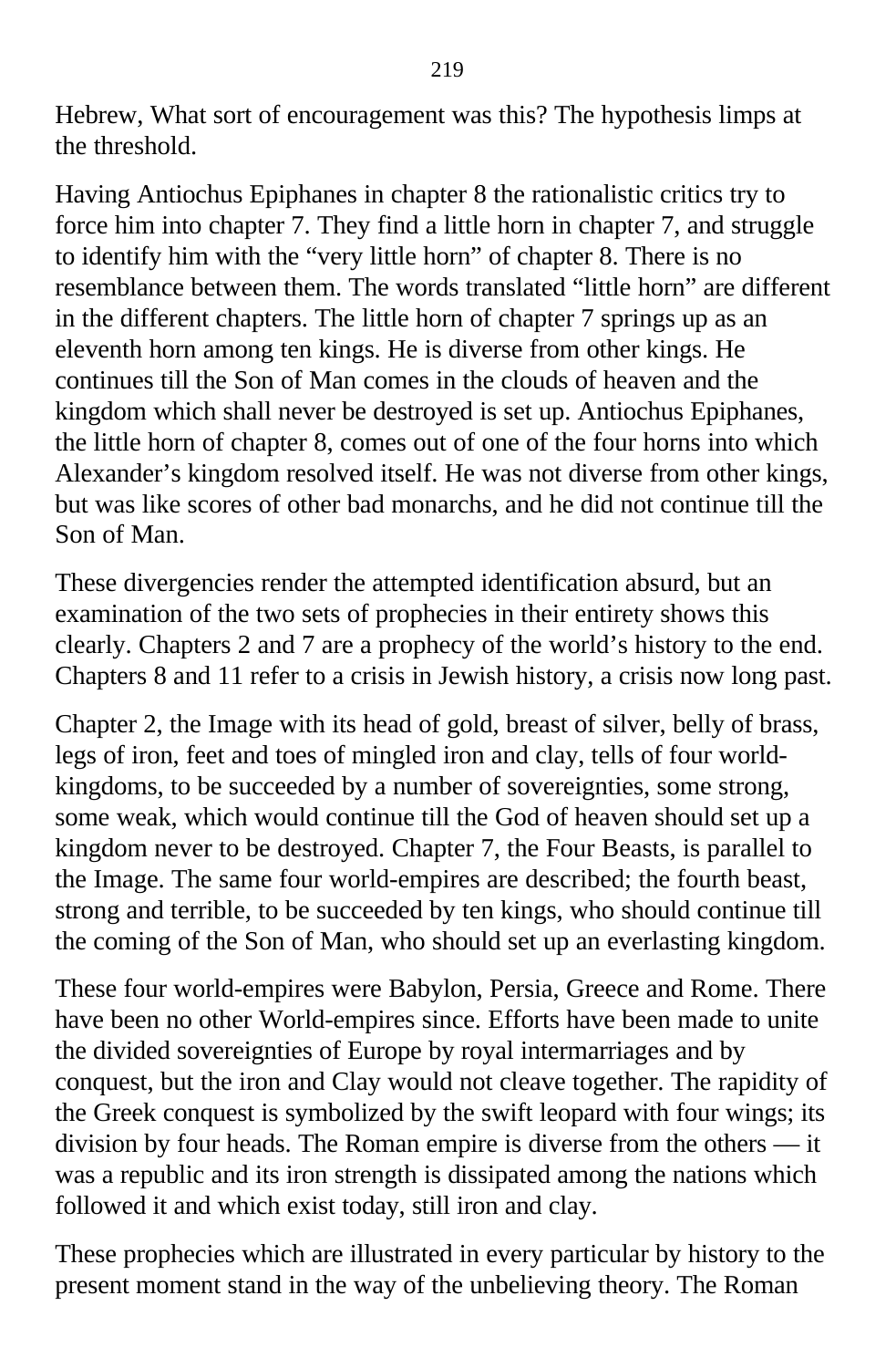Hebrew, What sort of encouragement was this? The hypothesis limps at the threshold.

Having Antiochus Epiphanes in chapter 8 the rationalistic critics try to force him into chapter 7. They find a little horn in chapter 7, and struggle to identify him with the "very little horn" of chapter 8. There is no resemblance between them. The words translated "little horn" are different in the different chapters. The little horn of chapter 7 springs up as an eleventh horn among ten kings. He is diverse from other kings. He continues till the Son of Man comes in the clouds of heaven and the kingdom which shall never be destroyed is set up. Antiochus Epiphanes, the little horn of chapter 8, comes out of one of the four horns into which Alexander's kingdom resolved itself. He was not diverse from other kings, but was like scores of other bad monarchs, and he did not continue till the Son of Man.

These divergencies render the attempted identification absurd, but an examination of the two sets of prophecies in their entirety shows this clearly. Chapters 2 and 7 are a prophecy of the world's history to the end. Chapters 8 and 11 refer to a crisis in Jewish history, a crisis now long past.

Chapter 2, the Image with its head of gold, breast of silver, belly of brass, legs of iron, feet and toes of mingled iron and clay, tells of four world-kingdoms, to be succeeded by a number of sovereignties, some strong, some weak, which would continue till the God of heaven should set up a kingdom never to be destroyed. Chapter 7, the Four Beasts, is parallel to the Image. The same four world-empires are described; the fourth beast, strong and terrible, to be succeeded by ten kings, who should continue till the coming of the Son of Man, who should set up an everlasting kingdom.

These four world-empires were Babylon, Persia, Greece and Rome. There have been no other World-empires since. Efforts have been made to unite the divided sovereignties of Europe by royal intermarriages and by conquest, but the iron and Clay would not cleave together. The rapidity of the Greek conquest is symbolized by the swift leopard with four wings; its division by four heads. The Roman empire is diverse from the others — it was a republic and its iron strength is dissipated among the nations which followed it and which exist today, still iron and clay.

These prophecies which are illustrated in every particular by history to the present moment stand in the way of the unbelieving theory. The Roman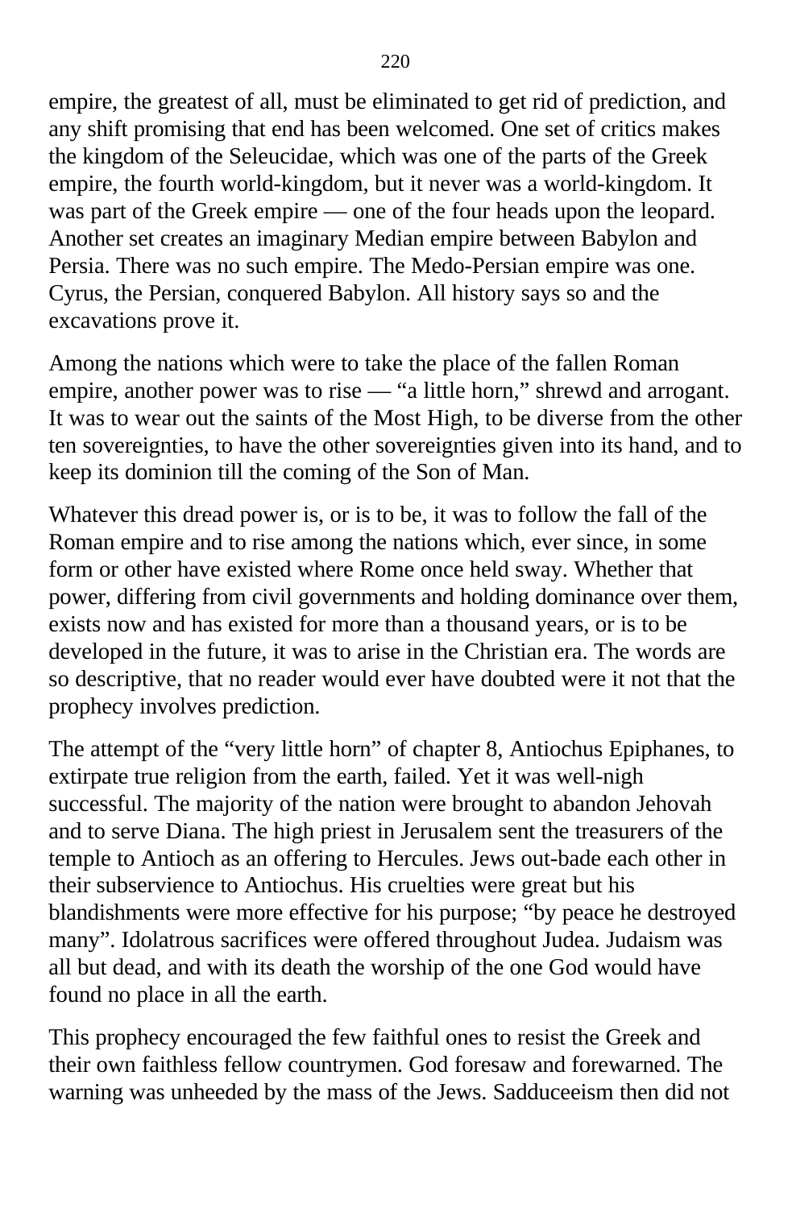empire, the greatest of all, must be eliminated to get rid of prediction, and any shift promising that end has been welcomed. One set of critics makes the kingdom of the Seleucidae, which was one of the parts of the Greek empire, the fourth world-kingdom, but it never was a world-kingdom. It was part of the Greek empire — one of the four heads upon the leopard. Another set creates an imaginary Median empire between Babylon and Persia. There was no such empire. The Medo-Persian empire was one. Cyrus, the Persian, conquered Babylon. All history says so and the excavations prove it.

Among the nations which were to take the place of the fallen Roman empire, another power was to rise — "a little horn," shrewd and arrogant. It was to wear out the saints of the Most High, to be diverse from the other ten sovereignties, to have the other sovereignties given into its hand, and to keep its dominion till the coming of the Son of Man.

Whatever this dread power is, or is to be, it was to follow the fall of the Roman empire and to rise among the nations which, ever since, in some form or other have existed where Rome once held sway. Whether that power, differing from civil governments and holding dominance over them, exists now and has existed for more than a thousand years, or is to be developed in the future, it was to arise in the Christian era. The words are so descriptive, that no reader would ever have doubted were it not that the prophecy involves prediction.

The attempt of the "very little horn" of chapter 8, Antiochus Epiphanes, to extirpate true religion from the earth, failed. Yet it was well-nigh successful. The majority of the nation were brought to abandon Jehovah and to serve Diana. The high priest in Jerusalem sent the treasurers of the temple to Antioch as an offering to Hercules. Jews out-bade each other in their subservience to Antiochus. His cruelties were great but his blandishments were more effective for his purpose; "by peace he destroyed many". Idolatrous sacrifices were offered throughout Judea. Judaism was all but dead, and with its death the worship of the one God would have found no place in all the earth.

This prophecy encouraged the few faithful ones to resist the Greek and their own faithless fellow countrymen. God foresaw and forewarned. The warning was unheeded by the mass of the Jews. Sadduceeism then did not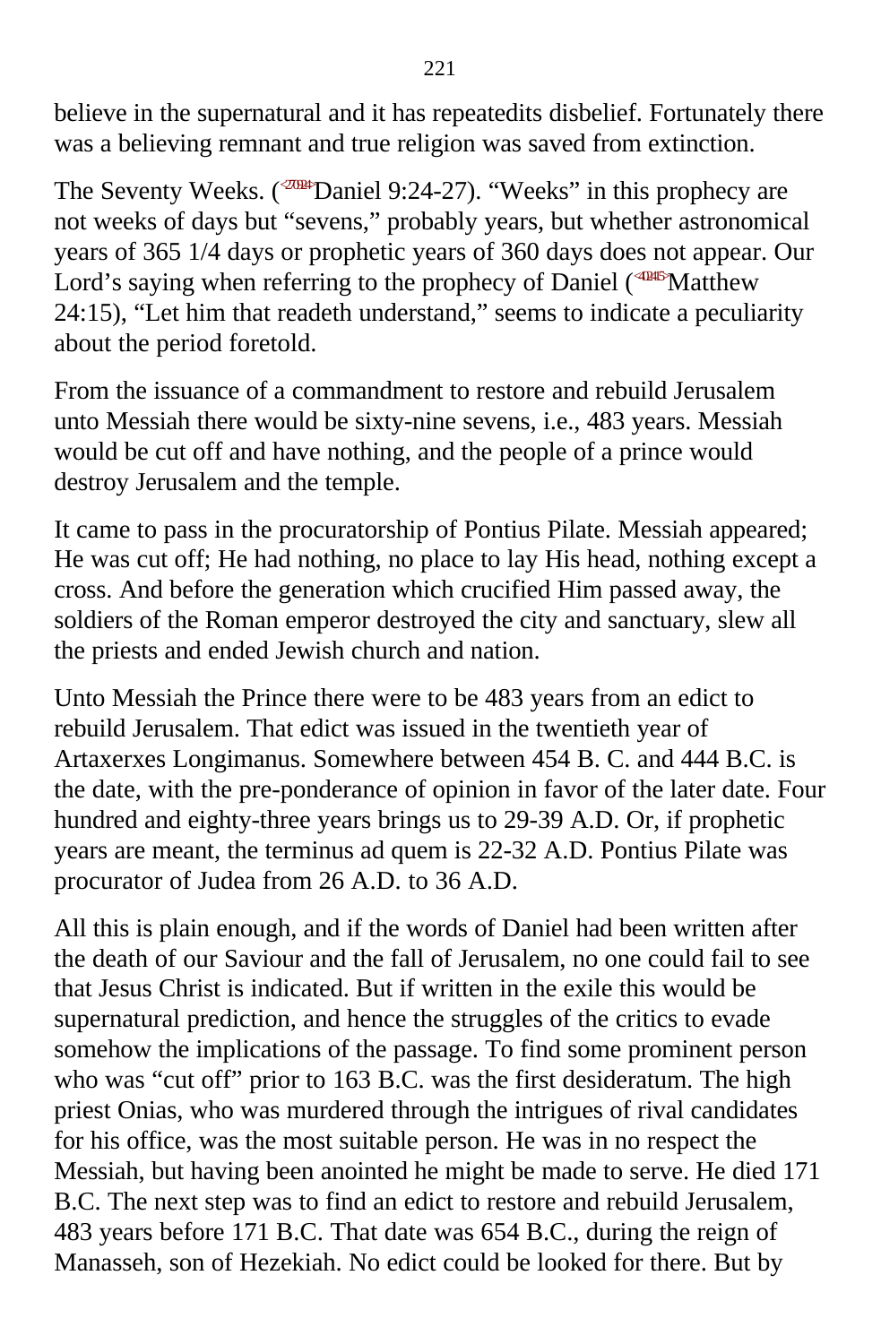believe in the supernatural and it has repeatedits disbelief. Fortunately there was a believing remnant and true religion was saved from extinction.

The Seventy Weeks. (<270924>Daniel 9:24-27). “Weeks” in this prophecy are not weeks of days but “sevens,” probably years, but whether astronomical years of 365 1/4 days or prophetic years of 360 days does not appear. Our Lord’s saying when referring to the prophecy of Daniel (<402415>Matthew 24:15), “Let him that readeth understand,” seems to indicate a peculiarity about the period foretold.

From the issuance of a commandment to restore and rebuild Jerusalem unto Messiah there would be sixty-nine sevens, i.e., 483 years. Messiah would be cut off and have nothing, and the people of a prince would destroy Jerusalem and the temple.

It came to pass in the procuratorship of Pontius Pilate. Messiah appeared; He was cut off; He had nothing, no place to lay His head, nothing except a cross. And before the generation which crucified Him passed away, the soldiers of the Roman emperor destroyed the city and sanctuary, slew all the priests and ended Jewish church and nation.

Unto Messiah the Prince there were to be 483 years from an edict to rebuild Jerusalem. That edict was issued in the twentieth year of Artaxerxes Longimanus. Somewhere between 454 B. C. and 444 B.C. is the date, with the pre-ponderance of opinion in favor of the later date. Four hundred and eighty-three years brings us to 29-39 A.D. Or, if prophetic years are meant, the terminus ad quem is 22-32 A.D. Pontius Pilate was procurator of Judea from 26 A.D. to 36 A.D.

All this is plain enough, and if the words of Daniel had been written after the death of our Saviour and the fall of Jerusalem, no one could fail to see that Jesus Christ is indicated. But if written in the exile this would be supernatural prediction, and hence the struggles of the critics to evade somehow the implications of the passage. To find some prominent person who was “cut off” prior to 163 B.C. was the first desideratum. The high priest Onias, who was murdered through the intrigues of rival candidates for his office, was the most suitable person. He was in no respect the Messiah, but having been anointed he might be made to serve. He died 171 B.C. The next step was to find an edict to restore and rebuild Jerusalem, 483 years before 171 B.C. That date was 654 B.C., during the reign of Manasseh, son of Hezekiah. No edict could be looked for there. But by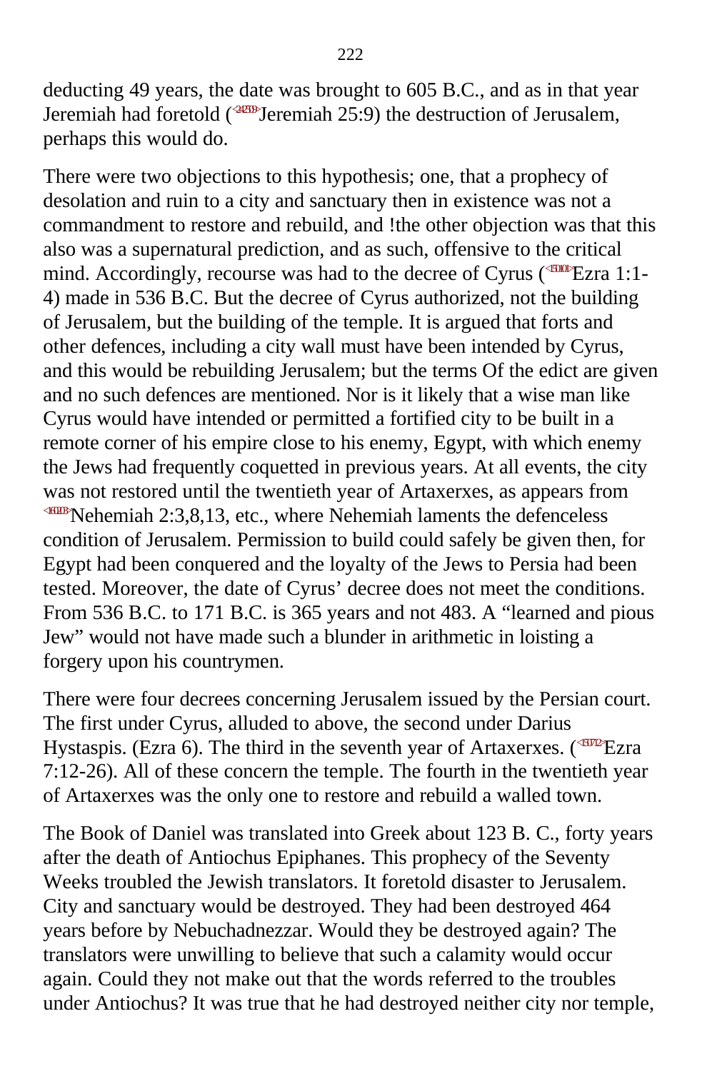deducting 49 years, the date was brought to 605 B.C., and as in that year Jeremiah had foretold (Jeremiah 25:9) the destruction of Jerusalem, perhaps this would do.

There were two objections to this hypothesis; one, that a prophecy of desolation and ruin to a city and sanctuary then in existence was not a commandment to restore and rebuild, and !the other objection was that this also was a supernatural prediction, and as such, offensive to the critical mind. Accordingly, recourse was had to the decree of Cyrus (Ezra 1:1-4) made in 536 B.C. But the decree of Cyrus authorized, not the building of Jerusalem, but the building of the temple. It is argued that forts and other defences, including a city wall must have been intended by Cyrus, and this would be rebuilding Jerusalem; but the terms Of the edict are given and no such defences are mentioned. Nor is it likely that a wise man like Cyrus would have intended or permitted a fortified city to be built in a remote corner of his empire close to his enemy, Egypt, with which enemy the Jews had frequently coquetted in previous years. At all events, the city was not restored until the twentieth year of Artaxerxes, as appears from Nehemiah 2:3,8,13, etc., where Nehemiah laments the defenceless condition of Jerusalem. Permission to build could safely be given then, for Egypt had been conquered and the loyalty of the Jews to Persia had been tested. Moreover, the date of Cyrus' decree does not meet the conditions. From 536 B.C. to 171 B.C. is 365 years and not 483. A "learned and pious Jew" would not have made such a blunder in arithmetic in loisting a forgery upon his countrymen.

There were four decrees concerning Jerusalem issued by the Persian court. The first under Cyrus, alluded to above, the second under Darius Hystaspis. (Ezra 6). The third in the seventh year of Artaxerxes. (Ezra 7:12-26). All of these concern the temple. The fourth in the twentieth year of Artaxerxes was the only one to restore and rebuild a walled town.

The Book of Daniel was translated into Greek about 123 B. C., forty years after the death of Antiochus Epiphanes. This prophecy of the Seventy Weeks troubled the Jewish translators. It foretold disaster to Jerusalem. City and sanctuary would be destroyed. They had been destroyed 464 years before by Nebuchadnezzar. Would they be destroyed again? The translators were unwilling to believe that such a calamity would occur again. Could they not make out that the words referred to the troubles under Antiochus? It was true that he had destroyed neither city nor temple,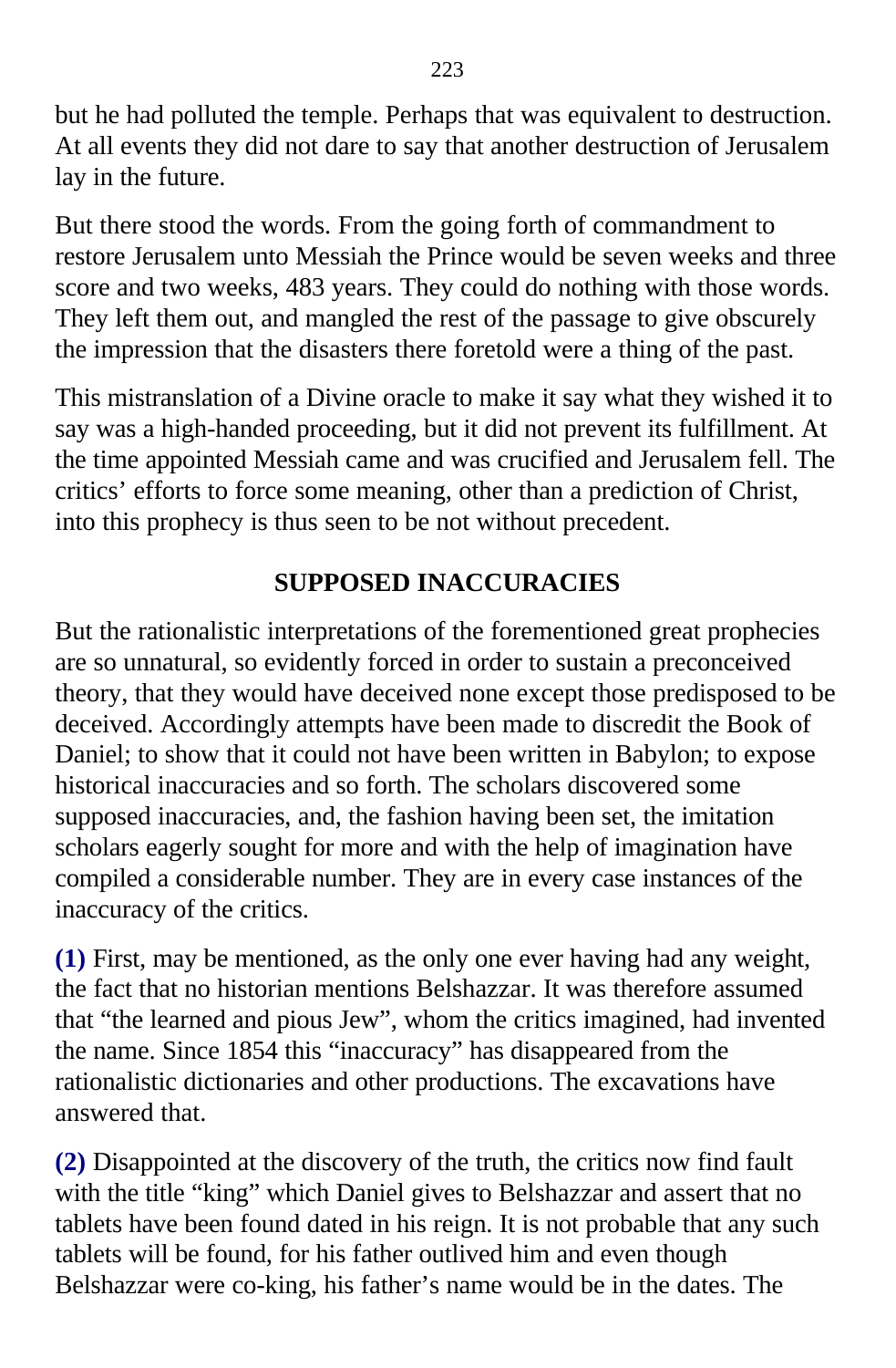but he had polluted the temple. Perhaps that was equivalent to destruction. At all events they did not dare to say that another destruction of Jerusalem lay in the future.

But there stood the words. From the going forth of commandment to restore Jerusalem unto Messiah the Prince would be seven weeks and three score and two weeks, 483 years. They could do nothing with those words. They left them out, and mangled the rest of the passage to give obscurely the impression that the disasters there foretold were a thing of the past.

This mistranslation of a Divine oracle to make it say what they wished it to say was a high-handed proceeding, but it did not prevent its fulfillment. At the time appointed Messiah came and was crucified and Jerusalem fell. The critics' efforts to force some meaning, other than a prediction of Christ, into this prophecy is thus seen to be not without precedent.

## SUPPOSED INACCURACIES

But the rationalistic interpretations of the forementioned great prophecies are so unnatural, so evidently forced in order to sustain a preconceived theory, that they would have deceived none except those predisposed to be deceived. Accordingly attempts have been made to discredit the Book of Daniel; to show that it could not have been written in Babylon; to expose historical inaccuracies and so forth. The scholars discovered some supposed inaccuracies, and, the fashion having been set, the imitation scholars eagerly sought for more and with the help of imagination have compiled a considerable number. They are in every case instances of the inaccuracy of the critics.

**(1)** First, may be mentioned, as the only one ever having had any weight, the fact that no historian mentions Belshazzar. It was therefore assumed that "the learned and pious Jew", whom the critics imagined, had invented the name. Since 1854 this "inaccuracy" has disappeared from the rationalistic dictionaries and other productions. The excavations have answered that.

**(2)** Disappointed at the discovery of the truth, the critics now find fault with the title "king" which Daniel gives to Belshazzar and assert that no tablets have been found dated in his reign. It is not probable that any such tablets will be found, for his father outlived him and even though Belshazzar were co-king, his father's name would be in the dates. The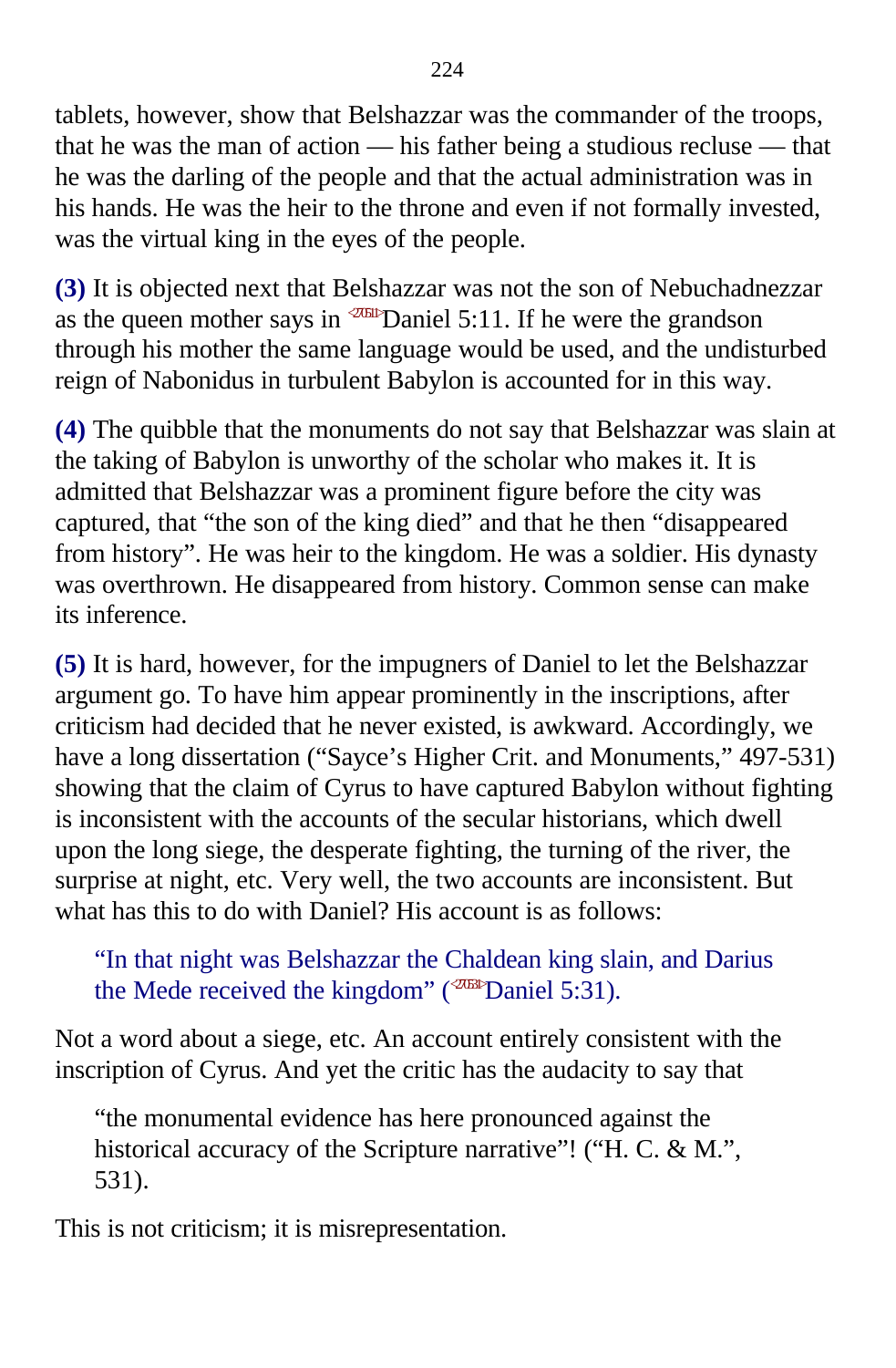tablets, however, show that Belshazzar was the commander of the troops, that he was the man of action — his father being a studious recluse — that he was the darling of the people and that the actual administration was in his hands. He was the heir to the throne and even if not formally invested, was the virtual king in the eyes of the people.

**(3)** It is objected next that Belshazzar was not the son of Nebuchadnezzar as the queen mother says in Daniel 5:11. If he were the grandson through his mother the same language would be used, and the undisturbed reign of Nabonidus in turbulent Babylon is accounted for in this way.

**(4)** The quibble that the monuments do not say that Belshazzar was slain at the taking of Babylon is unworthy of the scholar who makes it. It is admitted that Belshazzar was a prominent figure before the city was captured, that “the son of the king died” and that he then “disappeared from history”. He was heir to the kingdom. He was a soldier. His dynasty was overthrown. He disappeared from history. Common sense can make its inference.

**(5)** It is hard, however, for the impugners of Daniel to let the Belshazzar argument go. To have him appear prominently in the inscriptions, after criticism had decided that he never existed, is awkward. Accordingly, we have a long dissertation (“Sayce’s Higher Crit. and Monuments,” 497-531) showing that the claim of Cyrus to have captured Babylon without fighting is inconsistent with the accounts of the secular historians, which dwell upon the long siege, the desperate fighting, the turning of the river, the surprise at night, etc. Very well, the two accounts are inconsistent. But what has this to do with Daniel? His account is as follows:

> “In that night was Belshazzar the Chaldean king slain, and Darius the Mede received the kingdom” (Daniel 5:31).

Not a word about a siege, etc. An account entirely consistent with the inscription of Cyrus. And yet the critic has the audacity to say that

> “the monumental evidence has here pronounced against the historical accuracy of the Scripture narrative”! (“H. C. & M.”, 531).

This is not criticism; it is misrepresentation.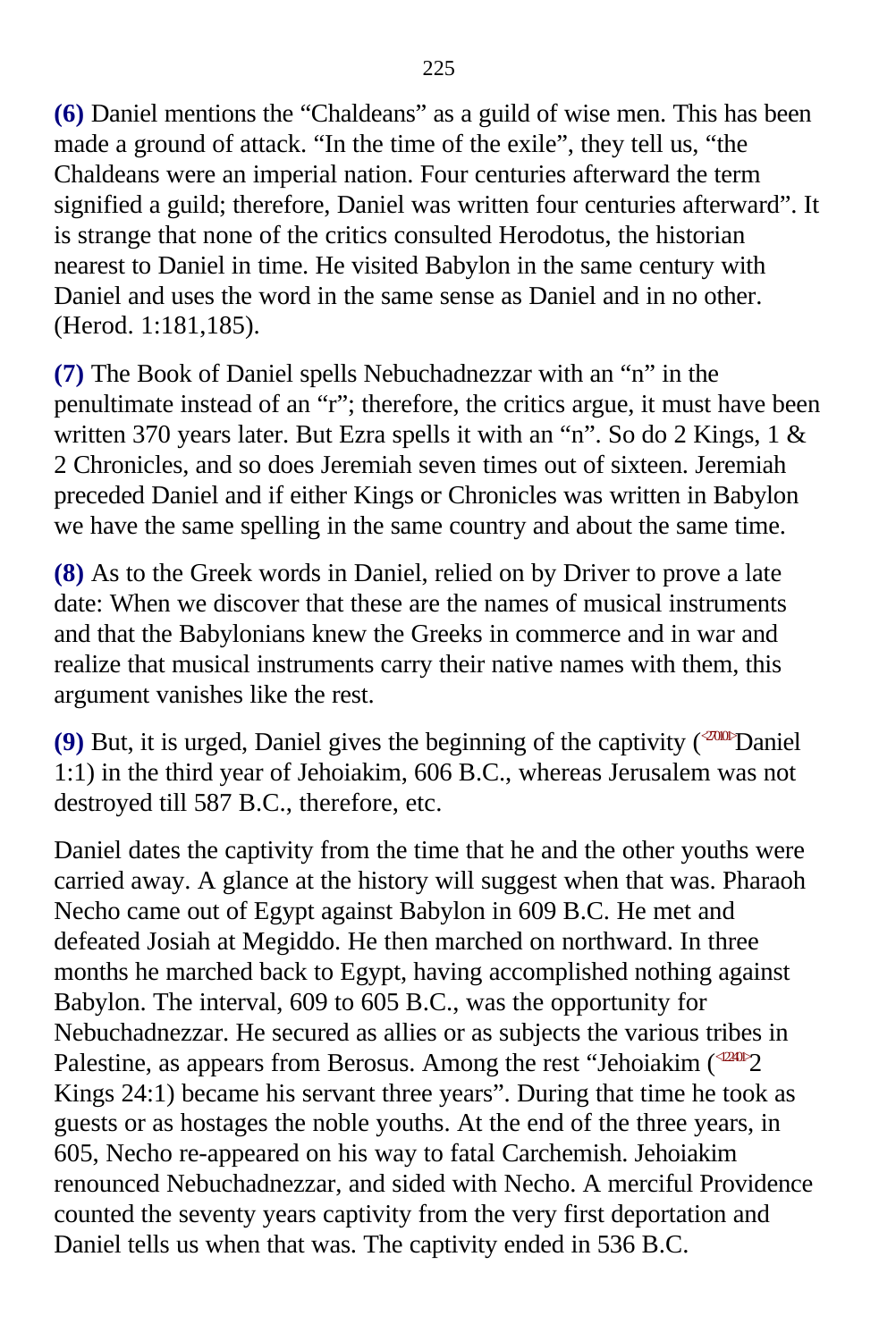**(6)** Daniel mentions the "Chaldeans" as a guild of wise men. This has been made a ground of attack. "In the time of the exile", they tell us, "the Chaldeans were an imperial nation. Four centuries afterward the term signified a guild; therefore, Daniel was written four centuries afterward". It is strange that none of the critics consulted Herodotus, the historian nearest to Daniel in time. He visited Babylon in the same century with Daniel and uses the word in the same sense as Daniel and in no other. (Herod. 1:181,185).

**(7)** The Book of Daniel spells Nebuchadnezzar with an "n" in the penultimate instead of an "r"; therefore, the critics argue, it must have been written 370 years later. But Ezra spells it with an "n". So do 2 Kings, 1 & 2 Chronicles, and so does Jeremiah seven times out of sixteen. Jeremiah preceded Daniel and if either Kings or Chronicles was written in Babylon we have the same spelling in the same country and about the same time.

**(8)** As to the Greek words in Daniel, relied on by Driver to prove a late date: When we discover that these are the names of musical instruments and that the Babylonians knew the Greeks in commerce and in war and realize that musical instruments carry their native names with them, this argument vanishes like the rest.

**(9)** But, it is urged, Daniel gives the beginning of the captivity (<270101>Daniel 1:1) in the third year of Jehoiakim, 606 B.C., whereas Jerusalem was not destroyed till 587 B.C., therefore, etc.

Daniel dates the captivity from the time that he and the other youths were carried away. A glance at the history will suggest when that was. Pharaoh Necho came out of Egypt against Babylon in 609 B.C. He met and defeated Josiah at Megiddo. He then marched on northward. In three months he marched back to Egypt, having accomplished nothing against Babylon. The interval, 609 to 605 B.C., was the opportunity for Nebuchadnezzar. He secured as allies or as subjects the various tribes in Palestine, as appears from Berosus. Among the rest "Jehoiakim (<122401>2 Kings 24:1) became his servant three years". During that time he took as guests or as hostages the noble youths. At the end of the three years, in 605, Necho re-appeared on his way to fatal Carchemish. Jehoiakim renounced Nebuchadnezzar, and sided with Necho. A merciful Providence counted the seventy years captivity from the very first deportation and Daniel tells us when that was. The captivity ended in 536 B.C.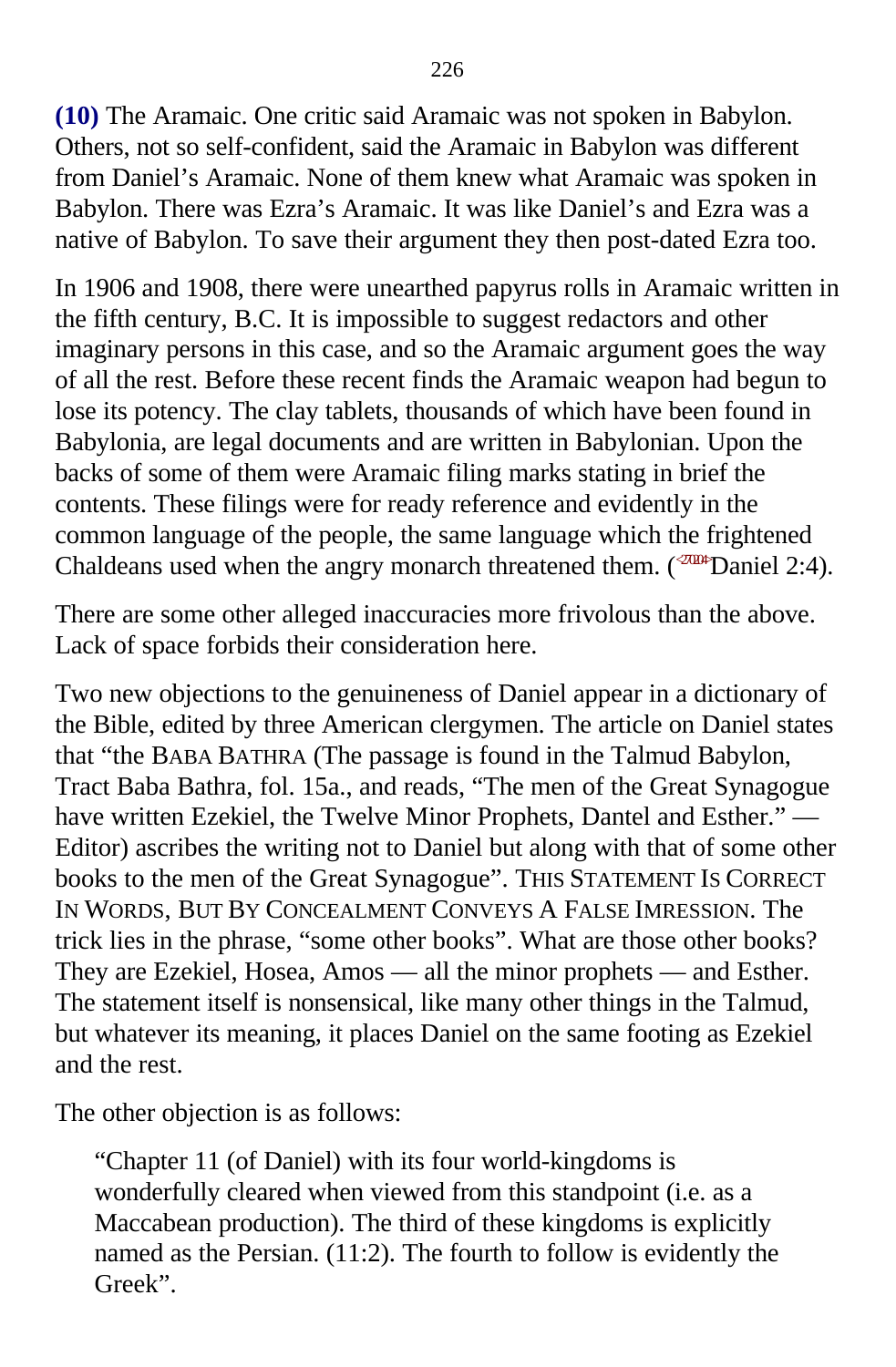**(10)** The Aramaic. One critic said Aramaic was not spoken in Babylon. Others, not so self-confident, said the Aramaic in Babylon was different from Daniel's Aramaic. None of them knew what Aramaic was spoken in Babylon. There was Ezra's Aramaic. It was like Daniel's and Ezra was a native of Babylon. To save their argument they then post-dated Ezra too.

In 1906 and 1908, there were unearthed papyrus rolls in Aramaic written in the fifth century, B.C. It is impossible to suggest redactors and other imaginary persons in this case, and so the Aramaic argument goes the way of all the rest. Before these recent finds the Aramaic weapon had begun to lose its potency. The clay tablets, thousands of which have been found in Babylonia, are legal documents and are written in Babylonian. Upon the backs of some of them were Aramaic filing marks stating in brief the contents. These filings were for ready reference and evidently in the common language of the people, the same language which the frightened Chaldeans used when the angry monarch threatened them. (<2704>Daniel 2:4).

There are some other alleged inaccuracies more frivolous than the above. Lack of space forbids their consideration here.

Two new objections to the genuineness of Daniel appear in a dictionary of the Bible, edited by three American clergymen. The article on Daniel states that "the BABA BATHRA (The passage is found in the Talmud Babylon, Tract Baba Bathra, fol. 15a., and reads, "The men of the Great Synagogue have written Ezekiel, the Twelve Minor Prophets, Dantel and Esther." — Editor) ascribes the writing not to Daniel but along with that of some other books to the men of the Great Synagogue". THIS STATEMENT IS CORRECT IN WORDS, BUT BY CONCEALMENT CONVEYS A FALSE IMRESSION. The trick lies in the phrase, "some other books". What are those other books? They are Ezekiel, Hosea, Amos — all the minor prophets — and Esther. The statement itself is nonsensical, like many other things in the Talmud, but whatever its meaning, it places Daniel on the same footing as Ezekiel and the rest.

The other objection is as follows:

> "Chapter 11 (of Daniel) with its four world-kingdoms is wonderfully cleared when viewed from this standpoint (i.e. as a Maccabean production). The third of these kingdoms is explicitly named as the Persian. (11:2). The fourth to follow is evidently the Greek".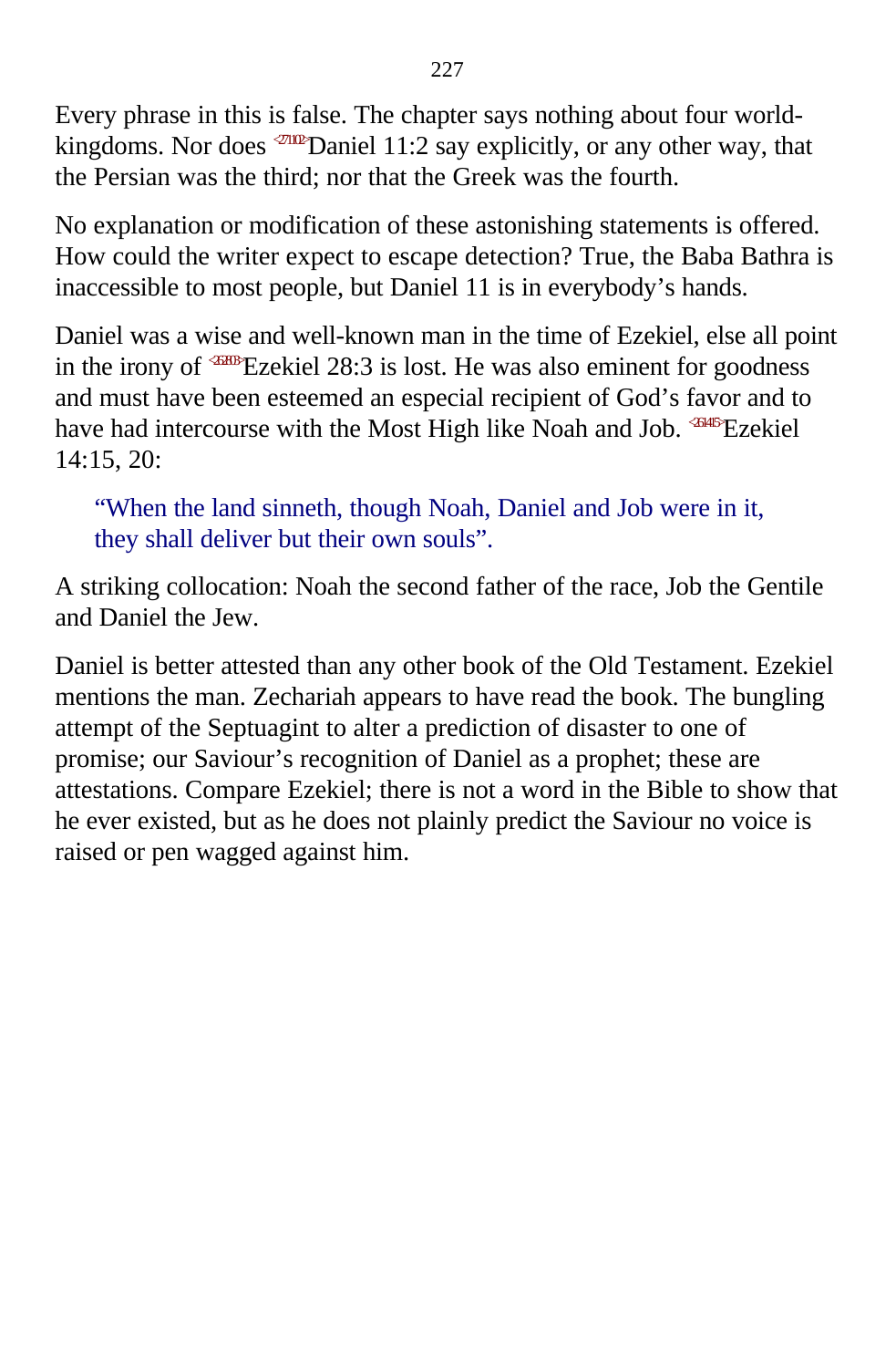Every phrase in this is false. The chapter says nothing about four world-kingdoms. Nor does <271102>Daniel 11:2 say explicitly, or any other way, that the Persian was the third; nor that the Greek was the fourth.

No explanation or modification of these astonishing statements is offered. How could the writer expect to escape detection? True, the Baba Bathra is inaccessible to most people, but Daniel 11 is in everybody's hands.

Daniel was a wise and well-known man in the time of Ezekiel, else all point in the irony of <262803>Ezekiel 28:3 is lost. He was also eminent for goodness and must have been esteemed an especial recipient of God's favor and to have had intercourse with the Most High like Noah and Job. <261415>Ezekiel 14:15, 20:

> "When the land sinneth, though Noah, Daniel and Job were in it, they shall deliver but their own souls".

A striking collocation: Noah the second father of the race, Job the Gentile and Daniel the Jew.

Daniel is better attested than any other book of the Old Testament. Ezekiel mentions the man. Zechariah appears to have read the book. The bungling attempt of the Septuagint to alter a prediction of disaster to one of promise; our Saviour's recognition of Daniel as a prophet; these are attestations. Compare Ezekiel; there is not a word in the Bible to show that he ever existed, but as he does not plainly predict the Saviour no voice is raised or pen wagged against him.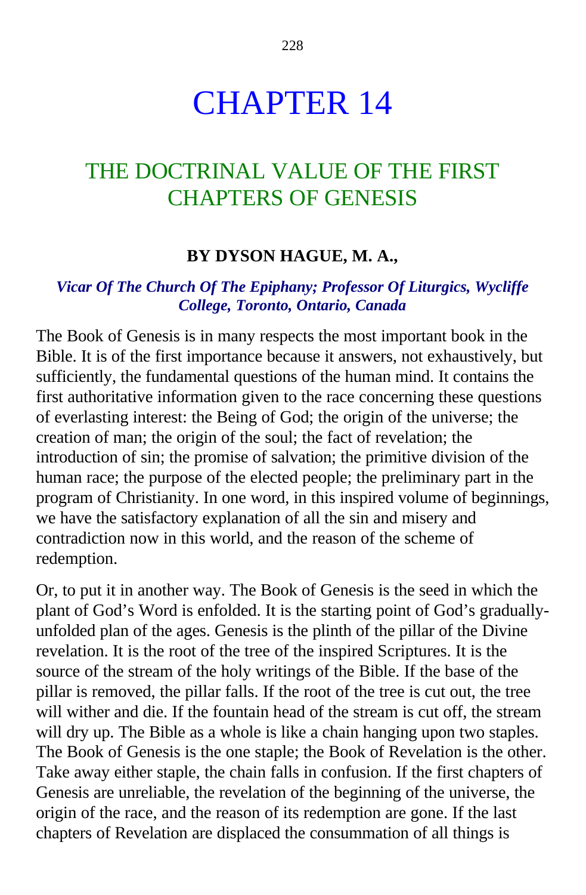# CHAPTER 14

## THE DOCTRINAL VALUE OF THE FIRST CHAPTERS OF GENESIS

**BY DYSON HAGUE, M. A.,**

***Vicar Of The Church Of The Epiphany; Professor Of Liturgics, Wycliffe College, Toronto, Ontario, Canada***

The Book of Genesis is in many respects the most important book in the Bible. It is of the first importance because it answers, not exhaustively, but sufficiently, the fundamental questions of the human mind. It contains the first authoritative information given to the race concerning these questions of everlasting interest: the Being of God; the origin of the universe; the creation of man; the origin of the soul; the fact of revelation; the introduction of sin; the promise of salvation; the primitive division of the human race; the purpose of the elected people; the preliminary part in the program of Christianity. In one word, in this inspired volume of beginnings, we have the satisfactory explanation of all the sin and misery and contradiction now in this world, and the reason of the scheme of redemption.

Or, to put it in another way. The Book of Genesis is the seed in which the plant of God's Word is enfolded. It is the starting point of God's gradually-unfolded plan of the ages. Genesis is the plinth of the pillar of the Divine revelation. It is the root of the tree of the inspired Scriptures. It is the source of the stream of the holy writings of the Bible. If the base of the pillar is removed, the pillar falls. If the root of the tree is cut out, the tree will wither and die. If the fountain head of the stream is cut off, the stream will dry up. The Bible as a whole is like a chain hanging upon two staples. The Book of Genesis is the one staple; the Book of Revelation is the other. Take away either staple, the chain falls in confusion. If the first chapters of Genesis are unreliable, the revelation of the beginning of the universe, the origin of the race, and the reason of its redemption are gone. If the last chapters of Revelation are displaced the consummation of all things is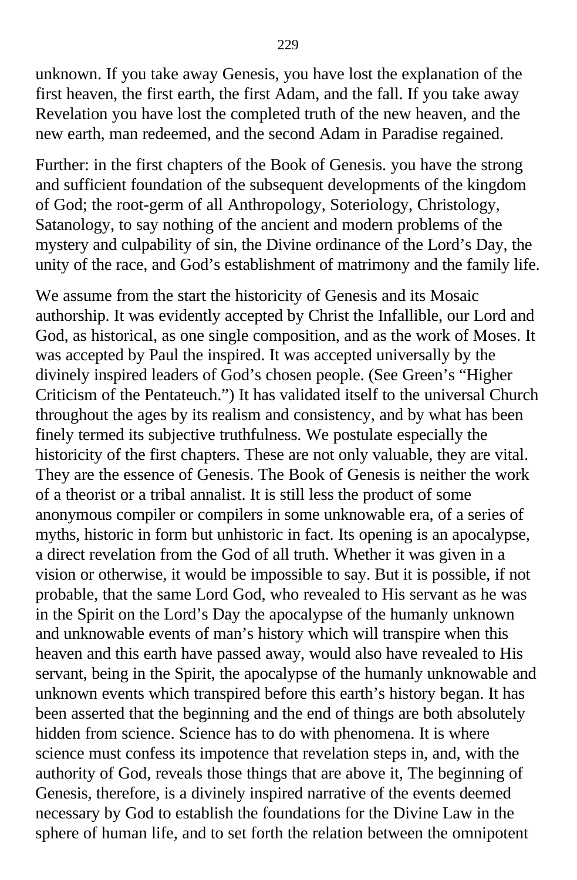unknown. If you take away Genesis, you have lost the explanation of the first heaven, the first earth, the first Adam, and the fall. If you take away Revelation you have lost the completed truth of the new heaven, and the new earth, man redeemed, and the second Adam in Paradise regained.

Further: in the first chapters of the Book of Genesis. you have the strong and sufficient foundation of the subsequent developments of the kingdom of God; the root-germ of all Anthropology, Soteriology, Christology, Satanology, to say nothing of the ancient and modern problems of the mystery and culpability of sin, the Divine ordinance of the Lord's Day, the unity of the race, and God's establishment of matrimony and the family life.

We assume from the start the historicity of Genesis and its Mosaic authorship. It was evidently accepted by Christ the Infallible, our Lord and God, as historical, as one single composition, and as the work of Moses. It was accepted by Paul the inspired. It was accepted universally by the divinely inspired leaders of God's chosen people. (See Green's "Higher Criticism of the Pentateuch.") It has validated itself to the universal Church throughout the ages by its realism and consistency, and by what has been finely termed its subjective truthfulness. We postulate especially the historicity of the first chapters. These are not only valuable, they are vital. They are the essence of Genesis. The Book of Genesis is neither the work of a theorist or a tribal annalist. It is still less the product of some anonymous compiler or compilers in some unknowable era, of a series of myths, historic in form but unhistoric in fact. Its opening is an apocalypse, a direct revelation from the God of all truth. Whether it was given in a vision or otherwise, it would be impossible to say. But it is possible, if not probable, that the same Lord God, who revealed to His servant as he was in the Spirit on the Lord's Day the apocalypse of the humanly unknown and unknowable events of man's history which will transpire when this heaven and this earth have passed away, would also have revealed to His servant, being in the Spirit, the apocalypse of the humanly unknowable and unknown events which transpired before this earth's history began. It has been asserted that the beginning and the end of things are both absolutely hidden from science. Science has to do with phenomena. It is where science must confess its impotence that revelation steps in, and, with the authority of God, reveals those things that are above it, The beginning of Genesis, therefore, is a divinely inspired narrative of the events deemed necessary by God to establish the foundations for the Divine Law in the sphere of human life, and to set forth the relation between the omnipotent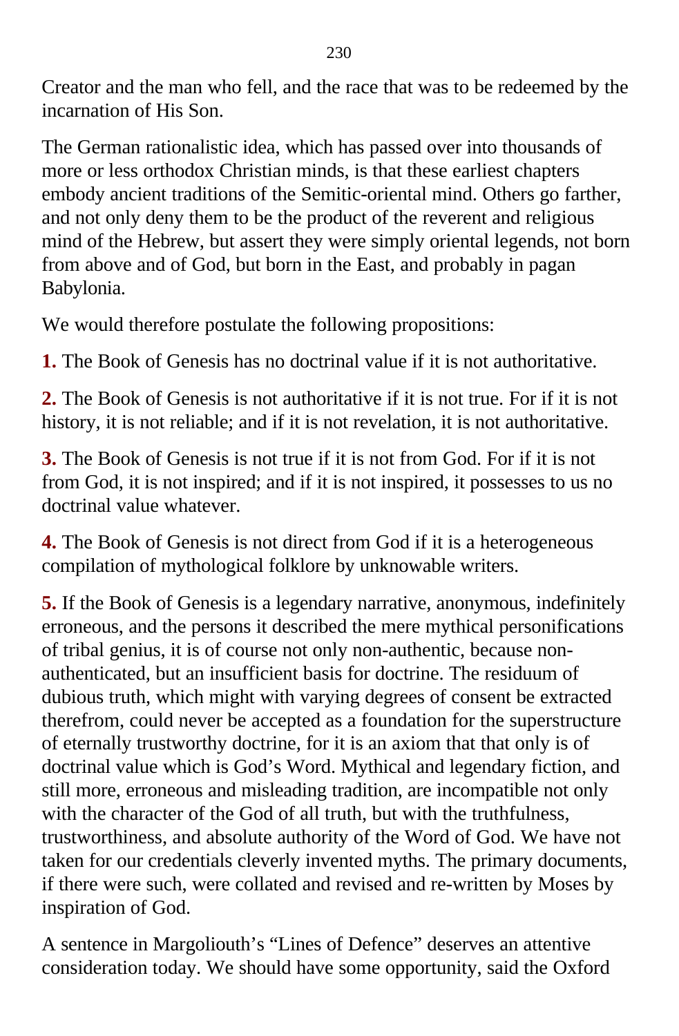Creator and the man who fell, and the race that was to be redeemed by the incarnation of His Son.

The German rationalistic idea, which has passed over into thousands of more or less orthodox Christian minds, is that these earliest chapters embody ancient traditions of the Semitic-oriental mind. Others go farther, and not only deny them to be the product of the reverent and religious mind of the Hebrew, but assert they were simply oriental legends, not born from above and of God, but born in the East, and probably in pagan Babylonia.

We would therefore postulate the following propositions:

**1.** The Book of Genesis has no doctrinal value if it is not authoritative.

**2.** The Book of Genesis is not authoritative if it is not true. For if it is not history, it is not reliable; and if it is not revelation, it is not authoritative.

**3.** The Book of Genesis is not true if it is not from God. For if it is not from God, it is not inspired; and if it is not inspired, it possesses to us no doctrinal value whatever.

**4.** The Book of Genesis is not direct from God if it is a heterogeneous compilation of mythological folklore by unknowable writers.

**5.** If the Book of Genesis is a legendary narrative, anonymous, indefinitely erroneous, and the persons it described the mere mythical personifications of tribal genius, it is of course not only non-authentic, because non-authenticated, but an insufficient basis for doctrine. The residuum of dubious truth, which might with varying degrees of consent be extracted therefrom, could never be accepted as a foundation for the superstructure of eternally trustworthy doctrine, for it is an axiom that that only is of doctrinal value which is God's Word. Mythical and legendary fiction, and still more, erroneous and misleading tradition, are incompatible not only with the character of the God of all truth, but with the truthfulness, trustworthiness, and absolute authority of the Word of God. We have not taken for our credentials cleverly invented myths. The primary documents, if there were such, were collated and revised and re-written by Moses by inspiration of God.

A sentence in Margoliouth's "Lines of Defence" deserves an attentive consideration today. We should have some opportunity, said the Oxford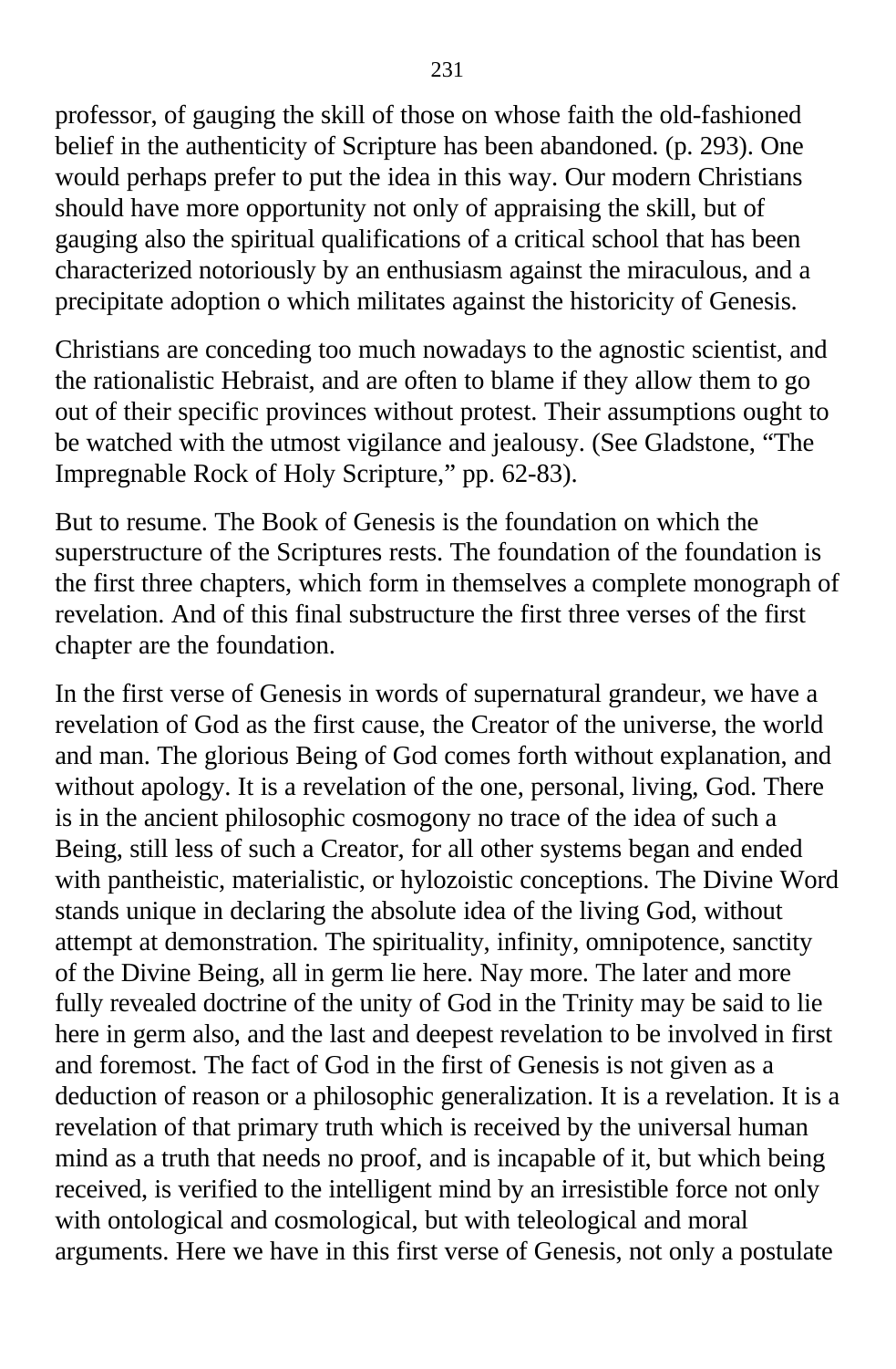professor, of gauging the skill of those on whose faith the old-fashioned belief in the authenticity of Scripture has been abandoned. (p. 293). One would perhaps prefer to put the idea in this way. Our modern Christians should have more opportunity not only of appraising the skill, but of gauging also the spiritual qualifications of a critical school that has been characterized notoriously by an enthusiasm against the miraculous, and a precipitate adoption o which militates against the historicity of Genesis.

Christians are conceding too much nowadays to the agnostic scientist, and the rationalistic Hebraist, and are often to blame if they allow them to go out of their specific provinces without protest. Their assumptions ought to be watched with the utmost vigilance and jealousy. (See Gladstone, “The Impregnable Rock of Holy Scripture,” pp. 62-83).

But to resume. The Book of Genesis is the foundation on which the superstructure of the Scriptures rests. The foundation of the foundation is the first three chapters, which form in themselves a complete monograph of revelation. And of this final substructure the first three verses of the first chapter are the foundation.

In the first verse of Genesis in words of supernatural grandeur, we have a revelation of God as the first cause, the Creator of the universe, the world and man. The glorious Being of God comes forth without explanation, and without apology. It is a revelation of the one, personal, living, God. There is in the ancient philosophic cosmogony no trace of the idea of such a Being, still less of such a Creator, for all other systems began and ended with pantheistic, materialistic, or hylozoistic conceptions. The Divine Word stands unique in declaring the absolute idea of the living God, without attempt at demonstration. The spirituality, infinity, omnipotence, sanctity of the Divine Being, all in germ lie here. Nay more. The later and more fully revealed doctrine of the unity of God in the Trinity may be said to lie here in germ also, and the last and deepest revelation to be involved in first and foremost. The fact of God in the first of Genesis is not given as a deduction of reason or a philosophic generalization. It is a revelation. It is a revelation of that primary truth which is received by the universal human mind as a truth that needs no proof, and is incapable of it, but which being received, is verified to the intelligent mind by an irresistible force not only with ontological and cosmological, but with teleological and moral arguments. Here we have in this first verse of Genesis, not only a postulate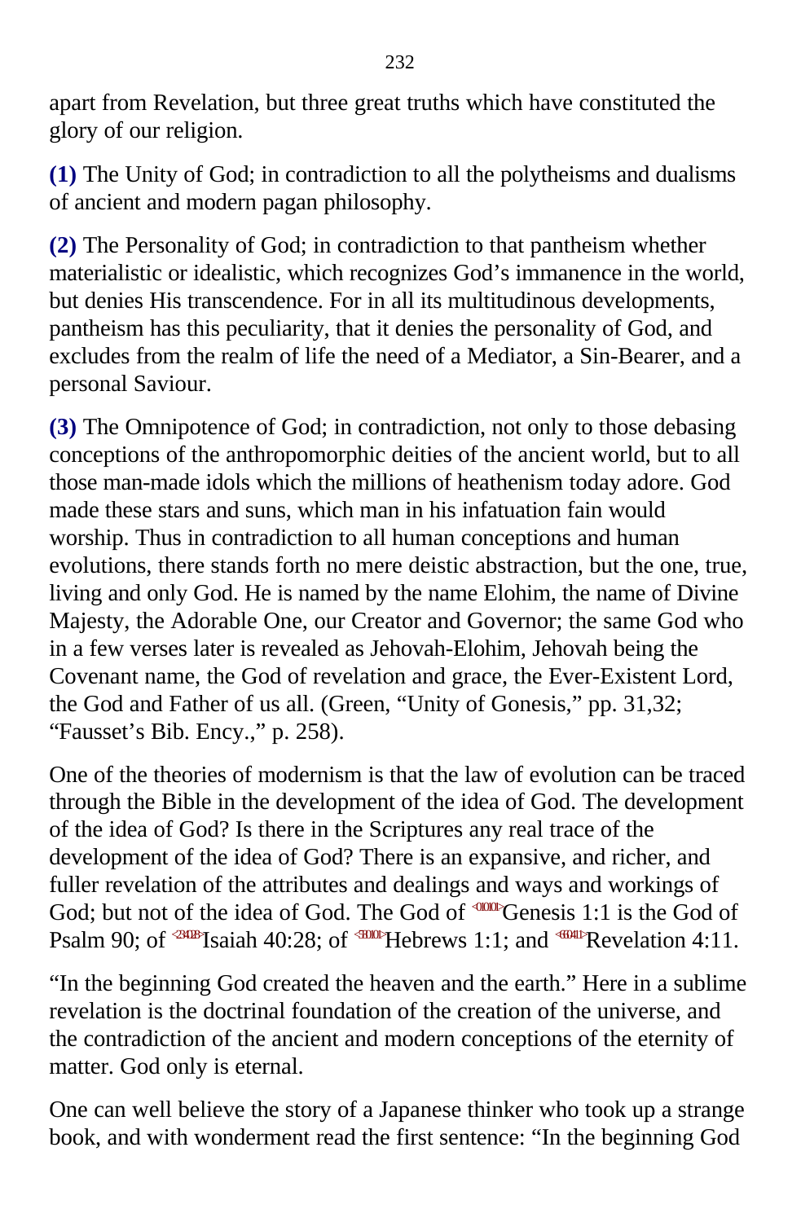apart from Revelation, but three great truths which have constituted the glory of our religion.

**(1)** The Unity of God; in contradiction to all the polytheisms and dualisms of ancient and modern pagan philosophy.

**(2)** The Personality of God; in contradiction to that pantheism whether materialistic or idealistic, which recognizes God's immanence in the world, but denies His transcendence. For in all its multitudinous developments, pantheism has this peculiarity, that it denies the personality of God, and excludes from the realm of life the need of a Mediator, a Sin-Bearer, and a personal Saviour.

**(3)** The Omnipotence of God; in contradiction, not only to those debasing conceptions of the anthropomorphic deities of the ancient world, but to all those man-made idols which the millions of heathenism today adore. God made these stars and suns, which man in his infatuation fain would worship. Thus in contradiction to all human conceptions and human evolutions, there stands forth no mere deistic abstraction, but the one, true, living and only God. He is named by the name Elohim, the name of Divine Majesty, the Adorable One, our Creator and Governor; the same God who in a few verses later is revealed as Jehovah-Elohim, Jehovah being the Covenant name, the God of revelation and grace, the Ever-Existent Lord, the God and Father of us all. (Green, "Unity of Gonesis," pp. 31,32; "Fausset's Bib. Ency.," p. 258).

One of the theories of modernism is that the law of evolution can be traced through the Bible in the development of the idea of God. The development of the idea of God? Is there in the Scriptures any real trace of the development of the idea of God? There is an expansive, and richer, and fuller revelation of the attributes and dealings and ways and workings of God; but not of the idea of God. The God of <010101>Genesis 1:1 is the God of Psalm 90; of <234028>Isaiah 40:28; of <580101>Hebrews 1:1; and <660411>Revelation 4:11.

"In the beginning God created the heaven and the earth." Here in a sublime revelation is the doctrinal foundation of the creation of the universe, and the contradiction of the ancient and modern conceptions of the eternity of matter. God only is eternal.

One can well believe the story of a Japanese thinker who took up a strange book, and with wonderment read the first sentence: "In the beginning God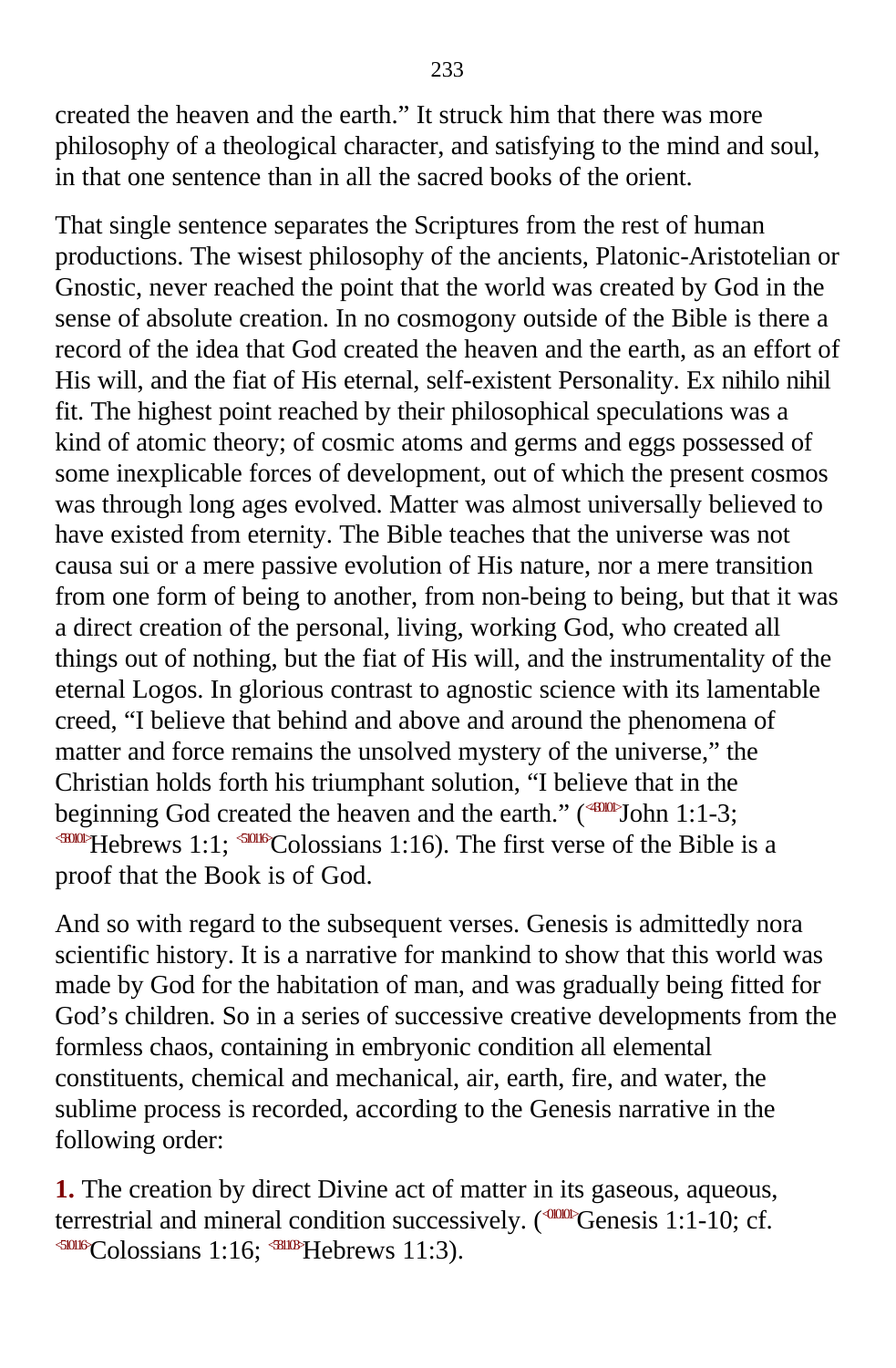created the heaven and the earth." It struck him that there was more philosophy of a theological character, and satisfying to the mind and soul, in that one sentence than in all the sacred books of the orient.

That single sentence separates the Scriptures from the rest of human productions. The wisest philosophy of the ancients, Platonic-Aristotelian or Gnostic, never reached the point that the world was created by God in the sense of absolute creation. In no cosmogony outside of the Bible is there a record of the idea that God created the heaven and the earth, as an effort of His will, and the fiat of His eternal, self-existent Personality. Ex nihilo nihil fit. The highest point reached by their philosophical speculations was a kind of atomic theory; of cosmic atoms and germs and eggs possessed of some inexplicable forces of development, out of which the present cosmos was through long ages evolved. Matter was almost universally believed to have existed from eternity. The Bible teaches that the universe was not causa sui or a mere passive evolution of His nature, nor a mere transition from one form of being to another, from non-being to being, but that it was a direct creation of the personal, living, working God, who created all things out of nothing, but the fiat of His will, and the instrumentality of the eternal Logos. In glorious contrast to agnostic science with its lamentable creed, "I believe that behind and above and around the phenomena of matter and force remains the unsolved mystery of the universe," the Christian holds forth his triumphant solution, "I believe that in the beginning God created the heaven and the earth." (<430101>John 1:1-3; <580101>Hebrews 1:1; <510116>Colossians 1:16). The first verse of the Bible is a proof that the Book is of God.

And so with regard to the subsequent verses. Genesis is admittedly nora scientific history. It is a narrative for mankind to show that this world was made by God for the habitation of man, and was gradually being fitted for God's children. So in a series of successive creative developments from the formless chaos, containing in embryonic condition all elemental constituents, chemical and mechanical, air, earth, fire, and water, the sublime process is recorded, according to the Genesis narrative in the following order:

**1.** The creation by direct Divine act of matter in its gaseous, aqueous, terrestrial and mineral condition successively. (<010101>Genesis 1:1-10; cf. <510116>Colossians 1:16; <581103>Hebrews 11:3).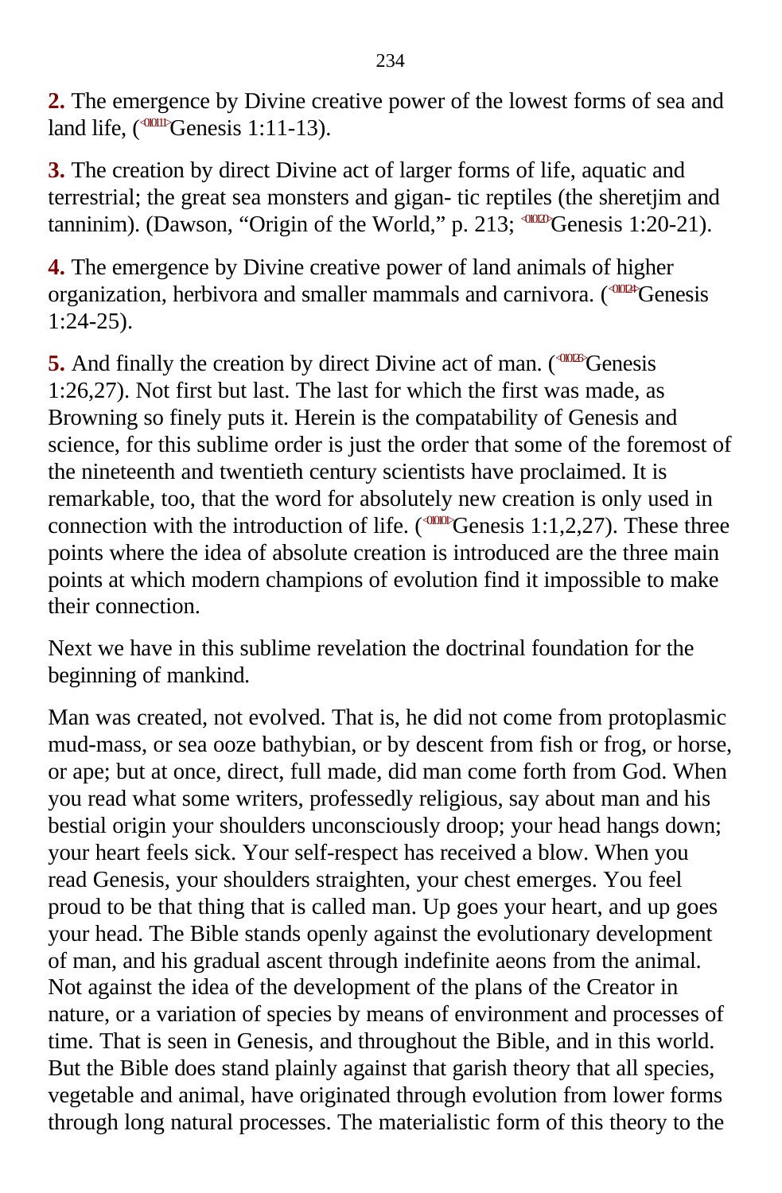**2.** The emergence by Divine creative power of the lowest forms of sea and land life, (<010111>Genesis 1:11-13).

**3.** The creation by direct Divine act of larger forms of life, aquatic and terrestrial; the great sea monsters and gigan- tic reptiles (the sheretjim and tanninim). (Dawson, “Origin of the World,” p. 213; <010120>Genesis 1:20-21).

**4.** The emergence by Divine creative power of land animals of higher organization, herbivora and smaller mammals and carnivora. (<010124>Genesis 1:24-25).

**5.** And finally the creation by direct Divine act of man. (<010126>Genesis 1:26,27). Not first but last. The last for which the first was made, as Browning so finely puts it. Herein is the compatability of Genesis and science, for this sublime order is just the order that some of the foremost of the nineteenth and twentieth century scientists have proclaimed. It is remarkable, too, that the word for absolutely new creation is only used in connection with the introduction of life. (<010101>Genesis 1:1,2,27). These three points where the idea of absolute creation is introduced are the three main points at which modern champions of evolution find it impossible to make their connection.

Next we have in this sublime revelation the doctrinal foundation for the beginning of mankind.

Man was created, not evolved. That is, he did not come from protoplasmic mud-mass, or sea ooze bathybian, or by descent from fish or frog, or horse, or ape; but at once, direct, full made, did man come forth from God. When you read what some writers, professedly religious, say about man and his bestial origin your shoulders unconsciously droop; your head hangs down; your heart feels sick. Your self-respect has received a blow. When you read Genesis, your shoulders straighten, your chest emerges. You feel proud to be that thing that is called man. Up goes your heart, and up goes your head. The Bible stands openly against the evolutionary development of man, and his gradual ascent through indefinite aeons from the animal. Not against the idea of the development of the plans of the Creator in nature, or a variation of species by means of environment and processes of time. That is seen in Genesis, and throughout the Bible, and in this world. But the Bible does stand plainly against that garish theory that all species, vegetable and animal, have originated through evolution from lower forms through long natural processes. The materialistic form of this theory to the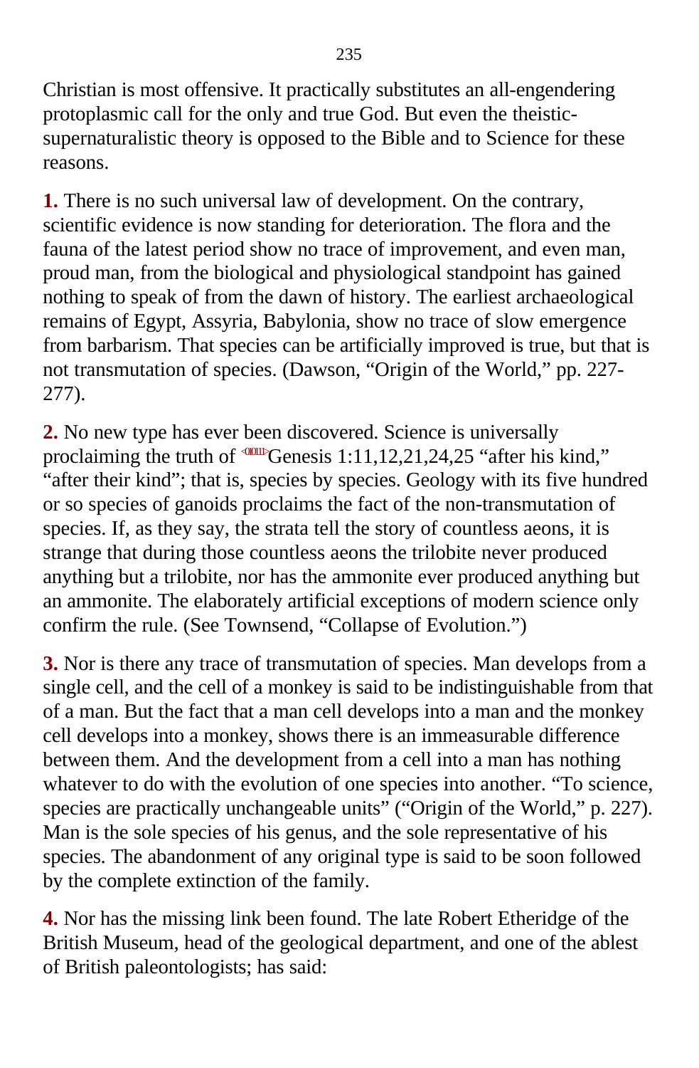Christian is most offensive. It practically substitutes an all-engendering protoplasmic call for the only and true God. But even the theistic-supernaturalistic theory is opposed to the Bible and to Science for these reasons.

**1.** There is no such universal law of development. On the contrary, scientific evidence is now standing for deterioration. The flora and the fauna of the latest period show no trace of improvement, and even man, proud man, from the biological and physiological standpoint has gained nothing to speak of from the dawn of history. The earliest archaeological remains of Egypt, Assyria, Babylonia, show no trace of slow emergence from barbarism. That species can be artificially improved is true, but that is not transmutation of species. (Dawson, "Origin of the World," pp. 227-277).

**2.** No new type has ever been discovered. Science is universally proclaiming the truth of <010111>Genesis 1:11,12,21,24,25 "after his kind," "after their kind"; that is, species by species. Geology with its five hundred or so species of ganoids proclaims the fact of the non-transmutation of species. If, as they say, the strata tell the story of countless aeons, it is strange that during those countless aeons the trilobite never produced anything but a trilobite, nor has the ammonite ever produced anything but an ammonite. The elaborately artificial exceptions of modern science only confirm the rule. (See Townsend, "Collapse of Evolution.")

**3.** Nor is there any trace of transmutation of species. Man develops from a single cell, and the cell of a monkey is said to be indistinguishable from that of a man. But the fact that a man cell develops into a man and the monkey cell develops into a monkey, shows there is an immeasurable difference between them. And the development from a cell into a man has nothing whatever to do with the evolution of one species into another. "To science, species are practically unchangeable units" ("Origin of the World," p. 227). Man is the sole species of his genus, and the sole representative of his species. The abandonment of any original type is said to be soon followed by the complete extinction of the family.

**4.** Nor has the missing link been found. The late Robert Etheridge of the British Museum, head of the geological department, and one of the ablest of British paleontologists; has said: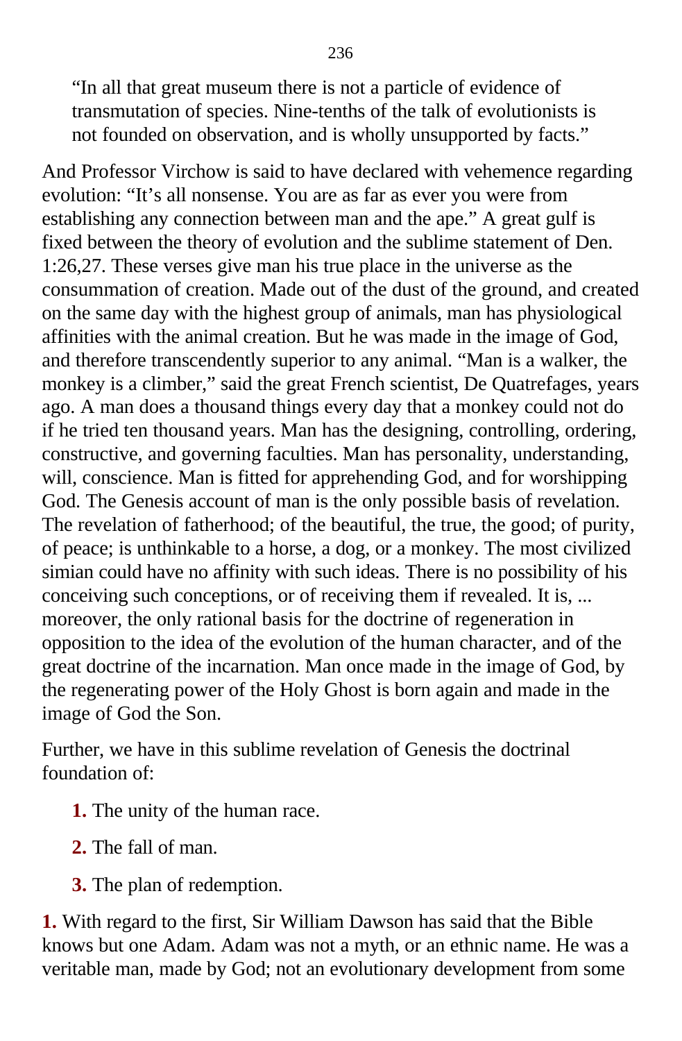> "In all that great museum there is not a particle of evidence of transmutation of species. Nine-tenths of the talk of evolutionists is not founded on observation, and is wholly unsupported by facts."

And Professor Virchow is said to have declared with vehemence regarding evolution: "It's all nonsense. You are as far as ever you were from establishing any connection between man and the ape." A great gulf is fixed between the theory of evolution and the sublime statement of Den. 1:26,27. These verses give man his true place in the universe as the consummation of creation. Made out of the dust of the ground, and created on the same day with the highest group of animals, man has physiological affinities with the animal creation. But he was made in the image of God, and therefore transcendently superior to any animal. "Man is a walker, the monkey is a climber," said the great French scientist, De Quatrefages, years ago. A man does a thousand things every day that a monkey could not do if he tried ten thousand years. Man has the designing, controlling, ordering, constructive, and governing faculties. Man has personality, understanding, will, conscience. Man is fitted for apprehending God, and for worshipping God. The Genesis account of man is the only possible basis of revelation. The revelation of fatherhood; of the beautiful, the true, the good; of purity, of peace; is unthinkable to a horse, a dog, or a monkey. The most civilized simian could have no affinity with such ideas. There is no possibility of his conceiving such conceptions, or of receiving them if revealed. It is, ... moreover, the only rational basis for the doctrine of regeneration in opposition to the idea of the evolution of the human character, and of the great doctrine of the incarnation. Man once made in the image of God, by the regenerating power of the Holy Ghost is born again and made in the image of God the Son.

Further, we have in this sublime revelation of Genesis the doctrinal foundation of:

1. The unity of the human race.
2. The fall of man.
3. The plan of redemption.

**1.** With regard to the first, Sir William Dawson has said that the Bible knows but one Adam. Adam was not a myth, or an ethnic name. He was a veritable man, made by God; not an evolutionary development from some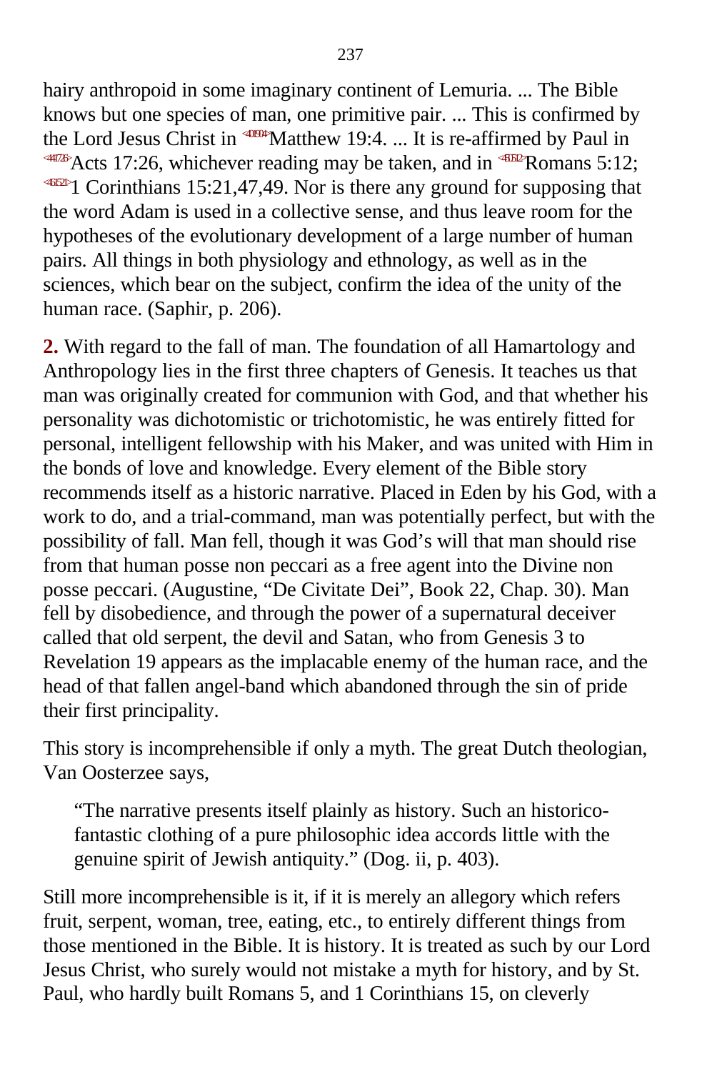hairy anthropoid in some imaginary continent of Lemuria. ... The Bible knows but one species of man, one primitive pair. ... This is confirmed by the Lord Jesus Christ in Matthew 19:4. ... It is re-affirmed by Paul in Acts 17:26, whichever reading may be taken, and in Romans 5:12; 1 Corinthians 15:21,47,49. Nor is there any ground for supposing that the word Adam is used in a collective sense, and thus leave room for the hypotheses of the evolutionary development of a large number of human pairs. All things in both physiology and ethnology, as well as in the sciences, which bear on the subject, confirm the idea of the unity of the human race. (Saphir, p. 206).

**2.** With regard to the fall of man. The foundation of all Hamartology and Anthropology lies in the first three chapters of Genesis. It teaches us that man was originally created for communion with God, and that whether his personality was dichotomistic or trichotomistic, he was entirely fitted for personal, intelligent fellowship with his Maker, and was united with Him in the bonds of love and knowledge. Every element of the Bible story recommends itself as a historic narrative. Placed in Eden by his God, with a work to do, and a trial-command, man was potentially perfect, but with the possibility of fall. Man fell, though it was God's will that man should rise from that human posse non peccari as a free agent into the Divine non posse peccari. (Augustine, "De Civitate Dei", Book 22, Chap. 30). Man fell by disobedience, and through the power of a supernatural deceiver called that old serpent, the devil and Satan, who from Genesis 3 to Revelation 19 appears as the implacable enemy of the human race, and the head of that fallen angel-band which abandoned through the sin of pride their first principality.

This story is incomprehensible if only a myth. The great Dutch theologian, Van Oosterzee says,

> "The narrative presents itself plainly as history. Such an historico-fantastic clothing of a pure philosophic idea accords little with the genuine spirit of Jewish antiquity." (Dog. ii, p. 403).

Still more incomprehensible is it, if it is merely an allegory which refers fruit, serpent, woman, tree, eating, etc., to entirely different things from those mentioned in the Bible. It is history. It is treated as such by our Lord Jesus Christ, who surely would not mistake a myth for history, and by St. Paul, who hardly built Romans 5, and 1 Corinthians 15, on cleverly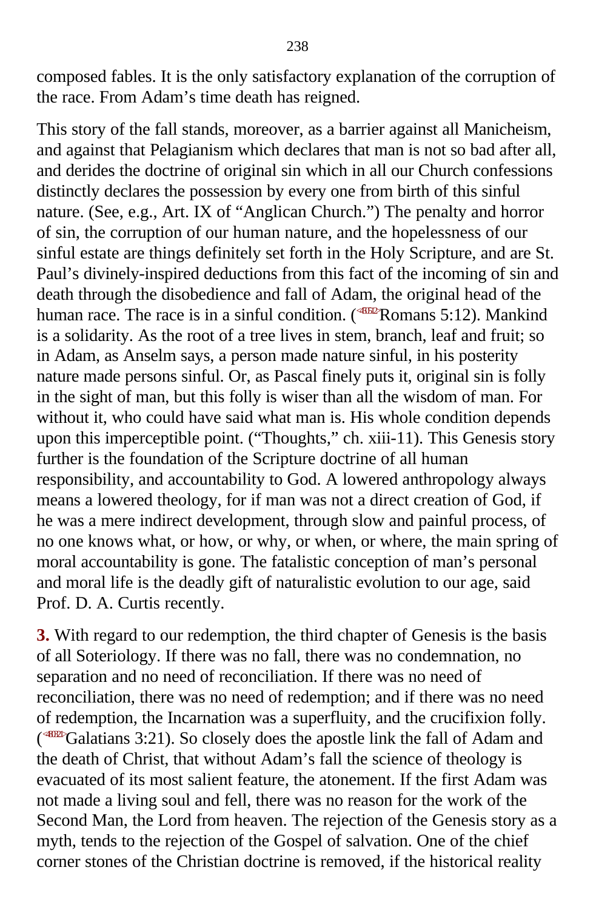composed fables. It is the only satisfactory explanation of the corruption of the race. From Adam’s time death has reigned.

This story of the fall stands, moreover, as a barrier against all Manicheism, and against that Pelagianism which declares that man is not so bad after all, and derides the doctrine of original sin which in all our Church confessions distinctly declares the possession by every one from birth of this sinful nature. (See, e.g., Art. IX of “Anglican Church.”) The penalty and horror of sin, the corruption of our human nature, and the hopelessness of our sinful estate are things definitely set forth in the Holy Scripture, and are St. Paul’s divinely-inspired deductions from this fact of the incoming of sin and death through the disobedience and fall of Adam, the original head of the human race. The race is in a sinful condition. (Romans 5:12). Mankind is a solidarity. As the root of a tree lives in stem, branch, leaf and fruit; so in Adam, as Anselm says, a person made nature sinful, in his posterity nature made persons sinful. Or, as Pascal finely puts it, original sin is folly in the sight of man, but this folly is wiser than all the wisdom of man. For without it, who could have said what man is. His whole condition depends upon this imperceptible point. (“Thoughts,” ch. xiii-11). This Genesis story further is the foundation of the Scripture doctrine of all human responsibility, and accountability to God. A lowered anthropology always means a lowered theology, for if man was not a direct creation of God, if he was a mere indirect development, through slow and painful process, of no one knows what, or how, or why, or when, or where, the main spring of moral accountability is gone. The fatalistic conception of man’s personal and moral life is the deadly gift of naturalistic evolution to our age, said Prof. D. A. Curtis recently.

**3.** With regard to our redemption, the third chapter of Genesis is the basis of all Soteriology. If there was no fall, there was no condemnation, no separation and no need of reconciliation. If there was no need of reconciliation, there was no need of redemption; and if there was no need of redemption, the Incarnation was a superfluity, and the crucifixion folly. (Galatians 3:21). So closely does the apostle link the fall of Adam and the death of Christ, that without Adam’s fall the science of theology is evacuated of its most salient feature, the atonement. If the first Adam was not made a living soul and fell, there was no reason for the work of the Second Man, the Lord from heaven. The rejection of the Genesis story as a myth, tends to the rejection of the Gospel of salvation. One of the chief corner stones of the Christian doctrine is removed, if the historical reality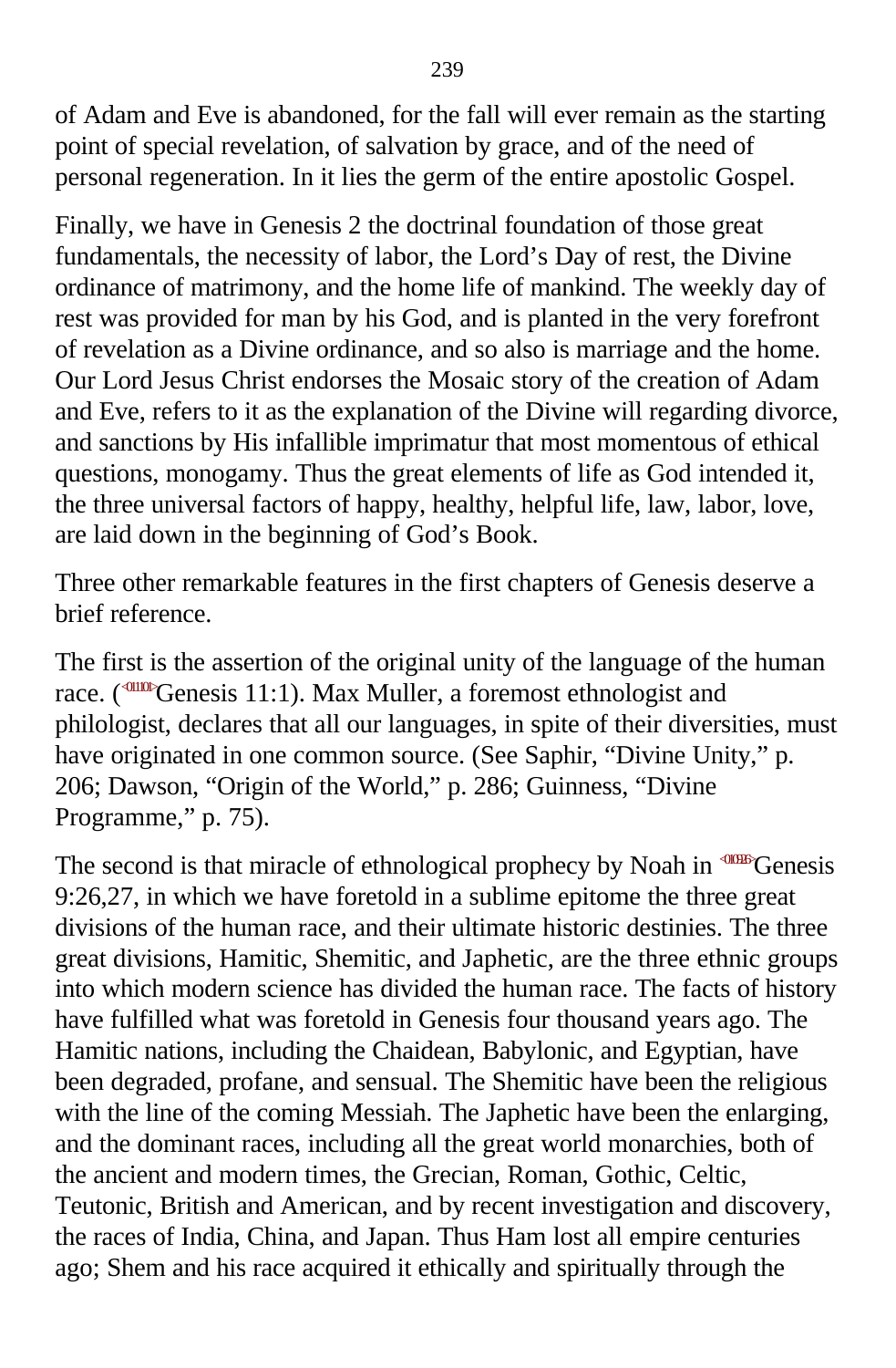of Adam and Eve is abandoned, for the fall will ever remain as the starting point of special revelation, of salvation by grace, and of the need of personal regeneration. In it lies the germ of the entire apostolic Gospel.

Finally, we have in Genesis 2 the doctrinal foundation of those great fundamentals, the necessity of labor, the Lord's Day of rest, the Divine ordinance of matrimony, and the home life of mankind. The weekly day of rest was provided for man by his God, and is planted in the very forefront of revelation as a Divine ordinance, and so also is marriage and the home. Our Lord Jesus Christ endorses the Mosaic story of the creation of Adam and Eve, refers to it as the explanation of the Divine will regarding divorce, and sanctions by His infallible imprimatur that most momentous of ethical questions, monogamy. Thus the great elements of life as God intended it, the three universal factors of happy, healthy, helpful life, law, labor, love, are laid down in the beginning of God's Book.

Three other remarkable features in the first chapters of Genesis deserve a brief reference.

The first is the assertion of the original unity of the language of the human race. (<011101>Genesis 11:1). Max Muller, a foremost ethnologist and philologist, declares that all our languages, in spite of their diversities, must have originated in one common source. (See Saphir, "Divine Unity," p. 206; Dawson, "Origin of the World," p. 286; Guinness, "Divine Programme," p. 75).

The second is that miracle of ethnological prophecy by Noah in <010926>Genesis 9:26,27, in which we have foretold in a sublime epitome the three great divisions of the human race, and their ultimate historic destinies. The three great divisions, Hamitic, Shemitic, and Japhetic, are the three ethnic groups into which modern science has divided the human race. The facts of history have fulfilled what was foretold in Genesis four thousand years ago. The Hamitic nations, including the Chaidean, Babylonic, and Egyptian, have been degraded, profane, and sensual. The Shemitic have been the religious with the line of the coming Messiah. The Japhetic have been the enlarging, and the dominant races, including all the great world monarchies, both of the ancient and modern times, the Grecian, Roman, Gothic, Celtic, Teutonic, British and American, and by recent investigation and discovery, the races of India, China, and Japan. Thus Ham lost all empire centuries ago; Shem and his race acquired it ethically and spiritually through the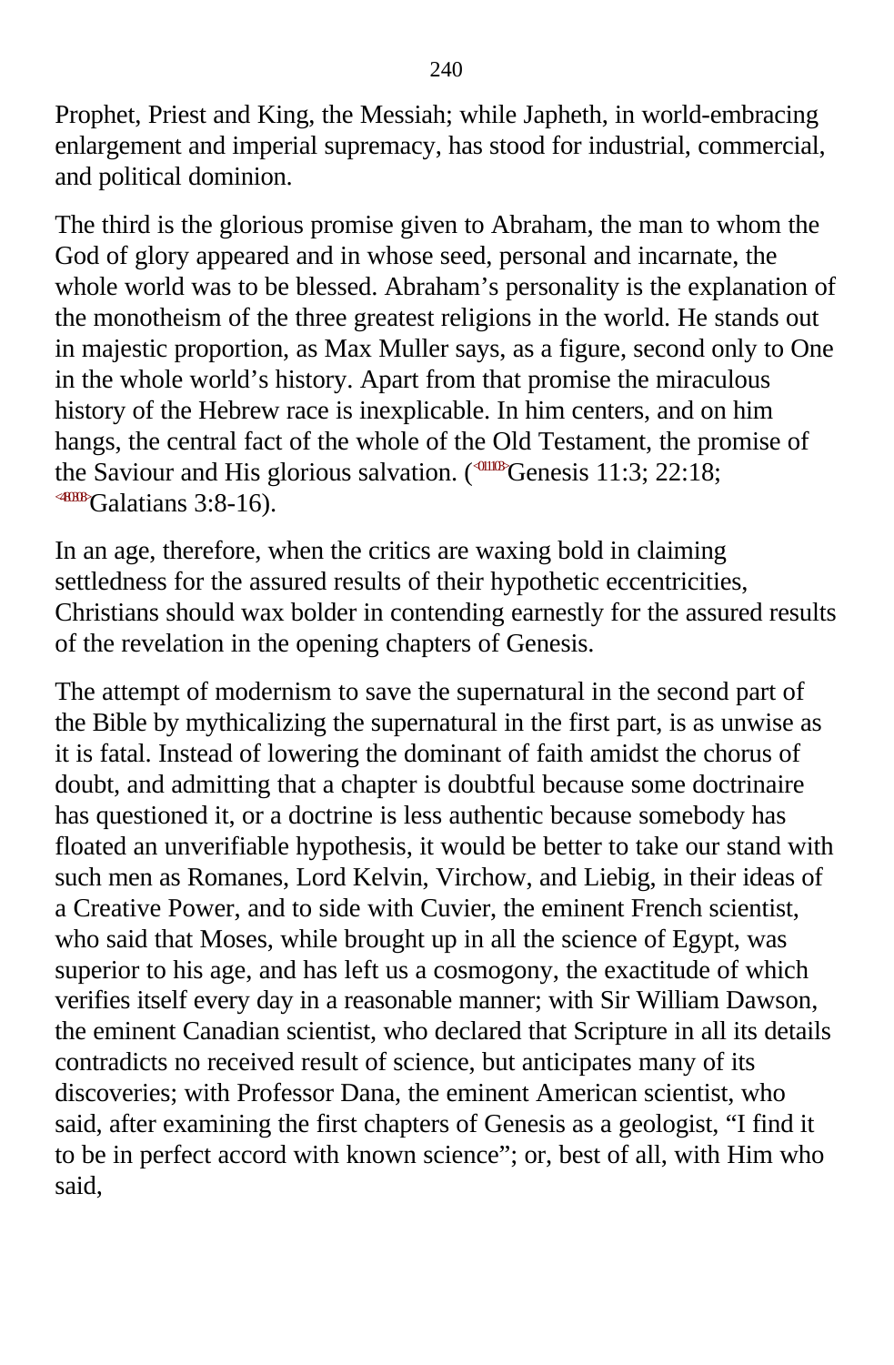Prophet, Priest and King, the Messiah; while Japheth, in world-embracing enlargement and imperial supremacy, has stood for industrial, commercial, and political dominion.

The third is the glorious promise given to Abraham, the man to whom the God of glory appeared and in whose seed, personal and incarnate, the whole world was to be blessed. Abraham's personality is the explanation of the monotheism of the three greatest religions in the world. He stands out in majestic proportion, as Max Muller says, as a figure, second only to One in the whole world's history. Apart from that promise the miraculous history of the Hebrew race is inexplicable. In him centers, and on him hangs, the central fact of the whole of the Old Testament, the promise of the Saviour and His glorious salvation. (<011103>Genesis 11:3; 22:18; <480308>Galatians 3:8-16).

In an age, therefore, when the critics are waxing bold in claiming settledness for the assured results of their hypothetic eccentricities, Christians should wax bolder in contending earnestly for the assured results of the revelation in the opening chapters of Genesis.

The attempt of modernism to save the supernatural in the second part of the Bible by mythicalizing the supernatural in the first part, is as unwise as it is fatal. Instead of lowering the dominant of faith amidst the chorus of doubt, and admitting that a chapter is doubtful because some doctrinaire has questioned it, or a doctrine is less authentic because somebody has floated an unverifiable hypothesis, it would be better to take our stand with such men as Romanes, Lord Kelvin, Virchow, and Liebig, in their ideas of a Creative Power, and to side with Cuvier, the eminent French scientist, who said that Moses, while brought up in all the science of Egypt, was superior to his age, and has left us a cosmogony, the exactitude of which verifies itself every day in a reasonable manner; with Sir William Dawson, the eminent Canadian scientist, who declared that Scripture in all its details contradicts no received result of science, but anticipates many of its discoveries; with Professor Dana, the eminent American scientist, who said, after examining the first chapters of Genesis as a geologist, "I find it to be in perfect accord with known science"; or, best of all, with Him who said,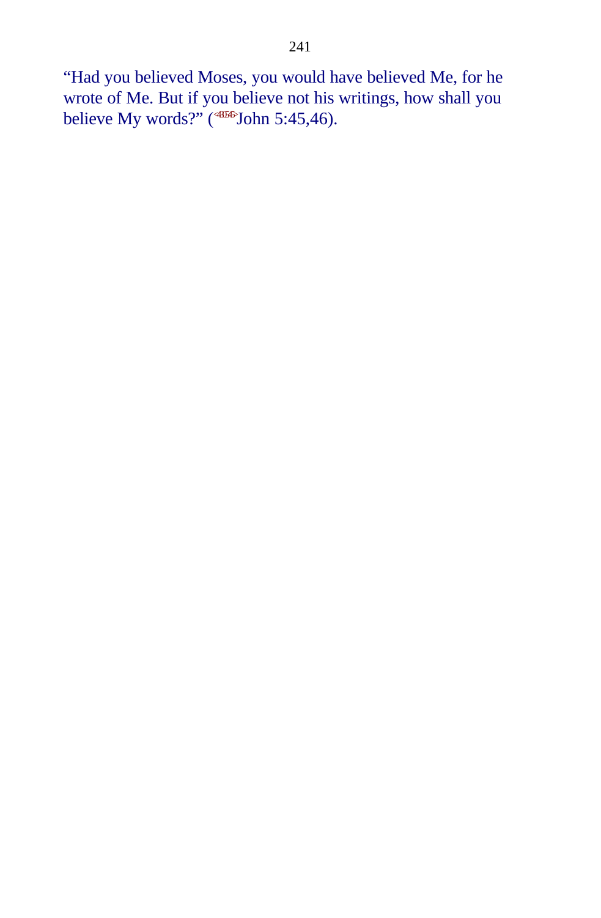"Had you believed Moses, you would have believed Me, for he wrote of Me. But if you believe not his writings, how shall you believe My words?" (<430545>John 5:45,46).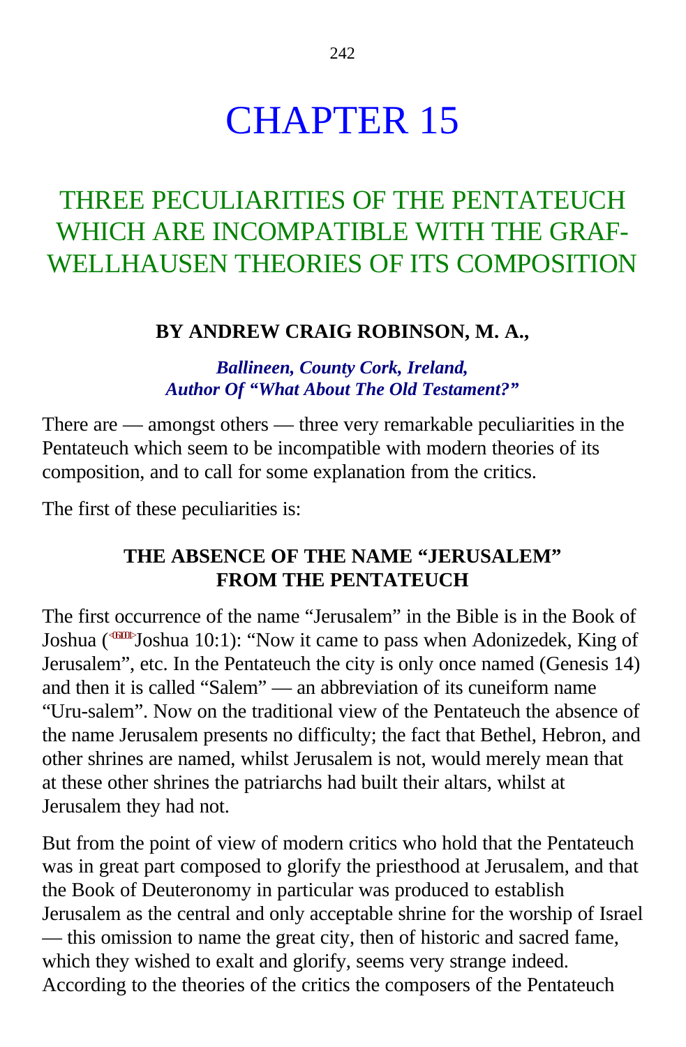# CHAPTER 15

## THREE PECULIARITIES OF THE PENTATEUCH WHICH ARE INCOMPATIBLE WITH THE GRAF-WELLHAUSEN THEORIES OF ITS COMPOSITION

**BY ANDREW CRAIG ROBINSON, M. A.,**

***Ballineen, County Cork, Ireland,***
***Author Of "What About The Old Testament?"***

There are — amongst others — three very remarkable peculiarities in the Pentateuch which seem to be incompatible with modern theories of its composition, and to call for some explanation from the critics.

The first of these peculiarities is:

### THE ABSENCE OF THE NAME "JERUSALEM" FROM THE PENTATEUCH

The first occurrence of the name "Jerusalem" in the Bible is in the Book of Joshua (Joshua 10:1): "Now it came to pass when Adonizedek, King of Jerusalem", etc. In the Pentateuch the city is only once named (Genesis 14) and then it is called "Salem" — an abbreviation of its cuneiform name "Uru-salem". Now on the traditional view of the Pentateuch the absence of the name Jerusalem presents no difficulty; the fact that Bethel, Hebron, and other shrines are named, whilst Jerusalem is not, would merely mean that at these other shrines the patriarchs had built their altars, whilst at Jerusalem they had not.

But from the point of view of modern critics who hold that the Pentateuch was in great part composed to glorify the priesthood at Jerusalem, and that the Book of Deuteronomy in particular was produced to establish Jerusalem as the central and only acceptable shrine for the worship of Israel — this omission to name the great city, then of historic and sacred fame, which they wished to exalt and glorify, seems very strange indeed. According to the theories of the critics the composers of the Pentateuch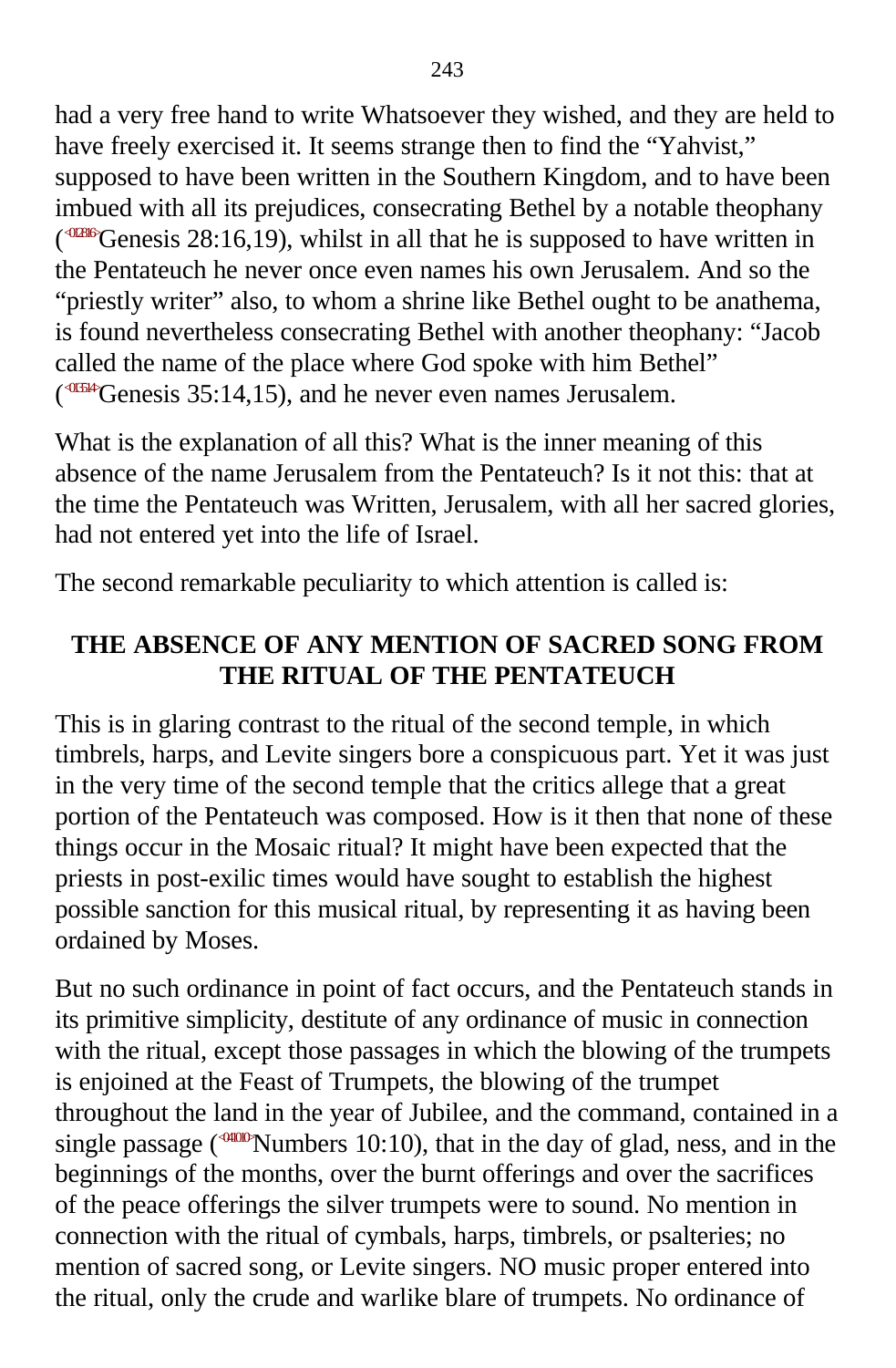had a very free hand to write Whatsoever they wished, and they are held to have freely exercised it. It seems strange then to find the “Yahvist,” supposed to have been written in the Southern Kingdom, and to have been imbued with all its prejudices, consecrating Bethel by a notable theophany (<012816>Genesis 28:16,19), whilst in all that he is supposed to have written in the Pentateuch he never once even names his own Jerusalem. And so the “priestly writer” also, to whom a shrine like Bethel ought to be anathema, is found nevertheless consecrating Bethel with another theophany: “Jacob called the name of the place where God spoke with him Bethel” (<013514>Genesis 35:14,15), and he never even names Jerusalem.

What is the explanation of all this? What is the inner meaning of this absence of the name Jerusalem from the Pentateuch? Is it not this: that at the time the Pentateuch was Written, Jerusalem, with all her sacred glories, had not entered yet into the life of Israel.

The second remarkable peculiarity to which attention is called is:

## THE ABSENCE OF ANY MENTION OF SACRED SONG FROM THE RITUAL OF THE PENTATEUCH

This is in glaring contrast to the ritual of the second temple, in which timbrels, harps, and Levite singers bore a conspicuous part. Yet it was just in the very time of the second temple that the critics allege that a great portion of the Pentateuch was composed. How is it then that none of these things occur in the Mosaic ritual? It might have been expected that the priests in post-exilic times would have sought to establish the highest possible sanction for this musical ritual, by representing it as having been ordained by Moses.

But no such ordinance in point of fact occurs, and the Pentateuch stands in its primitive simplicity, destitute of any ordinance of music in connection with the ritual, except those passages in which the blowing of the trumpets is enjoined at the Feast of Trumpets, the blowing of the trumpet throughout the land in the year of Jubilee, and the command, contained in a single passage (<041010>Numbers 10:10), that in the day of glad, ness, and in the beginnings of the months, over the burnt offerings and over the sacrifices of the peace offerings the silver trumpets were to sound. No mention in connection with the ritual of cymbals, harps, timbrels, or psalteries; no mention of sacred song, or Levite singers. NO music proper entered into the ritual, only the crude and warlike blare of trumpets. No ordinance of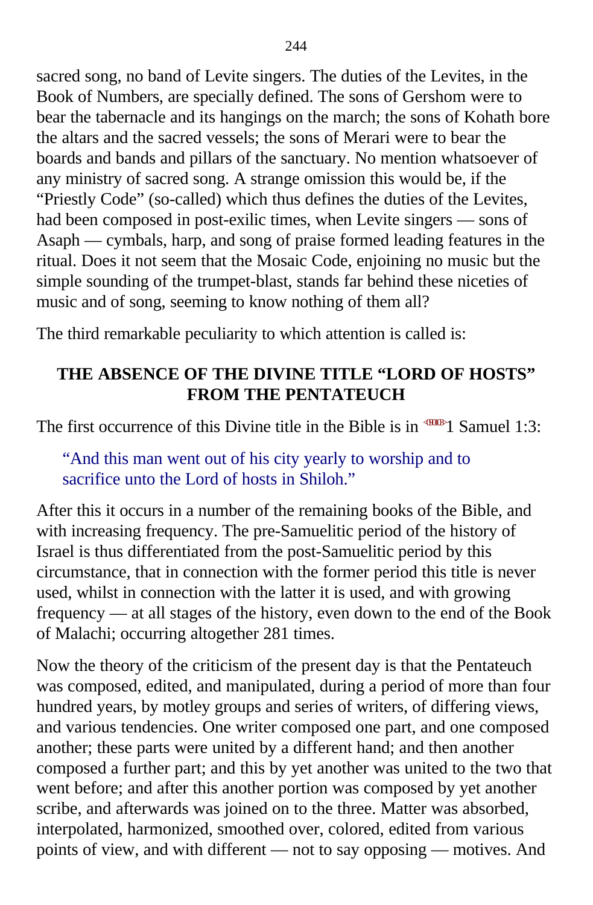sacred song, no band of Levite singers. The duties of the Levites, in the Book of Numbers, are specially defined. The sons of Gershom were to bear the tabernacle and its hangings on the march; the sons of Kohath bore the altars and the sacred vessels; the sons of Merari were to bear the boards and bands and pillars of the sanctuary. No mention whatsoever of any ministry of sacred song. A strange omission this would be, if the "Priestly Code" (so-called) which thus defines the duties of the Levites, had been composed in post-exilic times, when Levite singers — sons of Asaph — cymbals, harp, and song of praise formed leading features in the ritual. Does it not seem that the Mosaic Code, enjoining no music but the simple sounding of the trumpet-blast, stands far behind these niceties of music and of song, seeming to know nothing of them all?

The third remarkable peculiarity to which attention is called is:

## THE ABSENCE OF THE DIVINE TITLE "LORD OF HOSTS" FROM THE PENTATEUCH

The first occurrence of this Divine title in the Bible is in 1 Samuel 1:3:

> "And this man went out of his city yearly to worship and to sacrifice unto the Lord of hosts in Shiloh."

After this it occurs in a number of the remaining books of the Bible, and with increasing frequency. The pre-Samuelitic period of the history of Israel is thus differentiated from the post-Samuelitic period by this circumstance, that in connection with the former period this title is never used, whilst in connection with the latter it is used, and with growing frequency — at all stages of the history, even down to the end of the Book of Malachi; occurring altogether 281 times.

Now the theory of the criticism of the present day is that the Pentateuch was composed, edited, and manipulated, during a period of more than four hundred years, by motley groups and series of writers, of differing views, and various tendencies. One writer composed one part, and one composed another; these parts were united by a different hand; and then another composed a further part; and this by yet another was united to the two that went before; and after this another portion was composed by yet another scribe, and afterwards was joined on to the three. Matter was absorbed, interpolated, harmonized, smoothed over, colored, edited from various points of view, and with different — not to say opposing — motives. And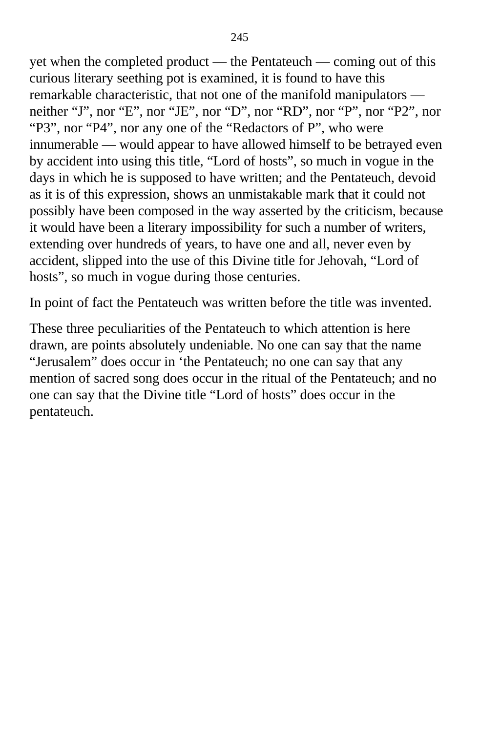yet when the completed product — the Pentateuch — coming out of this curious literary seething pot is examined, it is found to have this remarkable characteristic, that not one of the manifold manipulators — neither "J", nor "E", nor "JE", nor "D", nor "RD", nor "P", nor "P2", nor "P3", nor "P4", nor any one of the "Redactors of P", who were innumerable — would appear to have allowed himself to be betrayed even by accident into using this title, "Lord of hosts", so much in vogue in the days in which he is supposed to have written; and the Pentateuch, devoid as it is of this expression, shows an unmistakable mark that it could not possibly have been composed in the way asserted by the criticism, because it would have been a literary impossibility for such a number of writers, extending over hundreds of years, to have one and all, never even by accident, slipped into the use of this Divine title for Jehovah, "Lord of hosts", so much in vogue during those centuries.

In point of fact the Pentateuch was written before the title was invented.

These three peculiarities of the Pentateuch to which attention is here drawn, are points absolutely undeniable. No one can say that the name "Jerusalem" does occur in 'the Pentateuch; no one can say that any mention of sacred song does occur in the ritual of the Pentateuch; and no one can say that the Divine title "Lord of hosts" does occur in the pentateuch.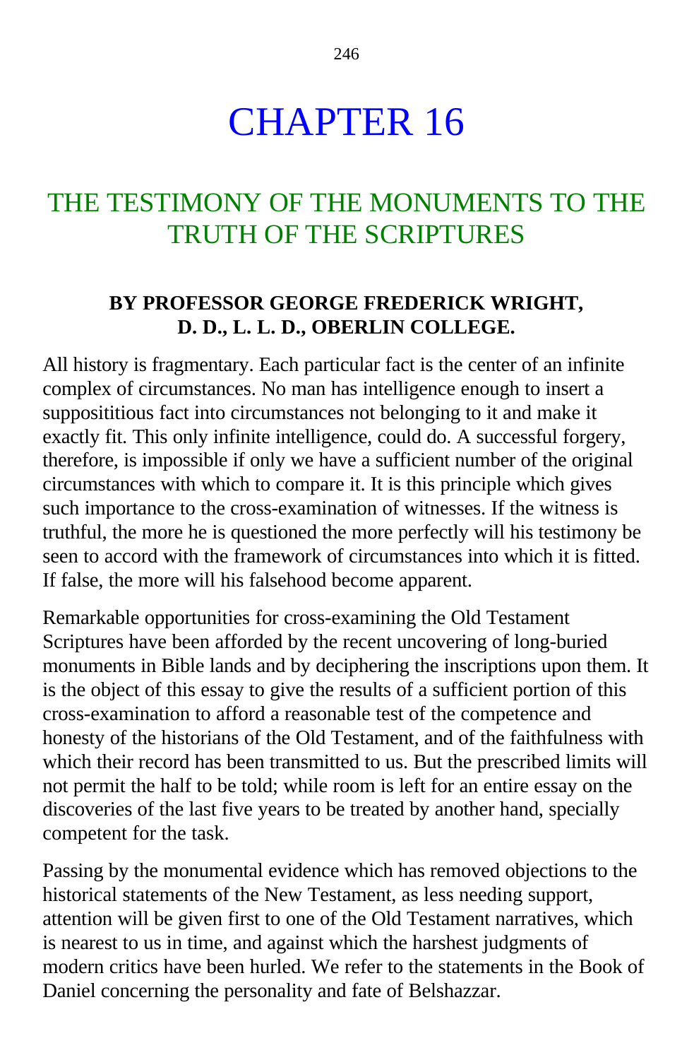# CHAPTER 16

## THE TESTIMONY OF THE MONUMENTS TO THE TRUTH OF THE SCRIPTURES

**BY PROFESSOR GEORGE FREDERICK WRIGHT, D. D., L. L. D., OBERLIN COLLEGE.**

All history is fragmentary. Each particular fact is the center of an infinite complex of circumstances. No man has intelligence enough to insert a supposititious fact into circumstances not belonging to it and make it exactly fit. This only infinite intelligence, could do. A successful forgery, therefore, is impossible if only we have a sufficient number of the original circumstances with which to compare it. It is this principle which gives such importance to the cross-examination of witnesses. If the witness is truthful, the more he is questioned the more perfectly will his testimony be seen to accord with the framework of circumstances into which it is fitted. If false, the more will his falsehood become apparent.

Remarkable opportunities for cross-examining the Old Testament Scriptures have been afforded by the recent uncovering of long-buried monuments in Bible lands and by deciphering the inscriptions upon them. It is the object of this essay to give the results of a sufficient portion of this cross-examination to afford a reasonable test of the competence and honesty of the historians of the Old Testament, and of the faithfulness with which their record has been transmitted to us. But the prescribed limits will not permit the half to be told; while room is left for an entire essay on the discoveries of the last five years to be treated by another hand, specially competent for the task.

Passing by the monumental evidence which has removed objections to the historical statements of the New Testament, as less needing support, attention will be given first to one of the Old Testament narratives, which is nearest to us in time, and against which the harshest judgments of modern critics have been hurled. We refer to the statements in the Book of Daniel concerning the personality and fate of Belshazzar.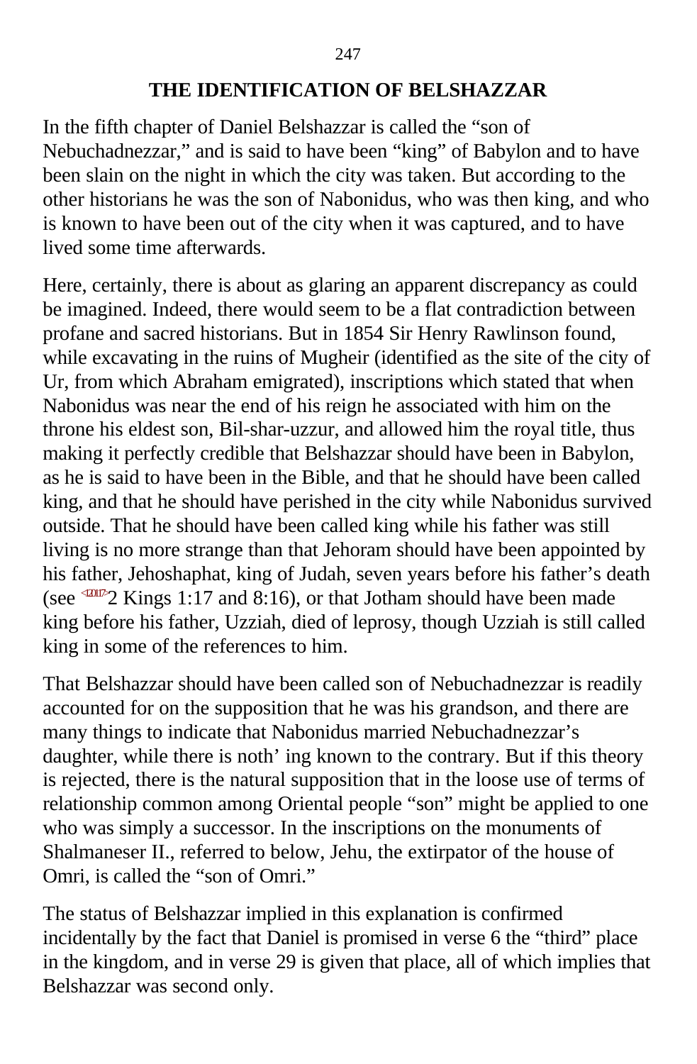## THE IDENTIFICATION OF BELSHAZZAR

In the fifth chapter of Daniel Belshazzar is called the "son of Nebuchadnezzar," and is said to have been "king" of Babylon and to have been slain on the night in which the city was taken. But according to the other historians he was the son of Nabonidus, who was then king, and who is known to have been out of the city when it was captured, and to have lived some time afterwards.

Here, certainly, there is about as glaring an apparent discrepancy as could be imagined. Indeed, there would seem to be a flat contradiction between profane and sacred historians. But in 1854 Sir Henry Rawlinson found, while excavating in the ruins of Mugheir (identified as the site of the city of Ur, from which Abraham emigrated), inscriptions which stated that when Nabonidus was near the end of his reign he associated with him on the throne his eldest son, Bil-shar-uzzur, and allowed him the royal title, thus making it perfectly credible that Belshazzar should have been in Babylon, as he is said to have been in the Bible, and that he should have been called king, and that he should have perished in the city while Nabonidus survived outside. That he should have been called king while his father was still living is no more strange than that Jehoram should have been appointed by his father, Jehoshaphat, king of Judah, seven years before his father's death (see <120117>2 Kings 1:17 and 8:16), or that Jotham should have been made king before his father, Uzziah, died of leprosy, though Uzziah is still called king in some of the references to him.

That Belshazzar should have been called son of Nebuchadnezzar is readily accounted for on the supposition that he was his grandson, and there are many things to indicate that Nabonidus married Nebuchadnezzar's daughter, while there is noth' ing known to the contrary. But if this theory is rejected, there is the natural supposition that in the loose use of terms of relationship common among Oriental people "son" might be applied to one who was simply a successor. In the inscriptions on the monuments of Shalmaneser II., referred to below, Jehu, the extirpator of the house of Omri, is called the "son of Omri."

The status of Belshazzar implied in this explanation is confirmed incidentally by the fact that Daniel is promised in verse 6 the "third" place in the kingdom, and in verse 29 is given that place, all of which implies that Belshazzar was second only.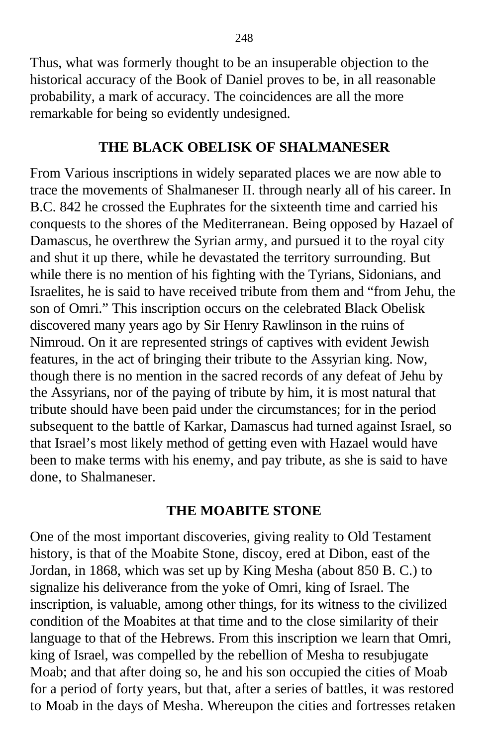Thus, what was formerly thought to be an insuperable objection to the historical accuracy of the Book of Daniel proves to be, in all reasonable probability, a mark of accuracy. The coincidences are all the more remarkable for being so evidently undesigned.

## THE BLACK OBELISK OF SHALMANESER

From Various inscriptions in widely separated places we are now able to trace the movements of Shalmaneser II. through nearly all of his career. In B.C. 842 he crossed the Euphrates for the sixteenth time and carried his conquests to the shores of the Mediterranean. Being opposed by Hazael of Damascus, he overthrew the Syrian army, and pursued it to the royal city and shut it up there, while he devastated the territory surrounding. But while there is no mention of his fighting with the Tyrians, Sidonians, and Israelites, he is said to have received tribute from them and "from Jehu, the son of Omri." This inscription occurs on the celebrated Black Obelisk discovered many years ago by Sir Henry Rawlinson in the ruins of Nimroud. On it are represented strings of captives with evident Jewish features, in the act of bringing their tribute to the Assyrian king. Now, though there is no mention in the sacred records of any defeat of Jehu by the Assyrians, nor of the paying of tribute by him, it is most natural that tribute should have been paid under the circumstances; for in the period subsequent to the battle of Karkar, Damascus had turned against Israel, so that Israel's most likely method of getting even with Hazael would have been to make terms with his enemy, and pay tribute, as she is said to have done, to Shalmaneser.

## THE MOABITE STONE

One of the most important discoveries, giving reality to Old Testament history, is that of the Moabite Stone, discoy, ered at Dibon, east of the Jordan, in 1868, which was set up by King Mesha (about 850 B. C.) to signalize his deliverance from the yoke of Omri, king of Israel. The inscription, is valuable, among other things, for its witness to the civilized condition of the Moabites at that time and to the close similarity of their language to that of the Hebrews. From this inscription we learn that Omri, king of Israel, was compelled by the rebellion of Mesha to resubjugate Moab; and that after doing so, he and his son occupied the cities of Moab for a period of forty years, but that, after a series of battles, it was restored to Moab in the days of Mesha. Whereupon the cities and fortresses retaken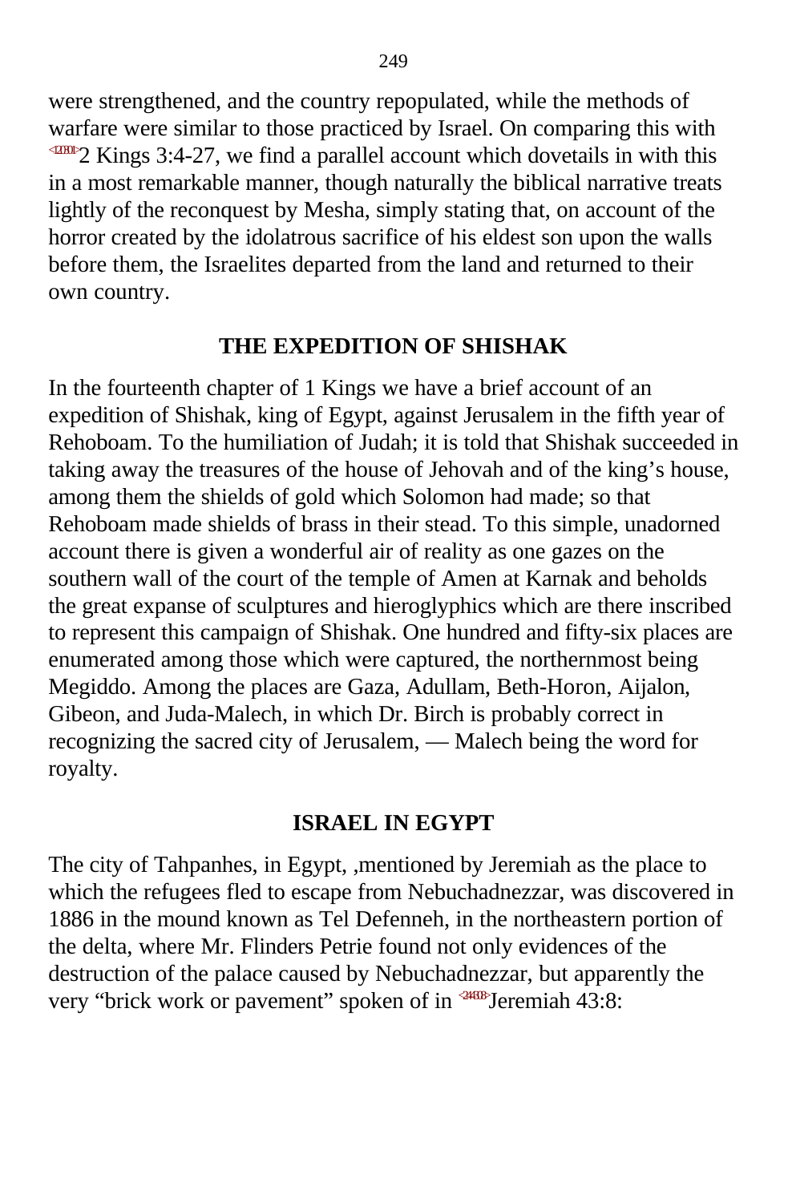were strengthened, and the country repopulated, while the methods of warfare were similar to those practiced by Israel. On comparing this with 2 Kings 3:4-27, we find a parallel account which dovetails in with this in a most remarkable manner, though naturally the biblical narrative treats lightly of the reconquest by Mesha, simply stating that, on account of the horror created by the idolatrous sacrifice of his eldest son upon the walls before them, the Israelites departed from the land and returned to their own country.

## THE EXPEDITION OF SHISHAK

In the fourteenth chapter of 1 Kings we have a brief account of an expedition of Shishak, king of Egypt, against Jerusalem in the fifth year of Rehoboam. To the humiliation of Judah; it is told that Shishak succeeded in taking away the treasures of the house of Jehovah and of the king's house, among them the shields of gold which Solomon had made; so that Rehoboam made shields of brass in their stead. To this simple, unadorned account there is given a wonderful air of reality as one gazes on the southern wall of the court of the temple of Amen at Karnak and beholds the great expanse of sculptures and hieroglyphics which are there inscribed to represent this campaign of Shishak. One hundred and fifty-six places are enumerated among those which were captured, the northernmost being Megiddo. Among the places are Gaza, Adullam, Beth-Horon, Aijalon, Gibeon, and Juda-Malech, in which Dr. Birch is probably correct in recognizing the sacred city of Jerusalem, — Malech being the word for royalty.

## ISRAEL IN EGYPT

The city of Tahpanhes, in Egypt, ,mentioned by Jeremiah as the place to which the refugees fled to escape from Nebuchadnezzar, was discovered in 1886 in the mound known as Tel Defenneh, in the northeastern portion of the delta, where Mr. Flinders Petrie found not only evidences of the destruction of the palace caused by Nebuchadnezzar, but apparently the very "brick work or pavement" spoken of in Jeremiah 43:8: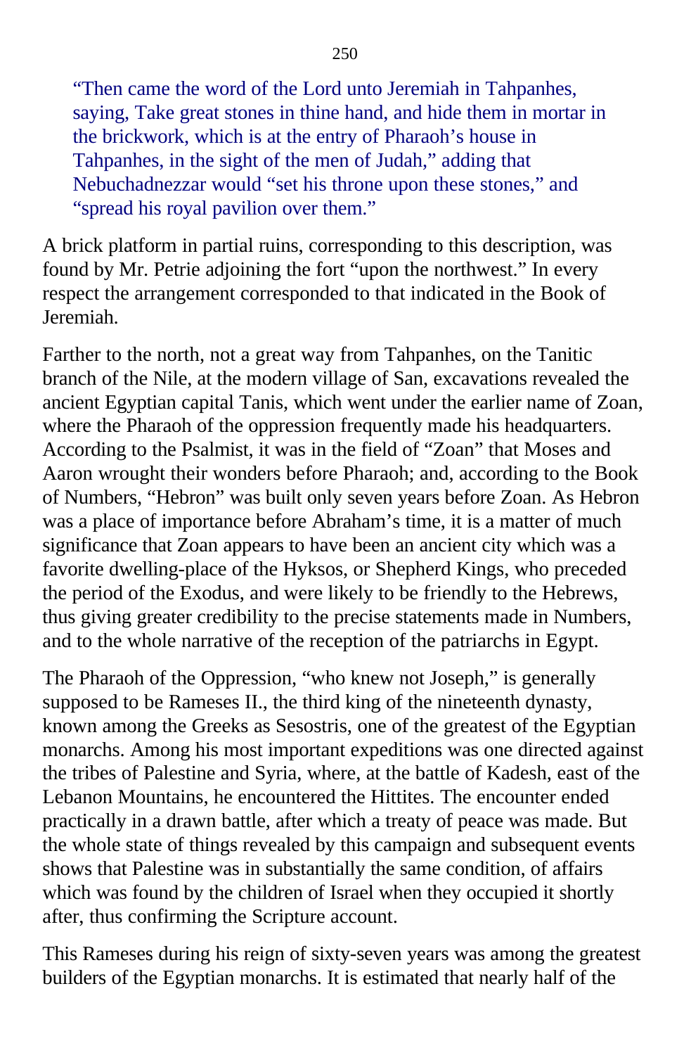> "Then came the word of the Lord unto Jeremiah in Tahpanhes, saying, Take great stones in thine hand, and hide them in mortar in the brickwork, which is at the entry of Pharaoh's house in Tahpanhes, in the sight of the men of Judah," adding that Nebuchadnezzar would "set his throne upon these stones," and "spread his royal pavilion over them."

A brick platform in partial ruins, corresponding to this description, was found by Mr. Petrie adjoining the fort "upon the northwest." In every respect the arrangement corresponded to that indicated in the Book of Jeremiah.

Farther to the north, not a great way from Tahpanhes, on the Tanitic branch of the Nile, at the modern village of San, excavations revealed the ancient Egyptian capital Tanis, which went under the earlier name of Zoan, where the Pharaoh of the oppression frequently made his headquarters. According to the Psalmist, it was in the field of "Zoan" that Moses and Aaron wrought their wonders before Pharaoh; and, according to the Book of Numbers, "Hebron" was built only seven years before Zoan. As Hebron was a place of importance before Abraham's time, it is a matter of much significance that Zoan appears to have been an ancient city which was a favorite dwelling-place of the Hyksos, or Shepherd Kings, who preceded the period of the Exodus, and were likely to be friendly to the Hebrews, thus giving greater credibility to the precise statements made in Numbers, and to the whole narrative of the reception of the patriarchs in Egypt.

The Pharaoh of the Oppression, "who knew not Joseph," is generally supposed to be Rameses II., the third king of the nineteenth dynasty, known among the Greeks as Sesostris, one of the greatest of the Egyptian monarchs. Among his most important expeditions was one directed against the tribes of Palestine and Syria, where, at the battle of Kadesh, east of the Lebanon Mountains, he encountered the Hittites. The encounter ended practically in a drawn battle, after which a treaty of peace was made. But the whole state of things revealed by this campaign and subsequent events shows that Palestine was in substantially the same condition, of affairs which was found by the children of Israel when they occupied it shortly after, thus confirming the Scripture account.

This Rameses during his reign of sixty-seven years was among the greatest builders of the Egyptian monarchs. It is estimated that nearly half of the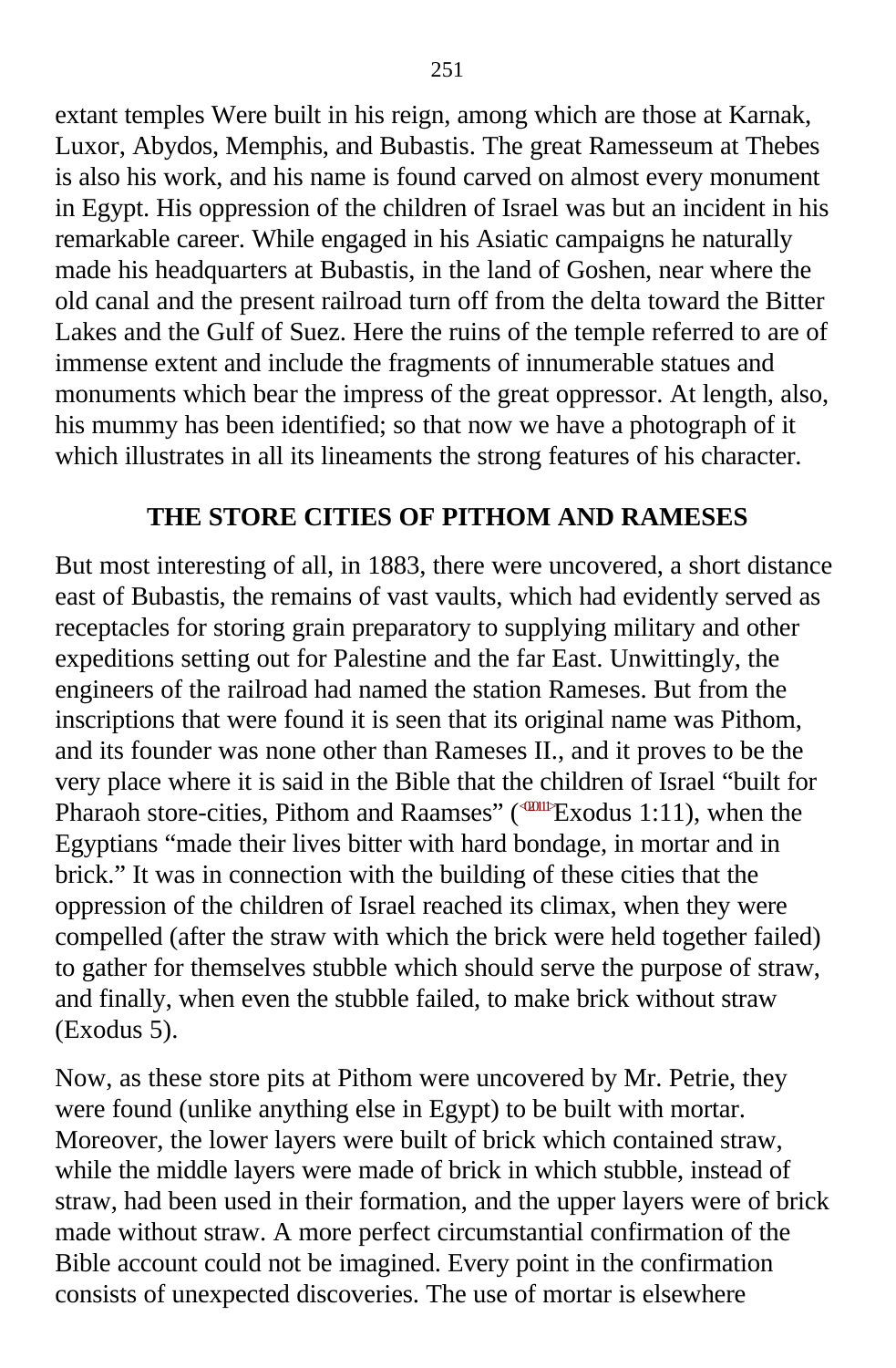extant temples Were built in his reign, among which are those at Karnak, Luxor, Abydos, Memphis, and Bubastis. The great Ramesseum at Thebes is also his work, and his name is found carved on almost every monument in Egypt. His oppression of the children of Israel was but an incident in his remarkable career. While engaged in his Asiatic campaigns he naturally made his headquarters at Bubastis, in the land of Goshen, near where the old canal and the present railroad turn off from the delta toward the Bitter Lakes and the Gulf of Suez. Here the ruins of the temple referred to are of immense extent and include the fragments of innumerable statues and monuments which bear the impress of the great oppressor. At length, also, his mummy has been identified; so that now we have a photograph of it which illustrates in all its lineaments the strong features of his character.

## THE STORE CITIES OF PITHOM AND RAMESES

But most interesting of all, in 1883, there were uncovered, a short distance east of Bubastis, the remains of vast vaults, which had evidently served as receptacles for storing grain preparatory to supplying military and other expeditions setting out for Palestine and the far East. Unwittingly, the engineers of the railroad had named the station Rameses. But from the inscriptions that were found it is seen that its original name was Pithom, and its founder was none other than Rameses II., and it proves to be the very place where it is said in the Bible that the children of Israel "built for Pharaoh store-cities, Pithom and Raamses" (Exodus 1:11), when the Egyptians "made their lives bitter with hard bondage, in mortar and in brick." It was in connection with the building of these cities that the oppression of the children of Israel reached its climax, when they were compelled (after the straw with which the brick were held together failed) to gather for themselves stubble which should serve the purpose of straw, and finally, when even the stubble failed, to make brick without straw (Exodus 5).

Now, as these store pits at Pithom were uncovered by Mr. Petrie, they were found (unlike anything else in Egypt) to be built with mortar. Moreover, the lower layers were built of brick which contained straw, while the middle layers were made of brick in which stubble, instead of straw, had been used in their formation, and the upper layers were of brick made without straw. A more perfect circumstantial confirmation of the Bible account could not be imagined. Every point in the confirmation consists of unexpected discoveries. The use of mortar is elsewhere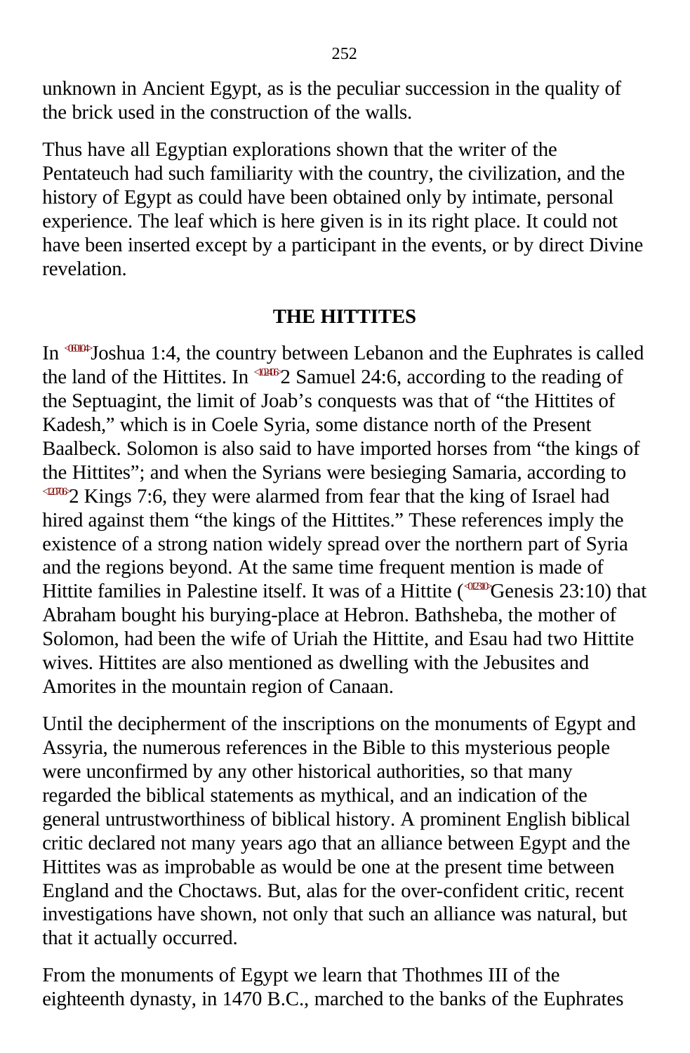unknown in Ancient Egypt, as is the peculiar succession in the quality of the brick used in the construction of the walls.

Thus have all Egyptian explorations shown that the writer of the Pentateuch had such familiarity with the country, the civilization, and the history of Egypt as could have been obtained only by intimate, personal experience. The leaf which is here given is in its right place. It could not have been inserted except by a participant in the events, or by direct Divine revelation.

## THE HITTITES

In Joshua 1:4, the country between Lebanon and the Euphrates is called the land of the Hittites. In 2 Samuel 24:6, according to the reading of the Septuagint, the limit of Joab's conquests was that of "the Hittites of Kadesh," which is in Coele Syria, some distance north of the Present Baalbeck. Solomon is also said to have imported horses from "the kings of the Hittites"; and when the Syrians were besieging Samaria, according to 2 Kings 7:6, they were alarmed from fear that the king of Israel had hired against them "the kings of the Hittites." These references imply the existence of a strong nation widely spread over the northern part of Syria and the regions beyond. At the same time frequent mention is made of Hittite families in Palestine itself. It was of a Hittite (Genesis 23:10) that Abraham bought his burying-place at Hebron. Bathsheba, the mother of Solomon, had been the wife of Uriah the Hittite, and Esau had two Hittite wives. Hittites are also mentioned as dwelling with the Jebusites and Amorites in the mountain region of Canaan.

Until the decipherment of the inscriptions on the monuments of Egypt and Assyria, the numerous references in the Bible to this mysterious people were unconfirmed by any other historical authorities, so that many regarded the biblical statements as mythical, and an indication of the general untrustworthiness of biblical history. A prominent English biblical critic declared not many years ago that an alliance between Egypt and the Hittites was as improbable as would be one at the present time between England and the Choctaws. But, alas for the over-confident critic, recent investigations have shown, not only that such an alliance was natural, but that it actually occurred.

From the monuments of Egypt we learn that Thothmes III of the eighteenth dynasty, in 1470 B.C., marched to the banks of the Euphrates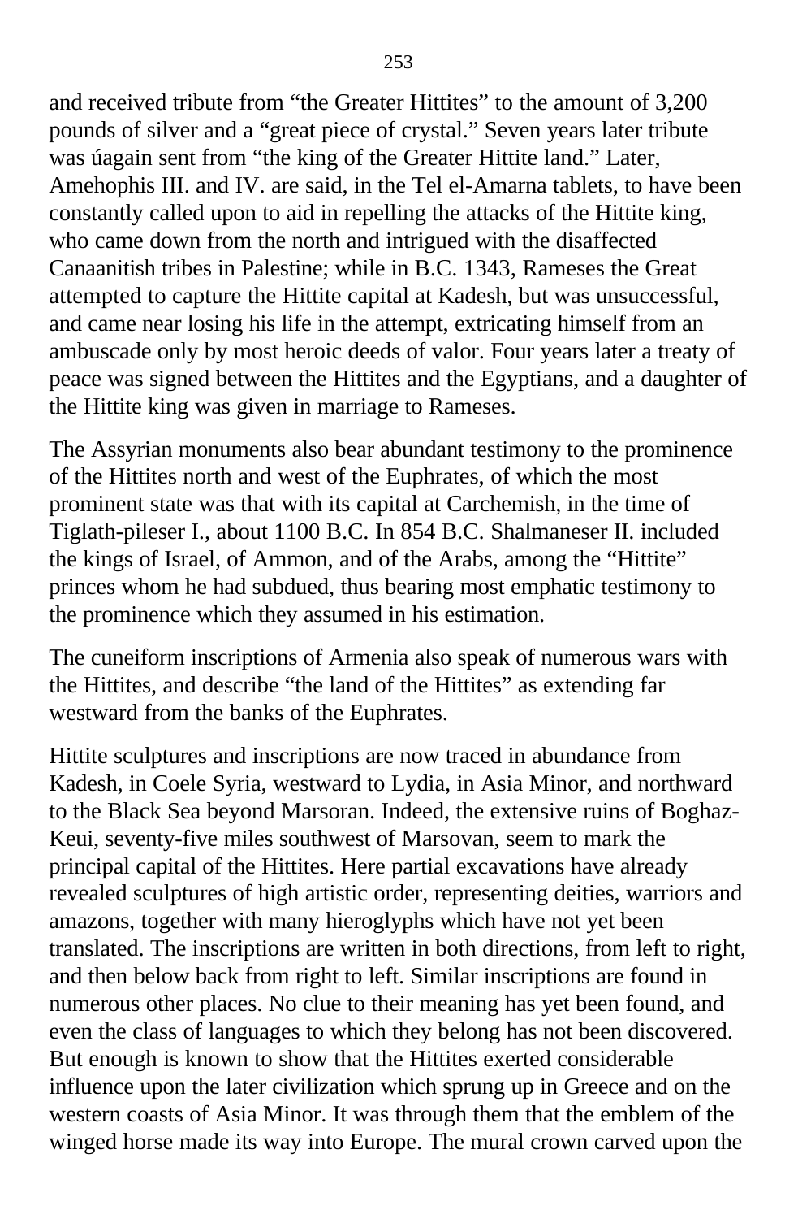and received tribute from “the Greater Hittites” to the amount of 3,200 pounds of silver and a “great piece of crystal.” Seven years later tribute was úagain sent from “the king of the Greater Hittite land.” Later, Amehophis III. and IV. are said, in the Tel el-Amarna tablets, to have been constantly called upon to aid in repelling the attacks of the Hittite king, who came down from the north and intrigued with the disaffected Canaanitish tribes in Palestine; while in B.C. 1343, Rameses the Great attempted to capture the Hittite capital at Kadesh, but was unsuccessful, and came near losing his life in the attempt, extricating himself from an ambuscade only by most heroic deeds of valor. Four years later a treaty of peace was signed between the Hittites and the Egyptians, and a daughter of the Hittite king was given in marriage to Rameses.

The Assyrian monuments also bear abundant testimony to the prominence of the Hittites north and west of the Euphrates, of which the most prominent state was that with its capital at Carchemish, in the time of Tiglath-pileser I., about 1100 B.C. In 854 B.C. Shalmaneser II. included the kings of Israel, of Ammon, and of the Arabs, among the “Hittite” princes whom he had subdued, thus bearing most emphatic testimony to the prominence which they assumed in his estimation.

The cuneiform inscriptions of Armenia also speak of numerous wars with the Hittites, and describe “the land of the Hittites” as extending far westward from the banks of the Euphrates.

Hittite sculptures and inscriptions are now traced in abundance from Kadesh, in Coele Syria, westward to Lydia, in Asia Minor, and northward to the Black Sea beyond Marsoran. Indeed, the extensive ruins of Boghaz-Keui, seventy-five miles southwest of Marsovan, seem to mark the principal capital of the Hittites. Here partial excavations have already revealed sculptures of high artistic order, representing deities, warriors and amazons, together with many hieroglyphs which have not yet been translated. The inscriptions are written in both directions, from left to right, and then below back from right to left. Similar inscriptions are found in numerous other places. No clue to their meaning has yet been found, and even the class of languages to which they belong has not been discovered. But enough is known to show that the Hittites exerted considerable influence upon the later civilization which sprung up in Greece and on the western coasts of Asia Minor. It was through them that the emblem of the winged horse made its way into Europe. The mural crown carved upon the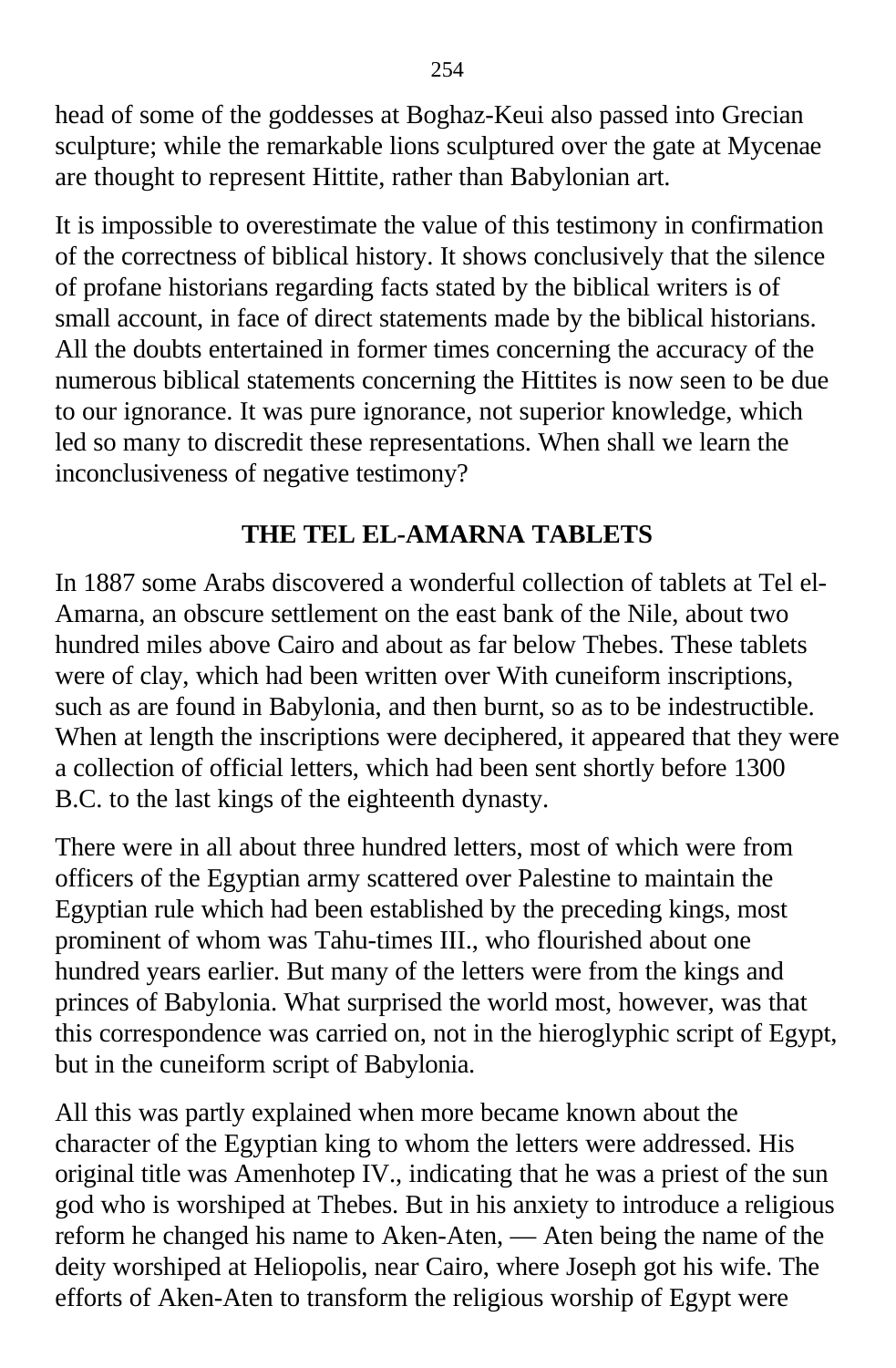head of some of the goddesses at Boghaz-Keui also passed into Grecian sculpture; while the remarkable lions sculptured over the gate at Mycenae are thought to represent Hittite, rather than Babylonian art.

It is impossible to overestimate the value of this testimony in confirmation of the correctness of biblical history. It shows conclusively that the silence of profane historians regarding facts stated by the biblical writers is of small account, in face of direct statements made by the biblical historians. All the doubts entertained in former times concerning the accuracy of the numerous biblical statements concerning the Hittites is now seen to be due to our ignorance. It was pure ignorance, not superior knowledge, which led so many to discredit these representations. When shall we learn the inconclusiveness of negative testimony?

## THE TEL EL-AMARNA TABLETS

In 1887 some Arabs discovered a wonderful collection of tablets at Tel el-Amarna, an obscure settlement on the east bank of the Nile, about two hundred miles above Cairo and about as far below Thebes. These tablets were of clay, which had been written over With cuneiform inscriptions, such as are found in Babylonia, and then burnt, so as to be indestructible. When at length the inscriptions were deciphered, it appeared that they were a collection of official letters, which had been sent shortly before 1300 B.C. to the last kings of the eighteenth dynasty.

There were in all about three hundred letters, most of which were from officers of the Egyptian army scattered over Palestine to maintain the Egyptian rule which had been established by the preceding kings, most prominent of whom was Tahu-times III., who flourished about one hundred years earlier. But many of the letters were from the kings and princes of Babylonia. What surprised the world most, however, was that this correspondence was carried on, not in the hieroglyphic script of Egypt, but in the cuneiform script of Babylonia.

All this was partly explained when more became known about the character of the Egyptian king to whom the letters were addressed. His original title was Amenhotep IV., indicating that he was a priest of the sun god who is worshiped at Thebes. But in his anxiety to introduce a religious reform he changed his name to Aken-Aten, — Aten being the name of the deity worshiped at Heliopolis, near Cairo, where Joseph got his wife. The efforts of Aken-Aten to transform the religious worship of Egypt were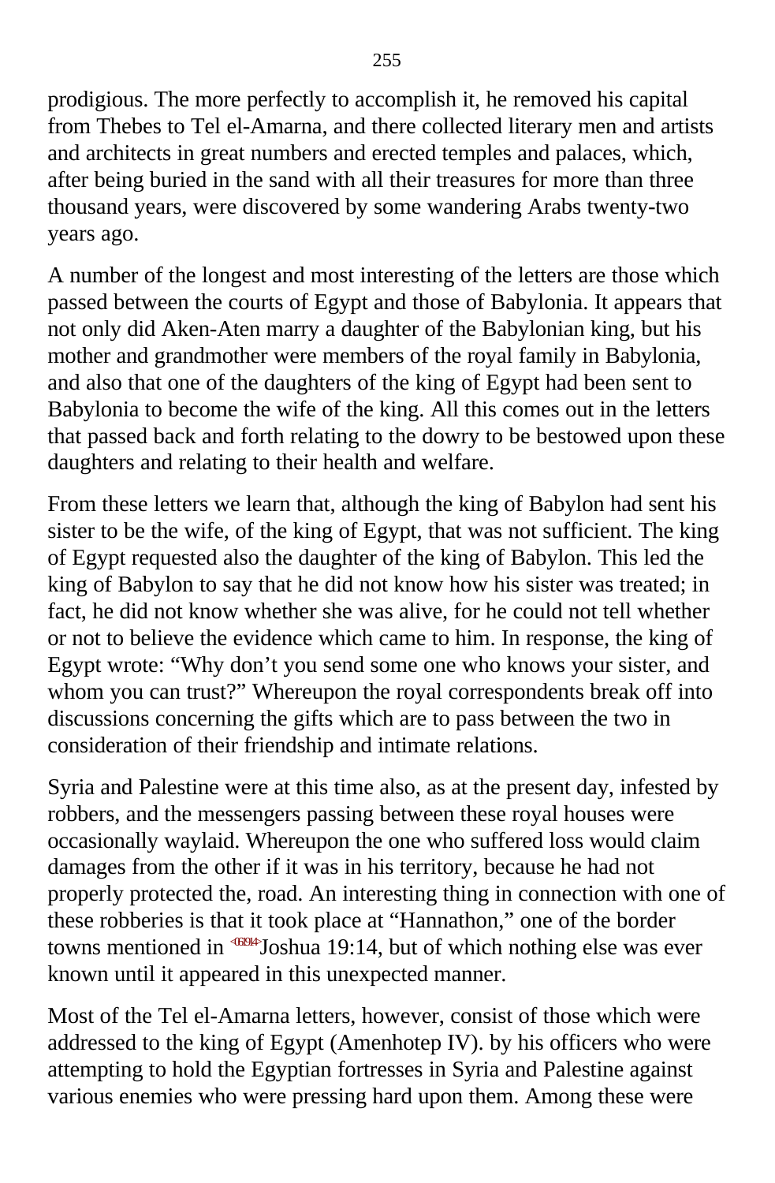prodigious. The more perfectly to accomplish it, he removed his capital from Thebes to Tel el-Amarna, and there collected literary men and artists and architects in great numbers and erected temples and palaces, which, after being buried in the sand with all their treasures for more than three thousand years, were discovered by some wandering Arabs twenty-two years ago.

A number of the longest and most interesting of the letters are those which passed between the courts of Egypt and those of Babylonia. It appears that not only did Aken-Aten marry a daughter of the Babylonian king, but his mother and grandmother were members of the royal family in Babylonia, and also that one of the daughters of the king of Egypt had been sent to Babylonia to become the wife of the king. All this comes out in the letters that passed back and forth relating to the dowry to be bestowed upon these daughters and relating to their health and welfare.

From these letters we learn that, although the king of Babylon had sent his sister to be the wife, of the king of Egypt, that was not sufficient. The king of Egypt requested also the daughter of the king of Babylon. This led the king of Babylon to say that he did not know how his sister was treated; in fact, he did not know whether she was alive, for he could not tell whether or not to believe the evidence which came to him. In response, the king of Egypt wrote: “Why don’t you send some one who knows your sister, and whom you can trust?” Whereupon the royal correspondents break off into discussions concerning the gifts which are to pass between the two in consideration of their friendship and intimate relations.

Syria and Palestine were at this time also, as at the present day, infested by robbers, and the messengers passing between these royal houses were occasionally waylaid. Whereupon the one who suffered loss would claim damages from the other if it was in his territory, because he had not properly protected the, road. An interesting thing in connection with one of these robberies is that it took place at “Hannathon,” one of the border towns mentioned in Joshua 19:14, but of which nothing else was ever known until it appeared in this unexpected manner.

Most of the Tel el-Amarna letters, however, consist of those which were addressed to the king of Egypt (Amenhotep IV). by his officers who were attempting to hold the Egyptian fortresses in Syria and Palestine against various enemies who were pressing hard upon them. Among these were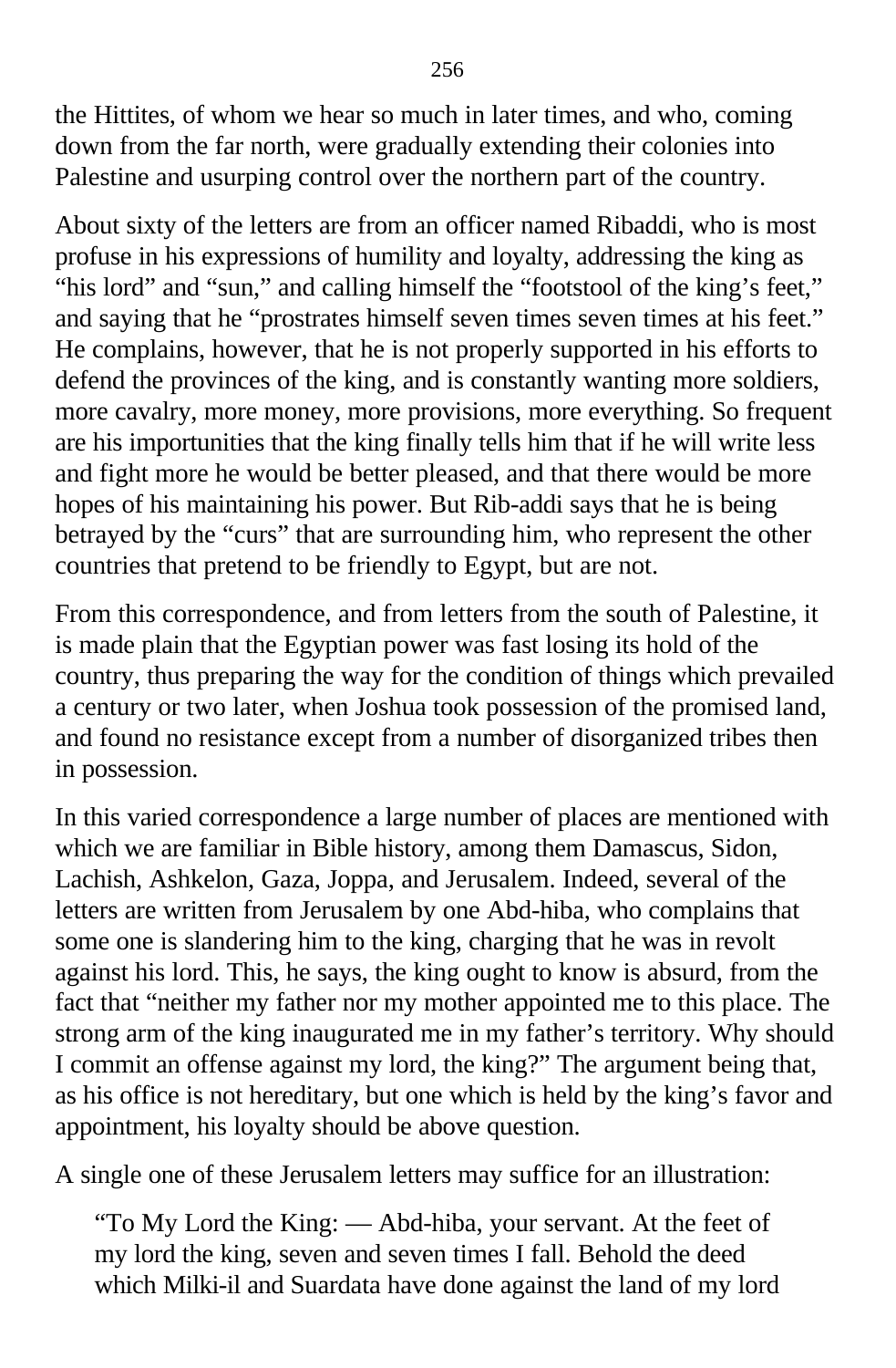the Hittites, of whom we hear so much in later times, and who, coming down from the far north, were gradually extending their colonies into Palestine and usurping control over the northern part of the country.

About sixty of the letters are from an officer named Ribaddi, who is most profuse in his expressions of humility and loyalty, addressing the king as "his lord" and "sun," and calling himself the "footstool of the king's feet," and saying that he "prostrates himself seven times seven times at his feet." He complains, however, that he is not properly supported in his efforts to defend the provinces of the king, and is constantly wanting more soldiers, more cavalry, more money, more provisions, more everything. So frequent are his importunities that the king finally tells him that if he will write less and fight more he would be better pleased, and that there would be more hopes of his maintaining his power. But Rib-addi says that he is being betrayed by the "curs" that are surrounding him, who represent the other countries that pretend to be friendly to Egypt, but are not.

From this correspondence, and from letters from the south of Palestine, it is made plain that the Egyptian power was fast losing its hold of the country, thus preparing the way for the condition of things which prevailed a century or two later, when Joshua took possession of the promised land, and found no resistance except from a number of disorganized tribes then in possession.

In this varied correspondence a large number of places are mentioned with which we are familiar in Bible history, among them Damascus, Sidon, Lachish, Ashkelon, Gaza, Joppa, and Jerusalem. Indeed, several of the letters are written from Jerusalem by one Abd-hiba, who complains that some one is slandering him to the king, charging that he was in revolt against his lord. This, he says, the king ought to know is absurd, from the fact that "neither my father nor my mother appointed me to this place. The strong arm of the king inaugurated me in my father's territory. Why should I commit an offense against my lord, the king?" The argument being that, as his office is not hereditary, but one which is held by the king's favor and appointment, his loyalty should be above question.

A single one of these Jerusalem letters may suffice for an illustration:

> "To My Lord the King: — Abd-hiba, your servant. At the feet of my lord the king, seven and seven times I fall. Behold the deed which Milki-il and Suardata have done against the land of my lord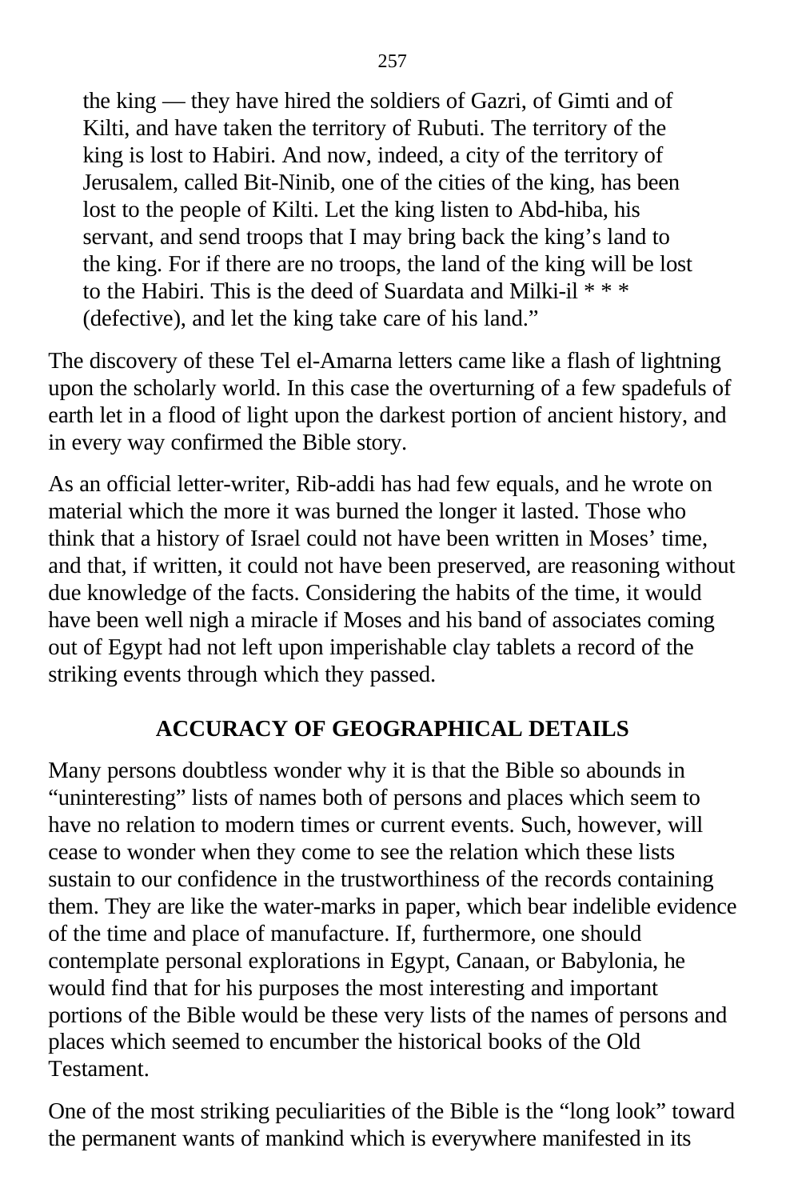> the king — they have hired the soldiers of Gazri, of Gimti and of Kilti, and have taken the territory of Rubuti. The territory of the king is lost to Habiri. And now, indeed, a city of the territory of Jerusalem, called Bit-Ninib, one of the cities of the king, has been lost to the people of Kilti. Let the king listen to Abd-hiba, his servant, and send troops that I may bring back the king's land to the king. For if there are no troops, the land of the king will be lost to the Habiri. This is the deed of Suardata and Milki-il * * * (defective), and let the king take care of his land."

The discovery of these Tel el-Amarna letters came like a flash of lightning upon the scholarly world. In this case the overturning of a few spadefuls of earth let in a flood of light upon the darkest portion of ancient history, and in every way confirmed the Bible story.

As an official letter-writer, Rib-addi has had few equals, and he wrote on material which the more it was burned the longer it lasted. Those who think that a history of Israel could not have been written in Moses' time, and that, if written, it could not have been preserved, are reasoning without due knowledge of the facts. Considering the habits of the time, it would have been well nigh a miracle if Moses and his band of associates coming out of Egypt had not left upon imperishable clay tablets a record of the striking events through which they passed.

## ACCURACY OF GEOGRAPHICAL DETAILS

Many persons doubtless wonder why it is that the Bible so abounds in "uninteresting" lists of names both of persons and places which seem to have no relation to modern times or current events. Such, however, will cease to wonder when they come to see the relation which these lists sustain to our confidence in the trustworthiness of the records containing them. They are like the water-marks in paper, which bear indelible evidence of the time and place of manufacture. If, furthermore, one should contemplate personal explorations in Egypt, Canaan, or Babylonia, he would find that for his purposes the most interesting and important portions of the Bible would be these very lists of the names of persons and places which seemed to encumber the historical books of the Old Testament.

One of the most striking peculiarities of the Bible is the "long look" toward the permanent wants of mankind which is everywhere manifested in its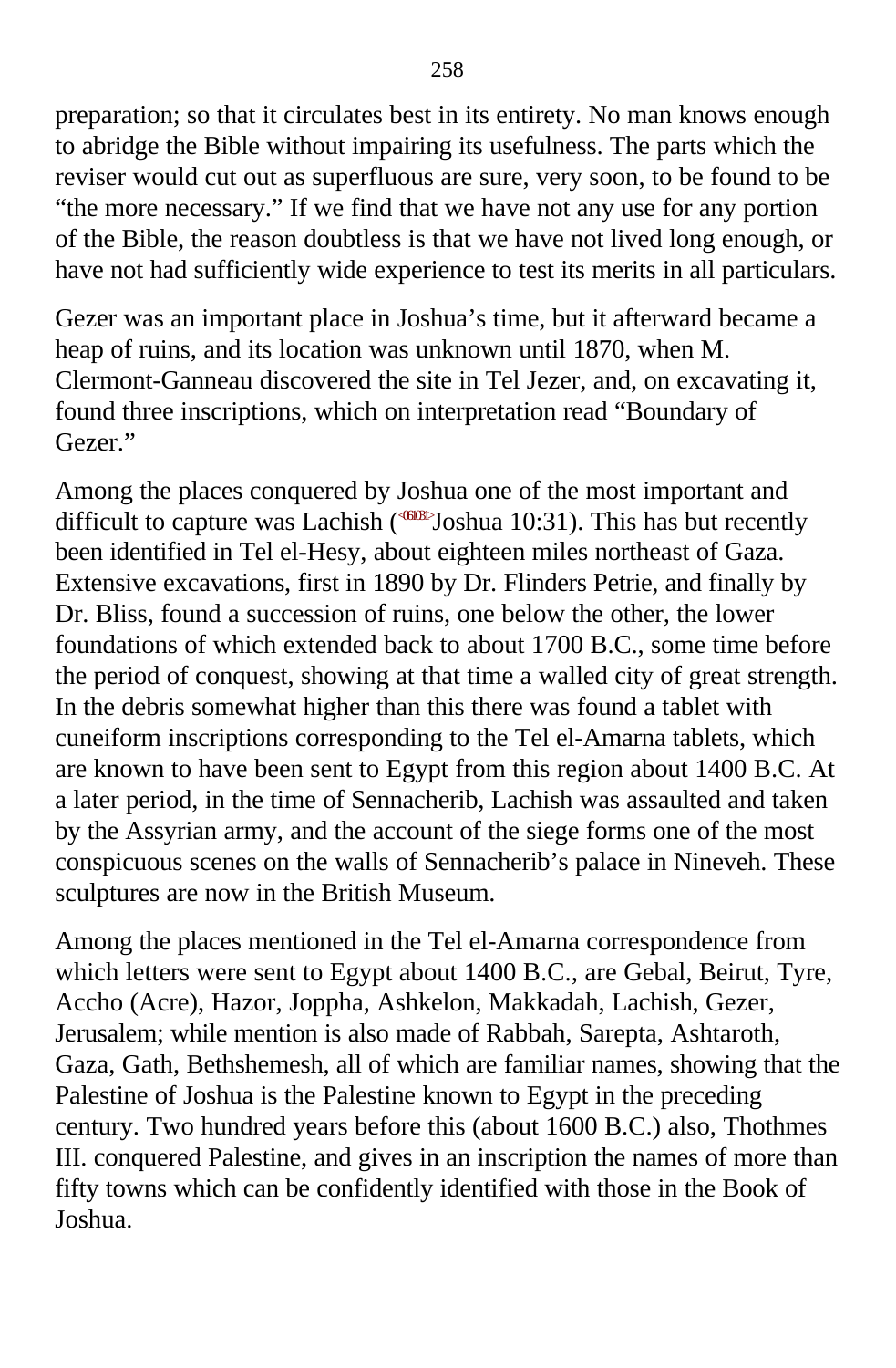preparation; so that it circulates best in its entirety. No man knows enough to abridge the Bible without impairing its usefulness. The parts which the reviser would cut out as superfluous are sure, very soon, to be found to be "the more necessary." If we find that we have not any use for any portion of the Bible, the reason doubtless is that we have not lived long enough, or have not had sufficiently wide experience to test its merits in all particulars.

Gezer was an important place in Joshua's time, but it afterward became a heap of ruins, and its location was unknown until 1870, when M. Clermont-Ganneau discovered the site in Tel Jezer, and, on excavating it, found three inscriptions, which on interpretation read "Boundary of Gezer."

Among the places conquered by Joshua one of the most important and difficult to capture was Lachish (<061031>Joshua 10:31). This has but recently been identified in Tel el-Hesy, about eighteen miles northeast of Gaza. Extensive excavations, first in 1890 by Dr. Flinders Petrie, and finally by Dr. Bliss, found a succession of ruins, one below the other, the lower foundations of which extended back to about 1700 B.C., some time before the period of conquest, showing at that time a walled city of great strength. In the debris somewhat higher than this there was found a tablet with cuneiform inscriptions corresponding to the Tel el-Amarna tablets, which are known to have been sent to Egypt from this region about 1400 B.C. At a later period, in the time of Sennacherib, Lachish was assaulted and taken by the Assyrian army, and the account of the siege forms one of the most conspicuous scenes on the walls of Sennacherib's palace in Nineveh. These sculptures are now in the British Museum.

Among the places mentioned in the Tel el-Amarna correspondence from which letters were sent to Egypt about 1400 B.C., are Gebal, Beirut, Tyre, Accho (Acre), Hazor, Joppha, Ashkelon, Makkadah, Lachish, Gezer, Jerusalem; while mention is also made of Rabbah, Sarepta, Ashtaroth, Gaza, Gath, Bethshemesh, all of which are familiar names, showing that the Palestine of Joshua is the Palestine known to Egypt in the preceding century. Two hundred years before this (about 1600 B.C.) also, Thothmes III. conquered Palestine, and gives in an inscription the names of more than fifty towns which can be confidently identified with those in the Book of Joshua.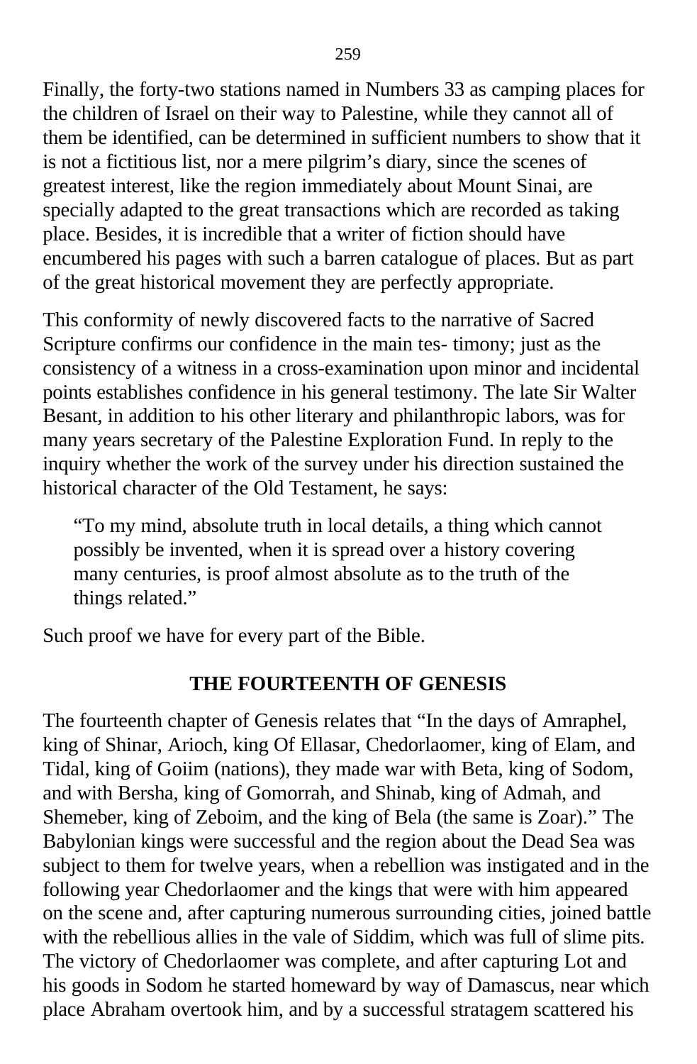Finally, the forty-two stations named in Numbers 33 as camping places for the children of Israel on their way to Palestine, while they cannot all of them be identified, can be determined in sufficient numbers to show that it is not a fictitious list, nor a mere pilgrim's diary, since the scenes of greatest interest, like the region immediately about Mount Sinai, are specially adapted to the great transactions which are recorded as taking place. Besides, it is incredible that a writer of fiction should have encumbered his pages with such a barren catalogue of places. But as part of the great historical movement they are perfectly appropriate.

This conformity of newly discovered facts to the narrative of Sacred Scripture confirms our confidence in the main tes- timony; just as the consistency of a witness in a cross-examination upon minor and incidental points establishes confidence in his general testimony. The late Sir Walter Besant, in addition to his other literary and philanthropic labors, was for many years secretary of the Palestine Exploration Fund. In reply to the inquiry whether the work of the survey under his direction sustained the historical character of the Old Testament, he says:

> "To my mind, absolute truth in local details, a thing which cannot possibly be invented, when it is spread over a history covering many centuries, is proof almost absolute as to the truth of the things related."

Such proof we have for every part of the Bible.

## THE FOURTEENTH OF GENESIS

The fourteenth chapter of Genesis relates that "In the days of Amraphel, king of Shinar, Arioch, king Of Ellasar, Chedorlaomer, king of Elam, and Tidal, king of Goiim (nations), they made war with Beta, king of Sodom, and with Bersha, king of Gomorrah, and Shinab, king of Admah, and Shemeber, king of Zeboim, and the king of Bela (the same is Zoar)." The Babylonian kings were successful and the region about the Dead Sea was subject to them for twelve years, when a rebellion was instigated and in the following year Chedorlaomer and the kings that were with him appeared on the scene and, after capturing numerous surrounding cities, joined battle with the rebellious allies in the vale of Siddim, which was full of slime pits. The victory of Chedorlaomer was complete, and after capturing Lot and his goods in Sodom he started homeward by way of Damascus, near which place Abraham overtook him, and by a successful stratagem scattered his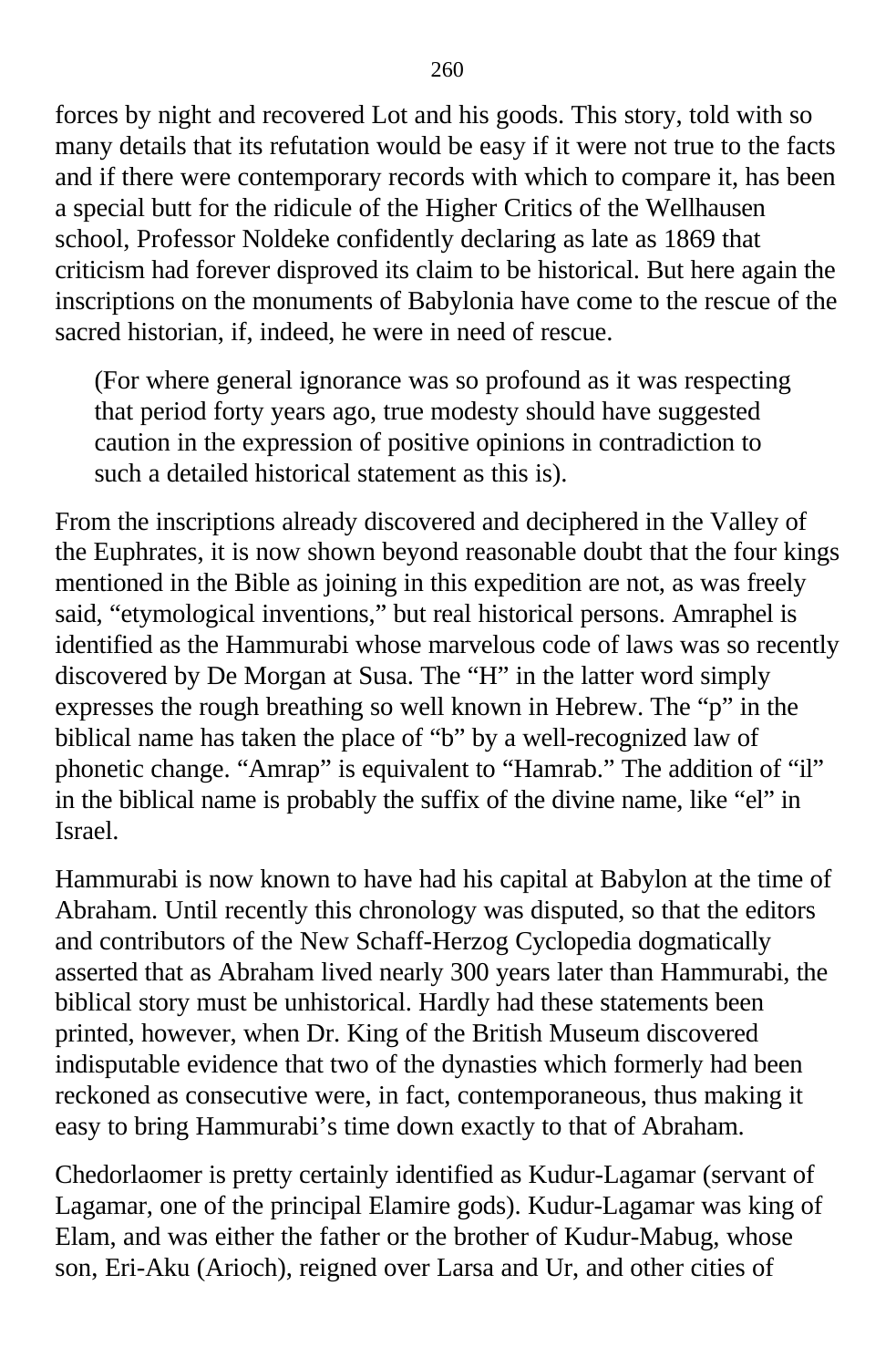forces by night and recovered Lot and his goods. This story, told with so many details that its refutation would be easy if it were not true to the facts and if there were contemporary records with which to compare it, has been a special butt for the ridicule of the Higher Critics of the Wellhausen school, Professor Noldeke confidently declaring as late as 1869 that criticism had forever disproved its claim to be historical. But here again the inscriptions on the monuments of Babylonia have come to the rescue of the sacred historian, if, indeed, he were in need of rescue.

> (For where general ignorance was so profound as it was respecting that period forty years ago, true modesty should have suggested caution in the expression of positive opinions in contradiction to such a detailed historical statement as this is).

From the inscriptions already discovered and deciphered in the Valley of the Euphrates, it is now shown beyond reasonable doubt that the four kings mentioned in the Bible as joining in this expedition are not, as was freely said, “etymological inventions,” but real historical persons. Amraphel is identified as the Hammurabi whose marvelous code of laws was so recently discovered by De Morgan at Susa. The “H” in the latter word simply expresses the rough breathing so well known in Hebrew. The “p” in the biblical name has taken the place of “b” by a well-recognized law of phonetic change. “Amrap” is equivalent to “Hamrab.” The addition of “il” in the biblical name is probably the suffix of the divine name, like “el” in Israel.

Hammurabi is now known to have had his capital at Babylon at the time of Abraham. Until recently this chronology was disputed, so that the editors and contributors of the New Schaff-Herzog Cyclopedia dogmatically asserted that as Abraham lived nearly 300 years later than Hammurabi, the biblical story must be unhistorical. Hardly had these statements been printed, however, when Dr. King of the British Museum discovered indisputable evidence that two of the dynasties which formerly had been reckoned as consecutive were, in fact, contemporaneous, thus making it easy to bring Hammurabi’s time down exactly to that of Abraham.

Chedorlaomer is pretty certainly identified as Kudur-Lagamar (servant of Lagamar, one of the principal Elamire gods). Kudur-Lagamar was king of Elam, and was either the father or the brother of Kudur-Mabug, whose son, Eri-Aku (Arioch), reigned over Larsa and Ur, and other cities of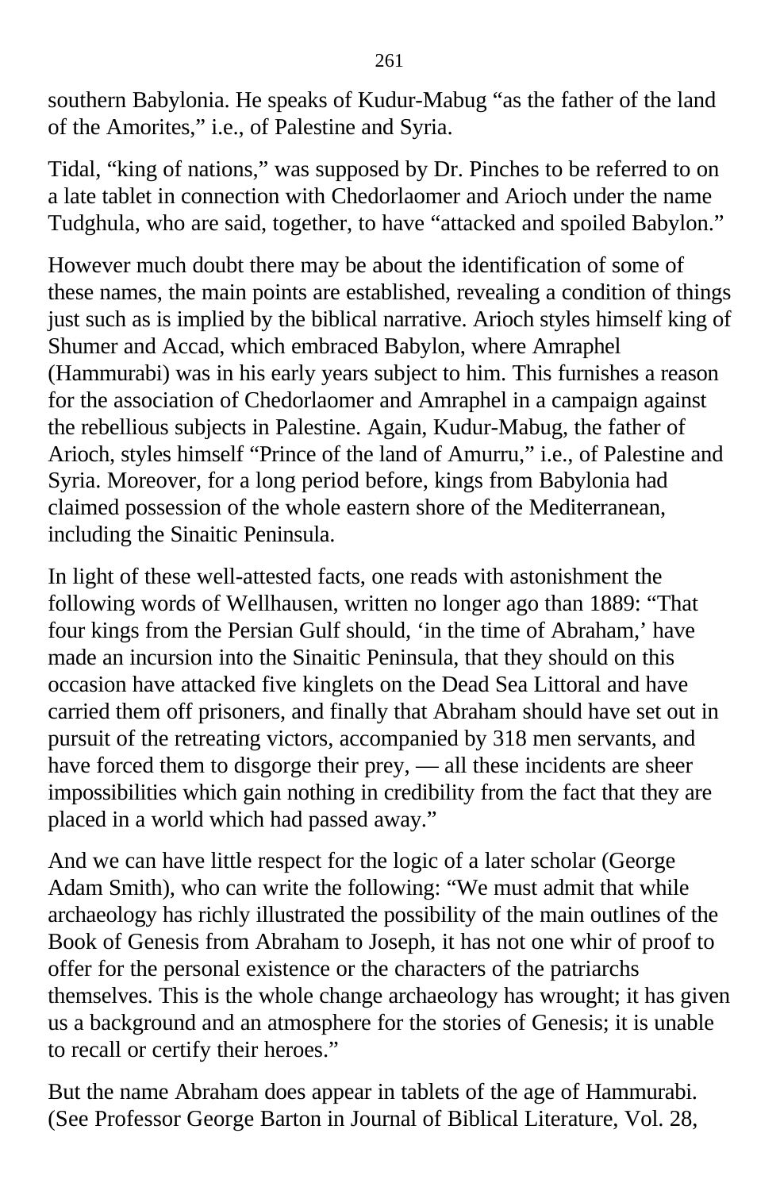southern Babylonia. He speaks of Kudur-Mabug "as the father of the land of the Amorites," i.e., of Palestine and Syria.

Tidal, "king of nations," was supposed by Dr. Pinches to be referred to on a late tablet in connection with Chedorlaomer and Arioch under the name Tudghula, who are said, together, to have "attacked and spoiled Babylon."

However much doubt there may be about the identification of some of these names, the main points are established, revealing a condition of things just such as is implied by the biblical narrative. Arioch styles himself king of Shumer and Accad, which embraced Babylon, where Amraphel (Hammurabi) was in his early years subject to him. This furnishes a reason for the association of Chedorlaomer and Amraphel in a campaign against the rebellious subjects in Palestine. Again, Kudur-Mabug, the father of Arioch, styles himself "Prince of the land of Amurru," i.e., of Palestine and Syria. Moreover, for a long period before, kings from Babylonia had claimed possession of the whole eastern shore of the Mediterranean, including the Sinaitic Peninsula.

In light of these well-attested facts, one reads with astonishment the following words of Wellhausen, written no longer ago than 1889: "That four kings from the Persian Gulf should, 'in the time of Abraham,' have made an incursion into the Sinaitic Peninsula, that they should on this occasion have attacked five kinglets on the Dead Sea Littoral and have carried them off prisoners, and finally that Abraham should have set out in pursuit of the retreating victors, accompanied by 318 men servants, and have forced them to disgorge their prey, — all these incidents are sheer impossibilities which gain nothing in credibility from the fact that they are placed in a world which had passed away."

And we can have little respect for the logic of a later scholar (George Adam Smith), who can write the following: "We must admit that while archaeology has richly illustrated the possibility of the main outlines of the Book of Genesis from Abraham to Joseph, it has not one whir of proof to offer for the personal existence or the characters of the patriarchs themselves. This is the whole change archaeology has wrought; it has given us a background and an atmosphere for the stories of Genesis; it is unable to recall or certify their heroes."

But the name Abraham does appear in tablets of the age of Hammurabi. (See Professor George Barton in Journal of Biblical Literature, Vol. 28,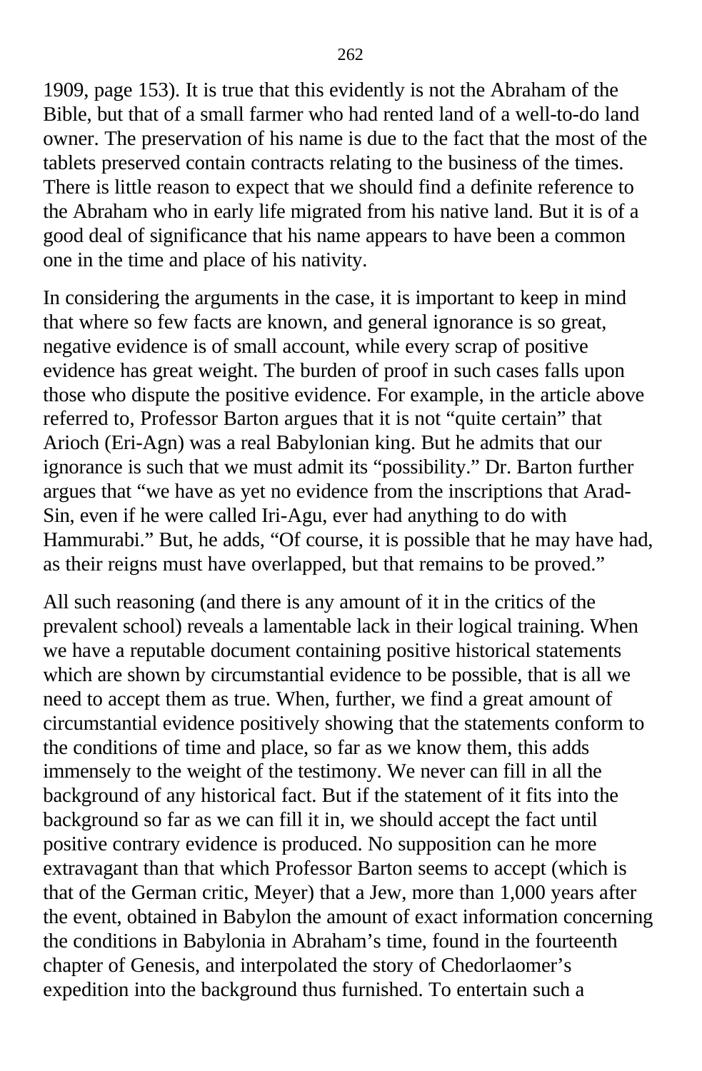1909, page 153). It is true that this evidently is not the Abraham of the Bible, but that of a small farmer who had rented land of a well-to-do land owner. The preservation of his name is due to the fact that the most of the tablets preserved contain contracts relating to the business of the times. There is little reason to expect that we should find a definite reference to the Abraham who in early life migrated from his native land. But it is of a good deal of significance that his name appears to have been a common one in the time and place of his nativity.

In considering the arguments in the case, it is important to keep in mind that where so few facts are known, and general ignorance is so great, negative evidence is of small account, while every scrap of positive evidence has great weight. The burden of proof in such cases falls upon those who dispute the positive evidence. For example, in the article above referred to, Professor Barton argues that it is not "quite certain" that Arioch (Eri-Agn) was a real Babylonian king. But he admits that our ignorance is such that we must admit its "possibility." Dr. Barton further argues that "we have as yet no evidence from the inscriptions that Arad-Sin, even if he were called Iri-Agu, ever had anything to do with Hammurabi." But, he adds, "Of course, it is possible that he may have had, as their reigns must have overlapped, but that remains to be proved."

All such reasoning (and there is any amount of it in the critics of the prevalent school) reveals a lamentable lack in their logical training. When we have a reputable document containing positive historical statements which are shown by circumstantial evidence to be possible, that is all we need to accept them as true. When, further, we find a great amount of circumstantial evidence positively showing that the statements conform to the conditions of time and place, so far as we know them, this adds immensely to the weight of the testimony. We never can fill in all the background of any historical fact. But if the statement of it fits into the background so far as we can fill it in, we should accept the fact until positive contrary evidence is produced. No supposition can he more extravagant than that which Professor Barton seems to accept (which is that of the German critic, Meyer) that a Jew, more than 1,000 years after the event, obtained in Babylon the amount of exact information concerning the conditions in Babylonia in Abraham's time, found in the fourteenth chapter of Genesis, and interpolated the story of Chedorlaomer's expedition into the background thus furnished. To entertain such a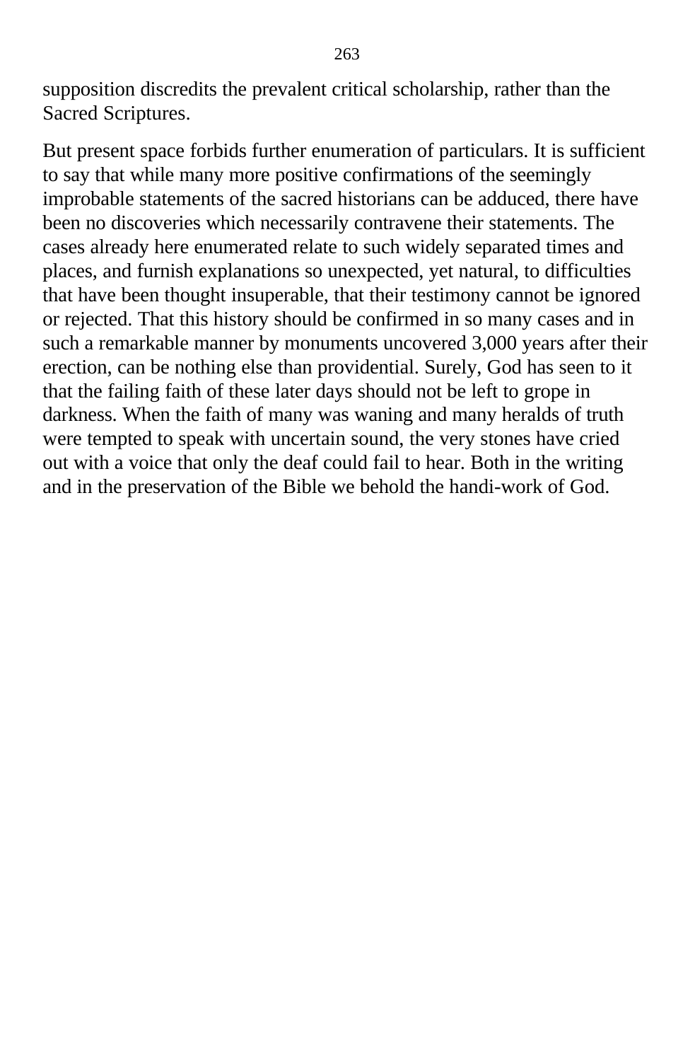supposition discredits the prevalent critical scholarship, rather than the Sacred Scriptures.

But present space forbids further enumeration of particulars. It is sufficient to say that while many more positive confirmations of the seemingly improbable statements of the sacred historians can be adduced, there have been no discoveries which necessarily contravene their statements. The cases already here enumerated relate to such widely separated times and places, and furnish explanations so unexpected, yet natural, to difficulties that have been thought insuperable, that their testimony cannot be ignored or rejected. That this history should be confirmed in so many cases and in such a remarkable manner by monuments uncovered 3,000 years after their erection, can be nothing else than providential. Surely, God has seen to it that the failing faith of these later days should not be left to grope in darkness. When the faith of many was waning and many heralds of truth were tempted to speak with uncertain sound, the very stones have cried out with a voice that only the deaf could fail to hear. Both in the writing and in the preservation of the Bible we behold the handi-work of God.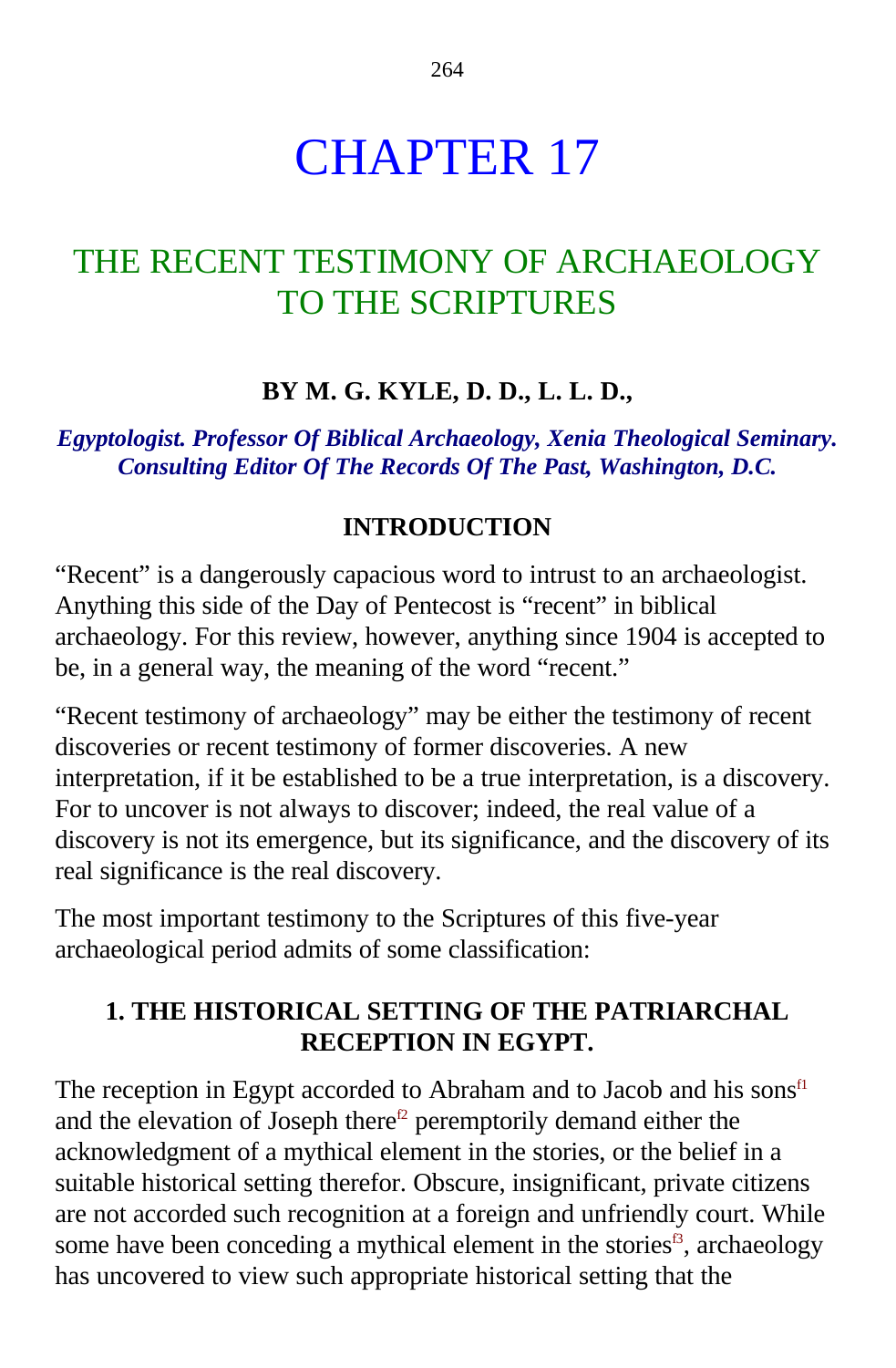# CHAPTER 17

## THE RECENT TESTIMONY OF ARCHAEOLOGY TO THE SCRIPTURES

**BY M. G. KYLE, D. D., L. L. D.,**

***Egyptologist. Professor Of Biblical Archaeology, Xenia Theological Seminary. Consulting Editor Of The Records Of The Past, Washington, D.C.***

### INTRODUCTION

"Recent" is a dangerously capacious word to intrust to an archaeologist. Anything this side of the Day of Pentecost is "recent" in biblical archaeology. For this review, however, anything since 1904 is accepted to be, in a general way, the meaning of the word "recent."

"Recent testimony of archaeology" may be either the testimony of recent discoveries or recent testimony of former discoveries. A new interpretation, if it be established to be a true interpretation, is a discovery. For to uncover is not always to discover; indeed, the real value of a discovery is not its emergence, but its significance, and the discovery of its real significance is the real discovery.

The most important testimony to the Scriptures of this five-year archaeological period admits of some classification:

### 1. THE HISTORICAL SETTING OF THE PATRIARCHAL RECEPTION IN EGYPT.

The reception in Egypt accorded to Abraham and to Jacob and his sons[f1] and the elevation of Joseph there[f2] peremptorily demand either the acknowledgment of a mythical element in the stories, or the belief in a suitable historical setting therefor. Obscure, insignificant, private citizens are not accorded such recognition at a foreign and unfriendly court. While some have been conceding a mythical element in the stories[f3], archaeology has uncovered to view such appropriate historical setting that the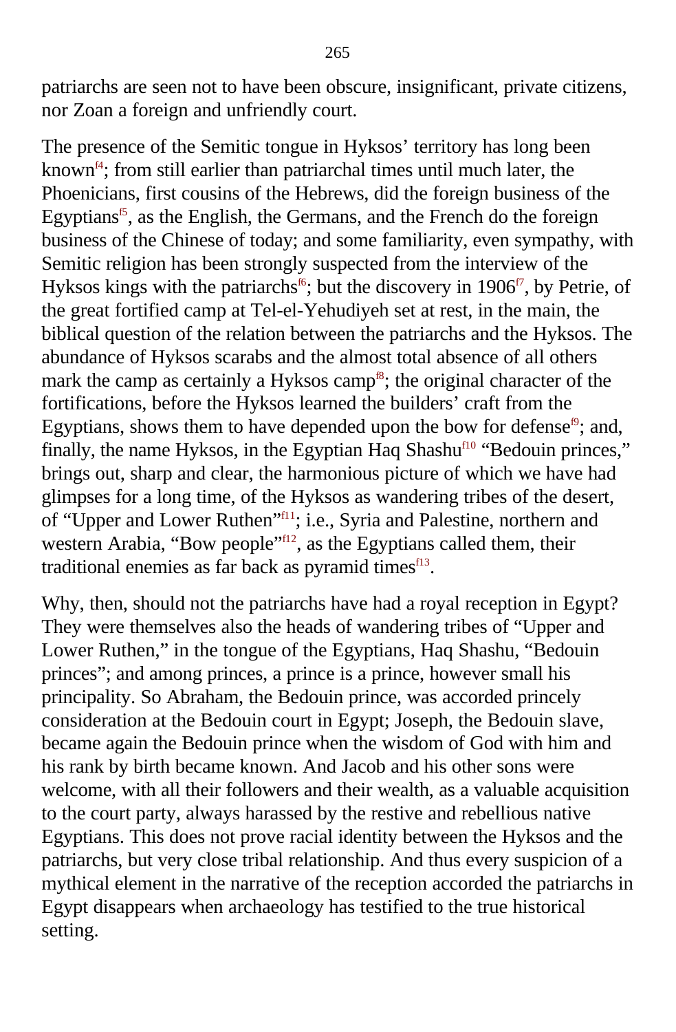patriarchs are seen not to have been obscure, insignificant, private citizens, nor Zoan a foreign and unfriendly court.

The presence of the Semitic tongue in Hyksos' territory has long been known[f4]; from still earlier than patriarchal times until much later, the Phoenicians, first cousins of the Hebrews, did the foreign business of the Egyptians[f5], as the English, the Germans, and the French do the foreign business of the Chinese of today; and some familiarity, even sympathy, with Semitic religion has been strongly suspected from the interview of the Hyksos kings with the patriarchs[f6]; but the discovery in 1906[f7], by Petrie, of the great fortified camp at Tel-el-Yehudiyeh set at rest, in the main, the biblical question of the relation between the patriarchs and the Hyksos. The abundance of Hyksos scarabs and the almost total absence of all others mark the camp as certainly a Hyksos camp[f8]; the original character of the fortifications, before the Hyksos learned the builders' craft from the Egyptians, shows them to have depended upon the bow for defense[f9]; and, finally, the name Hyksos, in the Egyptian Haq Shashu[f10] "Bedouin princes," brings out, sharp and clear, the harmonious picture of which we have had glimpses for a long time, of the Hyksos as wandering tribes of the desert, of "Upper and Lower Ruthen"[f11]; i.e., Syria and Palestine, northern and western Arabia, "Bow people"[f12], as the Egyptians called them, their traditional enemies as far back as pyramid times[f13].

Why, then, should not the patriarchs have had a royal reception in Egypt? They were themselves also the heads of wandering tribes of "Upper and Lower Ruthen," in the tongue of the Egyptians, Haq Shashu, "Bedouin princes"; and among princes, a prince is a prince, however small his principality. So Abraham, the Bedouin prince, was accorded princely consideration at the Bedouin court in Egypt; Joseph, the Bedouin slave, became again the Bedouin prince when the wisdom of God with him and his rank by birth became known. And Jacob and his other sons were welcome, with all their followers and their wealth, as a valuable acquisition to the court party, always harassed by the restive and rebellious native Egyptians. This does not prove racial identity between the Hyksos and the patriarchs, but very close tribal relationship. And thus every suspicion of a mythical element in the narrative of the reception accorded the patriarchs in Egypt disappears when archaeology has testified to the true historical setting.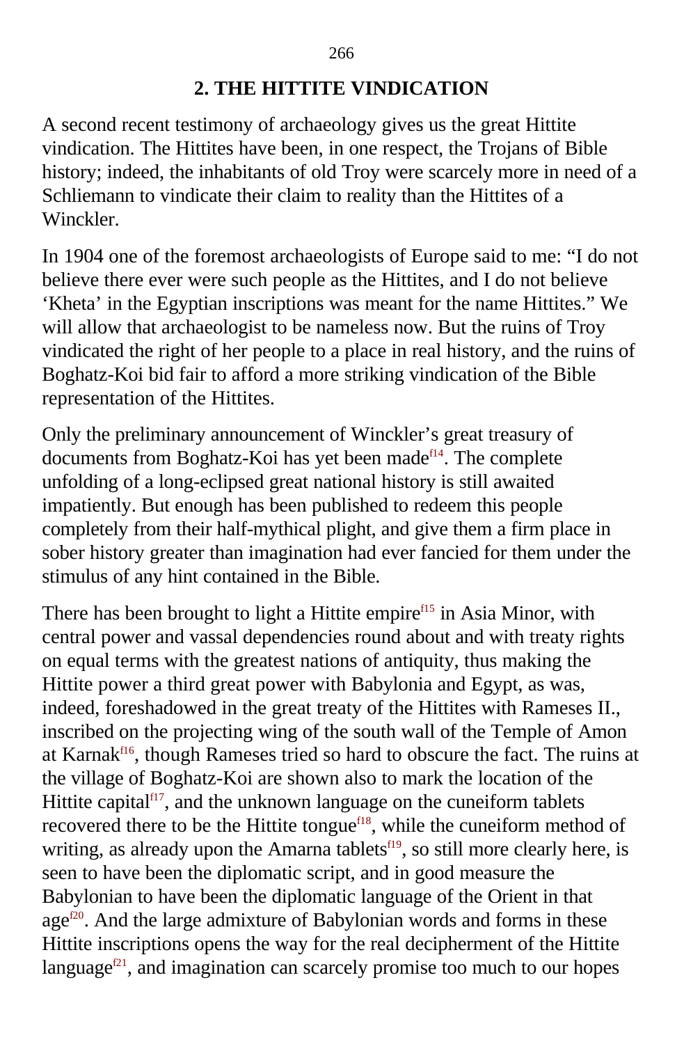## 2. THE HITTITE VINDICATION

A second recent testimony of archaeology gives us the great Hittite vindication. The Hittites have been, in one respect, the Trojans of Bible history; indeed, the inhabitants of old Troy were scarcely more in need of a Schliemann to vindicate their claim to reality than the Hittites of a Winckler.

In 1904 one of the foremost archaeologists of Europe said to me: “I do not believe there ever were such people as the Hittites, and I do not believe ‘Kheta’ in the Egyptian inscriptions was meant for the name Hittites.” We will allow that archaeologist to be nameless now. But the ruins of Troy vindicated the right of her people to a place in real history, and the ruins of Boghatz-Koi bid fair to afford a more striking vindication of the Bible representation of the Hittites.

Only the preliminary announcement of Winckler’s great treasury of documents from Boghatz-Koi has yet been made[f14]. The complete unfolding of a long-eclipsed great national history is still awaited impatiently. But enough has been published to redeem this people completely from their half-mythical plight, and give them a firm place in sober history greater than imagination had ever fancied for them under the stimulus of any hint contained in the Bible.

There has been brought to light a Hittite empire[f15] in Asia Minor, with central power and vassal dependencies round about and with treaty rights on equal terms with the greatest nations of antiquity, thus making the Hittite power a third great power with Babylonia and Egypt, as was, indeed, foreshadowed in the great treaty of the Hittites with Rameses II., inscribed on the projecting wing of the south wall of the Temple of Amon at Karnak[f16], though Rameses tried so hard to obscure the fact. The ruins at the village of Boghatz-Koi are shown also to mark the location of the Hittite capital[f17], and the unknown language on the cuneiform tablets recovered there to be the Hittite tongue[f18], while the cuneiform method of writing, as already upon the Amarna tablets[f19], so still more clearly here, is seen to have been the diplomatic script, and in good measure the Babylonian to have been the diplomatic language of the Orient in that age[f20]. And the large admixture of Babylonian words and forms in these Hittite inscriptions opens the way for the real decipherment of the Hittite language[f21], and imagination can scarcely promise too much to our hopes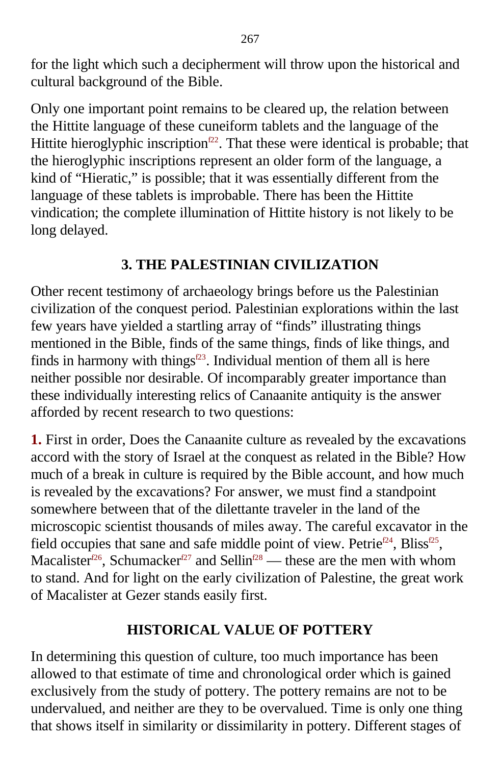for the light which such a decipherment will throw upon the historical and cultural background of the Bible.

Only one important point remains to be cleared up, the relation between the Hittite language of these cuneiform tablets and the language of the Hittite hieroglyphic inscription[f22]. That these were identical is probable; that the hieroglyphic inscriptions represent an older form of the language, a kind of "Hieratic," is possible; that it was essentially different from the language of these tablets is improbable. There has been the Hittite vindication; the complete illumination of Hittite history is not likely to be long delayed.

## 3. THE PALESTINIAN CIVILIZATION

Other recent testimony of archaeology brings before us the Palestinian civilization of the conquest period. Palestinian explorations within the last few years have yielded a startling array of "finds" illustrating things mentioned in the Bible, finds of the same things, finds of like things, and finds in harmony with things[f23]. Individual mention of them all is here neither possible nor desirable. Of incomparably greater importance than these individually interesting relics of Canaanite antiquity is the answer afforded by recent research to two questions:

**1.** First in order, Does the Canaanite culture as revealed by the excavations accord with the story of Israel at the conquest as related in the Bible? How much of a break in culture is required by the Bible account, and how much is revealed by the excavations? For answer, we must find a standpoint somewhere between that of the dilettante traveler in the land of the microscopic scientist thousands of miles away. The careful excavator in the field occupies that sane and safe middle point of view. Petrie[f24], Bliss[f25], Macalister[f26], Schumacker[f27] and Sellin[f28] — these are the men with whom to stand. And for light on the early civilization of Palestine, the great work of Macalister at Gezer stands easily first.

## HISTORICAL VALUE OF POTTERY

In determining this question of culture, too much importance has been allowed to that estimate of time and chronological order which is gained exclusively from the study of pottery. The pottery remains are not to be undervalued, and neither are they to be overvalued. Time is only one thing that shows itself in similarity or dissimilarity in pottery. Different stages of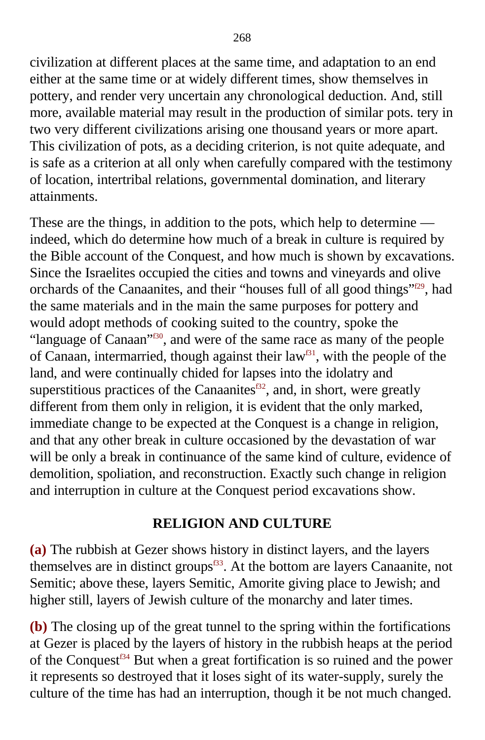civilization at different places at the same time, and adaptation to an end either at the same time or at widely different times, show themselves in pottery, and render very uncertain any chronological deduction. And, still more, available material may result in the production of similar pots. tery in two very different civilizations arising one thousand years or more apart. This civilization of pots, as a deciding criterion, is not quite adequate, and is safe as a criterion at all only when carefully compared with the testimony of location, intertribal relations, governmental domination, and literary attainments.

These are the things, in addition to the pots, which help to determine — indeed, which do determine how much of a break in culture is required by the Bible account of the Conquest, and how much is shown by excavations. Since the Israelites occupied the cities and towns and vineyards and olive orchards of the Canaanites, and their "houses full of all good things"[f29], had the same materials and in the main the same purposes for pottery and would adopt methods of cooking suited to the country, spoke the "language of Canaan"[f30], and were of the same race as many of the people of Canaan, intermarried, though against their law[f31], with the people of the land, and were continually chided for lapses into the idolatry and superstitious practices of the Canaanites[f32], and, in short, were greatly different from them only in religion, it is evident that the only marked, immediate change to be expected at the Conquest is a change in religion, and that any other break in culture occasioned by the devastation of war will be only a break in continuance of the same kind of culture, evidence of demolition, spoliation, and reconstruction. Exactly such change in religion and interruption in culture at the Conquest period excavations show.

## RELIGION AND CULTURE

**(a)** The rubbish at Gezer shows history in distinct layers, and the layers themselves are in distinct groups[f33]. At the bottom are layers Canaanite, not Semitic; above these, layers Semitic, Amorite giving place to Jewish; and higher still, layers of Jewish culture of the monarchy and later times.

**(b)** The closing up of the great tunnel to the spring within the fortifications at Gezer is placed by the layers of history in the rubbish heaps at the period of the Conquest[f34] But when a great fortification is so ruined and the power it represents so destroyed that it loses sight of its water-supply, surely the culture of the time has had an interruption, though it be not much changed.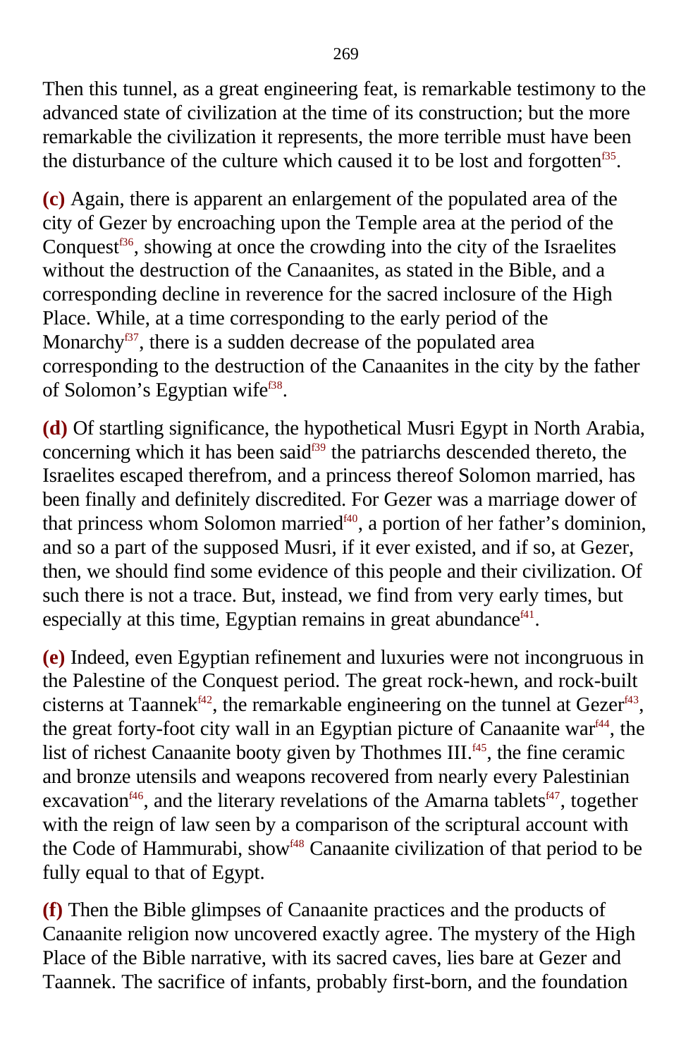Then this tunnel, as a great engineering feat, is remarkable testimony to the advanced state of civilization at the time of its construction; but the more remarkable the civilization it represents, the more terrible must have been the disturbance of the culture which caused it to be lost and forgotten[f35].

**(c)** Again, there is apparent an enlargement of the populated area of the city of Gezer by encroaching upon the Temple area at the period of the Conquest[f36], showing at once the crowding into the city of the Israelites without the destruction of the Canaanites, as stated in the Bible, and a corresponding decline in reverence for the sacred inclosure of the High Place. While, at a time corresponding to the early period of the Monarchy[f37], there is a sudden decrease of the populated area corresponding to the destruction of the Canaanites in the city by the father of Solomon's Egyptian wife[f38].

**(d)** Of startling significance, the hypothetical Musri Egypt in North Arabia, concerning which it has been said[f39] the patriarchs descended thereto, the Israelites escaped therefrom, and a princess thereof Solomon married, has been finally and definitely discredited. For Gezer was a marriage dower of that princess whom Solomon married[f40], a portion of her father's dominion, and so a part of the supposed Musri, if it ever existed, and if so, at Gezer, then, we should find some evidence of this people and their civilization. Of such there is not a trace. But, instead, we find from very early times, but especially at this time, Egyptian remains in great abundance[f41].

**(e)** Indeed, even Egyptian refinement and luxuries were not incongruous in the Palestine of the Conquest period. The great rock-hewn, and rock-built cisterns at Taannek[f42], the remarkable engineering on the tunnel at Gezer[f43], the great forty-foot city wall in an Egyptian picture of Canaanite war[f44], the list of richest Canaanite booty given by Thothmes III.[f45], the fine ceramic and bronze utensils and weapons recovered from nearly every Palestinian excavation[f46], and the literary revelations of the Amarna tablets[f47], together with the reign of law seen by a comparison of the scriptural account with the Code of Hammurabi, show[f48] Canaanite civilization of that period to be fully equal to that of Egypt.

**(f)** Then the Bible glimpses of Canaanite practices and the products of Canaanite religion now uncovered exactly agree. The mystery of the High Place of the Bible narrative, with its sacred caves, lies bare at Gezer and Taannek. The sacrifice of infants, probably first-born, and the foundation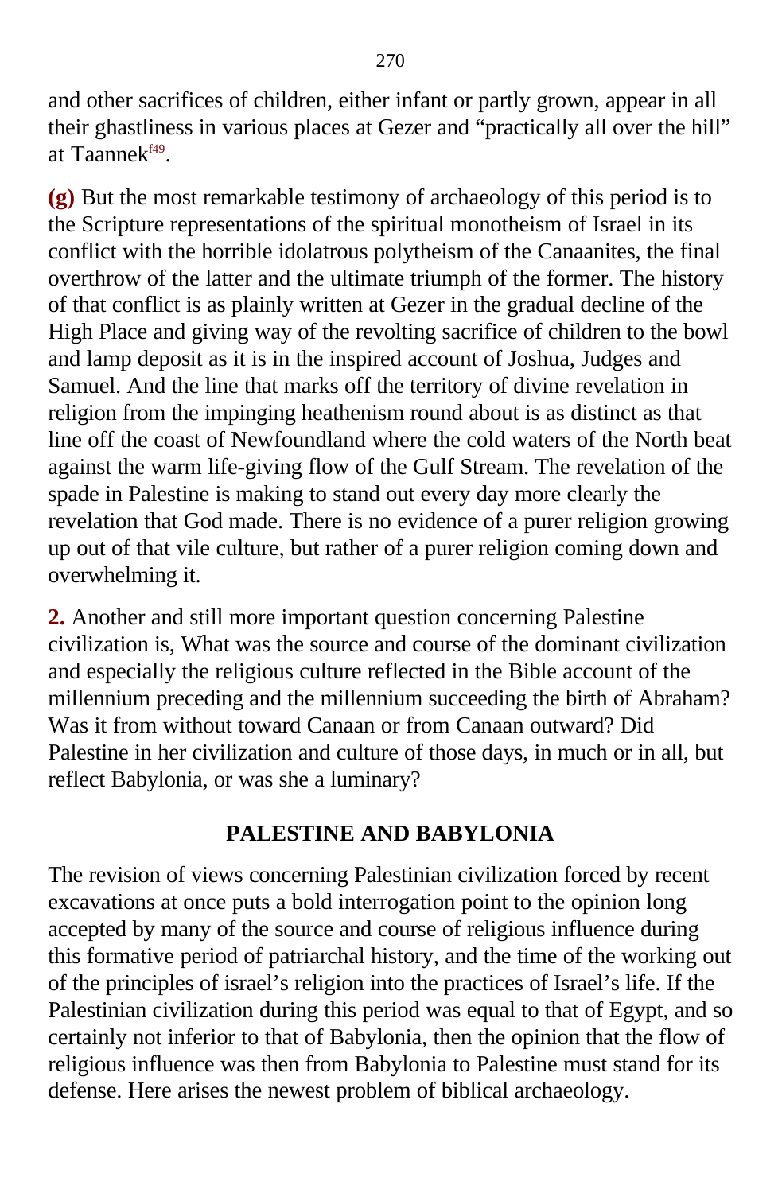and other sacrifices of children, either infant or partly grown, appear in all their ghastliness in various places at Gezer and “practically all over the hill” at Taannek[f49].

**(g)** But the most remarkable testimony of archaeology of this period is to the Scripture representations of the spiritual monotheism of Israel in its conflict with the horrible idolatrous polytheism of the Canaanites, the final overthrow of the latter and the ultimate triumph of the former. The history of that conflict is as plainly written at Gezer in the gradual decline of the High Place and giving way of the revolting sacrifice of children to the bowl and lamp deposit as it is in the inspired account of Joshua, Judges and Samuel. And the line that marks off the territory of divine revelation in religion from the impinging heathenism round about is as distinct as that line off the coast of Newfoundland where the cold waters of the North beat against the warm life-giving flow of the Gulf Stream. The revelation of the spade in Palestine is making to stand out every day more clearly the revelation that God made. There is no evidence of a purer religion growing up out of that vile culture, but rather of a purer religion coming down and overwhelming it.

**2.** Another and still more important question concerning Palestine civilization is, What was the source and course of the dominant civilization and especially the religious culture reflected in the Bible account of the millennium preceding and the millennium succeeding the birth of Abraham? Was it from without toward Canaan or from Canaan outward? Did Palestine in her civilization and culture of those days, in much or in all, but reflect Babylonia, or was she a luminary?

## PALESTINE AND BABYLONIA

The revision of views concerning Palestinian civilization forced by recent excavations at once puts a bold interrogation point to the opinion long accepted by many of the source and course of religious influence during this formative period of patriarchal history, and the time of the working out of the principles of israel’s religion into the practices of Israel’s life. If the Palestinian civilization during this period was equal to that of Egypt, and so certainly not inferior to that of Babylonia, then the opinion that the flow of religious influence was then from Babylonia to Palestine must stand for its defense. Here arises the newest problem of biblical archaeology.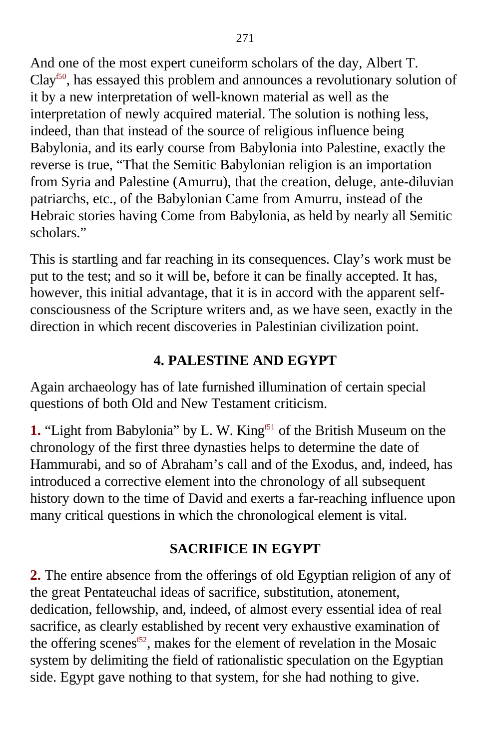And one of the most expert cuneiform scholars of the day, Albert T. Clay[f50], has essayed this problem and announces a revolutionary solution of it by a new interpretation of well-known material as well as the interpretation of newly acquired material. The solution is nothing less, indeed, than that instead of the source of religious influence being Babylonia, and its early course from Babylonia into Palestine, exactly the reverse is true, "That the Semitic Babylonian religion is an importation from Syria and Palestine (Amurru), that the creation, deluge, ante-diluvian patriarchs, etc., of the Babylonian Came from Amurru, instead of the Hebraic stories having Come from Babylonia, as held by nearly all Semitic scholars."

This is startling and far reaching in its consequences. Clay's work must be put to the test; and so it will be, before it can be finally accepted. It has, however, this initial advantage, that it is in accord with the apparent self-consciousness of the Scripture writers and, as we have seen, exactly in the direction in which recent discoveries in Palestinian civilization point.

## 4. PALESTINE AND EGYPT

Again archaeology has of late furnished illumination of certain special questions of both Old and New Testament criticism.

**1.** "Light from Babylonia" by L. W. King[f51] of the British Museum on the chronology of the first three dynasties helps to determine the date of Hammurabi, and so of Abraham's call and of the Exodus, and, indeed, has introduced a corrective element into the chronology of all subsequent history down to the time of David and exerts a far-reaching influence upon many critical questions in which the chronological element is vital.

## SACRIFICE IN EGYPT

**2.** The entire absence from the offerings of old Egyptian religion of any of the great Pentateuchal ideas of sacrifice, substitution, atonement, dedication, fellowship, and, indeed, of almost every essential idea of real sacrifice, as clearly established by recent very exhaustive examination of the offering scenes[f52], makes for the element of revelation in the Mosaic system by delimiting the field of rationalistic speculation on the Egyptian side. Egypt gave nothing to that system, for she had nothing to give.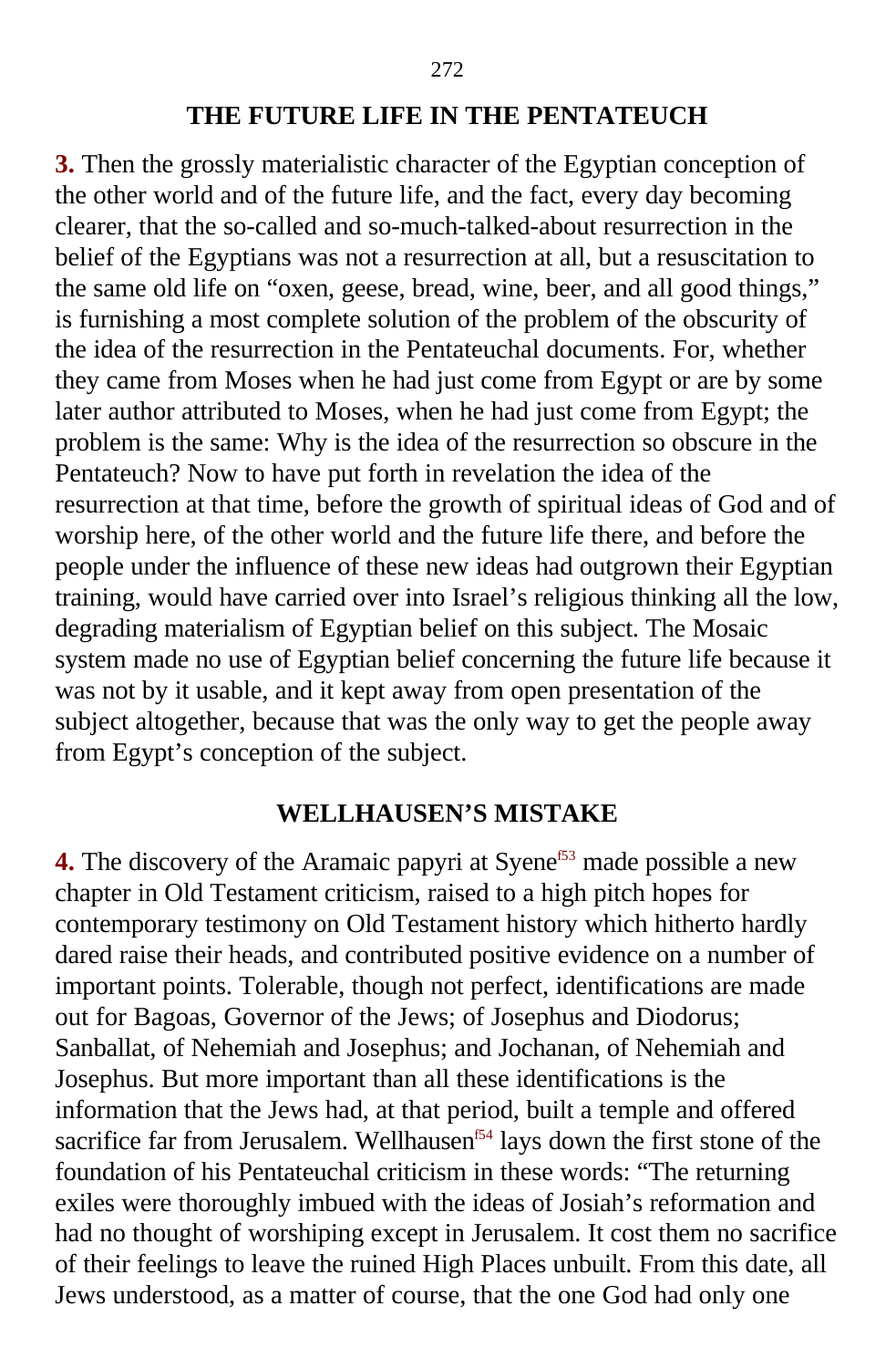## THE FUTURE LIFE IN THE PENTATEUCH

**3.** Then the grossly materialistic character of the Egyptian conception of the other world and of the future life, and the fact, every day becoming clearer, that the so-called and so-much-talked-about resurrection in the belief of the Egyptians was not a resurrection at all, but a resuscitation to the same old life on "oxen, geese, bread, wine, beer, and all good things," is furnishing a most complete solution of the problem of the obscurity of the idea of the resurrection in the Pentateuchal documents. For, whether they came from Moses when he had just come from Egypt or are by some later author attributed to Moses, when he had just come from Egypt; the problem is the same: Why is the idea of the resurrection so obscure in the Pentateuch? Now to have put forth in revelation the idea of the resurrection at that time, before the growth of spiritual ideas of God and of worship here, of the other world and the future life there, and before the people under the influence of these new ideas had outgrown their Egyptian training, would have carried over into Israel's religious thinking all the low, degrading materialism of Egyptian belief on this subject. The Mosaic system made no use of Egyptian belief concerning the future life because it was not by it usable, and it kept away from open presentation of the subject altogether, because that was the only way to get the people away from Egypt's conception of the subject.

## WELLHAUSEN'S MISTAKE

**4.** The discovery of the Aramaic papyri at Syene[f53] made possible a new chapter in Old Testament criticism, raised to a high pitch hopes for contemporary testimony on Old Testament history which hitherto hardly dared raise their heads, and contributed positive evidence on a number of important points. Tolerable, though not perfect, identifications are made out for Bagoas, Governor of the Jews; of Josephus and Diodorus; Sanballat, of Nehemiah and Josephus; and Jochanan, of Nehemiah and Josephus. But more important than all these identifications is the information that the Jews had, at that period, built a temple and offered sacrifice far from Jerusalem. Wellhausen[f54] lays down the first stone of the foundation of his Pentateuchal criticism in these words: "The returning exiles were thoroughly imbued with the ideas of Josiah's reformation and had no thought of worshiping except in Jerusalem. It cost them no sacrifice of their feelings to leave the ruined High Places unbuilt. From this date, all Jews understood, as a matter of course, that the one God had only one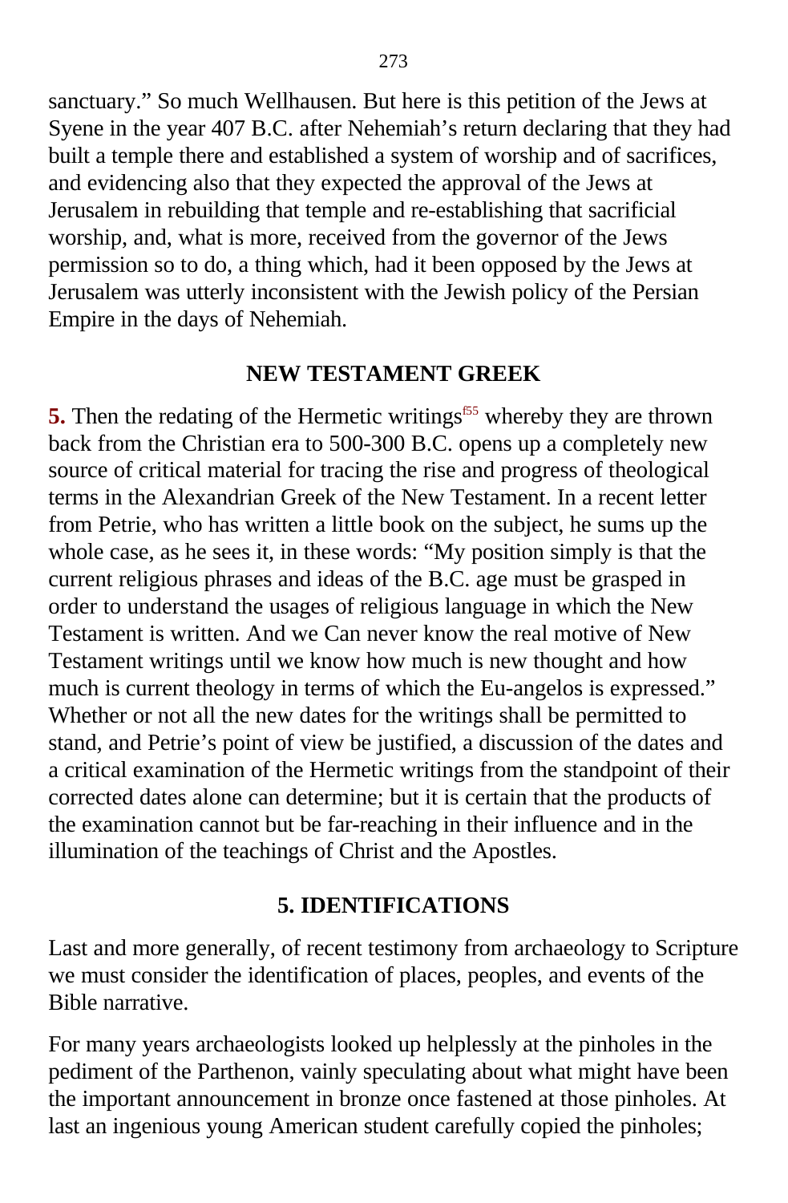sanctuary." So much Wellhausen. But here is this petition of the Jews at Syene in the year 407 B.C. after Nehemiah's return declaring that they had built a temple there and established a system of worship and of sacrifices, and evidencing also that they expected the approval of the Jews at Jerusalem in rebuilding that temple and re-establishing that sacrificial worship, and, what is more, received from the governor of the Jews permission so to do, a thing which, had it been opposed by the Jews at Jerusalem was utterly inconsistent with the Jewish policy of the Persian Empire in the days of Nehemiah.

## NEW TESTAMENT GREEK

**5.** Then the redating of the Hermetic writings[f55] whereby they are thrown back from the Christian era to 500-300 B.C. opens up a completely new source of critical material for tracing the rise and progress of theological terms in the Alexandrian Greek of the New Testament. In a recent letter from Petrie, who has written a little book on the subject, he sums up the whole case, as he sees it, in these words: "My position simply is that the current religious phrases and ideas of the B.C. age must be grasped in order to understand the usages of religious language in which the New Testament is written. And we Can never know the real motive of New Testament writings until we know how much is new thought and how much is current theology in terms of which the Eu-angelos is expressed." Whether or not all the new dates for the writings shall be permitted to stand, and Petrie's point of view be justified, a discussion of the dates and a critical examination of the Hermetic writings from the standpoint of their corrected dates alone can determine; but it is certain that the products of the examination cannot but be far-reaching in their influence and in the illumination of the teachings of Christ and the Apostles.

## 5. IDENTIFICATIONS

Last and more generally, of recent testimony from archaeology to Scripture we must consider the identification of places, peoples, and events of the Bible narrative.

For many years archaeologists looked up helplessly at the pinholes in the pediment of the Parthenon, vainly speculating about what might have been the important announcement in bronze once fastened at those pinholes. At last an ingenious young American student carefully copied the pinholes;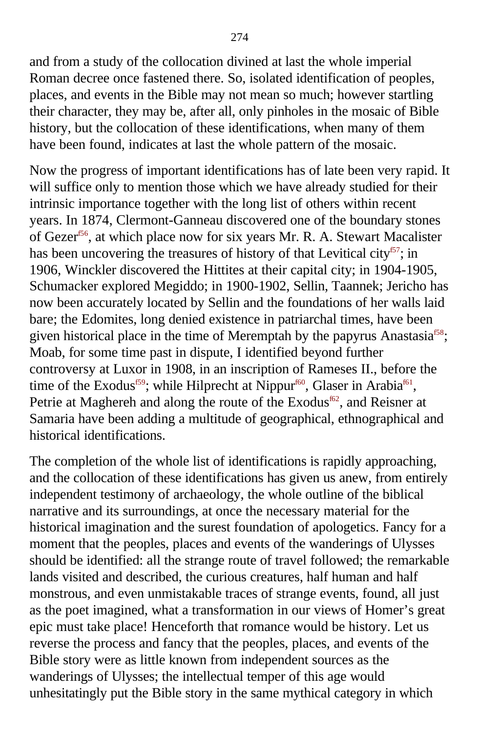and from a study of the collocation divined at last the whole imperial Roman decree once fastened there. So, isolated identification of peoples, places, and events in the Bible may not mean so much; however startling their character, they may be, after all, only pinholes in the mosaic of Bible history, but the collocation of these identifications, when many of them have been found, indicates at last the whole pattern of the mosaic.

Now the progress of important identifications has of late been very rapid. It will suffice only to mention those which we have already studied for their intrinsic importance together with the long list of others within recent years. In 1874, Clermont-Ganneau discovered one of the boundary stones of Gezer[f56], at which place now for six years Mr. R. A. Stewart Macalister has been uncovering the treasures of history of that Levitical city[f57]; in 1906, Winckler discovered the Hittites at their capital city; in 1904-1905, Schumacker explored Megiddo; in 1900-1902, Sellin, Taannek; Jericho has now been accurately located by Sellin and the foundations of her walls laid bare; the Edomites, long denied existence in patriarchal times, have been given historical place in the time of Meremptah by the papyrus Anastasia[f58]; Moab, for some time past in dispute, I identified beyond further controversy at Luxor in 1908, in an inscription of Rameses II., before the time of the Exodus[f59]; while Hilprecht at Nippur[f60], Glaser in Arabia[f61], Petrie at Maghereh and along the route of the Exodus[f62], and Reisner at Samaria have been adding a multitude of geographical, ethnographical and historical identifications.

The completion of the whole list of identifications is rapidly approaching, and the collocation of these identifications has given us anew, from entirely independent testimony of archaeology, the whole outline of the biblical narrative and its surroundings, at once the necessary material for the historical imagination and the surest foundation of apologetics. Fancy for a moment that the peoples, places and events of the wanderings of Ulysses should be identified: all the strange route of travel followed; the remarkable lands visited and described, the curious creatures, half human and half monstrous, and even unmistakable traces of strange events, found, all just as the poet imagined, what a transformation in our views of Homer's great epic must take place! Henceforth that romance would be history. Let us reverse the process and fancy that the peoples, places, and events of the Bible story were as little known from independent sources as the wanderings of Ulysses; the intellectual temper of this age would unhesitatingly put the Bible story in the same mythical category in which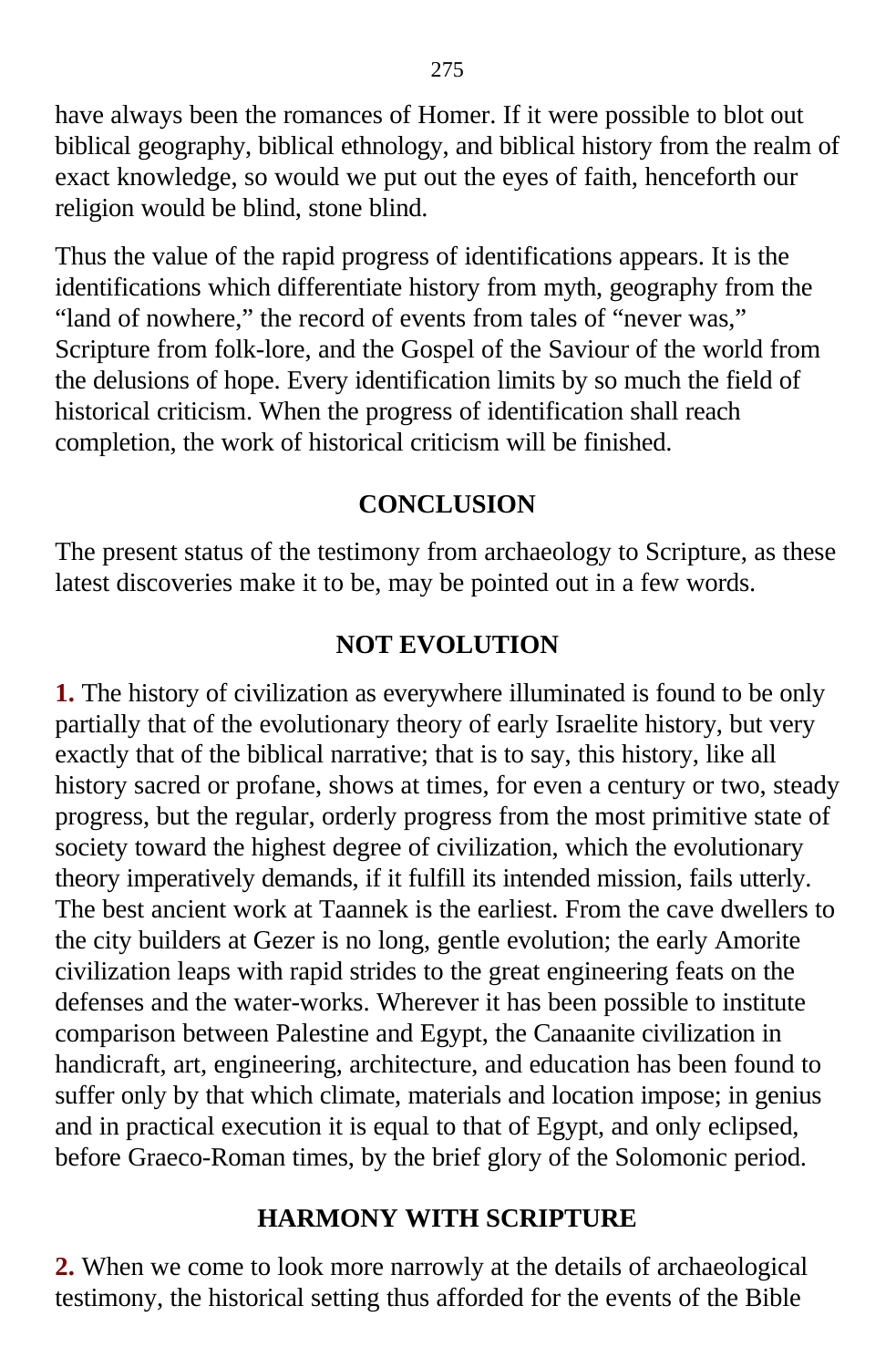have always been the romances of Homer. If it were possible to blot out biblical geography, biblical ethnology, and biblical history from the realm of exact knowledge, so would we put out the eyes of faith, henceforth our religion would be blind, stone blind.

Thus the value of the rapid progress of identifications appears. It is the identifications which differentiate history from myth, geography from the "land of nowhere," the record of events from tales of "never was," Scripture from folk-lore, and the Gospel of the Saviour of the world from the delusions of hope. Every identification limits by so much the field of historical criticism. When the progress of identification shall reach completion, the work of historical criticism will be finished.

## CONCLUSION

The present status of the testimony from archaeology to Scripture, as these latest discoveries make it to be, may be pointed out in a few words.

### NOT EVOLUTION

**1.** The history of civilization as everywhere illuminated is found to be only partially that of the evolutionary theory of early Israelite history, but very exactly that of the biblical narrative; that is to say, this history, like all history sacred or profane, shows at times, for even a century or two, steady progress, but the regular, orderly progress from the most primitive state of society toward the highest degree of civilization, which the evolutionary theory imperatively demands, if it fulfill its intended mission, fails utterly. The best ancient work at Taannek is the earliest. From the cave dwellers to the city builders at Gezer is no long, gentle evolution; the early Amorite civilization leaps with rapid strides to the great engineering feats on the defenses and the water-works. Wherever it has been possible to institute comparison between Palestine and Egypt, the Canaanite civilization in handicraft, art, engineering, architecture, and education has been found to suffer only by that which climate, materials and location impose; in genius and in practical execution it is equal to that of Egypt, and only eclipsed, before Graeco-Roman times, by the brief glory of the Solomonic period.

### HARMONY WITH SCRIPTURE

**2.** When we come to look more narrowly at the details of archaeological testimony, the historical setting thus afforded for the events of the Bible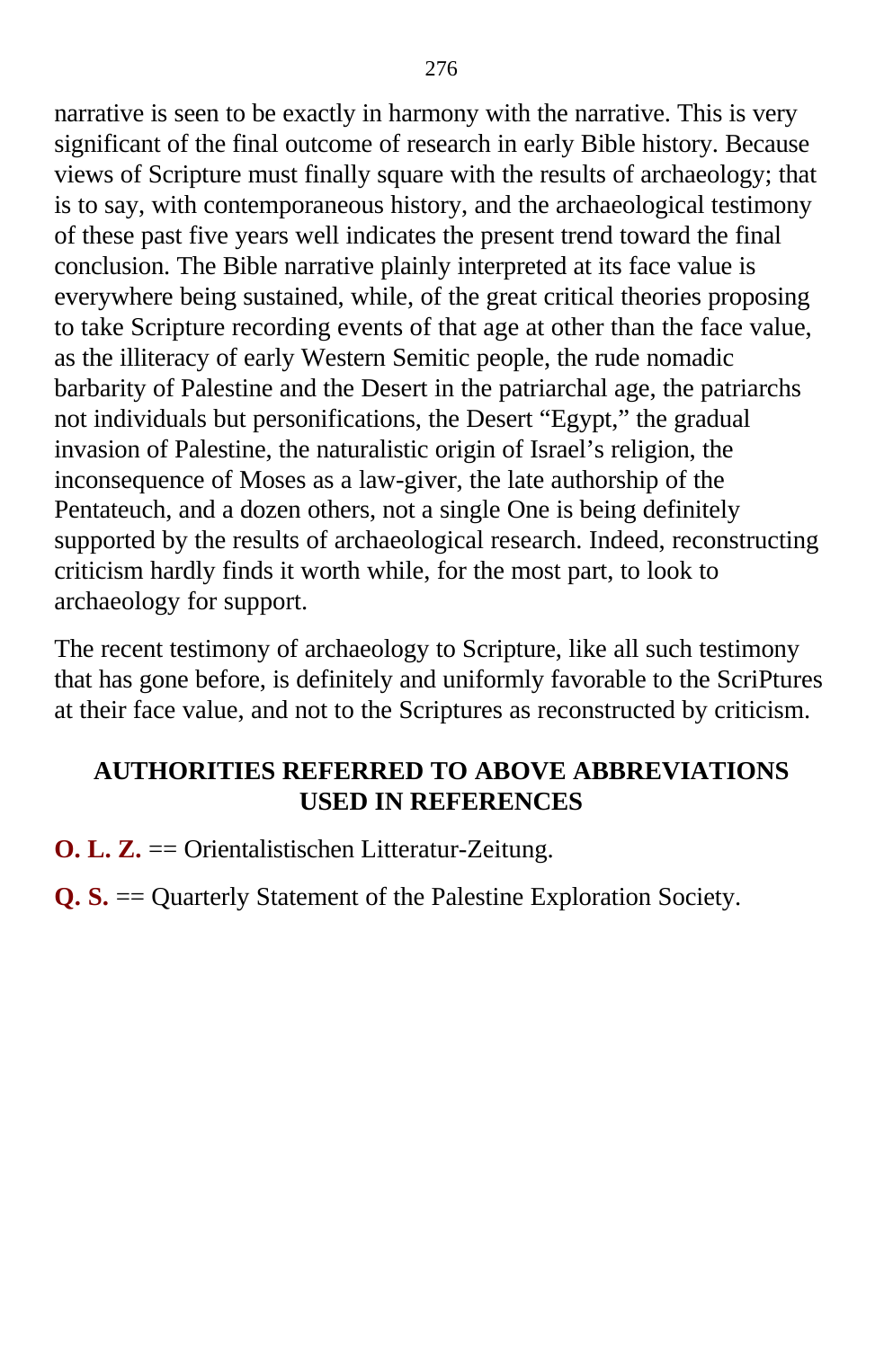narrative is seen to be exactly in harmony with the narrative. This is very significant of the final outcome of research in early Bible history. Because views of Scripture must finally square with the results of archaeology; that is to say, with contemporaneous history, and the archaeological testimony of these past five years well indicates the present trend toward the final conclusion. The Bible narrative plainly interpreted at its face value is everywhere being sustained, while, of the great critical theories proposing to take Scripture recording events of that age at other than the face value, as the illiteracy of early Western Semitic people, the rude nomadic barbarity of Palestine and the Desert in the patriarchal age, the patriarchs not individuals but personifications, the Desert "Egypt," the gradual invasion of Palestine, the naturalistic origin of Israel's religion, the inconsequence of Moses as a law-giver, the late authorship of the Pentateuch, and a dozen others, not a single One is being definitely supported by the results of archaeological research. Indeed, reconstructing criticism hardly finds it worth while, for the most part, to look to archaeology for support.

The recent testimony of archaeology to Scripture, like all such testimony that has gone before, is definitely and uniformly favorable to the ScriPtures at their face value, and not to the Scriptures as reconstructed by criticism.

## AUTHORITIES REFERRED TO ABOVE ABBREVIATIONS USED IN REFERENCES

**O. L. Z.** == Orientalistischen Litteratur-Zeitung.

**Q. S.** == Quarterly Statement of the Palestine Exploration Society.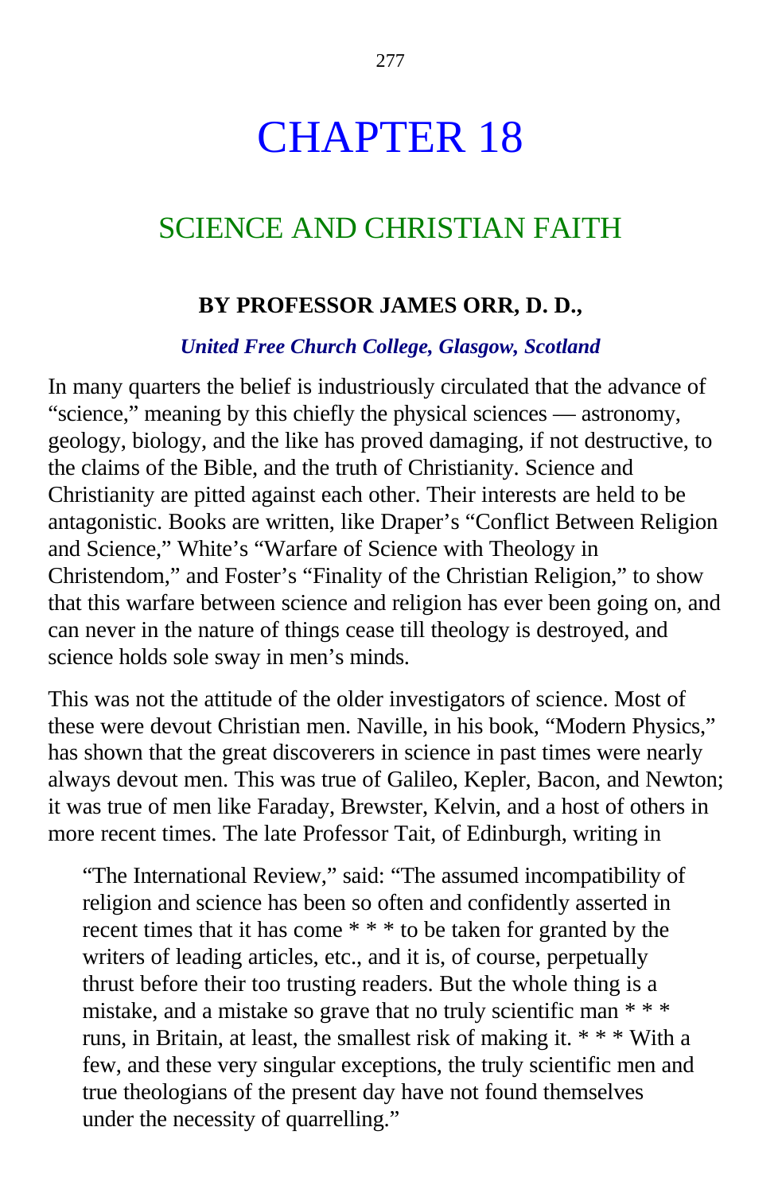# CHAPTER 18

## SCIENCE AND CHRISTIAN FAITH

**BY PROFESSOR JAMES ORR, D. D.,**

***United Free Church College, Glasgow, Scotland***

In many quarters the belief is industriously circulated that the advance of "science," meaning by this chiefly the physical sciences — astronomy, geology, biology, and the like has proved damaging, if not destructive, to the claims of the Bible, and the truth of Christianity. Science and Christianity are pitted against each other. Their interests are held to be antagonistic. Books are written, like Draper's "Conflict Between Religion and Science," White's "Warfare of Science with Theology in Christendom," and Foster's "Finality of the Christian Religion," to show that this warfare between science and religion has ever been going on, and can never in the nature of things cease till theology is destroyed, and science holds sole sway in men's minds.

This was not the attitude of the older investigators of science. Most of these were devout Christian men. Naville, in his book, "Modern Physics," has shown that the great discoverers in science in past times were nearly always devout men. This was true of Galileo, Kepler, Bacon, and Newton; it was true of men like Faraday, Brewster, Kelvin, and a host of others in more recent times. The late Professor Tait, of Edinburgh, writing in

> "The International Review," said: "The assumed incompatibility of religion and science has been so often and confidently asserted in recent times that it has come * * * to be taken for granted by the writers of leading articles, etc., and it is, of course, perpetually thrust before their too trusting readers. But the whole thing is a mistake, and a mistake so grave that no truly scientific man * * * runs, in Britain, at least, the smallest risk of making it. * * * With a few, and these very singular exceptions, the truly scientific men and true theologians of the present day have not found themselves under the necessity of quarrelling."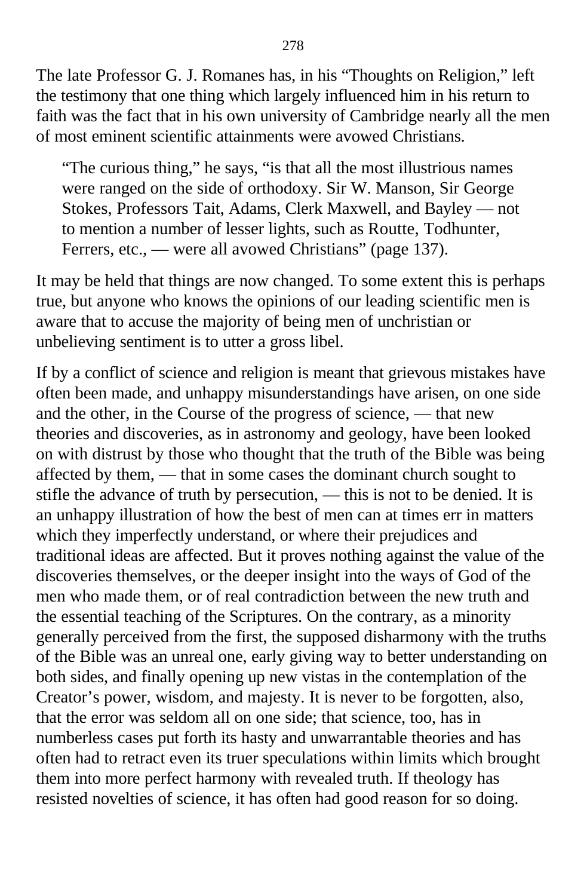The late Professor G. J. Romanes has, in his "Thoughts on Religion," left the testimony that one thing which largely influenced him in his return to faith was the fact that in his own university of Cambridge nearly all the men of most eminent scientific attainments were avowed Christians.

> "The curious thing," he says, "is that all the most illustrious names were ranged on the side of orthodoxy. Sir W. Manson, Sir George Stokes, Professors Tait, Adams, Clerk Maxwell, and Bayley — not to mention a number of lesser lights, such as Routte, Todhunter, Ferrers, etc., — were all avowed Christians" (page 137).

It may be held that things are now changed. To some extent this is perhaps true, but anyone who knows the opinions of our leading scientific men is aware that to accuse the majority of being men of unchristian or unbelieving sentiment is to utter a gross libel.

If by a conflict of science and religion is meant that grievous mistakes have often been made, and unhappy misunderstandings have arisen, on one side and the other, in the Course of the progress of science, — that new theories and discoveries, as in astronomy and geology, have been looked on with distrust by those who thought that the truth of the Bible was being affected by them, — that in some cases the dominant church sought to stifle the advance of truth by persecution, — this is not to be denied. It is an unhappy illustration of how the best of men can at times err in matters which they imperfectly understand, or where their prejudices and traditional ideas are affected. But it proves nothing against the value of the discoveries themselves, or the deeper insight into the ways of God of the men who made them, or of real contradiction between the new truth and the essential teaching of the Scriptures. On the contrary, as a minority generally perceived from the first, the supposed disharmony with the truths of the Bible was an unreal one, early giving way to better understanding on both sides, and finally opening up new vistas in the contemplation of the Creator's power, wisdom, and majesty. It is never to be forgotten, also, that the error was seldom all on one side; that science, too, has in numberless cases put forth its hasty and unwarrantable theories and has often had to retract even its truer speculations within limits which brought them into more perfect harmony with revealed truth. If theology has resisted novelties of science, it has often had good reason for so doing.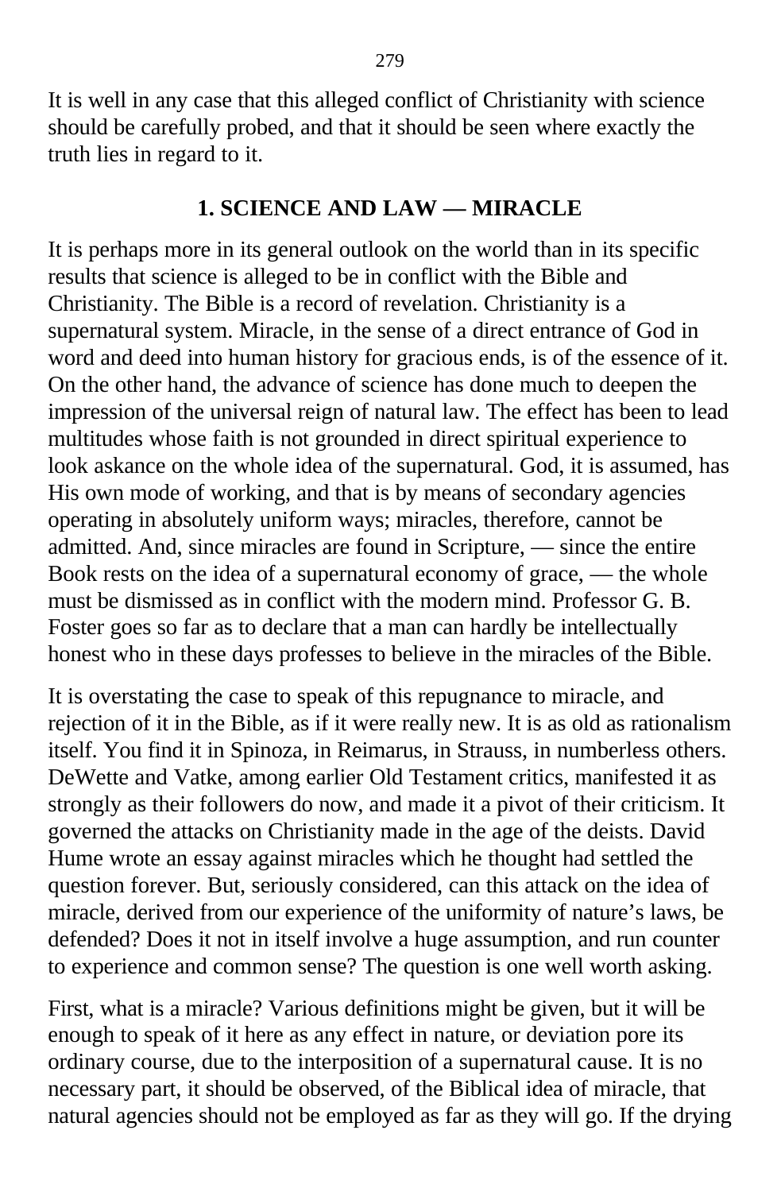It is well in any case that this alleged conflict of Christianity with science should be carefully probed, and that it should be seen where exactly the truth lies in regard to it.

## 1. SCIENCE AND LAW — MIRACLE

It is perhaps more in its general outlook on the world than in its specific results that science is alleged to be in conflict with the Bible and Christianity. The Bible is a record of revelation. Christianity is a supernatural system. Miracle, in the sense of a direct entrance of God in word and deed into human history for gracious ends, is of the essence of it. On the other hand, the advance of science has done much to deepen the impression of the universal reign of natural law. The effect has been to lead multitudes whose faith is not grounded in direct spiritual experience to look askance on the whole idea of the supernatural. God, it is assumed, has His own mode of working, and that is by means of secondary agencies operating in absolutely uniform ways; miracles, therefore, cannot be admitted. And, since miracles are found in Scripture, — since the entire Book rests on the idea of a supernatural economy of grace, — the whole must be dismissed as in conflict with the modern mind. Professor G. B. Foster goes so far as to declare that a man can hardly be intellectually honest who in these days professes to believe in the miracles of the Bible.

It is overstating the case to speak of this repugnance to miracle, and rejection of it in the Bible, as if it were really new. It is as old as rationalism itself. You find it in Spinoza, in Reimarus, in Strauss, in numberless others. DeWette and Vatke, among earlier Old Testament critics, manifested it as strongly as their followers do now, and made it a pivot of their criticism. It governed the attacks on Christianity made in the age of the deists. David Hume wrote an essay against miracles which he thought had settled the question forever. But, seriously considered, can this attack on the idea of miracle, derived from our experience of the uniformity of nature's laws, be defended? Does it not in itself involve a huge assumption, and run counter to experience and common sense? The question is one well worth asking.

First, what is a miracle? Various definitions might be given, but it will be enough to speak of it here as any effect in nature, or deviation pore its ordinary course, due to the interposition of a supernatural cause. It is no necessary part, it should be observed, of the Biblical idea of miracle, that natural agencies should not be employed as far as they will go. If the drying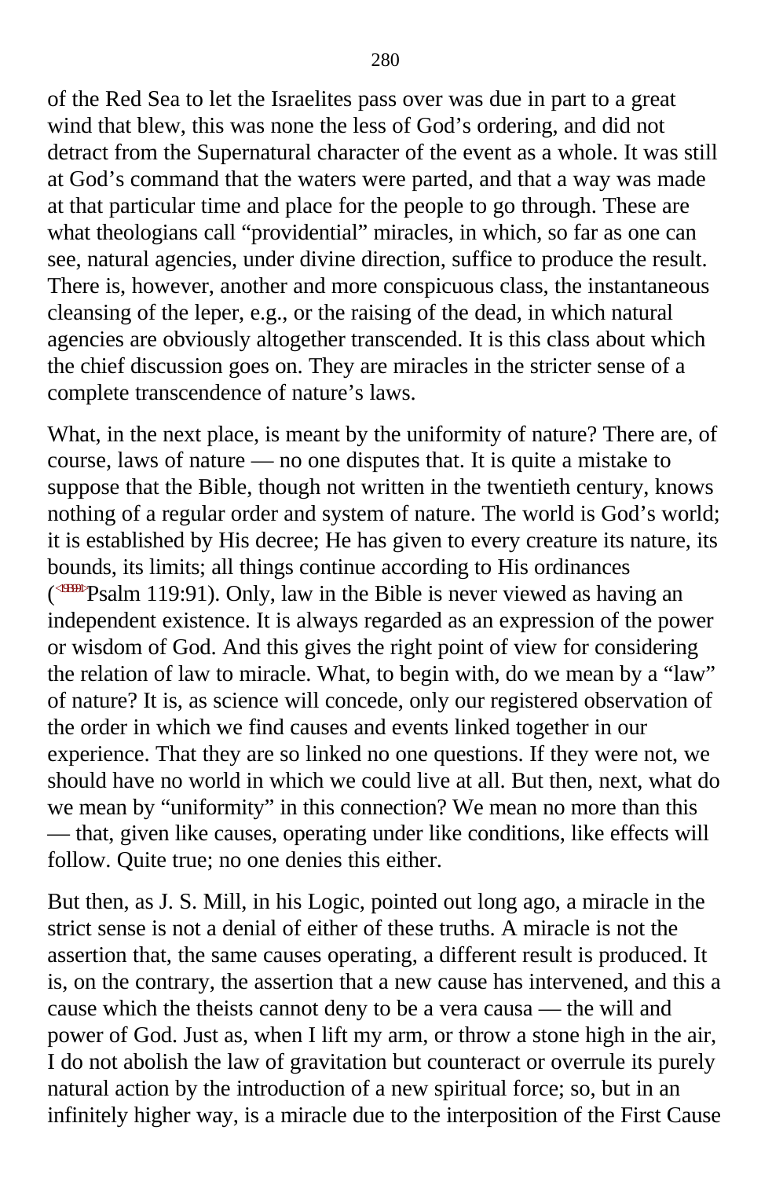of the Red Sea to let the Israelites pass over was due in part to a great wind that blew, this was none the less of God's ordering, and did not detract from the Supernatural character of the event as a whole. It was still at God's command that the waters were parted, and that a way was made at that particular time and place for the people to go through. These are what theologians call "providential" miracles, in which, so far as one can see, natural agencies, under divine direction, suffice to produce the result. There is, however, another and more conspicuous class, the instantaneous cleansing of the leper, e.g., or the raising of the dead, in which natural agencies are obviously altogether transcended. It is this class about which the chief discussion goes on. They are miracles in the stricter sense of a complete transcendence of nature's laws.

What, in the next place, is meant by the uniformity of nature? There are, of course, laws of nature — no one disputes that. It is quite a mistake to suppose that the Bible, though not written in the twentieth century, knows nothing of a regular order and system of nature. The world is God's world; it is established by His decree; He has given to every creature its nature, its bounds, its limits; all things continue according to His ordinances (Psalm 119:91). Only, law in the Bible is never viewed as having an independent existence. It is always regarded as an expression of the power or wisdom of God. And this gives the right point of view for considering the relation of law to miracle. What, to begin with, do we mean by a "law" of nature? It is, as science will concede, only our registered observation of the order in which we find causes and events linked together in our experience. That they are so linked no one questions. If they were not, we should have no world in which we could live at all. But then, next, what do we mean by "uniformity" in this connection? We mean no more than this — that, given like causes, operating under like conditions, like effects will follow. Quite true; no one denies this either.

But then, as J. S. Mill, in his Logic, pointed out long ago, a miracle in the strict sense is not a denial of either of these truths. A miracle is not the assertion that, the same causes operating, a different result is produced. It is, on the contrary, the assertion that a new cause has intervened, and this a cause which the theists cannot deny to be a vera causa — the will and power of God. Just as, when I lift my arm, or throw a stone high in the air, I do not abolish the law of gravitation but counteract or overrule its purely natural action by the introduction of a new spiritual force; so, but in an infinitely higher way, is a miracle due to the interposition of the First Cause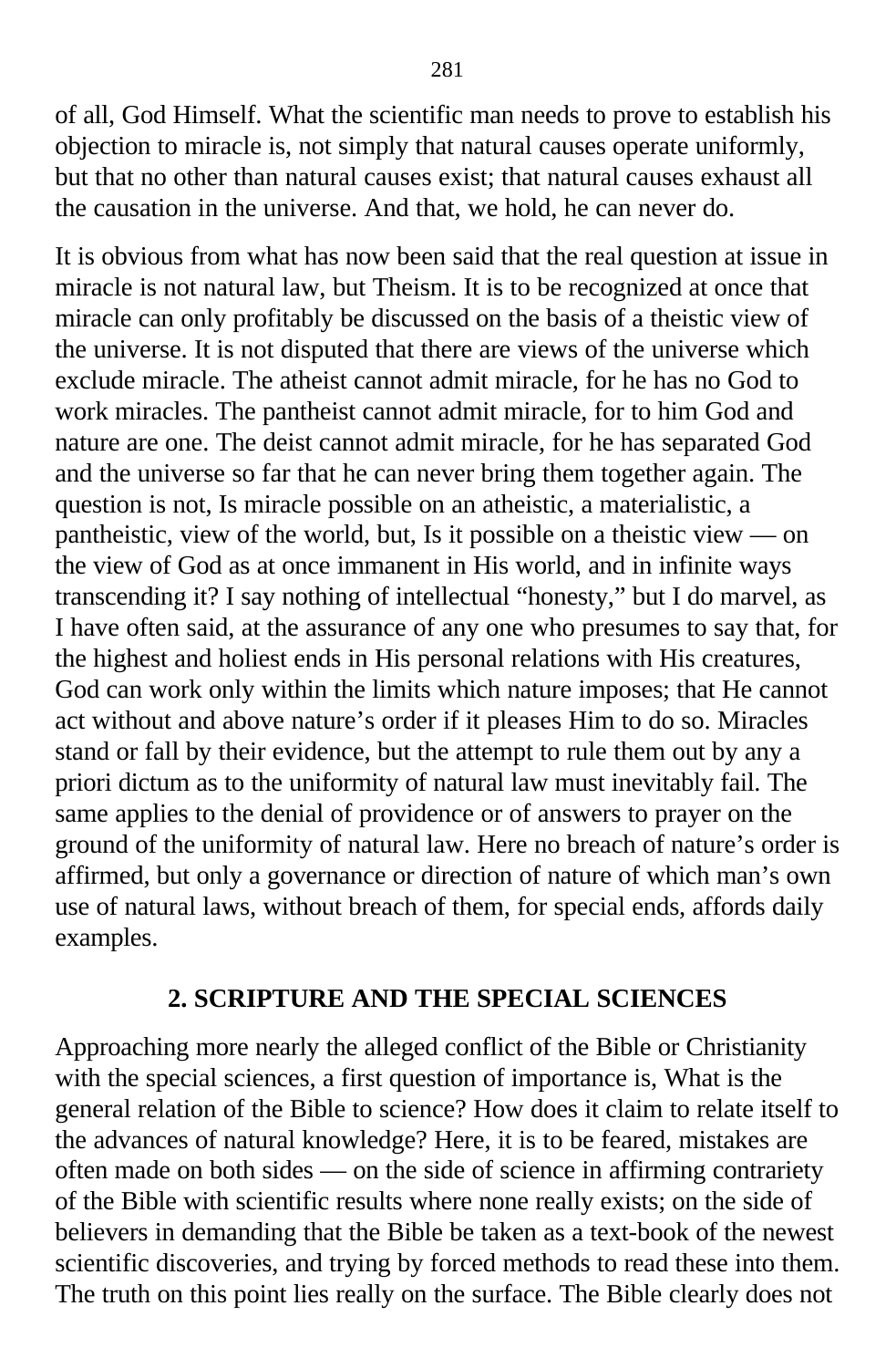of all, God Himself. What the scientific man needs to prove to establish his objection to miracle is, not simply that natural causes operate uniformly, but that no other than natural causes exist; that natural causes exhaust all the causation in the universe. And that, we hold, he can never do.

It is obvious from what has now been said that the real question at issue in miracle is not natural law, but Theism. It is to be recognized at once that miracle can only profitably be discussed on the basis of a theistic view of the universe. It is not disputed that there are views of the universe which exclude miracle. The atheist cannot admit miracle, for he has no God to work miracles. The pantheist cannot admit miracle, for to him God and nature are one. The deist cannot admit miracle, for he has separated God and the universe so far that he can never bring them together again. The question is not, Is miracle possible on an atheistic, a materialistic, a pantheistic, view of the world, but, Is it possible on a theistic view — on the view of God as at once immanent in His world, and in infinite ways transcending it? I say nothing of intellectual "honesty," but I do marvel, as I have often said, at the assurance of any one who presumes to say that, for the highest and holiest ends in His personal relations with His creatures, God can work only within the limits which nature imposes; that He cannot act without and above nature's order if it pleases Him to do so. Miracles stand or fall by their evidence, but the attempt to rule them out by any a priori dictum as to the uniformity of natural law must inevitably fail. The same applies to the denial of providence or of answers to prayer on the ground of the uniformity of natural law. Here no breach of nature's order is affirmed, but only a governance or direction of nature of which man's own use of natural laws, without breach of them, for special ends, affords daily examples.

## 2. SCRIPTURE AND THE SPECIAL SCIENCES

Approaching more nearly the alleged conflict of the Bible or Christianity with the special sciences, a first question of importance is, What is the general relation of the Bible to science? How does it claim to relate itself to the advances of natural knowledge? Here, it is to be feared, mistakes are often made on both sides — on the side of science in affirming contrariety of the Bible with scientific results where none really exists; on the side of believers in demanding that the Bible be taken as a text-book of the newest scientific discoveries, and trying by forced methods to read these into them. The truth on this point lies really on the surface. The Bible clearly does not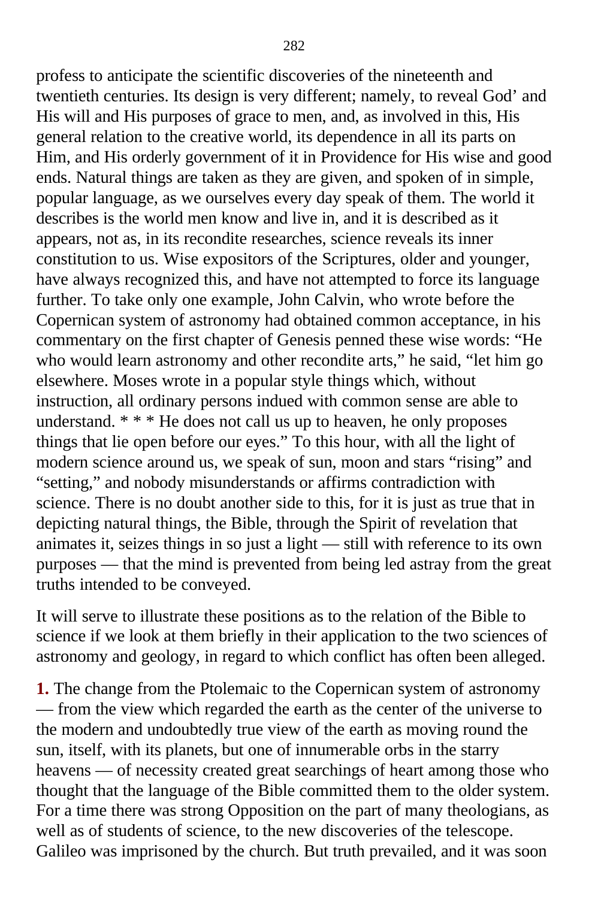profess to anticipate the scientific discoveries of the nineteenth and twentieth centuries. Its design is very different; namely, to reveal God’ and His will and His purposes of grace to men, and, as involved in this, His general relation to the creative world, its dependence in all its parts on Him, and His orderly government of it in Providence for His wise and good ends. Natural things are taken as they are given, and spoken of in simple, popular language, as we ourselves every day speak of them. The world it describes is the world men know and live in, and it is described as it appears, not as, in its recondite researches, science reveals its inner constitution to us. Wise expositors of the Scriptures, older and younger, have always recognized this, and have not attempted to force its language further. To take only one example, John Calvin, who wrote before the Copernican system of astronomy had obtained common acceptance, in his commentary on the first chapter of Genesis penned these wise words: “He who would learn astronomy and other recondite arts,” he said, “let him go elsewhere. Moses wrote in a popular style things which, without instruction, all ordinary persons indued with common sense are able to understand. * * * He does not call us up to heaven, he only proposes things that lie open before our eyes.” To this hour, with all the light of modern science around us, we speak of sun, moon and stars “rising” and “setting,” and nobody misunderstands or affirms contradiction with science. There is no doubt another side to this, for it is just as true that in depicting natural things, the Bible, through the Spirit of revelation that animates it, seizes things in so just a light — still with reference to its own purposes — that the mind is prevented from being led astray from the great truths intended to be conveyed.

It will serve to illustrate these positions as to the relation of the Bible to science if we look at them briefly in their application to the two sciences of astronomy and geology, in regard to which conflict has often been alleged.

**1.** The change from the Ptolemaic to the Copernican system of astronomy — from the view which regarded the earth as the center of the universe to the modern and undoubtedly true view of the earth as moving round the sun, itself, with its planets, but one of innumerable orbs in the starry heavens — of necessity created great searchings of heart among those who thought that the language of the Bible committed them to the older system. For a time there was strong Opposition on the part of many theologians, as well as of students of science, to the new discoveries of the telescope. Galileo was imprisoned by the church. But truth prevailed, and it was soon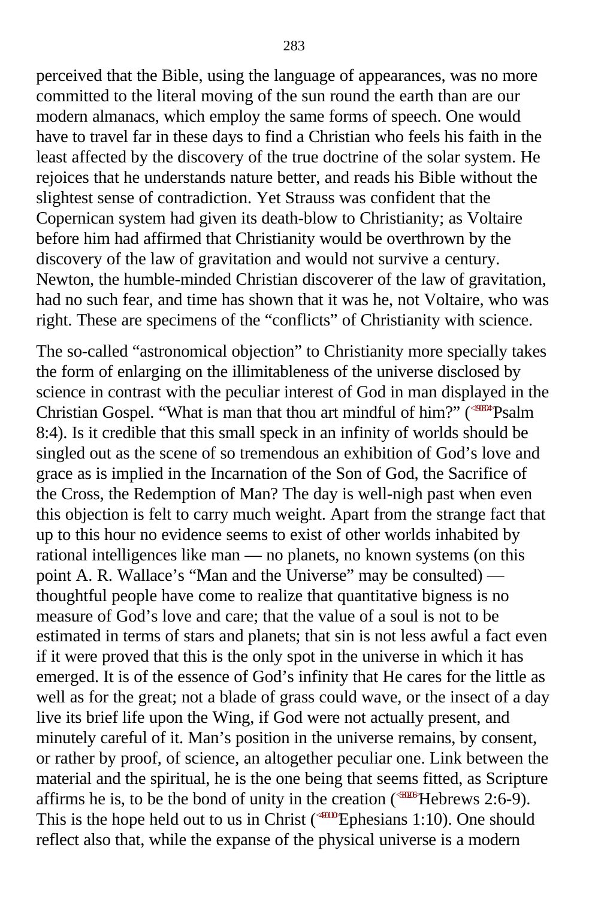perceived that the Bible, using the language of appearances, was no more committed to the literal moving of the sun round the earth than are our modern almanacs, which employ the same forms of speech. One would have to travel far in these days to find a Christian who feels his faith in the least affected by the discovery of the true doctrine of the solar system. He rejoices that he understands nature better, and reads his Bible without the slightest sense of contradiction. Yet Strauss was confident that the Copernican system had given its death-blow to Christianity; as Voltaire before him had affirmed that Christianity would be overthrown by the discovery of the law of gravitation and would not survive a century. Newton, the humble-minded Christian discoverer of the law of gravitation, had no such fear, and time has shown that it was he, not Voltaire, who was right. These are specimens of the "conflicts" of Christianity with science.

The so-called "astronomical objection" to Christianity more specially takes the form of enlarging on the illimitableness of the universe disclosed by science in contrast with the peculiar interest of God in man displayed in the Christian Gospel. "What is man that thou art mindful of him?" (Psalm 8:4). Is it credible that this small speck in an infinity of worlds should be singled out as the scene of so tremendous an exhibition of God's love and grace as is implied in the Incarnation of the Son of God, the Sacrifice of the Cross, the Redemption of Man? The day is well-nigh past when even this objection is felt to carry much weight. Apart from the strange fact that up to this hour no evidence seems to exist of other worlds inhabited by rational intelligences like man — no planets, no known systems (on this point A. R. Wallace's "Man and the Universe" may be consulted) — thoughtful people have come to realize that quantitative bigness is no measure of God's love and care; that the value of a soul is not to be estimated in terms of stars and planets; that sin is not less awful a fact even if it were proved that this is the only spot in the universe in which it has emerged. It is of the essence of God's infinity that He cares for the little as well as for the great; not a blade of grass could wave, or the insect of a day live its brief life upon the Wing, if God were not actually present, and minutely careful of it. Man's position in the universe remains, by consent, or rather by proof, of science, an altogether peculiar one. Link between the material and the spiritual, he is the one being that seems fitted, as Scripture affirms he is, to be the bond of unity in the creation (Hebrews 2:6-9). This is the hope held out to us in Christ (Ephesians 1:10). One should reflect also that, while the expanse of the physical universe is a modern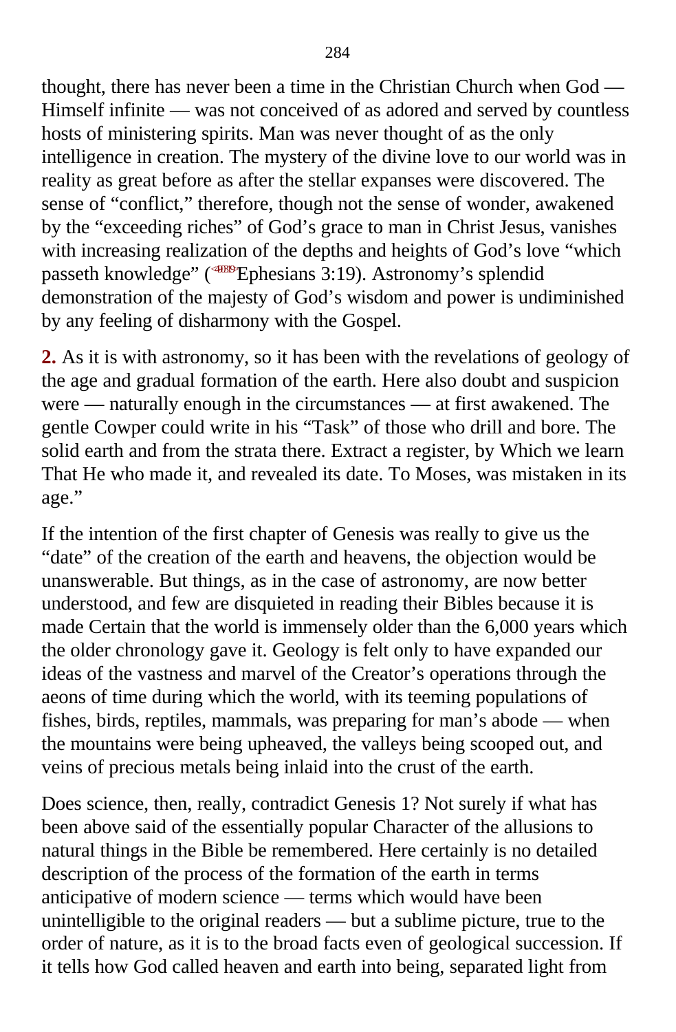thought, there has never been a time in the Christian Church when God — Himself infinite — was not conceived of as adored and served by countless hosts of ministering spirits. Man was never thought of as the only intelligence in creation. The mystery of the divine love to our world was in reality as great before as after the stellar expanses were discovered. The sense of "conflict," therefore, though not the sense of wonder, awakened by the "exceeding riches" of God's grace to man in Christ Jesus, vanishes with increasing realization of the depths and heights of God's love "which passeth knowledge" (<490319>Ephesians 3:19). Astronomy's splendid demonstration of the majesty of God's wisdom and power is undiminished by any feeling of disharmony with the Gospel.

**2.** As it is with astronomy, so it has been with the revelations of geology of the age and gradual formation of the earth. Here also doubt and suspicion were — naturally enough in the circumstances — at first awakened. The gentle Cowper could write in his "Task" of those who drill and bore. The solid earth and from the strata there. Extract a register, by Which we learn That He who made it, and revealed its date. To Moses, was mistaken in its age."

If the intention of the first chapter of Genesis was really to give us the "date" of the creation of the earth and heavens, the objection would be unanswerable. But things, as in the case of astronomy, are now better understood, and few are disquieted in reading their Bibles because it is made Certain that the world is immensely older than the 6,000 years which the older chronology gave it. Geology is felt only to have expanded our ideas of the vastness and marvel of the Creator's operations through the aeons of time during which the world, with its teeming populations of fishes, birds, reptiles, mammals, was preparing for man's abode — when the mountains were being upheaved, the valleys being scooped out, and veins of precious metals being inlaid into the crust of the earth.

Does science, then, really, contradict Genesis 1? Not surely if what has been above said of the essentially popular Character of the allusions to natural things in the Bible be remembered. Here certainly is no detailed description of the process of the formation of the earth in terms anticipative of modern science — terms which would have been unintelligible to the original readers — but a sublime picture, true to the order of nature, as it is to the broad facts even of geological succession. If it tells how God called heaven and earth into being, separated light from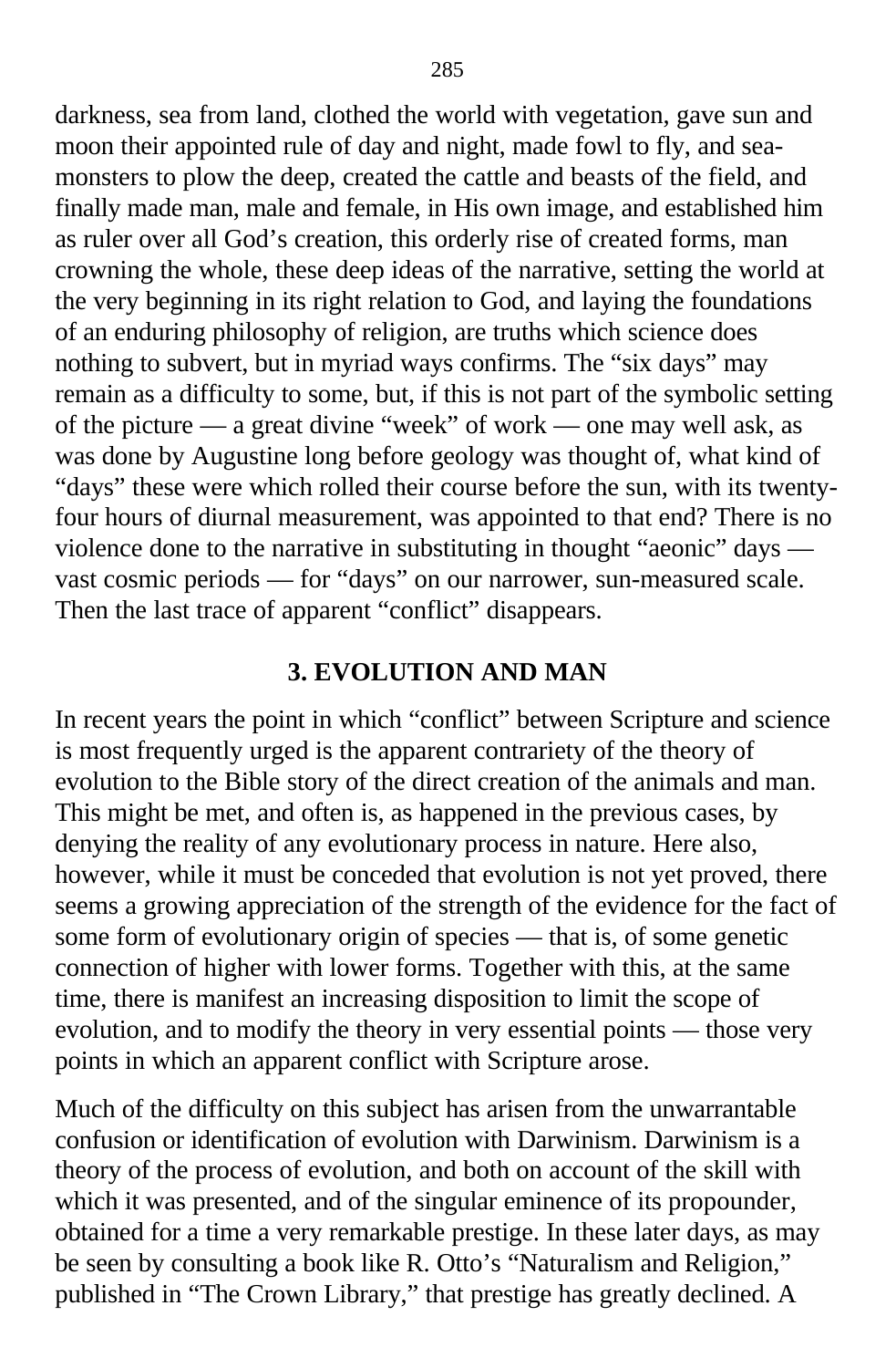darkness, sea from land, clothed the world with vegetation, gave sun and moon their appointed rule of day and night, made fowl to fly, and sea-monsters to plow the deep, created the cattle and beasts of the field, and finally made man, male and female, in His own image, and established him as ruler over all God's creation, this orderly rise of created forms, man crowning the whole, these deep ideas of the narrative, setting the world at the very beginning in its right relation to God, and laying the foundations of an enduring philosophy of religion, are truths which science does nothing to subvert, but in myriad ways confirms. The "six days" may remain as a difficulty to some, but, if this is not part of the symbolic setting of the picture — a great divine "week" of work — one may well ask, as was done by Augustine long before geology was thought of, what kind of "days" these were which rolled their course before the sun, with its twenty-four hours of diurnal measurement, was appointed to that end? There is no violence done to the narrative in substituting in thought "aeonic" days — vast cosmic periods — for "days" on our narrower, sun-measured scale. Then the last trace of apparent "conflict" disappears.

## 3. EVOLUTION AND MAN

In recent years the point in which "conflict" between Scripture and science is most frequently urged is the apparent contrariety of the theory of evolution to the Bible story of the direct creation of the animals and man. This might be met, and often is, as happened in the previous cases, by denying the reality of any evolutionary process in nature. Here also, however, while it must be conceded that evolution is not yet proved, there seems a growing appreciation of the strength of the evidence for the fact of some form of evolutionary origin of species — that is, of some genetic connection of higher with lower forms. Together with this, at the same time, there is manifest an increasing disposition to limit the scope of evolution, and to modify the theory in very essential points — those very points in which an apparent conflict with Scripture arose.

Much of the difficulty on this subject has arisen from the unwarrantable confusion or identification of evolution with Darwinism. Darwinism is a theory of the process of evolution, and both on account of the skill with which it was presented, and of the singular eminence of its propounder, obtained for a time a very remarkable prestige. In these later days, as may be seen by consulting a book like R. Otto's "Naturalism and Religion," published in "The Crown Library," that prestige has greatly declined. A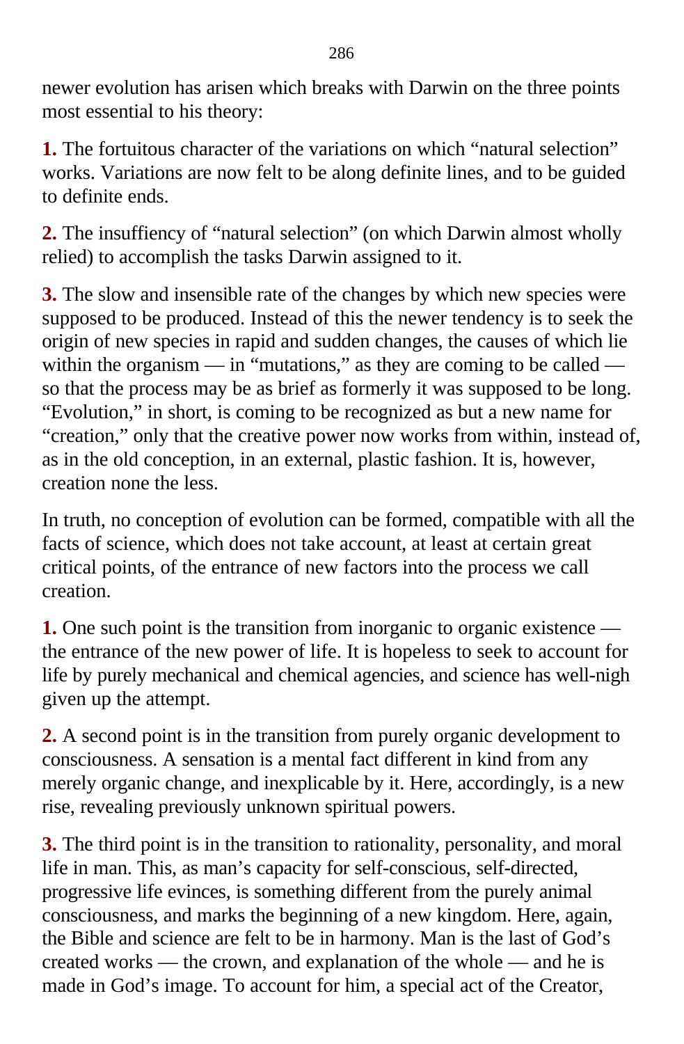newer evolution has arisen which breaks with Darwin on the three points most essential to his theory:

**1.** The fortuitous character of the variations on which "natural selection" works. Variations are now felt to be along definite lines, and to be guided to definite ends.

**2.** The insuffiency of "natural selection" (on which Darwin almost wholly relied) to accomplish the tasks Darwin assigned to it.

**3.** The slow and insensible rate of the changes by which new species were supposed to be produced. Instead of this the newer tendency is to seek the origin of new species in rapid and sudden changes, the causes of which lie within the organism — in "mutations," as they are coming to be called — so that the process may be as brief as formerly it was supposed to be long. "Evolution," in short, is coming to be recognized as but a new name for "creation," only that the creative power now works from within, instead of, as in the old conception, in an external, plastic fashion. It is, however, creation none the less.

In truth, no conception of evolution can be formed, compatible with all the facts of science, which does not take account, at least at certain great critical points, of the entrance of new factors into the process we call creation.

**1.** One such point is the transition from inorganic to organic existence — the entrance of the new power of life. It is hopeless to seek to account for life by purely mechanical and chemical agencies, and science has well-nigh given up the attempt.

**2.** A second point is in the transition from purely organic development to consciousness. A sensation is a mental fact different in kind from any merely organic change, and inexplicable by it. Here, accordingly, is a new rise, revealing previously unknown spiritual powers.

**3.** The third point is in the transition to rationality, personality, and moral life in man. This, as man's capacity for self-conscious, self-directed, progressive life evinces, is something different from the purely animal consciousness, and marks the beginning of a new kingdom. Here, again, the Bible and science are felt to be in harmony. Man is the last of God's created works — the crown, and explanation of the whole — and he is made in God's image. To account for him, a special act of the Creator,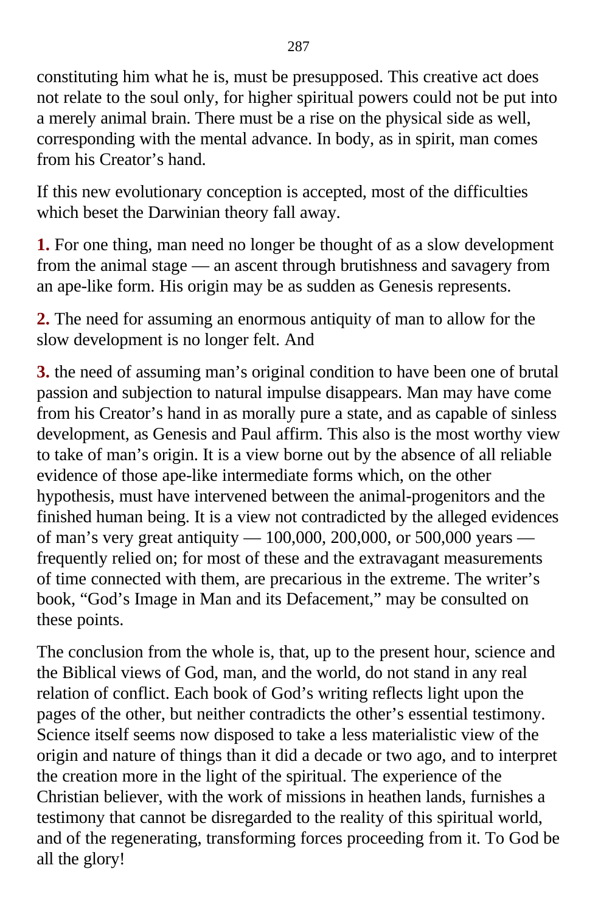constituting him what he is, must be presupposed. This creative act does not relate to the soul only, for higher spiritual powers could not be put into a merely animal brain. There must be a rise on the physical side as well, corresponding with the mental advance. In body, as in spirit, man comes from his Creator's hand.

If this new evolutionary conception is accepted, most of the difficulties which beset the Darwinian theory fall away.

**1.** For one thing, man need no longer be thought of as a slow development from the animal stage — an ascent through brutishness and savagery from an ape-like form. His origin may be as sudden as Genesis represents.

**2.** The need for assuming an enormous antiquity of man to allow for the slow development is no longer felt. And

**3.** the need of assuming man's original condition to have been one of brutal passion and subjection to natural impulse disappears. Man may have come from his Creator's hand in as morally pure a state, and as capable of sinless development, as Genesis and Paul affirm. This also is the most worthy view to take of man's origin. It is a view borne out by the absence of all reliable evidence of those ape-like intermediate forms which, on the other hypothesis, must have intervened between the animal-progenitors and the finished human being. It is a view not contradicted by the alleged evidences of man's very great antiquity — 100,000, 200,000, or 500,000 years — frequently relied on; for most of these and the extravagant measurements of time connected with them, are precarious in the extreme. The writer's book, "God's Image in Man and its Defacement," may be consulted on these points.

The conclusion from the whole is, that, up to the present hour, science and the Biblical views of God, man, and the world, do not stand in any real relation of conflict. Each book of God's writing reflects light upon the pages of the other, but neither contradicts the other's essential testimony. Science itself seems now disposed to take a less materialistic view of the origin and nature of things than it did a decade or two ago, and to interpret the creation more in the light of the spiritual. The experience of the Christian believer, with the work of missions in heathen lands, furnishes a testimony that cannot be disregarded to the reality of this spiritual world, and of the regenerating, transforming forces proceeding from it. To God be all the glory!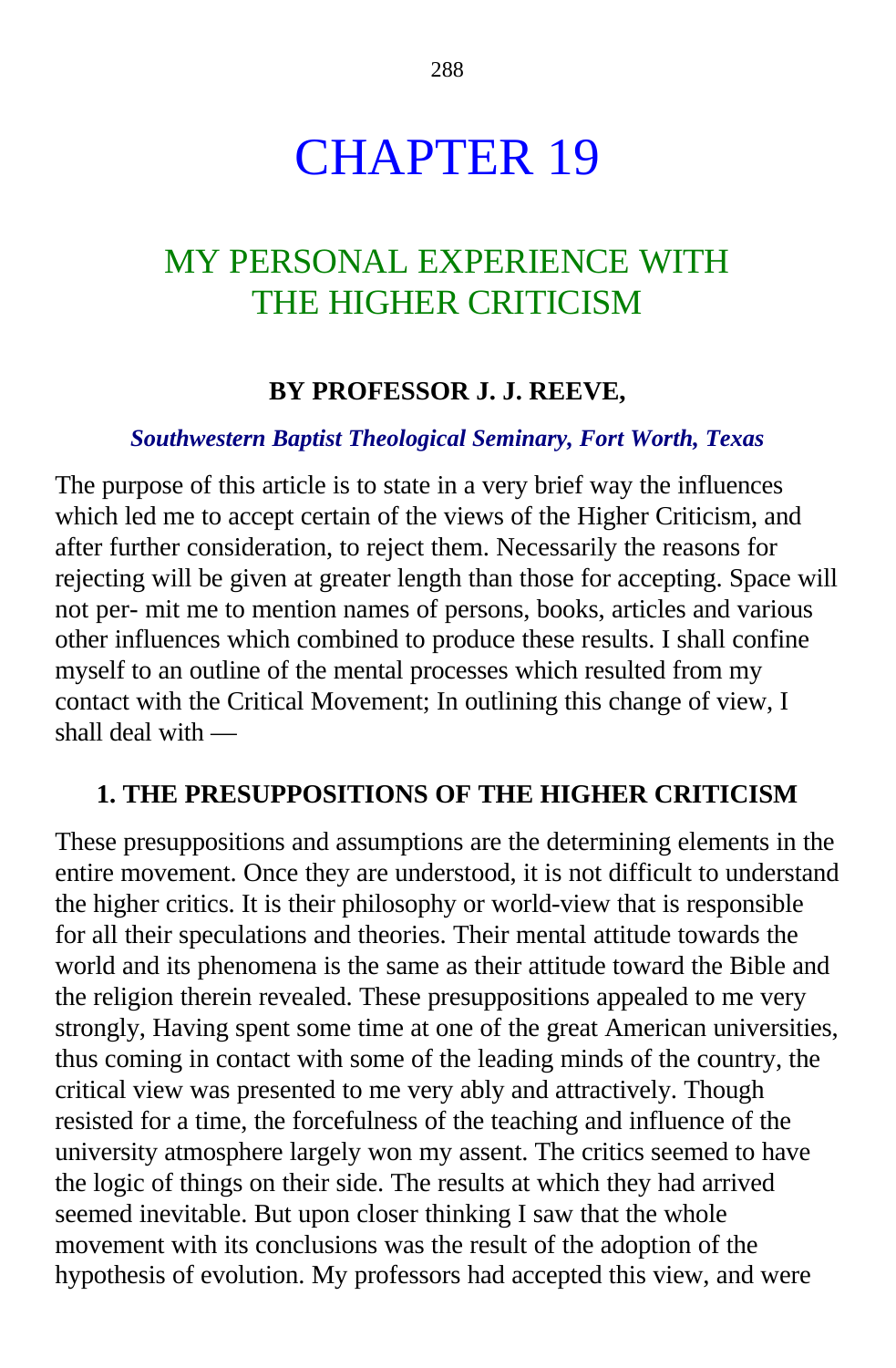# CHAPTER 19

## MY PERSONAL EXPERIENCE WITH THE HIGHER CRITICISM

**BY PROFESSOR J. J. REEVE,**

***Southwestern Baptist Theological Seminary, Fort Worth, Texas***

The purpose of this article is to state in a very brief way the influences which led me to accept certain of the views of the Higher Criticism, and after further consideration, to reject them. Necessarily the reasons for rejecting will be given at greater length than those for accepting. Space will not per- mit me to mention names of persons, books, articles and various other influences which combined to produce these results. I shall confine myself to an outline of the mental processes which resulted from my contact with the Critical Movement; In outlining this change of view, I shall deal with —

### 1. THE PRESUPPOSITIONS OF THE HIGHER CRITICISM

These presuppositions and assumptions are the determining elements in the entire movement. Once they are understood, it is not difficult to understand the higher critics. It is their philosophy or world-view that is responsible for all their speculations and theories. Their mental attitude towards the world and its phenomena is the same as their attitude toward the Bible and the religion therein revealed. These presuppositions appealed to me very strongly, Having spent some time at one of the great American universities, thus coming in contact with some of the leading minds of the country, the critical view was presented to me very ably and attractively. Though resisted for a time, the forcefulness of the teaching and influence of the university atmosphere largely won my assent. The critics seemed to have the logic of things on their side. The results at which they had arrived seemed inevitable. But upon closer thinking I saw that the whole movement with its conclusions was the result of the adoption of the hypothesis of evolution. My professors had accepted this view, and were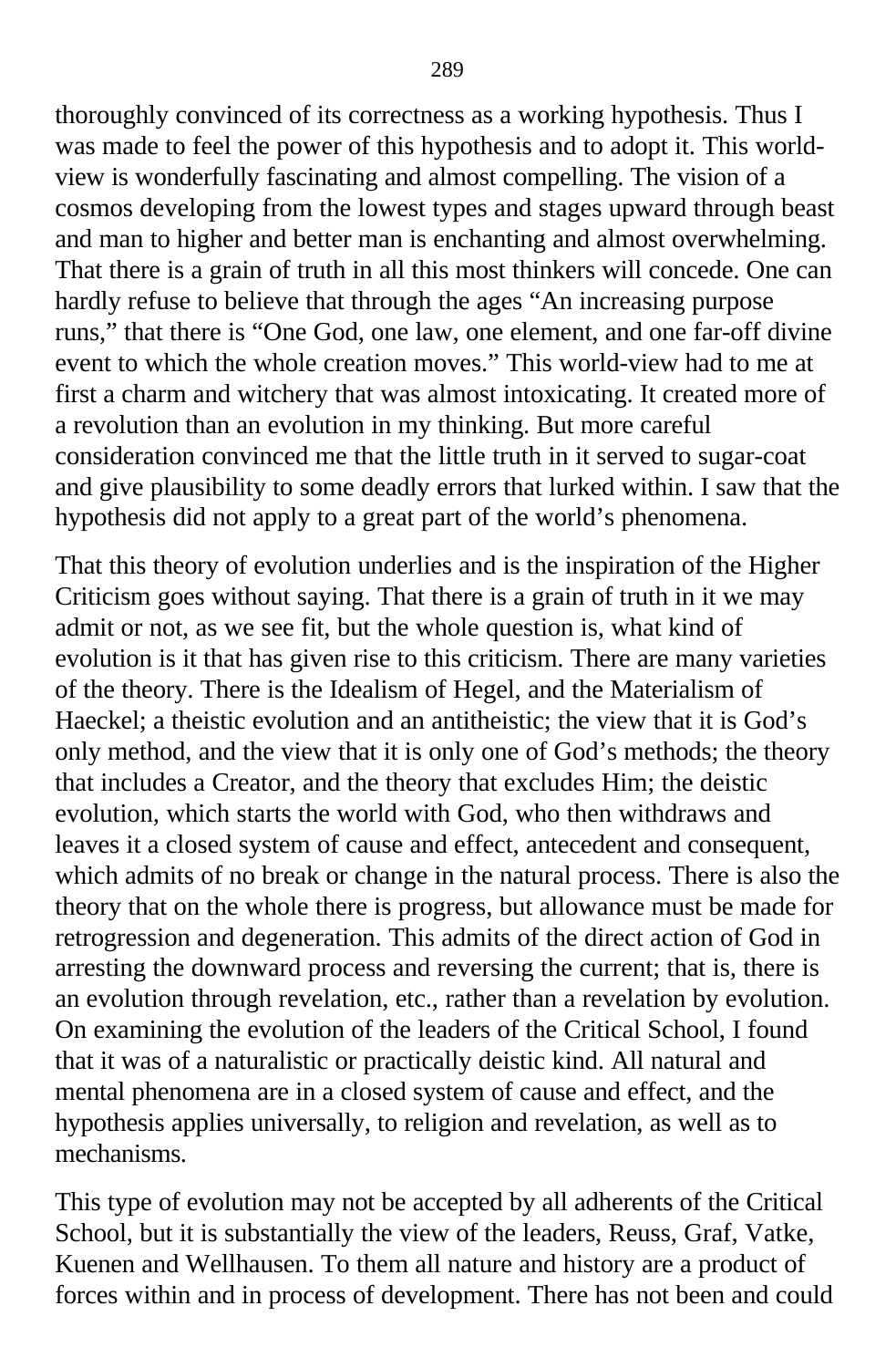thoroughly convinced of its correctness as a working hypothesis. Thus I was made to feel the power of this hypothesis and to adopt it. This world-view is wonderfully fascinating and almost compelling. The vision of a cosmos developing from the lowest types and stages upward through beast and man to higher and better man is enchanting and almost overwhelming. That there is a grain of truth in all this most thinkers will concede. One can hardly refuse to believe that through the ages "An increasing purpose runs," that there is "One God, one law, one element, and one far-off divine event to which the whole creation moves." This world-view had to me at first a charm and witchery that was almost intoxicating. It created more of a revolution than an evolution in my thinking. But more careful consideration convinced me that the little truth in it served to sugar-coat and give plausibility to some deadly errors that lurked within. I saw that the hypothesis did not apply to a great part of the world's phenomena.

That this theory of evolution underlies and is the inspiration of the Higher Criticism goes without saying. That there is a grain of truth in it we may admit or not, as we see fit, but the whole question is, what kind of evolution is it that has given rise to this criticism. There are many varieties of the theory. There is the Idealism of Hegel, and the Materialism of Haeckel; a theistic evolution and an antitheistic; the view that it is God's only method, and the view that it is only one of God's methods; the theory that includes a Creator, and the theory that excludes Him; the deistic evolution, which starts the world with God, who then withdraws and leaves it a closed system of cause and effect, antecedent and consequent, which admits of no break or change in the natural process. There is also the theory that on the whole there is progress, but allowance must be made for retrogression and degeneration. This admits of the direct action of God in arresting the downward process and reversing the current; that is, there is an evolution through revelation, etc., rather than a revelation by evolution. On examining the evolution of the leaders of the Critical School, I found that it was of a naturalistic or practically deistic kind. All natural and mental phenomena are in a closed system of cause and effect, and the hypothesis applies universally, to religion and revelation, as well as to mechanisms.

This type of evolution may not be accepted by all adherents of the Critical School, but it is substantially the view of the leaders, Reuss, Graf, Vatke, Kuenen and Wellhausen. To them all nature and history are a product of forces within and in process of development. There has not been and could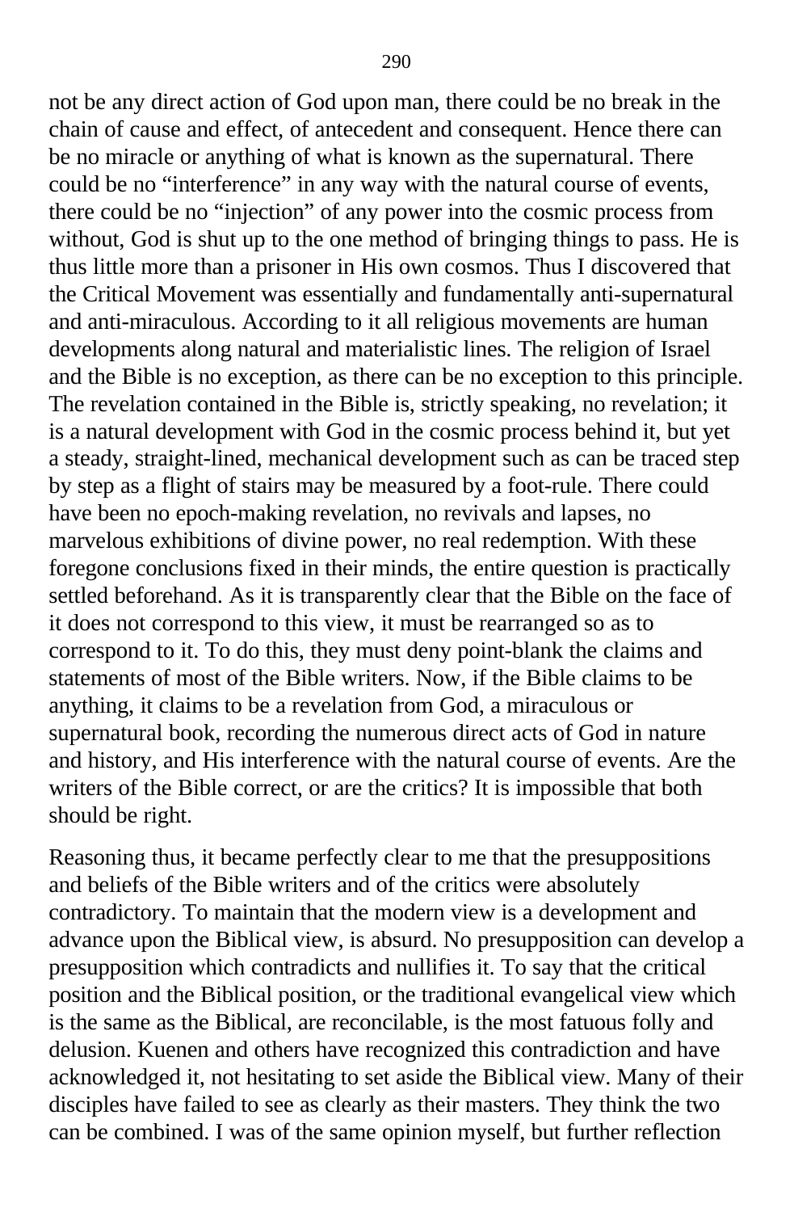not be any direct action of God upon man, there could be no break in the chain of cause and effect, of antecedent and consequent. Hence there can be no miracle or anything of what is known as the supernatural. There could be no "interference" in any way with the natural course of events, there could be no "injection" of any power into the cosmic process from without, God is shut up to the one method of bringing things to pass. He is thus little more than a prisoner in His own cosmos. Thus I discovered that the Critical Movement was essentially and fundamentally anti-supernatural and anti-miraculous. According to it all religious movements are human developments along natural and materialistic lines. The religion of Israel and the Bible is no exception, as there can be no exception to this principle. The revelation contained in the Bible is, strictly speaking, no revelation; it is a natural development with God in the cosmic process behind it, but yet a steady, straight-lined, mechanical development such as can be traced step by step as a flight of stairs may be measured by a foot-rule. There could have been no epoch-making revelation, no revivals and lapses, no marvelous exhibitions of divine power, no real redemption. With these foregone conclusions fixed in their minds, the entire question is practically settled beforehand. As it is transparently clear that the Bible on the face of it does not correspond to this view, it must be rearranged so as to correspond to it. To do this, they must deny point-blank the claims and statements of most of the Bible writers. Now, if the Bible claims to be anything, it claims to be a revelation from God, a miraculous or supernatural book, recording the numerous direct acts of God in nature and history, and His interference with the natural course of events. Are the writers of the Bible correct, or are the critics? It is impossible that both should be right.

Reasoning thus, it became perfectly clear to me that the presuppositions and beliefs of the Bible writers and of the critics were absolutely contradictory. To maintain that the modern view is a development and advance upon the Biblical view, is absurd. No presupposition can develop a presupposition which contradicts and nullifies it. To say that the critical position and the Biblical position, or the traditional evangelical view which is the same as the Biblical, are reconcilable, is the most fatuous folly and delusion. Kuenen and others have recognized this contradiction and have acknowledged it, not hesitating to set aside the Biblical view. Many of their disciples have failed to see as clearly as their masters. They think the two can be combined. I was of the same opinion myself, but further reflection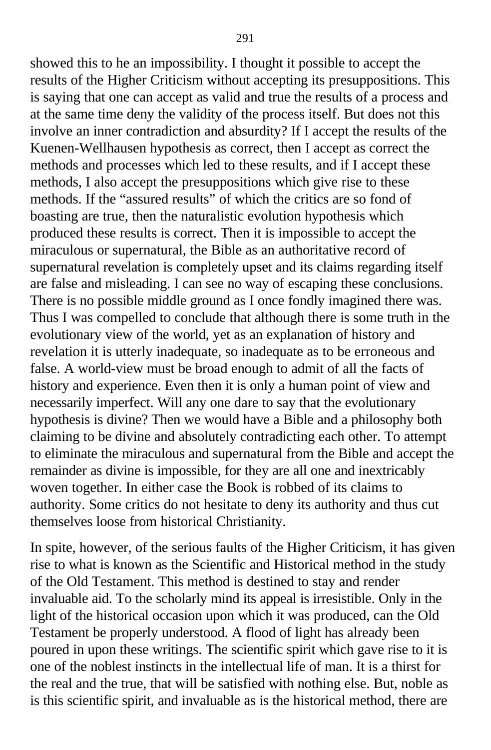showed this to he an impossibility. I thought it possible to accept the results of the Higher Criticism without accepting its presuppositions. This is saying that one can accept as valid and true the results of a process and at the same time deny the validity of the process itself. But does not this involve an inner contradiction and absurdity? If I accept the results of the Kuenen-Wellhausen hypothesis as correct, then I accept as correct the methods and processes which led to these results, and if I accept these methods, I also accept the presuppositions which give rise to these methods. If the "assured results" of which the critics are so fond of boasting are true, then the naturalistic evolution hypothesis which produced these results is correct. Then it is impossible to accept the miraculous or supernatural, the Bible as an authoritative record of supernatural revelation is completely upset and its claims regarding itself are false and misleading. I can see no way of escaping these conclusions. There is no possible middle ground as I once fondly imagined there was. Thus I was compelled to conclude that although there is some truth in the evolutionary view of the world, yet as an explanation of history and revelation it is utterly inadequate, so inadequate as to be erroneous and false. A world-view must be broad enough to admit of all the facts of history and experience. Even then it is only a human point of view and necessarily imperfect. Will any one dare to say that the evolutionary hypothesis is divine? Then we would have a Bible and a philosophy both claiming to be divine and absolutely contradicting each other. To attempt to eliminate the miraculous and supernatural from the Bible and accept the remainder as divine is impossible, for they are all one and inextricably woven together. In either case the Book is robbed of its claims to authority. Some critics do not hesitate to deny its authority and thus cut themselves loose from historical Christianity.

In spite, however, of the serious faults of the Higher Criticism, it has given rise to what is known as the Scientific and Historical method in the study of the Old Testament. This method is destined to stay and render invaluable aid. To the scholarly mind its appeal is irresistible. Only in the light of the historical occasion upon which it was produced, can the Old Testament be properly understood. A flood of light has already been poured in upon these writings. The scientific spirit which gave rise to it is one of the noblest instincts in the intellectual life of man. It is a thirst for the real and the true, that will be satisfied with nothing else. But, noble as is this scientific spirit, and invaluable as is the historical method, there are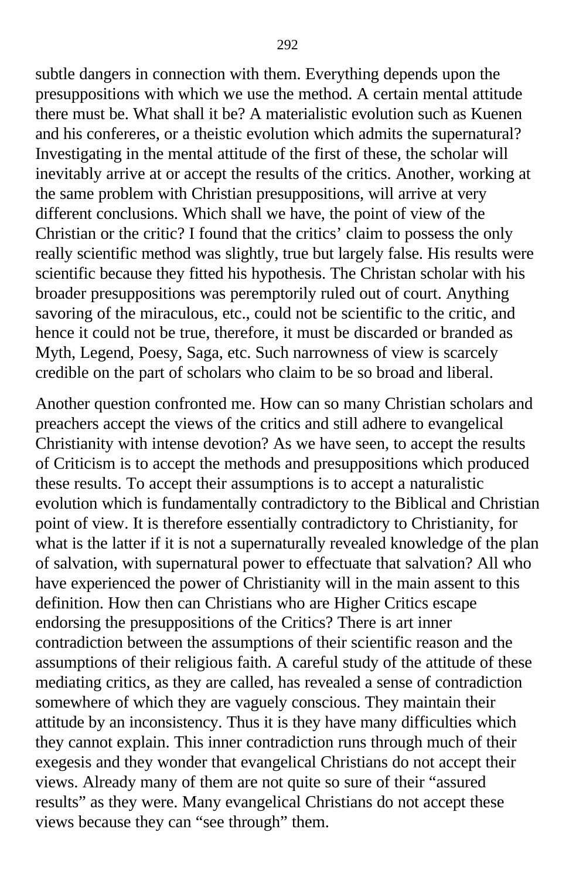subtle dangers in connection with them. Everything depends upon the presuppositions with which we use the method. A certain mental attitude there must be. What shall it be? A materialistic evolution such as Kuenen and his confereres, or a theistic evolution which admits the supernatural? Investigating in the mental attitude of the first of these, the scholar will inevitably arrive at or accept the results of the critics. Another, working at the same problem with Christian presuppositions, will arrive at very different conclusions. Which shall we have, the point of view of the Christian or the critic? I found that the critics' claim to possess the only really scientific method was slightly, true but largely false. His results were scientific because they fitted his hypothesis. The Christan scholar with his broader presuppositions was peremptorily ruled out of court. Anything savoring of the miraculous, etc., could not be scientific to the critic, and hence it could not be true, therefore, it must be discarded or branded as Myth, Legend, Poesy, Saga, etc. Such narrowness of view is scarcely credible on the part of scholars who claim to be so broad and liberal.

Another question confronted me. How can so many Christian scholars and preachers accept the views of the critics and still adhere to evangelical Christianity with intense devotion? As we have seen, to accept the results of Criticism is to accept the methods and presuppositions which produced these results. To accept their assumptions is to accept a naturalistic evolution which is fundamentally contradictory to the Biblical and Christian point of view. It is therefore essentially contradictory to Christianity, for what is the latter if it is not a supernaturally revealed knowledge of the plan of salvation, with supernatural power to effectuate that salvation? All who have experienced the power of Christianity will in the main assent to this definition. How then can Christians who are Higher Critics escape endorsing the presuppositions of the Critics? There is art inner contradiction between the assumptions of their scientific reason and the assumptions of their religious faith. A careful study of the attitude of these mediating critics, as they are called, has revealed a sense of contradiction somewhere of which they are vaguely conscious. They maintain their attitude by an inconsistency. Thus it is they have many difficulties which they cannot explain. This inner contradiction runs through much of their exegesis and they wonder that evangelical Christians do not accept their views. Already many of them are not quite so sure of their "assured results" as they were. Many evangelical Christians do not accept these views because they can "see through" them.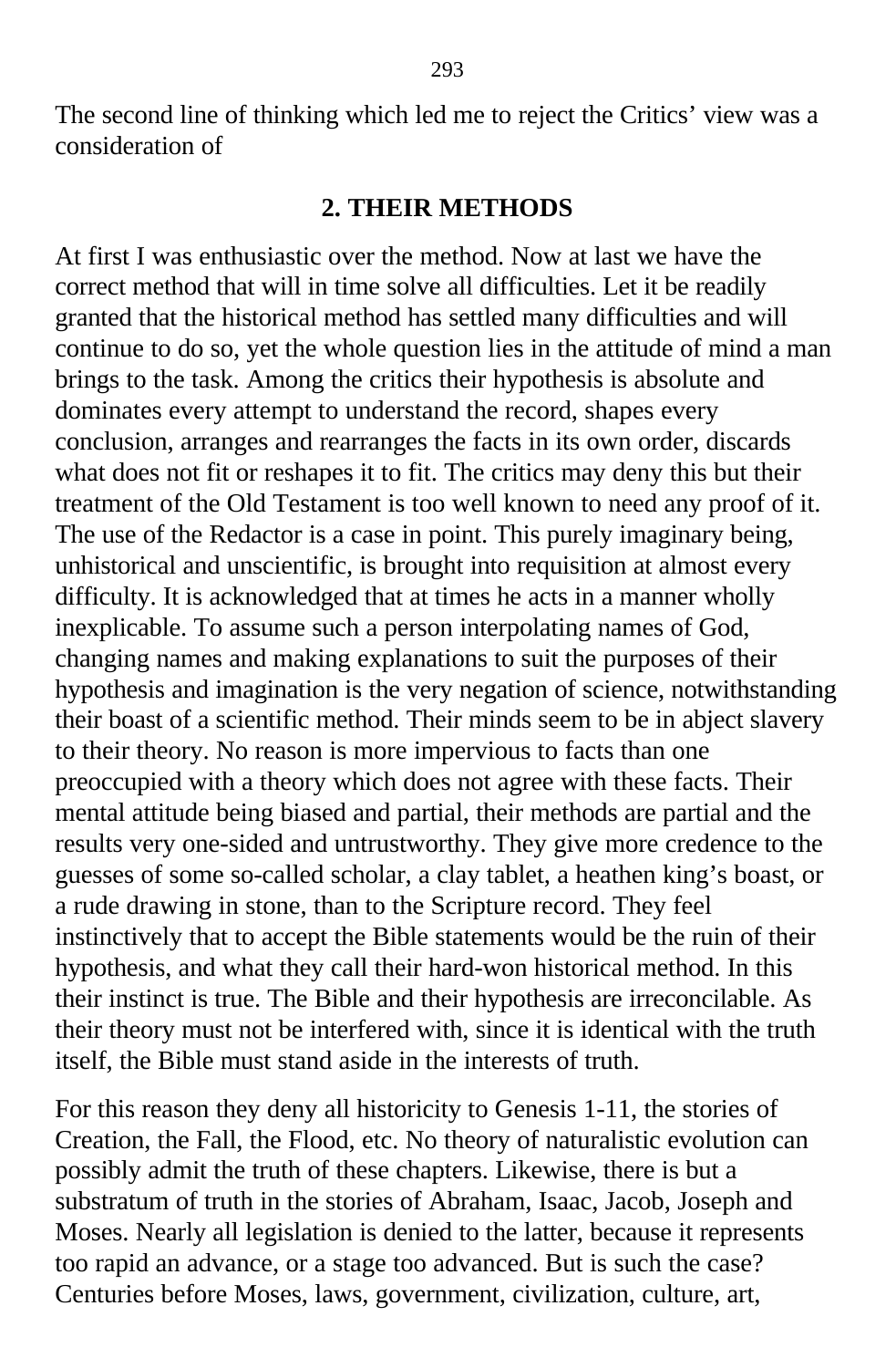The second line of thinking which led me to reject the Critics' view was a consideration of

## 2. THEIR METHODS

At first I was enthusiastic over the method. Now at last we have the correct method that will in time solve all difficulties. Let it be readily granted that the historical method has settled many difficulties and will continue to do so, yet the whole question lies in the attitude of mind a man brings to the task. Among the critics their hypothesis is absolute and dominates every attempt to understand the record, shapes every conclusion, arranges and rearranges the facts in its own order, discards what does not fit or reshapes it to fit. The critics may deny this but their treatment of the Old Testament is too well known to need any proof of it. The use of the Redactor is a case in point. This purely imaginary being, unhistorical and unscientific, is brought into requisition at almost every difficulty. It is acknowledged that at times he acts in a manner wholly inexplicable. To assume such a person interpolating names of God, changing names and making explanations to suit the purposes of their hypothesis and imagination is the very negation of science, notwithstanding their boast of a scientific method. Their minds seem to be in abject slavery to their theory. No reason is more impervious to facts than one preoccupied with a theory which does not agree with these facts. Their mental attitude being biased and partial, their methods are partial and the results very one-sided and untrustworthy. They give more credence to the guesses of some so-called scholar, a clay tablet, a heathen king's boast, or a rude drawing in stone, than to the Scripture record. They feel instinctively that to accept the Bible statements would be the ruin of their hypothesis, and what they call their hard-won historical method. In this their instinct is true. The Bible and their hypothesis are irreconcilable. As their theory must not be interfered with, since it is identical with the truth itself, the Bible must stand aside in the interests of truth.

For this reason they deny all historicity to Genesis 1-11, the stories of Creation, the Fall, the Flood, etc. No theory of naturalistic evolution can possibly admit the truth of these chapters. Likewise, there is but a substratum of truth in the stories of Abraham, Isaac, Jacob, Joseph and Moses. Nearly all legislation is denied to the latter, because it represents too rapid an advance, or a stage too advanced. But is such the case? Centuries before Moses, laws, government, civilization, culture, art,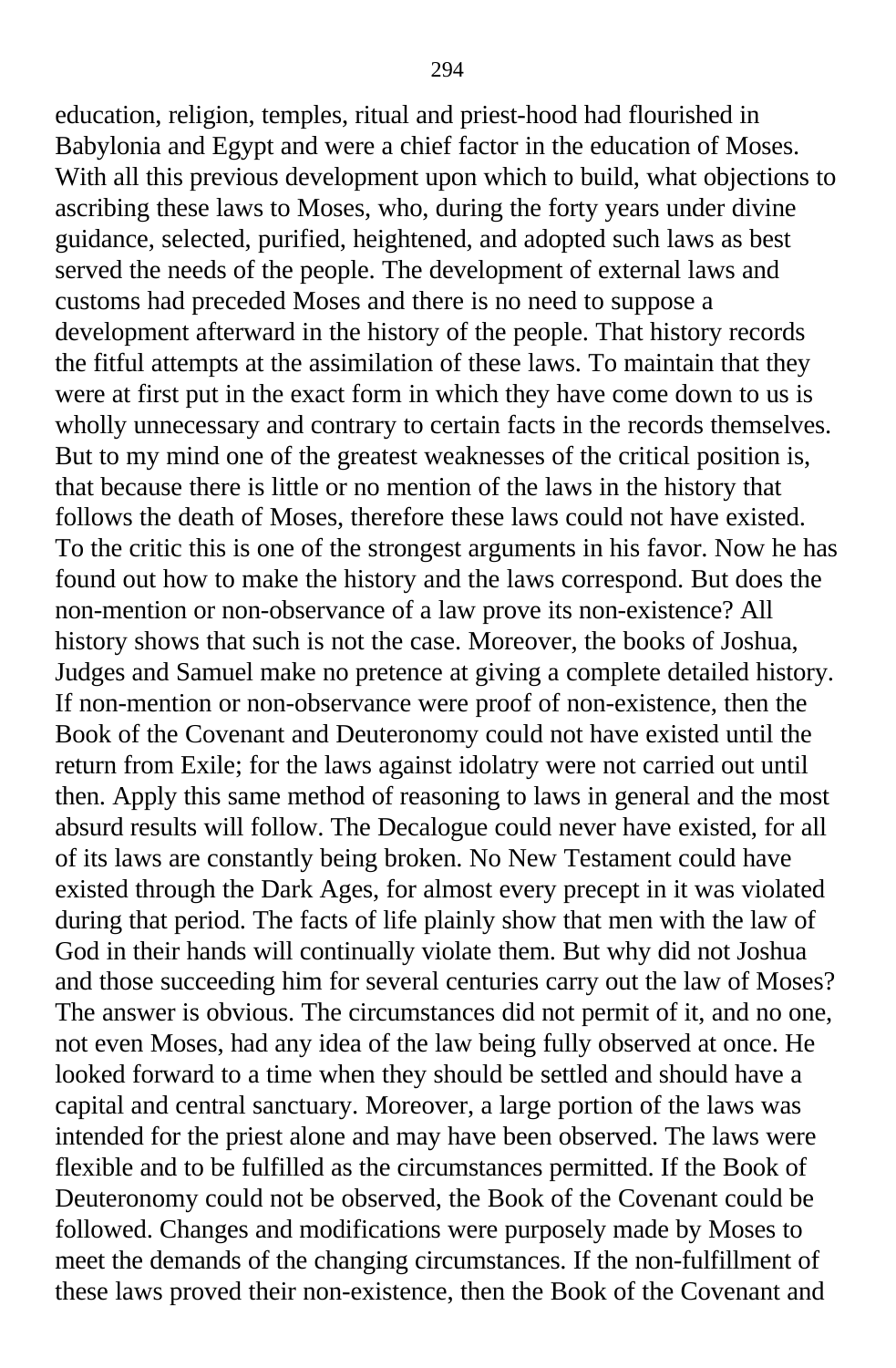education, religion, temples, ritual and priest-hood had flourished in Babylonia and Egypt and were a chief factor in the education of Moses. With all this previous development upon which to build, what objections to ascribing these laws to Moses, who, during the forty years under divine guidance, selected, purified, heightened, and adopted such laws as best served the needs of the people. The development of external laws and customs had preceded Moses and there is no need to suppose a development afterward in the history of the people. That history records the fitful attempts at the assimilation of these laws. To maintain that they were at first put in the exact form in which they have come down to us is wholly unnecessary and contrary to certain facts in the records themselves. But to my mind one of the greatest weaknesses of the critical position is, that because there is little or no mention of the laws in the history that follows the death of Moses, therefore these laws could not have existed. To the critic this is one of the strongest arguments in his favor. Now he has found out how to make the history and the laws correspond. But does the non-mention or non-observance of a law prove its non-existence? All history shows that such is not the case. Moreover, the books of Joshua, Judges and Samuel make no pretence at giving a complete detailed history. If non-mention or non-observance were proof of non-existence, then the Book of the Covenant and Deuteronomy could not have existed until the return from Exile; for the laws against idolatry were not carried out until then. Apply this same method of reasoning to laws in general and the most absurd results will follow. The Decalogue could never have existed, for all of its laws are constantly being broken. No New Testament could have existed through the Dark Ages, for almost every precept in it was violated during that period. The facts of life plainly show that men with the law of God in their hands will continually violate them. But why did not Joshua and those succeeding him for several centuries carry out the law of Moses? The answer is obvious. The circumstances did not permit of it, and no one, not even Moses, had any idea of the law being fully observed at once. He looked forward to a time when they should be settled and should have a capital and central sanctuary. Moreover, a large portion of the laws was intended for the priest alone and may have been observed. The laws were flexible and to be fulfilled as the circumstances permitted. If the Book of Deuteronomy could not be observed, the Book of the Covenant could be followed. Changes and modifications were purposely made by Moses to meet the demands of the changing circumstances. If the non-fulfillment of these laws proved their non-existence, then the Book of the Covenant and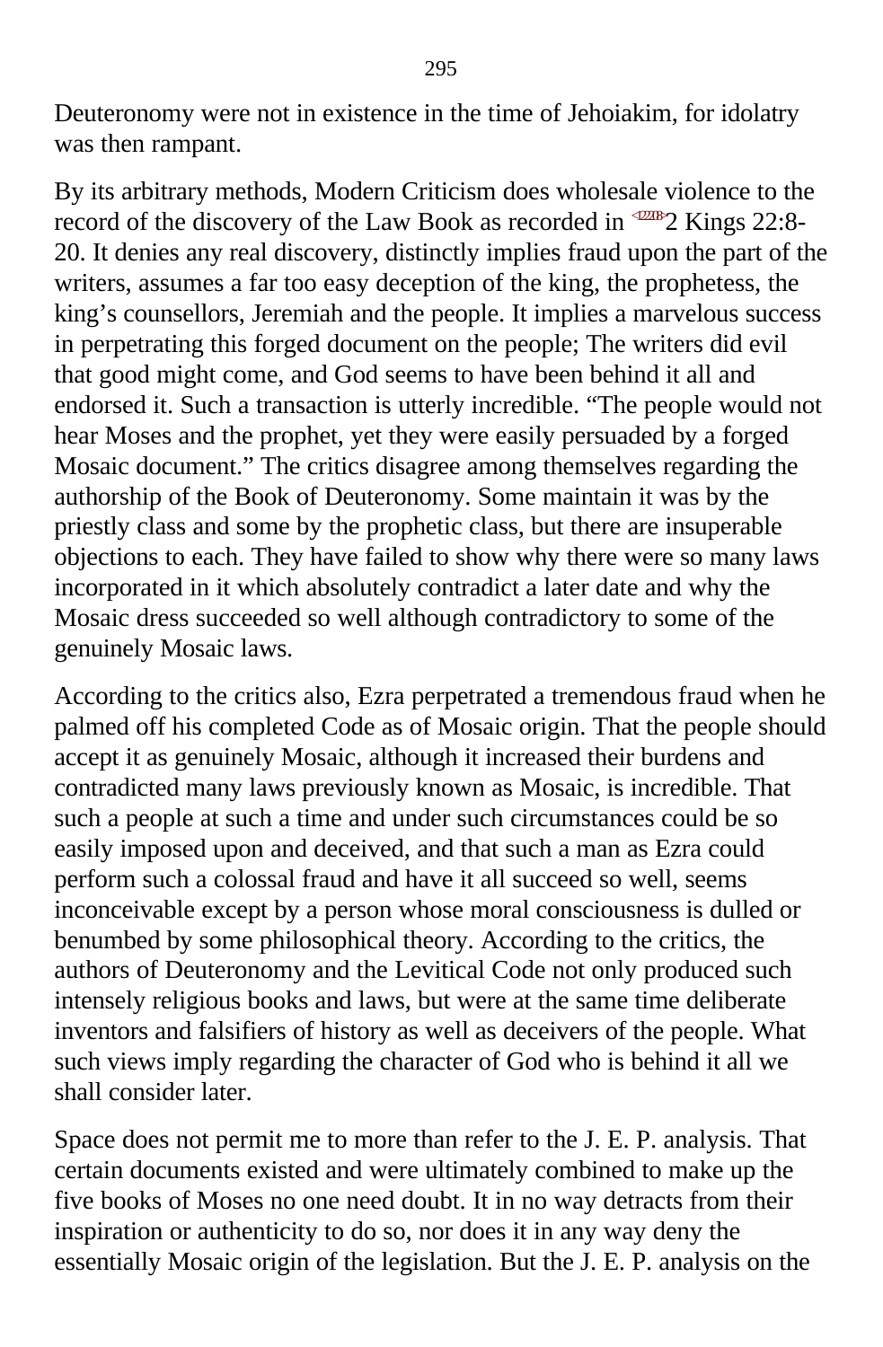Deuteronomy were not in existence in the time of Jehoiakim, for idolatry was then rampant.

By its arbitrary methods, Modern Criticism does wholesale violence to the record of the discovery of the Law Book as recorded in 2 Kings 22:8-20. It denies any real discovery, distinctly implies fraud upon the part of the writers, assumes a far too easy deception of the king, the prophetess, the king's counsellors, Jeremiah and the people. It implies a marvelous success in perpetrating this forged document on the people; The writers did evil that good might come, and God seems to have been behind it all and endorsed it. Such a transaction is utterly incredible. "The people would not hear Moses and the prophet, yet they were easily persuaded by a forged Mosaic document." The critics disagree among themselves regarding the authorship of the Book of Deuteronomy. Some maintain it was by the priestly class and some by the prophetic class, but there are insuperable objections to each. They have failed to show why there were so many laws incorporated in it which absolutely contradict a later date and why the Mosaic dress succeeded so well although contradictory to some of the genuinely Mosaic laws.

According to the critics also, Ezra perpetrated a tremendous fraud when he palmed off his completed Code as of Mosaic origin. That the people should accept it as genuinely Mosaic, although it increased their burdens and contradicted many laws previously known as Mosaic, is incredible. That such a people at such a time and under such circumstances could be so easily imposed upon and deceived, and that such a man as Ezra could perform such a colossal fraud and have it all succeed so well, seems inconceivable except by a person whose moral consciousness is dulled or benumbed by some philosophical theory. According to the critics, the authors of Deuteronomy and the Levitical Code not only produced such intensely religious books and laws, but were at the same time deliberate inventors and falsifiers of history as well as deceivers of the people. What such views imply regarding the character of God who is behind it all we shall consider later.

Space does not permit me to more than refer to the J. E. P. analysis. That certain documents existed and were ultimately combined to make up the five books of Moses no one need doubt. It in no way detracts from their inspiration or authenticity to do so, nor does it in any way deny the essentially Mosaic origin of the legislation. But the J. E. P. analysis on the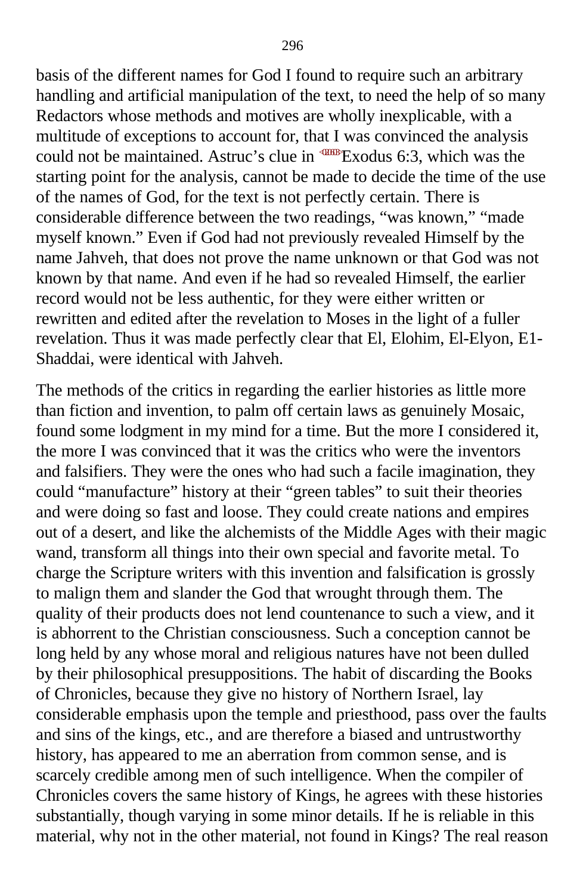basis of the different names for God I found to require such an arbitrary handling and artificial manipulation of the text, to need the help of so many Redactors whose methods and motives are wholly inexplicable, with a multitude of exceptions to account for, that I was convinced the analysis could not be maintained. Astruc's clue in Exodus 6:3, which was the starting point for the analysis, cannot be made to decide the time of the use of the names of God, for the text is not perfectly certain. There is considerable difference between the two readings, "was known," "made myself known." Even if God had not previously revealed Himself by the name Jahveh, that does not prove the name unknown or that God was not known by that name. And even if he had so revealed Himself, the earlier record would not be less authentic, for they were either written or rewritten and edited after the revelation to Moses in the light of a fuller revelation. Thus it was made perfectly clear that El, Elohim, El-Elyon, E1-Shaddai, were identical with Jahveh.

The methods of the critics in regarding the earlier histories as little more than fiction and invention, to palm off certain laws as genuinely Mosaic, found some lodgment in my mind for a time. But the more I considered it, the more I was convinced that it was the critics who were the inventors and falsifiers. They were the ones who had such a facile imagination, they could "manufacture" history at their "green tables" to suit their theories and were doing so fast and loose. They could create nations and empires out of a desert, and like the alchemists of the Middle Ages with their magic wand, transform all things into their own special and favorite metal. To charge the Scripture writers with this invention and falsification is grossly to malign them and slander the God that wrought through them. The quality of their products does not lend countenance to such a view, and it is abhorrent to the Christian consciousness. Such a conception cannot be long held by any whose moral and religious natures have not been dulled by their philosophical presuppositions. The habit of discarding the Books of Chronicles, because they give no history of Northern Israel, lay considerable emphasis upon the temple and priesthood, pass over the faults and sins of the kings, etc., and are therefore a biased and untrustworthy history, has appeared to me an aberration from common sense, and is scarcely credible among men of such intelligence. When the compiler of Chronicles covers the same history of Kings, he agrees with these histories substantially, though varying in some minor details. If he is reliable in this material, why not in the other material, not found in Kings? The real reason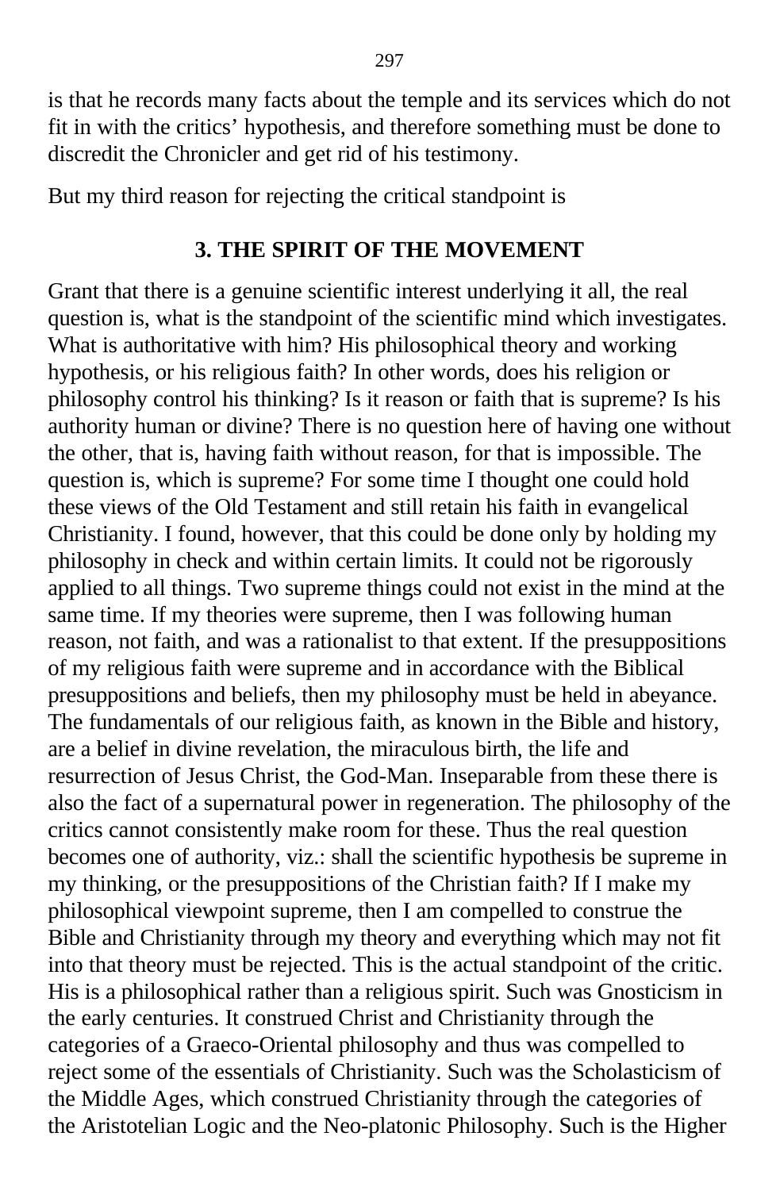is that he records many facts about the temple and its services which do not fit in with the critics' hypothesis, and therefore something must be done to discredit the Chronicler and get rid of his testimony.

But my third reason for rejecting the critical standpoint is

### 3. THE SPIRIT OF THE MOVEMENT

Grant that there is a genuine scientific interest underlying it all, the real question is, what is the standpoint of the scientific mind which investigates. What is authoritative with him? His philosophical theory and working hypothesis, or his religious faith? In other words, does his religion or philosophy control his thinking? Is it reason or faith that is supreme? Is his authority human or divine? There is no question here of having one without the other, that is, having faith without reason, for that is impossible. The question is, which is supreme? For some time I thought one could hold these views of the Old Testament and still retain his faith in evangelical Christianity. I found, however, that this could be done only by holding my philosophy in check and within certain limits. It could not be rigorously applied to all things. Two supreme things could not exist in the mind at the same time. If my theories were supreme, then I was following human reason, not faith, and was a rationalist to that extent. If the presuppositions of my religious faith were supreme and in accordance with the Biblical presuppositions and beliefs, then my philosophy must be held in abeyance. The fundamentals of our religious faith, as known in the Bible and history, are a belief in divine revelation, the miraculous birth, the life and resurrection of Jesus Christ, the God-Man. Inseparable from these there is also the fact of a supernatural power in regeneration. The philosophy of the critics cannot consistently make room for these. Thus the real question becomes one of authority, viz.: shall the scientific hypothesis be supreme in my thinking, or the presuppositions of the Christian faith? If I make my philosophical viewpoint supreme, then I am compelled to construe the Bible and Christianity through my theory and everything which may not fit into that theory must be rejected. This is the actual standpoint of the critic. His is a philosophical rather than a religious spirit. Such was Gnosticism in the early centuries. It construed Christ and Christianity through the categories of a Graeco-Oriental philosophy and thus was compelled to reject some of the essentials of Christianity. Such was the Scholasticism of the Middle Ages, which construed Christianity through the categories of the Aristotelian Logic and the Neo-platonic Philosophy. Such is the Higher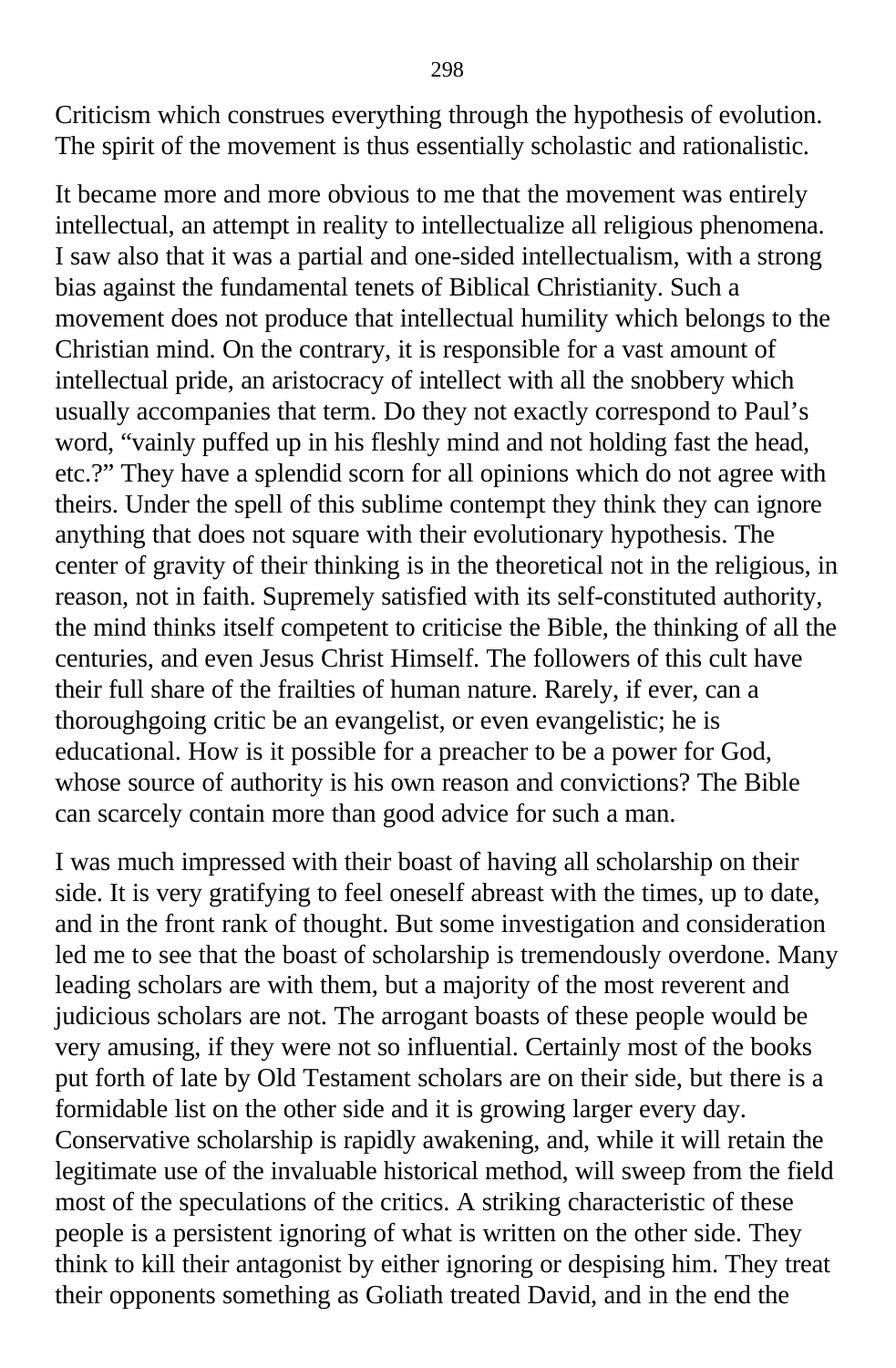Criticism which construes everything through the hypothesis of evolution. The spirit of the movement is thus essentially scholastic and rationalistic.

It became more and more obvious to me that the movement was entirely intellectual, an attempt in reality to intellectualize all religious phenomena. I saw also that it was a partial and one-sided intellectualism, with a strong bias against the fundamental tenets of Biblical Christianity. Such a movement does not produce that intellectual humility which belongs to the Christian mind. On the contrary, it is responsible for a vast amount of intellectual pride, an aristocracy of intellect with all the snobbery which usually accompanies that term. Do they not exactly correspond to Paul's word, "vainly puffed up in his fleshly mind and not holding fast the head, etc.?" They have a splendid scorn for all opinions which do not agree with theirs. Under the spell of this sublime contempt they think they can ignore anything that does not square with their evolutionary hypothesis. The center of gravity of their thinking is in the theoretical not in the religious, in reason, not in faith. Supremely satisfied with its self-constituted authority, the mind thinks itself competent to criticise the Bible, the thinking of all the centuries, and even Jesus Christ Himself. The followers of this cult have their full share of the frailties of human nature. Rarely, if ever, can a thoroughgoing critic be an evangelist, or even evangelistic; he is educational. How is it possible for a preacher to be a power for God, whose source of authority is his own reason and convictions? The Bible can scarcely contain more than good advice for such a man.

I was much impressed with their boast of having all scholarship on their side. It is very gratifying to feel oneself abreast with the times, up to date, and in the front rank of thought. But some investigation and consideration led me to see that the boast of scholarship is tremendously overdone. Many leading scholars are with them, but a majority of the most reverent and judicious scholars are not. The arrogant boasts of these people would be very amusing, if they were not so influential. Certainly most of the books put forth of late by Old Testament scholars are on their side, but there is a formidable list on the other side and it is growing larger every day. Conservative scholarship is rapidly awakening, and, while it will retain the legitimate use of the invaluable historical method, will sweep from the field most of the speculations of the critics. A striking characteristic of these people is a persistent ignoring of what is written on the other side. They think to kill their antagonist by either ignoring or despising him. They treat their opponents something as Goliath treated David, and in the end the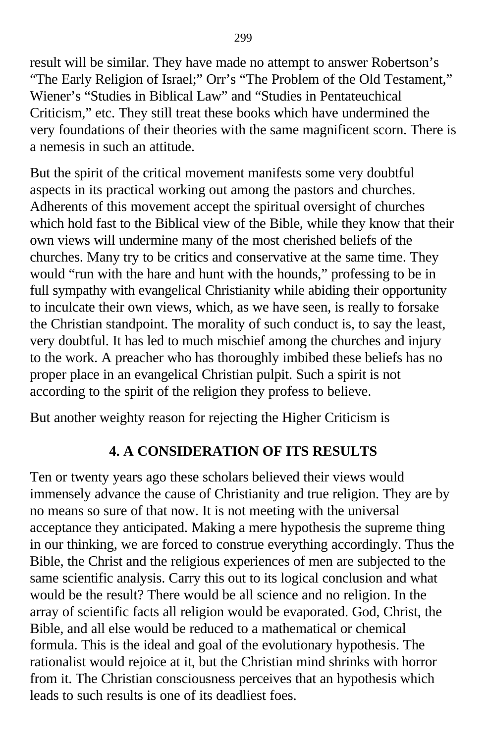result will be similar. They have made no attempt to answer Robertson's "The Early Religion of Israel;" Orr's "The Problem of the Old Testament," Wiener's "Studies in Biblical Law" and "Studies in Pentateuchical Criticism," etc. They still treat these books which have undermined the very foundations of their theories with the same magnificent scorn. There is a nemesis in such an attitude.

But the spirit of the critical movement manifests some very doubtful aspects in its practical working out among the pastors and churches. Adherents of this movement accept the spiritual oversight of churches which hold fast to the Biblical view of the Bible, while they know that their own views will undermine many of the most cherished beliefs of the churches. Many try to be critics and conservative at the same time. They would "run with the hare and hunt with the hounds," professing to be in full sympathy with evangelical Christianity while abiding their opportunity to inculcate their own views, which, as we have seen, is really to forsake the Christian standpoint. The morality of such conduct is, to say the least, very doubtful. It has led to much mischief among the churches and injury to the work. A preacher who has thoroughly imbibed these beliefs has no proper place in an evangelical Christian pulpit. Such a spirit is not according to the spirit of the religion they profess to believe.

But another weighty reason for rejecting the Higher Criticism is

### 4. A CONSIDERATION OF ITS RESULTS

Ten or twenty years ago these scholars believed their views would immensely advance the cause of Christianity and true religion. They are by no means so sure of that now. It is not meeting with the universal acceptance they anticipated. Making a mere hypothesis the supreme thing in our thinking, we are forced to construe everything accordingly. Thus the Bible, the Christ and the religious experiences of men are subjected to the same scientific analysis. Carry this out to its logical conclusion and what would be the result? There would be all science and no religion. In the array of scientific facts all religion would be evaporated. God, Christ, the Bible, and all else would be reduced to a mathematical or chemical formula. This is the ideal and goal of the evolutionary hypothesis. The rationalist would rejoice at it, but the Christian mind shrinks with horror from it. The Christian consciousness perceives that an hypothesis which leads to such results is one of its deadliest foes.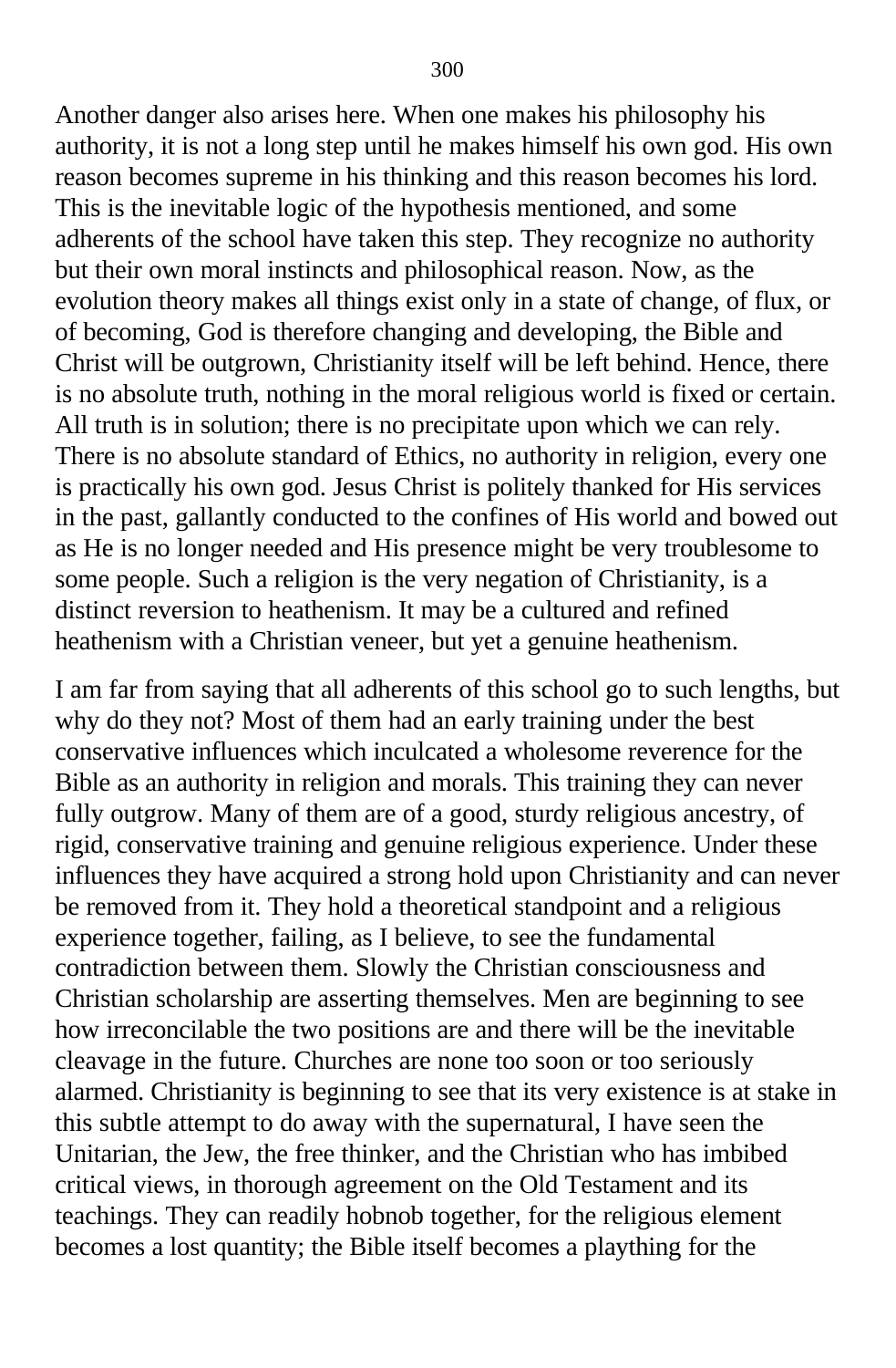Another danger also arises here. When one makes his philosophy his authority, it is not a long step until he makes himself his own god. His own reason becomes supreme in his thinking and this reason becomes his lord. This is the inevitable logic of the hypothesis mentioned, and some adherents of the school have taken this step. They recognize no authority but their own moral instincts and philosophical reason. Now, as the evolution theory makes all things exist only in a state of change, of flux, or of becoming, God is therefore changing and developing, the Bible and Christ will be outgrown, Christianity itself will be left behind. Hence, there is no absolute truth, nothing in the moral religious world is fixed or certain. All truth is in solution; there is no precipitate upon which we can rely. There is no absolute standard of Ethics, no authority in religion, every one is practically his own god. Jesus Christ is politely thanked for His services in the past, gallantly conducted to the confines of His world and bowed out as He is no longer needed and His presence might be very troublesome to some people. Such a religion is the very negation of Christianity, is a distinct reversion to heathenism. It may be a cultured and refined heathenism with a Christian veneer, but yet a genuine heathenism.

I am far from saying that all adherents of this school go to such lengths, but why do they not? Most of them had an early training under the best conservative influences which inculcated a wholesome reverence for the Bible as an authority in religion and morals. This training they can never fully outgrow. Many of them are of a good, sturdy religious ancestry, of rigid, conservative training and genuine religious experience. Under these influences they have acquired a strong hold upon Christianity and can never be removed from it. They hold a theoretical standpoint and a religious experience together, failing, as I believe, to see the fundamental contradiction between them. Slowly the Christian consciousness and Christian scholarship are asserting themselves. Men are beginning to see how irreconcilable the two positions are and there will be the inevitable cleavage in the future. Churches are none too soon or too seriously alarmed. Christianity is beginning to see that its very existence is at stake in this subtle attempt to do away with the supernatural, I have seen the Unitarian, the Jew, the free thinker, and the Christian who has imbibed critical views, in thorough agreement on the Old Testament and its teachings. They can readily hobnob together, for the religious element becomes a lost quantity; the Bible itself becomes a plaything for the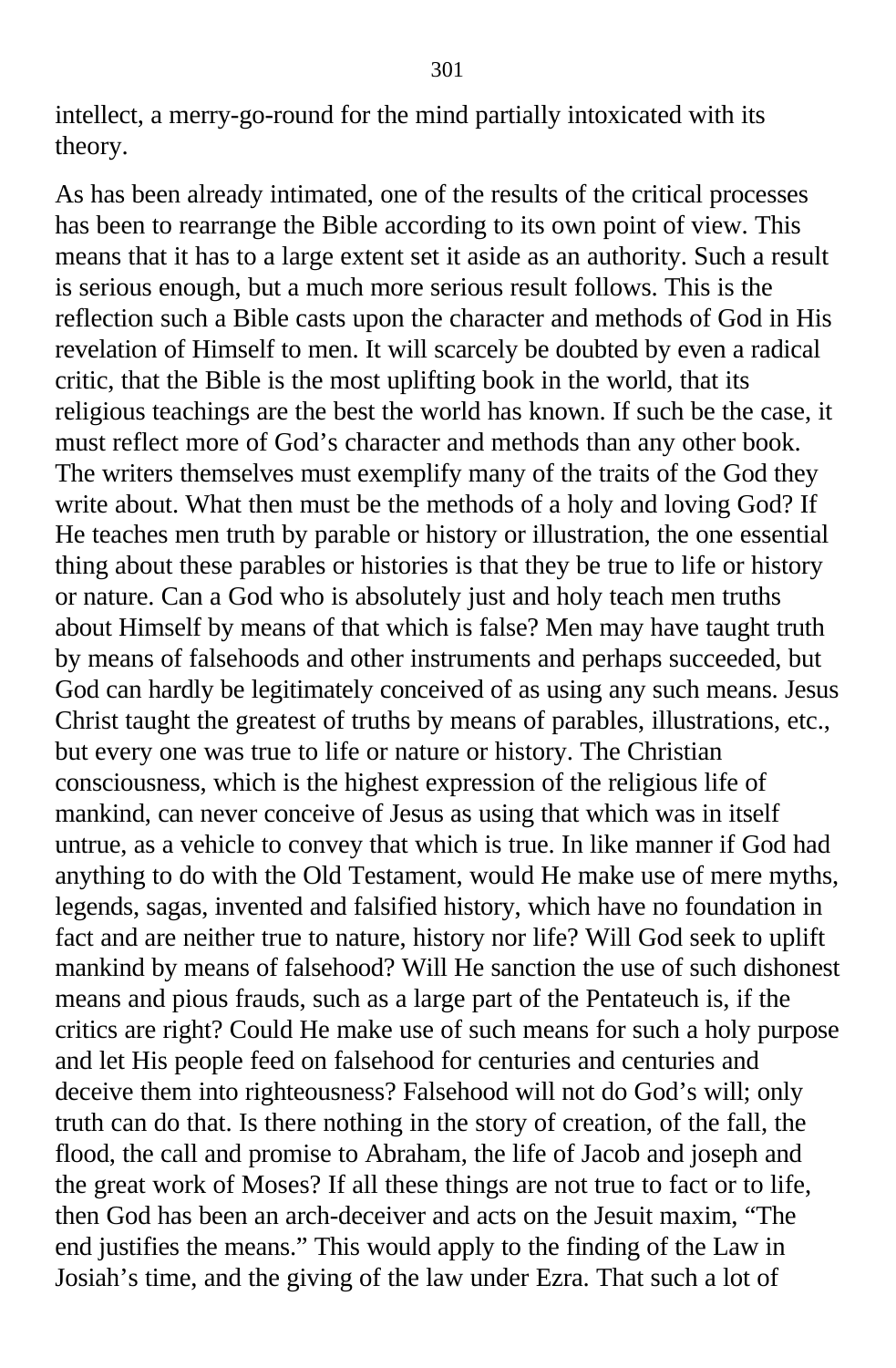intellect, a merry-go-round for the mind partially intoxicated with its theory.

As has been already intimated, one of the results of the critical processes has been to rearrange the Bible according to its own point of view. This means that it has to a large extent set it aside as an authority. Such a result is serious enough, but a much more serious result follows. This is the reflection such a Bible casts upon the character and methods of God in His revelation of Himself to men. It will scarcely be doubted by even a radical critic, that the Bible is the most uplifting book in the world, that its religious teachings are the best the world has known. If such be the case, it must reflect more of God's character and methods than any other book. The writers themselves must exemplify many of the traits of the God they write about. What then must be the methods of a holy and loving God? If He teaches men truth by parable or history or illustration, the one essential thing about these parables or histories is that they be true to life or history or nature. Can a God who is absolutely just and holy teach men truths about Himself by means of that which is false? Men may have taught truth by means of falsehoods and other instruments and perhaps succeeded, but God can hardly be legitimately conceived of as using any such means. Jesus Christ taught the greatest of truths by means of parables, illustrations, etc., but every one was true to life or nature or history. The Christian consciousness, which is the highest expression of the religious life of mankind, can never conceive of Jesus as using that which was in itself untrue, as a vehicle to convey that which is true. In like manner if God had anything to do with the Old Testament, would He make use of mere myths, legends, sagas, invented and falsified history, which have no foundation in fact and are neither true to nature, history nor life? Will God seek to uplift mankind by means of falsehood? Will He sanction the use of such dishonest means and pious frauds, such as a large part of the Pentateuch is, if the critics are right? Could He make use of such means for such a holy purpose and let His people feed on falsehood for centuries and centuries and deceive them into righteousness? Falsehood will not do God's will; only truth can do that. Is there nothing in the story of creation, of the fall, the flood, the call and promise to Abraham, the life of Jacob and joseph and the great work of Moses? If all these things are not true to fact or to life, then God has been an arch-deceiver and acts on the Jesuit maxim, "The end justifies the means." This would apply to the finding of the Law in Josiah's time, and the giving of the law under Ezra. That such a lot of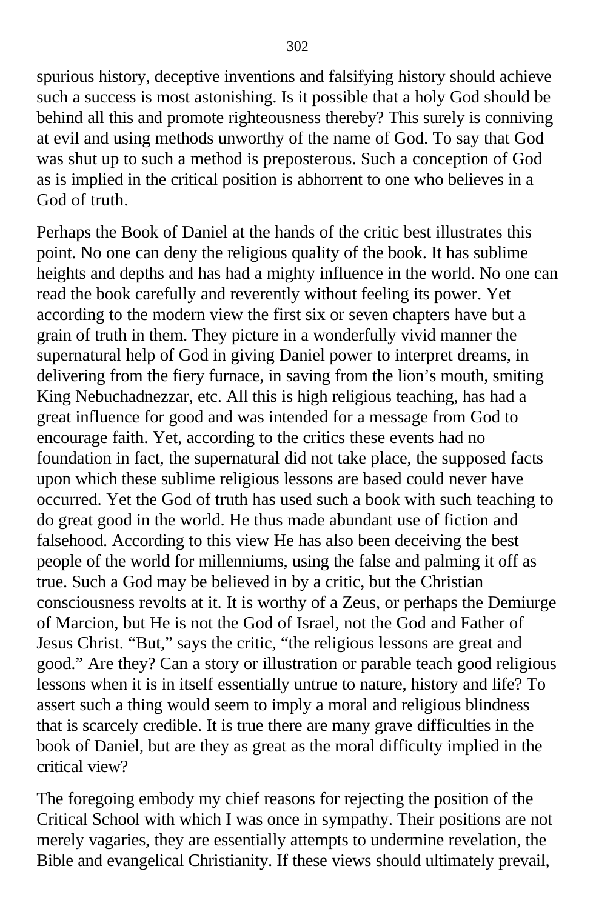spurious history, deceptive inventions and falsifying history should achieve such a success is most astonishing. Is it possible that a holy God should be behind all this and promote righteousness thereby? This surely is conniving at evil and using methods unworthy of the name of God. To say that God was shut up to such a method is preposterous. Such a conception of God as is implied in the critical position is abhorrent to one who believes in a God of truth.

Perhaps the Book of Daniel at the hands of the critic best illustrates this point. No one can deny the religious quality of the book. It has sublime heights and depths and has had a mighty influence in the world. No one can read the book carefully and reverently without feeling its power. Yet according to the modern view the first six or seven chapters have but a grain of truth in them. They picture in a wonderfully vivid manner the supernatural help of God in giving Daniel power to interpret dreams, in delivering from the fiery furnace, in saving from the lion's mouth, smiting King Nebuchadnezzar, etc. All this is high religious teaching, has had a great influence for good and was intended for a message from God to encourage faith. Yet, according to the critics these events had no foundation in fact, the supernatural did not take place, the supposed facts upon which these sublime religious lessons are based could never have occurred. Yet the God of truth has used such a book with such teaching to do great good in the world. He thus made abundant use of fiction and falsehood. According to this view He has also been deceiving the best people of the world for millenniums, using the false and palming it off as true. Such a God may be believed in by a critic, but the Christian consciousness revolts at it. It is worthy of a Zeus, or perhaps the Demiurge of Marcion, but He is not the God of Israel, not the God and Father of Jesus Christ. "But," says the critic, "the religious lessons are great and good." Are they? Can a story or illustration or parable teach good religious lessons when it is in itself essentially untrue to nature, history and life? To assert such a thing would seem to imply a moral and religious blindness that is scarcely credible. It is true there are many grave difficulties in the book of Daniel, but are they as great as the moral difficulty implied in the critical view?

The foregoing embody my chief reasons for rejecting the position of the Critical School with which I was once in sympathy. Their positions are not merely vagaries, they are essentially attempts to undermine revelation, the Bible and evangelical Christianity. If these views should ultimately prevail,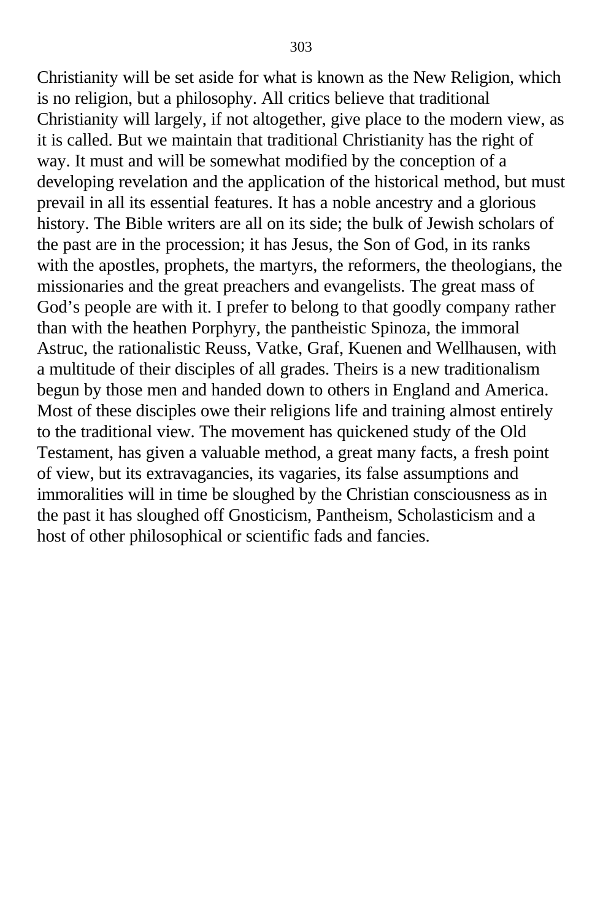Christianity will be set aside for what is known as the New Religion, which is no religion, but a philosophy. All critics believe that traditional Christianity will largely, if not altogether, give place to the modern view, as it is called. But we maintain that traditional Christianity has the right of way. It must and will be somewhat modified by the conception of a developing revelation and the application of the historical method, but must prevail in all its essential features. It has a noble ancestry and a glorious history. The Bible writers are all on its side; the bulk of Jewish scholars of the past are in the procession; it has Jesus, the Son of God, in its ranks with the apostles, prophets, the martyrs, the reformers, the theologians, the missionaries and the great preachers and evangelists. The great mass of God’s people are with it. I prefer to belong to that goodly company rather than with the heathen Porphyry, the pantheistic Spinoza, the immoral Astruc, the rationalistic Reuss, Vatke, Graf, Kuenen and Wellhausen, with a multitude of their disciples of all grades. Theirs is a new traditionalism begun by those men and handed down to others in England and America. Most of these disciples owe their religions life and training almost entirely to the traditional view. The movement has quickened study of the Old Testament, has given a valuable method, a great many facts, a fresh point of view, but its extravagancies, its vagaries, its false assumptions and immoralities will in time be sloughed by the Christian consciousness as in the past it has sloughed off Gnosticism, Pantheism, Scholasticism and a host of other philosophical or scientific fads and fancies.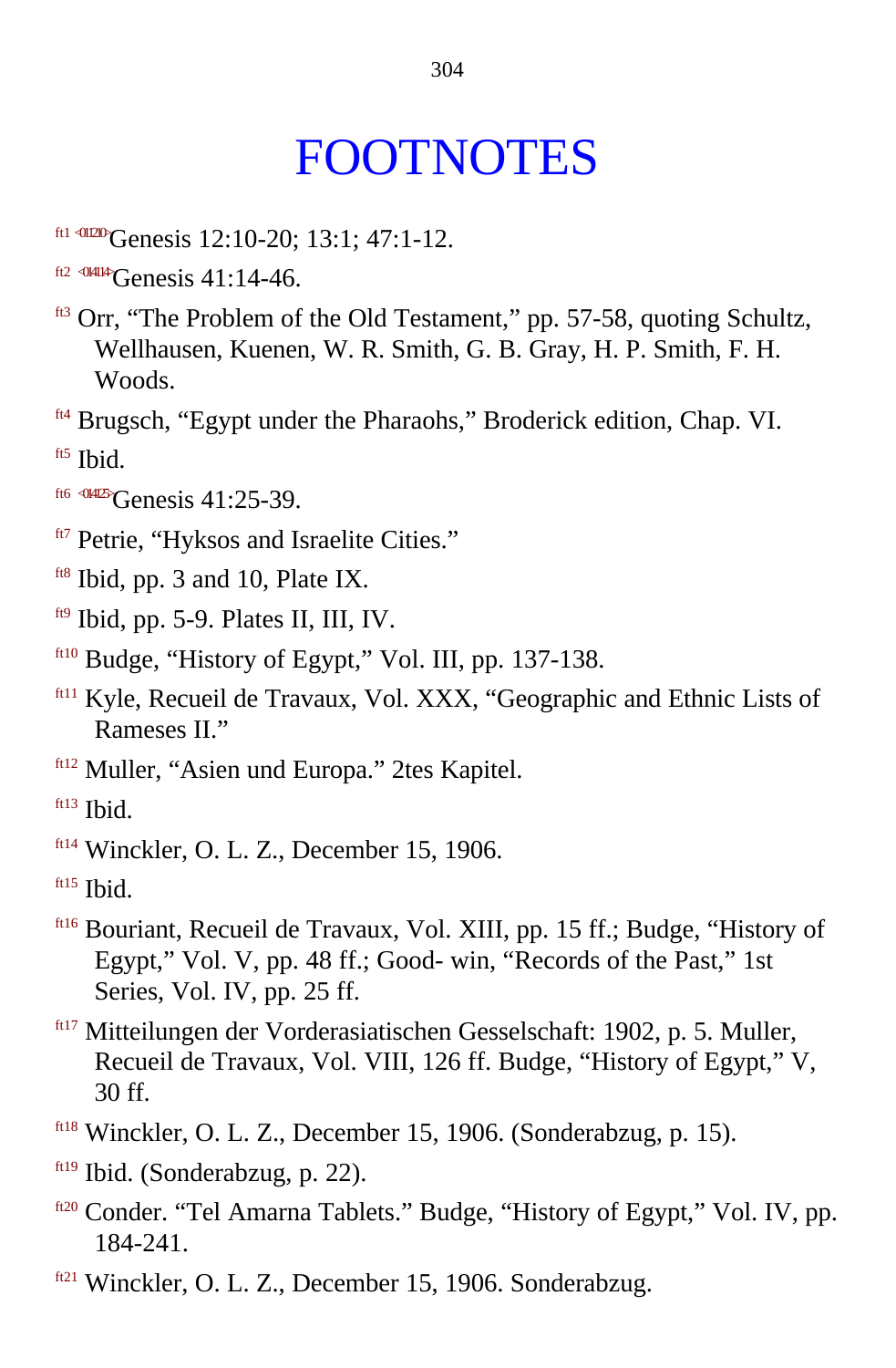# FOOTNOTES

[ft1] <011210>Genesis 12:10-20; 13:1; 47:1-12.

[ft2] <014114>Genesis 41:14-46.

[ft3] Orr, "The Problem of the Old Testament," pp. 57-58, quoting Schultz, Wellhausen, Kuenen, W. R. Smith, G. B. Gray, H. P. Smith, F. H. Woods.

[ft4] Brugsch, "Egypt under the Pharaohs," Broderick edition, Chap. VI.

[ft5] Ibid.

[ft6] <014125>Genesis 41:25-39.

[ft7] Petrie, "Hyksos and Israelite Cities."

[ft8] Ibid, pp. 3 and 10, Plate IX.

[ft9] Ibid, pp. 5-9. Plates II, III, IV.

[ft10] Budge, "History of Egypt," Vol. III, pp. 137-138.

[ft11] Kyle, Recueil de Travaux, Vol. XXX, "Geographic and Ethnic Lists of Rameses II."

[ft12] Muller, "Asien und Europa." 2tes Kapitel.

[ft13] Ibid.

[ft14] Winckler, O. L. Z., December 15, 1906.

[ft15] Ibid.

[ft16] Bouriant, Recueil de Travaux, Vol. XIII, pp. 15 ff.; Budge, "History of Egypt," Vol. V, pp. 48 ff.; Good- win, "Records of the Past," 1st Series, Vol. IV, pp. 25 ff.

[ft17] Mitteilungen der Vorderasiatischen Gesselschaft: 1902, p. 5. Muller, Recueil de Travaux, Vol. VIII, 126 ff. Budge, "History of Egypt," V, 30 ff.

[ft18] Winckler, O. L. Z., December 15, 1906. (Sonderabzug, p. 15).

[ft19] Ibid. (Sonderabzug, p. 22).

[ft20] Conder. "Tel Amarna Tablets." Budge, "History of Egypt," Vol. IV, pp. 184-241.

[ft21] Winckler, O. L. Z., December 15, 1906. Sonderabzug.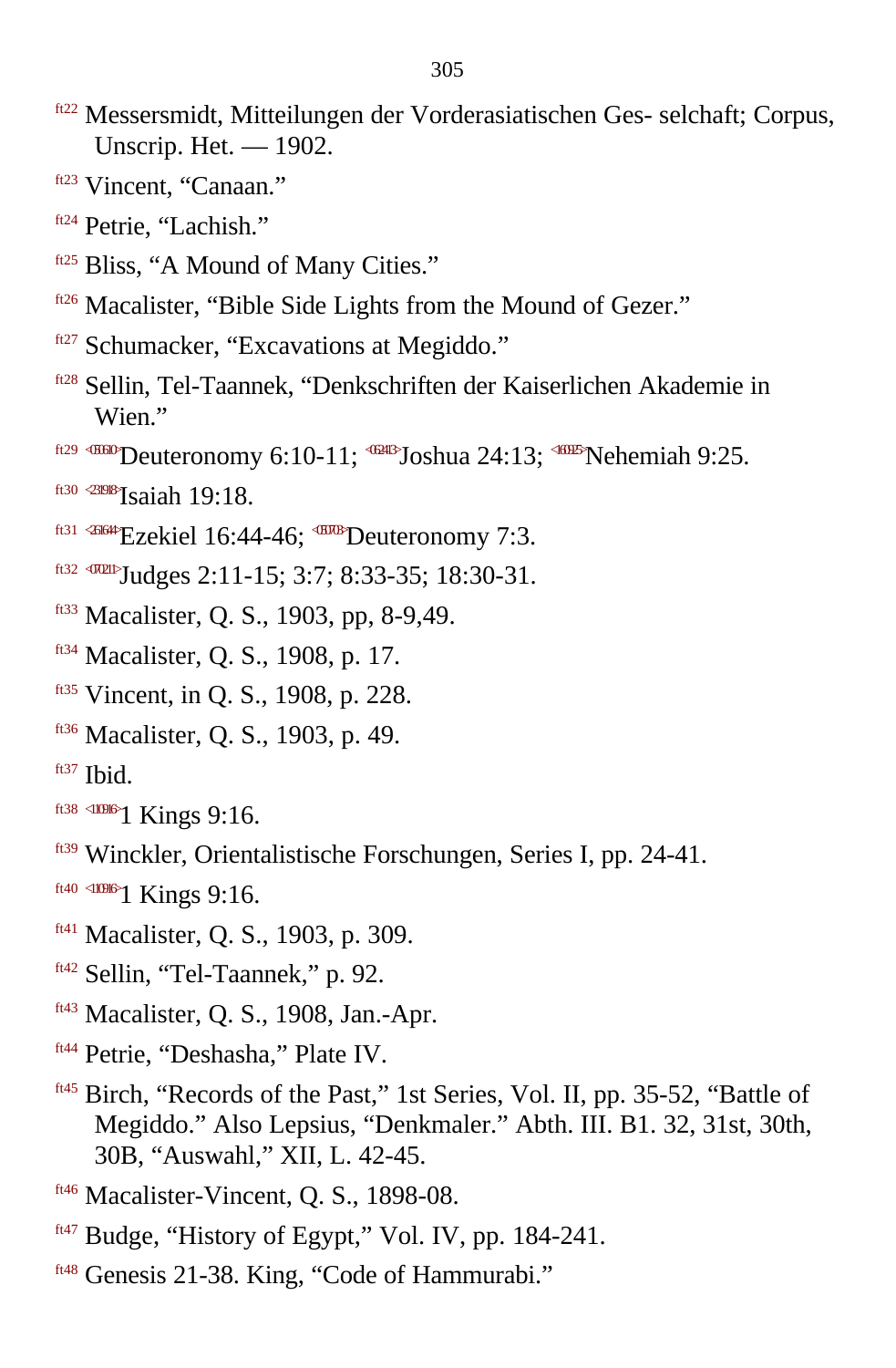ft22 Messersmidt, Mitteilungen der Vorderasiatischen Ges- selchaft; Corpus, Unscrip. Het. — 1902.

ft23 Vincent, “Canaan.”

ft24 Petrie, “Lachish.”

ft25 Bliss, “A Mound of Many Cities.”

ft26 Macalister, “Bible Side Lights from the Mound of Gezer.”

ft27 Schumacker, “Excavations at Megiddo.”

ft28 Sellin, Tel-Taannek, “Denkschriften der Kaiserlichen Akademie in Wien.”

ft29 <050610>Deuteronomy 6:10-11; <062413>Joshua 24:13; <160925>Nehemiah 9:25.

ft30 <231918>Isaiah 19:18.

ft31 <261644>Ezekiel 16:44-46; <050703>Deuteronomy 7:3.

ft32 <070211>Judges 2:11-15; 3:7; 8:33-35; 18:30-31.

ft33 Macalister, Q. S., 1903, pp, 8-9,49.

ft34 Macalister, Q. S., 1908, p. 17.

ft35 Vincent, in Q. S., 1908, p. 228.

ft36 Macalister, Q. S., 1903, p. 49.

ft37 Ibid.

ft38 <110916>1 Kings 9:16.

ft39 Winckler, Orientalistische Forschungen, Series I, pp. 24-41.

ft40 <110916>1 Kings 9:16.

ft41 Macalister, Q. S., 1903, p. 309.

ft42 Sellin, “Tel-Taannek,” p. 92.

ft43 Macalister, Q. S., 1908, Jan.-Apr.

ft44 Petrie, “Deshasha,” Plate IV.

ft45 Birch, “Records of the Past,” 1st Series, Vol. II, pp. 35-52, “Battle of Megiddo.” Also Lepsius, “Denkmaler.” Abth. III. B1. 32, 31st, 30th, 30B, “Auswahl,” XII, L. 42-45.

ft46 Macalister-Vincent, Q. S., 1898-08.

ft47 Budge, “History of Egypt,” Vol. IV, pp. 184-241.

ft48 Genesis 21-38. King, “Code of Hammurabi.”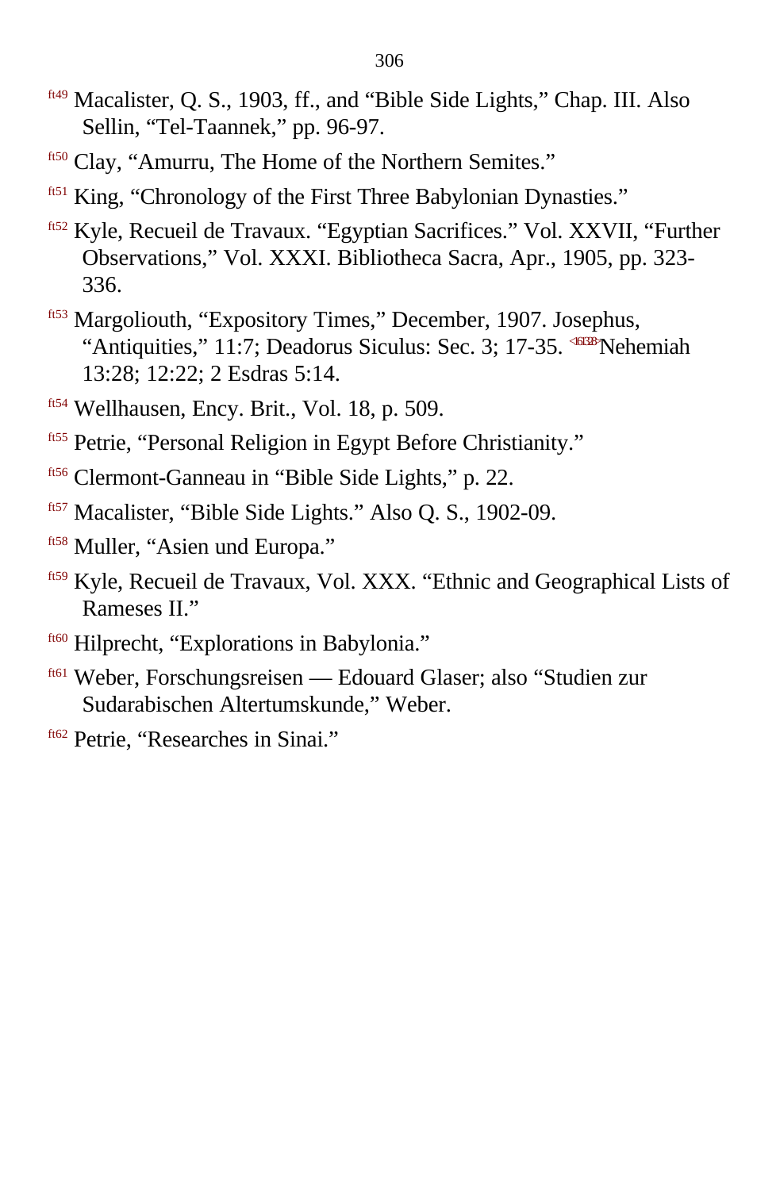[ft49] Macalister, Q. S., 1903, ff., and “Bible Side Lights,” Chap. III. Also Sellin, “Tel-Taannek,” pp. 96-97.

[ft50] Clay, “Amurru, The Home of the Northern Semites.”

[ft51] King, “Chronology of the First Three Babylonian Dynasties.”

[ft52] Kyle, Recueil de Travaux. “Egyptian Sacrifices.” Vol. XXVII, “Further Observations,” Vol. XXXI. Bibliotheca Sacra, Apr., 1905, pp. 323-336.

[ft53] Margoliouth, “Expository Times,” December, 1907. Josephus, “Antiquities,” 11:7; Deadorus Siculus: Sec. 3; 17-35. <161328>Nehemiah 13:28; 12:22; 2 Esdras 5:14.

[ft54] Wellhausen, Ency. Brit., Vol. 18, p. 509.

[ft55] Petrie, “Personal Religion in Egypt Before Christianity.”

[ft56] Clermont-Ganneau in “Bible Side Lights,” p. 22.

[ft57] Macalister, “Bible Side Lights.” Also Q. S., 1902-09.

[ft58] Muller, “Asien und Europa.”

[ft59] Kyle, Recueil de Travaux, Vol. XXX. “Ethnic and Geographical Lists of Rameses II.”

[ft60] Hilprecht, “Explorations in Babylonia.”

[ft61] Weber, Forschungsreisen — Edouard Glaser; also “Studien zur Sudarabischen Altertumskunde,” Weber.

[ft62] Petrie, “Researches in Sinai.”